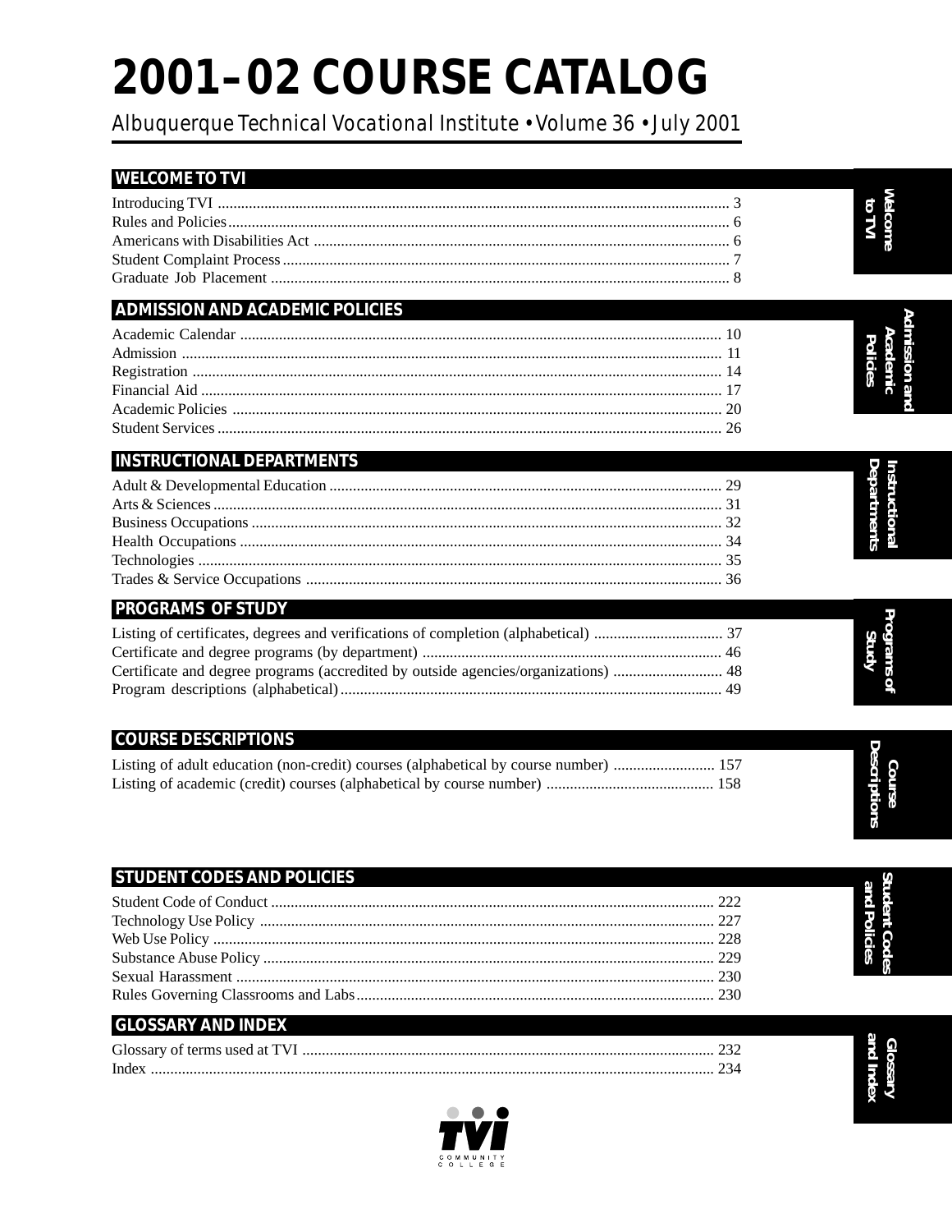# 2001–02 COURSE CATALOG

Albuquerque Technical Vocational Institute • Volume 36 • July 2001

## WELCOME TO TVI

Introducing TVI ..... 3
Rules and Policies ..... 6
Americans with Disabilities Act ..... 6
Student Complaint Process ..... 7
Graduate Job Placement ..... 8

## ADMISSION AND ACADEMIC POLICIES

Academic Calendar ..... 10
Admission ..... 11
Registration ..... 14
Financial Aid ..... 17
Academic Policies ..... 20
Student Services ..... 26

## INSTRUCTIONAL DEPARTMENTS

Adult & Developmental Education ..... 29
Arts & Sciences ..... 31
Business Occupations ..... 32
Health Occupations ..... 34
Technologies ..... 35
Trades & Service Occupations ..... 36

## PROGRAMS OF STUDY

Listing of certificates, degrees and verifications of completion (alphabetical) ..... 37
Certificate and degree programs (by department) ..... 46
Certificate and degree programs (accredited by outside agencies/organizations) ..... 48
Program descriptions (alphabetical) ..... 49

## COURSE DESCRIPTIONS

Listing of adult education (non-credit) courses (alphabetical by course number) ..... 157
Listing of academic (credit) courses (alphabetical by course number) ..... 158

## STUDENT CODES AND POLICIES

Student Code of Conduct ..... 222
Technology Use Policy ..... 227
Web Use Policy ..... 228
Substance Abuse Policy ..... 229
Sexual Harassment ..... 230
Rules Governing Classrooms and Labs ..... 230

## GLOSSARY AND INDEX

Glossary of terms used at TVI ..... 232
Index ..... 234

TVI COMMUNITY COLLEGE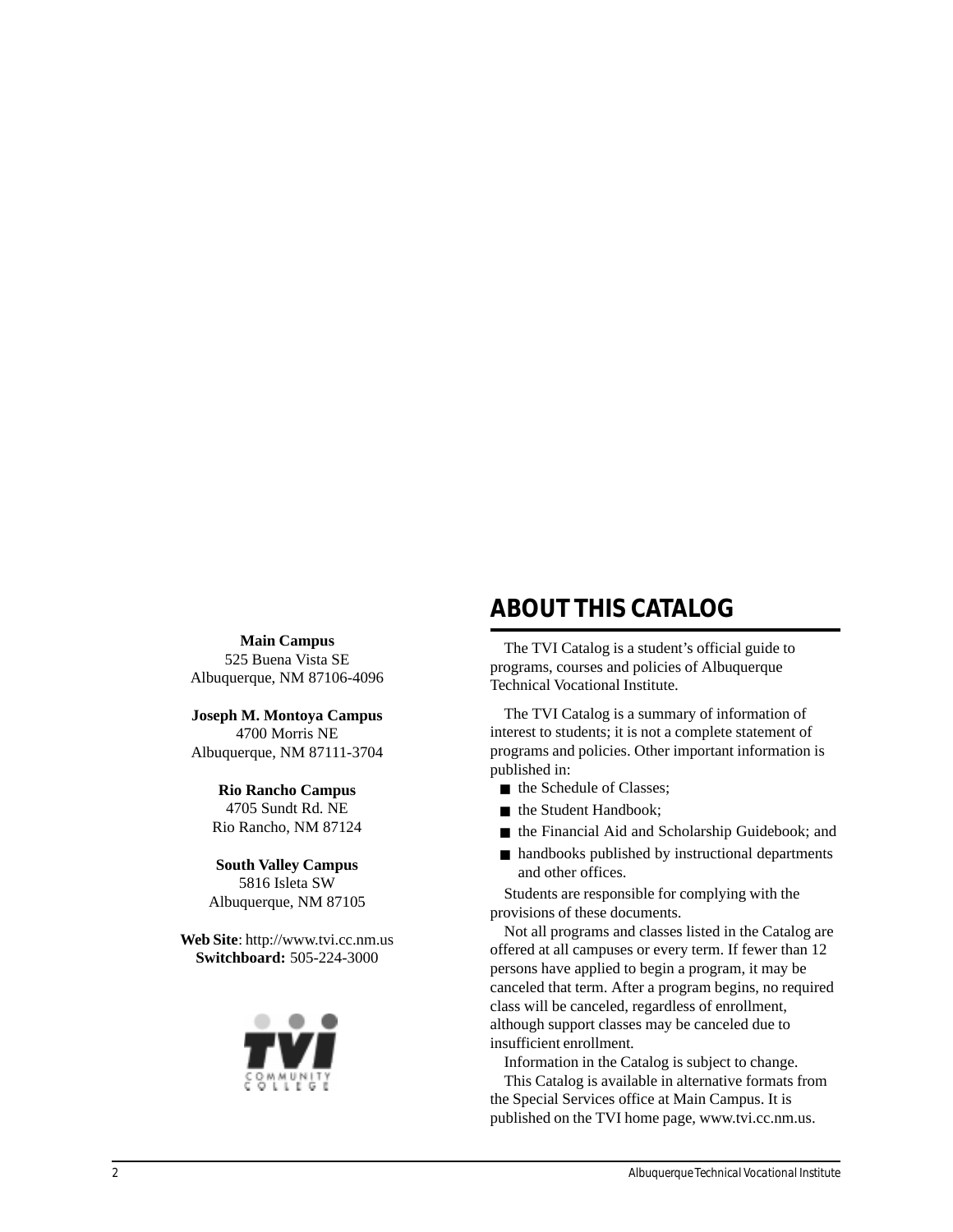**Main Campus**
525 Buena Vista SE
Albuquerque, NM 87106-4096

**Joseph M. Montoya Campus**
4700 Morris NE
Albuquerque, NM 87111-3704

**Rio Rancho Campus**
4705 Sundt Rd. NE
Rio Rancho, NM 87124

**South Valley Campus**
5816 Isleta SW
Albuquerque, NM 87105

**Web Site**: http://www.tvi.cc.nm.us
**Switchboard:** 505-224-3000

## ABOUT THIS CATALOG

The TVI Catalog is a student's official guide to programs, courses and policies of Albuquerque Technical Vocational Institute.

The TVI Catalog is a summary of information of interest to students; it is not a complete statement of programs and policies. Other important information is published in:

- the Schedule of Classes;
- the Student Handbook;
- the Financial Aid and Scholarship Guidebook; and
- handbooks published by instructional departments and other offices.

Students are responsible for complying with the provisions of these documents.

Not all programs and classes listed in the Catalog are offered at all campuses or every term. If fewer than 12 persons have applied to begin a program, it may be canceled that term. After a program begins, no required class will be canceled, regardless of enrollment, although support classes may be canceled due to insufficient enrollment.

Information in the Catalog is subject to change.

This Catalog is available in alternative formats from the Special Services office at Main Campus. It is published on the TVI home page, www.tvi.cc.nm.us.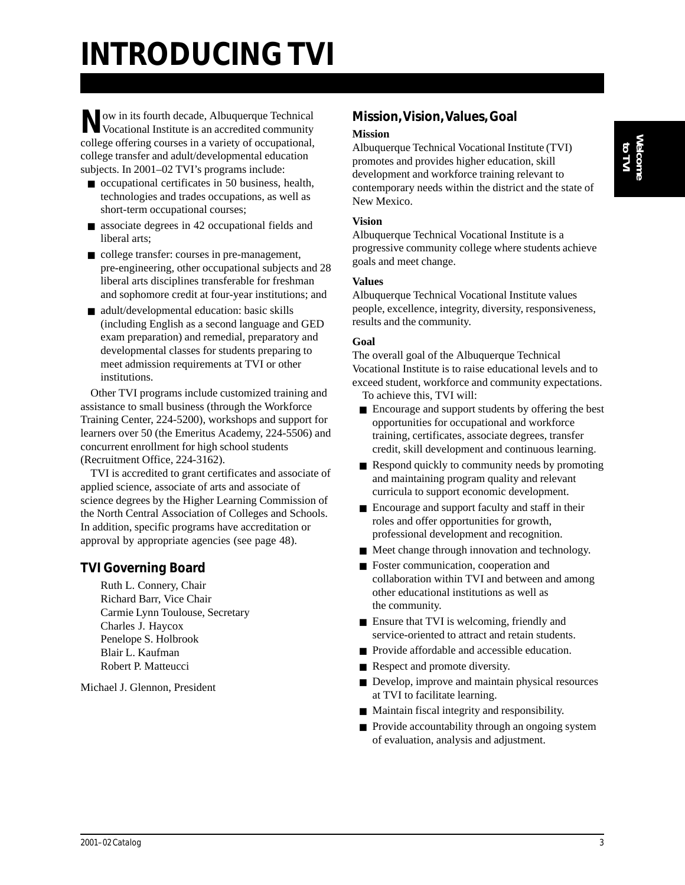# INTRODUCING TVI

Now in its fourth decade, Albuquerque Technical Vocational Institute is an accredited community college offering courses in a variety of occupational, college transfer and adult/developmental education subjects. In 2001–02 TVI's programs include:

- occupational certificates in 50 business, health, technologies and trades occupations, as well as short-term occupational courses;
- associate degrees in 42 occupational fields and liberal arts;
- college transfer: courses in pre-management, pre-engineering, other occupational subjects and 28 liberal arts disciplines transferable for freshman and sophomore credit at four-year institutions; and
- adult/developmental education: basic skills (including English as a second language and GED exam preparation) and remedial, preparatory and developmental classes for students preparing to meet admission requirements at TVI or other institutions.

Other TVI programs include customized training and assistance to small business (through the Workforce Training Center, 224-5200), workshops and support for learners over 50 (the Emeritus Academy, 224-5506) and concurrent enrollment for high school students (Recruitment Office, 224-3162).

TVI is accredited to grant certificates and associate of applied science, associate of arts and associate of science degrees by the Higher Learning Commission of the North Central Association of Colleges and Schools. In addition, specific programs have accreditation or approval by appropriate agencies (see page 48).

## TVI Governing Board

Ruth L. Connery, Chair
Richard Barr, Vice Chair
Carmie Lynn Toulouse, Secretary
Charles J. Haycox
Penelope S. Holbrook
Blair L. Kaufman
Robert P. Matteucci

Michael J. Glennon, President

## Mission, Vision, Values, Goal

**Mission**

Albuquerque Technical Vocational Institute (TVI) promotes and provides higher education, skill development and workforce training relevant to contemporary needs within the district and the state of New Mexico.

**Vision**

Albuquerque Technical Vocational Institute is a progressive community college where students achieve goals and meet change.

**Values**

Albuquerque Technical Vocational Institute values people, excellence, integrity, diversity, responsiveness, results and the community.

**Goal**

The overall goal of the Albuquerque Technical Vocational Institute is to raise educational levels and to exceed student, workforce and community expectations.

To achieve this, TVI will:

- Encourage and support students by offering the best opportunities for occupational and workforce training, certificates, associate degrees, transfer credit, skill development and continuous learning.
- Respond quickly to community needs by promoting and maintaining program quality and relevant curricula to support economic development.
- Encourage and support faculty and staff in their roles and offer opportunities for growth, professional development and recognition.
- Meet change through innovation and technology.
- Foster communication, cooperation and collaboration within TVI and between and among other educational institutions as well as the community.
- Ensure that TVI is welcoming, friendly and service-oriented to attract and retain students.
- Provide affordable and accessible education.
- Respect and promote diversity.
- Develop, improve and maintain physical resources at TVI to facilitate learning.
- Maintain fiscal integrity and responsibility.
- Provide accountability through an ongoing system of evaluation, analysis and adjustment.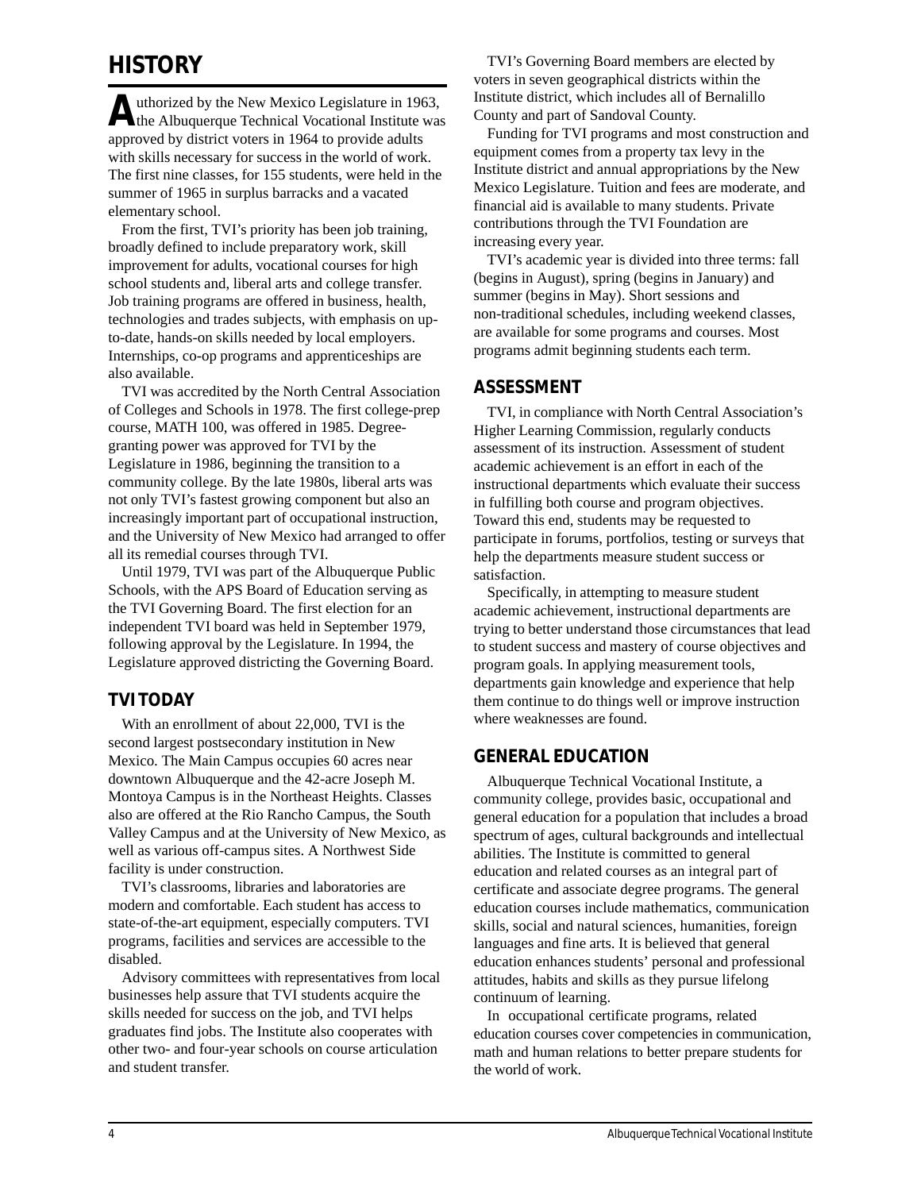# HISTORY

Authorized by the New Mexico Legislature in 1963, the Albuquerque Technical Vocational Institute was approved by district voters in 1964 to provide adults with skills necessary for success in the world of work. The first nine classes, for 155 students, were held in the summer of 1965 in surplus barracks and a vacated elementary school.

From the first, TVI's priority has been job training, broadly defined to include preparatory work, skill improvement for adults, vocational courses for high school students and, liberal arts and college transfer. Job training programs are offered in business, health, technologies and trades subjects, with emphasis on up-to-date, hands-on skills needed by local employers. Internships, co-op programs and apprenticeships are also available.

TVI was accredited by the North Central Association of Colleges and Schools in 1978. The first college-prep course, MATH 100, was offered in 1985. Degree-granting power was approved for TVI by the Legislature in 1986, beginning the transition to a community college. By the late 1980s, liberal arts was not only TVI's fastest growing component but also an increasingly important part of occupational instruction, and the University of New Mexico had arranged to offer all its remedial courses through TVI.

Until 1979, TVI was part of the Albuquerque Public Schools, with the APS Board of Education serving as the TVI Governing Board. The first election for an independent TVI board was held in September 1979, following approval by the Legislature. In 1994, the Legislature approved districting the Governing Board.

## TVI TODAY

With an enrollment of about 22,000, TVI is the second largest postsecondary institution in New Mexico. The Main Campus occupies 60 acres near downtown Albuquerque and the 42-acre Joseph M. Montoya Campus is in the Northeast Heights. Classes also are offered at the Rio Rancho Campus, the South Valley Campus and at the University of New Mexico, as well as various off-campus sites. A Northwest Side facility is under construction.

TVI's classrooms, libraries and laboratories are modern and comfortable. Each student has access to state-of-the-art equipment, especially computers. TVI programs, facilities and services are accessible to the disabled.

Advisory committees with representatives from local businesses help assure that TVI students acquire the skills needed for success on the job, and TVI helps graduates find jobs. The Institute also cooperates with other two- and four-year schools on course articulation and student transfer.

TVI's Governing Board members are elected by voters in seven geographical districts within the Institute district, which includes all of Bernalillo County and part of Sandoval County.

Funding for TVI programs and most construction and equipment comes from a property tax levy in the Institute district and annual appropriations by the New Mexico Legislature. Tuition and fees are moderate, and financial aid is available to many students. Private contributions through the TVI Foundation are increasing every year.

TVI's academic year is divided into three terms: fall (begins in August), spring (begins in January) and summer (begins in May). Short sessions and non-traditional schedules, including weekend classes, are available for some programs and courses. Most programs admit beginning students each term.

## ASSESSMENT

TVI, in compliance with North Central Association's Higher Learning Commission, regularly conducts assessment of its instruction. Assessment of student academic achievement is an effort in each of the instructional departments which evaluate their success in fulfilling both course and program objectives. Toward this end, students may be requested to participate in forums, portfolios, testing or surveys that help the departments measure student success or satisfaction.

Specifically, in attempting to measure student academic achievement, instructional departments are trying to better understand those circumstances that lead to student success and mastery of course objectives and program goals. In applying measurement tools, departments gain knowledge and experience that help them continue to do things well or improve instruction where weaknesses are found.

## GENERAL EDUCATION

Albuquerque Technical Vocational Institute, a community college, provides basic, occupational and general education for a population that includes a broad spectrum of ages, cultural backgrounds and intellectual abilities. The Institute is committed to general education and related courses as an integral part of certificate and associate degree programs. The general education courses include mathematics, communication skills, social and natural sciences, humanities, foreign languages and fine arts. It is believed that general education enhances students' personal and professional attitudes, habits and skills as they pursue lifelong continuum of learning.

In occupational certificate programs, related education courses cover competencies in communication, math and human relations to better prepare students for the world of work.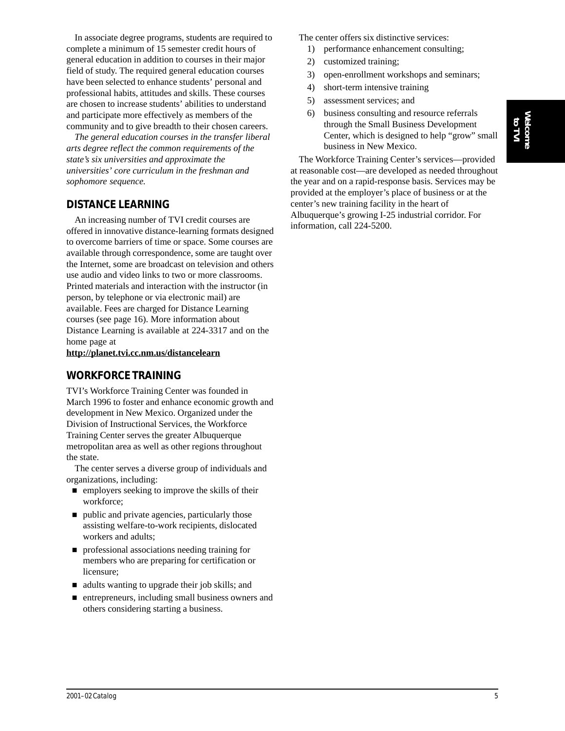In associate degree programs, students are required to complete a minimum of 15 semester credit hours of general education in addition to courses in their major field of study. The required general education courses have been selected to enhance students' personal and professional habits, attitudes and skills. These courses are chosen to increase students' abilities to understand and participate more effectively as members of the community and to give breadth to their chosen careers.

*The general education courses in the transfer liberal arts degree reflect the common requirements of the state's six universities and approximate the universities' core curriculum in the freshman and sophomore sequence.*

## DISTANCE LEARNING

An increasing number of TVI credit courses are offered in innovative distance-learning formats designed to overcome barriers of time or space. Some courses are available through correspondence, some are taught over the Internet, some are broadcast on television and others use audio and video links to two or more classrooms. Printed materials and interaction with the instructor (in person, by telephone or via electronic mail) are available. Fees are charged for Distance Learning courses (see page 16). More information about Distance Learning is available at 224-3317 and on the home page at
**http://planet.tvi.cc.nm.us/distancelearn**

## WORKFORCE TRAINING

TVI's Workforce Training Center was founded in March 1996 to foster and enhance economic growth and development in New Mexico. Organized under the Division of Instructional Services, the Workforce Training Center serves the greater Albuquerque metropolitan area as well as other regions throughout the state.

The center serves a diverse group of individuals and organizations, including:

- employers seeking to improve the skills of their workforce;
- public and private agencies, particularly those assisting welfare-to-work recipients, dislocated workers and adults;
- professional associations needing training for members who are preparing for certification or licensure;
- adults wanting to upgrade their job skills; and
- entrepreneurs, including small business owners and others considering starting a business.

The center offers six distinctive services:

1) performance enhancement consulting;
2) customized training;
3) open-enrollment workshops and seminars;
4) short-term intensive training
5) assessment services; and
6) business consulting and resource referrals through the Small Business Development Center, which is designed to help "grow" small business in New Mexico.

The Workforce Training Center's services—provided at reasonable cost—are developed as needed throughout the year and on a rapid-response basis. Services may be provided at the employer's place of business or at the center's new training facility in the heart of Albuquerque's growing I-25 industrial corridor. For information, call 224-5200.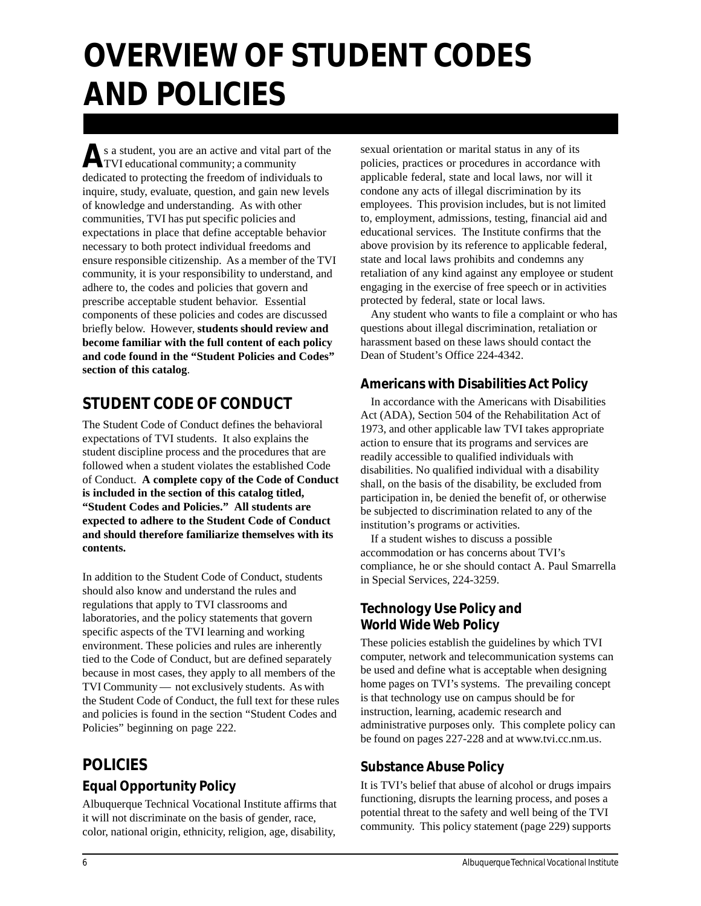# OVERVIEW OF STUDENT CODES AND POLICIES

As a student, you are an active and vital part of the TVI educational community; a community dedicated to protecting the freedom of individuals to inquire, study, evaluate, question, and gain new levels of knowledge and understanding. As with other communities, TVI has put specific policies and expectations in place that define acceptable behavior necessary to both protect individual freedoms and ensure responsible citizenship. As a member of the TVI community, it is your responsibility to understand, and adhere to, the codes and policies that govern and prescribe acceptable student behavior. Essential components of these policies and codes are discussed briefly below. However, **students should review and become familiar with the full content of each policy and code found in the "Student Policies and Codes" section of this catalog**.

## STUDENT CODE OF CONDUCT

The Student Code of Conduct defines the behavioral expectations of TVI students. It also explains the student discipline process and the procedures that are followed when a student violates the established Code of Conduct. **A complete copy of the Code of Conduct is included in the section of this catalog titled, "Student Codes and Policies." All students are expected to adhere to the Student Code of Conduct and should therefore familiarize themselves with its contents.**

In addition to the Student Code of Conduct, students should also know and understand the rules and regulations that apply to TVI classrooms and laboratories, and the policy statements that govern specific aspects of the TVI learning and working environment. These policies and rules are inherently tied to the Code of Conduct, but are defined separately because in most cases, they apply to all members of the TVI Community — not exclusively students. As with the Student Code of Conduct, the full text for these rules and policies is found in the section "Student Codes and Policies" beginning on page 222.

## POLICIES

### Equal Opportunity Policy

Albuquerque Technical Vocational Institute affirms that it will not discriminate on the basis of gender, race, color, national origin, ethnicity, religion, age, disability, sexual orientation or marital status in any of its policies, practices or procedures in accordance with applicable federal, state and local laws, nor will it condone any acts of illegal discrimination by its employees. This provision includes, but is not limited to, employment, admissions, testing, financial aid and educational services. The Institute confirms that the above provision by its reference to applicable federal, state and local laws prohibits and condemns any retaliation of any kind against any employee or student engaging in the exercise of free speech or in activities protected by federal, state or local laws.

Any student who wants to file a complaint or who has questions about illegal discrimination, retaliation or harassment based on these laws should contact the Dean of Student's Office 224-4342.

### Americans with Disabilities Act Policy

In accordance with the Americans with Disabilities Act (ADA), Section 504 of the Rehabilitation Act of 1973, and other applicable law TVI takes appropriate action to ensure that its programs and services are readily accessible to qualified individuals with disabilities. No qualified individual with a disability shall, on the basis of the disability, be excluded from participation in, be denied the benefit of, or otherwise be subjected to discrimination related to any of the institution's programs or activities.

If a student wishes to discuss a possible accommodation or has concerns about TVI's compliance, he or she should contact A. Paul Smarrella in Special Services, 224-3259.

### Technology Use Policy and World Wide Web Policy

These policies establish the guidelines by which TVI computer, network and telecommunication systems can be used and define what is acceptable when designing home pages on TVI's systems. The prevailing concept is that technology use on campus should be for instruction, learning, academic research and administrative purposes only. This complete policy can be found on pages 227-228 and at www.tvi.cc.nm.us.

### Substance Abuse Policy

It is TVI's belief that abuse of alcohol or drugs impairs functioning, disrupts the learning process, and poses a potential threat to the safety and well being of the TVI community. This policy statement (page 229) supports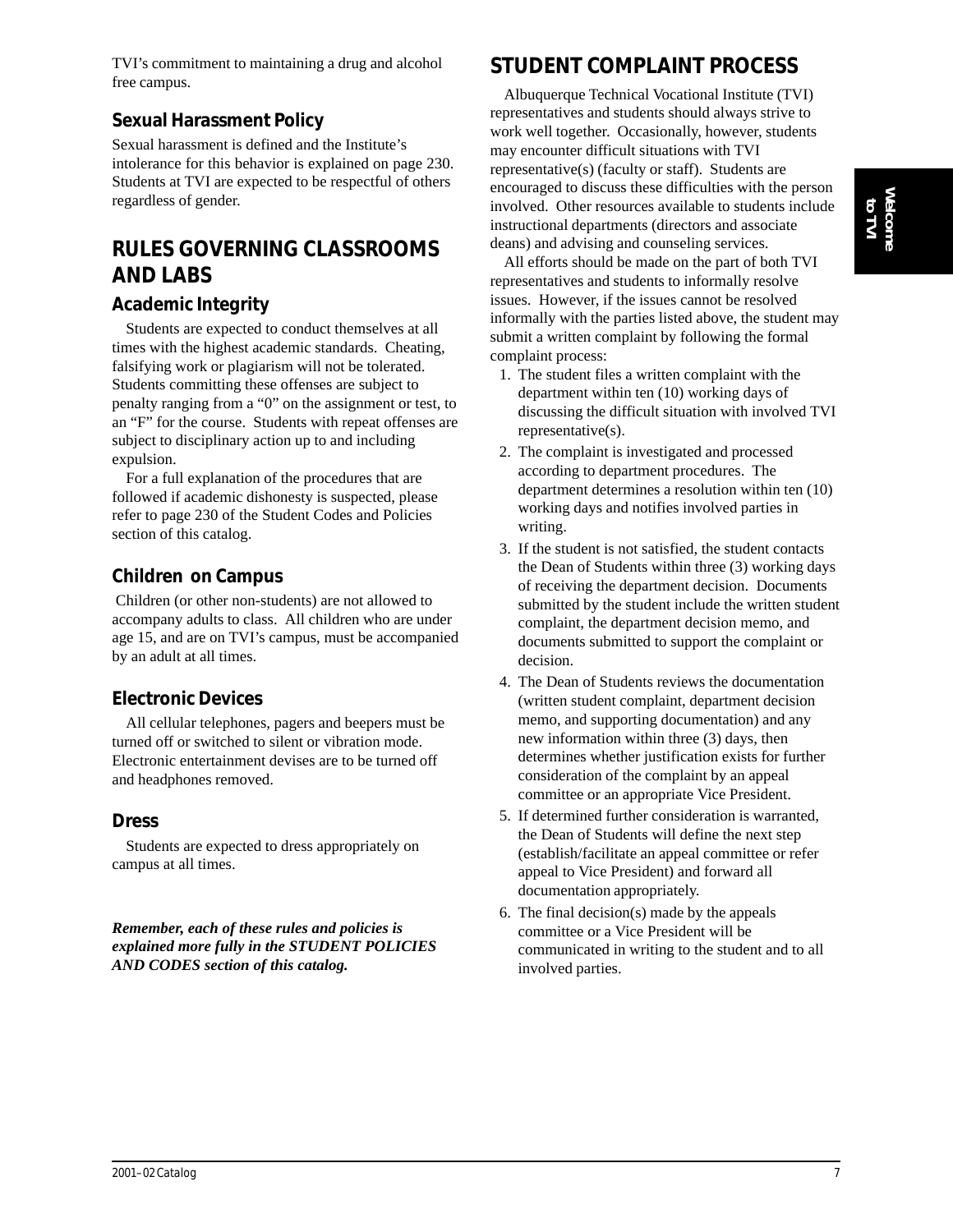TVI's commitment to maintaining a drug and alcohol free campus.

### Sexual Harassment Policy

Sexual harassment is defined and the Institute's intolerance for this behavior is explained on page 230. Students at TVI are expected to be respectful of others regardless of gender.

## RULES GOVERNING CLASSROOMS AND LABS

### Academic Integrity

Students are expected to conduct themselves at all times with the highest academic standards. Cheating, falsifying work or plagiarism will not be tolerated. Students committing these offenses are subject to penalty ranging from a "0" on the assignment or test, to an "F" for the course. Students with repeat offenses are subject to disciplinary action up to and including expulsion.

For a full explanation of the procedures that are followed if academic dishonesty is suspected, please refer to page 230 of the Student Codes and Policies section of this catalog.

### Children on Campus

Children (or other non-students) are not allowed to accompany adults to class. All children who are under age 15, and are on TVI's campus, must be accompanied by an adult at all times.

### Electronic Devices

All cellular telephones, pagers and beepers must be turned off or switched to silent or vibration mode. Electronic entertainment devises are to be turned off and headphones removed.

### Dress

Students are expected to dress appropriately on campus at all times.

***Remember, each of these rules and policies is explained more fully in the STUDENT POLICIES AND CODES section of this catalog.***

## STUDENT COMPLAINT PROCESS

Albuquerque Technical Vocational Institute (TVI) representatives and students should always strive to work well together. Occasionally, however, students may encounter difficult situations with TVI representative(s) (faculty or staff). Students are encouraged to discuss these difficulties with the person involved. Other resources available to students include instructional departments (directors and associate deans) and advising and counseling services.

All efforts should be made on the part of both TVI representatives and students to informally resolve issues. However, if the issues cannot be resolved informally with the parties listed above, the student may submit a written complaint by following the formal complaint process:

1. The student files a written complaint with the department within ten (10) working days of discussing the difficult situation with involved TVI representative(s).
2. The complaint is investigated and processed according to department procedures. The department determines a resolution within ten (10) working days and notifies involved parties in writing.
3. If the student is not satisfied, the student contacts the Dean of Students within three (3) working days of receiving the department decision. Documents submitted by the student include the written student complaint, the department decision memo, and documents submitted to support the complaint or decision.
4. The Dean of Students reviews the documentation (written student complaint, department decision memo, and supporting documentation) and any new information within three (3) days, then determines whether justification exists for further consideration of the complaint by an appeal committee or an appropriate Vice President.
5. If determined further consideration is warranted, the Dean of Students will define the next step (establish/facilitate an appeal committee or refer appeal to Vice President) and forward all documentation appropriately.
6. The final decision(s) made by the appeals committee or a Vice President will be communicated in writing to the student and to all involved parties.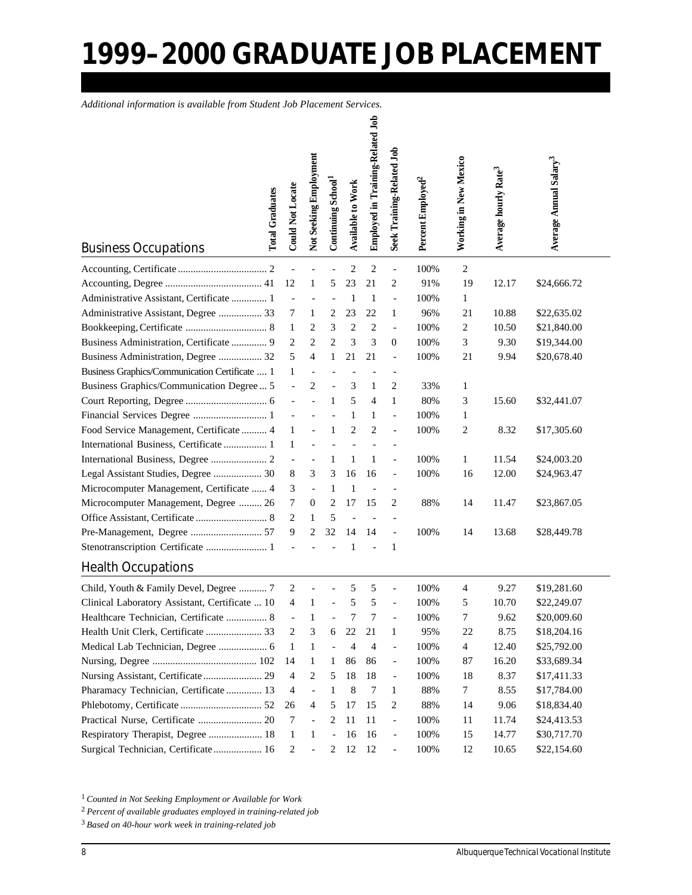# 1999–2000 GRADUATE JOB PLACEMENT

*Additional information is available from Student Job Placement Services.*

| Business Occupations | Total Graduates | Could Not Locate | Not Seeking Employment | Continuing School[1] | Available to Work | Employed in Training-Related Job | Seek Training-Related Job | Percent Employed[2] | Working in New Mexico | Average hourly Rate[3] | Average Annual Salary[3] |
|---|---|---|---|---|---|---|---|---|---|---|---|
| Accounting, Certificate | 2 | - | - | - | 2 | 2 | - | 100% | 2 | | |
| Accounting, Degree | 41 | 12 | 1 | 5 | 23 | 21 | 2 | 91% | 19 | 12.17 | $24,666.72 |
| Administrative Assistant, Certificate | 1 | - | - | - | 1 | 1 | - | 100% | 1 | | |
| Administrative Assistant, Degree | 33 | 7 | 1 | 2 | 23 | 22 | 1 | 96% | 21 | 10.88 | $22,635.02 |
| Bookkeeping, Certificate | 8 | 1 | 2 | 3 | 2 | 2 | - | 100% | 2 | 10.50 | $21,840.00 |
| Business Administration, Certificate | 9 | 2 | 2 | 2 | 3 | 3 | 0 | 100% | 3 | 9.30 | $19,344.00 |
| Business Administration, Degree | 32 | 5 | 4 | 1 | 21 | 21 | - | 100% | 21 | 9.94 | $20,678.40 |
| Business Graphics/Communication Certificate | 1 | 1 | - | - | - | - | - | | | | |
| Business Graphics/Communication Degree | 5 | - | 2 | - | 3 | 1 | 2 | 33% | 1 | | |
| Court Reporting, Degree | 6 | - | - | 1 | 5 | 4 | 1 | 80% | 3 | 15.60 | $32,441.07 |
| Financial Services Degree | 1 | - | - | - | 1 | 1 | - | 100% | 1 | | |
| Food Service Management, Certificate | 4 | 1 | - | 1 | 2 | 2 | - | 100% | 2 | 8.32 | $17,305.60 |
| International Business, Certificate | 1 | 1 | - | - | - | - | - | | | | |
| International Business, Degree | 2 | - | - | 1 | 1 | 1 | - | 100% | 1 | 11.54 | $24,003.20 |
| Legal Assistant Studies, Degree | 30 | 8 | 3 | 3 | 16 | 16 | - | 100% | 16 | 12.00 | $24,963.47 |
| Microcomputer Management, Certificate | 4 | 3 | - | 1 | 1 | - | - | | | | |
| Microcomputer Management, Degree | 26 | 7 | 0 | 2 | 17 | 15 | 2 | 88% | 14 | 11.47 | $23,867.05 |
| Office Assistant, Certificate | 8 | 2 | 1 | 5 | - | - | - | | | | |
| Pre-Management, Degree | 57 | 9 | 2 | 32 | 14 | 14 | - | 100% | 14 | 13.68 | $28,449.78 |
| Stenotranscription Certificate | 1 | - | - | - | 1 | - | 1 | | | | |
| **Health Occupations** | | | | | | | | | | | |
| Child, Youth & Family Devel, Degree | 7 | 2 | - | - | 5 | 5 | - | 100% | 4 | 9.27 | $19,281.60 |
| Clinical Laboratory Assistant, Certificate | 10 | 4 | 1 | - | 5 | 5 | - | 100% | 5 | 10.70 | $22,249.07 |
| Healthcare Technician, Certificate | 8 | - | 1 | - | 7 | 7 | - | 100% | 7 | 9.62 | $20,009.60 |
| Health Unit Clerk, Certificate | 33 | 2 | 3 | 6 | 22 | 21 | 1 | 95% | 22 | 8.75 | $18,204.16 |
| Medical Lab Technician, Degree | 6 | 1 | 1 | - | 4 | 4 | - | 100% | 4 | 12.40 | $25,792.00 |
| Nursing, Degree | 102 | 14 | 1 | 1 | 86 | 86 | - | 100% | 87 | 16.20 | $33,689.34 |
| Nursing Assistant, Certificate | 29 | 4 | 2 | 5 | 18 | 18 | - | 100% | 18 | 8.37 | $17,411.33 |
| Pharamacy Technician, Certificate | 13 | 4 | - | 1 | 8 | 7 | 1 | 88% | 7 | 8.55 | $17,784.00 |
| Phlebotomy, Certificate | 52 | 26 | 4 | 5 | 17 | 15 | 2 | 88% | 14 | 9.06 | $18,834.40 |
| Practical Nurse, Certificate | 20 | 7 | - | 2 | 11 | 11 | - | 100% | 11 | 11.74 | $24,413.53 |
| Respiratory Therapist, Degree | 18 | 1 | 1 | - | 16 | 16 | - | 100% | 15 | 14.77 | $30,717.70 |
| Surgical Technician, Certificate | 16 | 2 | - | 2 | 12 | 12 | - | 100% | 12 | 10.65 | $22,154.60 |

[1] *Counted in Not Seeking Employment or Available for Work*

[2] *Percent of available graduates employed in training-related job*

[3] *Based on 40-hour work week in training-related job*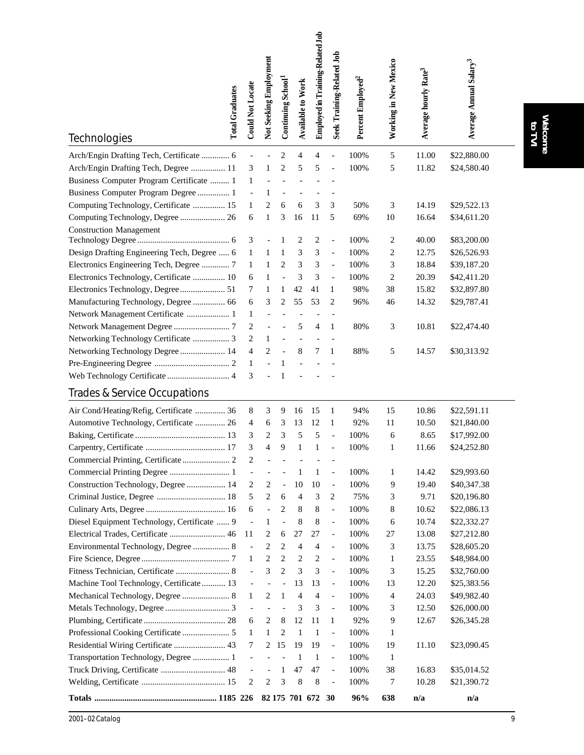## Technologies

| Technologies | Total Graduates | Could Not Locate | Not Seeking Employment | Continuing School[1] | Available to Work | Employed in Training-Related Job | Seek Training-Related Job | Percent Employed[2] | Working in New Mexico | Average hourly Rate[3] | Average Annual Salary[3] |
|---|---|---|---|---|---|---|---|---|---|---|---|
| Arch/Engin Drafting Tech, Certificate | 6 | - | - | 2 | 4 | 4 | - | 100% | 5 | 11.00 | $22,880.00 |
| Arch/Engin Drafting Tech, Degree | 11 | 3 | 1 | 2 | 5 | 5 | - | 100% | 5 | 11.82 | $24,580.40 |
| Business Computer Program Certificate | 1 | 1 | - | - | - | - | - | | | | |
| Business Computer Program Degree | 1 | - | 1 | - | - | - | - | | | | |
| Computing Technology, Certificate | 15 | 1 | 2 | 6 | 6 | 3 | 3 | 50% | 3 | 14.19 | $29,522.13 |
| Computing Technology, Degree | 26 | 6 | 1 | 3 | 16 | 11 | 5 | 69% | 10 | 16.64 | $34,611.20 |
| Construction Management Technology Degree | 6 | 3 | - | 1 | 2 | 2 | - | 100% | 2 | 40.00 | $83,200.00 |
| Design Drafting Engineering Tech, Degree | 6 | 1 | 1 | 1 | 3 | 3 | - | 100% | 2 | 12.75 | $26,526.93 |
| Electronics Engineering Tech, Degree | 7 | 1 | 1 | 2 | 3 | 3 | - | 100% | 3 | 18.84 | $39,187.20 |
| Electronics Technology, Certificate | 10 | 6 | 1 | - | 3 | 3 | - | 100% | 2 | 20.39 | $42,411.20 |
| Electronics Technology, Degree | 51 | 7 | 1 | 1 | 42 | 41 | 1 | 98% | 38 | 15.82 | $32,897.80 |
| Manufacturing Technology, Degree | 66 | 6 | 3 | 2 | 55 | 53 | 2 | 96% | 46 | 14.32 | $29,787.41 |
| Network Management Certificate | 1 | 1 | - | - | - | - | - | | | | |
| Network Management Degree | 7 | 2 | - | - | 5 | 4 | 1 | 80% | 3 | 10.81 | $22,474.40 |
| Networking Technology Certificate | 3 | 2 | 1 | - | - | - | - | | | | |
| Networking Technology Degree | 14 | 4 | 2 | - | 8 | 7 | 1 | 88% | 5 | 14.57 | $30,313.92 |
| Pre-Engineering Degree | 2 | 1 | - | 1 | - | - | - | | | | |
| Web Technology Certificate | 4 | 3 | - | 1 | - | - | - | | | | |

## Trades & Service Occupations

| Trades & Service Occupations | Total Graduates | Could Not Locate | Not Seeking Employment | Continuing School[1] | Available to Work | Employed in Training-Related Job | Seek Training-Related Job | Percent Employed[2] | Working in New Mexico | Average hourly Rate[3] | Average Annual Salary[3] |
|---|---|---|---|---|---|---|---|---|---|---|---|
| Air Cond/Heating/Refig, Certificate | 36 | 8 | 3 | 9 | 16 | 15 | 1 | 94% | 15 | 10.86 | $22,591.11 |
| Automotive Technology, Certificate | 26 | 4 | 6 | 3 | 13 | 12 | 1 | 92% | 11 | 10.50 | $21,840.00 |
| Baking, Certificate | 13 | 3 | 2 | 3 | 5 | 5 | - | 100% | 6 | 8.65 | $17,992.00 |
| Carpentry, Certificate | 17 | 3 | 4 | 9 | 1 | 1 | - | 100% | 1 | 11.66 | $24,252.80 |
| Commercial Printing, Certificate | 2 | 2 | - | - | - | - | - | | | | |
| Commercial Printing Degree | 1 | - | - | - | 1 | 1 | - | 100% | 1 | 14.42 | $29,993.60 |
| Construction Technology, Degree | 14 | 2 | 2 | - | 10 | 10 | - | 100% | 9 | 19.40 | $40,347.38 |
| Criminal Justice, Degree | 18 | 5 | 2 | 6 | 4 | 3 | 2 | 75% | 3 | 9.71 | $20,196.80 |
| Culinary Arts, Degree | 16 | 6 | - | 2 | 8 | 8 | - | 100% | 8 | 10.62 | $22,086.13 |
| Diesel Equipment Technology, Certificate | 9 | - | 1 | - | 8 | 8 | - | 100% | 6 | 10.74 | $22,332.27 |
| Electrical Trades, Certificate | 46 | 11 | 2 | 6 | 27 | 27 | - | 100% | 27 | 13.08 | $27,212.80 |
| Environmental Technology, Degree | 8 | - | 2 | 2 | 4 | 4 | - | 100% | 3 | 13.75 | $28,605.20 |
| Fire Science, Degree | 7 | 1 | 2 | 2 | 2 | 2 | - | 100% | 1 | 23.55 | $48,984.00 |
| Fitness Technician, Certificate | 8 | - | 3 | 2 | 3 | 3 | - | 100% | 3 | 15.25 | $32,760.00 |
| Machine Tool Technology, Certificate | 13 | - | - | - | 13 | 13 | - | 100% | 13 | 12.20 | $25,383.56 |
| Mechanical Technology, Degree | 8 | 1 | 2 | 1 | 4 | 4 | - | 100% | 4 | 24.03 | $49,982.40 |
| Metals Technology, Degree | 3 | - | - | - | 3 | 3 | - | 100% | 3 | 12.50 | $26,000.00 |
| Plumbing, Certificate | 28 | 6 | 2 | 8 | 12 | 11 | 1 | 92% | 9 | 12.67 | $26,345.28 |
| Professional Cooking Certificate | 5 | 1 | 1 | 2 | 1 | 1 | - | 100% | 1 | | |
| Residential Wiring Certificate | 43 | 7 | 2 | 15 | 19 | 19 | - | 100% | 19 | 11.10 | $23,090.45 |
| Transportation Technology, Degree | 1 | - | - | - | 1 | 1 | - | 100% | 1 | | |
| Truck Driving, Certificate | 48 | - | - | 1 | 47 | 47 | - | 100% | 38 | 16.83 | $35,014.52 |
| Welding, Certificate | 15 | 2 | 2 | 3 | 8 | 8 | - | 100% | 7 | 10.28 | $21,390.72 |
| **Totals** | **1185** | **226** | **82** | **175** | **701** | **672** | **30** | **96%** | **638** | **n/a** | **n/a** |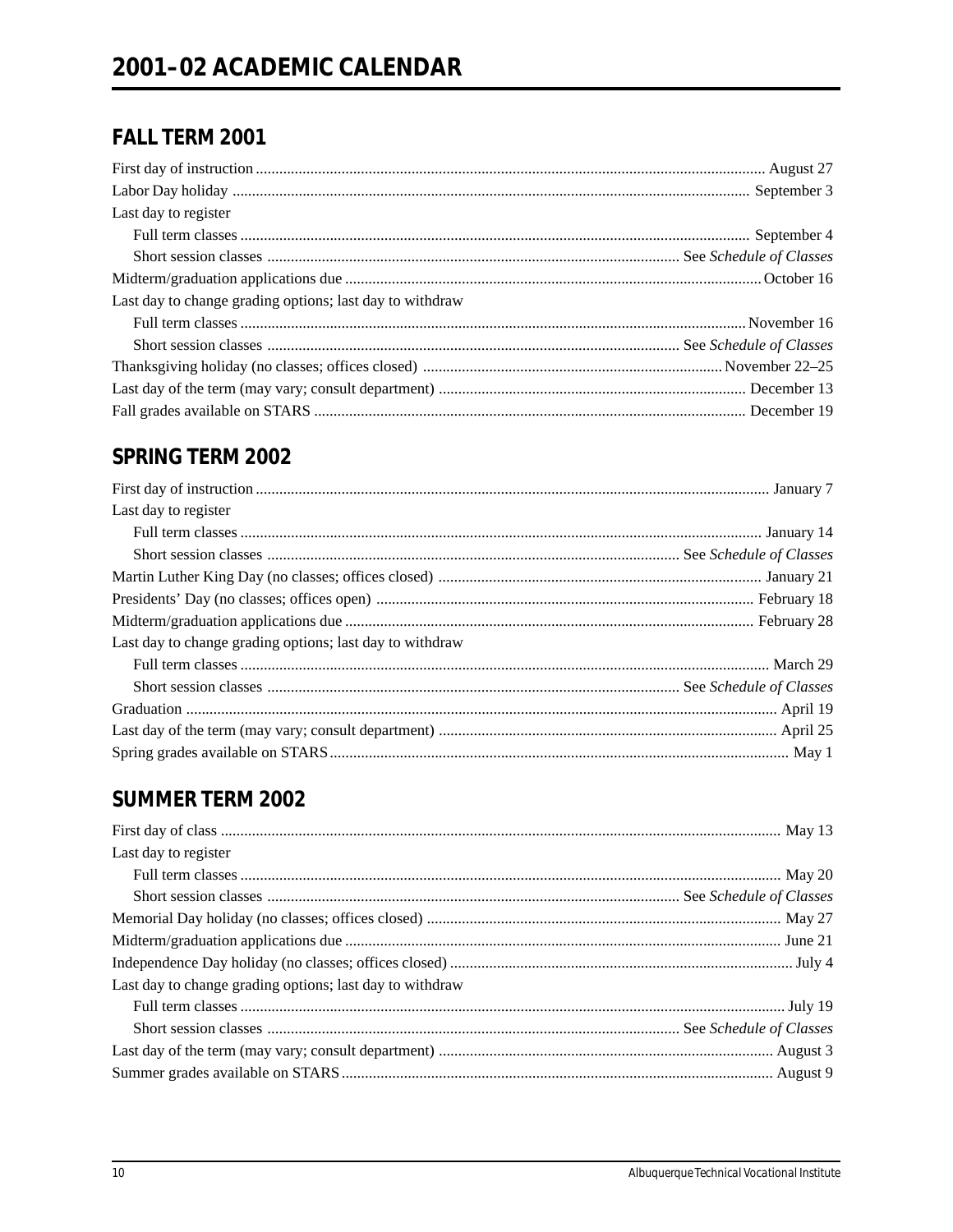# 2001–02 ACADEMIC CALENDAR

## FALL TERM 2001

| | |
|---|---|
| First day of instruction | August 27 |
| Labor Day holiday | September 3 |
| Last day to register | |
| Full term classes | September 4 |
| Short session classes | See *Schedule of Classes* |
| Midterm/graduation applications due | October 16 |
| Last day to change grading options; last day to withdraw | |
| Full term classes | November 16 |
| Short session classes | See *Schedule of Classes* |
| Thanksgiving holiday (no classes; offices closed) | November 22–25 |
| Last day of the term (may vary; consult department) | December 13 |
| Fall grades available on STARS | December 19 |

## SPRING TERM 2002

| | |
|---|---|
| First day of instruction | January 7 |
| Last day to register | |
| Full term classes | January 14 |
| Short session classes | See *Schedule of Classes* |
| Martin Luther King Day (no classes; offices closed) | January 21 |
| Presidents' Day (no classes; offices open) | February 18 |
| Midterm/graduation applications due | February 28 |
| Last day to change grading options; last day to withdraw | |
| Full term classes | March 29 |
| Short session classes | See *Schedule of Classes* |
| Graduation | April 19 |
| Last day of the term (may vary; consult department) | April 25 |
| Spring grades available on STARS | May 1 |

## SUMMER TERM 2002

| | |
|---|---|
| First day of class | May 13 |
| Last day to register | |
| Full term classes | May 20 |
| Short session classes | See *Schedule of Classes* |
| Memorial Day holiday (no classes; offices closed) | May 27 |
| Midterm/graduation applications due | June 21 |
| Independence Day holiday (no classes; offices closed) | July 4 |
| Last day to change grading options; last day to withdraw | |
| Full term classes | July 19 |
| Short session classes | See *Schedule of Classes* |
| Last day of the term (may vary; consult department) | August 3 |
| Summer grades available on STARS | August 9 |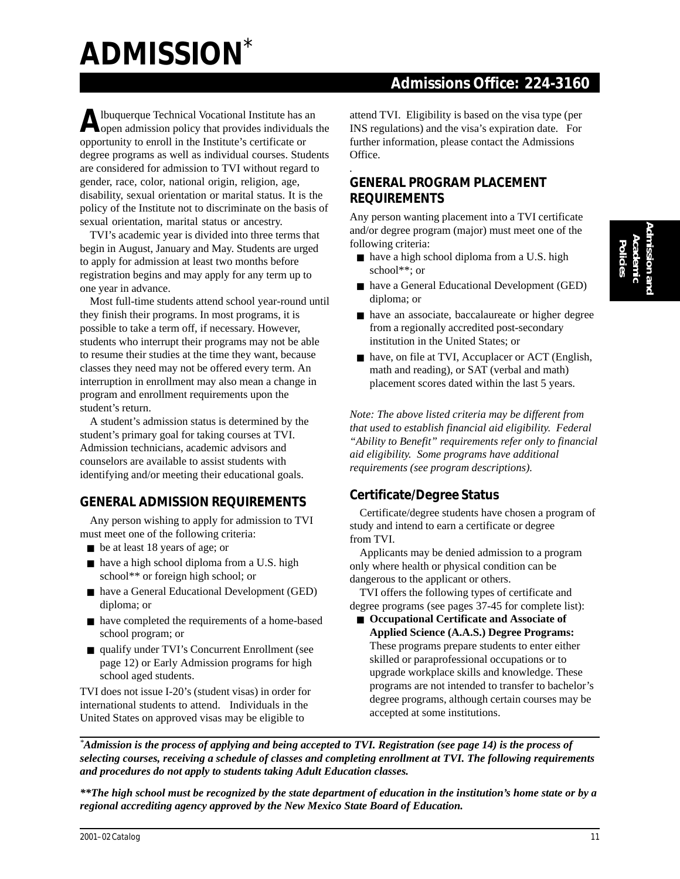# ADMISSION*

## Admissions Office: 224-3160

Albuquerque Technical Vocational Institute has an open admission policy that provides individuals the opportunity to enroll in the Institute's certificate or degree programs as well as individual courses. Students are considered for admission to TVI without regard to gender, race, color, national origin, religion, age, disability, sexual orientation or marital status. It is the policy of the Institute not to discriminate on the basis of sexual orientation, marital status or ancestry.

TVI's academic year is divided into three terms that begin in August, January and May. Students are urged to apply for admission at least two months before registration begins and may apply for any term up to one year in advance.

Most full-time students attend school year-round until they finish their programs. In most programs, it is possible to take a term off, if necessary. However, students who interrupt their programs may not be able to resume their studies at the time they want, because classes they need may not be offered every term. An interruption in enrollment may also mean a change in program and enrollment requirements upon the student's return.

A student's admission status is determined by the student's primary goal for taking courses at TVI. Admission technicians, academic advisors and counselors are available to assist students with identifying and/or meeting their educational goals.

### GENERAL ADMISSION REQUIREMENTS

Any person wishing to apply for admission to TVI must meet one of the following criteria:

- be at least 18 years of age; or
- have a high school diploma from a U.S. high school** or foreign high school; or
- have a General Educational Development (GED) diploma; or
- have completed the requirements of a home-based school program; or
- qualify under TVI's Concurrent Enrollment (see page 12) or Early Admission programs for high school aged students.

TVI does not issue I-20's (student visas) in order for international students to attend. Individuals in the United States on approved visas may be eligible to attend TVI. Eligibility is based on the visa type (per INS regulations) and the visa's expiration date. For further information, please contact the Admissions Office.

### GENERAL PROGRAM PLACEMENT REQUIREMENTS

Any person wanting placement into a TVI certificate and/or degree program (major) must meet one of the following criteria:

- have a high school diploma from a U.S. high school**; or
- have a General Educational Development (GED) diploma; or
- have an associate, baccalaureate or higher degree from a regionally accredited post-secondary institution in the United States; or
- have, on file at TVI, Accuplacer or ACT (English, math and reading), or SAT (verbal and math) placement scores dated within the last 5 years.

*Note: The above listed criteria may be different from that used to establish financial aid eligibility. Federal "Ability to Benefit" requirements refer only to financial aid eligibility. Some programs have additional requirements (see program descriptions).*

### Certificate/Degree Status

Certificate/degree students have chosen a program of study and intend to earn a certificate or degree from TVI.

Applicants may be denied admission to a program only where health or physical condition can be dangerous to the applicant or others.

TVI offers the following types of certificate and degree programs (see pages 37-45 for complete list):

- **Occupational Certificate and Associate of Applied Science (A.A.S.) Degree Programs:** These programs prepare students to enter either skilled or paraprofessional occupations or to upgrade workplace skills and knowledge. These programs are not intended to transfer to bachelor's degree programs, although certain courses may be accepted at some institutions.

---

****Admission is the process of applying and being accepted to TVI. Registration (see page 14) is the process of selecting courses, receiving a schedule of classes and completing enrollment at TVI. The following requirements and procedures do not apply to students taking Adult Education classes.***

*****The high school must be recognized by the state department of education in the institution's home state or by a regional accrediting agency approved by the New Mexico State Board of Education.***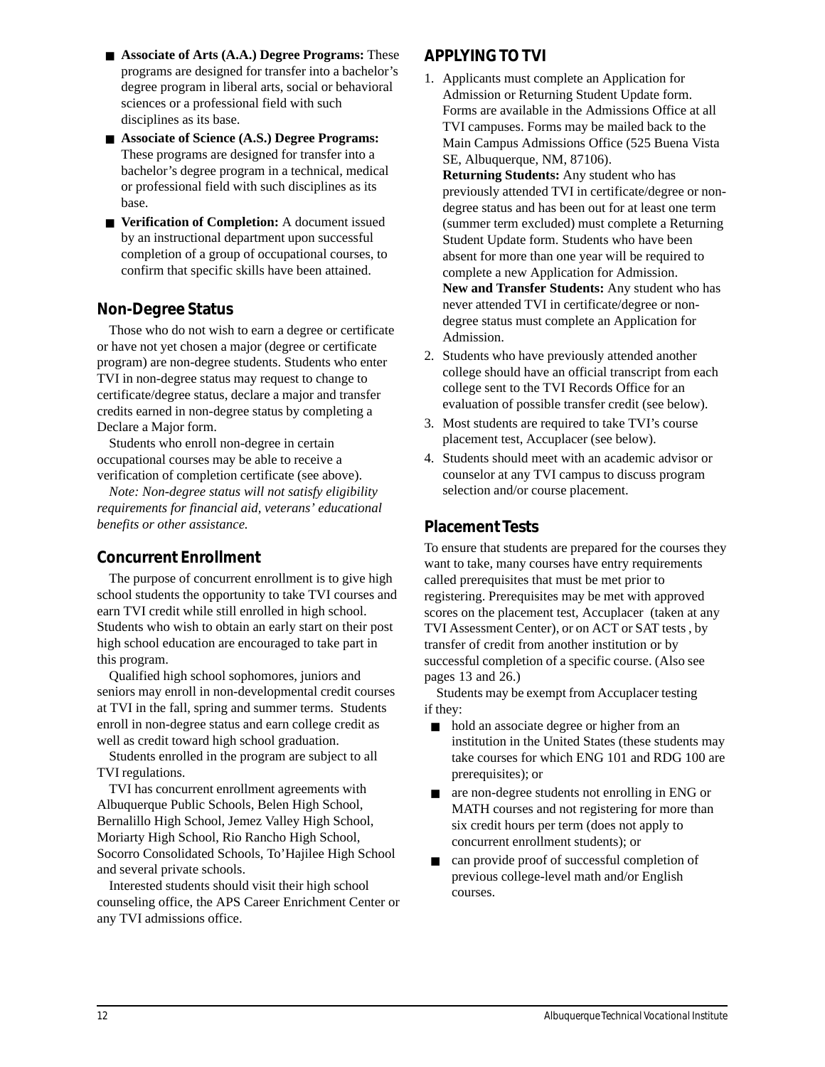- **Associate of Arts (A.A.) Degree Programs:** These programs are designed for transfer into a bachelor's degree program in liberal arts, social or behavioral sciences or a professional field with such disciplines as its base.
- **Associate of Science (A.S.) Degree Programs:** These programs are designed for transfer into a bachelor's degree program in a technical, medical or professional field with such disciplines as its base.
- **Verification of Completion:** A document issued by an instructional department upon successful completion of a group of occupational courses, to confirm that specific skills have been attained.

### Non-Degree Status

Those who do not wish to earn a degree or certificate or have not yet chosen a major (degree or certificate program) are non-degree students. Students who enter TVI in non-degree status may request to change to certificate/degree status, declare a major and transfer credits earned in non-degree status by completing a Declare a Major form.

Students who enroll non-degree in certain occupational courses may be able to receive a verification of completion certificate (see above).

*Note: Non-degree status will not satisfy eligibility requirements for financial aid, veterans' educational benefits or other assistance.*

### Concurrent Enrollment

The purpose of concurrent enrollment is to give high school students the opportunity to take TVI courses and earn TVI credit while still enrolled in high school. Students who wish to obtain an early start on their post high school education are encouraged to take part in this program.

Qualified high school sophomores, juniors and seniors may enroll in non-developmental credit courses at TVI in the fall, spring and summer terms. Students enroll in non-degree status and earn college credit as well as credit toward high school graduation.

Students enrolled in the program are subject to all TVI regulations.

TVI has concurrent enrollment agreements with Albuquerque Public Schools, Belen High School, Bernalillo High School, Jemez Valley High School, Moriarty High School, Rio Rancho High School, Socorro Consolidated Schools, To'Hajilee High School and several private schools.

Interested students should visit their high school counseling office, the APS Career Enrichment Center or any TVI admissions office.

## APPLYING TO TVI

1. Applicants must complete an Application for Admission or Returning Student Update form. Forms are available in the Admissions Office at all TVI campuses. Forms may be mailed back to the Main Campus Admissions Office (525 Buena Vista SE, Albuquerque, NM, 87106).
   **Returning Students:** Any student who has previously attended TVI in certificate/degree or non-degree status and has been out for at least one term (summer term excluded) must complete a Returning Student Update form. Students who have been absent for more than one year will be required to complete a new Application for Admission.
   **New and Transfer Students:** Any student who has never attended TVI in certificate/degree or non-degree status must complete an Application for Admission.
2. Students who have previously attended another college should have an official transcript from each college sent to the TVI Records Office for an evaluation of possible transfer credit (see below).
3. Most students are required to take TVI's course placement test, Accuplacer (see below).
4. Students should meet with an academic advisor or counselor at any TVI campus to discuss program selection and/or course placement.

### Placement Tests

To ensure that students are prepared for the courses they want to take, many courses have entry requirements called prerequisites that must be met prior to registering. Prerequisites may be met with approved scores on the placement test, Accuplacer (taken at any TVI Assessment Center), or on ACT or SAT tests , by transfer of credit from another institution or by successful completion of a specific course. (Also see pages 13 and 26.)

Students may be exempt from Accuplacer testing if they:

- hold an associate degree or higher from an institution in the United States (these students may take courses for which ENG 101 and RDG 100 are prerequisites); or
- are non-degree students not enrolling in ENG or MATH courses and not registering for more than six credit hours per term (does not apply to concurrent enrollment students); or
- can provide proof of successful completion of previous college-level math and/or English courses.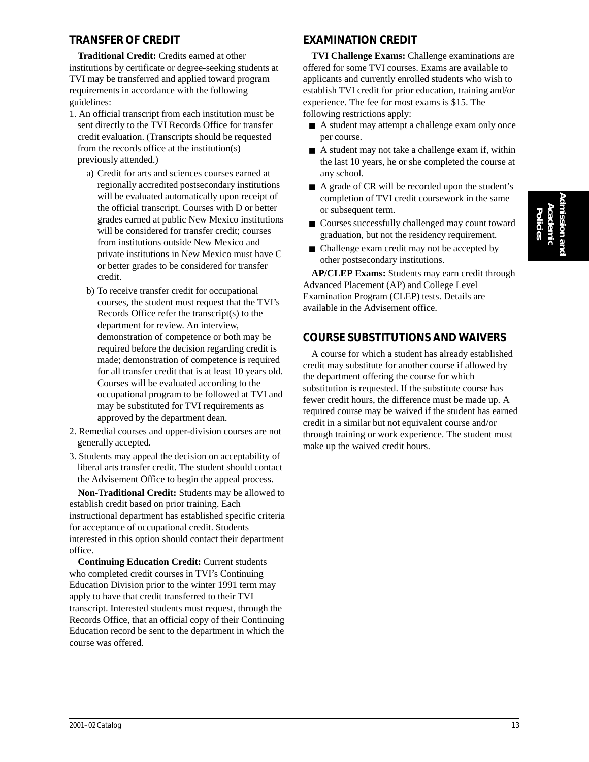## TRANSFER OF CREDIT

**Traditional Credit:** Credits earned at other institutions by certificate or degree-seeking students at TVI may be transferred and applied toward program requirements in accordance with the following guidelines:

1. An official transcript from each institution must be sent directly to the TVI Records Office for transfer credit evaluation. (Transcripts should be requested from the records office at the institution(s) previously attended.)
   - a) Credit for arts and sciences courses earned at regionally accredited postsecondary institutions will be evaluated automatically upon receipt of the official transcript. Courses with D or better grades earned at public New Mexico institutions will be considered for transfer credit; courses from institutions outside New Mexico and private institutions in New Mexico must have C or better grades to be considered for transfer credit.
   - b) To receive transfer credit for occupational courses, the student must request that the TVI's Records Office refer the transcript(s) to the department for review. An interview, demonstration of competence or both may be required before the decision regarding credit is made; demonstration of competence is required for all transfer credit that is at least 10 years old. Courses will be evaluated according to the occupational program to be followed at TVI and may be substituted for TVI requirements as approved by the department dean.
2. Remedial courses and upper-division courses are not generally accepted.
3. Students may appeal the decision on acceptability of liberal arts transfer credit. The student should contact the Advisement Office to begin the appeal process.

**Non-Traditional Credit:** Students may be allowed to establish credit based on prior training. Each instructional department has established specific criteria for acceptance of occupational credit. Students interested in this option should contact their department office.

**Continuing Education Credit:** Current students who completed credit courses in TVI's Continuing Education Division prior to the winter 1991 term may apply to have that credit transferred to their TVI transcript. Interested students must request, through the Records Office, that an official copy of their Continuing Education record be sent to the department in which the course was offered.

## EXAMINATION CREDIT

**TVI Challenge Exams:** Challenge examinations are offered for some TVI courses. Exams are available to applicants and currently enrolled students who wish to establish TVI credit for prior education, training and/or experience. The fee for most exams is $15. The following restrictions apply:

- A student may attempt a challenge exam only once per course.
- A student may not take a challenge exam if, within the last 10 years, he or she completed the course at any school.
- A grade of CR will be recorded upon the student's completion of TVI credit coursework in the same or subsequent term.
- Courses successfully challenged may count toward graduation, but not the residency requirement.
- Challenge exam credit may not be accepted by other postsecondary institutions.

**AP/CLEP Exams:** Students may earn credit through Advanced Placement (AP) and College Level Examination Program (CLEP) tests. Details are available in the Advisement office.

## COURSE SUBSTITUTIONS AND WAIVERS

A course for which a student has already established credit may substitute for another course if allowed by the department offering the course for which substitution is requested. If the substitute course has fewer credit hours, the difference must be made up. A required course may be waived if the student has earned credit in a similar but not equivalent course and/or through training or work experience. The student must make up the waived credit hours.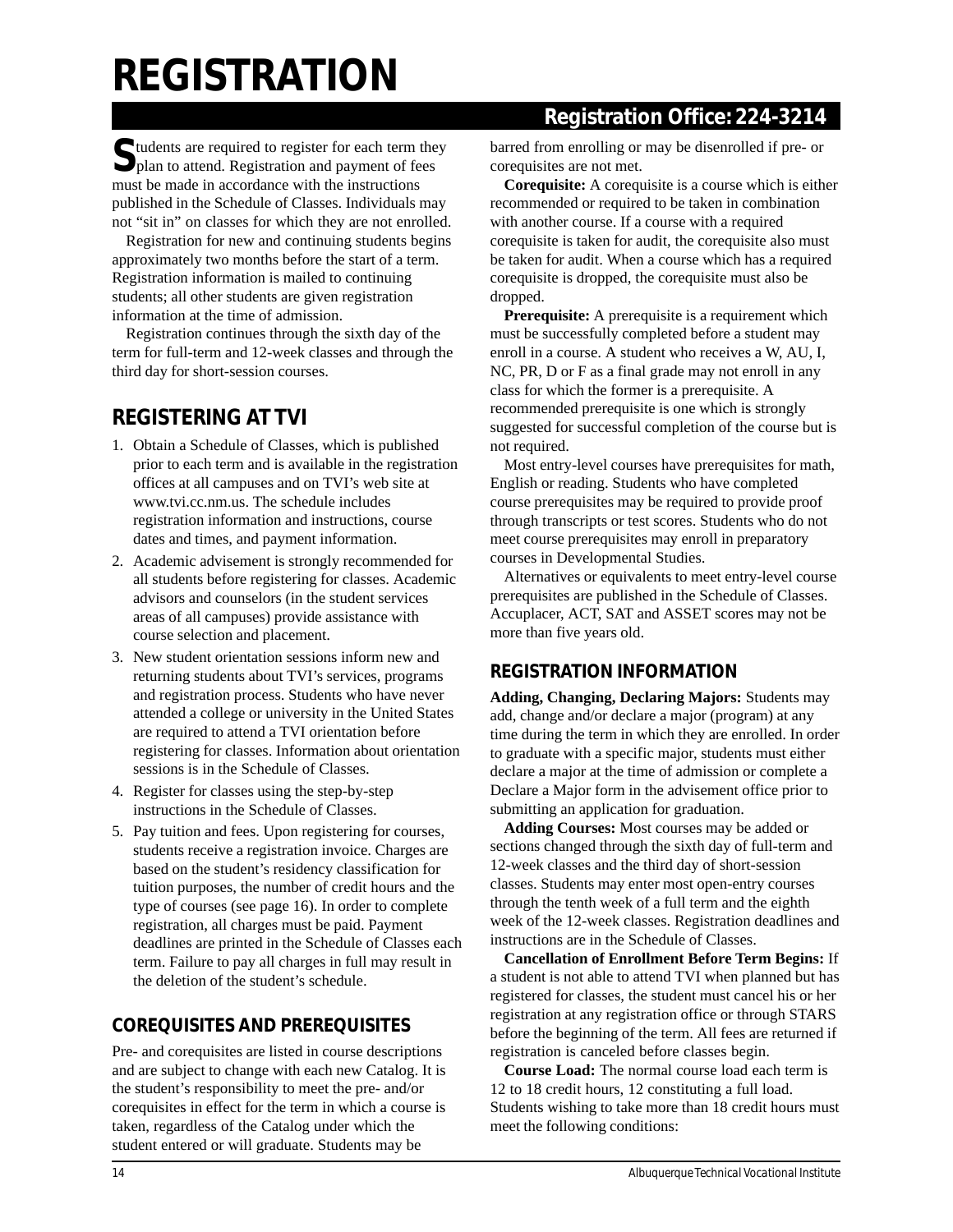# REGISTRATION

**Registration Office: 224-3214**

Students are required to register for each term they plan to attend. Registration and payment of fees must be made in accordance with the instructions published in the Schedule of Classes. Individuals may not "sit in" on classes for which they are not enrolled.

Registration for new and continuing students begins approximately two months before the start of a term. Registration information is mailed to continuing students; all other students are given registration information at the time of admission.

Registration continues through the sixth day of the term for full-term and 12-week classes and through the third day for short-session courses.

## REGISTERING AT TVI

1. Obtain a Schedule of Classes, which is published prior to each term and is available in the registration offices at all campuses and on TVI's web site at www.tvi.cc.nm.us. The schedule includes registration information and instructions, course dates and times, and payment information.
2. Academic advisement is strongly recommended for all students before registering for classes. Academic advisors and counselors (in the student services areas of all campuses) provide assistance with course selection and placement.
3. New student orientation sessions inform new and returning students about TVI's services, programs and registration process. Students who have never attended a college or university in the United States are required to attend a TVI orientation before registering for classes. Information about orientation sessions is in the Schedule of Classes.
4. Register for classes using the step-by-step instructions in the Schedule of Classes.
5. Pay tuition and fees. Upon registering for courses, students receive a registration invoice. Charges are based on the student's residency classification for tuition purposes, the number of credit hours and the type of courses (see page 16). In order to complete registration, all charges must be paid. Payment deadlines are printed in the Schedule of Classes each term. Failure to pay all charges in full may result in the deletion of the student's schedule.

## COREQUISITES AND PREREQUISITES

Pre- and corequisites are listed in course descriptions and are subject to change with each new Catalog. It is the student's responsibility to meet the pre- and/or corequisites in effect for the term in which a course is taken, regardless of the Catalog under which the student entered or will graduate. Students may be barred from enrolling or may be disenrolled if pre- or corequisites are not met.

**Corequisite:** A corequisite is a course which is either recommended or required to be taken in combination with another course. If a course with a required corequisite is taken for audit, the corequisite also must be taken for audit. When a course which has a required corequisite is dropped, the corequisite must also be dropped.

**Prerequisite:** A prerequisite is a requirement which must be successfully completed before a student may enroll in a course. A student who receives a W, AU, I, NC, PR, D or F as a final grade may not enroll in any class for which the former is a prerequisite. A recommended prerequisite is one which is strongly suggested for successful completion of the course but is not required.

Most entry-level courses have prerequisites for math, English or reading. Students who have completed course prerequisites may be required to provide proof through transcripts or test scores. Students who do not meet course prerequisites may enroll in preparatory courses in Developmental Studies.

Alternatives or equivalents to meet entry-level course prerequisites are published in the Schedule of Classes. Accuplacer, ACT, SAT and ASSET scores may not be more than five years old.

## REGISTRATION INFORMATION

**Adding, Changing, Declaring Majors:** Students may add, change and/or declare a major (program) at any time during the term in which they are enrolled. In order to graduate with a specific major, students must either declare a major at the time of admission or complete a Declare a Major form in the advisement office prior to submitting an application for graduation.

**Adding Courses:** Most courses may be added or sections changed through the sixth day of full-term and 12-week classes and the third day of short-session classes. Students may enter most open-entry courses through the tenth week of a full term and the eighth week of the 12-week classes. Registration deadlines and instructions are in the Schedule of Classes.

**Cancellation of Enrollment Before Term Begins:** If a student is not able to attend TVI when planned but has registered for classes, the student must cancel his or her registration at any registration office or through STARS before the beginning of the term. All fees are returned if registration is canceled before classes begin.

**Course Load:** The normal course load each term is 12 to 18 credit hours, 12 constituting a full load. Students wishing to take more than 18 credit hours must meet the following conditions: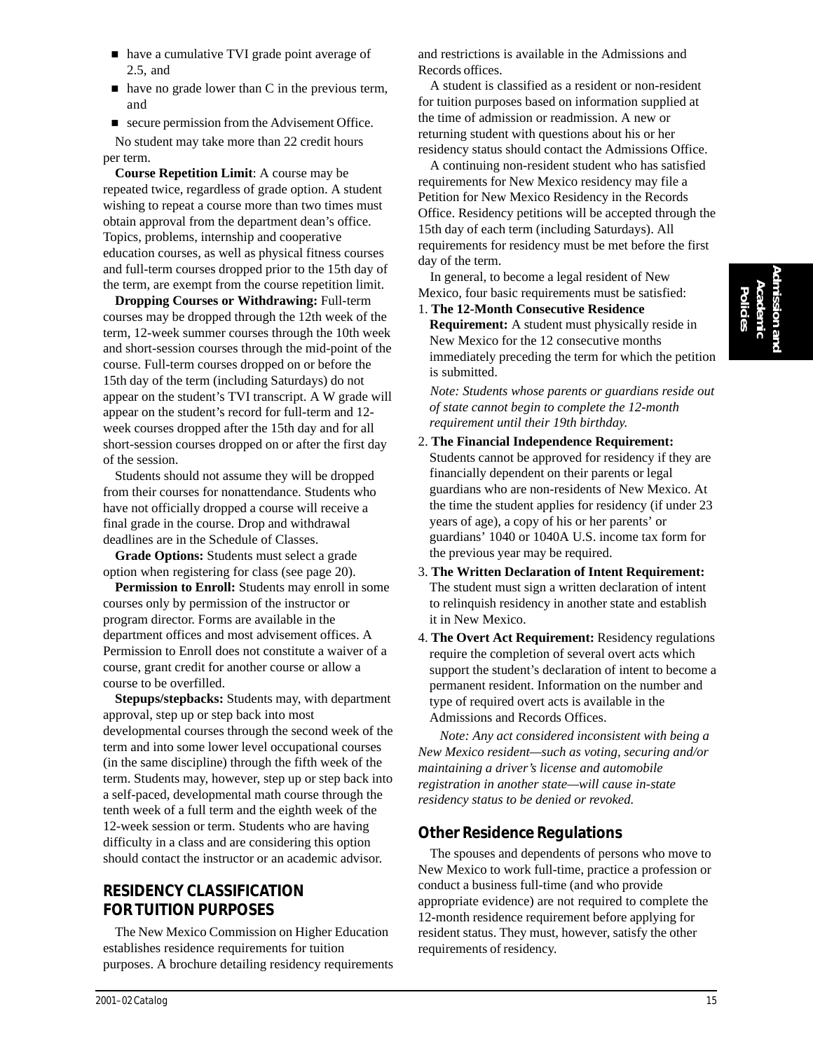- have a cumulative TVI grade point average of 2.5, and
- have no grade lower than C in the previous term, and
- secure permission from the Advisement Office.

No student may take more than 22 credit hours per term.

**Course Repetition Limit**: A course may be repeated twice, regardless of grade option. A student wishing to repeat a course more than two times must obtain approval from the department dean's office. Topics, problems, internship and cooperative education courses, as well as physical fitness courses and full-term courses dropped prior to the 15th day of the term, are exempt from the course repetition limit.

**Dropping Courses or Withdrawing:** Full-term courses may be dropped through the 12th week of the term, 12-week summer courses through the 10th week and short-session courses through the mid-point of the course. Full-term courses dropped on or before the 15th day of the term (including Saturdays) do not appear on the student's TVI transcript. A W grade will appear on the student's record for full-term and 12-week courses dropped after the 15th day and for all short-session courses dropped on or after the first day of the session.

Students should not assume they will be dropped from their courses for nonattendance. Students who have not officially dropped a course will receive a final grade in the course. Drop and withdrawal deadlines are in the Schedule of Classes.

**Grade Options:** Students must select a grade option when registering for class (see page 20).

**Permission to Enroll:** Students may enroll in some courses only by permission of the instructor or program director. Forms are available in the department offices and most advisement offices. A Permission to Enroll does not constitute a waiver of a course, grant credit for another course or allow a course to be overfilled.

**Stepups/stepbacks:** Students may, with department approval, step up or step back into most developmental courses through the second week of the term and into some lower level occupational courses (in the same discipline) through the fifth week of the term. Students may, however, step up or step back into a self-paced, developmental math course through the tenth week of a full term and the eighth week of the 12-week session or term. Students who are having difficulty in a class and are considering this option should contact the instructor or an academic advisor.

## RESIDENCY CLASSIFICATION FOR TUITION PURPOSES

The New Mexico Commission on Higher Education establishes residence requirements for tuition purposes. A brochure detailing residency requirements and restrictions is available in the Admissions and Records offices.

A student is classified as a resident or non-resident for tuition purposes based on information supplied at the time of admission or readmission. A new or returning student with questions about his or her residency status should contact the Admissions Office.

A continuing non-resident student who has satisfied requirements for New Mexico residency may file a Petition for New Mexico Residency in the Records Office. Residency petitions will be accepted through the 15th day of each term (including Saturdays). All requirements for residency must be met before the first day of the term.

In general, to become a legal resident of New Mexico, four basic requirements must be satisfied:

1. **The 12-Month Consecutive Residence Requirement:** A student must physically reside in New Mexico for the 12 consecutive months immediately preceding the term for which the petition is submitted.

   *Note: Students whose parents or guardians reside out of state cannot begin to complete the 12-month requirement until their 19th birthday.*

2. **The Financial Independence Requirement:** Students cannot be approved for residency if they are financially dependent on their parents or legal guardians who are non-residents of New Mexico. At the time the student applies for residency (if under 23 years of age), a copy of his or her parents' or guardians' 1040 or 1040A U.S. income tax form for the previous year may be required.

3. **The Written Declaration of Intent Requirement:** The student must sign a written declaration of intent to relinquish residency in another state and establish it in New Mexico.

4. **The Overt Act Requirement:** Residency regulations require the completion of several overt acts which support the student's declaration of intent to become a permanent resident. Information on the number and type of required overt acts is available in the Admissions and Records Offices.

*Note: Any act considered inconsistent with being a New Mexico resident—such as voting, securing and/or maintaining a driver's license and automobile registration in another state—will cause in-state residency status to be denied or revoked.*

### Other Residence Regulations

The spouses and dependents of persons who move to New Mexico to work full-time, practice a profession or conduct a business full-time (and who provide appropriate evidence) are not required to complete the 12-month residence requirement before applying for resident status. They must, however, satisfy the other requirements of residency.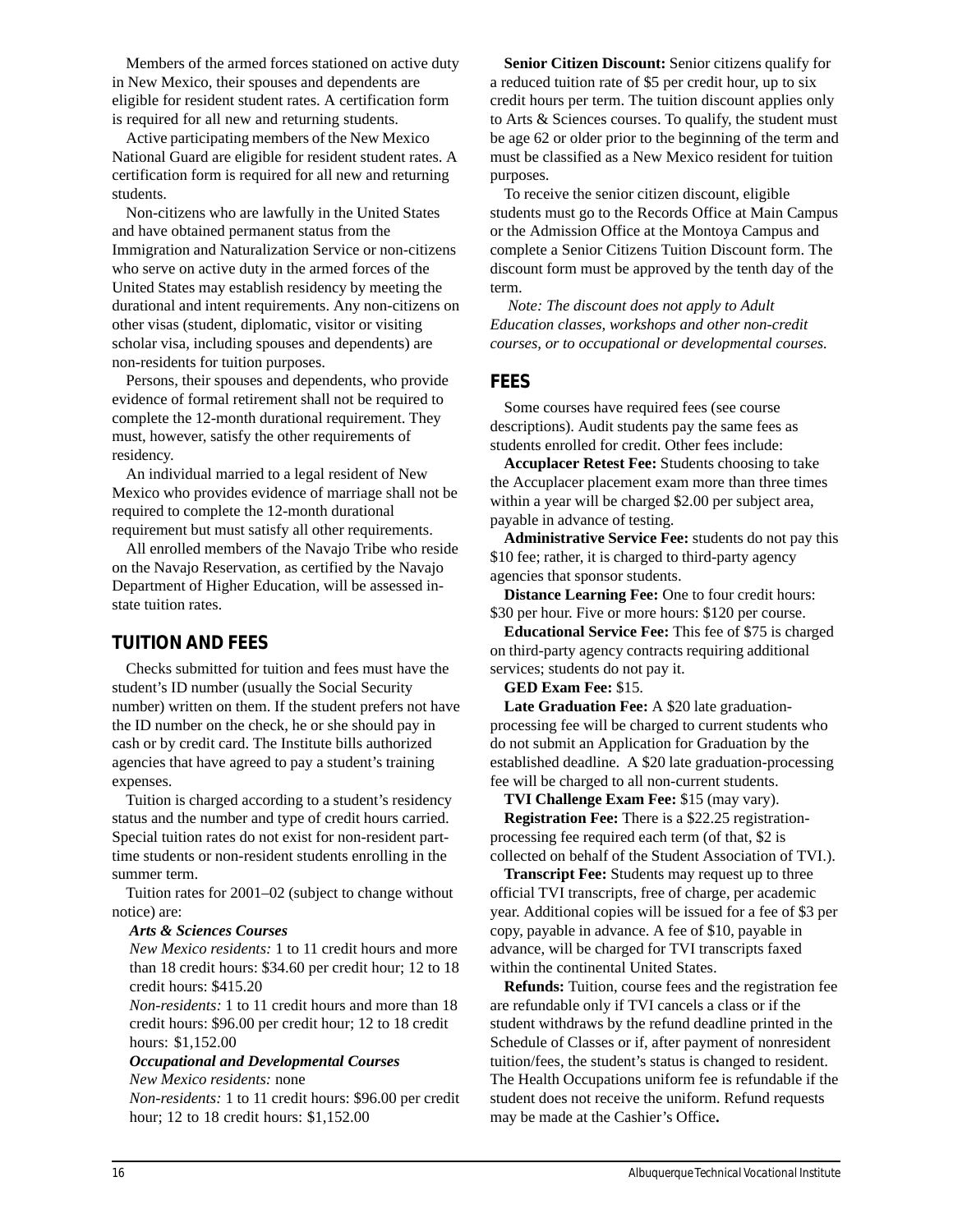Members of the armed forces stationed on active duty in New Mexico, their spouses and dependents are eligible for resident student rates. A certification form is required for all new and returning students.

Active participating members of the New Mexico National Guard are eligible for resident student rates. A certification form is required for all new and returning students.

Non-citizens who are lawfully in the United States and have obtained permanent status from the Immigration and Naturalization Service or non-citizens who serve on active duty in the armed forces of the United States may establish residency by meeting the durational and intent requirements. Any non-citizens on other visas (student, diplomatic, visitor or visiting scholar visa, including spouses and dependents) are non-residents for tuition purposes.

Persons, their spouses and dependents, who provide evidence of formal retirement shall not be required to complete the 12-month durational requirement. They must, however, satisfy the other requirements of residency.

An individual married to a legal resident of New Mexico who provides evidence of marriage shall not be required to complete the 12-month durational requirement but must satisfy all other requirements.

All enrolled members of the Navajo Tribe who reside on the Navajo Reservation, as certified by the Navajo Department of Higher Education, will be assessed in-state tuition rates.

## TUITION AND FEES

Checks submitted for tuition and fees must have the student's ID number (usually the Social Security number) written on them. If the student prefers not have the ID number on the check, he or she should pay in cash or by credit card. The Institute bills authorized agencies that have agreed to pay a student's training expenses.

Tuition is charged according to a student's residency status and the number and type of credit hours carried. Special tuition rates do not exist for non-resident part-time students or non-resident students enrolling in the summer term.

Tuition rates for 2001–02 (subject to change without notice) are:

***Arts & Sciences Courses***

*New Mexico residents:* 1 to 11 credit hours and more than 18 credit hours: $34.60 per credit hour; 12 to 18 credit hours: $415.20

*Non-residents:* 1 to 11 credit hours and more than 18 credit hours: $96.00 per credit hour; 12 to 18 credit hours: $1,152.00

***Occupational and Developmental Courses***

*New Mexico residents:* none

*Non-residents:* 1 to 11 credit hours: $96.00 per credit hour; 12 to 18 credit hours: $1,152.00

**Senior Citizen Discount:** Senior citizens qualify for a reduced tuition rate of $5 per credit hour, up to six credit hours per term. The tuition discount applies only to Arts & Sciences courses. To qualify, the student must be age 62 or older prior to the beginning of the term and must be classified as a New Mexico resident for tuition purposes.

To receive the senior citizen discount, eligible students must go to the Records Office at Main Campus or the Admission Office at the Montoya Campus and complete a Senior Citizens Tuition Discount form. The discount form must be approved by the tenth day of the term.

*Note: The discount does not apply to Adult Education classes, workshops and other non-credit courses, or to occupational or developmental courses.*

## FEES

Some courses have required fees (see course descriptions). Audit students pay the same fees as students enrolled for credit. Other fees include:

**Accuplacer Retest Fee:** Students choosing to take the Accuplacer placement exam more than three times within a year will be charged $2.00 per subject area, payable in advance of testing.

**Administrative Service Fee:** students do not pay this $10 fee; rather, it is charged to third-party agency agencies that sponsor students.

**Distance Learning Fee:** One to four credit hours: $30 per hour. Five or more hours: $120 per course.

**Educational Service Fee:** This fee of $75 is charged on third-party agency contracts requiring additional services; students do not pay it.

**GED Exam Fee:** $15.

**Late Graduation Fee:** A $20 late graduation-processing fee will be charged to current students who do not submit an Application for Graduation by the established deadline. A $20 late graduation-processing fee will be charged to all non-current students.

**TVI Challenge Exam Fee:** $15 (may vary).

**Registration Fee:** There is a $22.25 registration-processing fee required each term (of that, $2 is collected on behalf of the Student Association of TVI.).

**Transcript Fee:** Students may request up to three official TVI transcripts, free of charge, per academic year. Additional copies will be issued for a fee of $3 per copy, payable in advance. A fee of $10, payable in advance, will be charged for TVI transcripts faxed within the continental United States.

**Refunds:** Tuition, course fees and the registration fee are refundable only if TVI cancels a class or if the student withdraws by the refund deadline printed in the Schedule of Classes or if, after payment of nonresident tuition/fees, the student's status is changed to resident. The Health Occupations uniform fee is refundable if the student does not receive the uniform. Refund requests may be made at the Cashier's Office.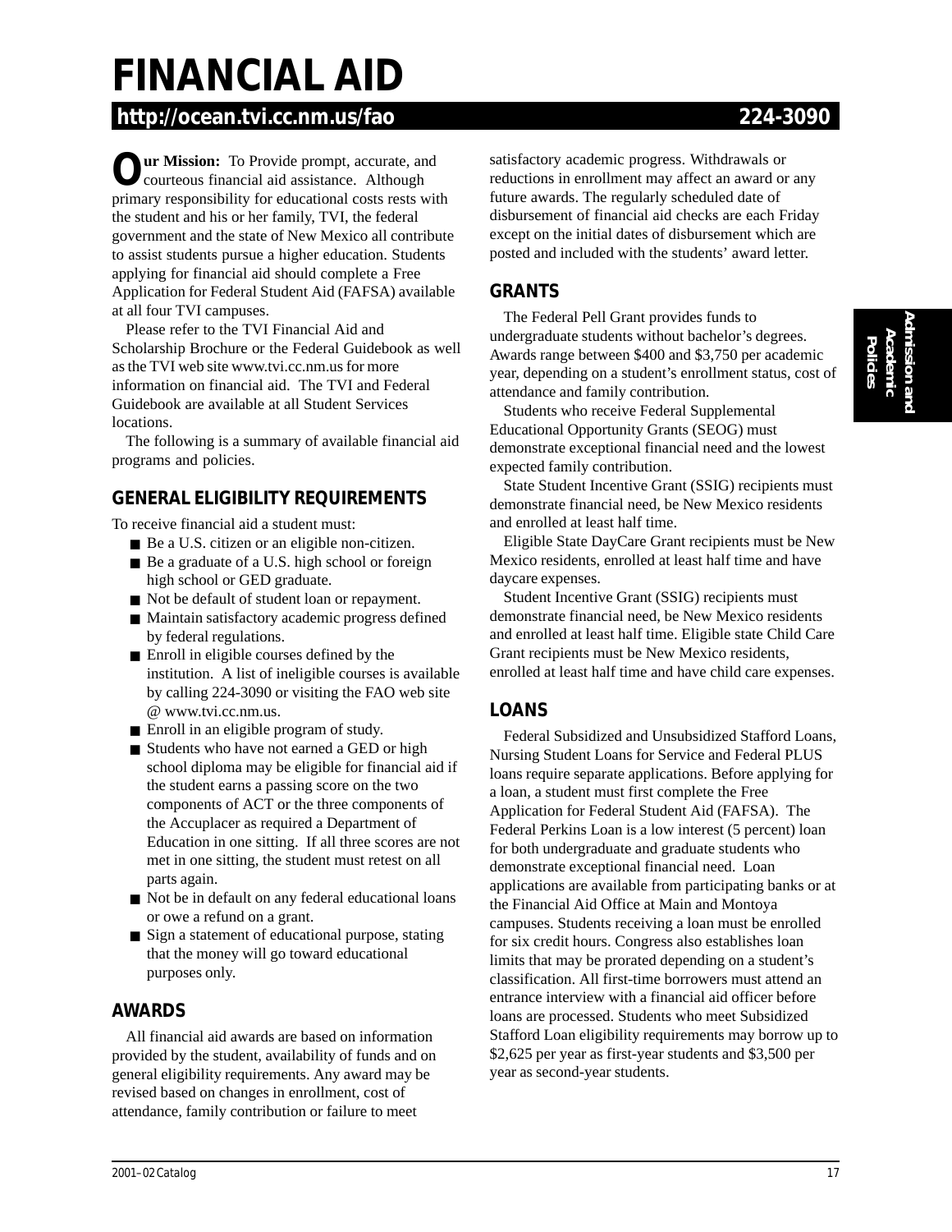# FINANCIAL AID

## http://ocean.tvi.cc.nm.us/fao 224-3090

**Our Mission:** To Provide prompt, accurate, and courteous financial aid assistance. Although primary responsibility for educational costs rests with the student and his or her family, TVI, the federal government and the state of New Mexico all contribute to assist students pursue a higher education. Students applying for financial aid should complete a Free Application for Federal Student Aid (FAFSA) available at all four TVI campuses.

Please refer to the TVI Financial Aid and Scholarship Brochure or the Federal Guidebook as well as the TVI web site www.tvi.cc.nm.us for more information on financial aid. The TVI and Federal Guidebook are available at all Student Services locations.

The following is a summary of available financial aid programs and policies.

### GENERAL ELIGIBILITY REQUIREMENTS

To receive financial aid a student must:

- Be a U.S. citizen or an eligible non-citizen.
- Be a graduate of a U.S. high school or foreign high school or GED graduate.
- Not be default of student loan or repayment.
- Maintain satisfactory academic progress defined by federal regulations.
- Enroll in eligible courses defined by the institution. A list of ineligible courses is available by calling 224-3090 or visiting the FAO web site @ www.tvi.cc.nm.us.
- Enroll in an eligible program of study.
- Students who have not earned a GED or high school diploma may be eligible for financial aid if the student earns a passing score on the two components of ACT or the three components of the Accuplacer as required a Department of Education in one sitting. If all three scores are not met in one sitting, the student must retest on all parts again.
- Not be in default on any federal educational loans or owe a refund on a grant.
- Sign a statement of educational purpose, stating that the money will go toward educational purposes only.

### AWARDS

All financial aid awards are based on information provided by the student, availability of funds and on general eligibility requirements. Any award may be revised based on changes in enrollment, cost of attendance, family contribution or failure to meet satisfactory academic progress. Withdrawals or reductions in enrollment may affect an award or any future awards. The regularly scheduled date of disbursement of financial aid checks are each Friday except on the initial dates of disbursement which are posted and included with the students' award letter.

### GRANTS

The Federal Pell Grant provides funds to undergraduate students without bachelor's degrees. Awards range between $400 and $3,750 per academic year, depending on a student's enrollment status, cost of attendance and family contribution.

Students who receive Federal Supplemental Educational Opportunity Grants (SEOG) must demonstrate exceptional financial need and the lowest expected family contribution.

State Student Incentive Grant (SSIG) recipients must demonstrate financial need, be New Mexico residents and enrolled at least half time.

Eligible State DayCare Grant recipients must be New Mexico residents, enrolled at least half time and have daycare expenses.

Student Incentive Grant (SSIG) recipients must demonstrate financial need, be New Mexico residents and enrolled at least half time. Eligible state Child Care Grant recipients must be New Mexico residents, enrolled at least half time and have child care expenses.

### LOANS

Federal Subsidized and Unsubsidized Stafford Loans, Nursing Student Loans for Service and Federal PLUS loans require separate applications. Before applying for a loan, a student must first complete the Free Application for Federal Student Aid (FAFSA). The Federal Perkins Loan is a low interest (5 percent) loan for both undergraduate and graduate students who demonstrate exceptional financial need. Loan applications are available from participating banks or at the Financial Aid Office at Main and Montoya campuses. Students receiving a loan must be enrolled for six credit hours. Congress also establishes loan limits that may be prorated depending on a student's classification. All first-time borrowers must attend an entrance interview with a financial aid officer before loans are processed. Students who meet Subsidized Stafford Loan eligibility requirements may borrow up to $2,625 per year as first-year students and $3,500 per year as second-year students.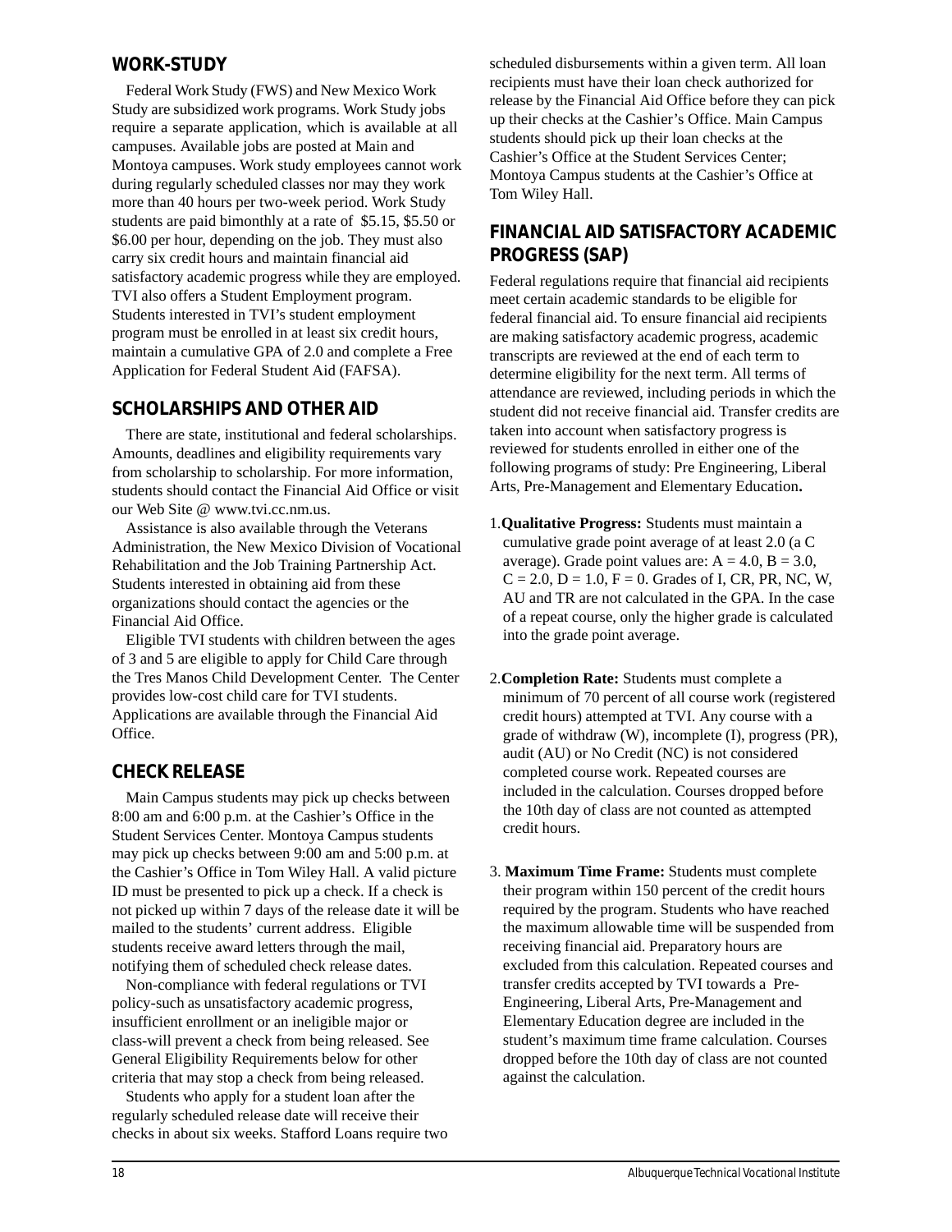## WORK-STUDY

Federal Work Study (FWS) and New Mexico Work Study are subsidized work programs. Work Study jobs require a separate application, which is available at all campuses. Available jobs are posted at Main and Montoya campuses. Work study employees cannot work during regularly scheduled classes nor may they work more than 40 hours per two-week period. Work Study students are paid bimonthly at a rate of $5.15, $5.50 or $6.00 per hour, depending on the job. They must also carry six credit hours and maintain financial aid satisfactory academic progress while they are employed. TVI also offers a Student Employment program. Students interested in TVI's student employment program must be enrolled in at least six credit hours, maintain a cumulative GPA of 2.0 and complete a Free Application for Federal Student Aid (FAFSA).

## SCHOLARSHIPS AND OTHER AID

There are state, institutional and federal scholarships. Amounts, deadlines and eligibility requirements vary from scholarship to scholarship. For more information, students should contact the Financial Aid Office or visit our Web Site @ www.tvi.cc.nm.us.

Assistance is also available through the Veterans Administration, the New Mexico Division of Vocational Rehabilitation and the Job Training Partnership Act. Students interested in obtaining aid from these organizations should contact the agencies or the Financial Aid Office.

Eligible TVI students with children between the ages of 3 and 5 are eligible to apply for Child Care through the Tres Manos Child Development Center. The Center provides low-cost child care for TVI students. Applications are available through the Financial Aid Office.

## CHECK RELEASE

Main Campus students may pick up checks between 8:00 am and 6:00 p.m. at the Cashier's Office in the Student Services Center. Montoya Campus students may pick up checks between 9:00 am and 5:00 p.m. at the Cashier's Office in Tom Wiley Hall. A valid picture ID must be presented to pick up a check. If a check is not picked up within 7 days of the release date it will be mailed to the students' current address. Eligible students receive award letters through the mail, notifying them of scheduled check release dates.

Non-compliance with federal regulations or TVI policy-such as unsatisfactory academic progress, insufficient enrollment or an ineligible major or class-will prevent a check from being released. See General Eligibility Requirements below for other criteria that may stop a check from being released.

Students who apply for a student loan after the regularly scheduled release date will receive their checks in about six weeks. Stafford Loans require two scheduled disbursements within a given term. All loan recipients must have their loan check authorized for release by the Financial Aid Office before they can pick up their checks at the Cashier's Office. Main Campus students should pick up their loan checks at the Cashier's Office at the Student Services Center; Montoya Campus students at the Cashier's Office at Tom Wiley Hall.

## FINANCIAL AID SATISFACTORY ACADEMIC PROGRESS (SAP)

Federal regulations require that financial aid recipients meet certain academic standards to be eligible for federal financial aid. To ensure financial aid recipients are making satisfactory academic progress, academic transcripts are reviewed at the end of each term to determine eligibility for the next term. All terms of attendance are reviewed, including periods in which the student did not receive financial aid. Transfer credits are taken into account when satisfactory progress is reviewed for students enrolled in either one of the following programs of study: Pre Engineering, Liberal Arts, Pre-Management and Elementary Education**.**

1. **Qualitative Progress:** Students must maintain a cumulative grade point average of at least 2.0 (a C average). Grade point values are: A = 4.0, B = 3.0, C = 2.0, D = 1.0, F = 0. Grades of I, CR, PR, NC, W, AU and TR are not calculated in the GPA. In the case of a repeat course, only the higher grade is calculated into the grade point average.

2. **Completion Rate:** Students must complete a minimum of 70 percent of all course work (registered credit hours) attempted at TVI. Any course with a grade of withdraw (W), incomplete (I), progress (PR), audit (AU) or No Credit (NC) is not considered completed course work. Repeated courses are included in the calculation. Courses dropped before the 10th day of class are not counted as attempted credit hours.

3. **Maximum Time Frame:** Students must complete their program within 150 percent of the credit hours required by the program. Students who have reached the maximum allowable time will be suspended from receiving financial aid. Preparatory hours are excluded from this calculation. Repeated courses and transfer credits accepted by TVI towards a Pre-Engineering, Liberal Arts, Pre-Management and Elementary Education degree are included in the student's maximum time frame calculation. Courses dropped before the 10th day of class are not counted against the calculation.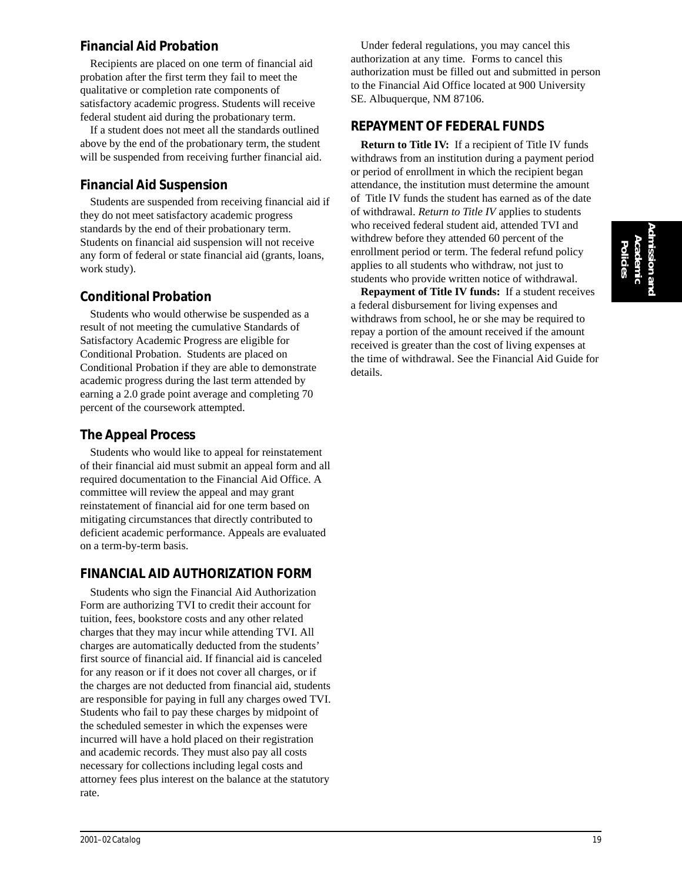### Financial Aid Probation

Recipients are placed on one term of financial aid probation after the first term they fail to meet the qualitative or completion rate components of satisfactory academic progress. Students will receive federal student aid during the probationary term.

If a student does not meet all the standards outlined above by the end of the probationary term, the student will be suspended from receiving further financial aid.

### Financial Aid Suspension

Students are suspended from receiving financial aid if they do not meet satisfactory academic progress standards by the end of their probationary term. Students on financial aid suspension will not receive any form of federal or state financial aid (grants, loans, work study).

### Conditional Probation

Students who would otherwise be suspended as a result of not meeting the cumulative Standards of Satisfactory Academic Progress are eligible for Conditional Probation. Students are placed on Conditional Probation if they are able to demonstrate academic progress during the last term attended by earning a 2.0 grade point average and completing 70 percent of the coursework attempted.

### The Appeal Process

Students who would like to appeal for reinstatement of their financial aid must submit an appeal form and all required documentation to the Financial Aid Office. A committee will review the appeal and may grant reinstatement of financial aid for one term based on mitigating circumstances that directly contributed to deficient academic performance. Appeals are evaluated on a term-by-term basis.

## FINANCIAL AID AUTHORIZATION FORM

Students who sign the Financial Aid Authorization Form are authorizing TVI to credit their account for tuition, fees, bookstore costs and any other related charges that they may incur while attending TVI. All charges are automatically deducted from the students' first source of financial aid. If financial aid is canceled for any reason or if it does not cover all charges, or if the charges are not deducted from financial aid, students are responsible for paying in full any charges owed TVI. Students who fail to pay these charges by midpoint of the scheduled semester in which the expenses were incurred will have a hold placed on their registration and academic records. They must also pay all costs necessary for collections including legal costs and attorney fees plus interest on the balance at the statutory rate.

Under federal regulations, you may cancel this authorization at any time. Forms to cancel this authorization must be filled out and submitted in person to the Financial Aid Office located at 900 University SE. Albuquerque, NM 87106.

## REPAYMENT OF FEDERAL FUNDS

**Return to Title IV:** If a recipient of Title IV funds withdraws from an institution during a payment period or period of enrollment in which the recipient began attendance, the institution must determine the amount of Title IV funds the student has earned as of the date of withdrawal. *Return to Title IV* applies to students who received federal student aid, attended TVI and withdrew before they attended 60 percent of the enrollment period or term. The federal refund policy applies to all students who withdraw, not just to students who provide written notice of withdrawal.

**Repayment of Title IV funds:** If a student receives a federal disbursement for living expenses and withdraws from school, he or she may be required to repay a portion of the amount received if the amount received is greater than the cost of living expenses at the time of withdrawal. See the Financial Aid Guide for details.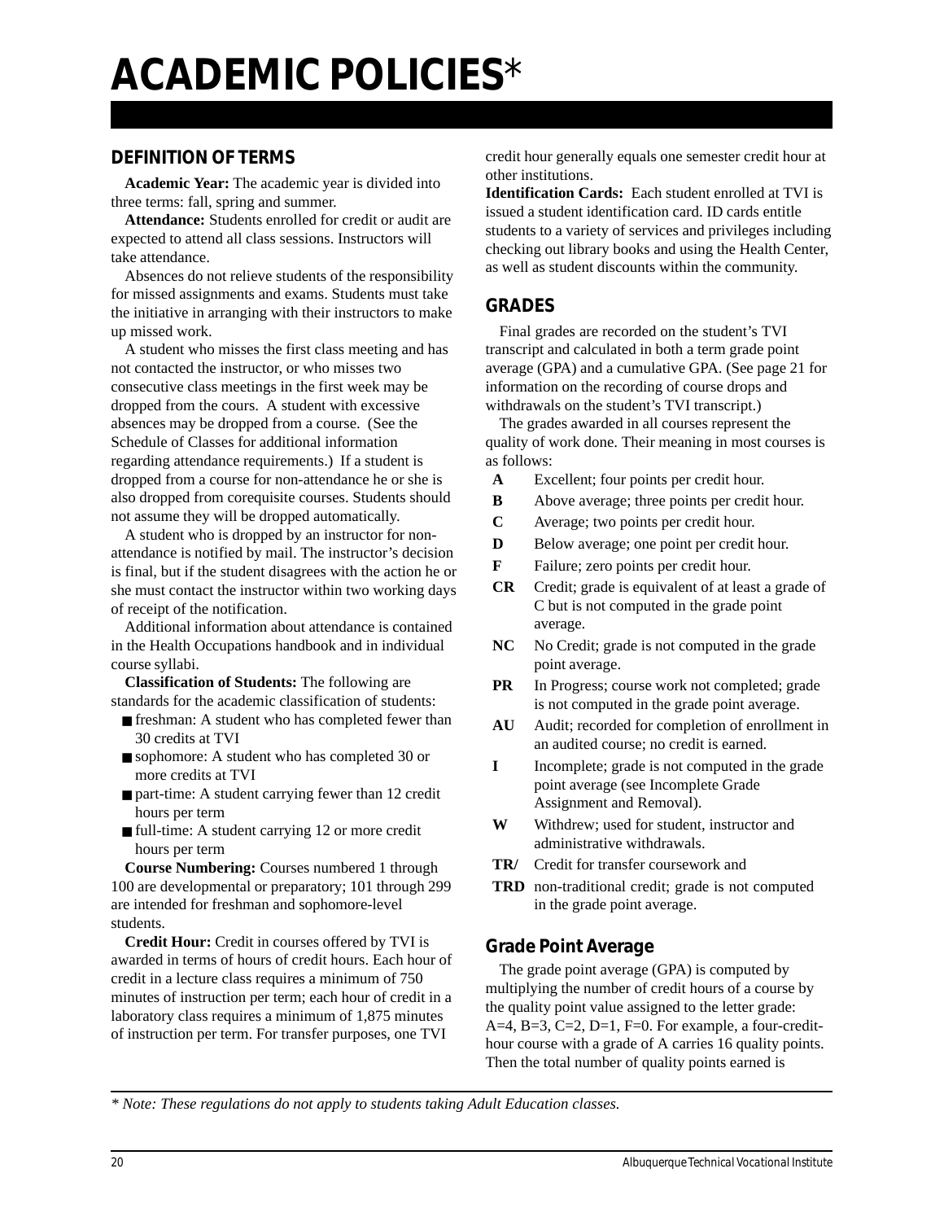# ACADEMIC POLICIES*

## DEFINITION OF TERMS

**Academic Year:** The academic year is divided into three terms: fall, spring and summer.

**Attendance:** Students enrolled for credit or audit are expected to attend all class sessions. Instructors will take attendance.

Absences do not relieve students of the responsibility for missed assignments and exams. Students must take the initiative in arranging with their instructors to make up missed work.

A student who misses the first class meeting and has not contacted the instructor, or who misses two consecutive class meetings in the first week may be dropped from the cours. A student with excessive absences may be dropped from a course. (See the Schedule of Classes for additional information regarding attendance requirements.) If a student is dropped from a course for non-attendance he or she is also dropped from corequisite courses. Students should not assume they will be dropped automatically.

A student who is dropped by an instructor for non-attendance is notified by mail. The instructor's decision is final, but if the student disagrees with the action he or she must contact the instructor within two working days of receipt of the notification.

Additional information about attendance is contained in the Health Occupations handbook and in individual course syllabi.

**Classification of Students:** The following are standards for the academic classification of students:

- freshman: A student who has completed fewer than 30 credits at TVI
- sophomore: A student who has completed 30 or more credits at TVI
- part-time: A student carrying fewer than 12 credit hours per term
- full-time: A student carrying 12 or more credit hours per term

**Course Numbering:** Courses numbered 1 through 100 are developmental or preparatory; 101 through 299 are intended for freshman and sophomore-level students.

**Credit Hour:** Credit in courses offered by TVI is awarded in terms of hours of credit hours. Each hour of credit in a lecture class requires a minimum of 750 minutes of instruction per term; each hour of credit in a laboratory class requires a minimum of 1,875 minutes of instruction per term. For transfer purposes, one TVI credit hour generally equals one semester credit hour at other institutions.

**Identification Cards:** Each student enrolled at TVI is issued a student identification card. ID cards entitle students to a variety of services and privileges including checking out library books and using the Health Center, as well as student discounts within the community.

## GRADES

Final grades are recorded on the student's TVI transcript and calculated in both a term grade point average (GPA) and a cumulative GPA. (See page 21 for information on the recording of course drops and withdrawals on the student's TVI transcript.)

The grades awarded in all courses represent the quality of work done. Their meaning in most courses is as follows:

- **A** Excellent; four points per credit hour.
- **B** Above average; three points per credit hour.
- **C** Average; two points per credit hour.
- **D** Below average; one point per credit hour.
- **F** Failure; zero points per credit hour.
- **CR** Credit; grade is equivalent of at least a grade of C but is not computed in the grade point average.
- **NC** No Credit; grade is not computed in the grade point average.
- **PR** In Progress; course work not completed; grade is not computed in the grade point average.
- **AU** Audit; recorded for completion of enrollment in an audited course; no credit is earned.
- **I** Incomplete; grade is not computed in the grade point average (see Incomplete Grade Assignment and Removal).
- **W** Withdrew; used for student, instructor and administrative withdrawals.
- **TR/TRD** Credit for transfer coursework and non-traditional credit; grade is not computed in the grade point average.

### Grade Point Average

The grade point average (GPA) is computed by multiplying the number of credit hours of a course by the quality point value assigned to the letter grade: A=4, B=3, C=2, D=1, F=0. For example, a four-credit-hour course with a grade of A carries 16 quality points. Then the total number of quality points earned is

*\* Note: These regulations do not apply to students taking Adult Education classes.*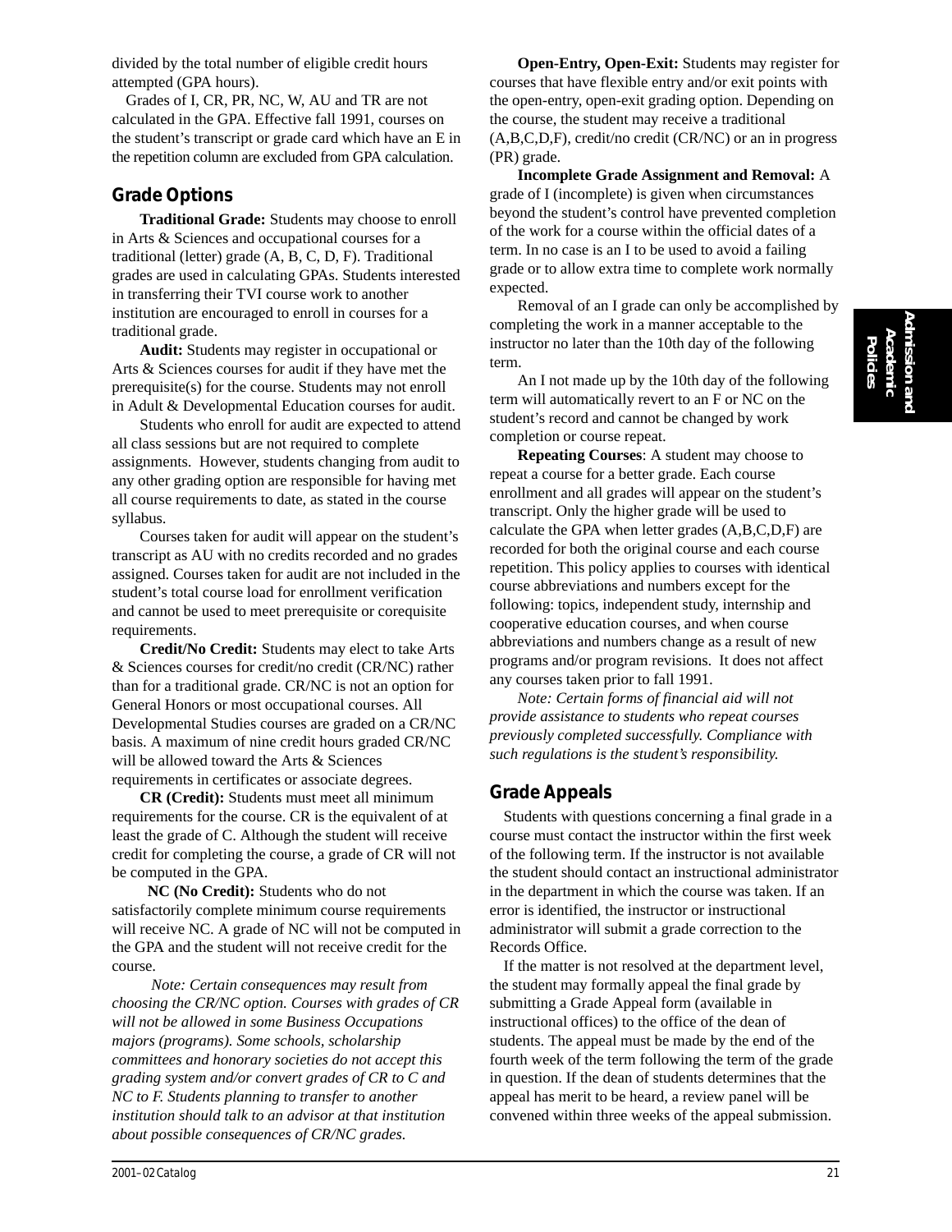divided by the total number of eligible credit hours attempted (GPA hours).

Grades of I, CR, PR, NC, W, AU and TR are not calculated in the GPA. Effective fall 1991, courses on the student's transcript or grade card which have an E in the repetition column are excluded from GPA calculation.

## Grade Options

**Traditional Grade:** Students may choose to enroll in Arts & Sciences and occupational courses for a traditional (letter) grade (A, B, C, D, F). Traditional grades are used in calculating GPAs. Students interested in transferring their TVI course work to another institution are encouraged to enroll in courses for a traditional grade.

**Audit:** Students may register in occupational or Arts & Sciences courses for audit if they have met the prerequisite(s) for the course. Students may not enroll in Adult & Developmental Education courses for audit.

Students who enroll for audit are expected to attend all class sessions but are not required to complete assignments. However, students changing from audit to any other grading option are responsible for having met all course requirements to date, as stated in the course syllabus.

Courses taken for audit will appear on the student's transcript as AU with no credits recorded and no grades assigned. Courses taken for audit are not included in the student's total course load for enrollment verification and cannot be used to meet prerequisite or corequisite requirements.

**Credit/No Credit:** Students may elect to take Arts & Sciences courses for credit/no credit (CR/NC) rather than for a traditional grade. CR/NC is not an option for General Honors or most occupational courses. All Developmental Studies courses are graded on a CR/NC basis. A maximum of nine credit hours graded CR/NC will be allowed toward the Arts & Sciences requirements in certificates or associate degrees.

**CR (Credit):** Students must meet all minimum requirements for the course. CR is the equivalent of at least the grade of C. Although the student will receive credit for completing the course, a grade of CR will not be computed in the GPA.

**NC (No Credit):** Students who do not satisfactorily complete minimum course requirements will receive NC. A grade of NC will not be computed in the GPA and the student will not receive credit for the course.

*Note: Certain consequences may result from choosing the CR/NC option. Courses with grades of CR will not be allowed in some Business Occupations majors (programs). Some schools, scholarship committees and honorary societies do not accept this grading system and/or convert grades of CR to C and NC to F. Students planning to transfer to another institution should talk to an advisor at that institution about possible consequences of CR/NC grades.*

**Open-Entry, Open-Exit:** Students may register for courses that have flexible entry and/or exit points with the open-entry, open-exit grading option. Depending on the course, the student may receive a traditional (A,B,C,D,F), credit/no credit (CR/NC) or an in progress (PR) grade.

**Incomplete Grade Assignment and Removal:** A grade of I (incomplete) is given when circumstances beyond the student's control have prevented completion of the work for a course within the official dates of a term. In no case is an I to be used to avoid a failing grade or to allow extra time to complete work normally expected.

Removal of an I grade can only be accomplished by completing the work in a manner acceptable to the instructor no later than the 10th day of the following term.

An I not made up by the 10th day of the following term will automatically revert to an F or NC on the student's record and cannot be changed by work completion or course repeat.

**Repeating Courses**: A student may choose to repeat a course for a better grade. Each course enrollment and all grades will appear on the student's transcript. Only the higher grade will be used to calculate the GPA when letter grades (A,B,C,D,F) are recorded for both the original course and each course repetition. This policy applies to courses with identical course abbreviations and numbers except for the following: topics, independent study, internship and cooperative education courses, and when course abbreviations and numbers change as a result of new programs and/or program revisions. It does not affect any courses taken prior to fall 1991.

*Note: Certain forms of financial aid will not provide assistance to students who repeat courses previously completed successfully. Compliance with such regulations is the student's responsibility.*

## Grade Appeals

Students with questions concerning a final grade in a course must contact the instructor within the first week of the following term. If the instructor is not available the student should contact an instructional administrator in the department in which the course was taken. If an error is identified, the instructor or instructional administrator will submit a grade correction to the Records Office.

If the matter is not resolved at the department level, the student may formally appeal the final grade by submitting a Grade Appeal form (available in instructional offices) to the office of the dean of students. The appeal must be made by the end of the fourth week of the term following the term of the grade in question. If the dean of students determines that the appeal has merit to be heard, a review panel will be convened within three weeks of the appeal submission.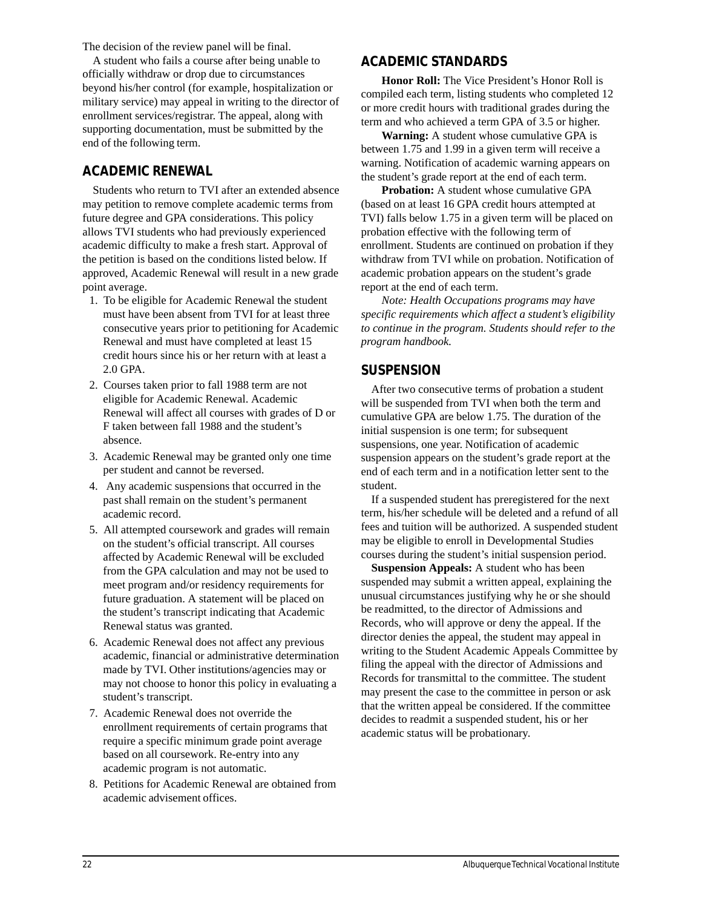The decision of the review panel will be final.

A student who fails a course after being unable to officially withdraw or drop due to circumstances beyond his/her control (for example, hospitalization or military service) may appeal in writing to the director of enrollment services/registrar. The appeal, along with supporting documentation, must be submitted by the end of the following term.

## ACADEMIC RENEWAL

Students who return to TVI after an extended absence may petition to remove complete academic terms from future degree and GPA considerations. This policy allows TVI students who had previously experienced academic difficulty to make a fresh start. Approval of the petition is based on the conditions listed below. If approved, Academic Renewal will result in a new grade point average.

1. To be eligible for Academic Renewal the student must have been absent from TVI for at least three consecutive years prior to petitioning for Academic Renewal and must have completed at least 15 credit hours since his or her return with at least a 2.0 GPA.
2. Courses taken prior to fall 1988 term are not eligible for Academic Renewal. Academic Renewal will affect all courses with grades of D or F taken between fall 1988 and the student's absence.
3. Academic Renewal may be granted only one time per student and cannot be reversed.
4. Any academic suspensions that occurred in the past shall remain on the student's permanent academic record.
5. All attempted coursework and grades will remain on the student's official transcript. All courses affected by Academic Renewal will be excluded from the GPA calculation and may not be used to meet program and/or residency requirements for future graduation. A statement will be placed on the student's transcript indicating that Academic Renewal status was granted.
6. Academic Renewal does not affect any previous academic, financial or administrative determination made by TVI. Other institutions/agencies may or may not choose to honor this policy in evaluating a student's transcript.
7. Academic Renewal does not override the enrollment requirements of certain programs that require a specific minimum grade point average based on all coursework. Re-entry into any academic program is not automatic.
8. Petitions for Academic Renewal are obtained from academic advisement offices.

## ACADEMIC STANDARDS

**Honor Roll:** The Vice President's Honor Roll is compiled each term, listing students who completed 12 or more credit hours with traditional grades during the term and who achieved a term GPA of 3.5 or higher.

**Warning:** A student whose cumulative GPA is between 1.75 and 1.99 in a given term will receive a warning. Notification of academic warning appears on the student's grade report at the end of each term.

**Probation:** A student whose cumulative GPA (based on at least 16 GPA credit hours attempted at TVI) falls below 1.75 in a given term will be placed on probation effective with the following term of enrollment. Students are continued on probation if they withdraw from TVI while on probation. Notification of academic probation appears on the student's grade report at the end of each term.

*Note: Health Occupations programs may have specific requirements which affect a student's eligibility to continue in the program. Students should refer to the program handbook.*

## SUSPENSION

After two consecutive terms of probation a student will be suspended from TVI when both the term and cumulative GPA are below 1.75. The duration of the initial suspension is one term; for subsequent suspensions, one year. Notification of academic suspension appears on the student's grade report at the end of each term and in a notification letter sent to the student.

If a suspended student has preregistered for the next term, his/her schedule will be deleted and a refund of all fees and tuition will be authorized. A suspended student may be eligible to enroll in Developmental Studies courses during the student's initial suspension period.

**Suspension Appeals:** A student who has been suspended may submit a written appeal, explaining the unusual circumstances justifying why he or she should be readmitted, to the director of Admissions and Records, who will approve or deny the appeal. If the director denies the appeal, the student may appeal in writing to the Student Academic Appeals Committee by filing the appeal with the director of Admissions and Records for transmittal to the committee. The student may present the case to the committee in person or ask that the written appeal be considered. If the committee decides to readmit a suspended student, his or her academic status will be probationary.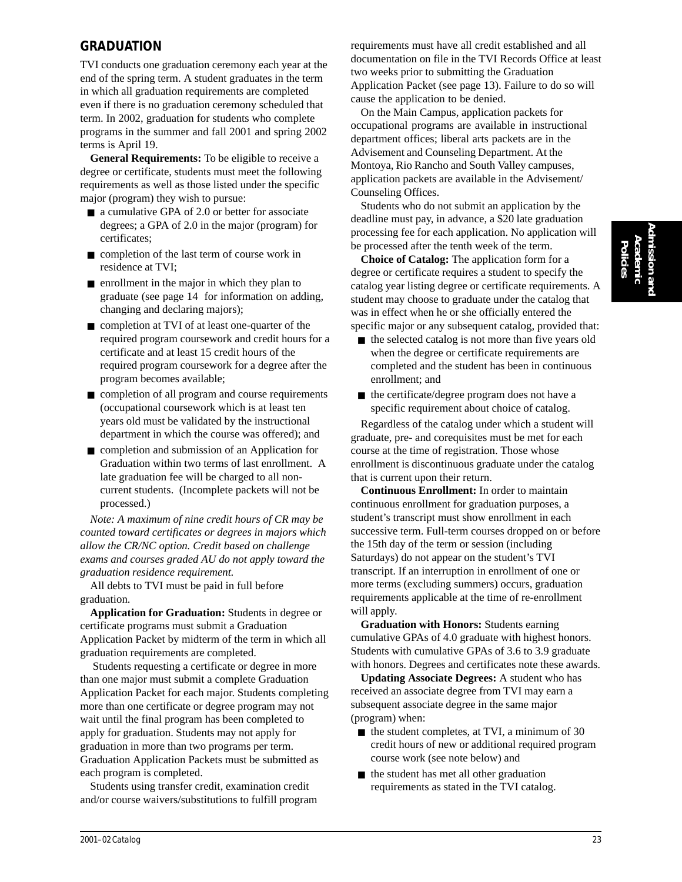## GRADUATION

TVI conducts one graduation ceremony each year at the end of the spring term. A student graduates in the term in which all graduation requirements are completed even if there is no graduation ceremony scheduled that term. In 2002, graduation for students who complete programs in the summer and fall 2001 and spring 2002 terms is April 19.

**General Requirements:** To be eligible to receive a degree or certificate, students must meet the following requirements as well as those listed under the specific major (program) they wish to pursue:

- a cumulative GPA of 2.0 or better for associate degrees; a GPA of 2.0 in the major (program) for certificates;
- completion of the last term of course work in residence at TVI;
- enrollment in the major in which they plan to graduate (see page 14 for information on adding, changing and declaring majors);
- completion at TVI of at least one-quarter of the required program coursework and credit hours for a certificate and at least 15 credit hours of the required program coursework for a degree after the program becomes available;
- completion of all program and course requirements (occupational coursework which is at least ten years old must be validated by the instructional department in which the course was offered); and
- completion and submission of an Application for Graduation within two terms of last enrollment. A late graduation fee will be charged to all non-current students. (Incomplete packets will not be processed.)

*Note: A maximum of nine credit hours of CR may be counted toward certificates or degrees in majors which allow the CR/NC option. Credit based on challenge exams and courses graded AU do not apply toward the graduation residence requirement.*

All debts to TVI must be paid in full before graduation.

**Application for Graduation:** Students in degree or certificate programs must submit a Graduation Application Packet by midterm of the term in which all graduation requirements are completed.

Students requesting a certificate or degree in more than one major must submit a complete Graduation Application Packet for each major. Students completing more than one certificate or degree program may not wait until the final program has been completed to apply for graduation. Students may not apply for graduation in more than two programs per term. Graduation Application Packets must be submitted as each program is completed.

Students using transfer credit, examination credit and/or course waivers/substitutions to fulfill program requirements must have all credit established and all documentation on file in the TVI Records Office at least two weeks prior to submitting the Graduation Application Packet (see page 13). Failure to do so will cause the application to be denied.

On the Main Campus, application packets for occupational programs are available in instructional department offices; liberal arts packets are in the Advisement and Counseling Department. At the Montoya, Rio Rancho and South Valley campuses, application packets are available in the Advisement/Counseling Offices.

Students who do not submit an application by the deadline must pay, in advance, a $20 late graduation processing fee for each application. No application will be processed after the tenth week of the term.

**Choice of Catalog:** The application form for a degree or certificate requires a student to specify the catalog year listing degree or certificate requirements. A student may choose to graduate under the catalog that was in effect when he or she officially entered the specific major or any subsequent catalog, provided that:

- the selected catalog is not more than five years old when the degree or certificate requirements are completed and the student has been in continuous enrollment; and
- the certificate/degree program does not have a specific requirement about choice of catalog.

Regardless of the catalog under which a student will graduate, pre- and corequisites must be met for each course at the time of registration. Those whose enrollment is discontinuous graduate under the catalog that is current upon their return.

**Continuous Enrollment:** In order to maintain continuous enrollment for graduation purposes, a student's transcript must show enrollment in each successive term. Full-term courses dropped on or before the 15th day of the term or session (including Saturdays) do not appear on the student's TVI transcript. If an interruption in enrollment of one or more terms (excluding summers) occurs, graduation requirements applicable at the time of re-enrollment will apply.

**Graduation with Honors:** Students earning cumulative GPAs of 4.0 graduate with highest honors. Students with cumulative GPAs of 3.6 to 3.9 graduate with honors. Degrees and certificates note these awards.

**Updating Associate Degrees:** A student who has received an associate degree from TVI may earn a subsequent associate degree in the same major (program) when:

- the student completes, at TVI, a minimum of 30 credit hours of new or additional required program course work (see note below) and
- the student has met all other graduation requirements as stated in the TVI catalog.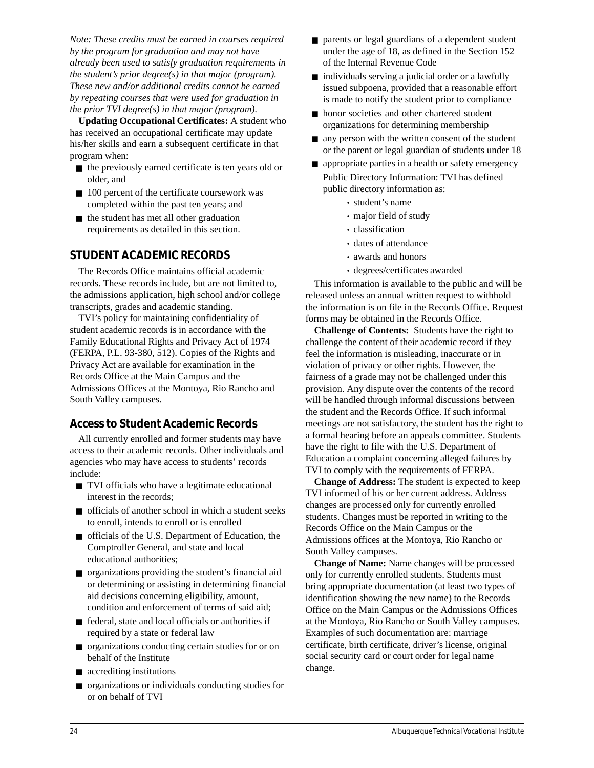*Note: These credits must be earned in courses required by the program for graduation and may not have already been used to satisfy graduation requirements in the student's prior degree(s) in that major (program). These new and/or additional credits cannot be earned by repeating courses that were used for graduation in the prior TVI degree(s) in that major (program).*

**Updating Occupational Certificates:** A student who has received an occupational certificate may update his/her skills and earn a subsequent certificate in that program when:

- the previously earned certificate is ten years old or older, and
- 100 percent of the certificate coursework was completed within the past ten years; and
- the student has met all other graduation requirements as detailed in this section.

## STUDENT ACADEMIC RECORDS

The Records Office maintains official academic records. These records include, but are not limited to, the admissions application, high school and/or college transcripts, grades and academic standing.

TVI's policy for maintaining confidentiality of student academic records is in accordance with the Family Educational Rights and Privacy Act of 1974 (FERPA, P.L. 93-380, 512). Copies of the Rights and Privacy Act are available for examination in the Records Office at the Main Campus and the Admissions Offices at the Montoya, Rio Rancho and South Valley campuses.

### Access to Student Academic Records

All currently enrolled and former students may have access to their academic records. Other individuals and agencies who may have access to students' records include:

- TVI officials who have a legitimate educational interest in the records;
- officials of another school in which a student seeks to enroll, intends to enroll or is enrolled
- officials of the U.S. Department of Education, the Comptroller General, and state and local educational authorities;
- organizations providing the student's financial aid or determining or assisting in determining financial aid decisions concerning eligibility, amount, condition and enforcement of terms of said aid;
- federal, state and local officials or authorities if required by a state or federal law
- organizations conducting certain studies for or on behalf of the Institute
- accrediting institutions
- organizations or individuals conducting studies for or on behalf of TVI
- parents or legal guardians of a dependent student under the age of 18, as defined in the Section 152 of the Internal Revenue Code
- individuals serving a judicial order or a lawfully issued subpoena, provided that a reasonable effort is made to notify the student prior to compliance
- honor societies and other chartered student organizations for determining membership
- any person with the written consent of the student or the parent or legal guardian of students under 18
- appropriate parties in a health or safety emergency

Public Directory Information: TVI has defined public directory information as:

- student's name
- major field of study
- classification
- dates of attendance
- awards and honors
- degrees/certificates awarded

This information is available to the public and will be released unless an annual written request to withhold the information is on file in the Records Office. Request forms may be obtained in the Records Office.

**Challenge of Contents:** Students have the right to challenge the content of their academic record if they feel the information is misleading, inaccurate or in violation of privacy or other rights. However, the fairness of a grade may not be challenged under this provision. Any dispute over the contents of the record will be handled through informal discussions between the student and the Records Office. If such informal meetings are not satisfactory, the student has the right to a formal hearing before an appeals committee. Students have the right to file with the U.S. Department of Education a complaint concerning alleged failures by TVI to comply with the requirements of FERPA.

**Change of Address:** The student is expected to keep TVI informed of his or her current address. Address changes are processed only for currently enrolled students. Changes must be reported in writing to the Records Office on the Main Campus or the Admissions offices at the Montoya, Rio Rancho or South Valley campuses.

**Change of Name:** Name changes will be processed only for currently enrolled students. Students must bring appropriate documentation (at least two types of identification showing the new name) to the Records Office on the Main Campus or the Admissions Offices at the Montoya, Rio Rancho or South Valley campuses. Examples of such documentation are: marriage certificate, birth certificate, driver's license, original social security card or court order for legal name change.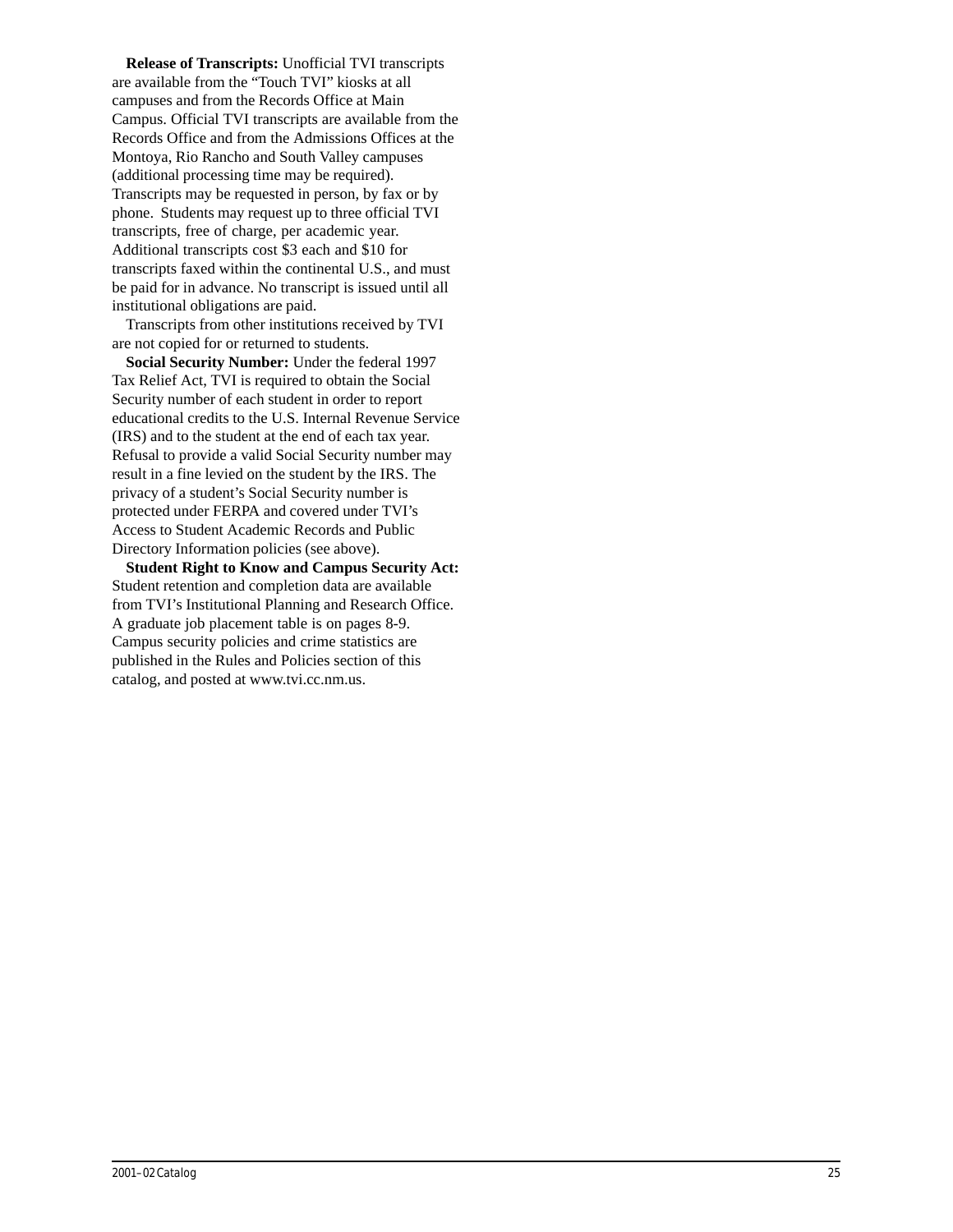**Release of Transcripts:** Unofficial TVI transcripts are available from the "Touch TVI" kiosks at all campuses and from the Records Office at Main Campus. Official TVI transcripts are available from the Records Office and from the Admissions Offices at the Montoya, Rio Rancho and South Valley campuses (additional processing time may be required). Transcripts may be requested in person, by fax or by phone. Students may request up to three official TVI transcripts, free of charge, per academic year. Additional transcripts cost $3 each and $10 for transcripts faxed within the continental U.S., and must be paid for in advance. No transcript is issued until all institutional obligations are paid.

Transcripts from other institutions received by TVI are not copied for or returned to students.

**Social Security Number:** Under the federal 1997 Tax Relief Act, TVI is required to obtain the Social Security number of each student in order to report educational credits to the U.S. Internal Revenue Service (IRS) and to the student at the end of each tax year. Refusal to provide a valid Social Security number may result in a fine levied on the student by the IRS. The privacy of a student's Social Security number is protected under FERPA and covered under TVI's Access to Student Academic Records and Public Directory Information policies (see above).

**Student Right to Know and Campus Security Act:** Student retention and completion data are available from TVI's Institutional Planning and Research Office. A graduate job placement table is on pages 8-9. Campus security policies and crime statistics are published in the Rules and Policies section of this catalog, and posted at www.tvi.cc.nm.us.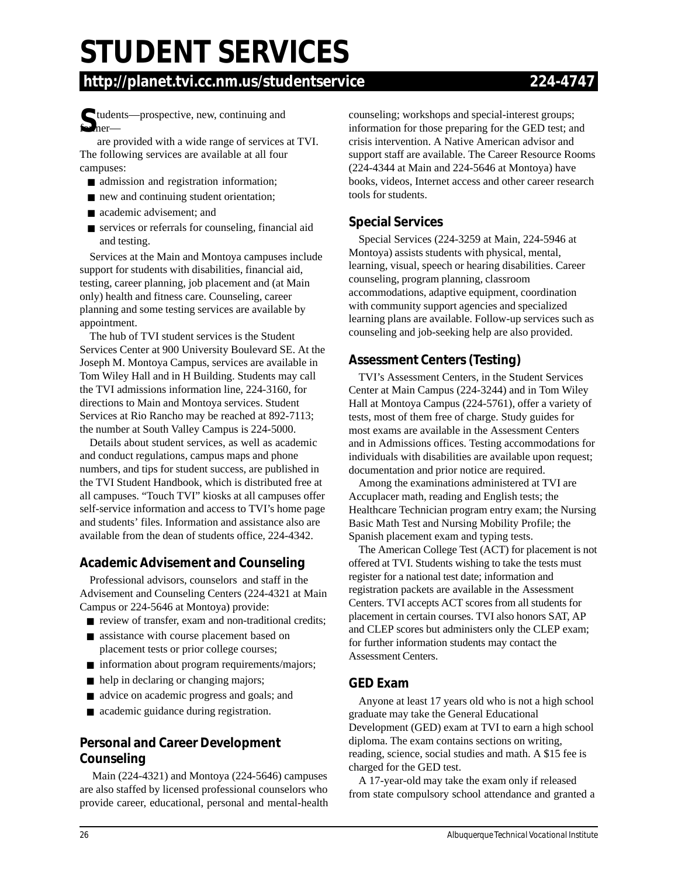# STUDENT SERVICES

**http://planet.tvi.cc.nm.us/studentservice 224-4747**

Students—prospective, new, continuing and former—are provided with a wide range of services at TVI. The following services are available at all four campuses:

- admission and registration information;
- new and continuing student orientation;
- academic advisement; and
- services or referrals for counseling, financial aid and testing.

Services at the Main and Montoya campuses include support for students with disabilities, financial aid, testing, career planning, job placement and (at Main only) health and fitness care. Counseling, career planning and some testing services are available by appointment.

The hub of TVI student services is the Student Services Center at 900 University Boulevard SE. At the Joseph M. Montoya Campus, services are available in Tom Wiley Hall and in H Building. Students may call the TVI admissions information line, 224-3160, for directions to Main and Montoya services. Student Services at Rio Rancho may be reached at 892-7113; the number at South Valley Campus is 224-5000.

Details about student services, as well as academic and conduct regulations, campus maps and phone numbers, and tips for student success, are published in the TVI Student Handbook, which is distributed free at all campuses. "Touch TVI" kiosks at all campuses offer self-service information and access to TVI's home page and students' files. Information and assistance also are available from the dean of students office, 224-4342.

## Academic Advisement and Counseling

Professional advisors, counselors and staff in the Advisement and Counseling Centers (224-4321 at Main Campus or 224-5646 at Montoya) provide:

- review of transfer, exam and non-traditional credits;
- assistance with course placement based on placement tests or prior college courses;
- information about program requirements/majors;
- help in declaring or changing majors;
- advice on academic progress and goals; and
- academic guidance during registration.

## Personal and Career Development Counseling

Main (224-4321) and Montoya (224-5646) campuses are also staffed by licensed professional counselors who provide career, educational, personal and mental-health counseling; workshops and special-interest groups; information for those preparing for the GED test; and crisis intervention. A Native American advisor and support staff are available. The Career Resource Rooms (224-4344 at Main and 224-5646 at Montoya) have books, videos, Internet access and other career research tools for students.

## Special Services

Special Services (224-3259 at Main, 224-5946 at Montoya) assists students with physical, mental, learning, visual, speech or hearing disabilities. Career counseling, program planning, classroom accommodations, adaptive equipment, coordination with community support agencies and specialized learning plans are available. Follow-up services such as counseling and job-seeking help are also provided.

## Assessment Centers (Testing)

TVI's Assessment Centers, in the Student Services Center at Main Campus (224-3244) and in Tom Wiley Hall at Montoya Campus (224-5761), offer a variety of tests, most of them free of charge. Study guides for most exams are available in the Assessment Centers and in Admissions offices. Testing accommodations for individuals with disabilities are available upon request; documentation and prior notice are required.

Among the examinations administered at TVI are Accuplacer math, reading and English tests; the Healthcare Technician program entry exam; the Nursing Basic Math Test and Nursing Mobility Profile; the Spanish placement exam and typing tests.

The American College Test (ACT) for placement is not offered at TVI. Students wishing to take the tests must register for a national test date; information and registration packets are available in the Assessment Centers. TVI accepts ACT scores from all students for placement in certain courses. TVI also honors SAT, AP and CLEP scores but administers only the CLEP exam; for further information students may contact the Assessment Centers.

## GED Exam

Anyone at least 17 years old who is not a high school graduate may take the General Educational Development (GED) exam at TVI to earn a high school diploma. The exam contains sections on writing, reading, science, social studies and math. A $15 fee is charged for the GED test.

A 17-year-old may take the exam only if released from state compulsory school attendance and granted a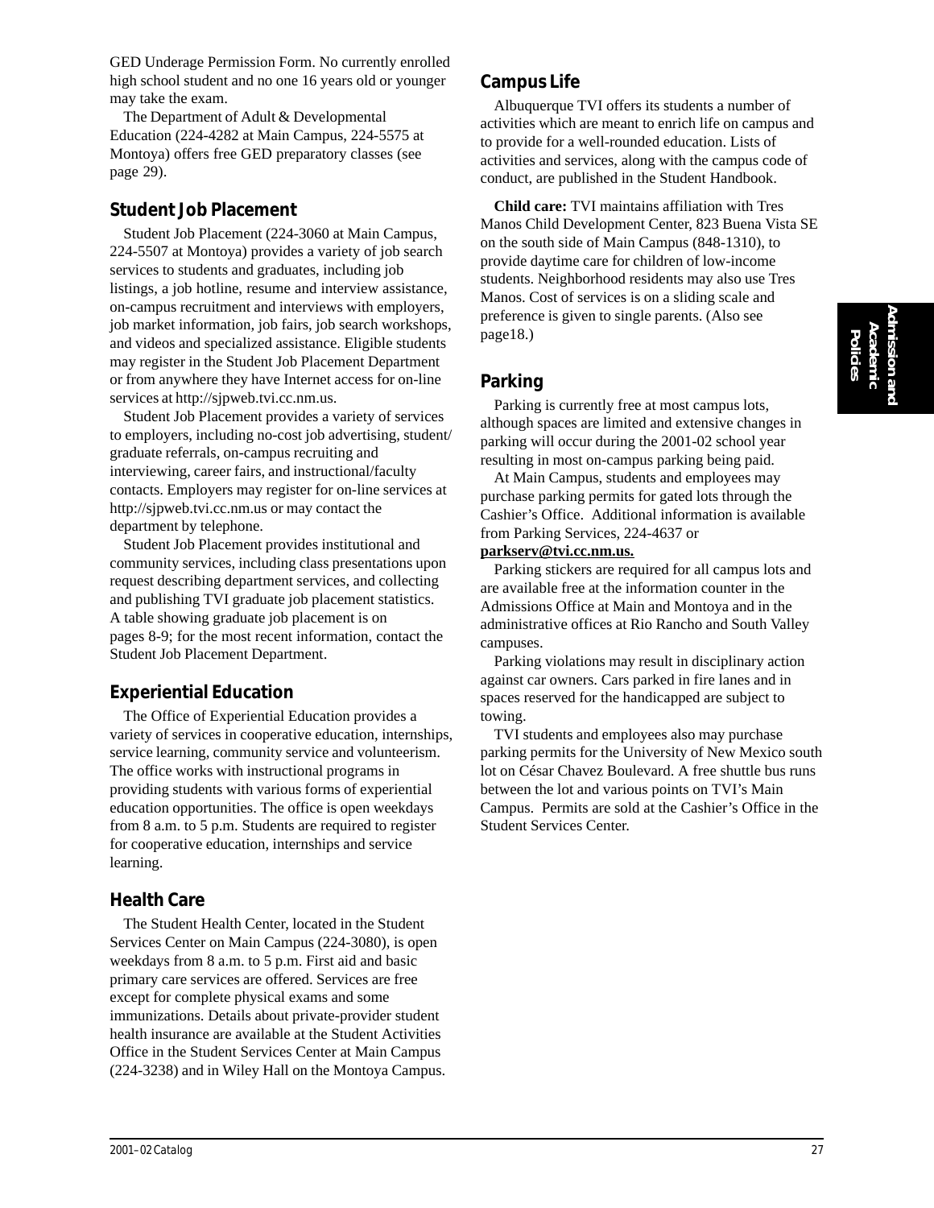GED Underage Permission Form. No currently enrolled high school student and no one 16 years old or younger may take the exam.

The Department of Adult & Developmental Education (224-4282 at Main Campus, 224-5575 at Montoya) offers free GED preparatory classes (see page 29).

## Student Job Placement

Student Job Placement (224-3060 at Main Campus, 224-5507 at Montoya) provides a variety of job search services to students and graduates, including job listings, a job hotline, resume and interview assistance, on-campus recruitment and interviews with employers, job market information, job fairs, job search workshops, and videos and specialized assistance. Eligible students may register in the Student Job Placement Department or from anywhere they have Internet access for on-line services at http://sjpweb.tvi.cc.nm.us.

Student Job Placement provides a variety of services to employers, including no-cost job advertising, student/graduate referrals, on-campus recruiting and interviewing, career fairs, and instructional/faculty contacts. Employers may register for on-line services at http://sjpweb.tvi.cc.nm.us or may contact the department by telephone.

Student Job Placement provides institutional and community services, including class presentations upon request describing department services, and collecting and publishing TVI graduate job placement statistics. A table showing graduate job placement is on pages 8-9; for the most recent information, contact the Student Job Placement Department.

## Experiential Education

The Office of Experiential Education provides a variety of services in cooperative education, internships, service learning, community service and volunteerism. The office works with instructional programs in providing students with various forms of experiential education opportunities. The office is open weekdays from 8 a.m. to 5 p.m. Students are required to register for cooperative education, internships and service learning.

## Health Care

The Student Health Center, located in the Student Services Center on Main Campus (224-3080), is open weekdays from 8 a.m. to 5 p.m. First aid and basic primary care services are offered. Services are free except for complete physical exams and some immunizations. Details about private-provider student health insurance are available at the Student Activities Office in the Student Services Center at Main Campus (224-3238) and in Wiley Hall on the Montoya Campus.

## Campus Life

Albuquerque TVI offers its students a number of activities which are meant to enrich life on campus and to provide for a well-rounded education. Lists of activities and services, along with the campus code of conduct, are published in the Student Handbook.

**Child care:** TVI maintains affiliation with Tres Manos Child Development Center, 823 Buena Vista SE on the south side of Main Campus (848-1310), to provide daytime care for children of low-income students. Neighborhood residents may also use Tres Manos. Cost of services is on a sliding scale and preference is given to single parents. (Also see page18.)

## Parking

Parking is currently free at most campus lots, although spaces are limited and extensive changes in parking will occur during the 2001-02 school year resulting in most on-campus parking being paid.

At Main Campus, students and employees may purchase parking permits for gated lots through the Cashier's Office. Additional information is available from Parking Services, 224-4637 or **parkserv@tvi.cc.nm.us.**

Parking stickers are required for all campus lots and are available free at the information counter in the Admissions Office at Main and Montoya and in the administrative offices at Rio Rancho and South Valley campuses.

Parking violations may result in disciplinary action against car owners. Cars parked in fire lanes and in spaces reserved for the handicapped are subject to towing.

TVI students and employees also may purchase parking permits for the University of New Mexico south lot on César Chavez Boulevard. A free shuttle bus runs between the lot and various points on TVI's Main Campus. Permits are sold at the Cashier's Office in the Student Services Center.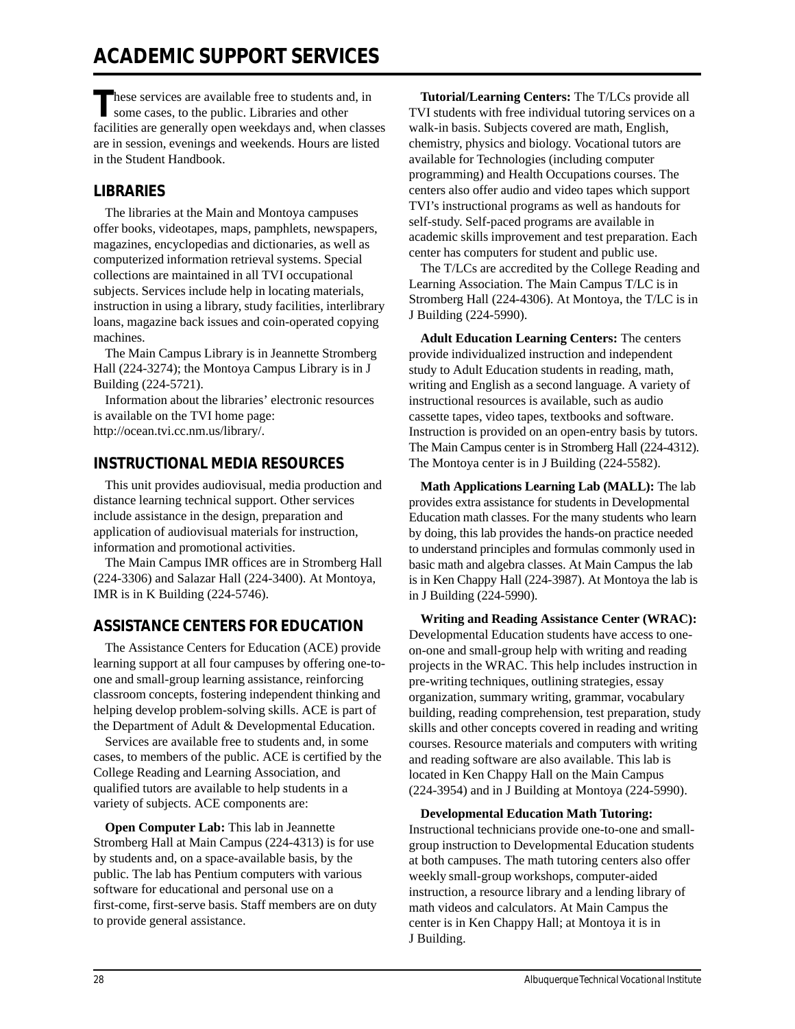# ACADEMIC SUPPORT SERVICES

These services are available free to students and, in some cases, to the public. Libraries and other facilities are generally open weekdays and, when classes are in session, evenings and weekends. Hours are listed in the Student Handbook.

## LIBRARIES

The libraries at the Main and Montoya campuses offer books, videotapes, maps, pamphlets, newspapers, magazines, encyclopedias and dictionaries, as well as computerized information retrieval systems. Special collections are maintained in all TVI occupational subjects. Services include help in locating materials, instruction in using a library, study facilities, interlibrary loans, magazine back issues and coin-operated copying machines.

The Main Campus Library is in Jeannette Stromberg Hall (224-3274); the Montoya Campus Library is in J Building (224-5721).

Information about the libraries' electronic resources is available on the TVI home page: http://ocean.tvi.cc.nm.us/library/.

## INSTRUCTIONAL MEDIA RESOURCES

This unit provides audiovisual, media production and distance learning technical support. Other services include assistance in the design, preparation and application of audiovisual materials for instruction, information and promotional activities.

The Main Campus IMR offices are in Stromberg Hall (224-3306) and Salazar Hall (224-3400). At Montoya, IMR is in K Building (224-5746).

## ASSISTANCE CENTERS FOR EDUCATION

The Assistance Centers for Education (ACE) provide learning support at all four campuses by offering one-to-one and small-group learning assistance, reinforcing classroom concepts, fostering independent thinking and helping develop problem-solving skills. ACE is part of the Department of Adult & Developmental Education.

Services are available free to students and, in some cases, to members of the public. ACE is certified by the College Reading and Learning Association, and qualified tutors are available to help students in a variety of subjects. ACE components are:

**Open Computer Lab:** This lab in Jeannette Stromberg Hall at Main Campus (224-4313) is for use by students and, on a space-available basis, by the public. The lab has Pentium computers with various software for educational and personal use on a first-come, first-serve basis. Staff members are on duty to provide general assistance.

**Tutorial/Learning Centers:** The T/LCs provide all TVI students with free individual tutoring services on a walk-in basis. Subjects covered are math, English, chemistry, physics and biology. Vocational tutors are available for Technologies (including computer programming) and Health Occupations courses. The centers also offer audio and video tapes which support TVI's instructional programs as well as handouts for self-study. Self-paced programs are available in academic skills improvement and test preparation. Each center has computers for student and public use.

The T/LCs are accredited by the College Reading and Learning Association. The Main Campus T/LC is in Stromberg Hall (224-4306). At Montoya, the T/LC is in J Building (224-5990).

**Adult Education Learning Centers:** The centers provide individualized instruction and independent study to Adult Education students in reading, math, writing and English as a second language. A variety of instructional resources is available, such as audio cassette tapes, video tapes, textbooks and software. Instruction is provided on an open-entry basis by tutors. The Main Campus center is in Stromberg Hall (224-4312). The Montoya center is in J Building (224-5582).

**Math Applications Learning Lab (MALL):** The lab provides extra assistance for students in Developmental Education math classes. For the many students who learn by doing, this lab provides the hands-on practice needed to understand principles and formulas commonly used in basic math and algebra classes. At Main Campus the lab is in Ken Chappy Hall (224-3987). At Montoya the lab is in J Building (224-5990).

**Writing and Reading Assistance Center (WRAC):** Developmental Education students have access to one-on-one and small-group help with writing and reading projects in the WRAC. This help includes instruction in pre-writing techniques, outlining strategies, essay organization, summary writing, grammar, vocabulary building, reading comprehension, test preparation, study skills and other concepts covered in reading and writing courses. Resource materials and computers with writing and reading software are also available. This lab is located in Ken Chappy Hall on the Main Campus (224-3954) and in J Building at Montoya (224-5990).

**Developmental Education Math Tutoring:** Instructional technicians provide one-to-one and small-group instruction to Developmental Education students at both campuses. The math tutoring centers also offer weekly small-group workshops, computer-aided instruction, a resource library and a lending library of math videos and calculators. At Main Campus the center is in Ken Chappy Hall; at Montoya it is in J Building.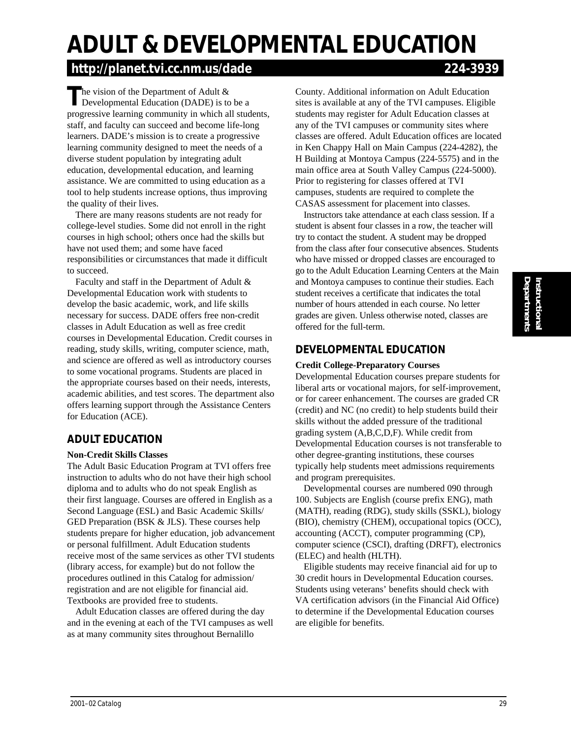# ADULT & DEVELOPMENTAL EDUCATION

**http://planet.tvi.cc.nm.us/dade 224-3939**

The vision of the Department of Adult & Developmental Education (DADE) is to be a progressive learning community in which all students, staff, and faculty can succeed and become life-long learners. DADE's mission is to create a progressive learning community designed to meet the needs of a diverse student population by integrating adult education, developmental education, and learning assistance. We are committed to using education as a tool to help students increase options, thus improving the quality of their lives.

There are many reasons students are not ready for college-level studies. Some did not enroll in the right courses in high school; others once had the skills but have not used them; and some have faced responsibilities or circumstances that made it difficult to succeed.

Faculty and staff in the Department of Adult & Developmental Education work with students to develop the basic academic, work, and life skills necessary for success. DADE offers free non-credit classes in Adult Education as well as free credit courses in Developmental Education. Credit courses in reading, study skills, writing, computer science, math, and science are offered as well as introductory courses to some vocational programs. Students are placed in the appropriate courses based on their needs, interests, academic abilities, and test scores. The department also offers learning support through the Assistance Centers for Education (ACE).

## ADULT EDUCATION

**Non-Credit Skills Classes**

The Adult Basic Education Program at TVI offers free instruction to adults who do not have their high school diploma and to adults who do not speak English as their first language. Courses are offered in English as a Second Language (ESL) and Basic Academic Skills/ GED Preparation (BSK & JLS). These courses help students prepare for higher education, job advancement or personal fulfillment. Adult Education students receive most of the same services as other TVI students (library access, for example) but do not follow the procedures outlined in this Catalog for admission/ registration and are not eligible for financial aid. Textbooks are provided free to students.

Adult Education classes are offered during the day and in the evening at each of the TVI campuses as well as at many community sites throughout Bernalillo County. Additional information on Adult Education sites is available at any of the TVI campuses. Eligible students may register for Adult Education classes at any of the TVI campuses or community sites where classes are offered. Adult Education offices are located in Ken Chappy Hall on Main Campus (224-4282), the H Building at Montoya Campus (224-5575) and in the main office area at South Valley Campus (224-5000). Prior to registering for classes offered at TVI campuses, students are required to complete the CASAS assessment for placement into classes.

Instructors take attendance at each class session. If a student is absent four classes in a row, the teacher will try to contact the student. A student may be dropped from the class after four consecutive absences. Students who have missed or dropped classes are encouraged to go to the Adult Education Learning Centers at the Main and Montoya campuses to continue their studies. Each student receives a certificate that indicates the total number of hours attended in each course. No letter grades are given. Unless otherwise noted, classes are offered for the full-term.

## DEVELOPMENTAL EDUCATION

**Credit College-Preparatory Courses**

Developmental Education courses prepare students for liberal arts or vocational majors, for self-improvement, or for career enhancement. The courses are graded CR (credit) and NC (no credit) to help students build their skills without the added pressure of the traditional grading system (A,B,C,D,F). While credit from Developmental Education courses is not transferable to other degree-granting institutions, these courses typically help students meet admissions requirements and program prerequisites.

Developmental courses are numbered 090 through 100. Subjects are English (course prefix ENG), math (MATH), reading (RDG), study skills (SSKL), biology (BIO), chemistry (CHEM), occupational topics (OCC), accounting (ACCT), computer programming (CP), computer science (CSCI), drafting (DRFT), electronics (ELEC) and health (HLTH).

Eligible students may receive financial aid for up to 30 credit hours in Developmental Education courses. Students using veterans' benefits should check with VA certification advisors (in the Financial Aid Office) to determine if the Developmental Education courses are eligible for benefits.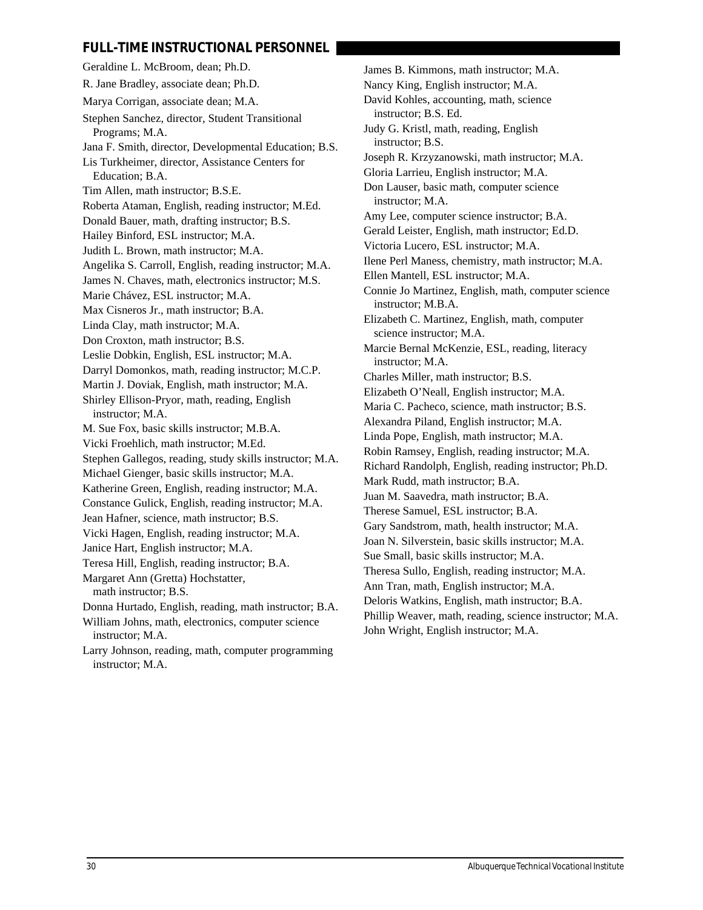## FULL-TIME INSTRUCTIONAL PERSONNEL

Geraldine L. McBroom, dean; Ph.D.

R. Jane Bradley, associate dean; Ph.D.

Marya Corrigan, associate dean; M.A.

Stephen Sanchez, director, Student Transitional Programs; M.A.

Jana F. Smith, director, Developmental Education; B.S.

Lis Turkheimer, director, Assistance Centers for Education; B.A.

Tim Allen, math instructor; B.S.E.

Roberta Ataman, English, reading instructor; M.Ed.

Donald Bauer, math, drafting instructor; B.S.

Hailey Binford, ESL instructor; M.A.

Judith L. Brown, math instructor; M.A.

Angelika S. Carroll, English, reading instructor; M.A.

James N. Chaves, math, electronics instructor; M.S.

Marie Chávez, ESL instructor; M.A.

Max Cisneros Jr., math instructor; B.A.

Linda Clay, math instructor; M.A.

Don Croxton, math instructor; B.S.

Leslie Dobkin, English, ESL instructor; M.A.

Darryl Domonkos, math, reading instructor; M.C.P.

Martin J. Doviak, English, math instructor; M.A.

Shirley Ellison-Pryor, math, reading, English instructor; M.A.

M. Sue Fox, basic skills instructor; M.B.A.

Vicki Froehlich, math instructor; M.Ed.

Stephen Gallegos, reading, study skills instructor; M.A.

Michael Gienger, basic skills instructor; M.A.

Katherine Green, English, reading instructor; M.A.

Constance Gulick, English, reading instructor; M.A.

Jean Hafner, science, math instructor; B.S.

Vicki Hagen, English, reading instructor; M.A.

Janice Hart, English instructor; M.A.

Teresa Hill, English, reading instructor; B.A.

Margaret Ann (Gretta) Hochstatter, math instructor; B.S.

Donna Hurtado, English, reading, math instructor; B.A.

William Johns, math, electronics, computer science instructor; M.A.

Larry Johnson, reading, math, computer programming instructor; M.A.

James B. Kimmons, math instructor; M.A.

Nancy King, English instructor; M.A.

David Kohles, accounting, math, science instructor; B.S. Ed.

Judy G. Kristl, math, reading, English instructor; B.S.

Joseph R. Krzyzanowski, math instructor; M.A.

Gloria Larrieu, English instructor; M.A.

Don Lauser, basic math, computer science instructor; M.A.

Amy Lee, computer science instructor; B.A.

Gerald Leister, English, math instructor; Ed.D.

Victoria Lucero, ESL instructor; M.A.

Ilene Perl Maness, chemistry, math instructor; M.A.

Ellen Mantell, ESL instructor; M.A.

Connie Jo Martinez, English, math, computer science instructor; M.B.A.

Elizabeth C. Martinez, English, math, computer science instructor; M.A.

Marcie Bernal McKenzie, ESL, reading, literacy instructor; M.A.

Charles Miller, math instructor; B.S.

Elizabeth O'Neall, English instructor; M.A.

Maria C. Pacheco, science, math instructor; B.S.

Alexandra Piland, English instructor; M.A.

Linda Pope, English, math instructor; M.A.

Robin Ramsey, English, reading instructor; M.A.

Richard Randolph, English, reading instructor; Ph.D.

Mark Rudd, math instructor; B.A.

Juan M. Saavedra, math instructor; B.A.

Therese Samuel, ESL instructor; B.A.

Gary Sandstrom, math, health instructor; M.A.

Joan N. Silverstein, basic skills instructor; M.A.

Sue Small, basic skills instructor; M.A.

Theresa Sullo, English, reading instructor; M.A.

Ann Tran, math, English instructor; M.A.

Deloris Watkins, English, math instructor; B.A.

Phillip Weaver, math, reading, science instructor; M.A.

John Wright, English instructor; M.A.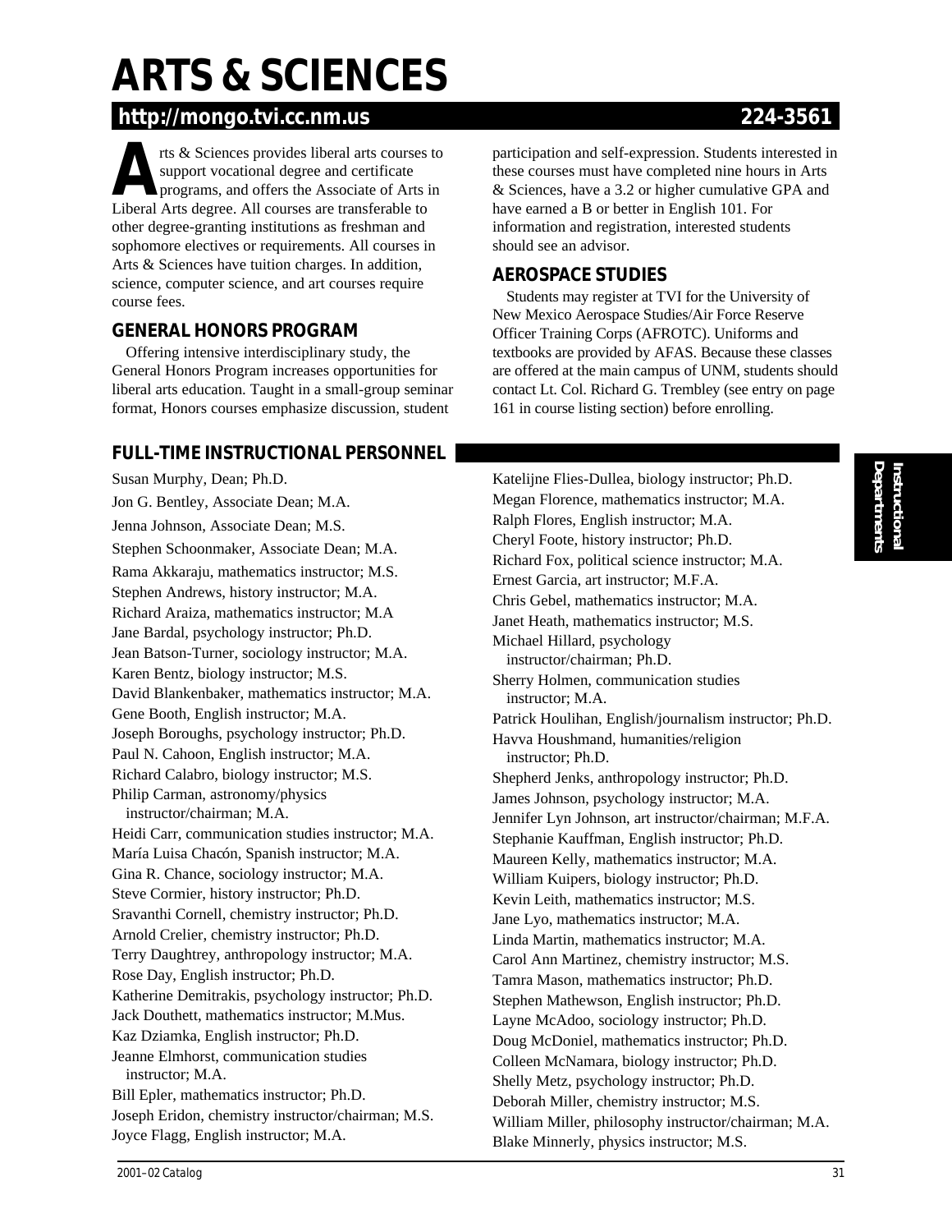# ARTS & SCIENCES

**http://mongo.tvi.cc.nm.us** **224-3561**

Arts & Sciences provides liberal arts courses to support vocational degree and certificate programs, and offers the Associate of Arts in Liberal Arts degree. All courses are transferable to other degree-granting institutions as freshman and sophomore electives or requirements. All courses in Arts & Sciences have tuition charges. In addition, science, computer science, and art courses require course fees.

## GENERAL HONORS PROGRAM

Offering intensive interdisciplinary study, the General Honors Program increases opportunities for liberal arts education. Taught in a small-group seminar format, Honors courses emphasize discussion, student participation and self-expression. Students interested in these courses must have completed nine hours in Arts & Sciences, have a 3.2 or higher cumulative GPA and have earned a B or better in English 101. For information and registration, interested students should see an advisor.

## AEROSPACE STUDIES

Students may register at TVI for the University of New Mexico Aerospace Studies/Air Force Reserve Officer Training Corps (AFROTC). Uniforms and textbooks are provided by AFAS. Because these classes are offered at the main campus of UNM, students should contact Lt. Col. Richard G. Trembley (see entry on page 161 in course listing section) before enrolling.

## FULL-TIME INSTRUCTIONAL PERSONNEL

Susan Murphy, Dean; Ph.D.
Jon G. Bentley, Associate Dean; M.A.
Jenna Johnson, Associate Dean; M.S.
Stephen Schoonmaker, Associate Dean; M.A.
Rama Akkaraju, mathematics instructor; M.S.
Stephen Andrews, history instructor; M.A.
Richard Araiza, mathematics instructor; M.A
Jane Bardal, psychology instructor; Ph.D.
Jean Batson-Turner, sociology instructor; M.A.
Karen Bentz, biology instructor; M.S.
David Blankenbaker, mathematics instructor; M.A.
Gene Booth, English instructor; M.A.
Joseph Boroughs, psychology instructor; Ph.D.
Paul N. Cahoon, English instructor; M.A.
Richard Calabro, biology instructor; M.S.
Philip Carman, astronomy/physics instructor/chairman; M.A.
Heidi Carr, communication studies instructor; M.A.
María Luisa Chacón, Spanish instructor; M.A.
Gina R. Chance, sociology instructor; M.A.
Steve Cormier, history instructor; Ph.D.
Sravanthi Cornell, chemistry instructor; Ph.D.
Arnold Crelier, chemistry instructor; Ph.D.
Terry Daughtrey, anthropology instructor; M.A.
Rose Day, English instructor; Ph.D.
Katherine Demitrakis, psychology instructor; Ph.D.
Jack Douthett, mathematics instructor; M.Mus.
Kaz Dziamka, English instructor; Ph.D.
Jeanne Elmhorst, communication studies instructor; M.A.
Bill Epler, mathematics instructor; Ph.D.
Joseph Eridon, chemistry instructor/chairman; M.S.
Joyce Flagg, English instructor; M.A.
Katelijne Flies-Dullea, biology instructor; Ph.D.
Megan Florence, mathematics instructor; M.A.
Ralph Flores, English instructor; M.A.
Cheryl Foote, history instructor; Ph.D.
Richard Fox, political science instructor; M.A.
Ernest Garcia, art instructor; M.F.A.
Chris Gebel, mathematics instructor; M.A.
Janet Heath, mathematics instructor; M.S.
Michael Hillard, psychology instructor/chairman; Ph.D.
Sherry Holmen, communication studies instructor; M.A.
Patrick Houlihan, English/journalism instructor; Ph.D.
Havva Houshmand, humanities/religion instructor; Ph.D.
Shepherd Jenks, anthropology instructor; Ph.D.
James Johnson, psychology instructor; M.A.
Jennifer Lyn Johnson, art instructor/chairman; M.F.A.
Stephanie Kauffman, English instructor; Ph.D.
Maureen Kelly, mathematics instructor; M.A.
William Kuipers, biology instructor; Ph.D.
Kevin Leith, mathematics instructor; M.S.
Jane Lyo, mathematics instructor; M.A.
Linda Martin, mathematics instructor; M.A.
Carol Ann Martinez, chemistry instructor; M.S.
Tamra Mason, mathematics instructor; Ph.D.
Stephen Mathewson, English instructor; Ph.D.
Layne McAdoo, sociology instructor; Ph.D.
Doug McDoniel, mathematics instructor; Ph.D.
Colleen McNamara, biology instructor; Ph.D.
Shelly Metz, psychology instructor; Ph.D.
Deborah Miller, chemistry instructor; M.S.
William Miller, philosophy instructor/chairman; M.A.
Blake Minnerly, physics instructor; M.S.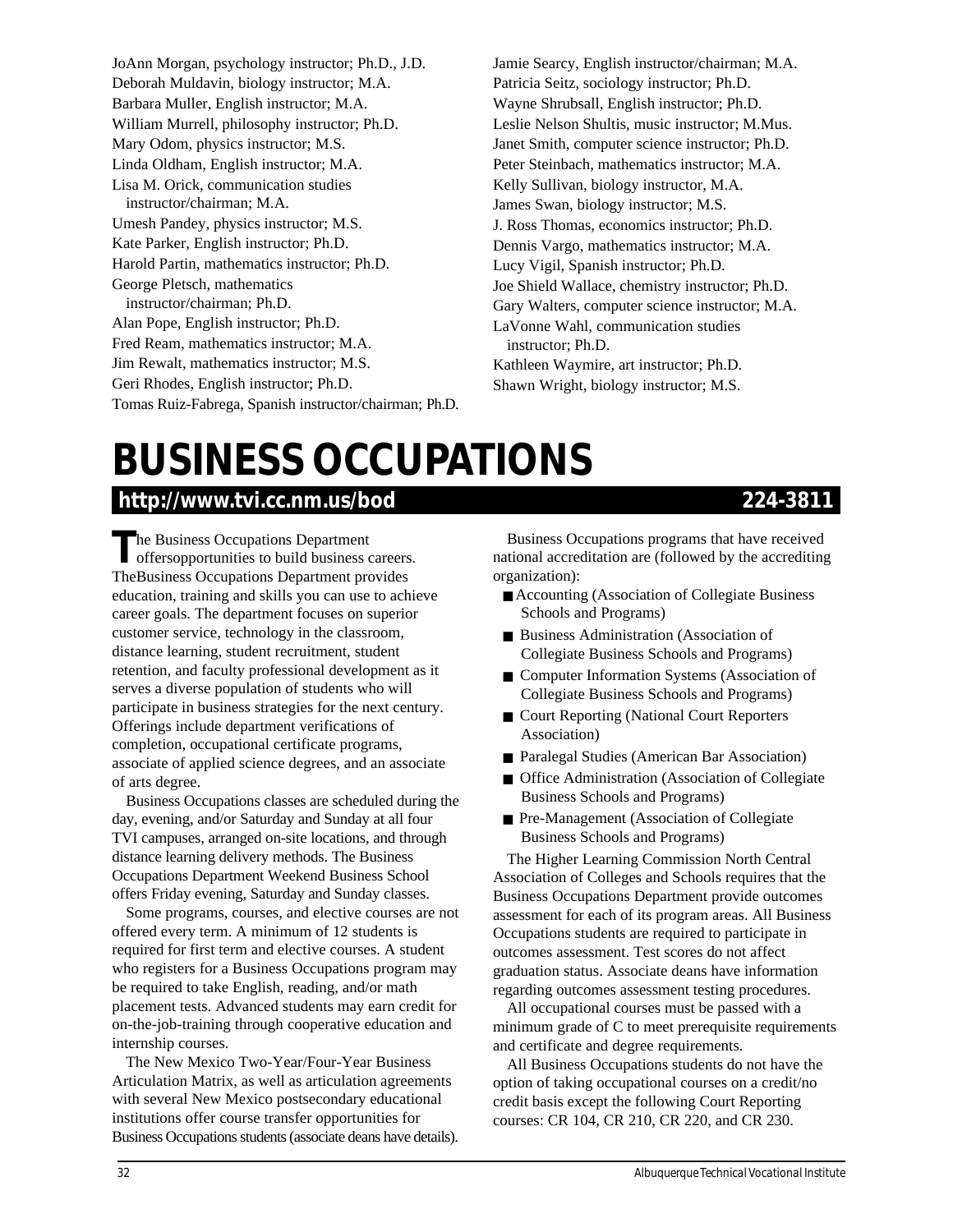JoAnn Morgan, psychology instructor; Ph.D., J.D.
Deborah Muldavin, biology instructor; M.A.
Barbara Muller, English instructor; M.A.
William Murrell, philosophy instructor; Ph.D.
Mary Odom, physics instructor; M.S.
Linda Oldham, English instructor; M.A.
Lisa M. Orick, communication studies instructor/chairman; M.A.
Umesh Pandey, physics instructor; M.S.
Kate Parker, English instructor; Ph.D.
Harold Partin, mathematics instructor; Ph.D.
George Pletsch, mathematics instructor/chairman; Ph.D.
Alan Pope, English instructor; Ph.D.
Fred Ream, mathematics instructor; M.A.
Jim Rewalt, mathematics instructor; M.S.
Geri Rhodes, English instructor; Ph.D.
Tomas Ruiz-Fabrega, Spanish instructor/chairman; Ph.D.
Jamie Searcy, English instructor/chairman; M.A.
Patricia Seitz, sociology instructor; Ph.D.
Wayne Shrubsall, English instructor; Ph.D.
Leslie Nelson Shultis, music instructor; M.Mus.
Janet Smith, computer science instructor; Ph.D.
Peter Steinbach, mathematics instructor; M.A.
Kelly Sullivan, biology instructor, M.A.
James Swan, biology instructor; M.S.
J. Ross Thomas, economics instructor; Ph.D.
Dennis Vargo, mathematics instructor; M.A.
Lucy Vigil, Spanish instructor; Ph.D.
Joe Shield Wallace, chemistry instructor; Ph.D.
Gary Walters, computer science instructor; M.A.
LaVonne Wahl, communication studies instructor; Ph.D.
Kathleen Waymire, art instructor; Ph.D.
Shawn Wright, biology instructor; M.S.

# BUSINESS OCCUPATIONS

**http://www.tvi.cc.nm.us/bod** **224-3811**

The Business Occupations Department offersopportunities to build business careers. TheBusiness Occupations Department provides education, training and skills you can use to achieve career goals. The department focuses on superior customer service, technology in the classroom, distance learning, student recruitment, student retention, and faculty professional development as it serves a diverse population of students who will participate in business strategies for the next century. Offerings include department verifications of completion, occupational certificate programs, associate of applied science degrees, and an associate of arts degree.

Business Occupations classes are scheduled during the day, evening, and/or Saturday and Sunday at all four TVI campuses, arranged on-site locations, and through distance learning delivery methods. The Business Occupations Department Weekend Business School offers Friday evening, Saturday and Sunday classes.

Some programs, courses, and elective courses are not offered every term. A minimum of 12 students is required for first term and elective courses. A student who registers for a Business Occupations program may be required to take English, reading, and/or math placement tests. Advanced students may earn credit for on-the-job-training through cooperative education and internship courses.

The New Mexico Two-Year/Four-Year Business Articulation Matrix, as well as articulation agreements with several New Mexico postsecondary educational institutions offer course transfer opportunities for Business Occupations students (associate deans have details).

Business Occupations programs that have received national accreditation are (followed by the accrediting organization):

- Accounting (Association of Collegiate Business Schools and Programs)
- Business Administration (Association of Collegiate Business Schools and Programs)
- Computer Information Systems (Association of Collegiate Business Schools and Programs)
- Court Reporting (National Court Reporters Association)
- Paralegal Studies (American Bar Association)
- Office Administration (Association of Collegiate Business Schools and Programs)
- Pre-Management (Association of Collegiate Business Schools and Programs)

The Higher Learning Commission North Central Association of Colleges and Schools requires that the Business Occupations Department provide outcomes assessment for each of its program areas. All Business Occupations students are required to participate in outcomes assessment. Test scores do not affect graduation status. Associate deans have information regarding outcomes assessment testing procedures.

All occupational courses must be passed with a minimum grade of C to meet prerequisite requirements and certificate and degree requirements.

All Business Occupations students do not have the option of taking occupational courses on a credit/no credit basis except the following Court Reporting courses: CR 104, CR 210, CR 220, and CR 230.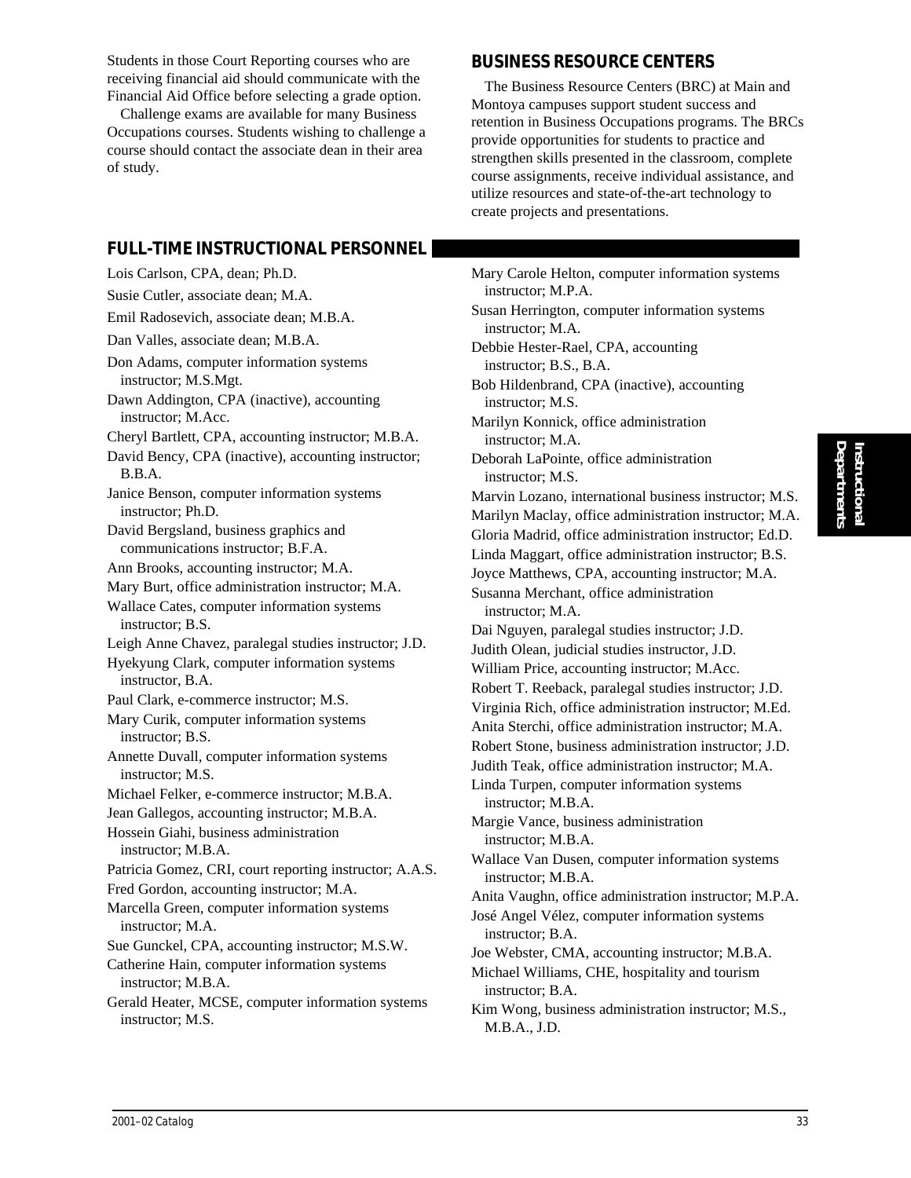Students in those Court Reporting courses who are receiving financial aid should communicate with the Financial Aid Office before selecting a grade option.

Challenge exams are available for many Business Occupations courses. Students wishing to challenge a course should contact the associate dean in their area of study.

## BUSINESS RESOURCE CENTERS

The Business Resource Centers (BRC) at Main and Montoya campuses support student success and retention in Business Occupations programs. The BRCs provide opportunities for students to practice and strengthen skills presented in the classroom, complete course assignments, receive individual assistance, and utilize resources and state-of-the-art technology to create projects and presentations.

## FULL-TIME INSTRUCTIONAL PERSONNEL

Lois Carlson, CPA, dean; Ph.D.

Susie Cutler, associate dean; M.A.

Emil Radosevich, associate dean; M.B.A.

Dan Valles, associate dean; M.B.A.

Don Adams, computer information systems instructor; M.S.Mgt.

Dawn Addington, CPA (inactive), accounting instructor; M.Acc.

Cheryl Bartlett, CPA, accounting instructor; M.B.A.

David Bency, CPA (inactive), accounting instructor; B.B.A.

Janice Benson, computer information systems instructor; Ph.D.

David Bergsland, business graphics and communications instructor; B.F.A.

Ann Brooks, accounting instructor; M.A.

Mary Burt, office administration instructor; M.A.

Wallace Cates, computer information systems instructor; B.S.

Leigh Anne Chavez, paralegal studies instructor; J.D.

Hyekyung Clark, computer information systems instructor, B.A.

Paul Clark, e-commerce instructor; M.S.

Mary Curik, computer information systems instructor; B.S.

Annette Duvall, computer information systems instructor; M.S.

Michael Felker, e-commerce instructor; M.B.A.

Jean Gallegos, accounting instructor; M.B.A.

Hossein Giahi, business administration instructor; M.B.A.

Patricia Gomez, CRI, court reporting instructor; A.A.S.

Fred Gordon, accounting instructor; M.A.

Marcella Green, computer information systems instructor; M.A.

Sue Gunckel, CPA, accounting instructor; M.S.W.

Catherine Hain, computer information systems instructor; M.B.A.

Gerald Heater, MCSE, computer information systems instructor; M.S.

Mary Carole Helton, computer information systems instructor; M.P.A.

Susan Herrington, computer information systems instructor; M.A.

Debbie Hester-Rael, CPA, accounting instructor; B.S., B.A.

Bob Hildenbrand, CPA (inactive), accounting instructor; M.S.

Marilyn Konnick, office administration instructor; M.A.

Deborah LaPointe, office administration instructor; M.S.

Marvin Lozano, international business instructor; M.S.

Marilyn Maclay, office administration instructor; M.A.

Gloria Madrid, office administration instructor; Ed.D.

Linda Maggart, office administration instructor; B.S.

Joyce Matthews, CPA, accounting instructor; M.A.

Susanna Merchant, office administration instructor; M.A.

Dai Nguyen, paralegal studies instructor; J.D.

Judith Olean, judicial studies instructor, J.D.

William Price, accounting instructor; M.Acc.

Robert T. Reeback, paralegal studies instructor; J.D.

Virginia Rich, office administration instructor; M.Ed.

Anita Sterchi, office administration instructor; M.A.

Robert Stone, business administration instructor; J.D.

Judith Teak, office administration instructor; M.A.

Linda Turpen, computer information systems instructor; M.B.A.

Margie Vance, business administration instructor; M.B.A.

Wallace Van Dusen, computer information systems instructor; M.B.A.

Anita Vaughn, office administration instructor; M.P.A.

José Angel Vélez, computer information systems instructor; B.A.

Joe Webster, CMA, accounting instructor; M.B.A.

Michael Williams, CHE, hospitality and tourism instructor; B.A.

Kim Wong, business administration instructor; M.S., M.B.A., J.D.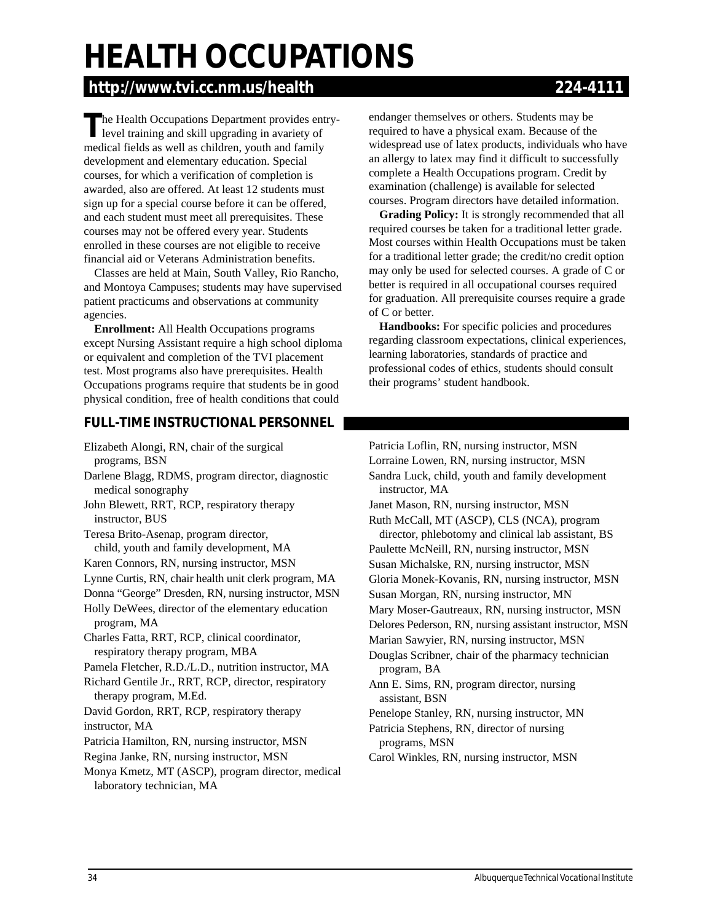# HEALTH OCCUPATIONS

**http://www.tvi.cc.nm.us/health 224-4111**

The Health Occupations Department provides entry-level training and skill upgrading in avariety of medical fields as well as children, youth and family development and elementary education. Special courses, for which a verification of completion is awarded, also are offered. At least 12 students must sign up for a special course before it can be offered, and each student must meet all prerequisites. These courses may not be offered every year. Students enrolled in these courses are not eligible to receive financial aid or Veterans Administration benefits.

Classes are held at Main, South Valley, Rio Rancho, and Montoya Campuses; students may have supervised patient practicums and observations at community agencies.

**Enrollment:** All Health Occupations programs except Nursing Assistant require a high school diploma or equivalent and completion of the TVI placement test. Most programs also have prerequisites. Health Occupations programs require that students be in good physical condition, free of health conditions that could endanger themselves or others. Students may be required to have a physical exam. Because of the widespread use of latex products, individuals who have an allergy to latex may find it difficult to successfully complete a Health Occupations program. Credit by examination (challenge) is available for selected courses. Program directors have detailed information.

**Grading Policy:** It is strongly recommended that all required courses be taken for a traditional letter grade. Most courses within Health Occupations must be taken for a traditional letter grade; the credit/no credit option may only be used for selected courses. A grade of C or better is required in all occupational courses required for graduation. All prerequisite courses require a grade of C or better.

**Handbooks:** For specific policies and procedures regarding classroom expectations, clinical experiences, learning laboratories, standards of practice and professional codes of ethics, students should consult their programs' student handbook.

## FULL-TIME INSTRUCTIONAL PERSONNEL

Elizabeth Alongi, RN, chair of the surgical programs, BSN
Darlene Blagg, RDMS, program director, diagnostic medical sonography
John Blewett, RRT, RCP, respiratory therapy instructor, BUS
Teresa Brito-Asenap, program director, child, youth and family development, MA
Karen Connors, RN, nursing instructor, MSN
Lynne Curtis, RN, chair health unit clerk program, MA
Donna "George" Dresden, RN, nursing instructor, MSN
Holly DeWees, director of the elementary education program, MA
Charles Fatta, RRT, RCP, clinical coordinator, respiratory therapy program, MBA
Pamela Fletcher, R.D./L.D., nutrition instructor, MA
Richard Gentile Jr., RRT, RCP, director, respiratory therapy program, M.Ed.
David Gordon, RRT, RCP, respiratory therapy instructor, MA
Patricia Hamilton, RN, nursing instructor, MSN
Regina Janke, RN, nursing instructor, MSN
Monya Kmetz, MT (ASCP), program director, medical laboratory technician, MA
Patricia Loflin, RN, nursing instructor, MSN
Lorraine Lowen, RN, nursing instructor, MSN
Sandra Luck, child, youth and family development instructor, MA
Janet Mason, RN, nursing instructor, MSN
Ruth McCall, MT (ASCP), CLS (NCA), program director, phlebotomy and clinical lab assistant, BS
Paulette McNeill, RN, nursing instructor, MSN
Susan Michalske, RN, nursing instructor, MSN
Gloria Monek-Kovanis, RN, nursing instructor, MSN
Susan Morgan, RN, nursing instructor, MN
Mary Moser-Gautreaux, RN, nursing instructor, MSN
Delores Pederson, RN, nursing assistant instructor, MSN
Marian Sawyier, RN, nursing instructor, MSN
Douglas Scribner, chair of the pharmacy technician program, BA
Ann E. Sims, RN, program director, nursing assistant, BSN
Penelope Stanley, RN, nursing instructor, MN
Patricia Stephens, RN, director of nursing programs, MSN
Carol Winkles, RN, nursing instructor, MSN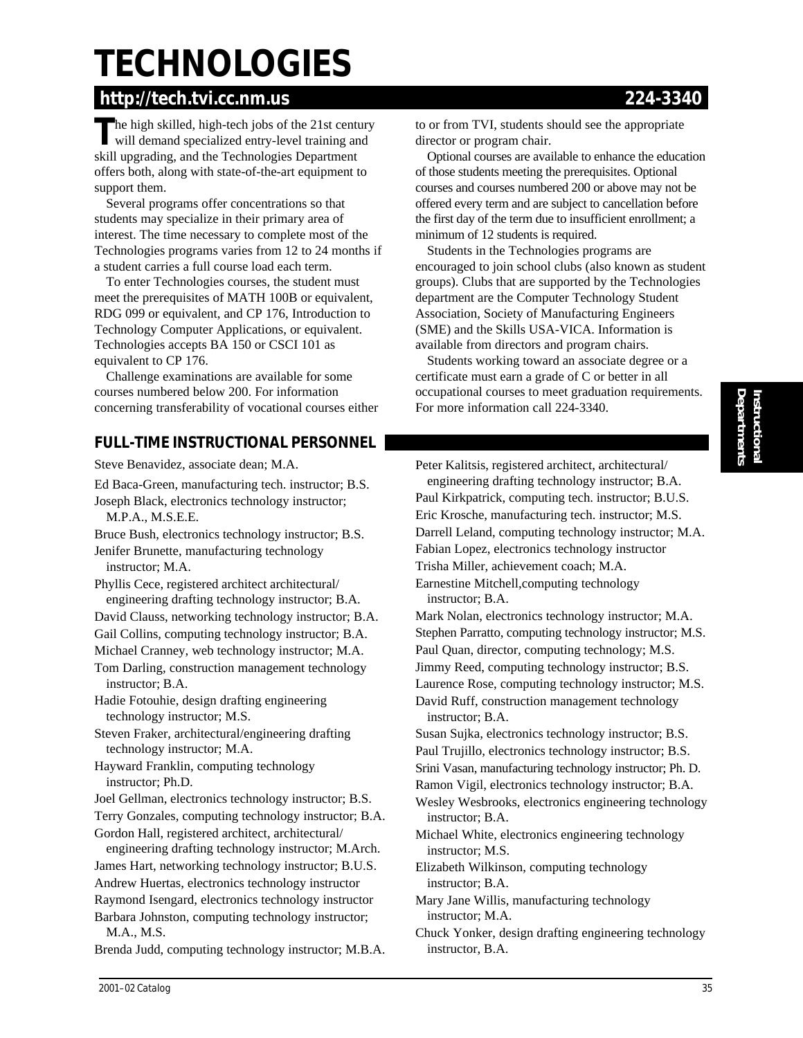# TECHNOLOGIES

## http://tech.tvi.cc.nm.us 224-3340

The high skilled, high-tech jobs of the 21st century will demand specialized entry-level training and skill upgrading, and the Technologies Department offers both, along with state-of-the-art equipment to support them.

Several programs offer concentrations so that students may specialize in their primary area of interest. The time necessary to complete most of the Technologies programs varies from 12 to 24 months if a student carries a full course load each term.

To enter Technologies courses, the student must meet the prerequisites of MATH 100B or equivalent, RDG 099 or equivalent, and CP 176, Introduction to Technology Computer Applications, or equivalent. Technologies accepts BA 150 or CSCI 101 as equivalent to CP 176.

Challenge examinations are available for some courses numbered below 200. For information concerning transferability of vocational courses either to or from TVI, students should see the appropriate director or program chair.

Optional courses are available to enhance the education of those students meeting the prerequisites. Optional courses and courses numbered 200 or above may not be offered every term and are subject to cancellation before the first day of the term due to insufficient enrollment; a minimum of 12 students is required.

Students in the Technologies programs are encouraged to join school clubs (also known as student groups). Clubs that are supported by the Technologies department are the Computer Technology Student Association, Society of Manufacturing Engineers (SME) and the Skills USA-VICA. Information is available from directors and program chairs.

Students working toward an associate degree or a certificate must earn a grade of C or better in all occupational courses to meet graduation requirements. For more information call 224-3340.

### FULL-TIME INSTRUCTIONAL PERSONNEL

Steve Benavidez, associate dean; M.A.

Ed Baca-Green, manufacturing tech. instructor; B.S.

Joseph Black, electronics technology instructor; M.P.A., M.S.E.E.

Bruce Bush, electronics technology instructor; B.S.

Jenifer Brunette, manufacturing technology instructor; M.A.

Phyllis Cece, registered architect architectural/engineering drafting technology instructor; B.A.

David Clauss, networking technology instructor; B.A.

Gail Collins, computing technology instructor; B.A.

Michael Cranney, web technology instructor; M.A.

Tom Darling, construction management technology instructor; B.A.

Hadie Fotouhie, design drafting engineering technology instructor; M.S.

Steven Fraker, architectural/engineering drafting technology instructor; M.A.

Hayward Franklin, computing technology instructor; Ph.D.

Joel Gellman, electronics technology instructor; B.S.

Terry Gonzales, computing technology instructor; B.A.

Gordon Hall, registered architect, architectural/engineering drafting technology instructor; M.Arch.

James Hart, networking technology instructor; B.U.S.

Andrew Huertas, electronics technology instructor

Raymond Isengard, electronics technology instructor

Barbara Johnston, computing technology instructor; M.A., M.S.

Brenda Judd, computing technology instructor; M.B.A.

Peter Kalitsis, registered architect, architectural/engineering drafting technology instructor; B.A.

Paul Kirkpatrick, computing tech. instructor; B.U.S.

Eric Krosche, manufacturing tech. instructor; M.S.

Darrell Leland, computing technology instructor; M.A.

Fabian Lopez, electronics technology instructor

Trisha Miller, achievement coach; M.A.

Earnestine Mitchell,computing technology instructor; B.A.

Mark Nolan, electronics technology instructor; M.A.

Stephen Parratto, computing technology instructor; M.S.

Paul Quan, director, computing technology; M.S.

Jimmy Reed, computing technology instructor; B.S.

Laurence Rose, computing technology instructor; M.S.

David Ruff, construction management technology instructor; B.A.

Susan Sujka, electronics technology instructor; B.S.

Paul Trujillo, electronics technology instructor; B.S.

Srini Vasan, manufacturing technology instructor; Ph. D.

Ramon Vigil, electronics technology instructor; B.A.

Wesley Wesbrooks, electronics engineering technology instructor; B.A.

Michael White, electronics engineering technology instructor; M.S.

Elizabeth Wilkinson, computing technology instructor; B.A.

Mary Jane Willis, manufacturing technology instructor; M.A.

Chuck Yonker, design drafting engineering technology instructor, B.A.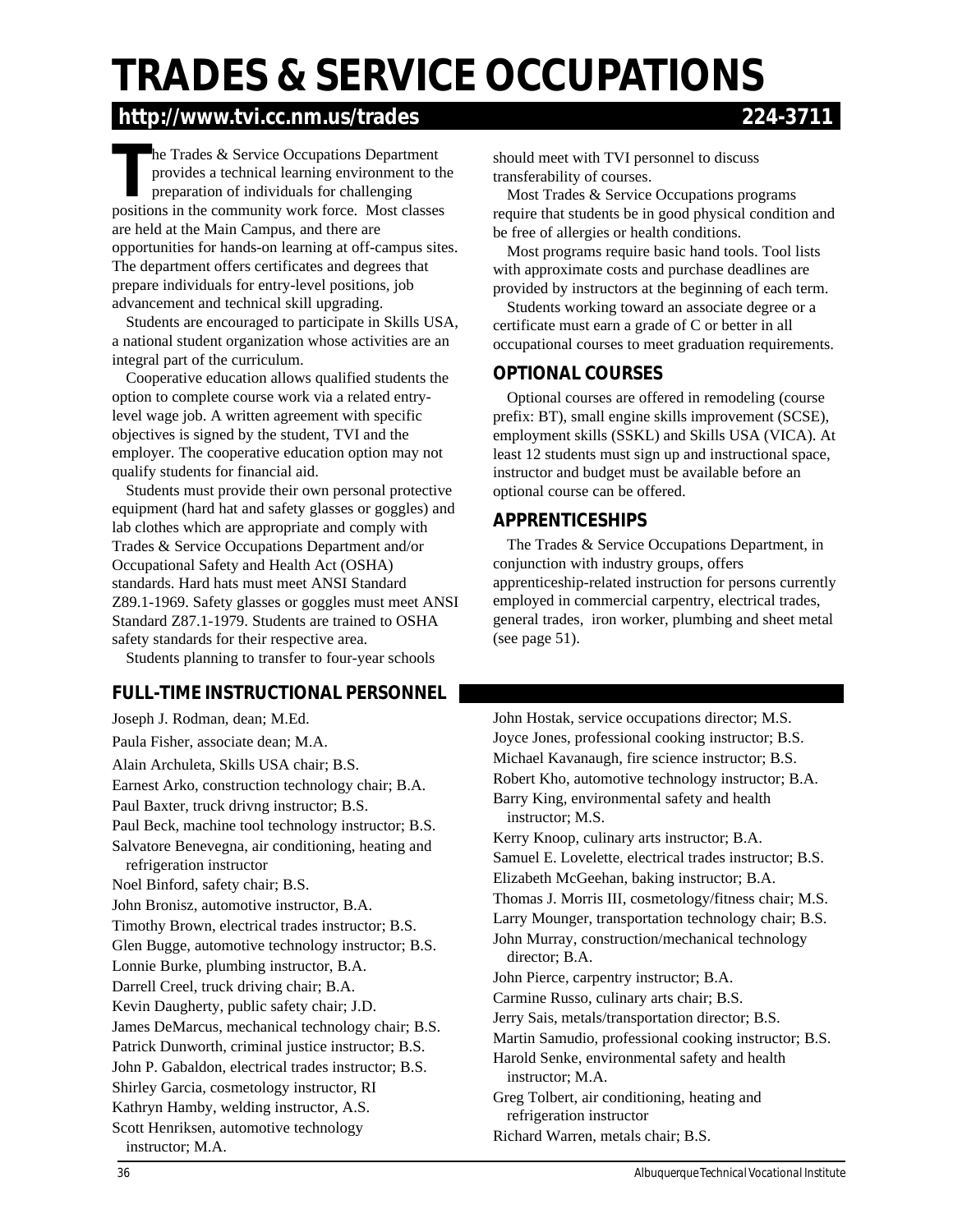# TRADES & SERVICE OCCUPATIONS

**http://www.tvi.cc.nm.us/trades** **224-3711**

The Trades & Service Occupations Department provides a technical learning environment to the preparation of individuals for challenging positions in the community work force. Most classes are held at the Main Campus, and there are opportunities for hands-on learning at off-campus sites. The department offers certificates and degrees that prepare individuals for entry-level positions, job advancement and technical skill upgrading.

Students are encouraged to participate in Skills USA, a national student organization whose activities are an integral part of the curriculum.

Cooperative education allows qualified students the option to complete course work via a related entry-level wage job. A written agreement with specific objectives is signed by the student, TVI and the employer. The cooperative education option may not qualify students for financial aid.

Students must provide their own personal protective equipment (hard hat and safety glasses or goggles) and lab clothes which are appropriate and comply with Trades & Service Occupations Department and/or Occupational Safety and Health Act (OSHA) standards. Hard hats must meet ANSI Standard Z89.1-1969. Safety glasses or goggles must meet ANSI Standard Z87.1-1979. Students are trained to OSHA safety standards for their respective area.

Students planning to transfer to four-year schools should meet with TVI personnel to discuss transferability of courses.

Most Trades & Service Occupations programs require that students be in good physical condition and be free of allergies or health conditions.

Most programs require basic hand tools. Tool lists with approximate costs and purchase deadlines are provided by instructors at the beginning of each term.

Students working toward an associate degree or a certificate must earn a grade of C or better in all occupational courses to meet graduation requirements.

## OPTIONAL COURSES

Optional courses are offered in remodeling (course prefix: BT), small engine skills improvement (SCSE), employment skills (SSKL) and Skills USA (VICA). At least 12 students must sign up and instructional space, instructor and budget must be available before an optional course can be offered.

## APPRENTICESHIPS

The Trades & Service Occupations Department, in conjunction with industry groups, offers apprenticeship-related instruction for persons currently employed in commercial carpentry, electrical trades, general trades, iron worker, plumbing and sheet metal (see page 51).

## FULL-TIME INSTRUCTIONAL PERSONNEL

Joseph J. Rodman, dean; M.Ed.
Paula Fisher, associate dean; M.A.
Alain Archuleta, Skills USA chair; B.S.
Earnest Arko, construction technology chair; B.A.
Paul Baxter, truck drivng instructor; B.S.
Paul Beck, machine tool technology instructor; B.S.
Salvatore Benevegna, air conditioning, heating and refrigeration instructor
Noel Binford, safety chair; B.S.
John Bronisz, automotive instructor, B.A.
Timothy Brown, electrical trades instructor; B.S.
Glen Bugge, automotive technology instructor; B.S.
Lonnie Burke, plumbing instructor, B.A.
Darrell Creel, truck driving chair; B.A.
Kevin Daugherty, public safety chair; J.D.
James DeMarcus, mechanical technology chair; B.S.
Patrick Dunworth, criminal justice instructor; B.S.
John P. Gabaldon, electrical trades instructor; B.S.
Shirley Garcia, cosmetology instructor, RI
Kathryn Hamby, welding instructor, A.S.
Scott Henriksen, automotive technology instructor; M.A.
John Hostak, service occupations director; M.S.
Joyce Jones, professional cooking instructor; B.S.
Michael Kavanaugh, fire science instructor; B.S.
Robert Kho, automotive technology instructor; B.A.
Barry King, environmental safety and health instructor; M.S.
Kerry Knoop, culinary arts instructor; B.A.
Samuel E. Lovelette, electrical trades instructor; B.S.
Elizabeth McGeehan, baking instructor; B.A.
Thomas J. Morris III, cosmetology/fitness chair; M.S.
Larry Mounger, transportation technology chair; B.S.
John Murray, construction/mechanical technology director; B.A.
John Pierce, carpentry instructor; B.A.
Carmine Russo, culinary arts chair; B.S.
Jerry Sais, metals/transportation director; B.S.
Martin Samudio, professional cooking instructor; B.S.
Harold Senke, environmental safety and health instructor; M.A.
Greg Tolbert, air conditioning, heating and refrigeration instructor
Richard Warren, metals chair; B.S.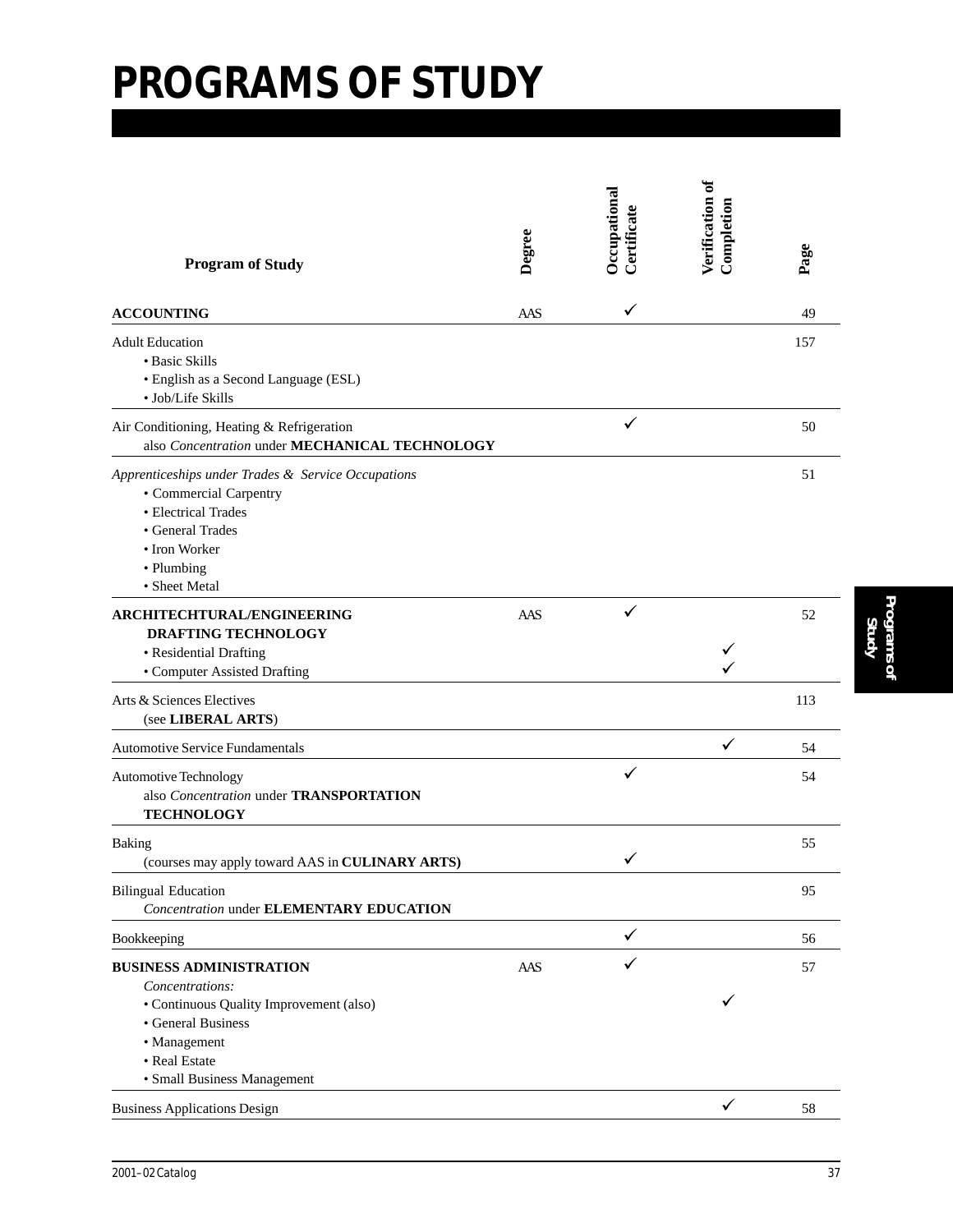# PROGRAMS OF STUDY

| Program of Study | Degree | Occupational Certificate | Verification of Completion | Page |
|---|---|---|---|---|
| **ACCOUNTING** | AAS | ✓ | | 49 |
| Adult Education<br>• Basic Skills<br>• English as a Second Language (ESL)<br>• Job/Life Skills | | | | 157 |
| Air Conditioning, Heating & Refrigeration<br>also *Concentration* under **MECHANICAL TECHNOLOGY** | | ✓ | | 50 |
| *Apprenticeships under Trades & Service Occupations*<br>• Commercial Carpentry<br>• Electrical Trades<br>• General Trades<br>• Iron Worker<br>• Plumbing<br>• Sheet Metal | | | | 51 |
| **ARCHITECHTURAL/ENGINEERING DRAFTING TECHNOLOGY** | AAS | ✓ | | 52 |
| • Residential Drafting | | | ✓ | |
| • Computer Assisted Drafting | | | ✓ | |
| Arts & Sciences Electives<br>(see **LIBERAL ARTS**) | | | | 113 |
| Automotive Service Fundamentals | | | ✓ | 54 |
| Automotive Technology<br>also *Concentration* under **TRANSPORTATION TECHNOLOGY** | | ✓ | | 54 |
| Baking<br>(courses may apply toward AAS in **CULINARY ARTS)** | | ✓ | | 55 |
| Bilingual Education<br>*Concentration* under **ELEMENTARY EDUCATION** | | | | 95 |
| Bookkeeping | | ✓ | | 56 |
| **BUSINESS ADMINISTRATION** | AAS | ✓ | | 57 |
| *Concentrations:* | | | | |
| • Continuous Quality Improvement (also) | | | ✓ | |
| • General Business<br>• Management<br>• Real Estate<br>• Small Business Management | | | | |
| Business Applications Design | | | ✓ | 58 |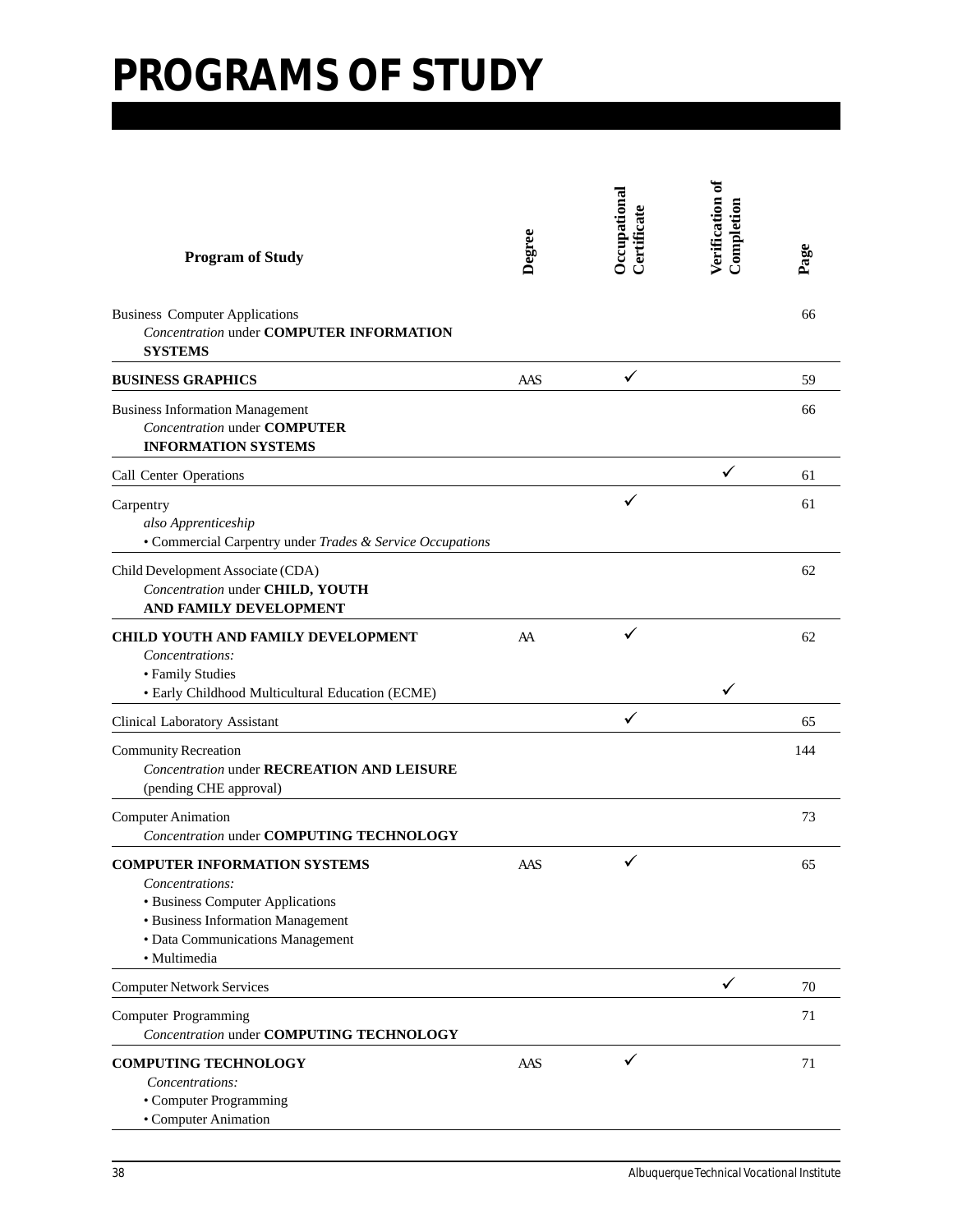# PROGRAMS OF STUDY

| Program of Study | Degree | Occupational Certificate | Verification of Completion | Page |
|---|---|---|---|---|
| Business Computer Applications<br>*Concentration* under **COMPUTER INFORMATION SYSTEMS** | | | | 66 |
| **BUSINESS GRAPHICS** | AAS | ✓ | | 59 |
| Business Information Management<br>*Concentration* under **COMPUTER INFORMATION SYSTEMS** | | | | 66 |
| Call Center Operations | | | ✓ | 61 |
| Carpentry<br>*also Apprenticeship*<br>• Commercial Carpentry under *Trades & Service Occupations* | | ✓ | | 61 |
| Child Development Associate (CDA)<br>*Concentration* under **CHILD, YOUTH AND FAMILY DEVELOPMENT** | | | | 62 |
| **CHILD YOUTH AND FAMILY DEVELOPMENT**<br>*Concentrations:*<br>• Family Studies<br>• Early Childhood Multicultural Education (ECME) | AA | ✓ | ✓ (ECME) | 62 |
| Clinical Laboratory Assistant | | ✓ | | 65 |
| Community Recreation<br>*Concentration* under **RECREATION AND LEISURE** (pending CHE approval) | | | | 144 |
| Computer Animation<br>*Concentration* under **COMPUTING TECHNOLOGY** | | | | 73 |
| **COMPUTER INFORMATION SYSTEMS**<br>*Concentrations:*<br>• Business Computer Applications<br>• Business Information Management<br>• Data Communications Management<br>• Multimedia | AAS | ✓ | | 65 |
| Computer Network Services | | | ✓ | 70 |
| Computer Programming<br>*Concentration* under **COMPUTING TECHNOLOGY** | | | | 71 |
| **COMPUTING TECHNOLOGY**<br>*Concentrations:*<br>• Computer Programming<br>• Computer Animation | AAS | ✓ | | 71 |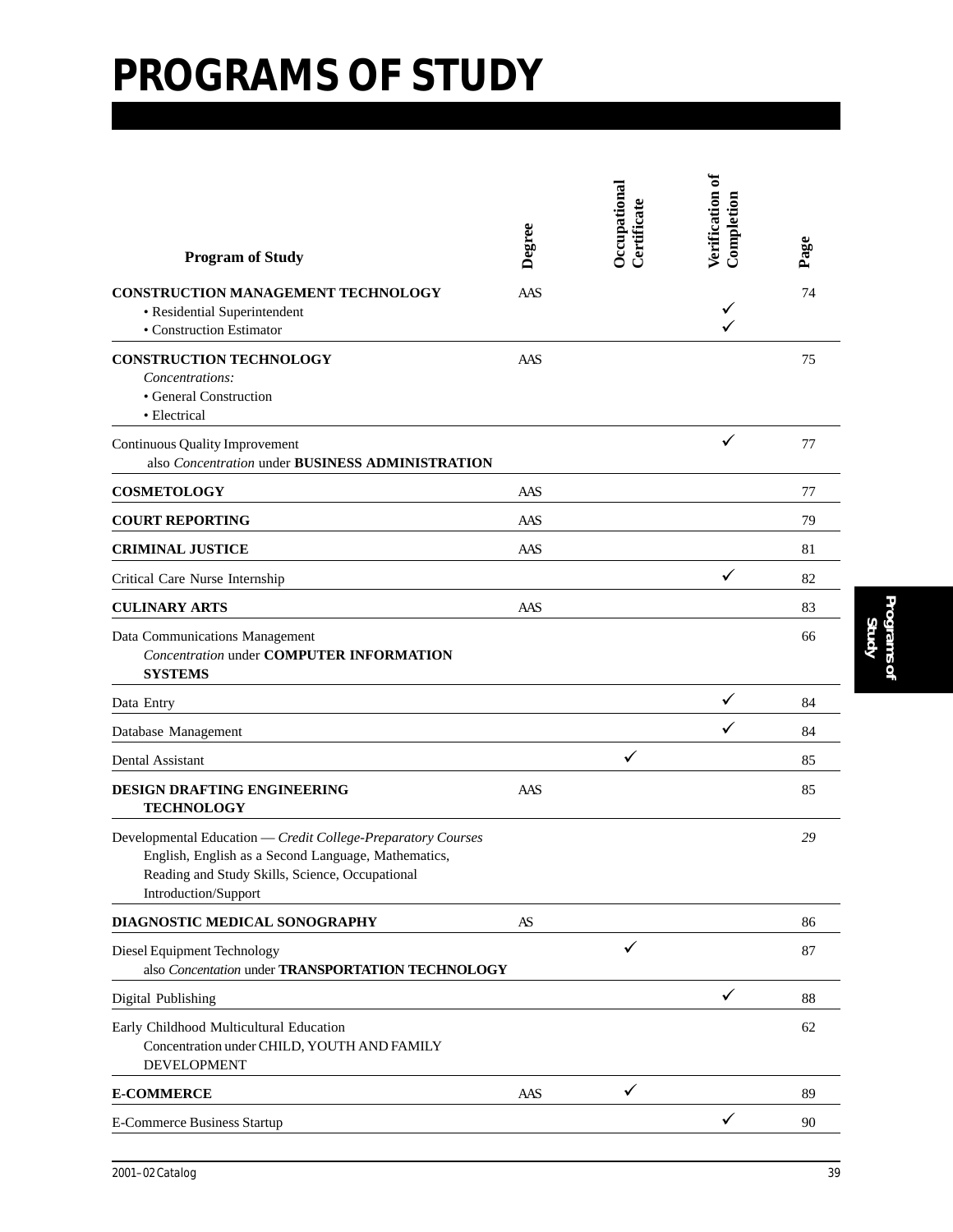# PROGRAMS OF STUDY

| Program of Study | Degree | Occupational Certificate | Verification of Completion | Page |
|---|---|---|---|---|
| **CONSTRUCTION MANAGEMENT TECHNOLOGY** | AAS | | | 74 |
| • Residential Superintendent | | | ✓ | |
| • Construction Estimator | | | ✓ | |
| **CONSTRUCTION TECHNOLOGY** *Concentrations:* • General Construction • Electrical | AAS | | | 75 |
| Continuous Quality Improvement also *Concentration* under **BUSINESS ADMINISTRATION** | | | ✓ | 77 |
| **COSMETOLOGY** | AAS | | | 77 |
| **COURT REPORTING** | AAS | | | 79 |
| **CRIMINAL JUSTICE** | AAS | | | 81 |
| Critical Care Nurse Internship | | | ✓ | 82 |
| **CULINARY ARTS** | AAS | | | 83 |
| Data Communications Management *Concentration* under **COMPUTER INFORMATION SYSTEMS** | | | | 66 |
| Data Entry | | | ✓ | 84 |
| Database Management | | | ✓ | 84 |
| Dental Assistant | | ✓ | | 85 |
| **DESIGN DRAFTING ENGINEERING TECHNOLOGY** | AAS | | | 85 |
| Developmental Education — *Credit College-Preparatory Courses* English, English as a Second Language, Mathematics, Reading and Study Skills, Science, Occupational Introduction/Support | | | | *29* |
| **DIAGNOSTIC MEDICAL SONOGRAPHY** | AS | | | 86 |
| Diesel Equipment Technology also *Concentation* under **TRANSPORTATION TECHNOLOGY** | | ✓ | | 87 |
| Digital Publishing | | | ✓ | 88 |
| Early Childhood Multicultural Education Concentration under CHILD, YOUTH AND FAMILY DEVELOPMENT | | | | 62 |
| **E-COMMERCE** | AAS | ✓ | | 89 |
| E-Commerce Business Startup | | | ✓ | 90 |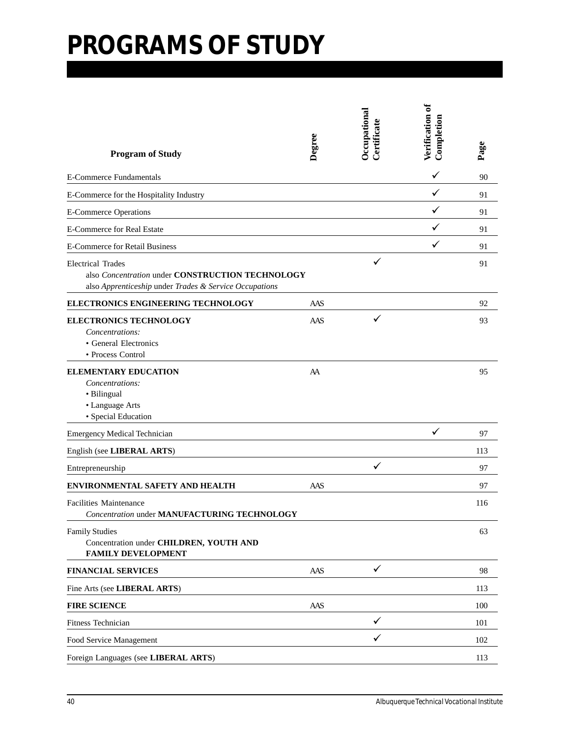# PROGRAMS OF STUDY

| Program of Study | Degree | Occupational Certificate | Verification of Completion | Page |
|---|---|---|---|---|
| E-Commerce Fundamentals | | | ✓ | 90 |
| E-Commerce for the Hospitality Industry | | | ✓ | 91 |
| E-Commerce Operations | | | ✓ | 91 |
| E-Commerce for Real Estate | | | ✓ | 91 |
| E-Commerce for Retail Business | | | ✓ | 91 |
| Electrical Trades<br>also *Concentration* under **CONSTRUCTION TECHNOLOGY**<br>also *Apprenticeship* under *Trades & Service Occupations* | | ✓ | | 91 |
| **ELECTRONICS ENGINEERING TECHNOLOGY** | AAS | | | 92 |
| **ELECTRONICS TECHNOLOGY**<br>*Concentrations:*<br>• General Electronics<br>• Process Control | AAS | ✓ | | 93 |
| **ELEMENTARY EDUCATION**<br>*Concentrations:*<br>• Bilingual<br>• Language Arts<br>• Special Education | AA | | | 95 |
| Emergency Medical Technician | | | ✓ | 97 |
| English (see **LIBERAL ARTS**) | | | | 113 |
| Entrepreneurship | | ✓ | | 97 |
| **ENVIRONMENTAL SAFETY AND HEALTH** | AAS | | | 97 |
| Facilities Maintenance<br>*Concentration* under **MANUFACTURING TECHNOLOGY** | | | | 116 |
| Family Studies<br>Concentration under **CHILDREN, YOUTH AND FAMILY DEVELOPMENT** | | | | 63 |
| **FINANCIAL SERVICES** | AAS | ✓ | | 98 |
| Fine Arts (see **LIBERAL ARTS**) | | | | 113 |
| **FIRE SCIENCE** | AAS | | | 100 |
| Fitness Technician | | ✓ | | 101 |
| Food Service Management | | ✓ | | 102 |
| Foreign Languages (see **LIBERAL ARTS**) | | | | 113 |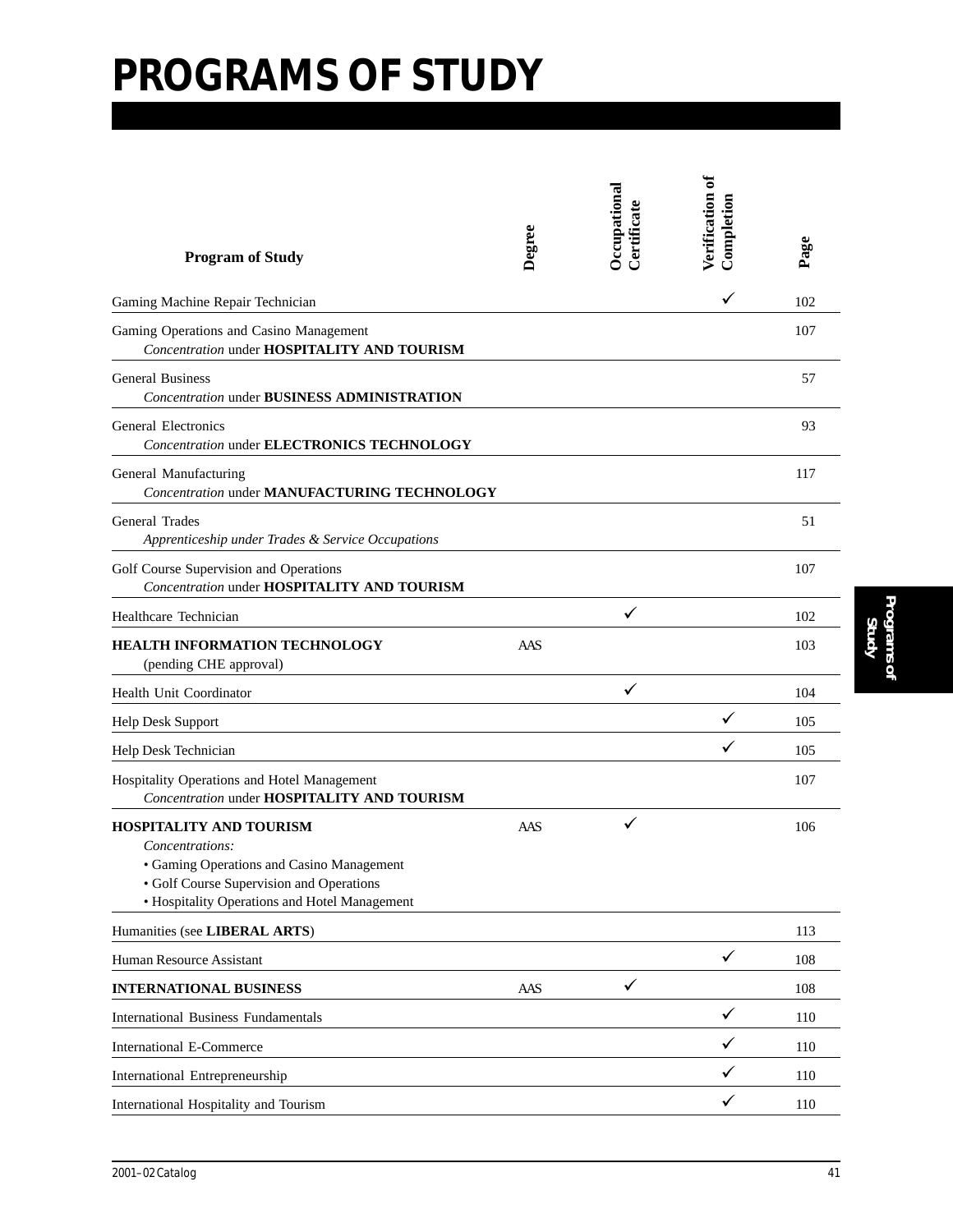# PROGRAMS OF STUDY

| Program of Study | Degree | Occupational Certificate | Verification of Completion | Page |
|---|---|---|---|---|
| Gaming Machine Repair Technician | | | ✓ | 102 |
| Gaming Operations and Casino Management<br>*Concentration* under **HOSPITALITY AND TOURISM** | | | | 107 |
| General Business<br>*Concentration* under **BUSINESS ADMINISTRATION** | | | | 57 |
| General Electronics<br>*Concentration* under **ELECTRONICS TECHNOLOGY** | | | | 93 |
| General Manufacturing<br>*Concentration* under **MANUFACTURING TECHNOLOGY** | | | | 117 |
| General Trades<br>*Apprenticeship under Trades & Service Occupations* | | | | 51 |
| Golf Course Supervision and Operations<br>*Concentration* under **HOSPITALITY AND TOURISM** | | | | 107 |
| Healthcare Technician | | ✓ | | 102 |
| **HEALTH INFORMATION TECHNOLOGY**<br>(pending CHE approval) | AAS | | | 103 |
| Health Unit Coordinator | | ✓ | | 104 |
| Help Desk Support | | | ✓ | 105 |
| Help Desk Technician | | | ✓ | 105 |
| Hospitality Operations and Hotel Management<br>*Concentration* under **HOSPITALITY AND TOURISM** | | | | 107 |
| **HOSPITALITY AND TOURISM**<br>*Concentrations:*<br>• Gaming Operations and Casino Management<br>• Golf Course Supervision and Operations<br>• Hospitality Operations and Hotel Management | AAS | ✓ | | 106 |
| Humanities (see **LIBERAL ARTS**) | | | | 113 |
| Human Resource Assistant | | | ✓ | 108 |
| **INTERNATIONAL BUSINESS** | AAS | ✓ | | 108 |
| International Business Fundamentals | | | ✓ | 110 |
| International E-Commerce | | | ✓ | 110 |
| International Entrepreneurship | | | ✓ | 110 |
| International Hospitality and Tourism | | | ✓ | 110 |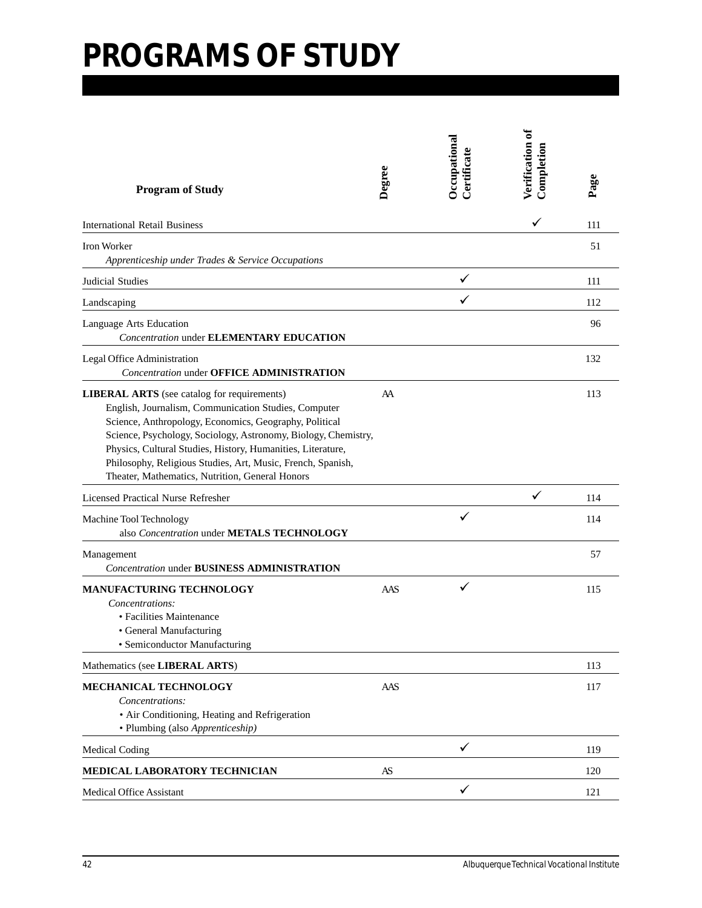# PROGRAMS OF STUDY

| Program of Study | Degree | Occupational Certificate | Verification of Completion | Page |
|---|---|---|---|---|
| International Retail Business | | | ✓ | 111 |
| Iron Worker<br>*Apprenticeship under Trades & Service Occupations* | | | | 51 |
| Judicial Studies | | ✓ | | 111 |
| Landscaping | | ✓ | | 112 |
| Language Arts Education<br>*Concentration* under **ELEMENTARY EDUCATION** | | | | 96 |
| Legal Office Administration<br>*Concentration* under **OFFICE ADMINISTRATION** | | | | 132 |
| **LIBERAL ARTS** (see catalog for requirements)<br>English, Journalism, Communication Studies, Computer Science, Anthropology, Economics, Geography, Political Science, Psychology, Sociology, Astronomy, Biology, Chemistry, Physics, Cultural Studies, History, Humanities, Literature, Philosophy, Religious Studies, Art, Music, French, Spanish, Theater, Mathematics, Nutrition, General Honors | AA | | | 113 |
| Licensed Practical Nurse Refresher | | | ✓ | 114 |
| Machine Tool Technology<br>also *Concentration* under **METALS TECHNOLOGY** | | ✓ | | 114 |
| Management<br>*Concentration* under **BUSINESS ADMINISTRATION** | | | | 57 |
| **MANUFACTURING TECHNOLOGY**<br>*Concentrations:*<br>• Facilities Maintenance<br>• General Manufacturing<br>• Semiconductor Manufacturing | AAS | ✓ | | 115 |
| Mathematics (see **LIBERAL ARTS**) | | | | 113 |
| **MECHANICAL TECHNOLOGY**<br>*Concentrations:*<br>• Air Conditioning, Heating and Refrigeration<br>• Plumbing (also *Apprenticeship)* | AAS | | | 117 |
| Medical Coding | | ✓ | | 119 |
| **MEDICAL LABORATORY TECHNICIAN** | AS | | | 120 |
| Medical Office Assistant | | ✓ | | 121 |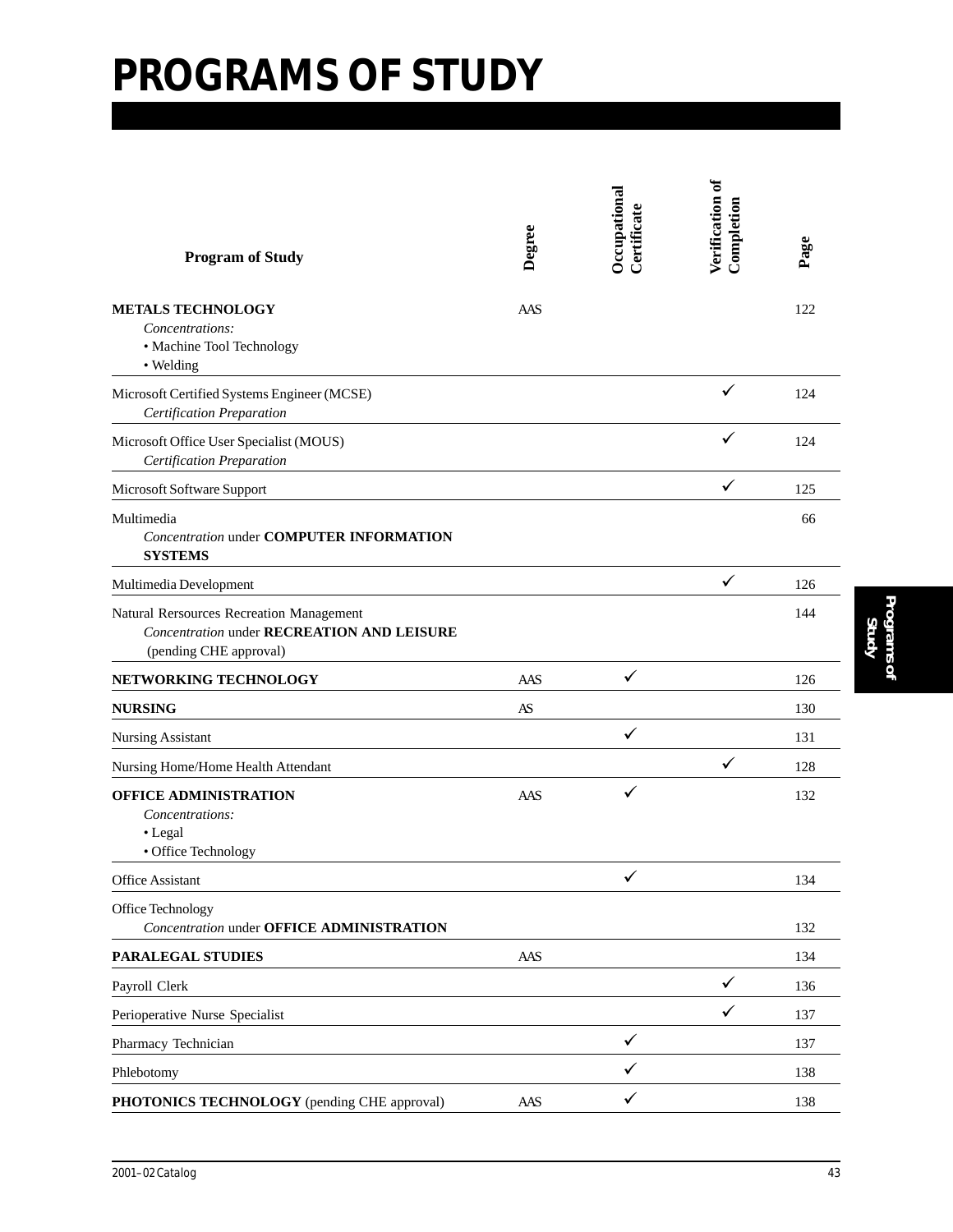# PROGRAMS OF STUDY

| Program of Study | Degree | Occupational Certificate | Verification of Completion | Page |
|---|---|---|---|---|
| **METALS TECHNOLOGY**<br>*Concentrations:*<br>• Machine Tool Technology<br>• Welding | AAS | | | 122 |
| Microsoft Certified Systems Engineer (MCSE)<br>*Certification Preparation* | | | ✓ | 124 |
| Microsoft Office User Specialist (MOUS)<br>*Certification Preparation* | | | ✓ | 124 |
| Microsoft Software Support | | | ✓ | 125 |
| Multimedia<br>*Concentration* under **COMPUTER INFORMATION SYSTEMS** | | | | 66 |
| Multimedia Development | | | ✓ | 126 |
| Natural Rersources Recreation Management<br>*Concentration* under **RECREATION AND LEISURE** (pending CHE approval) | | | | 144 |
| **NETWORKING TECHNOLOGY** | AAS | ✓ | | 126 |
| **NURSING** | AS | | | 130 |
| Nursing Assistant | | ✓ | | 131 |
| Nursing Home/Home Health Attendant | | | ✓ | 128 |
| **OFFICE ADMINISTRATION**<br>*Concentrations:*<br>• Legal<br>• Office Technology | AAS | ✓ | | 132 |
| Office Assistant | | ✓ | | 134 |
| Office Technology<br>*Concentration* under **OFFICE ADMINISTRATION** | | | | 132 |
| **PARALEGAL STUDIES** | AAS | | | 134 |
| Payroll Clerk | | | ✓ | 136 |
| Perioperative Nurse Specialist | | | ✓ | 137 |
| Pharmacy Technician | | ✓ | | 137 |
| Phlebotomy | | ✓ | | 138 |
| **PHOTONICS TECHNOLOGY** (pending CHE approval) | AAS | ✓ | | 138 |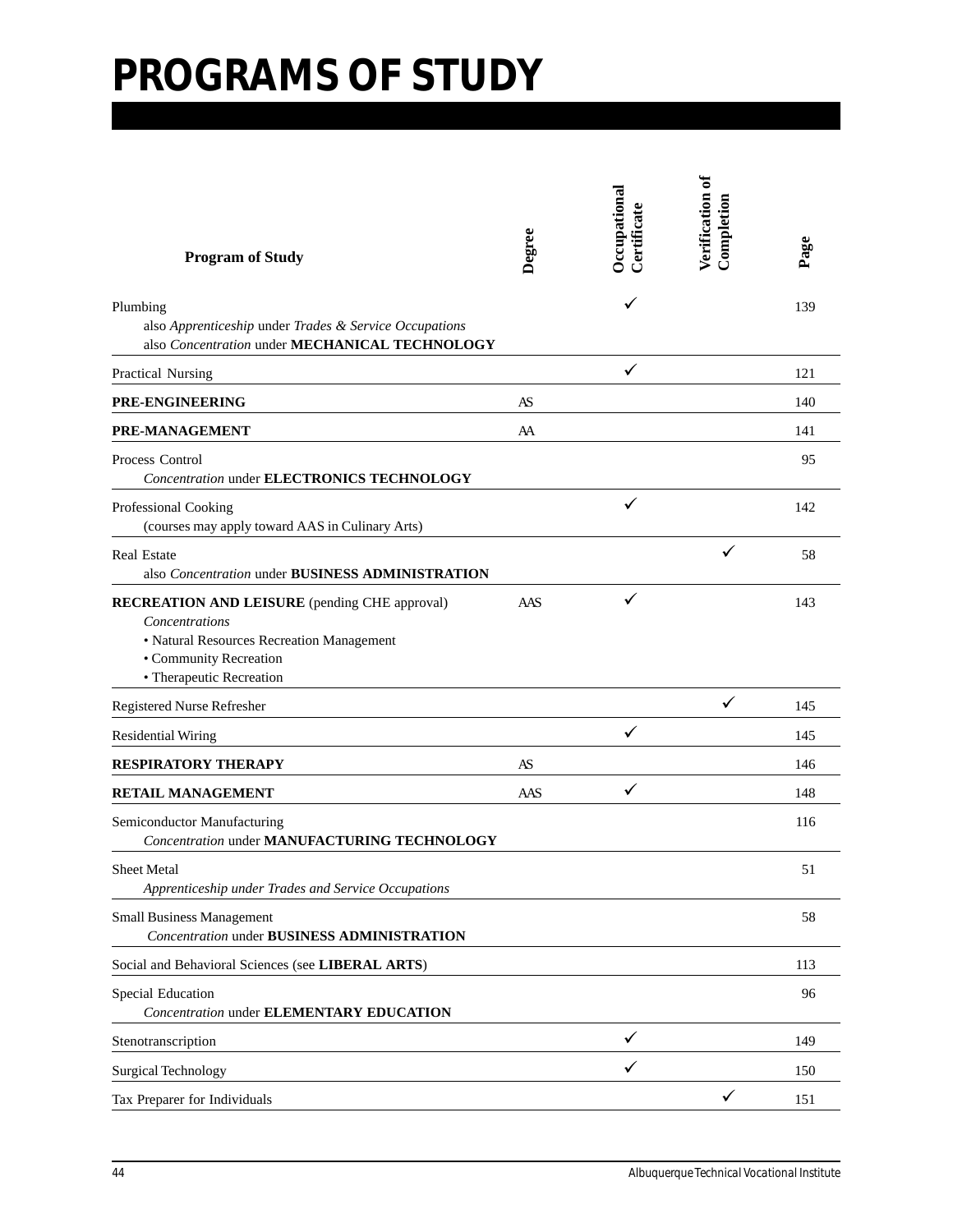# PROGRAMS OF STUDY

| Program of Study | Degree | Occupational Certificate | Verification of Completion | Page |
|---|---|---|---|---|
| Plumbing<br>also *Apprenticeship* under *Trades & Service Occupations*<br>also *Concentration* under **MECHANICAL TECHNOLOGY** | | ✓ | | 139 |
| Practical Nursing | | ✓ | | 121 |
| **PRE-ENGINEERING** | AS | | | 140 |
| **PRE-MANAGEMENT** | AA | | | 141 |
| Process Control<br>*Concentration* under **ELECTRONICS TECHNOLOGY** | | | | 95 |
| Professional Cooking<br>(courses may apply toward AAS in Culinary Arts) | | ✓ | | 142 |
| Real Estate<br>also *Concentration* under **BUSINESS ADMINISTRATION** | | | ✓ | 58 |
| **RECREATION AND LEISURE** (pending CHE approval)<br>*Concentrations*<br>• Natural Resources Recreation Management<br>• Community Recreation<br>• Therapeutic Recreation | AAS | ✓ | | 143 |
| Registered Nurse Refresher | | | ✓ | 145 |
| Residential Wiring | | ✓ | | 145 |
| **RESPIRATORY THERAPY** | AS | | | 146 |
| **RETAIL MANAGEMENT** | AAS | ✓ | | 148 |
| Semiconductor Manufacturing<br>*Concentration* under **MANUFACTURING TECHNOLOGY** | | | | 116 |
| Sheet Metal<br>*Apprenticeship under Trades and Service Occupations* | | | | 51 |
| Small Business Management<br>*Concentration* under **BUSINESS ADMINISTRATION** | | | | 58 |
| Social and Behavioral Sciences (see **LIBERAL ARTS**) | | | | 113 |
| Special Education<br>*Concentration* under **ELEMENTARY EDUCATION** | | | | 96 |
| Stenotranscription | | ✓ | | 149 |
| Surgical Technology | | ✓ | | 150 |
| Tax Preparer for Individuals | | | ✓ | 151 |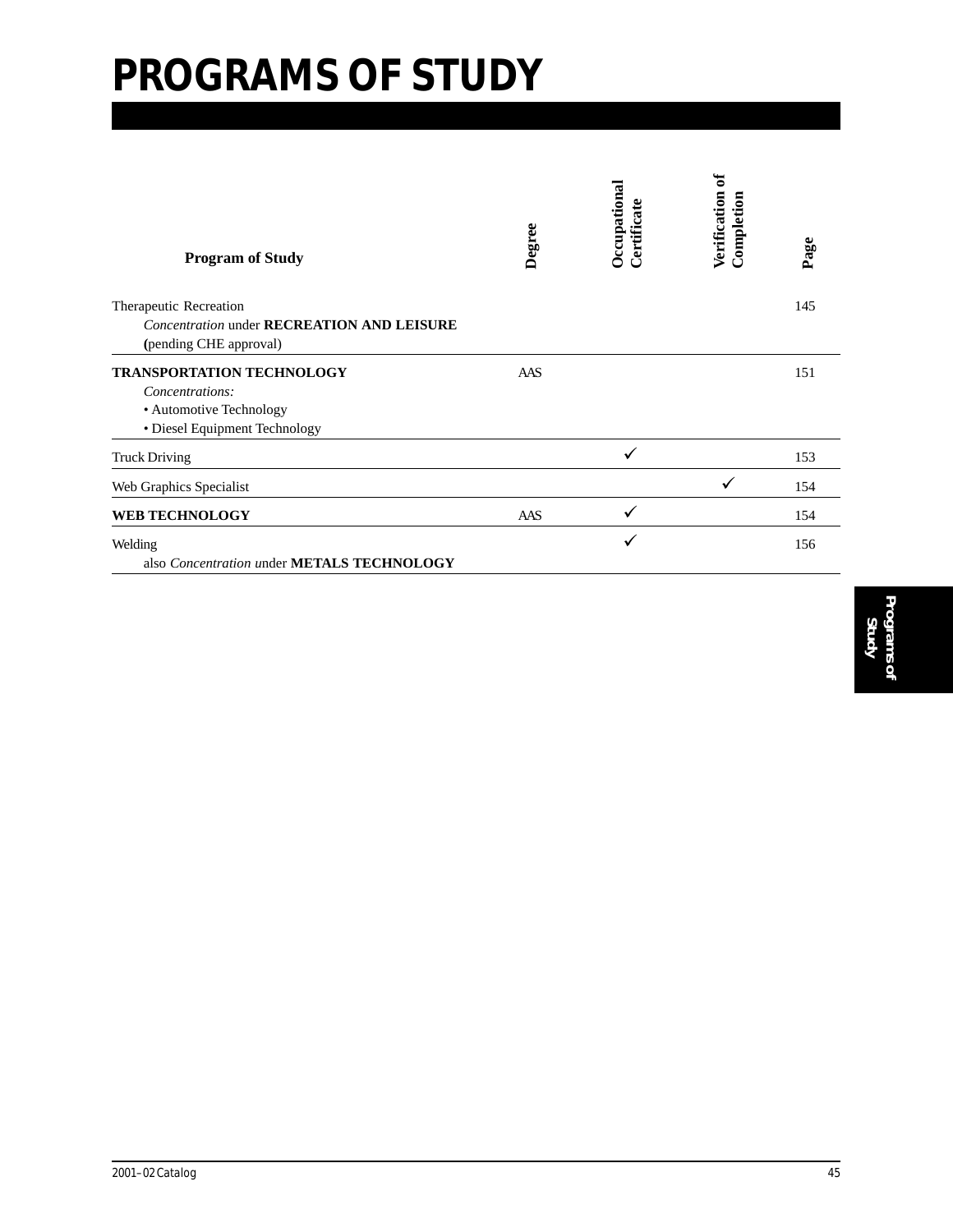# PROGRAMS OF STUDY

| Program of Study | Degree | Occupational Certificate | Verification of Completion | Page |
|---|---|---|---|---|
| Therapeutic Recreation<br>*Concentration* under **RECREATION AND LEISURE (**pending CHE approval) | | | | 145 |
| **TRANSPORTATION TECHNOLOGY**<br>*Concentrations:*<br>• Automotive Technology<br>• Diesel Equipment Technology | AAS | | | 151 |
| Truck Driving | | ✓ | | 153 |
| Web Graphics Specialist | | | ✓ | 154 |
| **WEB TECHNOLOGY** | AAS | ✓ | | 154 |
| Welding<br>also *Concentration u*nder **METALS TECHNOLOGY** | | ✓ | | 156 |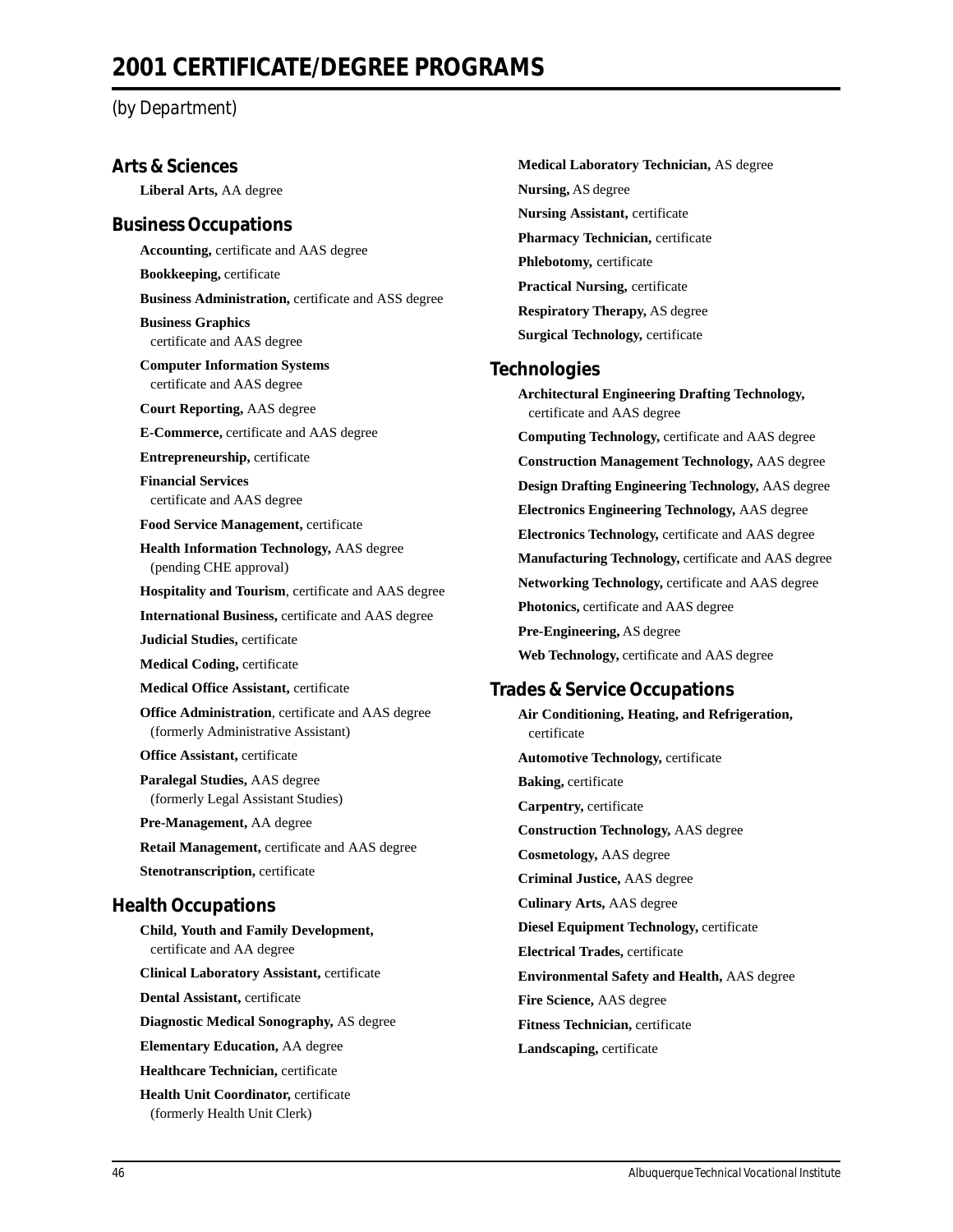# 2001 CERTIFICATE/DEGREE PROGRAMS

*(by Department)*

## Arts & Sciences

**Liberal Arts,** AA degree

## Business Occupations

**Accounting,** certificate and AAS degree

**Bookkeeping,** certificate

**Business Administration,** certificate and ASS degree

**Business Graphics**
certificate and AAS degree

**Computer Information Systems**
certificate and AAS degree

**Court Reporting,** AAS degree

**E-Commerce,** certificate and AAS degree

**Entrepreneurship,** certificate

**Financial Services**
certificate and AAS degree

**Food Service Management,** certificate

**Health Information Technology,** AAS degree
(pending CHE approval)

**Hospitality and Tourism**, certificate and AAS degree

**International Business,** certificate and AAS degree

**Judicial Studies,** certificate

**Medical Coding,** certificate

**Medical Office Assistant,** certificate

**Office Administration**, certificate and AAS degree
(formerly Administrative Assistant)

**Office Assistant,** certificate

**Paralegal Studies,** AAS degree
(formerly Legal Assistant Studies)

**Pre-Management,** AA degree

**Retail Management,** certificate and AAS degree

**Stenotranscription,** certificate

## Health Occupations

**Child, Youth and Family Development,**
certificate and AA degree

**Clinical Laboratory Assistant,** certificate

**Dental Assistant,** certificate

**Diagnostic Medical Sonography,** AS degree

**Elementary Education,** AA degree

**Healthcare Technician,** certificate

**Health Unit Coordinator,** certificate
(formerly Health Unit Clerk)

**Medical Laboratory Technician,** AS degree

**Nursing,** AS degree

**Nursing Assistant,** certificate

**Pharmacy Technician,** certificate

**Phlebotomy,** certificate

**Practical Nursing,** certificate

**Respiratory Therapy,** AS degree

**Surgical Technology,** certificate

## Technologies

**Architectural Engineering Drafting Technology,**
certificate and AAS degree

**Computing Technology,** certificate and AAS degree

**Construction Management Technology,** AAS degree

**Design Drafting Engineering Technology,** AAS degree

**Electronics Engineering Technology,** AAS degree

**Electronics Technology,** certificate and AAS degree

**Manufacturing Technology,** certificate and AAS degree

**Networking Technology,** certificate and AAS degree

**Photonics,** certificate and AAS degree

**Pre-Engineering,** AS degree

**Web Technology,** certificate and AAS degree

## Trades & Service Occupations

**Air Conditioning, Heating, and Refrigeration,**
certificate

**Automotive Technology,** certificate

**Baking,** certificate

**Carpentry,** certificate

**Construction Technology,** AAS degree

**Cosmetology,** AAS degree

**Criminal Justice,** AAS degree

**Culinary Arts,** AAS degree

**Diesel Equipment Technology,** certificate

**Electrical Trades,** certificate

**Environmental Safety and Health,** AAS degree

**Fire Science,** AAS degree

**Fitness Technician,** certificate

**Landscaping,** certificate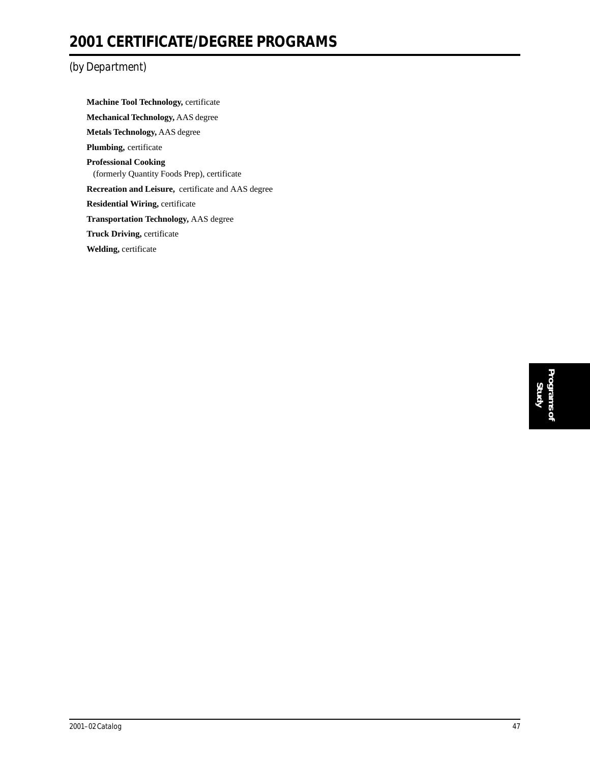# 2001 CERTIFICATE/DEGREE PROGRAMS

*(by Department)*

**Machine Tool Technology,** certificate

**Mechanical Technology,** AAS degree

**Metals Technology,** AAS degree

**Plumbing,** certificate

**Professional Cooking**
(formerly Quantity Foods Prep), certificate

**Recreation and Leisure,** certificate and AAS degree

**Residential Wiring,** certificate

**Transportation Technology,** AAS degree

**Truck Driving,** certificate

**Welding,** certificate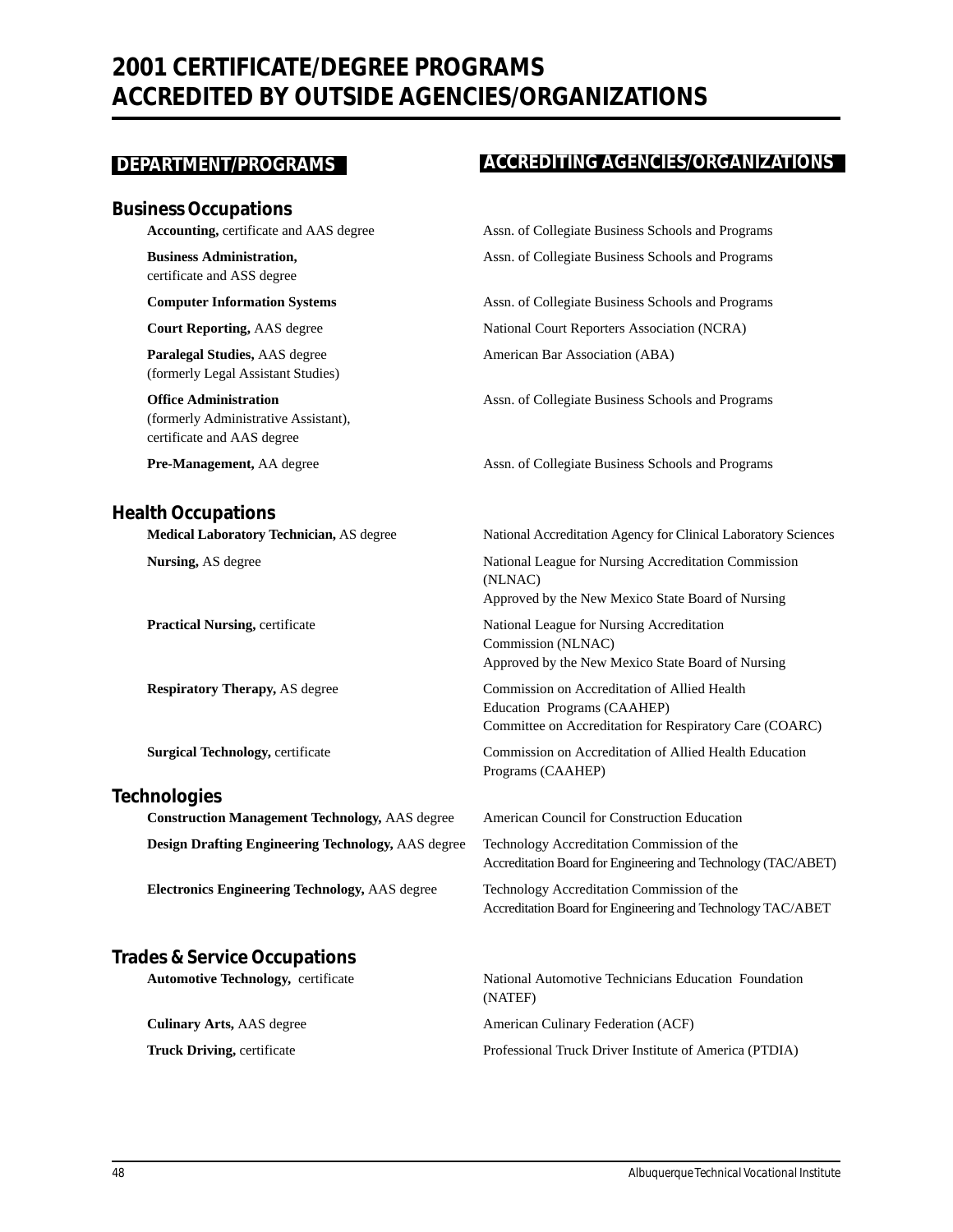# 2001 CERTIFICATE/DEGREE PROGRAMS ACCREDITED BY OUTSIDE AGENCIES/ORGANIZATIONS

| DEPARTMENT/PROGRAMS | ACCREDITING AGENCIES/ORGANIZATIONS |
|---|---|
| **Business Occupations** | |
| **Accounting,** certificate and AAS degree | Assn. of Collegiate Business Schools and Programs |
| **Business Administration,** certificate and ASS degree | Assn. of Collegiate Business Schools and Programs |
| **Computer Information Systems** | Assn. of Collegiate Business Schools and Programs |
| **Court Reporting,** AAS degree | National Court Reporters Association (NCRA) |
| **Paralegal Studies,** AAS degree (formerly Legal Assistant Studies) | American Bar Association (ABA) |
| **Office Administration** (formerly Administrative Assistant), certificate and AAS degree | Assn. of Collegiate Business Schools and Programs |
| **Pre-Management,** AA degree | Assn. of Collegiate Business Schools and Programs |
| **Health Occupations** | |
| **Medical Laboratory Technician,** AS degree | National Accreditation Agency for Clinical Laboratory Sciences |
| **Nursing,** AS degree | National League for Nursing Accreditation Commission (NLNAC) Approved by the New Mexico State Board of Nursing |
| **Practical Nursing,** certificate | National League for Nursing Accreditation Commission (NLNAC) Approved by the New Mexico State Board of Nursing |
| **Respiratory Therapy,** AS degree | Commission on Accreditation of Allied Health Education Programs (CAAHEP) Committee on Accreditation for Respiratory Care (COARC) |
| **Surgical Technology,** certificate | Commission on Accreditation of Allied Health Education Programs (CAAHEP) |
| **Technologies** | |
| **Construction Management Technology,** AAS degree | American Council for Construction Education |
| **Design Drafting Engineering Technology,** AAS degree | Technology Accreditation Commission of the Accreditation Board for Engineering and Technology (TAC/ABET) |
| **Electronics Engineering Technology,** AAS degree | Technology Accreditation Commission of the Accreditation Board for Engineering and Technology TAC/ABET |
| **Trades & Service Occupations** | |
| **Automotive Technology,** certificate | National Automotive Technicians Education Foundation (NATEF) |
| **Culinary Arts,** AAS degree | American Culinary Federation (ACF) |
| **Truck Driving,** certificate | Professional Truck Driver Institute of America (PTDIA) |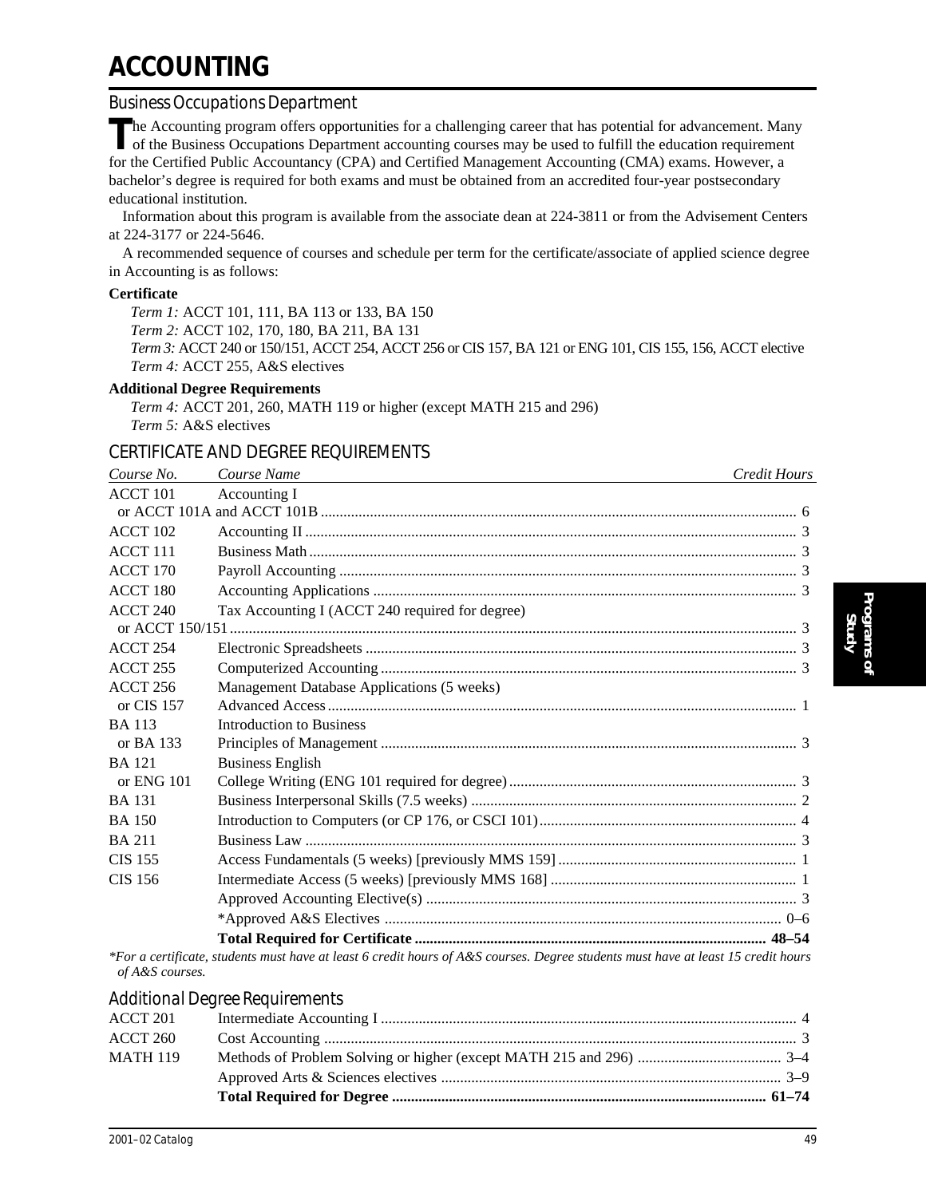# ACCOUNTING

## Business Occupations Department

The Accounting program offers opportunities for a challenging career that has potential for advancement. Many of the Business Occupations Department accounting courses may be used to fulfill the education requirement for the Certified Public Accountancy (CPA) and Certified Management Accounting (CMA) exams. However, a bachelor's degree is required for both exams and must be obtained from an accredited four-year postsecondary educational institution.

Information about this program is available from the associate dean at 224-3811 or from the Advisement Centers at 224-3177 or 224-5646.

A recommended sequence of courses and schedule per term for the certificate/associate of applied science degree in Accounting is as follows:

**Certificate**

*Term 1:* ACCT 101, 111, BA 113 or 133, BA 150
*Term 2:* ACCT 102, 170, 180, BA 211, BA 131
*Term 3:* ACCT 240 or 150/151, ACCT 254, ACCT 256 or CIS 157, BA 121 or ENG 101, CIS 155, 156, ACCT elective
*Term 4:* ACCT 255, A&S electives

**Additional Degree Requirements**

*Term 4:* ACCT 201, 260, MATH 119 or higher (except MATH 215 and 296)
*Term 5:* A&S electives

## CERTIFICATE AND DEGREE REQUIREMENTS

| *Course No.* | *Course Name* | *Credit Hours* |
|---|---|---|
| ACCT 101 or ACCT 101A and ACCT 101B | Accounting I | 6 |
| ACCT 102 | Accounting II | 3 |
| ACCT 111 | Business Math | 3 |
| ACCT 170 | Payroll Accounting | 3 |
| ACCT 180 | Accounting Applications | 3 |
| ACCT 240 or ACCT 150/151 | Tax Accounting I (ACCT 240 required for degree) | 3 |
| ACCT 254 | Electronic Spreadsheets | 3 |
| ACCT 255 | Computerized Accounting | 3 |
| ACCT 256 or CIS 157 | Management Database Applications (5 weeks) Advanced Access | 1 |
| BA 113 or BA 133 | Introduction to Business Principles of Management | 3 |
| BA 121 or ENG 101 | Business English College Writing (ENG 101 required for degree) | 3 |
| BA 131 | Business Interpersonal Skills (7.5 weeks) | 2 |
| BA 150 | Introduction to Computers (or CP 176, or CSCI 101) | 4 |
| BA 211 | Business Law | 3 |
| CIS 155 | Access Fundamentals (5 weeks) [previously MMS 159] | 1 |
| CIS 156 | Intermediate Access (5 weeks) [previously MMS 168] | 1 |
| | Approved Accounting Elective(s) | 3 |
| | *Approved A&S Electives | 0–6 |
| | **Total Required for Certificate** | **48–54** |

*\*For a certificate, students must have at least 6 credit hours of A&S courses. Degree students must have at least 15 credit hours of A&S courses.*

## Additional Degree Requirements

| | | |
|---|---|---|
| ACCT 201 | Intermediate Accounting I | 4 |
| ACCT 260 | Cost Accounting | 3 |
| MATH 119 | Methods of Problem Solving or higher (except MATH 215 and 296) | 3–4 |
| | Approved Arts & Sciences electives | 3–9 |
| | **Total Required for Degree** | **61–74** |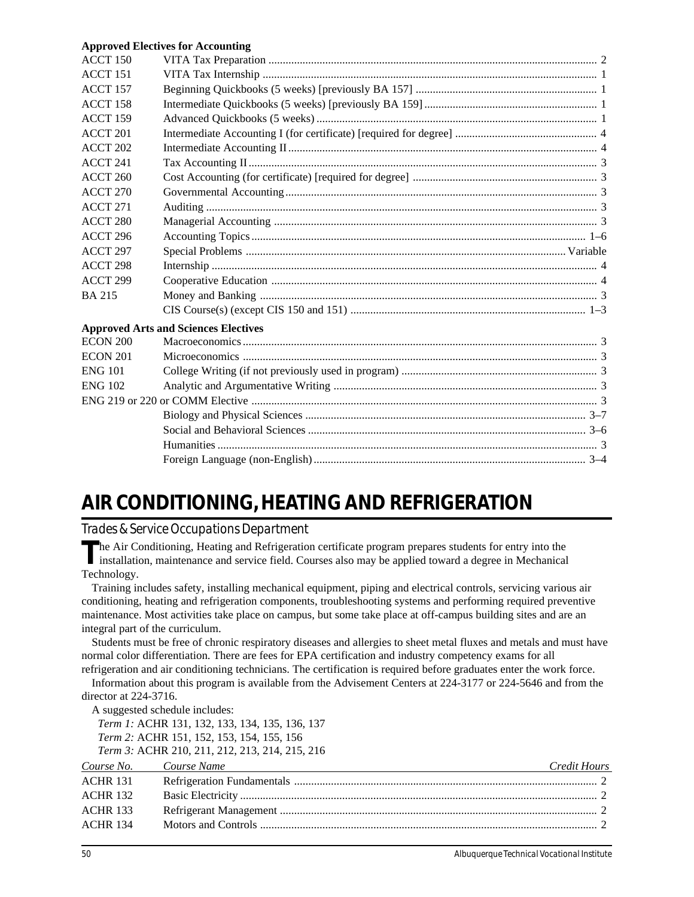**Approved Electives for Accounting**

| | | |
|---|---|---|
| ACCT 150 | VITA Tax Preparation | 2 |
| ACCT 151 | VITA Tax Internship | 1 |
| ACCT 157 | Beginning Quickbooks (5 weeks) [previously BA 157] | 1 |
| ACCT 158 | Intermediate Quickbooks (5 weeks) [previously BA 159] | 1 |
| ACCT 159 | Advanced Quickbooks (5 weeks) | 1 |
| ACCT 201 | Intermediate Accounting I (for certificate) [required for degree] | 4 |
| ACCT 202 | Intermediate Accounting II | 4 |
| ACCT 241 | Tax Accounting II | 3 |
| ACCT 260 | Cost Accounting (for certificate) [required for degree] | 3 |
| ACCT 270 | Governmental Accounting | 3 |
| ACCT 271 | Auditing | 3 |
| ACCT 280 | Managerial Accounting | 3 |
| ACCT 296 | Accounting Topics | 1–6 |
| ACCT 297 | Special Problems | Variable |
| ACCT 298 | Internship | 4 |
| ACCT 299 | Cooperative Education | 4 |
| BA 215 | Money and Banking | 3 |
| | CIS Course(s) (except CIS 150 and 151) | 1–3 |

**Approved Arts and Sciences Electives**

| | | |
|---|---|---|
| ECON 200 | Macroeconomics | 3 |
| ECON 201 | Microeconomics | 3 |
| ENG 101 | College Writing (if not previously used in program) | 3 |
| ENG 102 | Analytic and Argumentative Writing | 3 |
| ENG 219 or 220 or COMM Elective | | 3 |
| | Biology and Physical Sciences | 3–7 |
| | Social and Behavioral Sciences | 3–6 |
| | Humanities | 3 |
| | Foreign Language (non-English) | 3–4 |

# AIR CONDITIONING, HEATING AND REFRIGERATION

## Trades & Service Occupations Department

The Air Conditioning, Heating and Refrigeration certificate program prepares students for entry into the installation, maintenance and service field. Courses also may be applied toward a degree in Mechanical Technology.

Training includes safety, installing mechanical equipment, piping and electrical controls, servicing various air conditioning, heating and refrigeration components, troubleshooting systems and performing required preventive maintenance. Most activities take place on campus, but some take place at off-campus building sites and are an integral part of the curriculum.

Students must be free of chronic respiratory diseases and allergies to sheet metal fluxes and metals and must have normal color differentiation. There are fees for EPA certification and industry competency exams for all refrigeration and air conditioning technicians. The certification is required before graduates enter the work force.

Information about this program is available from the Advisement Centers at 224-3177 or 224-5646 and from the director at 224-3716.

A suggested schedule includes:

*Term 1:* ACHR 131, 132, 133, 134, 135, 136, 137
*Term 2:* ACHR 151, 152, 153, 154, 155, 156
*Term 3:* ACHR 210, 211, 212, 213, 214, 215, 216

| *Course No.* | *Course Name* | *Credit Hours* |
|---|---|---|
| ACHR 131 | Refrigeration Fundamentals | 2 |
| ACHR 132 | Basic Electricity | 2 |
| ACHR 133 | Refrigerant Management | 2 |
| ACHR 134 | Motors and Controls | 2 |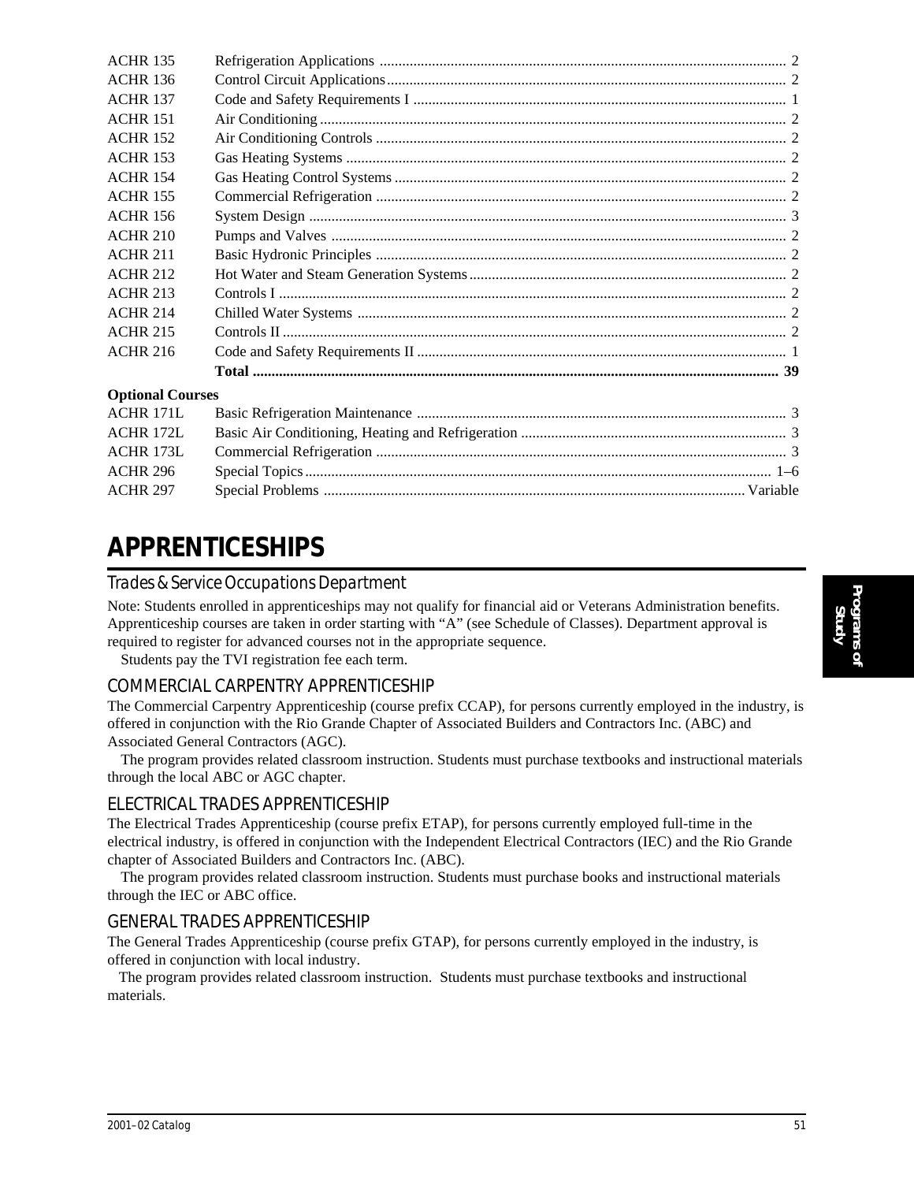| | | |
|---|---|---|
| ACHR 135 | Refrigeration Applications | 2 |
| ACHR 136 | Control Circuit Applications | 2 |
| ACHR 137 | Code and Safety Requirements I | 1 |
| ACHR 151 | Air Conditioning | 2 |
| ACHR 152 | Air Conditioning Controls | 2 |
| ACHR 153 | Gas Heating Systems | 2 |
| ACHR 154 | Gas Heating Control Systems | 2 |
| ACHR 155 | Commercial Refrigeration | 2 |
| ACHR 156 | System Design | 3 |
| ACHR 210 | Pumps and Valves | 2 |
| ACHR 211 | Basic Hydronic Principles | 2 |
| ACHR 212 | Hot Water and Steam Generation Systems | 2 |
| ACHR 213 | Controls I | 2 |
| ACHR 214 | Chilled Water Systems | 2 |
| ACHR 215 | Controls II | 2 |
| ACHR 216 | Code and Safety Requirements II | 1 |
| | **Total** | **39** |

**Optional Courses**

| | | |
|---|---|---|
| ACHR 171L | Basic Refrigeration Maintenance | 3 |
| ACHR 172L | Basic Air Conditioning, Heating and Refrigeration | 3 |
| ACHR 173L | Commercial Refrigeration | 3 |
| ACHR 296 | Special Topics | 1–6 |
| ACHR 297 | Special Problems | Variable |

# APPRENTICESHIPS

*Trades & Service Occupations Department*

Note: Students enrolled in apprenticeships may not qualify for financial aid or Veterans Administration benefits. Apprenticeship courses are taken in order starting with "A" (see Schedule of Classes). Department approval is required to register for advanced courses not in the appropriate sequence.

Students pay the TVI registration fee each term.

## COMMERCIAL CARPENTRY APPRENTICESHIP

The Commercial Carpentry Apprenticeship (course prefix CCAP), for persons currently employed in the industry, is offered in conjunction with the Rio Grande Chapter of Associated Builders and Contractors Inc. (ABC) and Associated General Contractors (AGC).

The program provides related classroom instruction. Students must purchase textbooks and instructional materials through the local ABC or AGC chapter.

## ELECTRICAL TRADES APPRENTICESHIP

The Electrical Trades Apprenticeship (course prefix ETAP), for persons currently employed full-time in the electrical industry, is offered in conjunction with the Independent Electrical Contractors (IEC) and the Rio Grande chapter of Associated Builders and Contractors Inc. (ABC).

The program provides related classroom instruction. Students must purchase books and instructional materials through the IEC or ABC office.

## GENERAL TRADES APPRENTICESHIP

The General Trades Apprenticeship (course prefix GTAP), for persons currently employed in the industry, is offered in conjunction with local industry.

The program provides related classroom instruction. Students must purchase textbooks and instructional materials.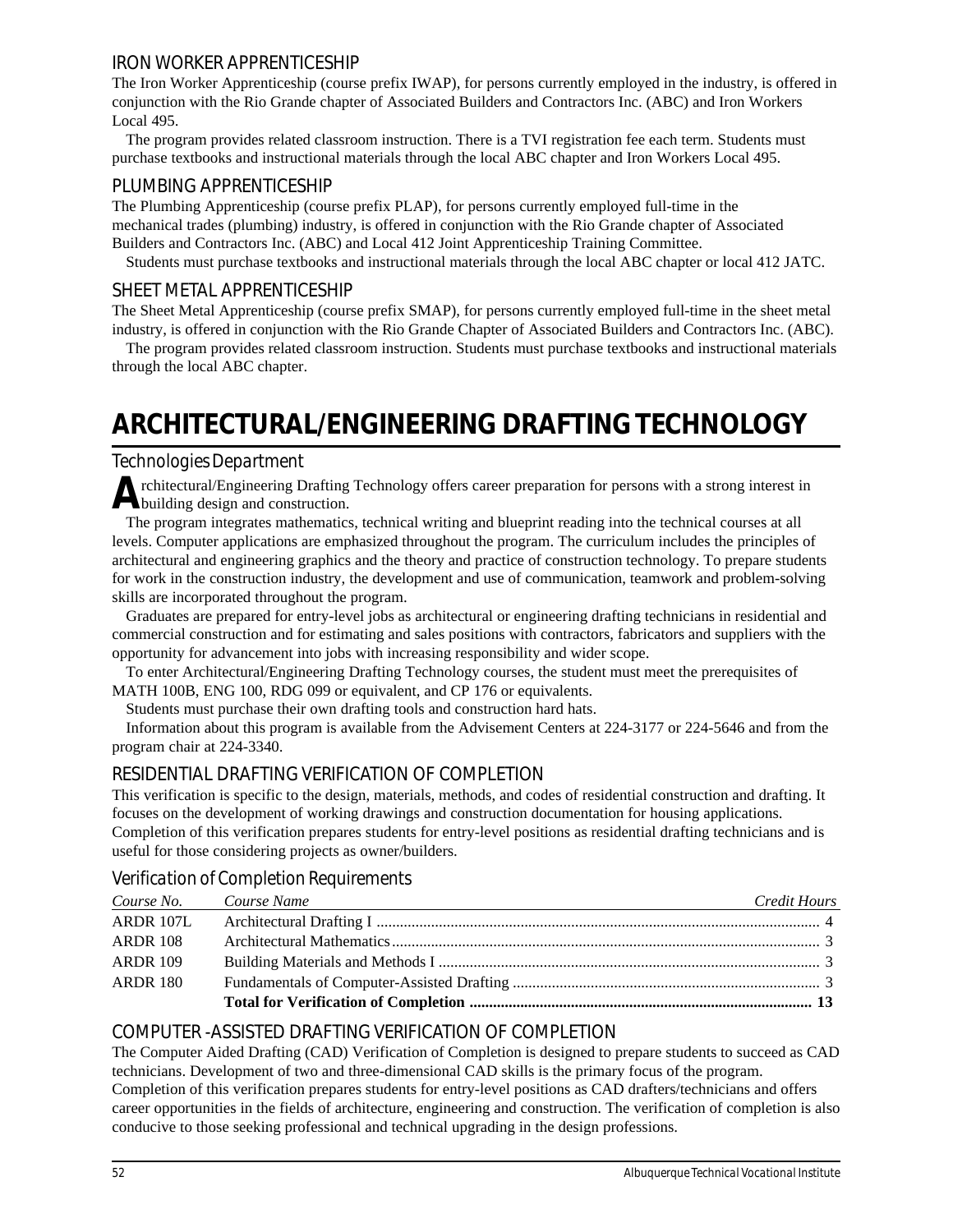### IRON WORKER APPRENTICESHIP

The Iron Worker Apprenticeship (course prefix IWAP), for persons currently employed in the industry, is offered in conjunction with the Rio Grande chapter of Associated Builders and Contractors Inc. (ABC) and Iron Workers Local 495.

The program provides related classroom instruction. There is a TVI registration fee each term. Students must purchase textbooks and instructional materials through the local ABC chapter and Iron Workers Local 495.

### PLUMBING APPRENTICESHIP

The Plumbing Apprenticeship (course prefix PLAP), for persons currently employed full-time in the mechanical trades (plumbing) industry, is offered in conjunction with the Rio Grande chapter of Associated Builders and Contractors Inc. (ABC) and Local 412 Joint Apprenticeship Training Committee.

Students must purchase textbooks and instructional materials through the local ABC chapter or local 412 JATC.

### SHEET METAL APPRENTICESHIP

The Sheet Metal Apprenticeship (course prefix SMAP), for persons currently employed full-time in the sheet metal industry, is offered in conjunction with the Rio Grande Chapter of Associated Builders and Contractors Inc. (ABC).

The program provides related classroom instruction. Students must purchase textbooks and instructional materials through the local ABC chapter.

# ARCHITECTURAL/ENGINEERING DRAFTING TECHNOLOGY

## Technologies Department

Architectural/Engineering Drafting Technology offers career preparation for persons with a strong interest in building design and construction.

The program integrates mathematics, technical writing and blueprint reading into the technical courses at all levels. Computer applications are emphasized throughout the program. The curriculum includes the principles of architectural and engineering graphics and the theory and practice of construction technology. To prepare students for work in the construction industry, the development and use of communication, teamwork and problem-solving skills are incorporated throughout the program.

Graduates are prepared for entry-level jobs as architectural or engineering drafting technicians in residential and commercial construction and for estimating and sales positions with contractors, fabricators and suppliers with the opportunity for advancement into jobs with increasing responsibility and wider scope.

To enter Architectural/Engineering Drafting Technology courses, the student must meet the prerequisites of MATH 100B, ENG 100, RDG 099 or equivalent, and CP 176 or equivalents.

Students must purchase their own drafting tools and construction hard hats.

Information about this program is available from the Advisement Centers at 224-3177 or 224-5646 and from the program chair at 224-3340.

### RESIDENTIAL DRAFTING VERIFICATION OF COMPLETION

This verification is specific to the design, materials, methods, and codes of residential construction and drafting. It focuses on the development of working drawings and construction documentation for housing applications. Completion of this verification prepares students for entry-level positions as residential drafting technicians and is useful for those considering projects as owner/builders.

#### Verification of Completion Requirements

| *Course No.* | *Course Name* | *Credit Hours* |
|---|---|---|
| ARDR 107L | Architectural Drafting I | 4 |
| ARDR 108 | Architectural Mathematics | 3 |
| ARDR 109 | Building Materials and Methods I | 3 |
| ARDR 180 | Fundamentals of Computer-Assisted Drafting | 3 |
| | **Total for Verification of Completion** | **13** |

### COMPUTER -ASSISTED DRAFTING VERIFICATION OF COMPLETION

The Computer Aided Drafting (CAD) Verification of Completion is designed to prepare students to succeed as CAD technicians. Development of two and three-dimensional CAD skills is the primary focus of the program. Completion of this verification prepares students for entry-level positions as CAD drafters/technicians and offers career opportunities in the fields of architecture, engineering and construction. The verification of completion is also conducive to those seeking professional and technical upgrading in the design professions.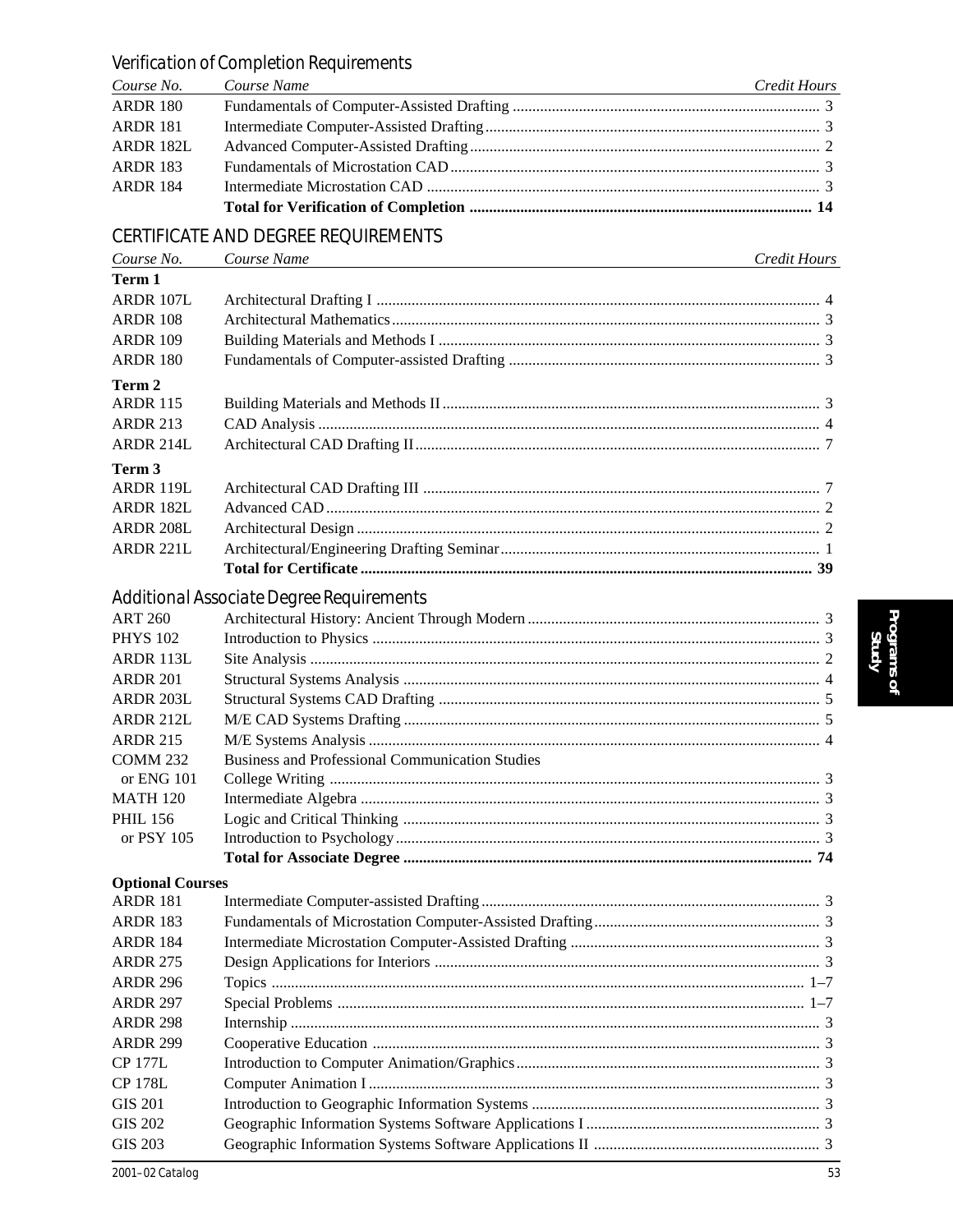## Verification of Completion Requirements

| Course No. | Course Name | Credit Hours |
|---|---|---|
| ARDR 180 | Fundamentals of Computer-Assisted Drafting | 3 |
| ARDR 181 | Intermediate Computer-Assisted Drafting | 3 |
| ARDR 182L | Advanced Computer-Assisted Drafting | 2 |
| ARDR 183 | Fundamentals of Microstation CAD | 3 |
| ARDR 184 | Intermediate Microstation CAD | 3 |
| | **Total for Verification of Completion** | **14** |

## CERTIFICATE AND DEGREE REQUIREMENTS

| Course No. | Course Name | Credit Hours |
|---|---|---|
| **Term 1** | | |
| ARDR 107L | Architectural Drafting I | 4 |
| ARDR 108 | Architectural Mathematics | 3 |
| ARDR 109 | Building Materials and Methods I | 3 |
| ARDR 180 | Fundamentals of Computer-assisted Drafting | 3 |
| **Term 2** | | |
| ARDR 115 | Building Materials and Methods II | 3 |
| ARDR 213 | CAD Analysis | 4 |
| ARDR 214L | Architectural CAD Drafting II | 7 |
| **Term 3** | | |
| ARDR 119L | Architectural CAD Drafting III | 7 |
| ARDR 182L | Advanced CAD | 2 |
| ARDR 208L | Architectural Design | 2 |
| ARDR 221L | Architectural/Engineering Drafting Seminar | 1 |
| | **Total for Certificate** | **39** |

## Additional Associate Degree Requirements

| Course No. | Course Name | Credit Hours |
|---|---|---|
| ART 260 | Architectural History: Ancient Through Modern | 3 |
| PHYS 102 | Introduction to Physics | 3 |
| ARDR 113L | Site Analysis | 2 |
| ARDR 201 | Structural Systems Analysis | 4 |
| ARDR 203L | Structural Systems CAD Drafting | 5 |
| ARDR 212L | M/E CAD Systems Drafting | 5 |
| ARDR 215 | M/E Systems Analysis | 4 |
| COMM 232 | Business and Professional Communication Studies | |
| or ENG 101 | College Writing | 3 |
| MATH 120 | Intermediate Algebra | 3 |
| PHIL 156 | Logic and Critical Thinking | 3 |
| or PSY 105 | Introduction to Psychology | 3 |
| | **Total for Associate Degree** | **74** |

**Optional Courses**

| Course No. | Course Name | Credit Hours |
|---|---|---|
| ARDR 181 | Intermediate Computer-assisted Drafting | 3 |
| ARDR 183 | Fundamentals of Microstation Computer-Assisted Drafting | 3 |
| ARDR 184 | Intermediate Microstation Computer-Assisted Drafting | 3 |
| ARDR 275 | Design Applications for Interiors | 3 |
| ARDR 296 | Topics | 1–7 |
| ARDR 297 | Special Problems | 1–7 |
| ARDR 298 | Internship | 3 |
| ARDR 299 | Cooperative Education | 3 |
| CP 177L | Introduction to Computer Animation/Graphics | 3 |
| CP 178L | Computer Animation I | 3 |
| GIS 201 | Introduction to Geographic Information Systems | 3 |
| GIS 202 | Geographic Information Systems Software Applications I | 3 |
| GIS 203 | Geographic Information Systems Software Applications II | 3 |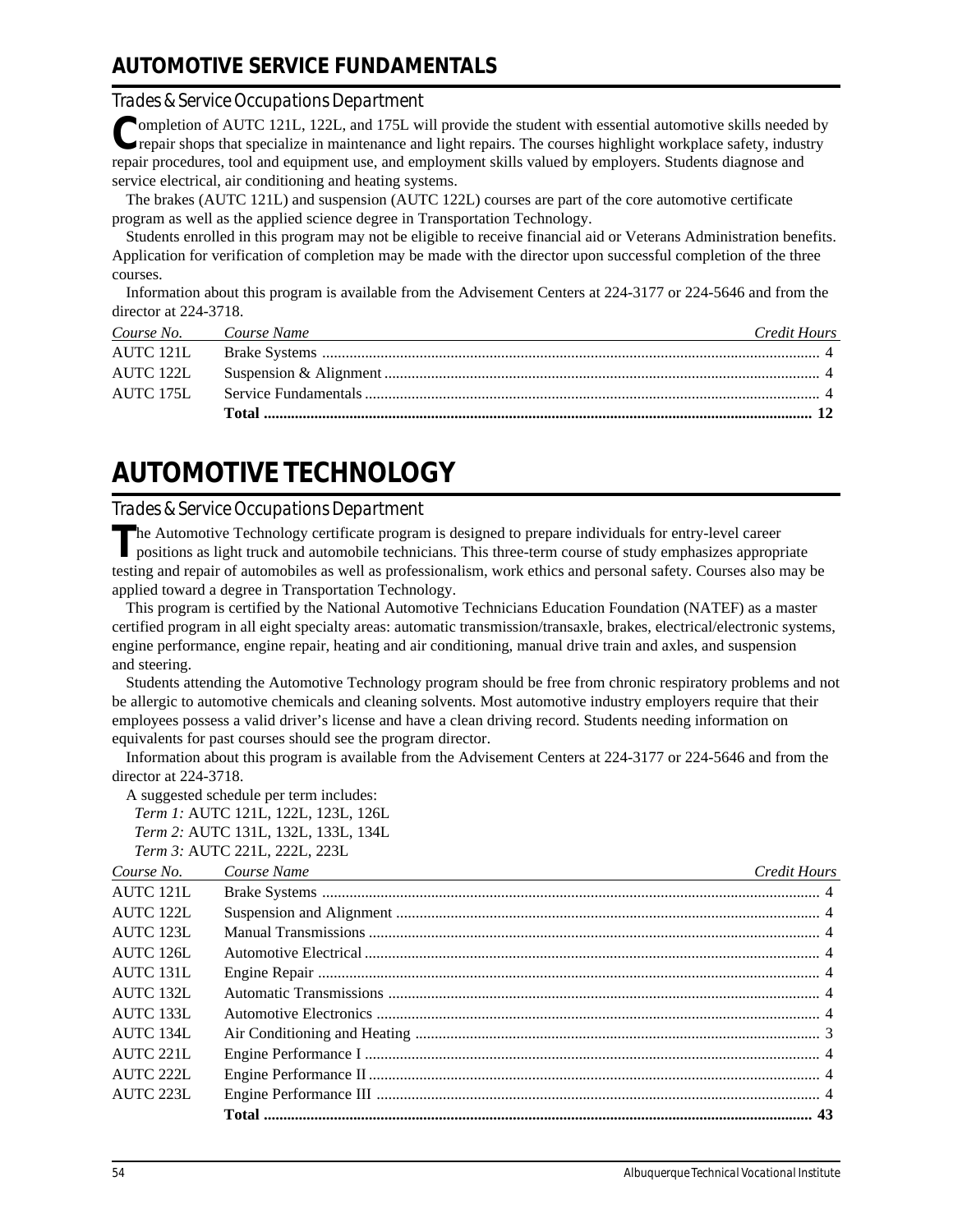# AUTOMOTIVE SERVICE FUNDAMENTALS

## Trades & Service Occupations Department

Completion of AUTC 121L, 122L, and 175L will provide the student with essential automotive skills needed by repair shops that specialize in maintenance and light repairs. The courses highlight workplace safety, industry repair procedures, tool and equipment use, and employment skills valued by employers. Students diagnose and service electrical, air conditioning and heating systems.

The brakes (AUTC 121L) and suspension (AUTC 122L) courses are part of the core automotive certificate program as well as the applied science degree in Transportation Technology.

Students enrolled in this program may not be eligible to receive financial aid or Veterans Administration benefits. Application for verification of completion may be made with the director upon successful completion of the three courses.

Information about this program is available from the Advisement Centers at 224-3177 or 224-5646 and from the director at 224-3718.

| *Course No.* | *Course Name* | *Credit Hours* |
|---|---|---|
| AUTC 121L | Brake Systems | 4 |
| AUTC 122L | Suspension & Alignment | 4 |
| AUTC 175L | Service Fundamentals | 4 |
| | **Total** | **12** |

# AUTOMOTIVE TECHNOLOGY

## Trades & Service Occupations Department

The Automotive Technology certificate program is designed to prepare individuals for entry-level career positions as light truck and automobile technicians. This three-term course of study emphasizes appropriate testing and repair of automobiles as well as professionalism, work ethics and personal safety. Courses also may be applied toward a degree in Transportation Technology.

This program is certified by the National Automotive Technicians Education Foundation (NATEF) as a master certified program in all eight specialty areas: automatic transmission/transaxle, brakes, electrical/electronic systems, engine performance, engine repair, heating and air conditioning, manual drive train and axles, and suspension and steering.

Students attending the Automotive Technology program should be free from chronic respiratory problems and not be allergic to automotive chemicals and cleaning solvents. Most automotive industry employers require that their employees possess a valid driver's license and have a clean driving record. Students needing information on equivalents for past courses should see the program director.

Information about this program is available from the Advisement Centers at 224-3177 or 224-5646 and from the director at 224-3718.

A suggested schedule per term includes:

*Term 1:* AUTC 121L, 122L, 123L, 126L
*Term 2:* AUTC 131L, 132L, 133L, 134L
*Term 3:* AUTC 221L, 222L, 223L

| *Course No.* | *Course Name* | *Credit Hours* |
|---|---|---|
| AUTC 121L | Brake Systems | 4 |
| AUTC 122L | Suspension and Alignment | 4 |
| AUTC 123L | Manual Transmissions | 4 |
| AUTC 126L | Automotive Electrical | 4 |
| AUTC 131L | Engine Repair | 4 |
| AUTC 132L | Automatic Transmissions | 4 |
| AUTC 133L | Automotive Electronics | 4 |
| AUTC 134L | Air Conditioning and Heating | 3 |
| AUTC 221L | Engine Performance I | 4 |
| AUTC 222L | Engine Performance II | 4 |
| AUTC 223L | Engine Performance III | 4 |
| | **Total** | **43** |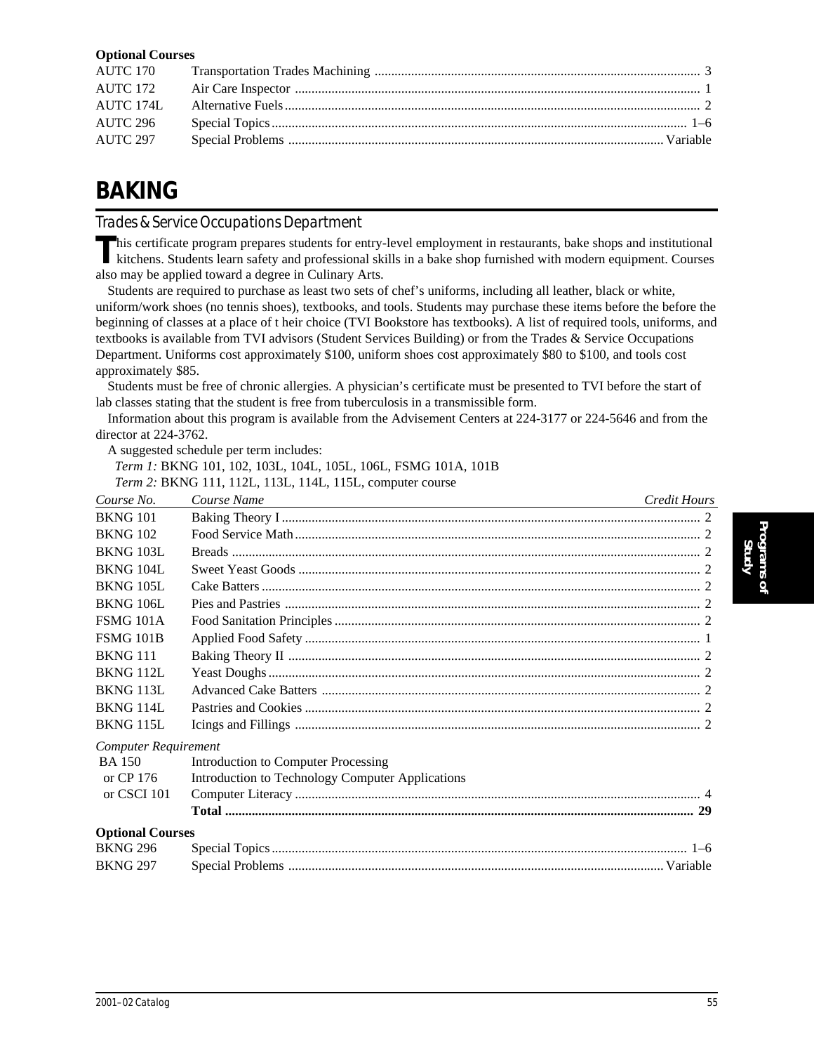**Optional Courses**

| | | |
|---|---|---|
| AUTC 170 | Transportation Trades Machining | 3 |
| AUTC 172 | Air Care Inspector | 1 |
| AUTC 174L | Alternative Fuels | 2 |
| AUTC 296 | Special Topics | 1–6 |
| AUTC 297 | Special Problems | Variable |

# BAKING

## Trades & Service Occupations Department

This certificate program prepares students for entry-level employment in restaurants, bake shops and institutional kitchens. Students learn safety and professional skills in a bake shop furnished with modern equipment. Courses also may be applied toward a degree in Culinary Arts.

Students are required to purchase as least two sets of chef's uniforms, including all leather, black or white, uniform/work shoes (no tennis shoes), textbooks, and tools. Students may purchase these items before the before the beginning of classes at a place of t heir choice (TVI Bookstore has textbooks). A list of required tools, uniforms, and textbooks is available from TVI advisors (Student Services Building) or from the Trades & Service Occupations Department. Uniforms cost approximately $100, uniform shoes cost approximately $80 to $100, and tools cost approximately $85.

Students must be free of chronic allergies. A physician's certificate must be presented to TVI before the start of lab classes stating that the student is free from tuberculosis in a transmissible form.

Information about this program is available from the Advisement Centers at 224-3177 or 224-5646 and from the director at 224-3762.

A suggested schedule per term includes:

*Term 1:* BKNG 101, 102, 103L, 104L, 105L, 106L, FSMG 101A, 101B

*Term 2:* BKNG 111, 112L, 113L, 114L, 115L, computer course

| *Course No.* | *Course Name* | *Credit Hours* |
|---|---|---|
| BKNG 101 | Baking Theory I | 2 |
| BKNG 102 | Food Service Math | 2 |
| BKNG 103L | Breads | 2 |
| BKNG 104L | Sweet Yeast Goods | 2 |
| BKNG 105L | Cake Batters | 2 |
| BKNG 106L | Pies and Pastries | 2 |
| FSMG 101A | Food Sanitation Principles | 2 |
| FSMG 101B | Applied Food Safety | 1 |
| BKNG 111 | Baking Theory II | 2 |
| BKNG 112L | Yeast Doughs | 2 |
| BKNG 113L | Advanced Cake Batters | 2 |
| BKNG 114L | Pastries and Cookies | 2 |
| BKNG 115L | Icings and Fillings | 2 |
| *Computer Requirement* | | |
| BA 150 | Introduction to Computer Processing | |
| or CP 176 | Introduction to Technology Computer Applications | |
| or CSCI 101 | Computer Literacy | 4 |
| | **Total** | **29** |

**Optional Courses**

| | | |
|---|---|---|
| BKNG 296 | Special Topics | 1–6 |
| BKNG 297 | Special Problems | Variable |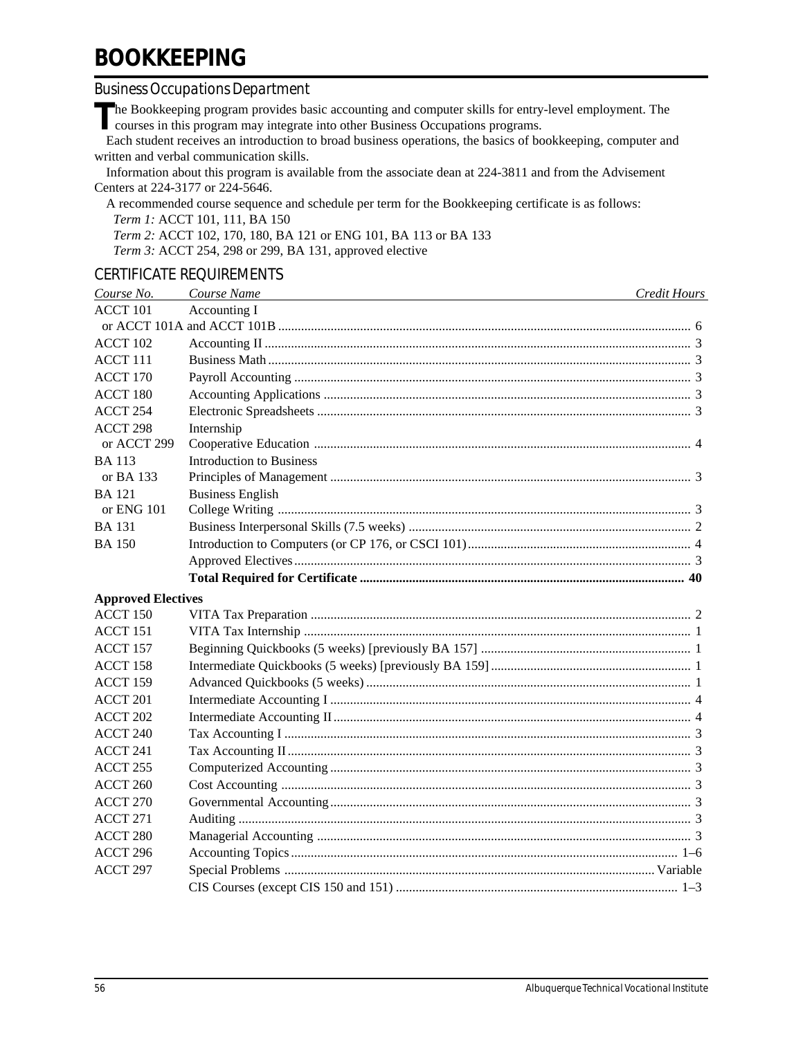# BOOKKEEPING

## Business Occupations Department

The Bookkeeping program provides basic accounting and computer skills for entry-level employment. The courses in this program may integrate into other Business Occupations programs.

Each student receives an introduction to broad business operations, the basics of bookkeeping, computer and written and verbal communication skills.

Information about this program is available from the associate dean at 224-3811 and from the Advisement Centers at 224-3177 or 224-5646.

A recommended course sequence and schedule per term for the Bookkeeping certificate is as follows:

*Term 1:* ACCT 101, 111, BA 150

*Term 2:* ACCT 102, 170, 180, BA 121 or ENG 101, BA 113 or BA 133

*Term 3:* ACCT 254, 298 or 299, BA 131, approved elective

## CERTIFICATE REQUIREMENTS

| *Course No.* | *Course Name* | *Credit Hours* |
|---|---|---|
| ACCT 101 or ACCT 101A and ACCT 101B | Accounting I | 6 |
| ACCT 102 | Accounting II | 3 |
| ACCT 111 | Business Math | 3 |
| ACCT 170 | Payroll Accounting | 3 |
| ACCT 180 | Accounting Applications | 3 |
| ACCT 254 | Electronic Spreadsheets | 3 |
| ACCT 298 or ACCT 299 | Internship / Cooperative Education | 4 |
| BA 113 or BA 133 | Introduction to Business / Principles of Management | 3 |
| BA 121 or ENG 101 | Business English / College Writing | 3 |
| BA 131 | Business Interpersonal Skills (7.5 weeks) | 2 |
| BA 150 | Introduction to Computers (or CP 176, or CSCI 101) | 4 |
| | Approved Electives | 3 |
| | **Total Required for Certificate** | **40** |

**Approved Electives**

| | | |
|---|---|---|
| ACCT 150 | VITA Tax Preparation | 2 |
| ACCT 151 | VITA Tax Internship | 1 |
| ACCT 157 | Beginning Quickbooks (5 weeks) [previously BA 157] | 1 |
| ACCT 158 | Intermediate Quickbooks (5 weeks) [previously BA 159] | 1 |
| ACCT 159 | Advanced Quickbooks (5 weeks) | 1 |
| ACCT 201 | Intermediate Accounting I | 4 |
| ACCT 202 | Intermediate Accounting II | 4 |
| ACCT 240 | Tax Accounting I | 3 |
| ACCT 241 | Tax Accounting II | 3 |
| ACCT 255 | Computerized Accounting | 3 |
| ACCT 260 | Cost Accounting | 3 |
| ACCT 270 | Governmental Accounting | 3 |
| ACCT 271 | Auditing | 3 |
| ACCT 280 | Managerial Accounting | 3 |
| ACCT 296 | Accounting Topics | 1–6 |
| ACCT 297 | Special Problems | Variable |
| | CIS Courses (except CIS 150 and 151) | 1–3 |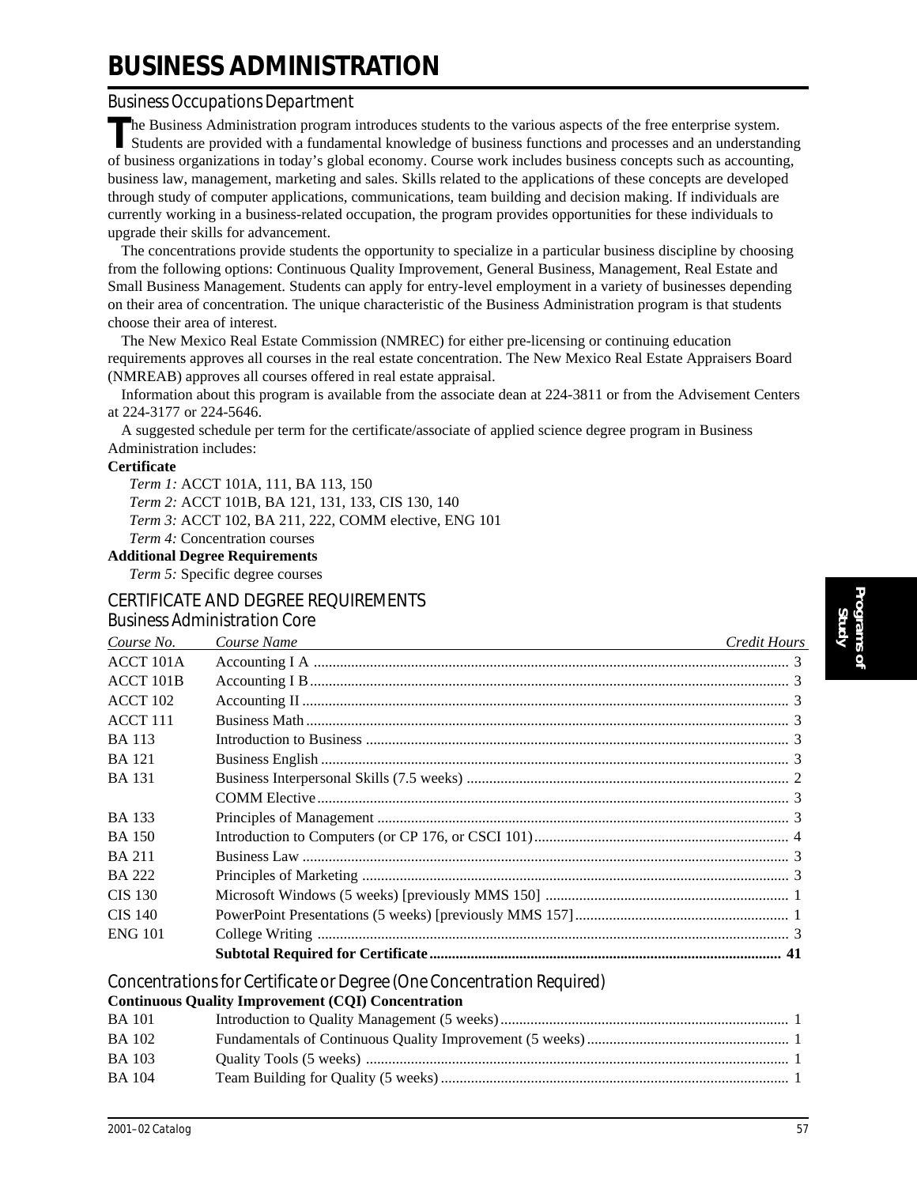# BUSINESS ADMINISTRATION

## Business Occupations Department

The Business Administration program introduces students to the various aspects of the free enterprise system. Students are provided with a fundamental knowledge of business functions and processes and an understanding of business organizations in today's global economy. Course work includes business concepts such as accounting, business law, management, marketing and sales. Skills related to the applications of these concepts are developed through study of computer applications, communications, team building and decision making. If individuals are currently working in a business-related occupation, the program provides opportunities for these individuals to upgrade their skills for advancement.

The concentrations provide students the opportunity to specialize in a particular business discipline by choosing from the following options: Continuous Quality Improvement, General Business, Management, Real Estate and Small Business Management. Students can apply for entry-level employment in a variety of businesses depending on their area of concentration. The unique characteristic of the Business Administration program is that students choose their area of interest.

The New Mexico Real Estate Commission (NMREC) for either pre-licensing or continuing education requirements approves all courses in the real estate concentration. The New Mexico Real Estate Appraisers Board (NMREAB) approves all courses offered in real estate appraisal.

Information about this program is available from the associate dean at 224-3811 or from the Advisement Centers at 224-3177 or 224-5646.

A suggested schedule per term for the certificate/associate of applied science degree program in Business Administration includes:

**Certificate**

*Term 1:* ACCT 101A, 111, BA 113, 150

*Term 2:* ACCT 101B, BA 121, 131, 133, CIS 130, 140

*Term 3:* ACCT 102, BA 211, 222, COMM elective, ENG 101

*Term 4:* Concentration courses

**Additional Degree Requirements**

*Term 5:* Specific degree courses

## CERTIFICATE AND DEGREE REQUIREMENTS

### Business Administration Core

| *Course No.* | *Course Name* | *Credit Hours* |
|---|---|---|
| ACCT 101A | Accounting I A | 3 |
| ACCT 101B | Accounting I B | 3 |
| ACCT 102 | Accounting II | 3 |
| ACCT 111 | Business Math | 3 |
| BA 113 | Introduction to Business | 3 |
| BA 121 | Business English | 3 |
| BA 131 | Business Interpersonal Skills (7.5 weeks) | 2 |
| | COMM Elective | 3 |
| BA 133 | Principles of Management | 3 |
| BA 150 | Introduction to Computers (or CP 176, or CSCI 101) | 4 |
| BA 211 | Business Law | 3 |
| BA 222 | Principles of Marketing | 3 |
| CIS 130 | Microsoft Windows (5 weeks) [previously MMS 150] | 1 |
| CIS 140 | PowerPoint Presentations (5 weeks) [previously MMS 157] | 1 |
| ENG 101 | College Writing | 3 |
| | **Subtotal Required for Certificate** | **41** |

### Concentrations for Certificate or Degree (One Concentration Required)

**Continuous Quality Improvement (CQI) Concentration**

| | | |
|---|---|---|
| BA 101 | Introduction to Quality Management (5 weeks) | 1 |
| BA 102 | Fundamentals of Continuous Quality Improvement (5 weeks) | 1 |
| BA 103 | Quality Tools (5 weeks) | 1 |
| BA 104 | Team Building for Quality (5 weeks) | 1 |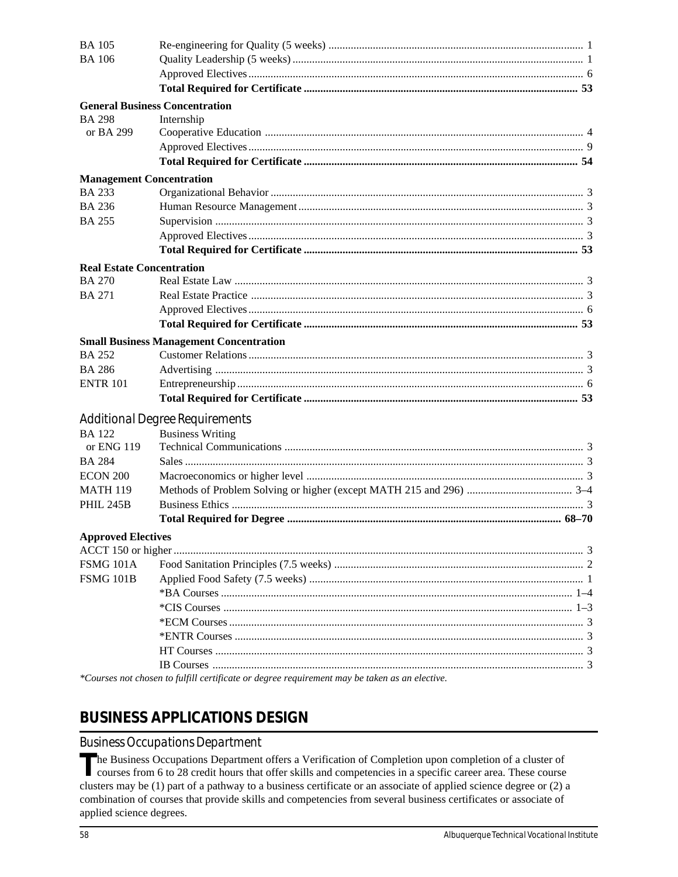| | | |
|---|---|---|
| BA 105 | Re-engineering for Quality (5 weeks) | 1 |
| BA 106 | Quality Leadership (5 weeks) | 1 |
| | Approved Electives | 6 |
| | **Total Required for Certificate** | **53** |

**General Business Concentration**

| | | |
|---|---|---|
| BA 298 | Internship | |
| or BA 299 | Cooperative Education | 4 |
| | Approved Electives | 9 |
| | **Total Required for Certificate** | **54** |

**Management Concentration**

| | | |
|---|---|---|
| BA 233 | Organizational Behavior | 3 |
| BA 236 | Human Resource Management | 3 |
| BA 255 | Supervision | 3 |
| | Approved Electives | 3 |
| | **Total Required for Certificate** | **53** |

**Real Estate Concentration**

| | | |
|---|---|---|
| BA 270 | Real Estate Law | 3 |
| BA 271 | Real Estate Practice | 3 |
| | Approved Electives | 6 |
| | **Total Required for Certificate** | **53** |

**Small Business Management Concentration**

| | | |
|---|---|---|
| BA 252 | Customer Relations | 3 |
| BA 286 | Advertising | 3 |
| ENTR 101 | Entrepreneurship | 6 |
| | **Total Required for Certificate** | **53** |

### Additional Degree Requirements

| | | |
|---|---|---|
| BA 122 | Business Writing | |
| or ENG 119 | Technical Communications | 3 |
| BA 284 | Sales | 3 |
| ECON 200 | Macroeconomics or higher level | 3 |
| MATH 119 | Methods of Problem Solving or higher (except MATH 215 and 296) | 3–4 |
| PHIL 245B | Business Ethics | 3 |
| | **Total Required for Degree** | **68–70** |

**Approved Electives**

| | | |
|---|---|---|
| ACCT 150 or higher | | 3 |
| FSMG 101A | Food Sanitation Principles (7.5 weeks) | 2 |
| FSMG 101B | Applied Food Safety (7.5 weeks) | 1 |
| | *BA Courses | 1–4 |
| | *CIS Courses | 1–3 |
| | *ECM Courses | 3 |
| | *ENTR Courses | 3 |
| | HT Courses | 3 |
| | IB Courses | 3 |

*\*Courses not chosen to fulfill certificate or degree requirement may be taken as an elective.*

## BUSINESS APPLICATIONS DESIGN

### Business Occupations Department

The Business Occupations Department offers a Verification of Completion upon completion of a cluster of courses from 6 to 28 credit hours that offer skills and competencies in a specific career area. These course clusters may be (1) part of a pathway to a business certificate or an associate of applied science degree or (2) a combination of courses that provide skills and competencies from several business certificates or associate of applied science degrees.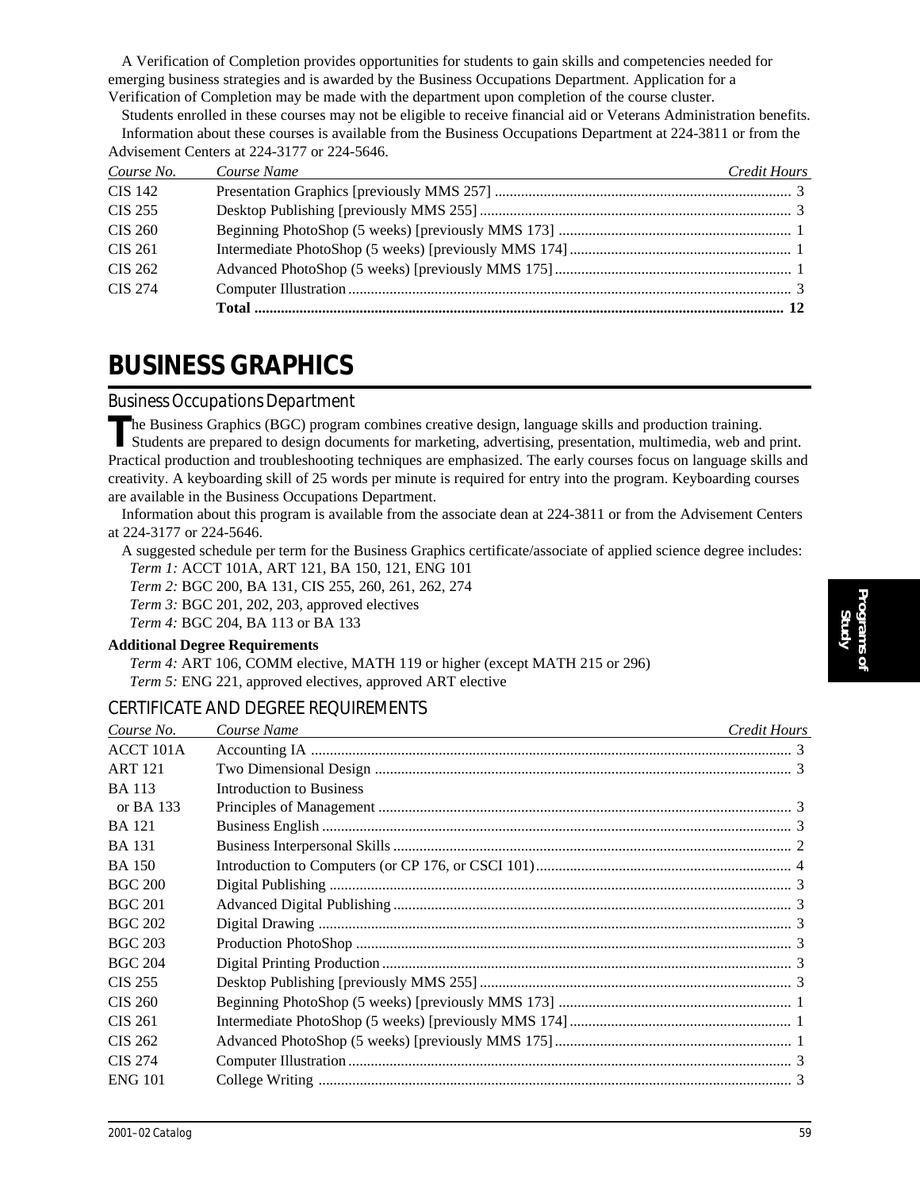A Verification of Completion provides opportunities for students to gain skills and competencies needed for emerging business strategies and is awarded by the Business Occupations Department. Application for a Verification of Completion may be made with the department upon completion of the course cluster.

Students enrolled in these courses may not be eligible to receive financial aid or Veterans Administration benefits.

Information about these courses is available from the Business Occupations Department at 224-3811 or from the Advisement Centers at 224-3177 or 224-5646.

| *Course No.* | *Course Name* | *Credit Hours* |
|---|---|---|
| CIS 142 | Presentation Graphics [previously MMS 257] | 3 |
| CIS 255 | Desktop Publishing [previously MMS 255] | 3 |
| CIS 260 | Beginning PhotoShop (5 weeks) [previously MMS 173] | 1 |
| CIS 261 | Intermediate PhotoShop (5 weeks) [previously MMS 174] | 1 |
| CIS 262 | Advanced PhotoShop (5 weeks) [previously MMS 175] | 1 |
| CIS 274 | Computer Illustration | 3 |
| | **Total** | **12** |

# BUSINESS GRAPHICS

## Business Occupations Department

The Business Graphics (BGC) program combines creative design, language skills and production training. Students are prepared to design documents for marketing, advertising, presentation, multimedia, web and print. Practical production and troubleshooting techniques are emphasized. The early courses focus on language skills and creativity. A keyboarding skill of 25 words per minute is required for entry into the program. Keyboarding courses are available in the Business Occupations Department.

Information about this program is available from the associate dean at 224-3811 or from the Advisement Centers at 224-3177 or 224-5646.

A suggested schedule per term for the Business Graphics certificate/associate of applied science degree includes:

*Term 1:* ACCT 101A, ART 121, BA 150, 121, ENG 101
*Term 2:* BGC 200, BA 131, CIS 255, 260, 261, 262, 274
*Term 3:* BGC 201, 202, 203, approved electives
*Term 4:* BGC 204, BA 113 or BA 133

**Additional Degree Requirements**

*Term 4:* ART 106, COMM elective, MATH 119 or higher (except MATH 215 or 296)
*Term 5:* ENG 221, approved electives, approved ART elective

## CERTIFICATE AND DEGREE REQUIREMENTS

| *Course No.* | *Course Name* | *Credit Hours* |
|---|---|---|
| ACCT 101A | Accounting IA | 3 |
| ART 121 | Two Dimensional Design | 3 |
| BA 113 | Introduction to Business | |
| or BA 133 | Principles of Management | 3 |
| BA 121 | Business English | 3 |
| BA 131 | Business Interpersonal Skills | 2 |
| BA 150 | Introduction to Computers (or CP 176, or CSCI 101) | 4 |
| BGC 200 | Digital Publishing | 3 |
| BGC 201 | Advanced Digital Publishing | 3 |
| BGC 202 | Digital Drawing | 3 |
| BGC 203 | Production PhotoShop | 3 |
| BGC 204 | Digital Printing Production | 3 |
| CIS 255 | Desktop Publishing [previously MMS 255] | 3 |
| CIS 260 | Beginning PhotoShop (5 weeks) [previously MMS 173] | 1 |
| CIS 261 | Intermediate PhotoShop (5 weeks) [previously MMS 174] | 1 |
| CIS 262 | Advanced PhotoShop (5 weeks) [previously MMS 175] | 1 |
| CIS 274 | Computer Illustration | 3 |
| ENG 101 | College Writing | 3 |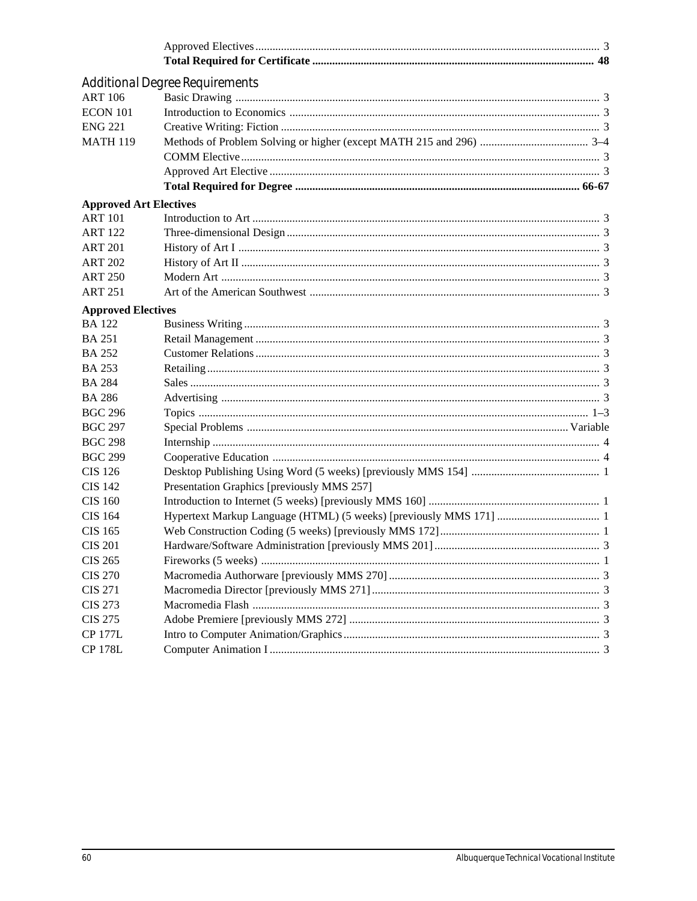| | | |
|---|---|---|
| | Approved Electives | 3 |
| | **Total Required for Certificate** | **48** |

## Additional Degree Requirements

| | | |
|---|---|---|
| ART 106 | Basic Drawing | 3 |
| ECON 101 | Introduction to Economics | 3 |
| ENG 221 | Creative Writing: Fiction | 3 |
| MATH 119 | Methods of Problem Solving or higher (except MATH 215 and 296) | 3–4 |
| | COMM Elective | 3 |
| | Approved Art Elective | 3 |
| | **Total Required for Degree** | **66-67** |

**Approved Art Electives**

| | | |
|---|---|---|
| ART 101 | Introduction to Art | 3 |
| ART 122 | Three-dimensional Design | 3 |
| ART 201 | History of Art I | 3 |
| ART 202 | History of Art II | 3 |
| ART 250 | Modern Art | 3 |
| ART 251 | Art of the American Southwest | 3 |

**Approved Electives**

| | | |
|---|---|---|
| BA 122 | Business Writing | 3 |
| BA 251 | Retail Management | 3 |
| BA 252 | Customer Relations | 3 |
| BA 253 | Retailing | 3 |
| BA 284 | Sales | 3 |
| BA 286 | Advertising | 3 |
| BGC 296 | Topics | 1–3 |
| BGC 297 | Special Problems | Variable |
| BGC 298 | Internship | 4 |
| BGC 299 | Cooperative Education | 4 |
| CIS 126 | Desktop Publishing Using Word (5 weeks) [previously MMS 154] | 1 |
| CIS 142 | Presentation Graphics [previously MMS 257] | |
| CIS 160 | Introduction to Internet (5 weeks) [previously MMS 160] | 1 |
| CIS 164 | Hypertext Markup Language (HTML) (5 weeks) [previously MMS 171] | 1 |
| CIS 165 | Web Construction Coding (5 weeks) [previously MMS 172] | 1 |
| CIS 201 | Hardware/Software Administration [previously MMS 201] | 3 |
| CIS 265 | Fireworks (5 weeks) | 1 |
| CIS 270 | Macromedia Authorware [previously MMS 270] | 3 |
| CIS 271 | Macromedia Director [previously MMS 271] | 3 |
| CIS 273 | Macromedia Flash | 3 |
| CIS 275 | Adobe Premiere [previously MMS 272] | 3 |
| CP 177L | Intro to Computer Animation/Graphics | 3 |
| CP 178L | Computer Animation I | 3 |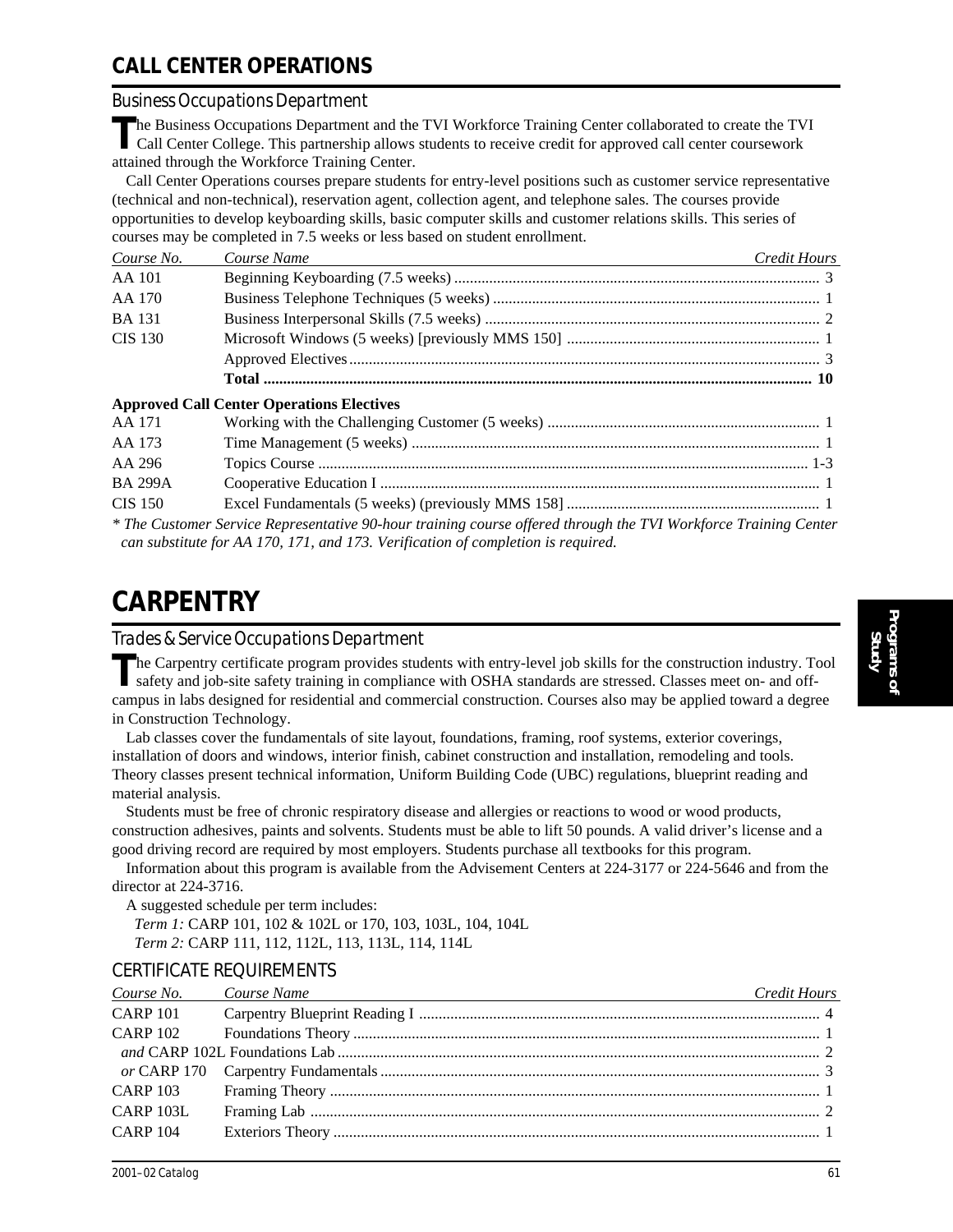# CALL CENTER OPERATIONS

## Business Occupations Department

The Business Occupations Department and the TVI Workforce Training Center collaborated to create the TVI Call Center College. This partnership allows students to receive credit for approved call center coursework attained through the Workforce Training Center.

Call Center Operations courses prepare students for entry-level positions such as customer service representative (technical and non-technical), reservation agent, collection agent, and telephone sales. The courses provide opportunities to develop keyboarding skills, basic computer skills and customer relations skills. This series of courses may be completed in 7.5 weeks or less based on student enrollment.

| *Course No.* | *Course Name* | *Credit Hours* |
|---|---|---|
| AA 101 | Beginning Keyboarding (7.5 weeks) | 3 |
| AA 170 | Business Telephone Techniques (5 weeks) | 1 |
| BA 131 | Business Interpersonal Skills (7.5 weeks) | 2 |
| CIS 130 | Microsoft Windows (5 weeks) [previously MMS 150] | 1 |
| | Approved Electives | 3 |
| | **Total** | **10** |

**Approved Call Center Operations Electives**

| | | |
|---|---|---|
| AA 171 | Working with the Challenging Customer (5 weeks) | 1 |
| AA 173 | Time Management (5 weeks) | 1 |
| AA 296 | Topics Course | 1-3 |
| BA 299A | Cooperative Education I | 1 |
| CIS 150 | Excel Fundamentals (5 weeks) (previously MMS 158] | 1 |

*\* The Customer Service Representative 90-hour training course offered through the TVI Workforce Training Center can substitute for AA 170, 171, and 173. Verification of completion is required.*

# CARPENTRY

## Trades & Service Occupations Department

The Carpentry certificate program provides students with entry-level job skills for the construction industry. Tool safety and job-site safety training in compliance with OSHA standards are stressed. Classes meet on- and off-campus in labs designed for residential and commercial construction. Courses also may be applied toward a degree in Construction Technology.

Lab classes cover the fundamentals of site layout, foundations, framing, roof systems, exterior coverings, installation of doors and windows, interior finish, cabinet construction and installation, remodeling and tools. Theory classes present technical information, Uniform Building Code (UBC) regulations, blueprint reading and material analysis.

Students must be free of chronic respiratory disease and allergies or reactions to wood or wood products, construction adhesives, paints and solvents. Students must be able to lift 50 pounds. A valid driver's license and a good driving record are required by most employers. Students purchase all textbooks for this program.

Information about this program is available from the Advisement Centers at 224-3177 or 224-5646 and from the director at 224-3716.

A suggested schedule per term includes:

*Term 1:* CARP 101, 102 & 102L or 170, 103, 103L, 104, 104L

*Term 2:* CARP 111, 112, 112L, 113, 113L, 114, 114L

## CERTIFICATE REQUIREMENTS

| *Course No.* | *Course Name* | *Credit Hours* |
|---|---|---|
| CARP 101 | Carpentry Blueprint Reading I | 4 |
| CARP 102 | Foundations Theory | 1 |
| *and* CARP 102L | Foundations Lab | 2 |
| *or* CARP 170 | Carpentry Fundamentals | 3 |
| CARP 103 | Framing Theory | 1 |
| CARP 103L | Framing Lab | 2 |
| CARP 104 | Exteriors Theory | 1 |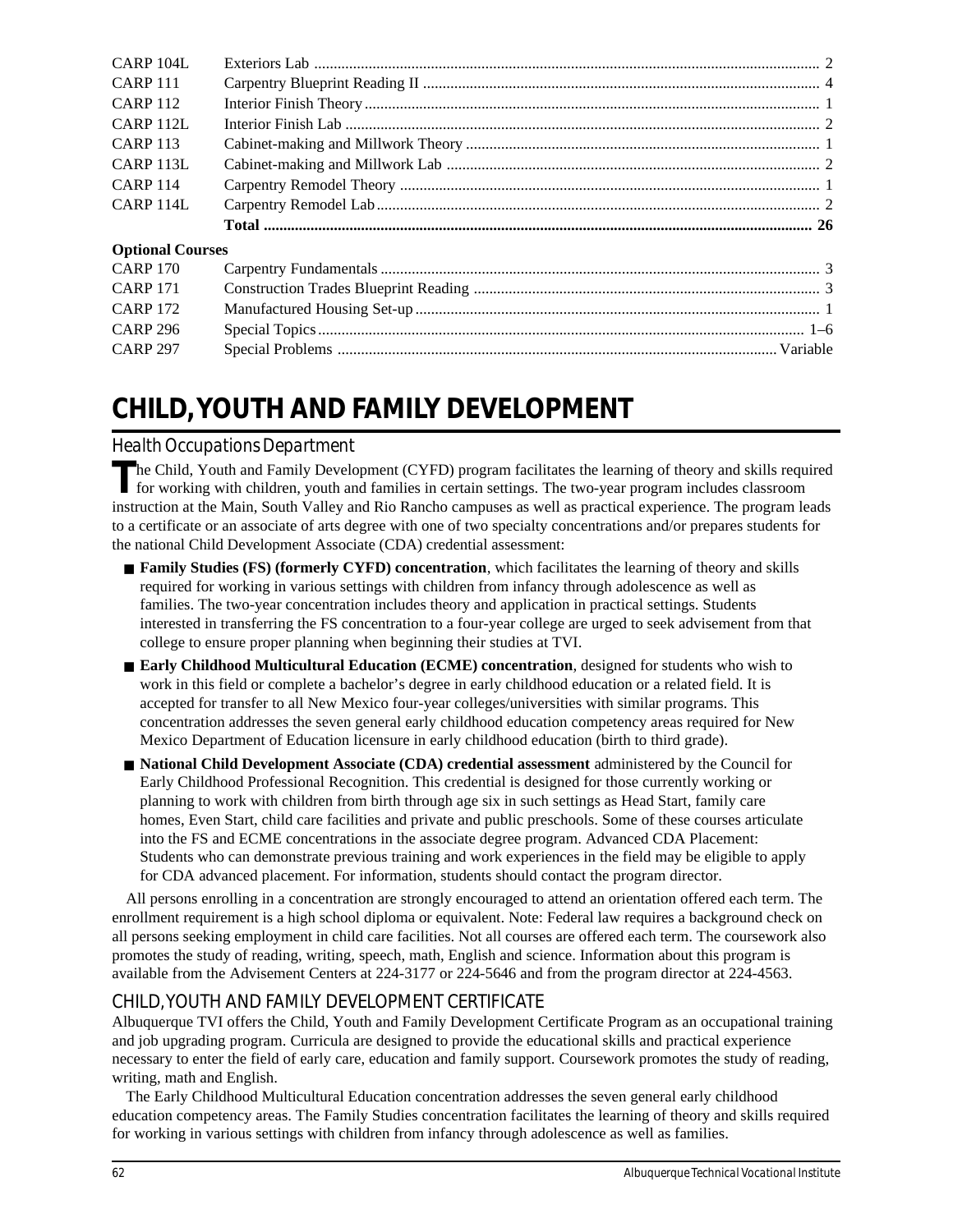| | | |
|---|---|---|
| CARP 104L | Exteriors Lab | 2 |
| CARP 111 | Carpentry Blueprint Reading II | 4 |
| CARP 112 | Interior Finish Theory | 1 |
| CARP 112L | Interior Finish Lab | 2 |
| CARP 113 | Cabinet-making and Millwork Theory | 1 |
| CARP 113L | Cabinet-making and Millwork Lab | 2 |
| CARP 114 | Carpentry Remodel Theory | 1 |
| CARP 114L | Carpentry Remodel Lab | 2 |
| | **Total** | **26** |

**Optional Courses**

| | | |
|---|---|---|
| CARP 170 | Carpentry Fundamentals | 3 |
| CARP 171 | Construction Trades Blueprint Reading | 3 |
| CARP 172 | Manufactured Housing Set-up | 1 |
| CARP 296 | Special Topics | 1–6 |
| CARP 297 | Special Problems | Variable |

# CHILD, YOUTH AND FAMILY DEVELOPMENT

## Health Occupations Department

The Child, Youth and Family Development (CYFD) program facilitates the learning of theory and skills required for working with children, youth and families in certain settings. The two-year program includes classroom instruction at the Main, South Valley and Rio Rancho campuses as well as practical experience. The program leads to a certificate or an associate of arts degree with one of two specialty concentrations and/or prepares students for the national Child Development Associate (CDA) credential assessment:

- **Family Studies (FS) (formerly CYFD) concentration**, which facilitates the learning of theory and skills required for working in various settings with children from infancy through adolescence as well as families. The two-year concentration includes theory and application in practical settings. Students interested in transferring the FS concentration to a four-year college are urged to seek advisement from that college to ensure proper planning when beginning their studies at TVI.
- **Early Childhood Multicultural Education (ECME) concentration**, designed for students who wish to work in this field or complete a bachelor's degree in early childhood education or a related field. It is accepted for transfer to all New Mexico four-year colleges/universities with similar programs. This concentration addresses the seven general early childhood education competency areas required for New Mexico Department of Education licensure in early childhood education (birth to third grade).
- **National Child Development Associate (CDA) credential assessment** administered by the Council for Early Childhood Professional Recognition. This credential is designed for those currently working or planning to work with children from birth through age six in such settings as Head Start, family care homes, Even Start, child care facilities and private and public preschools. Some of these courses articulate into the FS and ECME concentrations in the associate degree program. Advanced CDA Placement: Students who can demonstrate previous training and work experiences in the field may be eligible to apply for CDA advanced placement. For information, students should contact the program director.

All persons enrolling in a concentration are strongly encouraged to attend an orientation offered each term. The enrollment requirement is a high school diploma or equivalent. Note: Federal law requires a background check on all persons seeking employment in child care facilities. Not all courses are offered each term. The coursework also promotes the study of reading, writing, speech, math, English and science. Information about this program is available from the Advisement Centers at 224-3177 or 224-5646 and from the program director at 224-4563.

## CHILD, YOUTH AND FAMILY DEVELOPMENT CERTIFICATE

Albuquerque TVI offers the Child, Youth and Family Development Certificate Program as an occupational training and job upgrading program. Curricula are designed to provide the educational skills and practical experience necessary to enter the field of early care, education and family support. Coursework promotes the study of reading, writing, math and English.

The Early Childhood Multicultural Education concentration addresses the seven general early childhood education competency areas. The Family Studies concentration facilitates the learning of theory and skills required for working in various settings with children from infancy through adolescence as well as families.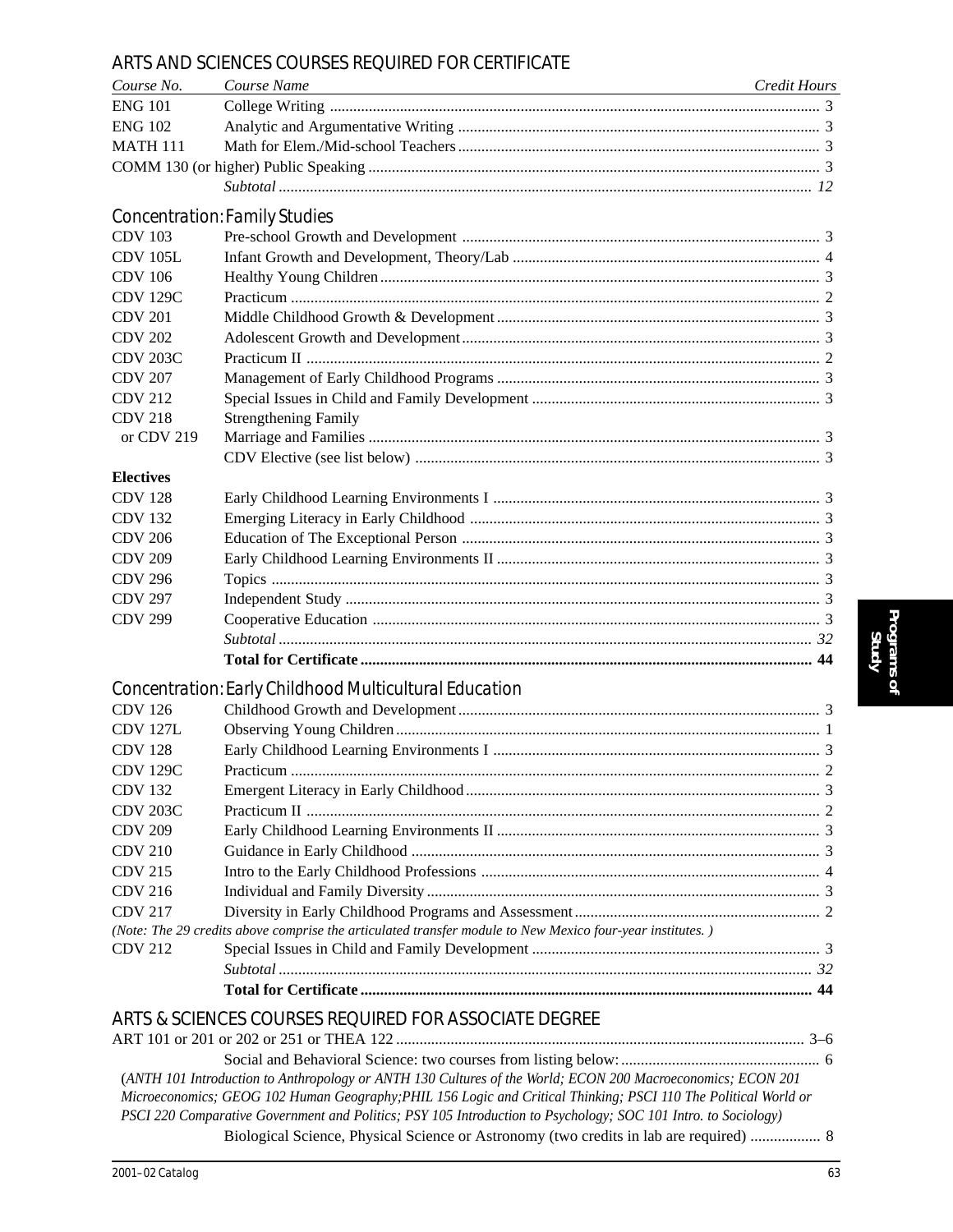## ARTS AND SCIENCES COURSES REQUIRED FOR CERTIFICATE

| *Course No.* | *Course Name* | *Credit Hours* |
|---|---|---|
| ENG 101 | College Writing | 3 |
| ENG 102 | Analytic and Argumentative Writing | 3 |
| MATH 111 | Math for Elem./Mid-school Teachers | 3 |
| COMM 130 (or higher) Public Speaking | | 3 |
| | *Subtotal* | *12* |

## Concentration: Family Studies

| | | |
|---|---|---|
| CDV 103 | Pre-school Growth and Development | 3 |
| CDV 105L | Infant Growth and Development, Theory/Lab | 4 |
| CDV 106 | Healthy Young Children | 3 |
| CDV 129C | Practicum | 2 |
| CDV 201 | Middle Childhood Growth & Development | 3 |
| CDV 202 | Adolescent Growth and Development | 3 |
| CDV 203C | Practicum II | 2 |
| CDV 207 | Management of Early Childhood Programs | 3 |
| CDV 212 | Special Issues in Child and Family Development | 3 |
| CDV 218 or CDV 219 | Strengthening Family / Marriage and Families | 3 |
| | CDV Elective (see list below) | 3 |
| **Electives** | | |
| CDV 128 | Early Childhood Learning Environments I | 3 |
| CDV 132 | Emerging Literacy in Early Childhood | 3 |
| CDV 206 | Education of The Exceptional Person | 3 |
| CDV 209 | Early Childhood Learning Environments II | 3 |
| CDV 296 | Topics | 3 |
| CDV 297 | Independent Study | 3 |
| CDV 299 | Cooperative Education | 3 |
| | *Subtotal* | *32* |
| | **Total for Certificate** | **44** |

## Concentration: Early Childhood Multicultural Education

| | | |
|---|---|---|
| CDV 126 | Childhood Growth and Development | 3 |
| CDV 127L | Observing Young Children | 1 |
| CDV 128 | Early Childhood Learning Environments I | 3 |
| CDV 129C | Practicum | 2 |
| CDV 132 | Emergent Literacy in Early Childhood | 3 |
| CDV 203C | Practicum II | 2 |
| CDV 209 | Early Childhood Learning Environments II | 3 |
| CDV 210 | Guidance in Early Childhood | 3 |
| CDV 215 | Intro to the Early Childhood Professions | 4 |
| CDV 216 | Individual and Family Diversity | 3 |
| CDV 217 | Diversity in Early Childhood Programs and Assessment | 2 |

*(Note: The 29 credits above comprise the articulated transfer module to New Mexico four-year institutes. )*

| | | |
|---|---|---|
| CDV 212 | Special Issues in Child and Family Development | 3 |
| | *Subtotal* | *32* |
| | **Total for Certificate** | **44** |

## ARTS & SCIENCES COURSES REQUIRED FOR ASSOCIATE DEGREE

| | |
|---|---|
| ART 101 or 201 or 202 or 251 or THEA 122 | 3–6 |
| Social and Behavioral Science: two courses from listing below: | 6 |

*(ANTH 101 Introduction to Anthropology or ANTH 130 Cultures of the World; ECON 200 Macroeconomics; ECON 201 Microeconomics; GEOG 102 Human Geography;PHIL 156 Logic and Critical Thinking; PSCI 110 The Political World or PSCI 220 Comparative Government and Politics; PSY 105 Introduction to Psychology; SOC 101 Intro. to Sociology)*

| | |
|---|---|
| Biological Science, Physical Science or Astronomy (two credits in lab are required) | 8 |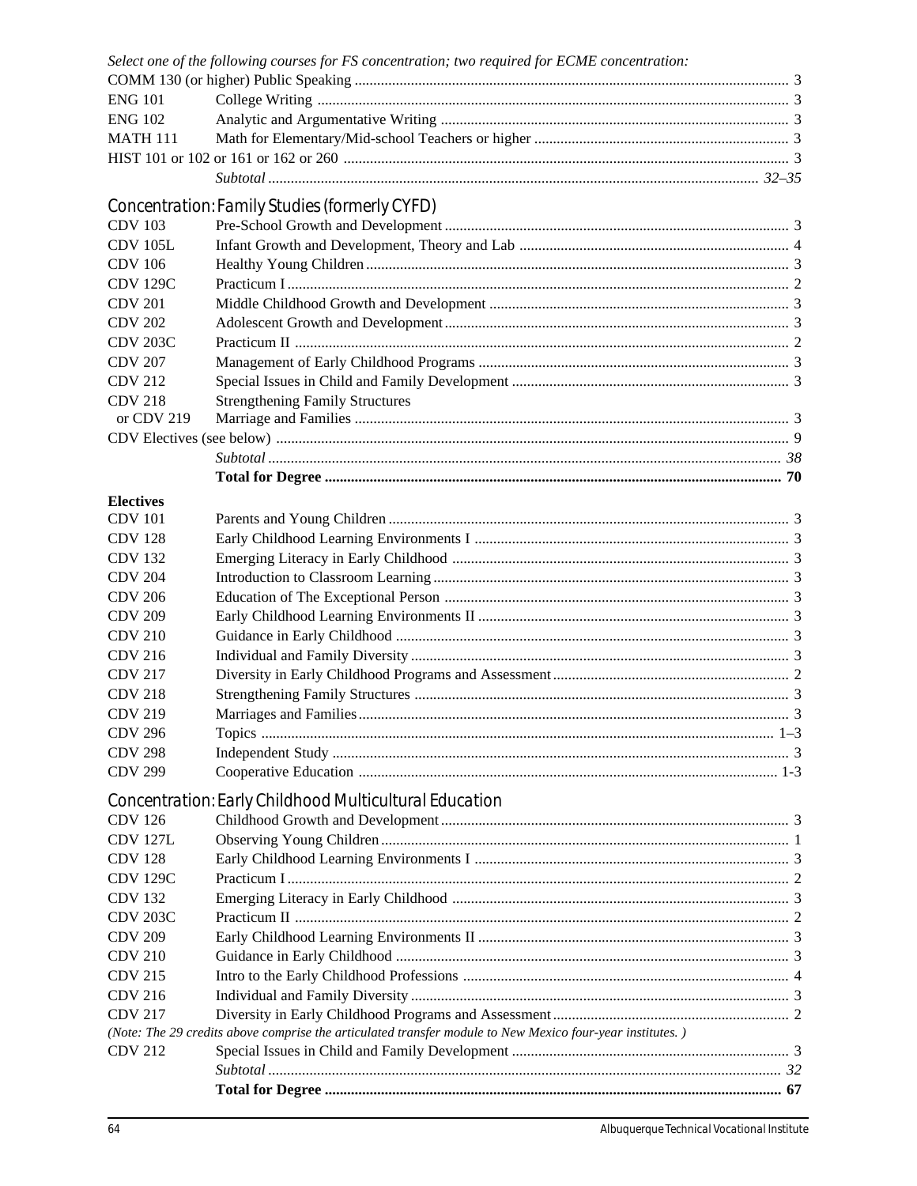*Select one of the following courses for FS concentration; two required for ECME concentration:*

| | | |
|---|---|---|
| COMM 130 (or higher) Public Speaking | | 3 |
| ENG 101 | College Writing | 3 |
| ENG 102 | Analytic and Argumentative Writing | 3 |
| MATH 111 | Math for Elementary/Mid-school Teachers or higher | 3 |
| HIST 101 or 102 or 161 or 162 or 260 | | 3 |
| | *Subtotal* | *32–35* |

## Concentration: Family Studies (formerly CYFD)

| | | |
|---|---|---|
| CDV 103 | Pre-School Growth and Development | 3 |
| CDV 105L | Infant Growth and Development, Theory and Lab | 4 |
| CDV 106 | Healthy Young Children | 3 |
| CDV 129C | Practicum I | 2 |
| CDV 201 | Middle Childhood Growth and Development | 3 |
| CDV 202 | Adolescent Growth and Development | 3 |
| CDV 203C | Practicum II | 2 |
| CDV 207 | Management of Early Childhood Programs | 3 |
| CDV 212 | Special Issues in Child and Family Development | 3 |
| CDV 218 | Strengthening Family Structures | |
| or CDV 219 | Marriage and Families | 3 |
| CDV Electives (see below) | | 9 |
| | *Subtotal* | *38* |
| | **Total for Degree** | **70** |

**Electives**

| | | |
|---|---|---|
| CDV 101 | Parents and Young Children | 3 |
| CDV 128 | Early Childhood Learning Environments I | 3 |
| CDV 132 | Emerging Literacy in Early Childhood | 3 |
| CDV 204 | Introduction to Classroom Learning | 3 |
| CDV 206 | Education of The Exceptional Person | 3 |
| CDV 209 | Early Childhood Learning Environments II | 3 |
| CDV 210 | Guidance in Early Childhood | 3 |
| CDV 216 | Individual and Family Diversity | 3 |
| CDV 217 | Diversity in Early Childhood Programs and Assessment | 2 |
| CDV 218 | Strengthening Family Structures | 3 |
| CDV 219 | Marriages and Families | 3 |
| CDV 296 | Topics | 1–3 |
| CDV 298 | Independent Study | 3 |
| CDV 299 | Cooperative Education | 1-3 |

## Concentration: Early Childhood Multicultural Education

| | | |
|---|---|---|
| CDV 126 | Childhood Growth and Development | 3 |
| CDV 127L | Observing Young Children | 1 |
| CDV 128 | Early Childhood Learning Environments I | 3 |
| CDV 129C | Practicum I | 2 |
| CDV 132 | Emerging Literacy in Early Childhood | 3 |
| CDV 203C | Practicum II | 2 |
| CDV 209 | Early Childhood Learning Environments II | 3 |
| CDV 210 | Guidance in Early Childhood | 3 |
| CDV 215 | Intro to the Early Childhood Professions | 4 |
| CDV 216 | Individual and Family Diversity | 3 |
| CDV 217 | Diversity in Early Childhood Programs and Assessment | 2 |

*(Note: The 29 credits above comprise the articulated transfer module to New Mexico four-year institutes. )*

| | | |
|---|---|---|
| CDV 212 | Special Issues in Child and Family Development | 3 |
| | *Subtotal* | *32* |
| | **Total for Degree** | **67** |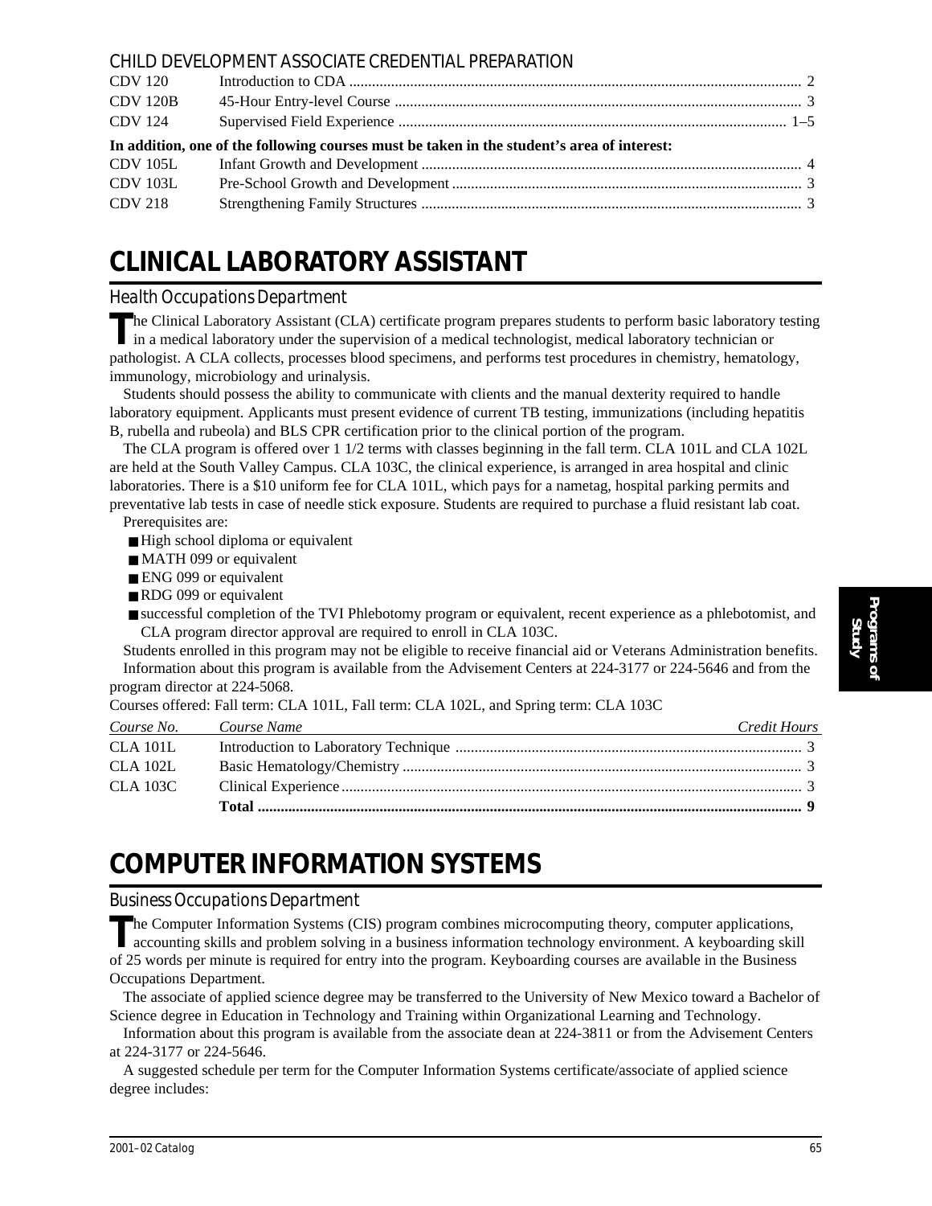### CHILD DEVELOPMENT ASSOCIATE CREDENTIAL PREPARATION

| | | |
|---|---|---|
| CDV 120 | Introduction to CDA | 2 |
| CDV 120B | 45-Hour Entry-level Course | 3 |
| CDV 124 | Supervised Field Experience | 1–5 |

**In addition, one of the following courses must be taken in the student's area of interest:**

| | | |
|---|---|---|
| CDV 105L | Infant Growth and Development | 4 |
| CDV 103L | Pre-School Growth and Development | 3 |
| CDV 218 | Strengthening Family Structures | 3 |

# CLINICAL LABORATORY ASSISTANT

## Health Occupations Department

The Clinical Laboratory Assistant (CLA) certificate program prepares students to perform basic laboratory testing in a medical laboratory under the supervision of a medical technologist, medical laboratory technician or pathologist. A CLA collects, processes blood specimens, and performs test procedures in chemistry, hematology, immunology, microbiology and urinalysis.

Students should possess the ability to communicate with clients and the manual dexterity required to handle laboratory equipment. Applicants must present evidence of current TB testing, immunizations (including hepatitis B, rubella and rubeola) and BLS CPR certification prior to the clinical portion of the program.

The CLA program is offered over 1 1/2 terms with classes beginning in the fall term. CLA 101L and CLA 102L are held at the South Valley Campus. CLA 103C, the clinical experience, is arranged in area hospital and clinic laboratories. There is a $10 uniform fee for CLA 101L, which pays for a nametag, hospital parking permits and preventative lab tests in case of needle stick exposure. Students are required to purchase a fluid resistant lab coat.

Prerequisites are:

- High school diploma or equivalent
- MATH 099 or equivalent
- ENG 099 or equivalent
- RDG 099 or equivalent
- successful completion of the TVI Phlebotomy program or equivalent, recent experience as a phlebotomist, and CLA program director approval are required to enroll in CLA 103C.

Students enrolled in this program may not be eligible to receive financial aid or Veterans Administration benefits.

Information about this program is available from the Advisement Centers at 224-3177 or 224-5646 and from the program director at 224-5068.

Courses offered: Fall term: CLA 101L, Fall term: CLA 102L, and Spring term: CLA 103C

| *Course No.* | *Course Name* | *Credit Hours* |
|---|---|---|
| CLA 101L | Introduction to Laboratory Technique | 3 |
| CLA 102L | Basic Hematology/Chemistry | 3 |
| CLA 103C | Clinical Experience | 3 |
| | **Total** | **9** |

# COMPUTER INFORMATION SYSTEMS

## Business Occupations Department

The Computer Information Systems (CIS) program combines microcomputing theory, computer applications, accounting skills and problem solving in a business information technology environment. A keyboarding skill of 25 words per minute is required for entry into the program. Keyboarding courses are available in the Business Occupations Department.

The associate of applied science degree may be transferred to the University of New Mexico toward a Bachelor of Science degree in Education in Technology and Training within Organizational Learning and Technology.

Information about this program is available from the associate dean at 224-3811 or from the Advisement Centers at 224-3177 or 224-5646.

A suggested schedule per term for the Computer Information Systems certificate/associate of applied science degree includes: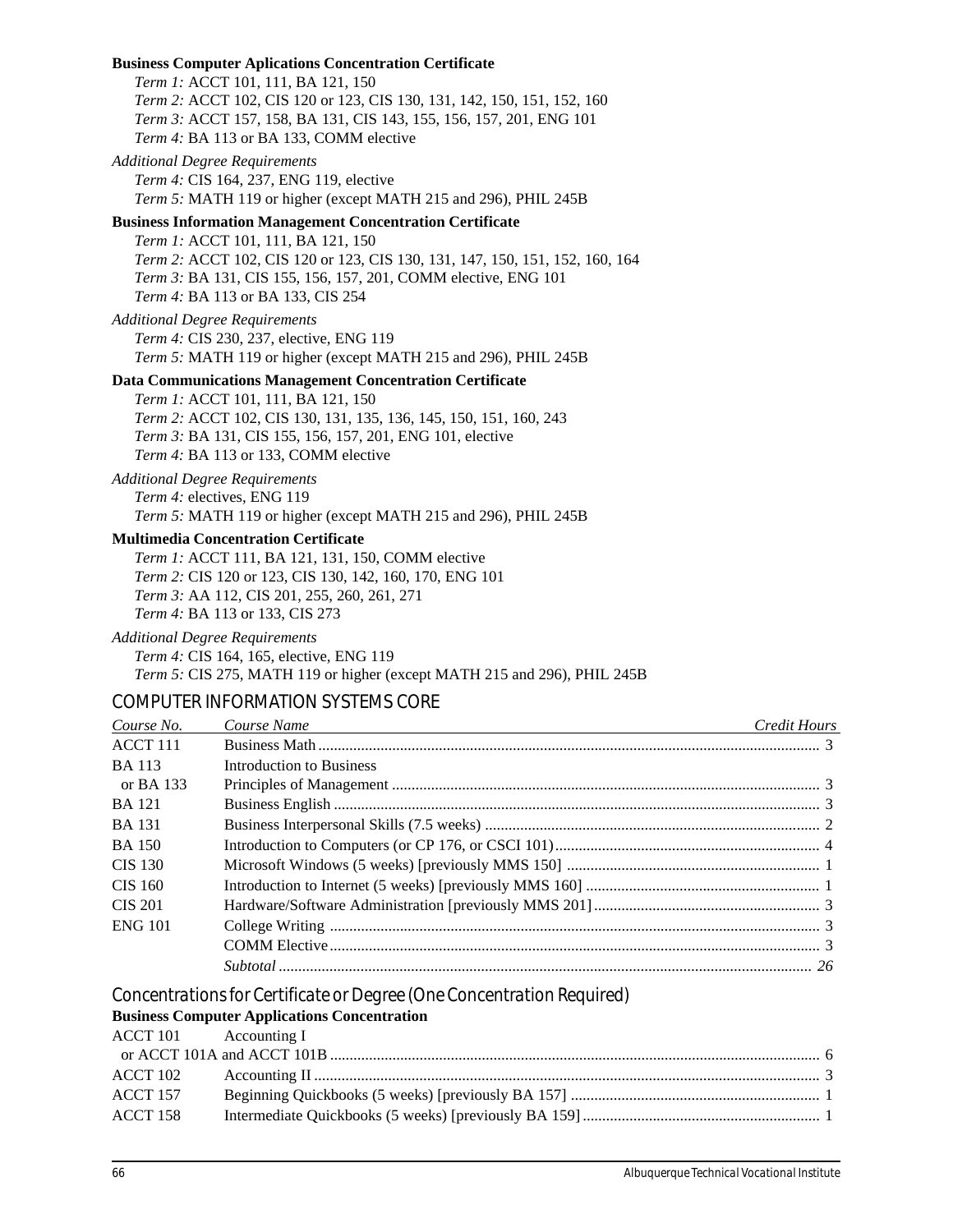**Business Computer Aplications Concentration Certificate**

*Term 1:* ACCT 101, 111, BA 121, 150
*Term 2:* ACCT 102, CIS 120 or 123, CIS 130, 131, 142, 150, 151, 152, 160
*Term 3:* ACCT 157, 158, BA 131, CIS 143, 155, 156, 157, 201, ENG 101
*Term 4:* BA 113 or BA 133, COMM elective

*Additional Degree Requirements*

*Term 4:* CIS 164, 237, ENG 119, elective
*Term 5:* MATH 119 or higher (except MATH 215 and 296), PHIL 245B

**Business Information Management Concentration Certificate**

*Term 1:* ACCT 101, 111, BA 121, 150
*Term 2:* ACCT 102, CIS 120 or 123, CIS 130, 131, 147, 150, 151, 152, 160, 164
*Term 3:* BA 131, CIS 155, 156, 157, 201, COMM elective, ENG 101
*Term 4:* BA 113 or BA 133, CIS 254

*Additional Degree Requirements*

*Term 4:* CIS 230, 237, elective, ENG 119
*Term 5:* MATH 119 or higher (except MATH 215 and 296), PHIL 245B

**Data Communications Management Concentration Certificate**

*Term 1:* ACCT 101, 111, BA 121, 150
*Term 2:* ACCT 102, CIS 130, 131, 135, 136, 145, 150, 151, 160, 243
*Term 3:* BA 131, CIS 155, 156, 157, 201, ENG 101, elective
*Term 4:* BA 113 or 133, COMM elective

*Additional Degree Requirements*

*Term 4:* electives, ENG 119
*Term 5:* MATH 119 or higher (except MATH 215 and 296), PHIL 245B

**Multimedia Concentration Certificate**

*Term 1:* ACCT 111, BA 121, 131, 150, COMM elective
*Term 2:* CIS 120 or 123, CIS 130, 142, 160, 170, ENG 101
*Term 3:* AA 112, CIS 201, 255, 260, 261, 271
*Term 4:* BA 113 or 133, CIS 273

*Additional Degree Requirements*

*Term 4:* CIS 164, 165, elective, ENG 119
*Term 5:* CIS 275, MATH 119 or higher (except MATH 215 and 296), PHIL 245B

## COMPUTER INFORMATION SYSTEMS CORE

| *Course No.* | *Course Name* | *Credit Hours* |
|---|---|---|
| ACCT 111 | Business Math | 3 |
| BA 113 or BA 133 | Introduction to Business<br>Principles of Management | 3 |
| BA 121 | Business English | 3 |
| BA 131 | Business Interpersonal Skills (7.5 weeks) | 2 |
| BA 150 | Introduction to Computers (or CP 176, or CSCI 101) | 4 |
| CIS 130 | Microsoft Windows (5 weeks) [previously MMS 150] | 1 |
| CIS 160 | Introduction to Internet (5 weeks) [previously MMS 160] | 1 |
| CIS 201 | Hardware/Software Administration [previously MMS 201] | 3 |
| ENG 101 | College Writing | 3 |
| | COMM Elective | 3 |
| | *Subtotal* | *26* |

## Concentrations for Certificate or Degree (One Concentration Required)

**Business Computer Applications Concentration**

| | | |
|---|---|---|
| ACCT 101 or ACCT 101A and ACCT 101B | Accounting I | 6 |
| ACCT 102 | Accounting II | 3 |
| ACCT 157 | Beginning Quickbooks (5 weeks) [previously BA 157] | 1 |
| ACCT 158 | Intermediate Quickbooks (5 weeks) [previously BA 159] | 1 |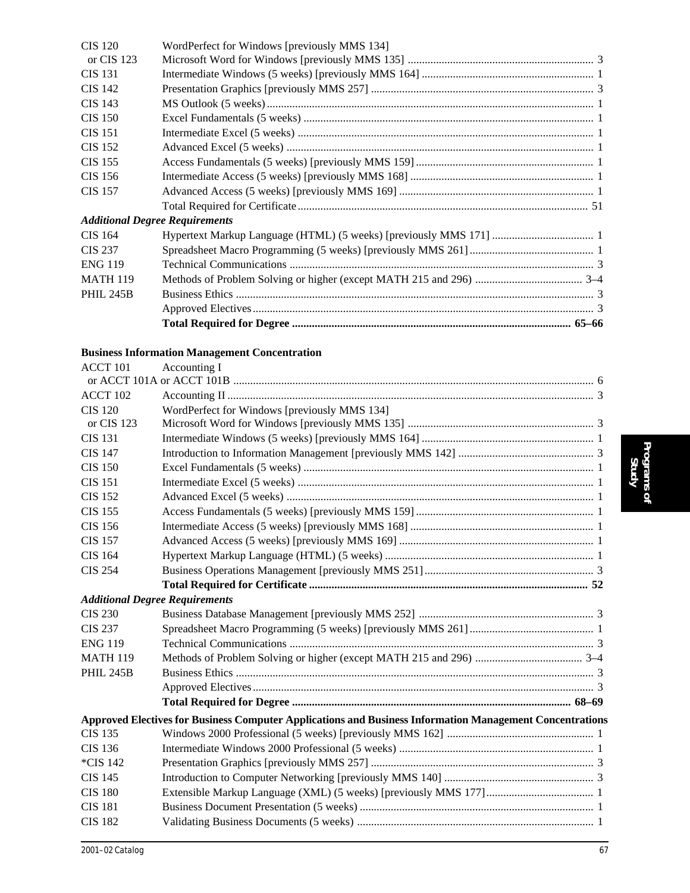| | | |
|---|---|---|
| CIS 120 or CIS 123 | WordPerfect for Windows [previously MMS 134] Microsoft Word for Windows [previously MMS 135] | 3 |
| CIS 131 | Intermediate Windows (5 weeks) [previously MMS 164] | 1 |
| CIS 142 | Presentation Graphics [previously MMS 257] | 3 |
| CIS 143 | MS Outlook (5 weeks) | 1 |
| CIS 150 | Excel Fundamentals (5 weeks) | 1 |
| CIS 151 | Intermediate Excel (5 weeks) | 1 |
| CIS 152 | Advanced Excel (5 weeks) | 1 |
| CIS 155 | Access Fundamentals (5 weeks) [previously MMS 159] | 1 |
| CIS 156 | Intermediate Access (5 weeks) [previously MMS 168] | 1 |
| CIS 157 | Advanced Access (5 weeks) [previously MMS 169] | 1 |
| | Total Required for Certificate | 51 |

***Additional Degree Requirements***

| | | |
|---|---|---|
| CIS 164 | Hypertext Markup Language (HTML) (5 weeks) [previously MMS 171] | 1 |
| CIS 237 | Spreadsheet Macro Programming (5 weeks) [previously MMS 261] | 1 |
| ENG 119 | Technical Communications | 3 |
| MATH 119 | Methods of Problem Solving or higher (except MATH 215 and 296) | 3–4 |
| PHIL 245B | Business Ethics | 3 |
| | Approved Electives | 3 |
| | **Total Required for Degree** | **65–66** |

**Business Information Management Concentration**

| | | |
|---|---|---|
| ACCT 101 or ACCT 101A or ACCT 101B | Accounting I | 6 |
| ACCT 102 | Accounting II | 3 |
| CIS 120 or CIS 123 | WordPerfect for Windows [previously MMS 134] Microsoft Word for Windows [previously MMS 135] | 3 |
| CIS 131 | Intermediate Windows (5 weeks) [previously MMS 164] | 1 |
| CIS 147 | Introduction to Information Management [previously MMS 142] | 3 |
| CIS 150 | Excel Fundamentals (5 weeks) | 1 |
| CIS 151 | Intermediate Excel (5 weeks) | 1 |
| CIS 152 | Advanced Excel (5 weeks) | 1 |
| CIS 155 | Access Fundamentals (5 weeks) [previously MMS 159] | 1 |
| CIS 156 | Intermediate Access (5 weeks) [previously MMS 168] | 1 |
| CIS 157 | Advanced Access (5 weeks) [previously MMS 169] | 1 |
| CIS 164 | Hypertext Markup Language (HTML) (5 weeks) | 1 |
| CIS 254 | Business Operations Management [previously MMS 251] | 3 |
| | **Total Required for Certificate** | **52** |

***Additional Degree Requirements***

| | | |
|---|---|---|
| CIS 230 | Business Database Management [previously MMS 252] | 3 |
| CIS 237 | Spreadsheet Macro Programming (5 weeks) [previously MMS 261] | 1 |
| ENG 119 | Technical Communications | 3 |
| MATH 119 | Methods of Problem Solving or higher (except MATH 215 and 296) | 3–4 |
| PHIL 245B | Business Ethics | 3 |
| | Approved Electives | 3 |
| | **Total Required for Degree** | **68–69** |

**Approved Electives for Business Computer Applications and Business Information Management Concentrations**

| | | |
|---|---|---|
| CIS 135 | Windows 2000 Professional (5 weeks) [previously MMS 162] | 1 |
| CIS 136 | Intermediate Windows 2000 Professional (5 weeks) | 1 |
| *CIS 142 | Presentation Graphics [previously MMS 257] | 3 |
| CIS 145 | Introduction to Computer Networking [previously MMS 140] | 3 |
| CIS 180 | Extensible Markup Language (XML) (5 weeks) [previously MMS 177] | 1 |
| CIS 181 | Business Document Presentation (5 weeks) | 1 |
| CIS 182 | Validating Business Documents (5 weeks) | 1 |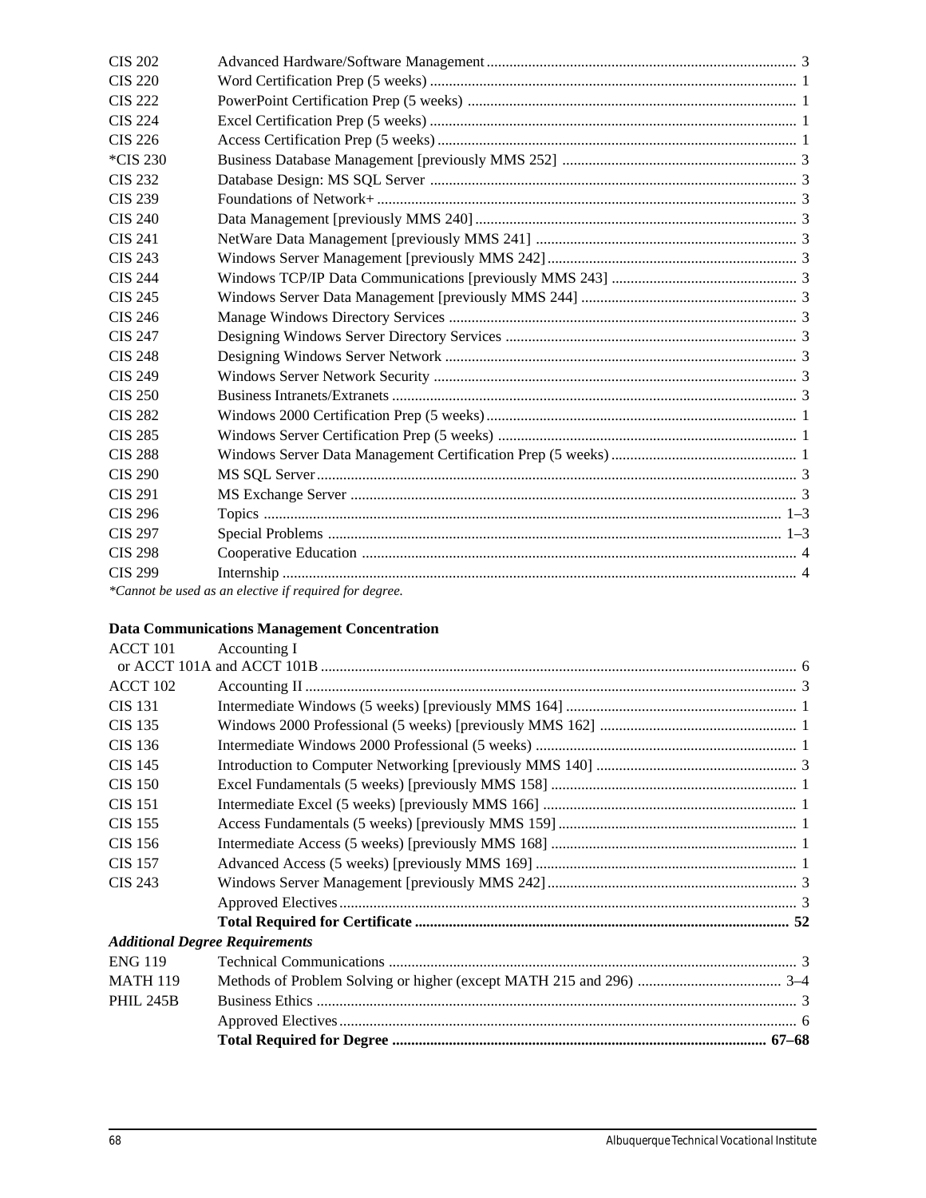| | | |
|---|---|---|
| CIS 202 | Advanced Hardware/Software Management | 3 |
| CIS 220 | Word Certification Prep (5 weeks) | 1 |
| CIS 222 | PowerPoint Certification Prep (5 weeks) | 1 |
| CIS 224 | Excel Certification Prep (5 weeks) | 1 |
| CIS 226 | Access Certification Prep (5 weeks) | 1 |
| *CIS 230 | Business Database Management [previously MMS 252] | 3 |
| CIS 232 | Database Design: MS SQL Server | 3 |
| CIS 239 | Foundations of Network+ | 3 |
| CIS 240 | Data Management [previously MMS 240] | 3 |
| CIS 241 | NetWare Data Management [previously MMS 241] | 3 |
| CIS 243 | Windows Server Management [previously MMS 242] | 3 |
| CIS 244 | Windows TCP/IP Data Communications [previously MMS 243] | 3 |
| CIS 245 | Windows Server Data Management [previously MMS 244] | 3 |
| CIS 246 | Manage Windows Directory Services | 3 |
| CIS 247 | Designing Windows Server Directory Services | 3 |
| CIS 248 | Designing Windows Server Network | 3 |
| CIS 249 | Windows Server Network Security | 3 |
| CIS 250 | Business Intranets/Extranets | 3 |
| CIS 282 | Windows 2000 Certification Prep (5 weeks) | 1 |
| CIS 285 | Windows Server Certification Prep (5 weeks) | 1 |
| CIS 288 | Windows Server Data Management Certification Prep (5 weeks) | 1 |
| CIS 290 | MS SQL Server | 3 |
| CIS 291 | MS Exchange Server | 3 |
| CIS 296 | Topics | 1–3 |
| CIS 297 | Special Problems | 1–3 |
| CIS 298 | Cooperative Education | 4 |
| CIS 299 | Internship | 4 |

*\*Cannot be used as an elective if required for degree.*

### Data Communications Management Concentration

| | | |
|---|---|---|
| ACCT 101 | Accounting I or ACCT 101A and ACCT 101B | 6 |
| ACCT 102 | Accounting II | 3 |
| CIS 131 | Intermediate Windows (5 weeks) [previously MMS 164] | 1 |
| CIS 135 | Windows 2000 Professional (5 weeks) [previously MMS 162] | 1 |
| CIS 136 | Intermediate Windows 2000 Professional (5 weeks) | 1 |
| CIS 145 | Introduction to Computer Networking [previously MMS 140] | 3 |
| CIS 150 | Excel Fundamentals (5 weeks) [previously MMS 158] | 1 |
| CIS 151 | Intermediate Excel (5 weeks) [previously MMS 166] | 1 |
| CIS 155 | Access Fundamentals (5 weeks) [previously MMS 159] | 1 |
| CIS 156 | Intermediate Access (5 weeks) [previously MMS 168] | 1 |
| CIS 157 | Advanced Access (5 weeks) [previously MMS 169] | 1 |
| CIS 243 | Windows Server Management [previously MMS 242] | 3 |
| | Approved Electives | 3 |
| | **Total Required for Certificate** | **52** |

***Additional Degree Requirements***

| | | |
|---|---|---|
| ENG 119 | Technical Communications | 3 |
| MATH 119 | Methods of Problem Solving or higher (except MATH 215 and 296) | 3–4 |
| PHIL 245B | Business Ethics | 3 |
| | Approved Electives | 6 |
| | **Total Required for Degree** | **67–68** |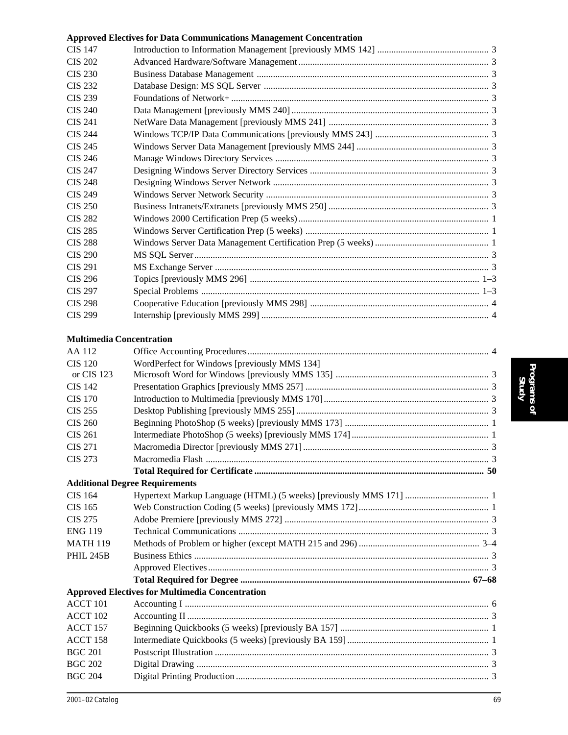**Approved Electives for Data Communications Management Concentration**

| | | |
|---|---|---|
| CIS 147 | Introduction to Information Management [previously MMS 142] | 3 |
| CIS 202 | Advanced Hardware/Software Management | 3 |
| CIS 230 | Business Database Management | 3 |
| CIS 232 | Database Design: MS SQL Server | 3 |
| CIS 239 | Foundations of Network+ | 3 |
| CIS 240 | Data Management [previously MMS 240] | 3 |
| CIS 241 | NetWare Data Management [previously MMS 241] | 3 |
| CIS 244 | Windows TCP/IP Data Communications [previously MMS 243] | 3 |
| CIS 245 | Windows Server Data Management [previously MMS 244] | 3 |
| CIS 246 | Manage Windows Directory Services | 3 |
| CIS 247 | Designing Windows Server Directory Services | 3 |
| CIS 248 | Designing Windows Server Network | 3 |
| CIS 249 | Windows Server Network Security | 3 |
| CIS 250 | Business Intranets/Extranets [previously MMS 250] | 3 |
| CIS 282 | Windows 2000 Certification Prep (5 weeks) | 1 |
| CIS 285 | Windows Server Certification Prep (5 weeks) | 1 |
| CIS 288 | Windows Server Data Management Certification Prep (5 weeks) | 1 |
| CIS 290 | MS SQL Server | 3 |
| CIS 291 | MS Exchange Server | 3 |
| CIS 296 | Topics [previously MMS 296] | 1–3 |
| CIS 297 | Special Problems | 1–3 |
| CIS 298 | Cooperative Education [previously MMS 298] | 4 |
| CIS 299 | Internship [previously MMS 299] | 4 |

**Multimedia Concentration**

| | | |
|---|---|---|
| AA 112 | Office Accounting Procedures | 4 |
| CIS 120 or CIS 123 | WordPerfect for Windows [previously MMS 134] Microsoft Word for Windows [previously MMS 135] | 3 |
| CIS 142 | Presentation Graphics [previously MMS 257] | 3 |
| CIS 170 | Introduction to Multimedia [previously MMS 170] | 3 |
| CIS 255 | Desktop Publishing [previously MMS 255] | 3 |
| CIS 260 | Beginning PhotoShop (5 weeks) [previously MMS 173] | 1 |
| CIS 261 | Intermediate PhotoShop (5 weeks) [previously MMS 174] | 1 |
| CIS 271 | Macromedia Director [previously MMS 271] | 3 |
| CIS 273 | Macromedia Flash | 3 |
| | **Total Required for Certificate** | **50** |

**Additional Degree Requirements**

| | | |
|---|---|---|
| CIS 164 | Hypertext Markup Language (HTML) (5 weeks) [previously MMS 171] | 1 |
| CIS 165 | Web Construction Coding (5 weeks) [previously MMS 172] | 1 |
| CIS 275 | Adobe Premiere [previously MMS 272] | 3 |
| ENG 119 | Technical Communications | 3 |
| MATH 119 | Methods of Problem or higher (except MATH 215 and 296) | 3–4 |
| PHIL 245B | Business Ethics | 3 |
| | Approved Electives | 3 |
| | **Total Required for Degree** | **67–68** |

**Approved Electives for Multimedia Concentration**

| | | |
|---|---|---|
| ACCT 101 | Accounting I | 6 |
| ACCT 102 | Accounting II | 3 |
| ACCT 157 | Beginning Quickbooks (5 weeks) [previously BA 157] | 1 |
| ACCT 158 | Intermediate Quickbooks (5 weeks) [previously BA 159] | 1 |
| BGC 201 | Postscript Illustration | 3 |
| BGC 202 | Digital Drawing | 3 |
| BGC 204 | Digital Printing Production | 3 |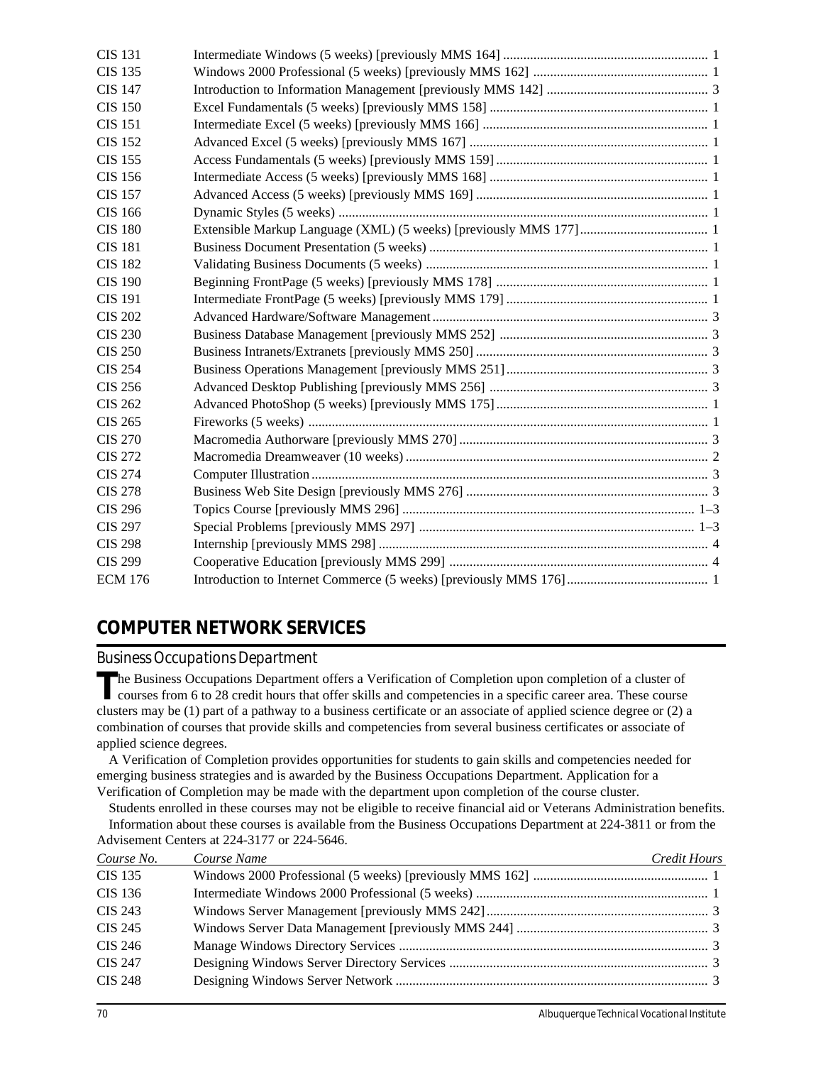| | | |
|---|---|---|
| CIS 131 | Intermediate Windows (5 weeks) [previously MMS 164] | 1 |
| CIS 135 | Windows 2000 Professional (5 weeks) [previously MMS 162] | 1 |
| CIS 147 | Introduction to Information Management [previously MMS 142] | 3 |
| CIS 150 | Excel Fundamentals (5 weeks) [previously MMS 158] | 1 |
| CIS 151 | Intermediate Excel (5 weeks) [previously MMS 166] | 1 |
| CIS 152 | Advanced Excel (5 weeks) [previously MMS 167] | 1 |
| CIS 155 | Access Fundamentals (5 weeks) [previously MMS 159] | 1 |
| CIS 156 | Intermediate Access (5 weeks) [previously MMS 168] | 1 |
| CIS 157 | Advanced Access (5 weeks) [previously MMS 169] | 1 |
| CIS 166 | Dynamic Styles (5 weeks) | 1 |
| CIS 180 | Extensible Markup Language (XML) (5 weeks) [previously MMS 177] | 1 |
| CIS 181 | Business Document Presentation (5 weeks) | 1 |
| CIS 182 | Validating Business Documents (5 weeks) | 1 |
| CIS 190 | Beginning FrontPage (5 weeks) [previously MMS 178] | 1 |
| CIS 191 | Intermediate FrontPage (5 weeks) [previously MMS 179] | 1 |
| CIS 202 | Advanced Hardware/Software Management | 3 |
| CIS 230 | Business Database Management [previously MMS 252] | 3 |
| CIS 250 | Business Intranets/Extranets [previously MMS 250] | 3 |
| CIS 254 | Business Operations Management [previously MMS 251] | 3 |
| CIS 256 | Advanced Desktop Publishing [previously MMS 256] | 3 |
| CIS 262 | Advanced PhotoShop (5 weeks) [previously MMS 175] | 1 |
| CIS 265 | Fireworks (5 weeks) | 1 |
| CIS 270 | Macromedia Authorware [previously MMS 270] | 3 |
| CIS 272 | Macromedia Dreamweaver (10 weeks) | 2 |
| CIS 274 | Computer Illustration | 3 |
| CIS 278 | Business Web Site Design [previously MMS 276] | 3 |
| CIS 296 | Topics Course [previously MMS 296] | 1–3 |
| CIS 297 | Special Problems [previously MMS 297] | 1–3 |
| CIS 298 | Internship [previously MMS 298] | 4 |
| CIS 299 | Cooperative Education [previously MMS 299] | 4 |
| ECM 176 | Introduction to Internet Commerce (5 weeks) [previously MMS 176] | 1 |

# COMPUTER NETWORK SERVICES

## Business Occupations Department

The Business Occupations Department offers a Verification of Completion upon completion of a cluster of courses from 6 to 28 credit hours that offer skills and competencies in a specific career area. These course clusters may be (1) part of a pathway to a business certificate or an associate of applied science degree or (2) a combination of courses that provide skills and competencies from several business certificates or associate of applied science degrees.

A Verification of Completion provides opportunities for students to gain skills and competencies needed for emerging business strategies and is awarded by the Business Occupations Department. Application for a Verification of Completion may be made with the department upon completion of the course cluster.

Students enrolled in these courses may not be eligible to receive financial aid or Veterans Administration benefits.

Information about these courses is available from the Business Occupations Department at 224-3811 or from the Advisement Centers at 224-3177 or 224-5646.

| *Course No.* | *Course Name* | *Credit Hours* |
|---|---|---|
| CIS 135 | Windows 2000 Professional (5 weeks) [previously MMS 162] | 1 |
| CIS 136 | Intermediate Windows 2000 Professional (5 weeks) | 1 |
| CIS 243 | Windows Server Management [previously MMS 242] | 3 |
| CIS 245 | Windows Server Data Management [previously MMS 244] | 3 |
| CIS 246 | Manage Windows Directory Services | 3 |
| CIS 247 | Designing Windows Server Directory Services | 3 |
| CIS 248 | Designing Windows Server Network | 3 |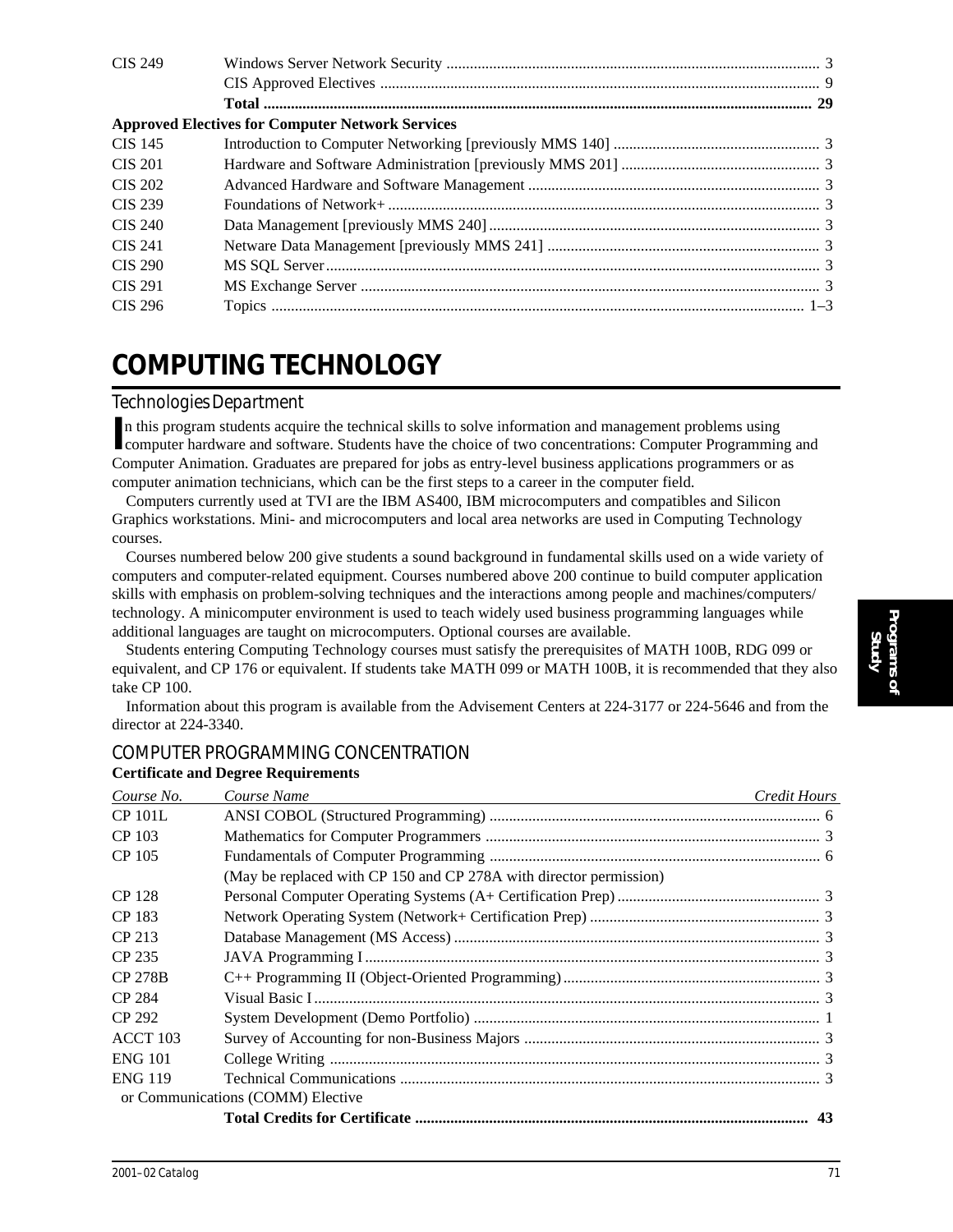| | | |
|---|---|---|
| CIS 249 | Windows Server Network Security | 3 |
| | CIS Approved Electives | 9 |
| | **Total** | **29** |

**Approved Electives for Computer Network Services**

| | | |
|---|---|---|
| CIS 145 | Introduction to Computer Networking [previously MMS 140] | 3 |
| CIS 201 | Hardware and Software Administration [previously MMS 201] | 3 |
| CIS 202 | Advanced Hardware and Software Management | 3 |
| CIS 239 | Foundations of Network+ | 3 |
| CIS 240 | Data Management [previously MMS 240] | 3 |
| CIS 241 | Netware Data Management [previously MMS 241] | 3 |
| CIS 290 | MS SQL Server | 3 |
| CIS 291 | MS Exchange Server | 3 |
| CIS 296 | Topics | 1–3 |

# COMPUTING TECHNOLOGY

## Technologies Department

In this program students acquire the technical skills to solve information and management problems using computer hardware and software. Students have the choice of two concentrations: Computer Programming and Computer Animation. Graduates are prepared for jobs as entry-level business applications programmers or as computer animation technicians, which can be the first steps to a career in the computer field.

Computers currently used at TVI are the IBM AS400, IBM microcomputers and compatibles and Silicon Graphics workstations. Mini- and microcomputers and local area networks are used in Computing Technology courses.

Courses numbered below 200 give students a sound background in fundamental skills used on a wide variety of computers and computer-related equipment. Courses numbered above 200 continue to build computer application skills with emphasis on problem-solving techniques and the interactions among people and machines/computers/ technology. A minicomputer environment is used to teach widely used business programming languages while additional languages are taught on microcomputers. Optional courses are available.

Students entering Computing Technology courses must satisfy the prerequisites of MATH 100B, RDG 099 or equivalent, and CP 176 or equivalent. If students take MATH 099 or MATH 100B, it is recommended that they also take CP 100.

Information about this program is available from the Advisement Centers at 224-3177 or 224-5646 and from the director at 224-3340.

## COMPUTER PROGRAMMING CONCENTRATION

**Certificate and Degree Requirements**

| *Course No.* | *Course Name* | *Credit Hours* |
|---|---|---|
| CP 101L | ANSI COBOL (Structured Programming) | 6 |
| CP 103 | Mathematics for Computer Programmers | 3 |
| CP 105 | Fundamentals of Computer Programming | 6 |
| | (May be replaced with CP 150 and CP 278A with director permission) | |
| CP 128 | Personal Computer Operating Systems (A+ Certification Prep) | 3 |
| CP 183 | Network Operating System (Network+ Certification Prep) | 3 |
| CP 213 | Database Management (MS Access) | 3 |
| CP 235 | JAVA Programming I | 3 |
| CP 278B | C++ Programming II (Object-Oriented Programming) | 3 |
| CP 284 | Visual Basic I | 3 |
| CP 292 | System Development (Demo Portfolio) | 1 |
| ACCT 103 | Survey of Accounting for non-Business Majors | 3 |
| ENG 101 | College Writing | 3 |
| ENG 119 | Technical Communications | 3 |
| or Communications (COMM) Elective | | |
| | **Total Credits for Certificate** | **43** |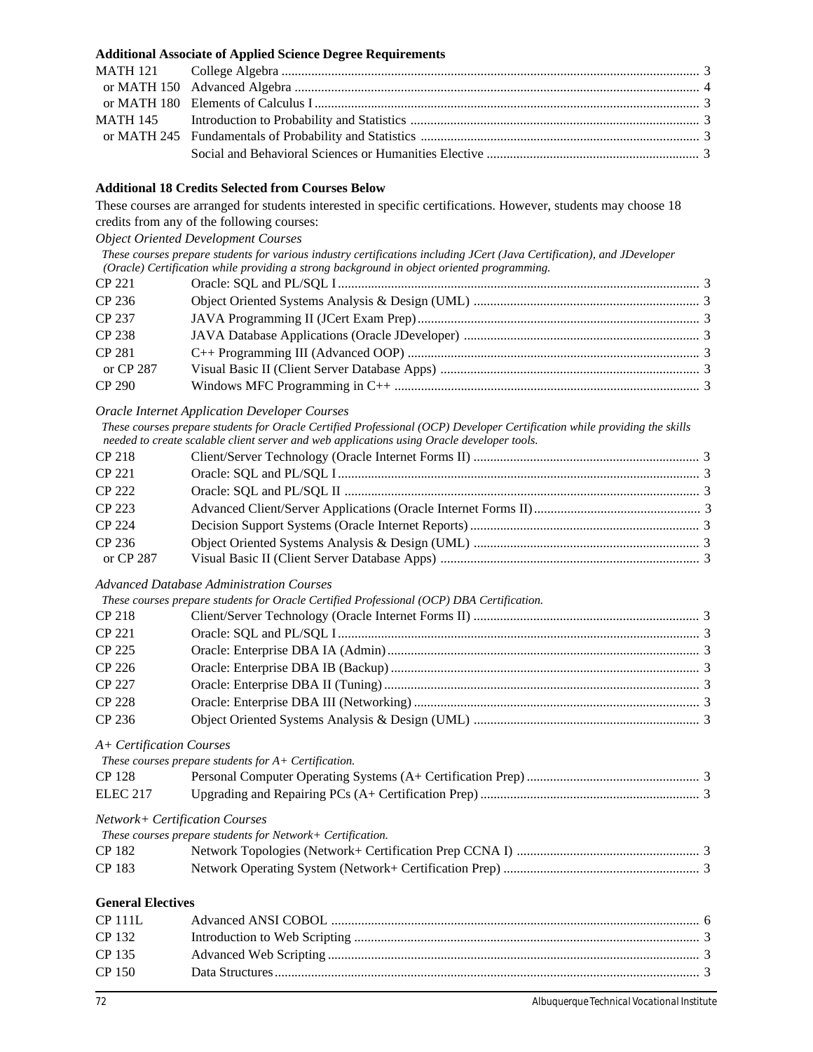### Additional Associate of Applied Science Degree Requirements

| | | |
|---|---|---|
| MATH 121 | College Algebra | 3 |
| or MATH 150 | Advanced Algebra | 4 |
| or MATH 180 | Elements of Calculus I | 3 |
| MATH 145 | Introduction to Probability and Statistics | 3 |
| or MATH 245 | Fundamentals of Probability and Statistics | 3 |
| | Social and Behavioral Sciences or Humanities Elective | 3 |

### Additional 18 Credits Selected from Courses Below

These courses are arranged for students interested in specific certifications. However, students may choose 18 credits from any of the following courses:

*Object Oriented Development Courses*

*These courses prepare students for various industry certifications including JCert (Java Certification), and JDeveloper (Oracle) Certification while providing a strong background in object oriented programming.*

| | | |
|---|---|---|
| CP 221 | Oracle: SQL and PL/SQL I | 3 |
| CP 236 | Object Oriented Systems Analysis & Design (UML) | 3 |
| CP 237 | JAVA Programming II (JCert Exam Prep) | 3 |
| CP 238 | JAVA Database Applications (Oracle JDeveloper) | 3 |
| CP 281 | C++ Programming III (Advanced OOP) | 3 |
| or CP 287 | Visual Basic II (Client Server Database Apps) | 3 |
| CP 290 | Windows MFC Programming in C++ | 3 |

*Oracle Internet Application Developer Courses*

*These courses prepare students for Oracle Certified Professional (OCP) Developer Certification while providing the skills needed to create scalable client server and web applications using Oracle developer tools.*

| | | |
|---|---|---|
| CP 218 | Client/Server Technology (Oracle Internet Forms II) | 3 |
| CP 221 | Oracle: SQL and PL/SQL I | 3 |
| CP 222 | Oracle: SQL and PL/SQL II | 3 |
| CP 223 | Advanced Client/Server Applications (Oracle Internet Forms II) | 3 |
| CP 224 | Decision Support Systems (Oracle Internet Reports) | 3 |
| CP 236 | Object Oriented Systems Analysis & Design (UML) | 3 |
| or CP 287 | Visual Basic II (Client Server Database Apps) | 3 |

*Advanced Database Administration Courses*

*These courses prepare students for Oracle Certified Professional (OCP) DBA Certification.*

| | | |
|---|---|---|
| CP 218 | Client/Server Technology (Oracle Internet Forms II) | 3 |
| CP 221 | Oracle: SQL and PL/SQL I | 3 |
| CP 225 | Oracle: Enterprise DBA IA (Admin) | 3 |
| CP 226 | Oracle: Enterprise DBA IB (Backup) | 3 |
| CP 227 | Oracle: Enterprise DBA II (Tuning) | 3 |
| CP 228 | Oracle: Enterprise DBA III (Networking) | 3 |
| CP 236 | Object Oriented Systems Analysis & Design (UML) | 3 |

*A+ Certification Courses*

*These courses prepare students for A+ Certification.*

| | | |
|---|---|---|
| CP 128 | Personal Computer Operating Systems (A+ Certification Prep) | 3 |
| ELEC 217 | Upgrading and Repairing PCs (A+ Certification Prep) | 3 |

*Network+ Certification Courses*

*These courses prepare students for Network+ Certification.*

| | | |
|---|---|---|
| CP 182 | Network Topologies (Network+ Certification Prep CCNA I) | 3 |
| CP 183 | Network Operating System (Network+ Certification Prep) | 3 |

### General Electives

| | | |
|---|---|---|
| CP 111L | Advanced ANSI COBOL | 6 |
| CP 132 | Introduction to Web Scripting | 3 |
| CP 135 | Advanced Web Scripting | 3 |
| CP 150 | Data Structures | 3 |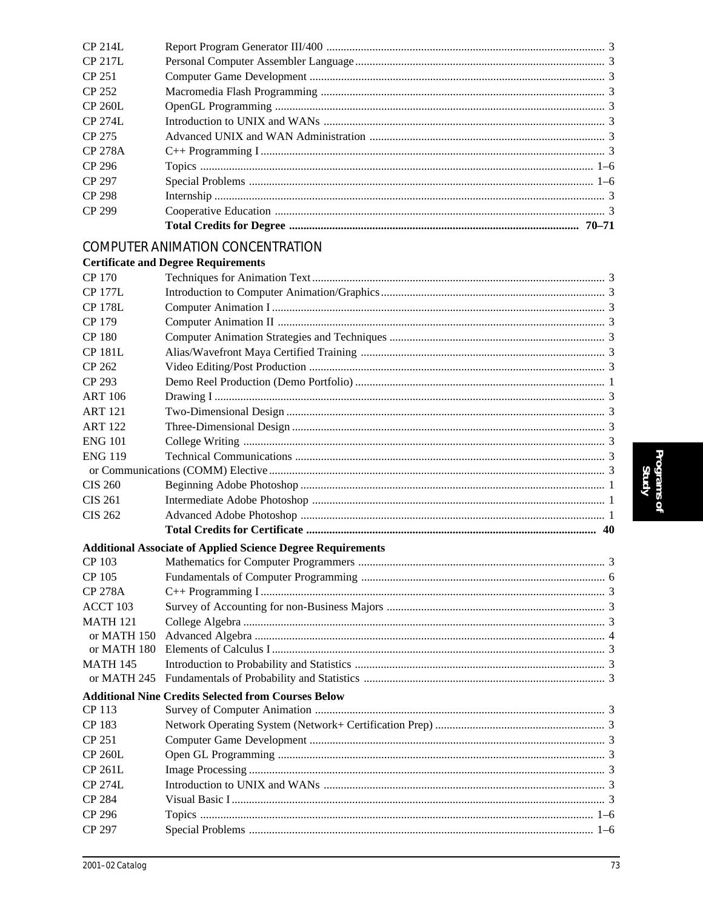| | | |
|---|---|---|
| CP 214L | Report Program Generator III/400 | 3 |
| CP 217L | Personal Computer Assembler Language | 3 |
| CP 251 | Computer Game Development | 3 |
| CP 252 | Macromedia Flash Programming | 3 |
| CP 260L | OpenGL Programming | 3 |
| CP 274L | Introduction to UNIX and WANs | 3 |
| CP 275 | Advanced UNIX and WAN Administration | 3 |
| CP 278A | C++ Programming I | 3 |
| CP 296 | Topics | 1–6 |
| CP 297 | Special Problems | 1–6 |
| CP 298 | Internship | 3 |
| CP 299 | Cooperative Education | 3 |
| | **Total Credits for Degree** | **70–71** |

## COMPUTER ANIMATION CONCENTRATION

**Certificate and Degree Requirements**

| | | |
|---|---|---|
| CP 170 | Techniques for Animation Text | 3 |
| CP 177L | Introduction to Computer Animation/Graphics | 3 |
| CP 178L | Computer Animation I | 3 |
| CP 179 | Computer Animation II | 3 |
| CP 180 | Computer Animation Strategies and Techniques | 3 |
| CP 181L | Alias/Wavefront Maya Certified Training | 3 |
| CP 262 | Video Editing/Post Production | 3 |
| CP 293 | Demo Reel Production (Demo Portfolio) | 1 |
| ART 106 | Drawing I | 3 |
| ART 121 | Two-Dimensional Design | 3 |
| ART 122 | Three-Dimensional Design | 3 |
| ENG 101 | College Writing | 3 |
| ENG 119 | Technical Communications | 3 |
| or Communications (COMM) Elective | | 3 |
| CIS 260 | Beginning Adobe Photoshop | 1 |
| CIS 261 | Intermediate Adobe Photoshop | 1 |
| CIS 262 | Advanced Adobe Photoshop | 1 |
| | **Total Credits for Certificate** | **40** |

**Additional Associate of Applied Science Degree Requirements**

| | | |
|---|---|---|
| CP 103 | Mathematics for Computer Programmers | 3 |
| CP 105 | Fundamentals of Computer Programming | 6 |
| CP 278A | C++ Programming I | 3 |
| ACCT 103 | Survey of Accounting for non-Business Majors | 3 |
| MATH 121 | College Algebra | 3 |
| or MATH 150 | Advanced Algebra | 4 |
| or MATH 180 | Elements of Calculus I | 3 |
| MATH 145 | Introduction to Probability and Statistics | 3 |
| or MATH 245 | Fundamentals of Probability and Statistics | 3 |

**Additional Nine Credits Selected from Courses Below**

| | | |
|---|---|---|
| CP 113 | Survey of Computer Animation | 3 |
| CP 183 | Network Operating System (Network+ Certification Prep) | 3 |
| CP 251 | Computer Game Development | 3 |
| CP 260L | Open GL Programming | 3 |
| CP 261L | Image Processing | 3 |
| CP 274L | Introduction to UNIX and WANs | 3 |
| CP 284 | Visual Basic I | 3 |
| CP 296 | Topics | 1–6 |
| CP 297 | Special Problems | 1–6 |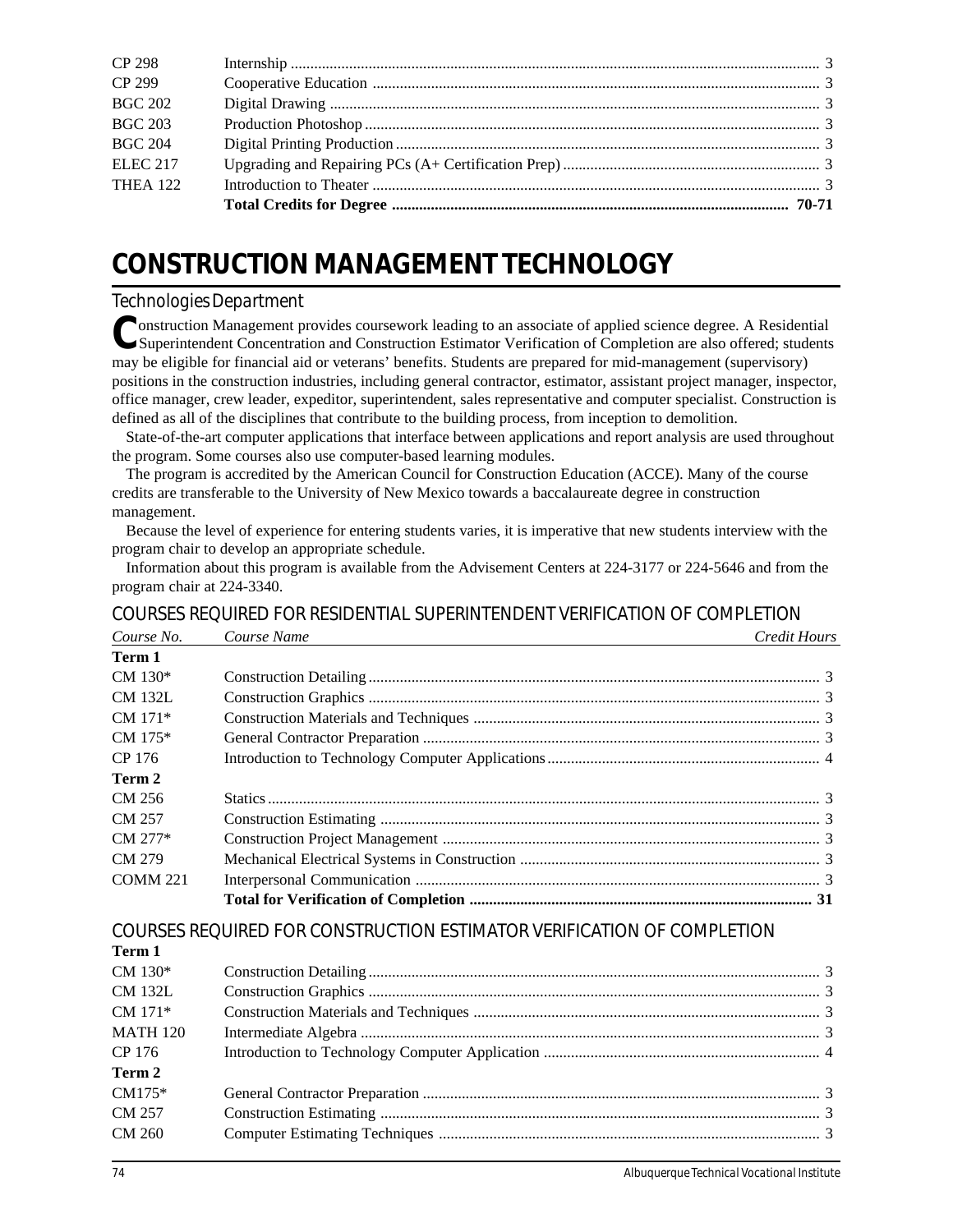| | | |
|---|---|---|
| CP 298 | Internship | 3 |
| CP 299 | Cooperative Education | 3 |
| BGC 202 | Digital Drawing | 3 |
| BGC 203 | Production Photoshop | 3 |
| BGC 204 | Digital Printing Production | 3 |
| ELEC 217 | Upgrading and Repairing PCs (A+ Certification Prep) | 3 |
| THEA 122 | Introduction to Theater | 3 |
| | **Total Credits for Degree** | **70-71** |

# CONSTRUCTION MANAGEMENT TECHNOLOGY

## Technologies Department

Construction Management provides coursework leading to an associate of applied science degree. A Residential Superintendent Concentration and Construction Estimator Verification of Completion are also offered; students may be eligible for financial aid or veterans' benefits. Students are prepared for mid-management (supervisory) positions in the construction industries, including general contractor, estimator, assistant project manager, inspector, office manager, crew leader, expeditor, superintendent, sales representative and computer specialist. Construction is defined as all of the disciplines that contribute to the building process, from inception to demolition.

State-of-the-art computer applications that interface between applications and report analysis are used throughout the program. Some courses also use computer-based learning modules.

The program is accredited by the American Council for Construction Education (ACCE). Many of the course credits are transferable to the University of New Mexico towards a baccalaureate degree in construction management.

Because the level of experience for entering students varies, it is imperative that new students interview with the program chair to develop an appropriate schedule.

Information about this program is available from the Advisement Centers at 224-3177 or 224-5646 and from the program chair at 224-3340.

### COURSES REQUIRED FOR RESIDENTIAL SUPERINTENDENT VERIFICATION OF COMPLETION

| *Course No.* | *Course Name* | *Credit Hours* |
|---|---|---|
| **Term 1** | | |
| CM 130* | Construction Detailing | 3 |
| CM 132L | Construction Graphics | 3 |
| CM 171* | Construction Materials and Techniques | 3 |
| CM 175* | General Contractor Preparation | 3 |
| CP 176 | Introduction to Technology Computer Applications | 4 |
| **Term 2** | | |
| CM 256 | Statics | 3 |
| CM 257 | Construction Estimating | 3 |
| CM 277* | Construction Project Management | 3 |
| CM 279 | Mechanical Electrical Systems in Construction | 3 |
| COMM 221 | Interpersonal Communication | 3 |
| | **Total for Verification of Completion** | **31** |

### COURSES REQUIRED FOR CONSTRUCTION ESTIMATOR VERIFICATION OF COMPLETION

| | | |
|---|---|---|
| **Term 1** | | |
| CM 130* | Construction Detailing | 3 |
| CM 132L | Construction Graphics | 3 |
| CM 171* | Construction Materials and Techniques | 3 |
| MATH 120 | Intermediate Algebra | 3 |
| CP 176 | Introduction to Technology Computer Application | 4 |
| **Term 2** | | |
| CM175* | General Contractor Preparation | 3 |
| CM 257 | Construction Estimating | 3 |
| CM 260 | Computer Estimating Techniques | 3 |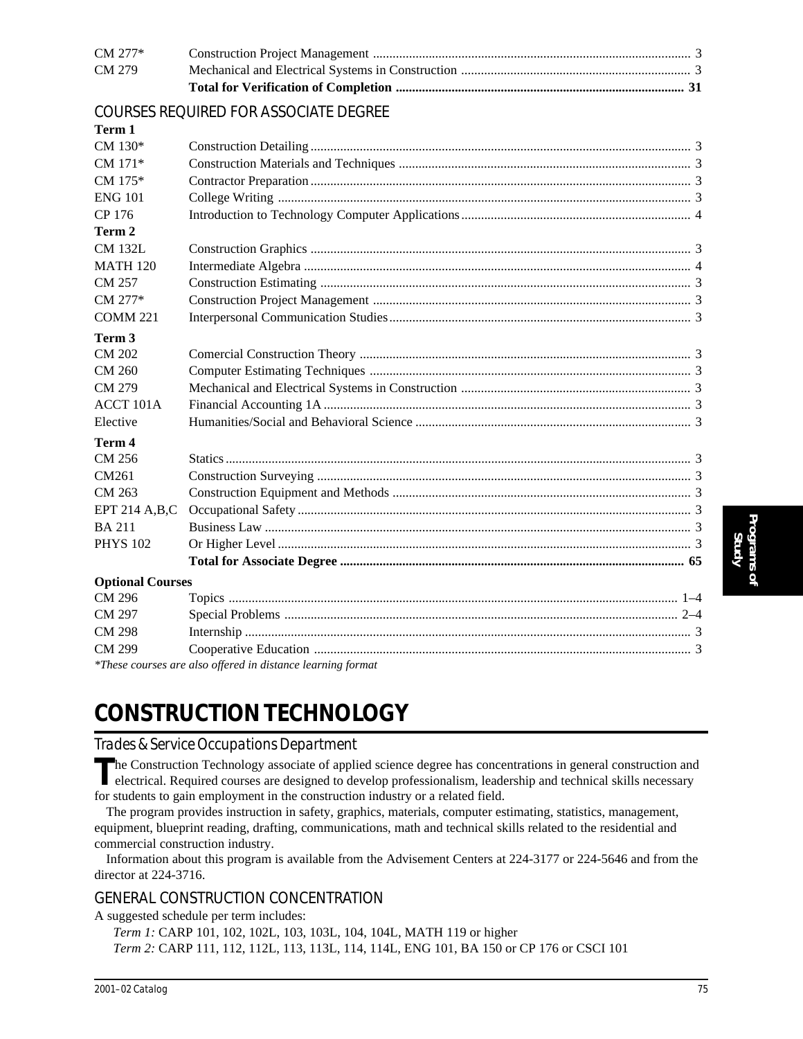| | | |
|---|---|---|
| CM 277* | Construction Project Management | 3 |
| CM 279 | Mechanical and Electrical Systems in Construction | 3 |
| | **Total for Verification of Completion** | **31** |

## COURSES REQUIRED FOR ASSOCIATE DEGREE

| | | |
|---|---|---|
| **Term 1** | | |
| CM 130* | Construction Detailing | 3 |
| CM 171* | Construction Materials and Techniques | 3 |
| CM 175* | Contractor Preparation | 3 |
| ENG 101 | College Writing | 3 |
| CP 176 | Introduction to Technology Computer Applications | 4 |
| **Term 2** | | |
| CM 132L | Construction Graphics | 3 |
| MATH 120 | Intermediate Algebra | 4 |
| CM 257 | Construction Estimating | 3 |
| CM 277* | Construction Project Management | 3 |
| COMM 221 | Interpersonal Communication Studies | 3 |
| **Term 3** | | |
| CM 202 | Comercial Construction Theory | 3 |
| CM 260 | Computer Estimating Techniques | 3 |
| CM 279 | Mechanical and Electrical Systems in Construction | 3 |
| ACCT 101A | Financial Accounting 1A | 3 |
| Elective | Humanities/Social and Behavioral Science | 3 |
| **Term 4** | | |
| CM 256 | Statics | 3 |
| CM261 | Construction Surveying | 3 |
| CM 263 | Construction Equipment and Methods | 3 |
| EPT 214 A,B,C | Occupational Safety | 3 |
| BA 211 | Business Law | 3 |
| PHYS 102 | Or Higher Level | 3 |
| | **Total for Associate Degree** | **65** |
| **Optional Courses** | | |
| CM 296 | Topics | 1–4 |
| CM 297 | Special Problems | 2–4 |
| CM 298 | Internship | 3 |
| CM 299 | Cooperative Education | 3 |

*\*These courses are also offered in distance learning format*

# CONSTRUCTION TECHNOLOGY

## Trades & Service Occupations Department

The Construction Technology associate of applied science degree has concentrations in general construction and electrical. Required courses are designed to develop professionalism, leadership and technical skills necessary for students to gain employment in the construction industry or a related field.

The program provides instruction in safety, graphics, materials, computer estimating, statistics, management, equipment, blueprint reading, drafting, communications, math and technical skills related to the residential and commercial construction industry.

Information about this program is available from the Advisement Centers at 224-3177 or 224-5646 and from the director at 224-3716.

## GENERAL CONSTRUCTION CONCENTRATION

A suggested schedule per term includes:

*Term 1:* CARP 101, 102, 102L, 103, 103L, 104, 104L, MATH 119 or higher

*Term 2:* CARP 111, 112, 112L, 113, 113L, 114, 114L, ENG 101, BA 150 or CP 176 or CSCI 101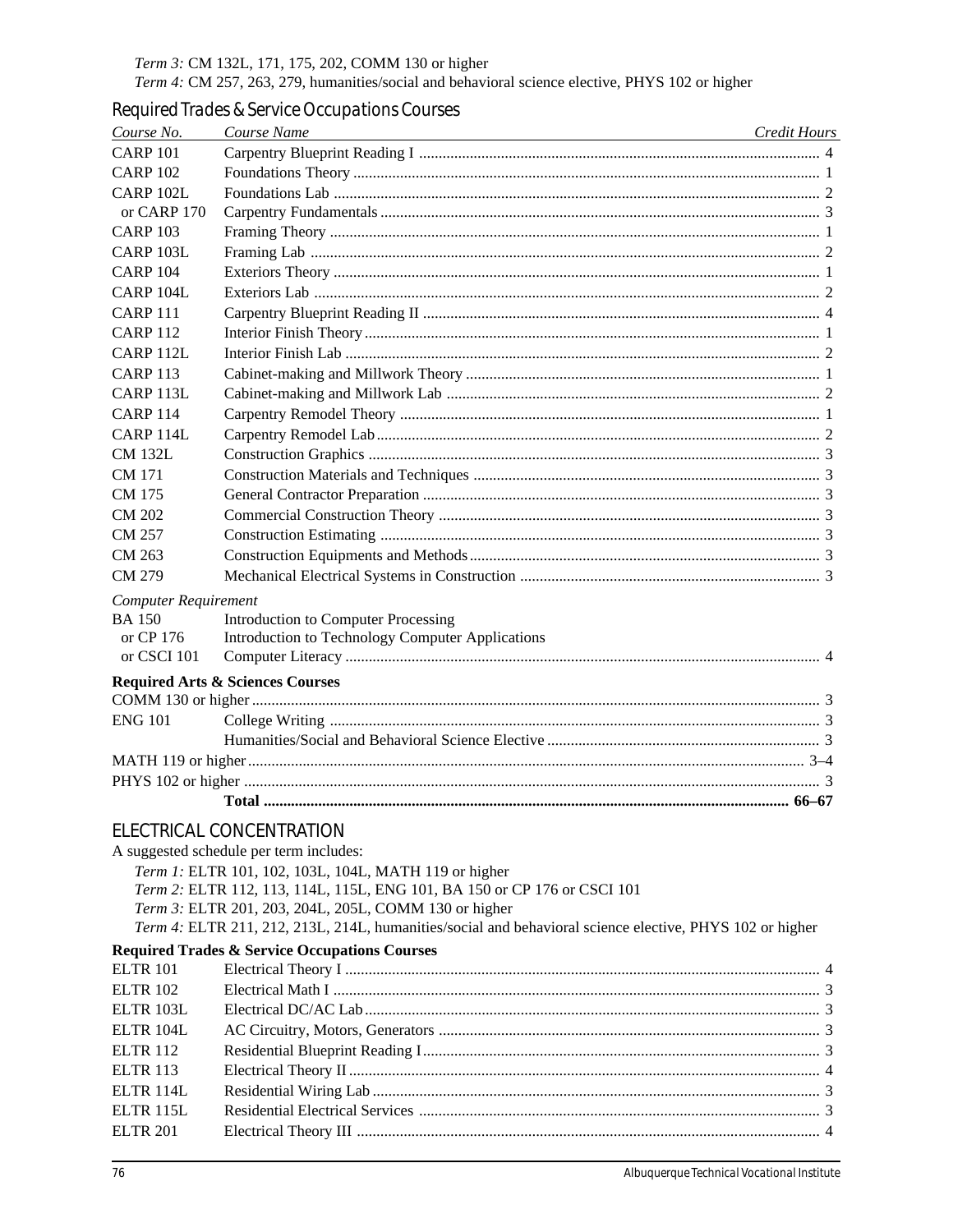*Term 3:* CM 132L, 171, 175, 202, COMM 130 or higher

*Term 4:* CM 257, 263, 279, humanities/social and behavioral science elective, PHYS 102 or higher

### Required Trades & Service Occupations Courses

| *Course No.* | *Course Name* | *Credit Hours* |
|---|---|---|
| CARP 101 | Carpentry Blueprint Reading I | 4 |
| CARP 102 | Foundations Theory | 1 |
| CARP 102L | Foundations Lab | 2 |
| or CARP 170 | Carpentry Fundamentals | 3 |
| CARP 103 | Framing Theory | 1 |
| CARP 103L | Framing Lab | 2 |
| CARP 104 | Exteriors Theory | 1 |
| CARP 104L | Exteriors Lab | 2 |
| CARP 111 | Carpentry Blueprint Reading II | 4 |
| CARP 112 | Interior Finish Theory | 1 |
| CARP 112L | Interior Finish Lab | 2 |
| CARP 113 | Cabinet-making and Millwork Theory | 1 |
| CARP 113L | Cabinet-making and Millwork Lab | 2 |
| CARP 114 | Carpentry Remodel Theory | 1 |
| CARP 114L | Carpentry Remodel Lab | 2 |
| CM 132L | Construction Graphics | 3 |
| CM 171 | Construction Materials and Techniques | 3 |
| CM 175 | General Contractor Preparation | 3 |
| CM 202 | Commercial Construction Theory | 3 |
| CM 257 | Construction Estimating | 3 |
| CM 263 | Construction Equipments and Methods | 3 |
| CM 279 | Mechanical Electrical Systems in Construction | 3 |
| *Computer Requirement* | | |
| BA 150 | Introduction to Computer Processing | |
| or CP 176 | Introduction to Technology Computer Applications | |
| or CSCI 101 | Computer Literacy | 4 |

**Required Arts & Sciences Courses**

| | | |
|---|---|---|
| COMM 130 or higher | | 3 |
| ENG 101 | College Writing | 3 |
| | Humanities/Social and Behavioral Science Elective | 3 |
| MATH 119 or higher | | 3–4 |
| PHYS 102 or higher | | 3 |
| | **Total** | **66–67** |

## ELECTRICAL CONCENTRATION

A suggested schedule per term includes:

*Term 1:* ELTR 101, 102, 103L, 104L, MATH 119 or higher

*Term 2:* ELTR 112, 113, 114L, 115L, ENG 101, BA 150 or CP 176 or CSCI 101

*Term 3:* ELTR 201, 203, 204L, 205L, COMM 130 or higher

*Term 4:* ELTR 211, 212, 213L, 214L, humanities/social and behavioral science elective, PHYS 102 or higher

**Required Trades & Service Occupations Courses**

| | | |
|---|---|---|
| ELTR 101 | Electrical Theory I | 4 |
| ELTR 102 | Electrical Math I | 3 |
| ELTR 103L | Electrical DC/AC Lab | 3 |
| ELTR 104L | AC Circuitry, Motors, Generators | 3 |
| ELTR 112 | Residential Blueprint Reading I | 3 |
| ELTR 113 | Electrical Theory II | 4 |
| ELTR 114L | Residential Wiring Lab | 3 |
| ELTR 115L | Residential Electrical Services | 3 |
| ELTR 201 | Electrical Theory III | 4 |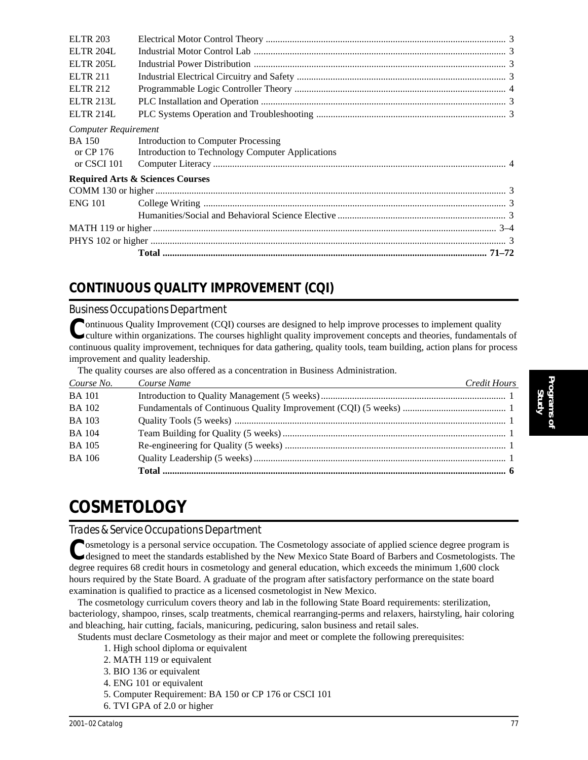| | | |
|---|---|---|
| ELTR 203 | Electrical Motor Control Theory | 3 |
| ELTR 204L | Industrial Motor Control Lab | 3 |
| ELTR 205L | Industrial Power Distribution | 3 |
| ELTR 211 | Industrial Electrical Circuitry and Safety | 3 |
| ELTR 212 | Programmable Logic Controller Theory | 4 |
| ELTR 213L | PLC Installation and Operation | 3 |
| ELTR 214L | PLC Systems Operation and Troubleshooting | 3 |
| *Computer Requirement* | | |
| BA 150 | Introduction to Computer Processing | |
| or CP 176 | Introduction to Technology Computer Applications | |
| or CSCI 101 | Computer Literacy | 4 |
| **Required Arts & Sciences Courses** | | |
| COMM 130 or higher | | 3 |
| ENG 101 | College Writing | 3 |
| | Humanities/Social and Behavioral Science Elective | 3 |
| MATH 119 or higher | | 3–4 |
| PHYS 102 or higher | | 3 |
| | **Total** | **71–72** |

## CONTINUOUS QUALITY IMPROVEMENT (CQI)

### Business Occupations Department

Continuous Quality Improvement (CQI) courses are designed to help improve processes to implement quality culture within organizations. The courses highlight quality improvement concepts and theories, fundamentals of continuous quality improvement, techniques for data gathering, quality tools, team building, action plans for process improvement and quality leadership.

The quality courses are also offered as a concentration in Business Administration.

| *Course No.* | *Course Name* | *Credit Hours* |
|---|---|---|
| BA 101 | Introduction to Quality Management (5 weeks) | 1 |
| BA 102 | Fundamentals of Continuous Quality Improvement (CQI) (5 weeks) | 1 |
| BA 103 | Quality Tools (5 weeks) | 1 |
| BA 104 | Team Building for Quality (5 weeks) | 1 |
| BA 105 | Re-engineering for Quality (5 weeks) | 1 |
| BA 106 | Quality Leadership (5 weeks) | 1 |
| | **Total** | **6** |

# COSMETOLOGY

### Trades & Service Occupations Department

Cosmetology is a personal service occupation. The Cosmetology associate of applied science degree program is designed to meet the standards established by the New Mexico State Board of Barbers and Cosmetologists. The degree requires 68 credit hours in cosmetology and general education, which exceeds the minimum 1,600 clock hours required by the State Board. A graduate of the program after satisfactory performance on the state board examination is qualified to practice as a licensed cosmetologist in New Mexico.

The cosmetology curriculum covers theory and lab in the following State Board requirements: sterilization, bacteriology, shampoo, rinses, scalp treatments, chemical rearranging-perms and relaxers, hairstyling, hair coloring and bleaching, hair cutting, facials, manicuring, pedicuring, salon business and retail sales.

Students must declare Cosmetology as their major and meet or complete the following prerequisites:

1. High school diploma or equivalent
2. MATH 119 or equivalent
3. BIO 136 or equivalent
4. ENG 101 or equivalent
5. Computer Requirement: BA 150 or CP 176 or CSCI 101
6. TVI GPA of 2.0 or higher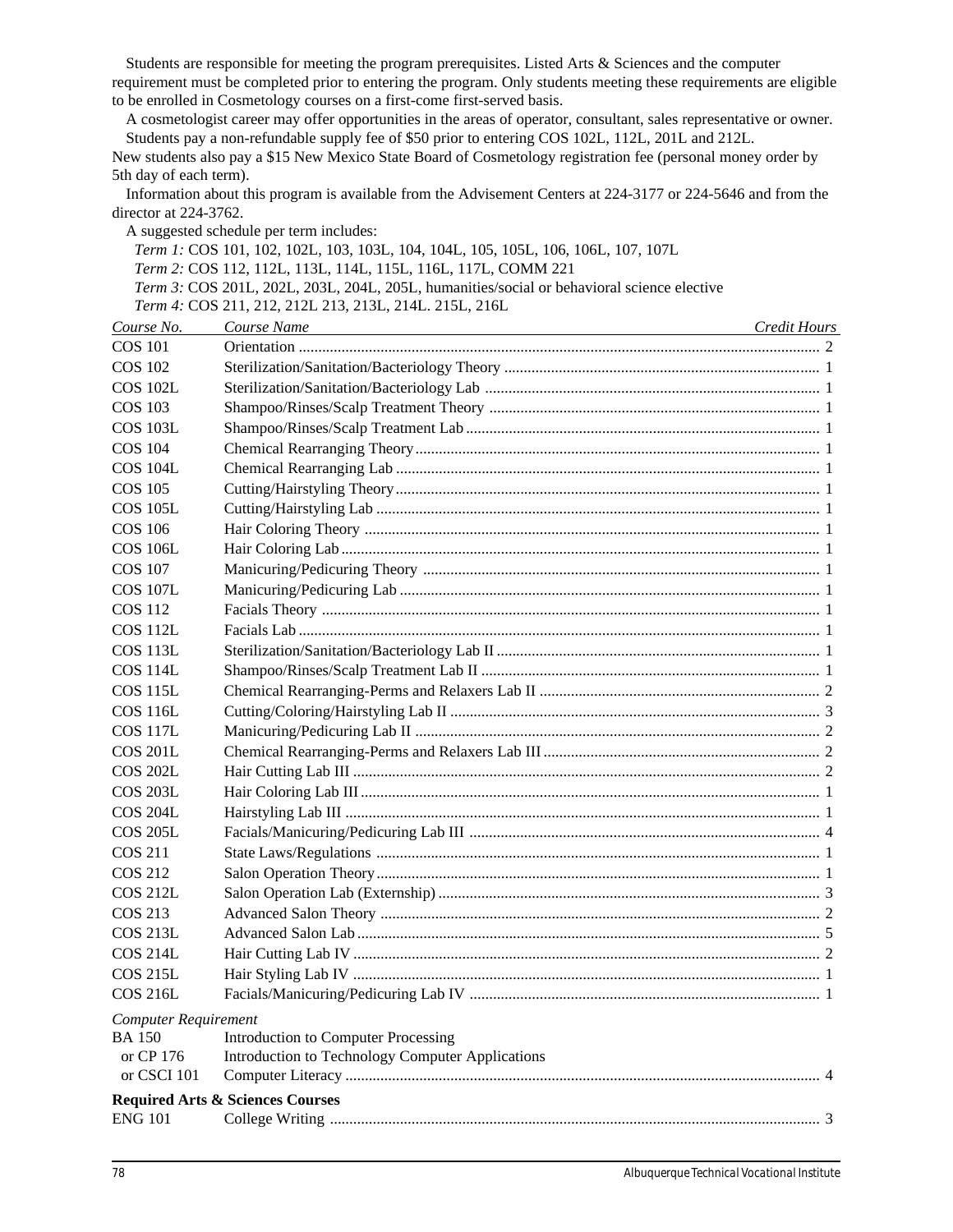Students are responsible for meeting the program prerequisites. Listed Arts & Sciences and the computer requirement must be completed prior to entering the program. Only students meeting these requirements are eligible to be enrolled in Cosmetology courses on a first-come first-served basis.

A cosmetologist career may offer opportunities in the areas of operator, consultant, sales representative or owner.

Students pay a non-refundable supply fee of $50 prior to entering COS 102L, 112L, 201L and 212L. New students also pay a $15 New Mexico State Board of Cosmetology registration fee (personal money order by 5th day of each term).

Information about this program is available from the Advisement Centers at 224-3177 or 224-5646 and from the director at 224-3762.

A suggested schedule per term includes:

*Term 1:* COS 101, 102, 102L, 103, 103L, 104, 104L, 105, 105L, 106, 106L, 107, 107L

*Term 2:* COS 112, 112L, 113L, 114L, 115L, 116L, 117L, COMM 221

*Term 3:* COS 201L, 202L, 203L, 204L, 205L, humanities/social or behavioral science elective

*Term 4:* COS 211, 212, 212L 213, 213L, 214L. 215L, 216L

| *Course No.* | *Course Name* | *Credit Hours* |
|---|---|---|
| COS 101 | Orientation | 2 |
| COS 102 | Sterilization/Sanitation/Bacteriology Theory | 1 |
| COS 102L | Sterilization/Sanitation/Bacteriology Lab | 1 |
| COS 103 | Shampoo/Rinses/Scalp Treatment Theory | 1 |
| COS 103L | Shampoo/Rinses/Scalp Treatment Lab | 1 |
| COS 104 | Chemical Rearranging Theory | 1 |
| COS 104L | Chemical Rearranging Lab | 1 |
| COS 105 | Cutting/Hairstyling Theory | 1 |
| COS 105L | Cutting/Hairstyling Lab | 1 |
| COS 106 | Hair Coloring Theory | 1 |
| COS 106L | Hair Coloring Lab | 1 |
| COS 107 | Manicuring/Pedicuring Theory | 1 |
| COS 107L | Manicuring/Pedicuring Lab | 1 |
| COS 112 | Facials Theory | 1 |
| COS 112L | Facials Lab | 1 |
| COS 113L | Sterilization/Sanitation/Bacteriology Lab II | 1 |
| COS 114L | Shampoo/Rinses/Scalp Treatment Lab II | 1 |
| COS 115L | Chemical Rearranging-Perms and Relaxers Lab II | 2 |
| COS 116L | Cutting/Coloring/Hairstyling Lab II | 3 |
| COS 117L | Manicuring/Pedicuring Lab II | 2 |
| COS 201L | Chemical Rearranging-Perms and Relaxers Lab III | 2 |
| COS 202L | Hair Cutting Lab III | 2 |
| COS 203L | Hair Coloring Lab III | 1 |
| COS 204L | Hairstyling Lab III | 1 |
| COS 205L | Facials/Manicuring/Pedicuring Lab III | 4 |
| COS 211 | State Laws/Regulations | 1 |
| COS 212 | Salon Operation Theory | 1 |
| COS 212L | Salon Operation Lab (Externship) | 3 |
| COS 213 | Advanced Salon Theory | 2 |
| COS 213L | Advanced Salon Lab | 5 |
| COS 214L | Hair Cutting Lab IV | 2 |
| COS 215L | Hair Styling Lab IV | 1 |
| COS 216L | Facials/Manicuring/Pedicuring Lab IV | 1 |
| *Computer Requirement* | | |
| BA 150 | Introduction to Computer Processing | |
| or CP 176 | Introduction to Technology Computer Applications | |
| or CSCI 101 | Computer Literacy | 4 |
| **Required Arts & Sciences Courses** | | |
| ENG 101 | College Writing | 3 |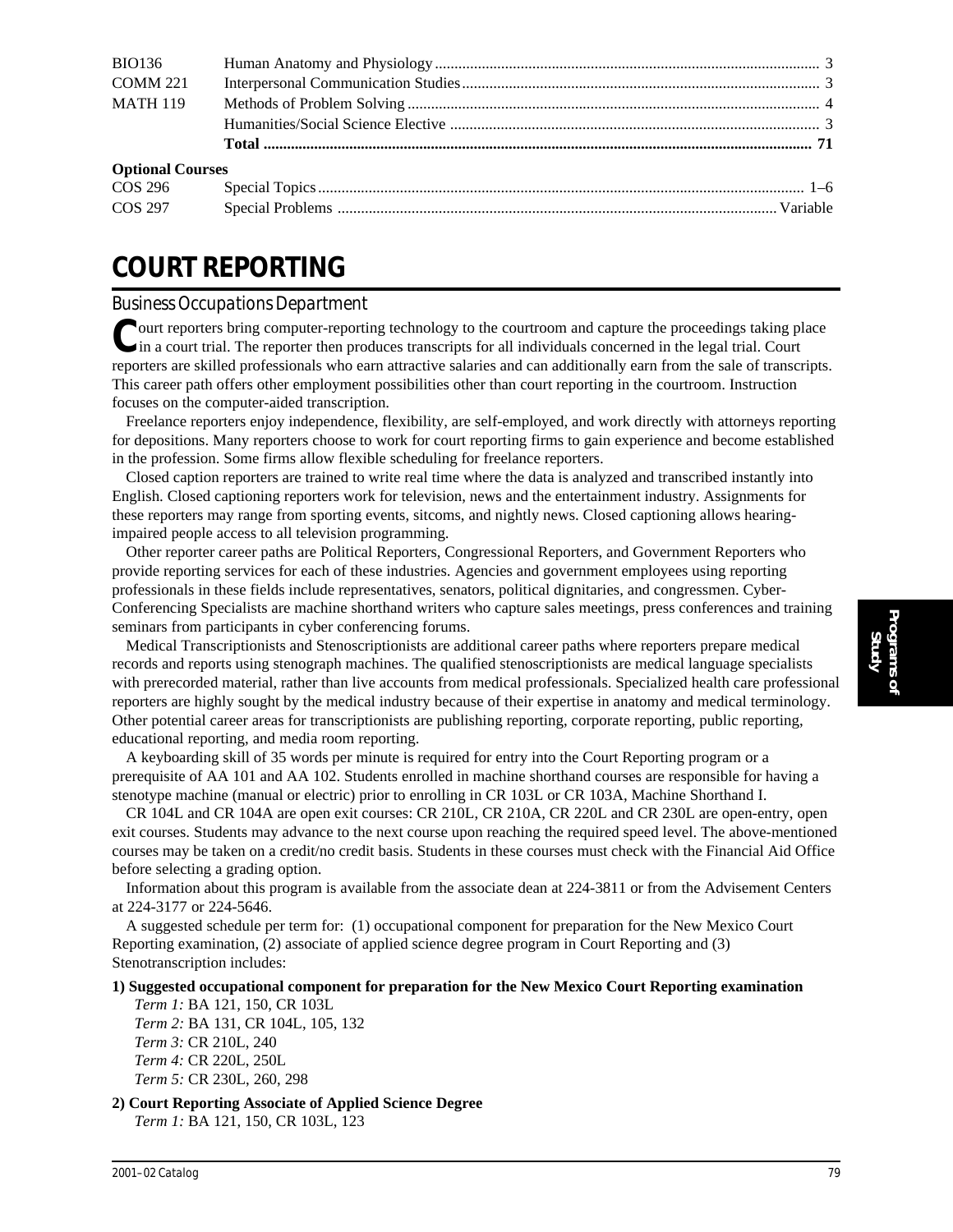| | | |
|---|---|---|
| BIO136 | Human Anatomy and Physiology | 3 |
| COMM 221 | Interpersonal Communication Studies | 3 |
| MATH 119 | Methods of Problem Solving | 4 |
| | Humanities/Social Science Elective | 3 |
| | **Total** | **71** |

**Optional Courses**

| | | |
|---|---|---|
| COS 296 | Special Topics | 1–6 |
| COS 297 | Special Problems | Variable |

# COURT REPORTING

## Business Occupations Department

Court reporters bring computer-reporting technology to the courtroom and capture the proceedings taking place in a court trial. The reporter then produces transcripts for all individuals concerned in the legal trial. Court reporters are skilled professionals who earn attractive salaries and can additionally earn from the sale of transcripts. This career path offers other employment possibilities other than court reporting in the courtroom. Instruction focuses on the computer-aided transcription.

Freelance reporters enjoy independence, flexibility, are self-employed, and work directly with attorneys reporting for depositions. Many reporters choose to work for court reporting firms to gain experience and become established in the profession. Some firms allow flexible scheduling for freelance reporters.

Closed caption reporters are trained to write real time where the data is analyzed and transcribed instantly into English. Closed captioning reporters work for television, news and the entertainment industry. Assignments for these reporters may range from sporting events, sitcoms, and nightly news. Closed captioning allows hearing-impaired people access to all television programming.

Other reporter career paths are Political Reporters, Congressional Reporters, and Government Reporters who provide reporting services for each of these industries. Agencies and government employees using reporting professionals in these fields include representatives, senators, political dignitaries, and congressmen. Cyber-Conferencing Specialists are machine shorthand writers who capture sales meetings, press conferences and training seminars from participants in cyber conferencing forums.

Medical Transcriptionists and Stenoscriptionists are additional career paths where reporters prepare medical records and reports using stenograph machines. The qualified stenoscriptionists are medical language specialists with prerecorded material, rather than live accounts from medical professionals. Specialized health care professional reporters are highly sought by the medical industry because of their expertise in anatomy and medical terminology. Other potential career areas for transcriptionists are publishing reporting, corporate reporting, public reporting, educational reporting, and media room reporting.

A keyboarding skill of 35 words per minute is required for entry into the Court Reporting program or a prerequisite of AA 101 and AA 102. Students enrolled in machine shorthand courses are responsible for having a stenotype machine (manual or electric) prior to enrolling in CR 103L or CR 103A, Machine Shorthand I.

CR 104L and CR 104A are open exit courses: CR 210L, CR 210A, CR 220L and CR 230L are open-entry, open exit courses. Students may advance to the next course upon reaching the required speed level. The above-mentioned courses may be taken on a credit/no credit basis. Students in these courses must check with the Financial Aid Office before selecting a grading option.

Information about this program is available from the associate dean at 224-3811 or from the Advisement Centers at 224-3177 or 224-5646.

A suggested schedule per term for: (1) occupational component for preparation for the New Mexico Court Reporting examination, (2) associate of applied science degree program in Court Reporting and (3) Stenotranscription includes:

**1) Suggested occupational component for preparation for the New Mexico Court Reporting examination**

*Term 1:* BA 121, 150, CR 103L
*Term 2:* BA 131, CR 104L, 105, 132
*Term 3:* CR 210L, 240
*Term 4:* CR 220L, 250L
*Term 5:* CR 230L, 260, 298

**2) Court Reporting Associate of Applied Science Degree**

*Term 1:* BA 121, 150, CR 103L, 123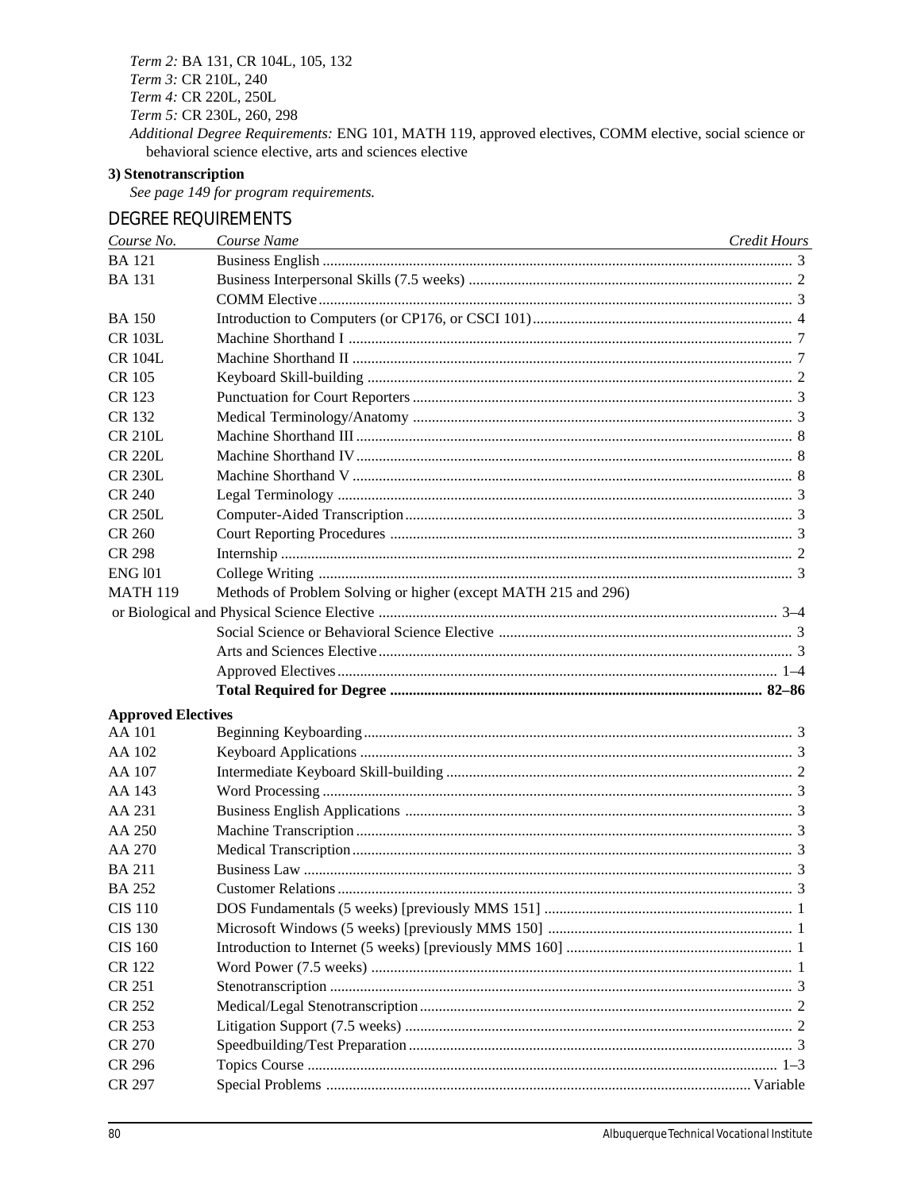*Term 2:* BA 131, CR 104L, 105, 132
*Term 3:* CR 210L, 240
*Term 4:* CR 220L, 250L
*Term 5:* CR 230L, 260, 298
*Additional Degree Requirements:* ENG 101, MATH 119, approved electives, COMM elective, social science or behavioral science elective, arts and sciences elective

**3) Stenotranscription**

*See page 149 for program requirements.*

## DEGREE REQUIREMENTS

| *Course No.* | *Course Name* | *Credit Hours* |
|---|---|---|
| BA 121 | Business English | 3 |
| BA 131 | Business Interpersonal Skills (7.5 weeks) | 2 |
| | COMM Elective | 3 |
| BA 150 | Introduction to Computers (or CP176, or CSCI 101) | 4 |
| CR 103L | Machine Shorthand I | 7 |
| CR 104L | Machine Shorthand II | 7 |
| CR 105 | Keyboard Skill-building | 2 |
| CR 123 | Punctuation for Court Reporters | 3 |
| CR 132 | Medical Terminology/Anatomy | 3 |
| CR 210L | Machine Shorthand III | 8 |
| CR 220L | Machine Shorthand IV | 8 |
| CR 230L | Machine Shorthand V | 8 |
| CR 240 | Legal Terminology | 3 |
| CR 250L | Computer-Aided Transcription | 3 |
| CR 260 | Court Reporting Procedures | 3 |
| CR 298 | Internship | 2 |
| ENG l01 | College Writing | 3 |
| MATH 119 | Methods of Problem Solving or higher (except MATH 215 and 296) or Biological and Physical Science Elective | 3–4 |
| | Social Science or Behavioral Science Elective | 3 |
| | Arts and Sciences Elective | 3 |
| | Approved Electives | 1–4 |
| | **Total Required for Degree** | **82–86** |

**Approved Electives**

| | | |
|---|---|---|
| AA 101 | Beginning Keyboarding | 3 |
| AA 102 | Keyboard Applications | 3 |
| AA 107 | Intermediate Keyboard Skill-building | 2 |
| AA 143 | Word Processing | 3 |
| AA 231 | Business English Applications | 3 |
| AA 250 | Machine Transcription | 3 |
| AA 270 | Medical Transcription | 3 |
| BA 211 | Business Law | 3 |
| BA 252 | Customer Relations | 3 |
| CIS 110 | DOS Fundamentals (5 weeks) [previously MMS 151] | 1 |
| CIS 130 | Microsoft Windows (5 weeks) [previously MMS 150] | 1 |
| CIS 160 | Introduction to Internet (5 weeks) [previously MMS 160] | 1 |
| CR 122 | Word Power (7.5 weeks) | 1 |
| CR 251 | Stenotranscription | 3 |
| CR 252 | Medical/Legal Stenotranscription | 2 |
| CR 253 | Litigation Support (7.5 weeks) | 2 |
| CR 270 | Speedbuilding/Test Preparation | 3 |
| CR 296 | Topics Course | 1–3 |
| CR 297 | Special Problems | Variable |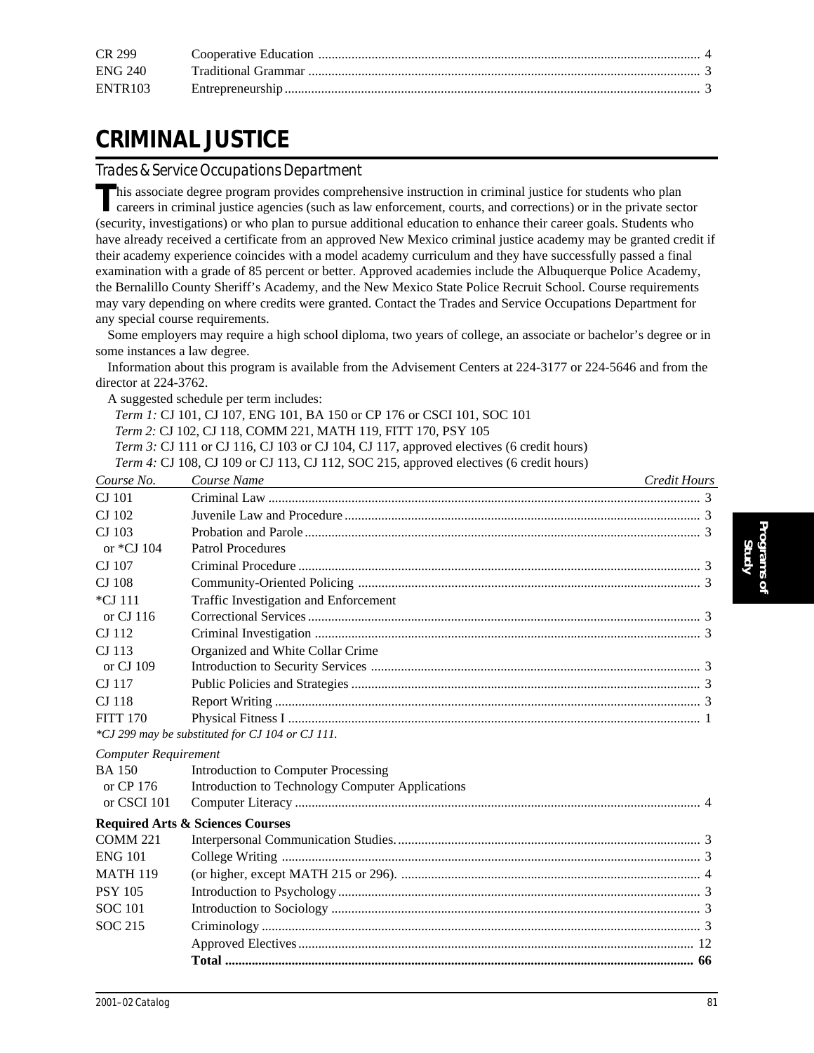| | | |
|---|---|---|
| CR 299 | Cooperative Education | 4 |
| ENG 240 | Traditional Grammar | 3 |
| ENTR103 | Entrepreneurship | 3 |

# CRIMINAL JUSTICE

## Trades & Service Occupations Department

This associate degree program provides comprehensive instruction in criminal justice for students who plan careers in criminal justice agencies (such as law enforcement, courts, and corrections) or in the private sector (security, investigations) or who plan to pursue additional education to enhance their career goals. Students who have already received a certificate from an approved New Mexico criminal justice academy may be granted credit if their academy experience coincides with a model academy curriculum and they have successfully passed a final examination with a grade of 85 percent or better. Approved academies include the Albuquerque Police Academy, the Bernalillo County Sheriff's Academy, and the New Mexico State Police Recruit School. Course requirements may vary depending on where credits were granted. Contact the Trades and Service Occupations Department for any special course requirements.

Some employers may require a high school diploma, two years of college, an associate or bachelor's degree or in some instances a law degree.

Information about this program is available from the Advisement Centers at 224-3177 or 224-5646 and from the director at 224-3762.

A suggested schedule per term includes:

*Term 1:* CJ 101, CJ 107, ENG 101, BA 150 or CP 176 or CSCI 101, SOC 101
*Term 2:* CJ 102, CJ 118, COMM 221, MATH 119, FITT 170, PSY 105
*Term 3:* CJ 111 or CJ 116, CJ 103 or CJ 104, CJ 117, approved electives (6 credit hours)
*Term 4:* CJ 108, CJ 109 or CJ 113, CJ 112, SOC 215, approved electives (6 credit hours)

| *Course No.* | *Course Name* | *Credit Hours* |
|---|---|---|
| CJ 101 | Criminal Law | 3 |
| CJ 102 | Juvenile Law and Procedure | 3 |
| CJ 103 | Probation and Parole | 3 |
| or *CJ 104 | Patrol Procedures | |
| CJ 107 | Criminal Procedure | 3 |
| CJ 108 | Community-Oriented Policing | 3 |
| *CJ 111 | Traffic Investigation and Enforcement | |
| or CJ 116 | Correctional Services | 3 |
| CJ 112 | Criminal Investigation | 3 |
| CJ 113 | Organized and White Collar Crime | |
| or CJ 109 | Introduction to Security Services | 3 |
| CJ 117 | Public Policies and Strategies | 3 |
| CJ 118 | Report Writing | 3 |
| FITT 170 | Physical Fitness I | 1 |

*\*CJ 299 may be substituted for CJ 104 or CJ 111.*

*Computer Requirement*

| | | |
|---|---|---|
| BA 150 | Introduction to Computer Processing | |
| or CP 176 | Introduction to Technology Computer Applications | |
| or CSCI 101 | Computer Literacy | 4 |

**Required Arts & Sciences Courses**

| | | |
|---|---|---|
| COMM 221 | Interpersonal Communication Studies. | 3 |
| ENG 101 | College Writing | 3 |
| MATH 119 | (or higher, except MATH 215 or 296). | 4 |
| PSY 105 | Introduction to Psychology | 3 |
| SOC 101 | Introduction to Sociology | 3 |
| SOC 215 | Criminology | 3 |
| | Approved Electives | 12 |
| | **Total** | **66** |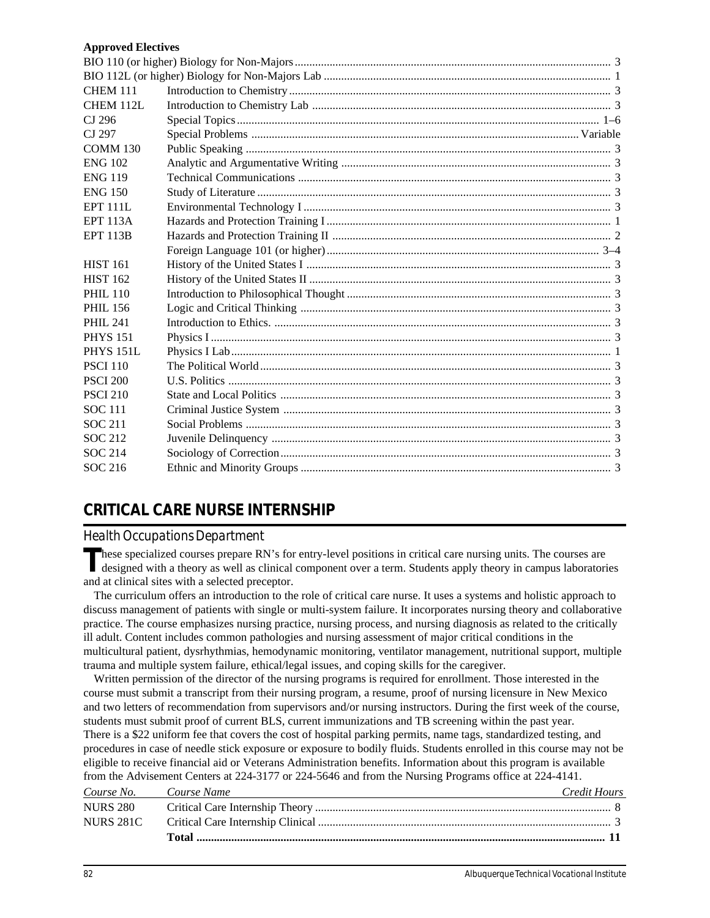**Approved Electives**

| Course No. | Course Name | Credit Hours |
|---|---|---|
| BIO 110 (or higher) | Biology for Non-Majors | 3 |
| BIO 112L (or higher) | Biology for Non-Majors Lab | 1 |
| CHEM 111 | Introduction to Chemistry | 3 |
| CHEM 112L | Introduction to Chemistry Lab | 3 |
| CJ 296 | Special Topics | 1–6 |
| CJ 297 | Special Problems | Variable |
| COMM 130 | Public Speaking | 3 |
| ENG 102 | Analytic and Argumentative Writing | 3 |
| ENG 119 | Technical Communications | 3 |
| ENG 150 | Study of Literature | 3 |
| EPT 111L | Environmental Technology I | 3 |
| EPT 113A | Hazards and Protection Training I | 1 |
| EPT 113B | Hazards and Protection Training II | 2 |
| | Foreign Language 101 (or higher) | 3–4 |
| HIST 161 | History of the United States I | 3 |
| HIST 162 | History of the United States II | 3 |
| PHIL 110 | Introduction to Philosophical Thought | 3 |
| PHIL 156 | Logic and Critical Thinking | 3 |
| PHIL 241 | Introduction to Ethics. | 3 |
| PHYS 151 | Physics I | 3 |
| PHYS 151L | Physics I Lab | 1 |
| PSCI 110 | The Political World | 3 |
| PSCI 200 | U.S. Politics | 3 |
| PSCI 210 | State and Local Politics | 3 |
| SOC 111 | Criminal Justice System | 3 |
| SOC 211 | Social Problems | 3 |
| SOC 212 | Juvenile Delinquency | 3 |
| SOC 214 | Sociology of Correction | 3 |
| SOC 216 | Ethnic and Minority Groups | 3 |

## CRITICAL CARE NURSE INTERNSHIP

### Health Occupations Department

These specialized courses prepare RN's for entry-level positions in critical care nursing units. The courses are designed with a theory as well as clinical component over a term. Students apply theory in campus laboratories and at clinical sites with a selected preceptor.

The curriculum offers an introduction to the role of critical care nurse. It uses a systems and holistic approach to discuss management of patients with single or multi-system failure. It incorporates nursing theory and collaborative practice. The course emphasizes nursing practice, nursing process, and nursing diagnosis as related to the critically ill adult. Content includes common pathologies and nursing assessment of major critical conditions in the multicultural patient, dysrhythmias, hemodynamic monitoring, ventilator management, nutritional support, multiple trauma and multiple system failure, ethical/legal issues, and coping skills for the caregiver.

Written permission of the director of the nursing programs is required for enrollment. Those interested in the course must submit a transcript from their nursing program, a resume, proof of nursing licensure in New Mexico and two letters of recommendation from supervisors and/or nursing instructors. During the first week of the course, students must submit proof of current BLS, current immunizations and TB screening within the past year. There is a $22 uniform fee that covers the cost of hospital parking permits, name tags, standardized testing, and procedures in case of needle stick exposure or exposure to bodily fluids. Students enrolled in this course may not be eligible to receive financial aid or Veterans Administration benefits. Information about this program is available from the Advisement Centers at 224-3177 or 224-5646 and from the Nursing Programs office at 224-4141.

| *Course No.* | *Course Name* | *Credit Hours* |
|---|---|---|
| NURS 280 | Critical Care Internship Theory | 8 |
| NURS 281C | Critical Care Internship Clinical | 3 |
| | **Total** | **11** |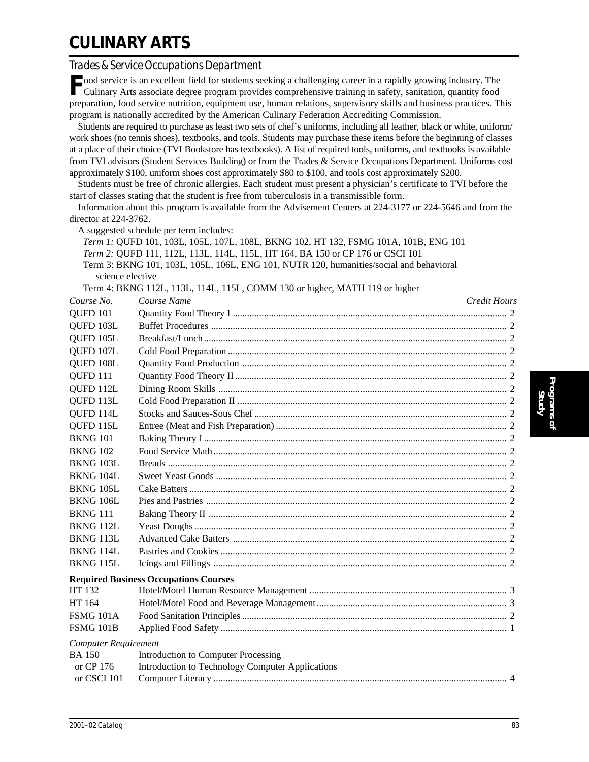# CULINARY ARTS

## Trades & Service Occupations Department

Food service is an excellent field for students seeking a challenging career in a rapidly growing industry. The Culinary Arts associate degree program provides comprehensive training in safety, sanitation, quantity food preparation, food service nutrition, equipment use, human relations, supervisory skills and business practices. This program is nationally accredited by the American Culinary Federation Accrediting Commission.

Students are required to purchase as least two sets of chef's uniforms, including all leather, black or white, uniform/work shoes (no tennis shoes), textbooks, and tools. Students may purchase these items before the beginning of classes at a place of their choice (TVI Bookstore has textbooks). A list of required tools, uniforms, and textbooks is available from TVI advisors (Student Services Building) or from the Trades & Service Occupations Department. Uniforms cost approximately $100, uniform shoes cost approximately $80 to $100, and tools cost approximately $200.

Students must be free of chronic allergies. Each student must present a physician's certificate to TVI before the start of classes stating that the student is free from tuberculosis in a transmissible form.

Information about this program is available from the Advisement Centers at 224-3177 or 224-5646 and from the director at 224-3762.

A suggested schedule per term includes:

*Term 1:* QUFD 101, 103L, 105L, 107L, 108L, BKNG 102, HT 132, FSMG 101A, 101B, ENG 101

*Term 2:* QUFD 111, 112L, 113L, 114L, 115L, HT 164, BA 150 or CP 176 or CSCI 101

Term 3: BKNG 101, 103L, 105L, 106L, ENG 101, NUTR 120, humanities/social and behavioral science elective

Term 4: BKNG 112L, 113L, 114L, 115L, COMM 130 or higher, MATH 119 or higher

| *Course No.* | *Course Name* | *Credit Hours* |
|---|---|---|
| QUFD 101 | Quantity Food Theory I | 2 |
| QUFD 103L | Buffet Procedures | 2 |
| QUFD 105L | Breakfast/Lunch | 2 |
| QUFD 107L | Cold Food Preparation | 2 |
| QUFD 108L | Quantity Food Production | 2 |
| QUFD 111 | Quantity Food Theory II | 2 |
| QUFD 112L | Dining Room Skills | 2 |
| QUFD 113L | Cold Food Preparation II | 2 |
| QUFD 114L | Stocks and Sauces-Sous Chef | 2 |
| QUFD 115L | Entree (Meat and Fish Preparation) | 2 |
| BKNG 101 | Baking Theory I | 2 |
| BKNG 102 | Food Service Math | 2 |
| BKNG 103L | Breads | 2 |
| BKNG 104L | Sweet Yeast Goods | 2 |
| BKNG 105L | Cake Batters | 2 |
| BKNG 106L | Pies and Pastries | 2 |
| BKNG 111 | Baking Theory II | 2 |
| BKNG 112L | Yeast Doughs | 2 |
| BKNG 113L | Advanced Cake Batters | 2 |
| BKNG 114L | Pastries and Cookies | 2 |
| BKNG 115L | Icings and Fillings | 2 |
| **Required Business Occupations Courses** | | |
| HT 132 | Hotel/Motel Human Resource Management | 3 |
| HT 164 | Hotel/Motel Food and Beverage Management | 3 |
| FSMG 101A | Food Sanitation Principles | 2 |
| FSMG 101B | Applied Food Safety | 1 |
| *Computer Requirement* | | |
| BA 150 | Introduction to Computer Processing | |
| or CP 176 | Introduction to Technology Computer Applications | |
| or CSCI 101 | Computer Literacy | 4 |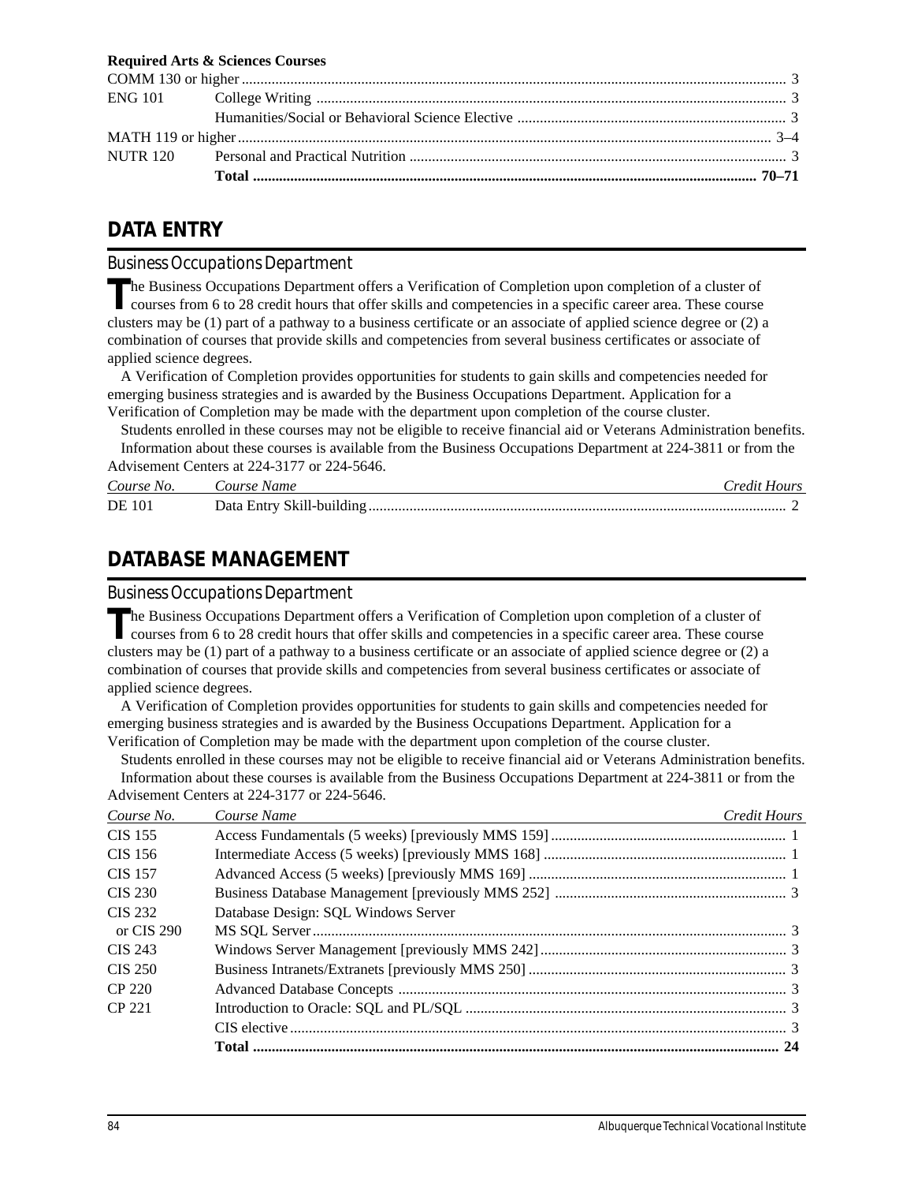**Required Arts & Sciences Courses**

| | | |
|---|---|---|
| COMM 130 or higher | | 3 |
| ENG 101 | College Writing | 3 |
| | Humanities/Social or Behavioral Science Elective | 3 |
| MATH 119 or higher | | 3–4 |
| NUTR 120 | Personal and Practical Nutrition | 3 |
| | **Total** | **70–71** |

## DATA ENTRY

### Business Occupations Department

The Business Occupations Department offers a Verification of Completion upon completion of a cluster of courses from 6 to 28 credit hours that offer skills and competencies in a specific career area. These course clusters may be (1) part of a pathway to a business certificate or an associate of applied science degree or (2) a combination of courses that provide skills and competencies from several business certificates or associate of applied science degrees.

A Verification of Completion provides opportunities for students to gain skills and competencies needed for emerging business strategies and is awarded by the Business Occupations Department. Application for a Verification of Completion may be made with the department upon completion of the course cluster.

Students enrolled in these courses may not be eligible to receive financial aid or Veterans Administration benefits.

Information about these courses is available from the Business Occupations Department at 224-3811 or from the Advisement Centers at 224-3177 or 224-5646.

| *Course No.* | *Course Name* | *Credit Hours* |
|---|---|---|
| DE 101 | Data Entry Skill-building | 2 |

## DATABASE MANAGEMENT

### Business Occupations Department

The Business Occupations Department offers a Verification of Completion upon completion of a cluster of courses from 6 to 28 credit hours that offer skills and competencies in a specific career area. These course clusters may be (1) part of a pathway to a business certificate or an associate of applied science degree or (2) a combination of courses that provide skills and competencies from several business certificates or associate of applied science degrees.

A Verification of Completion provides opportunities for students to gain skills and competencies needed for emerging business strategies and is awarded by the Business Occupations Department. Application for a Verification of Completion may be made with the department upon completion of the course cluster.

Students enrolled in these courses may not be eligible to receive financial aid or Veterans Administration benefits.

Information about these courses is available from the Business Occupations Department at 224-3811 or from the Advisement Centers at 224-3177 or 224-5646.

| *Course No.* | *Course Name* | *Credit Hours* |
|---|---|---|
| CIS 155 | Access Fundamentals (5 weeks) [previously MMS 159] | 1 |
| CIS 156 | Intermediate Access (5 weeks) [previously MMS 168] | 1 |
| CIS 157 | Advanced Access (5 weeks) [previously MMS 169] | 1 |
| CIS 230 | Business Database Management [previously MMS 252] | 3 |
| CIS 232 or CIS 290 | Database Design: SQL Windows Server MS SQL Server | 3 |
| CIS 243 | Windows Server Management [previously MMS 242] | 3 |
| CIS 250 | Business Intranets/Extranets [previously MMS 250] | 3 |
| CP 220 | Advanced Database Concepts | 3 |
| CP 221 | Introduction to Oracle: SQL and PL/SQL | 3 |
| | CIS elective | 3 |
| | **Total** | **24** |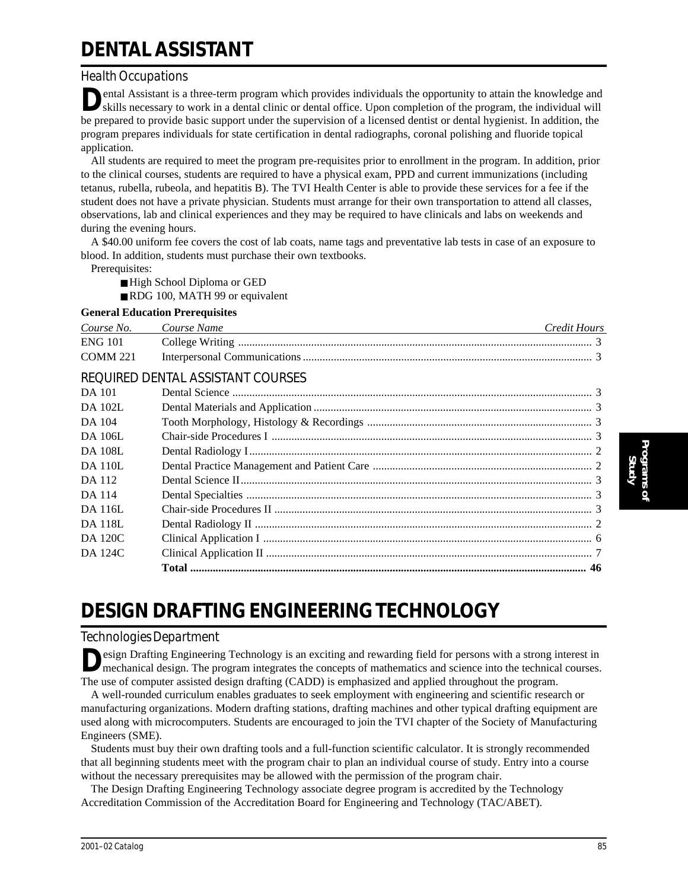# DENTAL ASSISTANT

## Health Occupations

Dental Assistant is a three-term program which provides individuals the opportunity to attain the knowledge and skills necessary to work in a dental clinic or dental office. Upon completion of the program, the individual will be prepared to provide basic support under the supervision of a licensed dentist or dental hygienist. In addition, the program prepares individuals for state certification in dental radiographs, coronal polishing and fluoride topical application.

All students are required to meet the program pre-requisites prior to enrollment in the program. In addition, prior to the clinical courses, students are required to have a physical exam, PPD and current immunizations (including tetanus, rubella, rubeola, and hepatitis B). The TVI Health Center is able to provide these services for a fee if the student does not have a private physician. Students must arrange for their own transportation to attend all classes, observations, lab and clinical experiences and they may be required to have clinicals and labs on weekends and during the evening hours.

A $40.00 uniform fee covers the cost of lab coats, name tags and preventative lab tests in case of an exposure to blood. In addition, students must purchase their own textbooks.

Prerequisites:

- High School Diploma or GED
- RDG 100, MATH 99 or equivalent

**General Education Prerequisites**

| *Course No.* | *Course Name* | *Credit Hours* |
|---|---|---|
| ENG 101 | College Writing | 3 |
| COMM 221 | Interpersonal Communications | 3 |

### REQUIRED DENTAL ASSISTANT COURSES

| Course No. | Course Name | Credit Hours |
|---|---|---|
| DA 101 | Dental Science | 3 |
| DA 102L | Dental Materials and Application | 3 |
| DA 104 | Tooth Morphology, Histology & Recordings | 3 |
| DA 106L | Chair-side Procedures I | 3 |
| DA 108L | Dental Radiology I | 2 |
| DA 110L | Dental Practice Management and Patient Care | 2 |
| DA 112 | Dental Science II | 3 |
| DA 114 | Dental Specialties | 3 |
| DA 116L | Chair-side Procedures II | 3 |
| DA 118L | Dental Radiology II | 2 |
| DA 120C | Clinical Application I | 6 |
| DA 124C | Clinical Application II | 7 |
| | **Total** | **46** |

# DESIGN DRAFTING ENGINEERING TECHNOLOGY

## Technologies Department

Design Drafting Engineering Technology is an exciting and rewarding field for persons with a strong interest in mechanical design. The program integrates the concepts of mathematics and science into the technical courses. The use of computer assisted design drafting (CADD) is emphasized and applied throughout the program.

A well-rounded curriculum enables graduates to seek employment with engineering and scientific research or manufacturing organizations. Modern drafting stations, drafting machines and other typical drafting equipment are used along with microcomputers. Students are encouraged to join the TVI chapter of the Society of Manufacturing Engineers (SME).

Students must buy their own drafting tools and a full-function scientific calculator. It is strongly recommended that all beginning students meet with the program chair to plan an individual course of study. Entry into a course without the necessary prerequisites may be allowed with the permission of the program chair.

The Design Drafting Engineering Technology associate degree program is accredited by the Technology Accreditation Commission of the Accreditation Board for Engineering and Technology (TAC/ABET).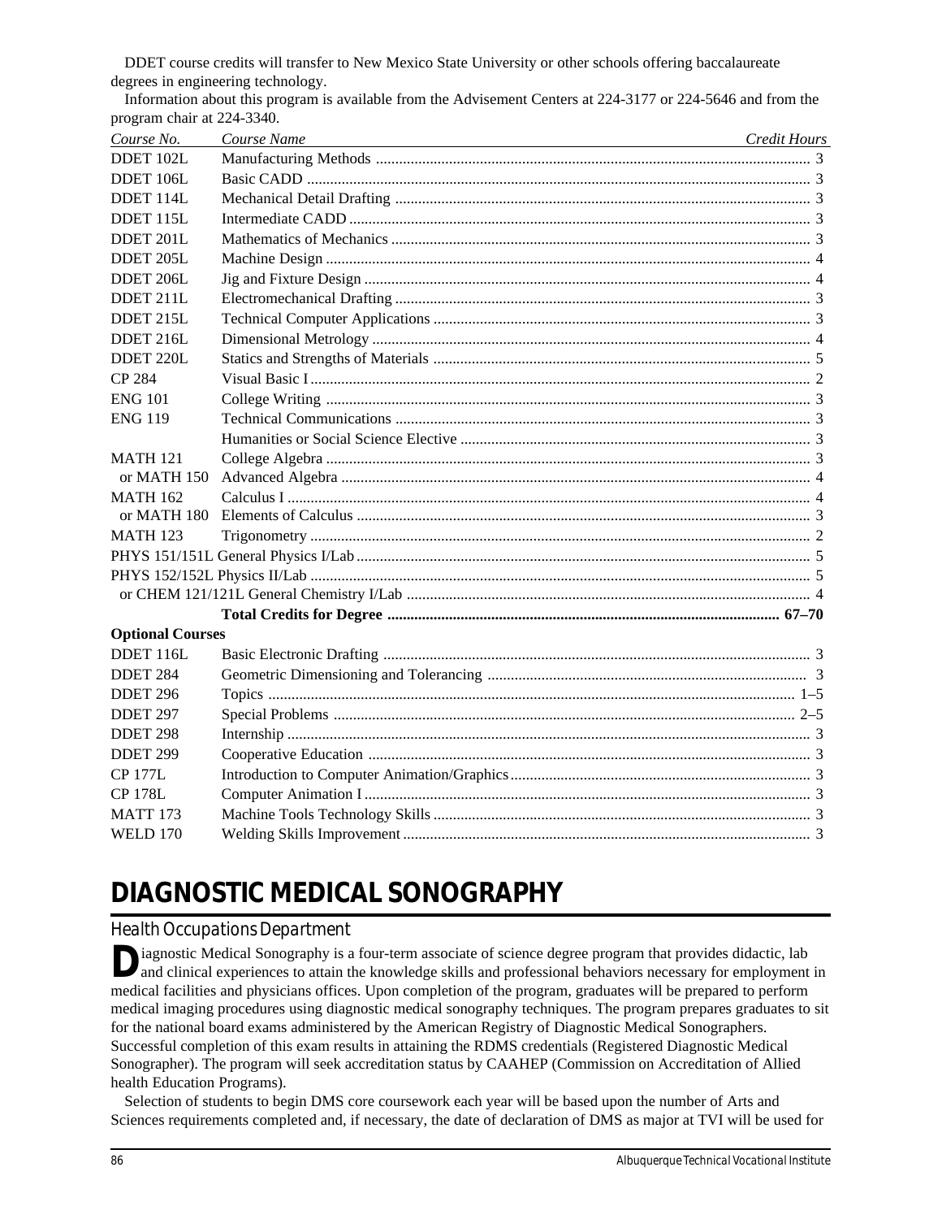DDET course credits will transfer to New Mexico State University or other schools offering baccalaureate degrees in engineering technology.

Information about this program is available from the Advisement Centers at 224-3177 or 224-5646 and from the program chair at 224-3340.

| *Course No.* | *Course Name* | *Credit Hours* |
|---|---|---|
| DDET 102L | Manufacturing Methods | 3 |
| DDET 106L | Basic CADD | 3 |
| DDET 114L | Mechanical Detail Drafting | 3 |
| DDET 115L | Intermediate CADD | 3 |
| DDET 201L | Mathematics of Mechanics | 3 |
| DDET 205L | Machine Design | 4 |
| DDET 206L | Jig and Fixture Design | 4 |
| DDET 211L | Electromechanical Drafting | 3 |
| DDET 215L | Technical Computer Applications | 3 |
| DDET 216L | Dimensional Metrology | 4 |
| DDET 220L | Statics and Strengths of Materials | 5 |
| CP 284 | Visual Basic I | 2 |
| ENG 101 | College Writing | 3 |
| ENG 119 | Technical Communications | 3 |
| | Humanities or Social Science Elective | 3 |
| MATH 121 | College Algebra | 3 |
| or MATH 150 | Advanced Algebra | 4 |
| MATH 162 | Calculus I | 4 |
| or MATH 180 | Elements of Calculus | 3 |
| MATH 123 | Trigonometry | 2 |
| PHYS 151/151L | General Physics I/Lab | 5 |
| PHYS 152/152L | Physics II/Lab | 5 |
| or CHEM 121/121L | General Chemistry I/Lab | 4 |
| | **Total Credits for Degree** | **67–70** |
| **Optional Courses** | | |
| DDET 116L | Basic Electronic Drafting | 3 |
| DDET 284 | Geometric Dimensioning and Tolerancing | 3 |
| DDET 296 | Topics | 1–5 |
| DDET 297 | Special Problems | 2–5 |
| DDET 298 | Internship | 3 |
| DDET 299 | Cooperative Education | 3 |
| CP 177L | Introduction to Computer Animation/Graphics | 3 |
| CP 178L | Computer Animation I | 3 |
| MATT 173 | Machine Tools Technology Skills | 3 |
| WELD 170 | Welding Skills Improvement | 3 |

# DIAGNOSTIC MEDICAL SONOGRAPHY

## Health Occupations Department

Diagnostic Medical Sonography is a four-term associate of science degree program that provides didactic, lab and clinical experiences to attain the knowledge skills and professional behaviors necessary for employment in medical facilities and physicians offices. Upon completion of the program, graduates will be prepared to perform medical imaging procedures using diagnostic medical sonography techniques. The program prepares graduates to sit for the national board exams administered by the American Registry of Diagnostic Medical Sonographers. Successful completion of this exam results in attaining the RDMS credentials (Registered Diagnostic Medical Sonographer). The program will seek accreditation status by CAAHEP (Commission on Accreditation of Allied health Education Programs).

Selection of students to begin DMS core coursework each year will be based upon the number of Arts and Sciences requirements completed and, if necessary, the date of declaration of DMS as major at TVI will be used for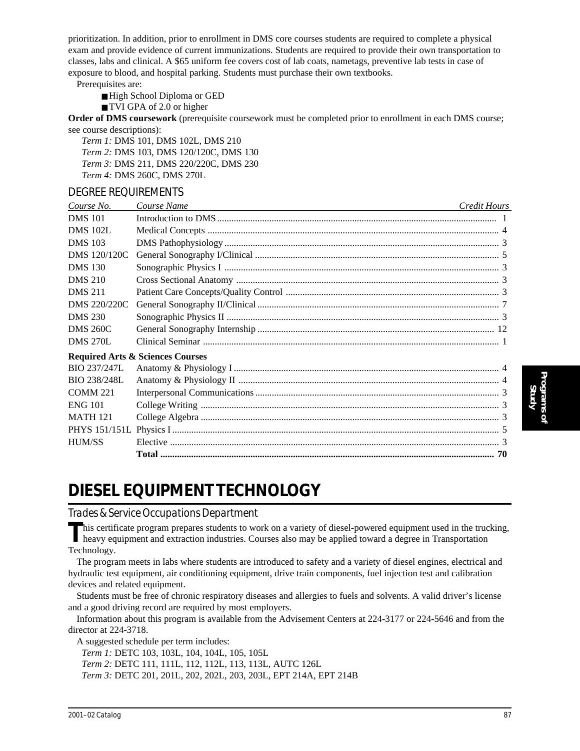prioritization. In addition, prior to enrollment in DMS core courses students are required to complete a physical exam and provide evidence of current immunizations. Students are required to provide their own transportation to classes, labs and clinical. A $65 uniform fee covers cost of lab coats, nametags, preventive lab tests in case of exposure to blood, and hospital parking. Students must purchase their own textbooks.

Prerequisites are:

- High School Diploma or GED
- TVI GPA of 2.0 or higher

**Order of DMS coursework** (prerequisite coursework must be completed prior to enrollment in each DMS course; see course descriptions):

*Term 1:* DMS 101, DMS 102L, DMS 210
*Term 2:* DMS 103, DMS 120/120C, DMS 130
*Term 3:* DMS 211, DMS 220/220C, DMS 230
*Term 4:* DMS 260C, DMS 270L

### DEGREE REQUIREMENTS

| *Course No.* | *Course Name* | *Credit Hours* |
|---|---|---|
| DMS 101 | Introduction to DMS | 1 |
| DMS 102L | Medical Concepts | 4 |
| DMS 103 | DMS Pathophysiology | 3 |
| DMS 120/120C | General Sonography I/Clinical | 5 |
| DMS 130 | Sonographic Physics I | 3 |
| DMS 210 | Cross Sectional Anatomy | 3 |
| DMS 211 | Patient Care Concepts/Quality Control | 3 |
| DMS 220/220C | General Sonography II/Clinical | 7 |
| DMS 230 | Sonographic Physics II | 3 |
| DMS 260C | General Sonography Internship | 12 |
| DMS 270L | Clinical Seminar | 1 |
| **Required Arts & Sciences Courses** | | |
| BIO 237/247L | Anatomy & Physiology I | 4 |
| BIO 238/248L | Anatomy & Physiology II | 4 |
| COMM 221 | Interpersonal Communications | 3 |
| ENG 101 | College Writing | 3 |
| MATH 121 | College Algebra | 3 |
| PHYS 151/151L | Physics I | 5 |
| HUM/SS | Elective | 3 |
| | **Total** | **70** |

# DIESEL EQUIPMENT TECHNOLOGY

## *Trades & Service Occupations Department*

This certificate program prepares students to work on a variety of diesel-powered equipment used in the trucking, heavy equipment and extraction industries. Courses also may be applied toward a degree in Transportation Technology.

The program meets in labs where students are introduced to safety and a variety of diesel engines, electrical and hydraulic test equipment, air conditioning equipment, drive train components, fuel injection test and calibration devices and related equipment.

Students must be free of chronic respiratory diseases and allergies to fuels and solvents. A valid driver's license and a good driving record are required by most employers.

Information about this program is available from the Advisement Centers at 224-3177 or 224-5646 and from the director at 224-3718.

A suggested schedule per term includes:

*Term 1:* DETC 103, 103L, 104, 104L, 105, 105L
*Term 2:* DETC 111, 111L, 112, 112L, 113, 113L, AUTC 126L
*Term 3:* DETC 201, 201L, 202, 202L, 203, 203L, EPT 214A, EPT 214B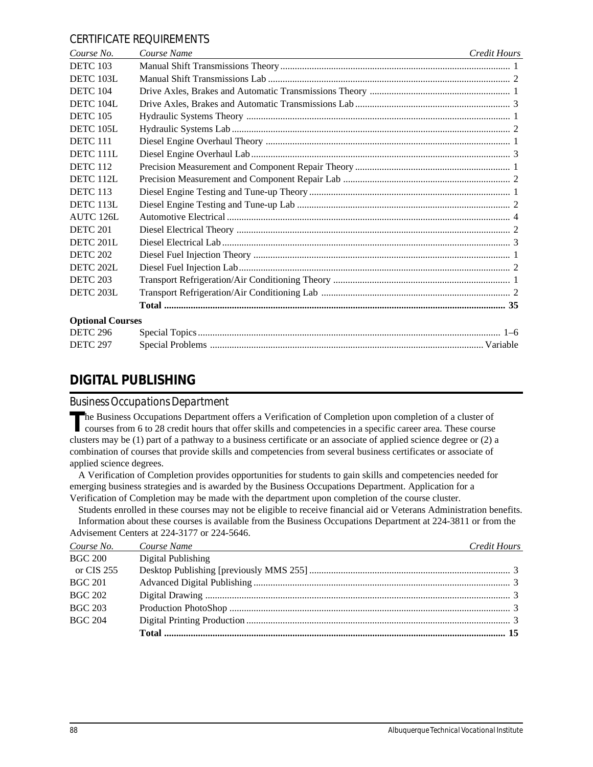### CERTIFICATE REQUIREMENTS

| Course No. | Course Name | Credit Hours |
|---|---|---|
| DETC 103 | Manual Shift Transmissions Theory | 1 |
| DETC 103L | Manual Shift Transmissions Lab | 2 |
| DETC 104 | Drive Axles, Brakes and Automatic Transmissions Theory | 1 |
| DETC 104L | Drive Axles, Brakes and Automatic Transmissions Lab | 3 |
| DETC 105 | Hydraulic Systems Theory | 1 |
| DETC 105L | Hydraulic Systems Lab | 2 |
| DETC 111 | Diesel Engine Overhaul Theory | 1 |
| DETC 111L | Diesel Engine Overhaul Lab | 3 |
| DETC 112 | Precision Measurement and Component Repair Theory | 1 |
| DETC 112L | Precision Measurement and Component Repair Lab | 2 |
| DETC 113 | Diesel Engine Testing and Tune-up Theory | 1 |
| DETC 113L | Diesel Engine Testing and Tune-up Lab | 2 |
| AUTC 126L | Automotive Electrical | 4 |
| DETC 201 | Diesel Electrical Theory | 2 |
| DETC 201L | Diesel Electrical Lab | 3 |
| DETC 202 | Diesel Fuel Injection Theory | 1 |
| DETC 202L | Diesel Fuel Injection Lab | 2 |
| DETC 203 | Transport Refrigeration/Air Conditioning Theory | 1 |
| DETC 203L | Transport Refrigeration/Air Conditioning Lab | 2 |
| | **Total** | **35** |
| **Optional Courses** | | |
| DETC 296 | Special Topics | 1–6 |
| DETC 297 | Special Problems | Variable |

## DIGITAL PUBLISHING

### Business Occupations Department

The Business Occupations Department offers a Verification of Completion upon completion of a cluster of courses from 6 to 28 credit hours that offer skills and competencies in a specific career area. These course clusters may be (1) part of a pathway to a business certificate or an associate of applied science degree or (2) a combination of courses that provide skills and competencies from several business certificates or associate of applied science degrees.

A Verification of Completion provides opportunities for students to gain skills and competencies needed for emerging business strategies and is awarded by the Business Occupations Department. Application for a Verification of Completion may be made with the department upon completion of the course cluster.

Students enrolled in these courses may not be eligible to receive financial aid or Veterans Administration benefits.

Information about these courses is available from the Business Occupations Department at 224-3811 or from the Advisement Centers at 224-3177 or 224-5646.

| Course No. | Course Name | Credit Hours |
|---|---|---|
| BGC 200 | Digital Publishing | |
| or CIS 255 | Desktop Publishing [previously MMS 255] | 3 |
| BGC 201 | Advanced Digital Publishing | 3 |
| BGC 202 | Digital Drawing | 3 |
| BGC 203 | Production PhotoShop | 3 |
| BGC 204 | Digital Printing Production | 3 |
| | **Total** | **15** |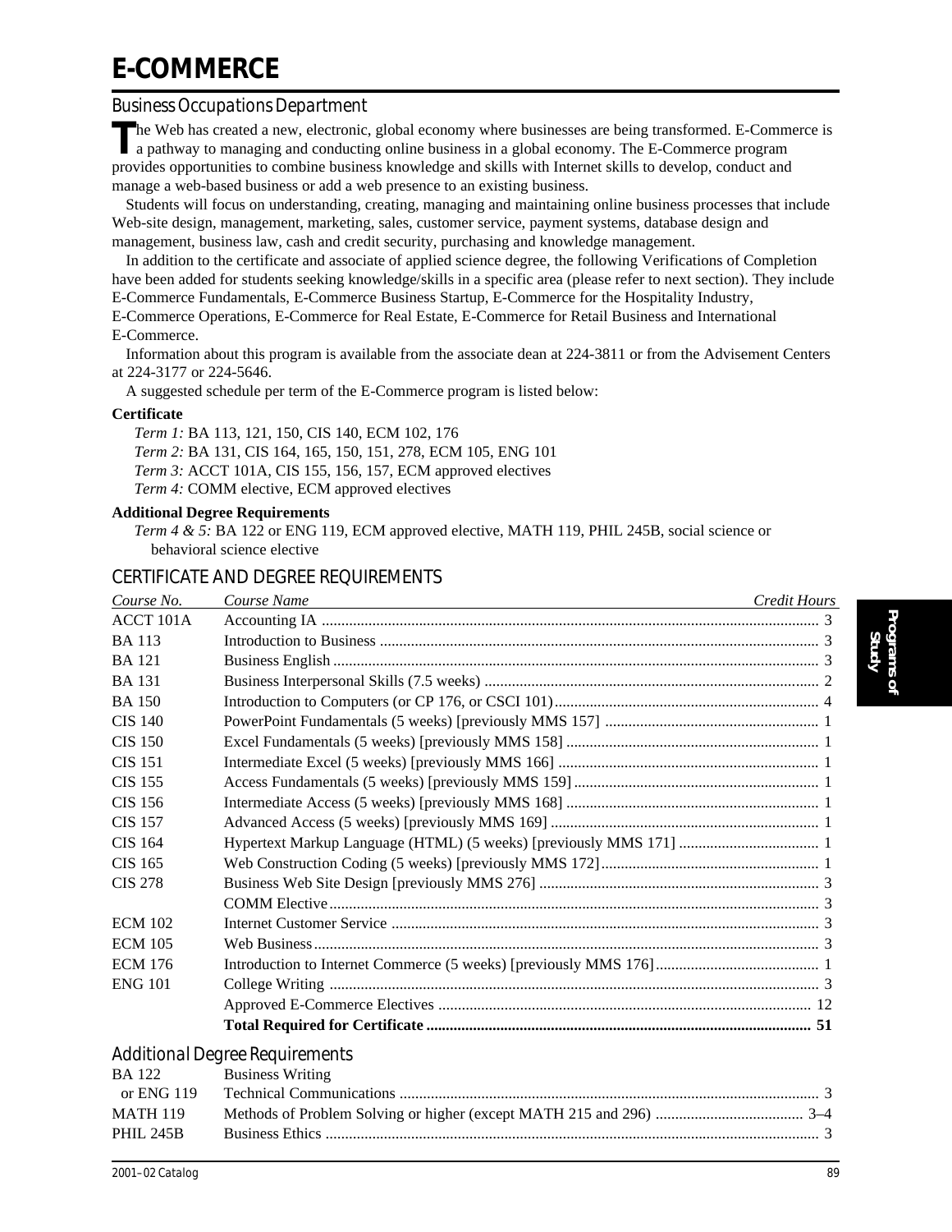# E-COMMERCE

## Business Occupations Department

The Web has created a new, electronic, global economy where businesses are being transformed. E-Commerce is a pathway to managing and conducting online business in a global economy. The E-Commerce program provides opportunities to combine business knowledge and skills with Internet skills to develop, conduct and manage a web-based business or add a web presence to an existing business.

Students will focus on understanding, creating, managing and maintaining online business processes that include Web-site design, management, marketing, sales, customer service, payment systems, database design and management, business law, cash and credit security, purchasing and knowledge management.

In addition to the certificate and associate of applied science degree, the following Verifications of Completion have been added for students seeking knowledge/skills in a specific area (please refer to next section). They include E-Commerce Fundamentals, E-Commerce Business Startup, E-Commerce for the Hospitality Industry, E-Commerce Operations, E-Commerce for Real Estate, E-Commerce for Retail Business and International E-Commerce.

Information about this program is available from the associate dean at 224-3811 or from the Advisement Centers at 224-3177 or 224-5646.

A suggested schedule per term of the E-Commerce program is listed below:

**Certificate**

*Term 1:* BA 113, 121, 150, CIS 140, ECM 102, 176
*Term 2:* BA 131, CIS 164, 165, 150, 151, 278, ECM 105, ENG 101
*Term 3:* ACCT 101A, CIS 155, 156, 157, ECM approved electives
*Term 4:* COMM elective, ECM approved electives

**Additional Degree Requirements**

*Term 4 & 5:* BA 122 or ENG 119, ECM approved elective, MATH 119, PHIL 245B, social science or behavioral science elective

## CERTIFICATE AND DEGREE REQUIREMENTS

| *Course No.* | *Course Name* | *Credit Hours* |
|---|---|---|
| ACCT 101A | Accounting IA | 3 |
| BA 113 | Introduction to Business | 3 |
| BA 121 | Business English | 3 |
| BA 131 | Business Interpersonal Skills (7.5 weeks) | 2 |
| BA 150 | Introduction to Computers (or CP 176, or CSCI 101) | 4 |
| CIS 140 | PowerPoint Fundamentals (5 weeks) [previously MMS 157] | 1 |
| CIS 150 | Excel Fundamentals (5 weeks) [previously MMS 158] | 1 |
| CIS 151 | Intermediate Excel (5 weeks) [previously MMS 166] | 1 |
| CIS 155 | Access Fundamentals (5 weeks) [previously MMS 159] | 1 |
| CIS 156 | Intermediate Access (5 weeks) [previously MMS 168] | 1 |
| CIS 157 | Advanced Access (5 weeks) [previously MMS 169] | 1 |
| CIS 164 | Hypertext Markup Language (HTML) (5 weeks) [previously MMS 171] | 1 |
| CIS 165 | Web Construction Coding (5 weeks) [previously MMS 172] | 1 |
| CIS 278 | Business Web Site Design [previously MMS 276] | 3 |
| | COMM Elective | 3 |
| ECM 102 | Internet Customer Service | 3 |
| ECM 105 | Web Business | 3 |
| ECM 176 | Introduction to Internet Commerce (5 weeks) [previously MMS 176] | 1 |
| ENG 101 | College Writing | 3 |
| | Approved E-Commerce Electives | 12 |
| | **Total Required for Certificate** | **51** |

### Additional Degree Requirements

| | | |
|---|---|---|
| BA 122 | Business Writing | |
| or ENG 119 | Technical Communications | 3 |
| MATH 119 | Methods of Problem Solving or higher (except MATH 215 and 296) | 3–4 |
| PHIL 245B | Business Ethics | 3 |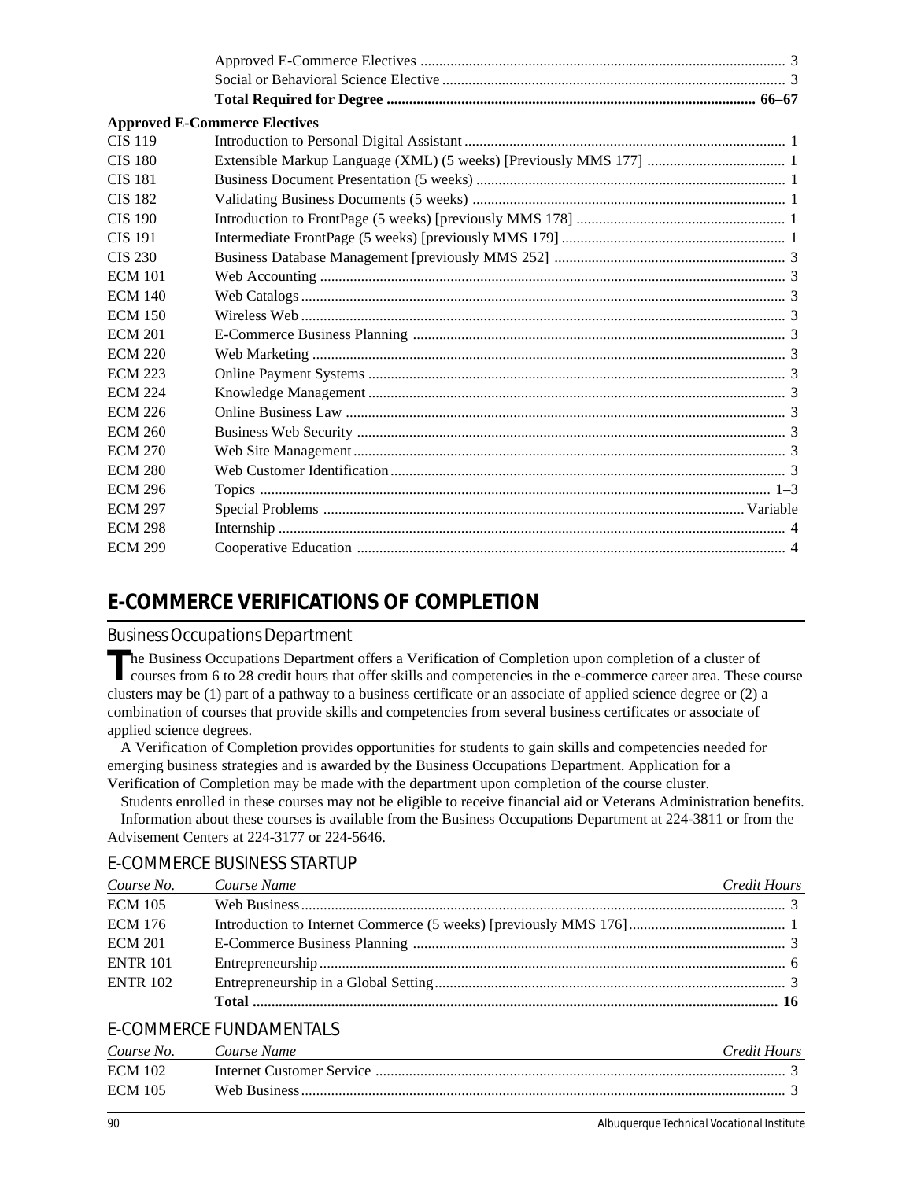| | | |
|---|---|---|
| | Approved E-Commerce Electives | 3 |
| | Social or Behavioral Science Elective | 3 |
| | **Total Required for Degree** | **66–67** |

**Approved E-Commerce Electives**

| | | |
|---|---|---|
| CIS 119 | Introduction to Personal Digital Assistant | 1 |
| CIS 180 | Extensible Markup Language (XML) (5 weeks) [Previously MMS 177] | 1 |
| CIS 181 | Business Document Presentation (5 weeks) | 1 |
| CIS 182 | Validating Business Documents (5 weeks) | 1 |
| CIS 190 | Introduction to FrontPage (5 weeks) [previously MMS 178] | 1 |
| CIS 191 | Intermediate FrontPage (5 weeks) [previously MMS 179] | 1 |
| CIS 230 | Business Database Management [previously MMS 252] | 3 |
| ECM 101 | Web Accounting | 3 |
| ECM 140 | Web Catalogs | 3 |
| ECM 150 | Wireless Web | 3 |
| ECM 201 | E-Commerce Business Planning | 3 |
| ECM 220 | Web Marketing | 3 |
| ECM 223 | Online Payment Systems | 3 |
| ECM 224 | Knowledge Management | 3 |
| ECM 226 | Online Business Law | 3 |
| ECM 260 | Business Web Security | 3 |
| ECM 270 | Web Site Management | 3 |
| ECM 280 | Web Customer Identification | 3 |
| ECM 296 | Topics | 1–3 |
| ECM 297 | Special Problems | Variable |
| ECM 298 | Internship | 4 |
| ECM 299 | Cooperative Education | 4 |

## E-COMMERCE VERIFICATIONS OF COMPLETION

### Business Occupations Department

The Business Occupations Department offers a Verification of Completion upon completion of a cluster of courses from 6 to 28 credit hours that offer skills and competencies in the e-commerce career area. These course clusters may be (1) part of a pathway to a business certificate or an associate of applied science degree or (2) a combination of courses that provide skills and competencies from several business certificates or associate of applied science degrees.

A Verification of Completion provides opportunities for students to gain skills and competencies needed for emerging business strategies and is awarded by the Business Occupations Department. Application for a Verification of Completion may be made with the department upon completion of the course cluster.

Students enrolled in these courses may not be eligible to receive financial aid or Veterans Administration benefits.

Information about these courses is available from the Business Occupations Department at 224-3811 or from the Advisement Centers at 224-3177 or 224-5646.

### E-COMMERCE BUSINESS STARTUP

| *Course No.* | *Course Name* | *Credit Hours* |
|---|---|---|
| ECM 105 | Web Business | 3 |
| ECM 176 | Introduction to Internet Commerce (5 weeks) [previously MMS 176] | 1 |
| ECM 201 | E-Commerce Business Planning | 3 |
| ENTR 101 | Entrepreneurship | 6 |
| ENTR 102 | Entrepreneurship in a Global Setting | 3 |
| | **Total** | **16** |

### E-COMMERCE FUNDAMENTALS

| *Course No.* | *Course Name* | *Credit Hours* |
|---|---|---|
| ECM 102 | Internet Customer Service | 3 |
| ECM 105 | Web Business | 3 |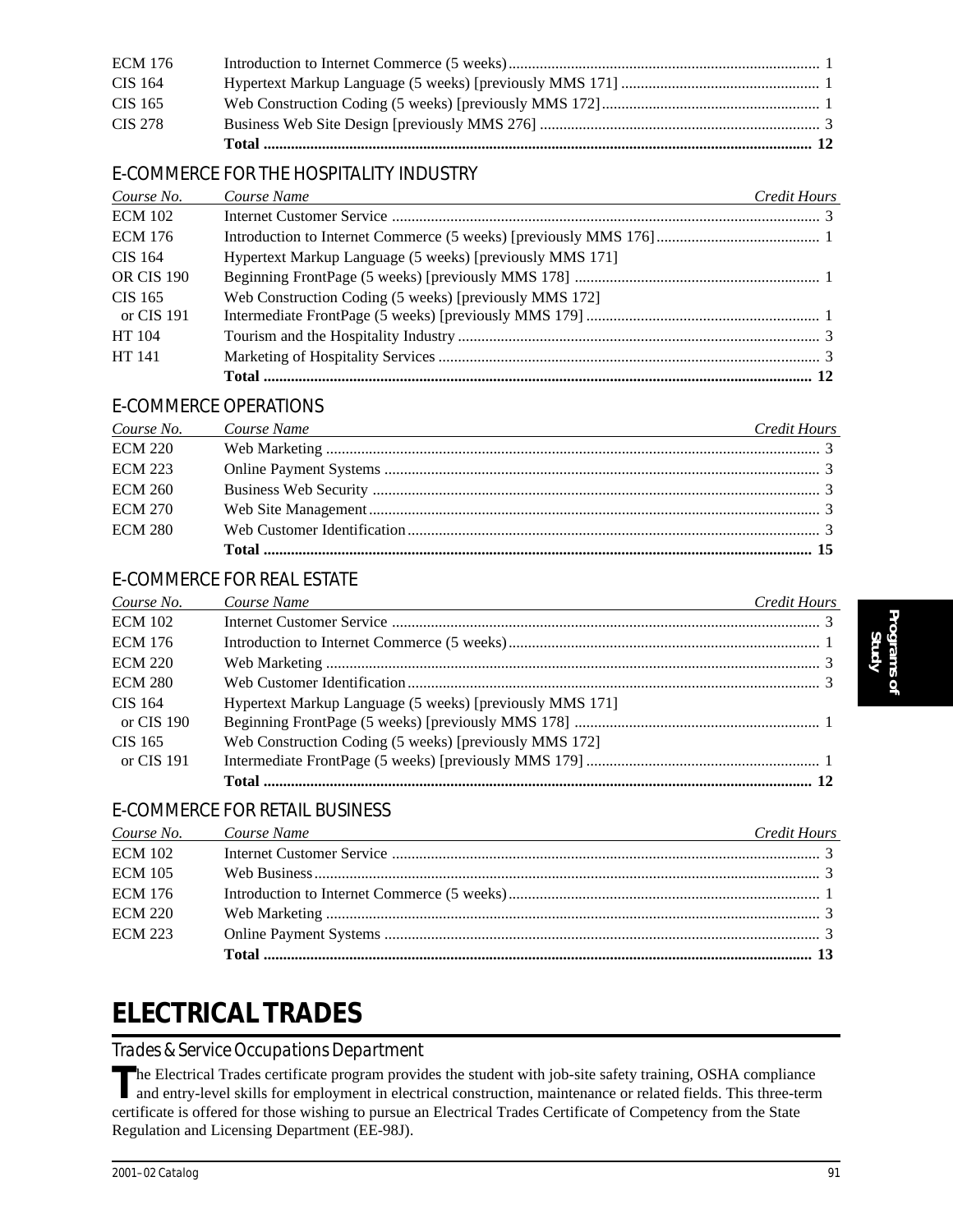| | | |
|---|---|---|
| ECM 176 | Introduction to Internet Commerce (5 weeks) | 1 |
| CIS 164 | Hypertext Markup Language (5 weeks) [previously MMS 171] | 1 |
| CIS 165 | Web Construction Coding (5 weeks) [previously MMS 172] | 1 |
| CIS 278 | Business Web Site Design [previously MMS 276] | 3 |
| | **Total** | **12** |

### E-COMMERCE FOR THE HOSPITALITY INDUSTRY

| *Course No.* | *Course Name* | *Credit Hours* |
|---|---|---|
| ECM 102 | Internet Customer Service | 3 |
| ECM 176 | Introduction to Internet Commerce (5 weeks) [previously MMS 176] | 1 |
| CIS 164 | Hypertext Markup Language (5 weeks) [previously MMS 171] | |
| OR CIS 190 | Beginning FrontPage (5 weeks) [previously MMS 178] | 1 |
| CIS 165 | Web Construction Coding (5 weeks) [previously MMS 172] | |
| or CIS 191 | Intermediate FrontPage (5 weeks) [previously MMS 179] | 1 |
| HT 104 | Tourism and the Hospitality Industry | 3 |
| HT 141 | Marketing of Hospitality Services | 3 |
| | **Total** | **12** |

### E-COMMERCE OPERATIONS

| *Course No.* | *Course Name* | *Credit Hours* |
|---|---|---|
| ECM 220 | Web Marketing | 3 |
| ECM 223 | Online Payment Systems | 3 |
| ECM 260 | Business Web Security | 3 |
| ECM 270 | Web Site Management | 3 |
| ECM 280 | Web Customer Identification | 3 |
| | **Total** | **15** |

### E-COMMERCE FOR REAL ESTATE

| *Course No.* | *Course Name* | *Credit Hours* |
|---|---|---|
| ECM 102 | Internet Customer Service | 3 |
| ECM 176 | Introduction to Internet Commerce (5 weeks) | 1 |
| ECM 220 | Web Marketing | 3 |
| ECM 280 | Web Customer Identification | 3 |
| CIS 164 | Hypertext Markup Language (5 weeks) [previously MMS 171] | |
| or CIS 190 | Beginning FrontPage (5 weeks) [previously MMS 178] | 1 |
| CIS 165 | Web Construction Coding (5 weeks) [previously MMS 172] | |
| or CIS 191 | Intermediate FrontPage (5 weeks) [previously MMS 179] | 1 |
| | **Total** | **12** |

### E-COMMERCE FOR RETAIL BUSINESS

| *Course No.* | *Course Name* | *Credit Hours* |
|---|---|---|
| ECM 102 | Internet Customer Service | 3 |
| ECM 105 | Web Business | 3 |
| ECM 176 | Introduction to Internet Commerce (5 weeks) | 1 |
| ECM 220 | Web Marketing | 3 |
| ECM 223 | Online Payment Systems | 3 |
| | **Total** | **13** |

# ELECTRICAL TRADES

## Trades & Service Occupations Department

The Electrical Trades certificate program provides the student with job-site safety training, OSHA compliance and entry-level skills for employment in electrical construction, maintenance or related fields. This three-term certificate is offered for those wishing to pursue an Electrical Trades Certificate of Competency from the State Regulation and Licensing Department (EE-98J).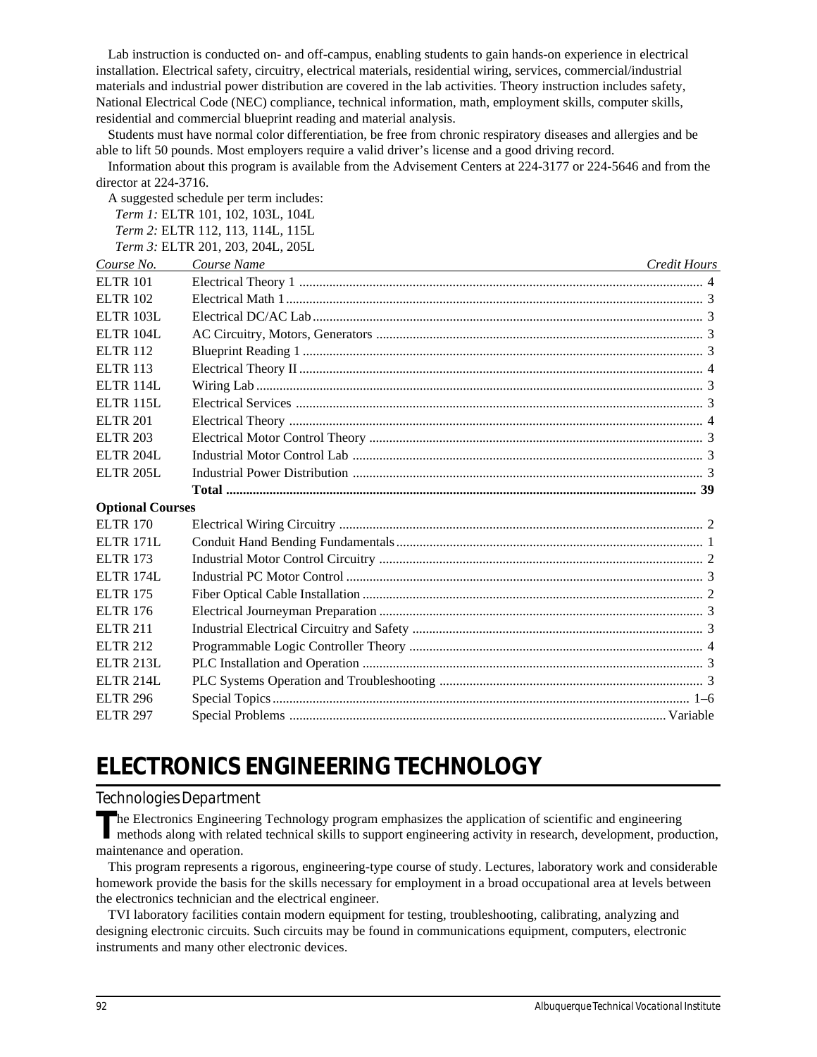Lab instruction is conducted on- and off-campus, enabling students to gain hands-on experience in electrical installation. Electrical safety, circuitry, electrical materials, residential wiring, services, commercial/industrial materials and industrial power distribution are covered in the lab activities. Theory instruction includes safety, National Electrical Code (NEC) compliance, technical information, math, employment skills, computer skills, residential and commercial blueprint reading and material analysis.

Students must have normal color differentiation, be free from chronic respiratory diseases and allergies and be able to lift 50 pounds. Most employers require a valid driver's license and a good driving record.

Information about this program is available from the Advisement Centers at 224-3177 or 224-5646 and from the director at 224-3716.

A suggested schedule per term includes:

*Term 1:* ELTR 101, 102, 103L, 104L
*Term 2:* ELTR 112, 113, 114L, 115L
*Term 3:* ELTR 201, 203, 204L, 205L

| *Course No.* | *Course Name* | *Credit Hours* |
|---|---|---|
| ELTR 101 | Electrical Theory 1 | 4 |
| ELTR 102 | Electrical Math 1 | 3 |
| ELTR 103L | Electrical DC/AC Lab | 3 |
| ELTR 104L | AC Circuitry, Motors, Generators | 3 |
| ELTR 112 | Blueprint Reading 1 | 3 |
| ELTR 113 | Electrical Theory II | 4 |
| ELTR 114L | Wiring Lab | 3 |
| ELTR 115L | Electrical Services | 3 |
| ELTR 201 | Electrical Theory | 4 |
| ELTR 203 | Electrical Motor Control Theory | 3 |
| ELTR 204L | Industrial Motor Control Lab | 3 |
| ELTR 205L | Industrial Power Distribution | 3 |
| | **Total** | **39** |
| **Optional Courses** | | |
| ELTR 170 | Electrical Wiring Circuitry | 2 |
| ELTR 171L | Conduit Hand Bending Fundamentals | 1 |
| ELTR 173 | Industrial Motor Control Circuitry | 2 |
| ELTR 174L | Industrial PC Motor Control | 3 |
| ELTR 175 | Fiber Optical Cable Installation | 2 |
| ELTR 176 | Electrical Journeyman Preparation | 3 |
| ELTR 211 | Industrial Electrical Circuitry and Safety | 3 |
| ELTR 212 | Programmable Logic Controller Theory | 4 |
| ELTR 213L | PLC Installation and Operation | 3 |
| ELTR 214L | PLC Systems Operation and Troubleshooting | 3 |
| ELTR 296 | Special Topics | 1–6 |
| ELTR 297 | Special Problems | Variable |

# ELECTRONICS ENGINEERING TECHNOLOGY

## Technologies Department

The Electronics Engineering Technology program emphasizes the application of scientific and engineering methods along with related technical skills to support engineering activity in research, development, production, maintenance and operation.

This program represents a rigorous, engineering-type course of study. Lectures, laboratory work and considerable homework provide the basis for the skills necessary for employment in a broad occupational area at levels between the electronics technician and the electrical engineer.

TVI laboratory facilities contain modern equipment for testing, troubleshooting, calibrating, analyzing and designing electronic circuits. Such circuits may be found in communications equipment, computers, electronic instruments and many other electronic devices.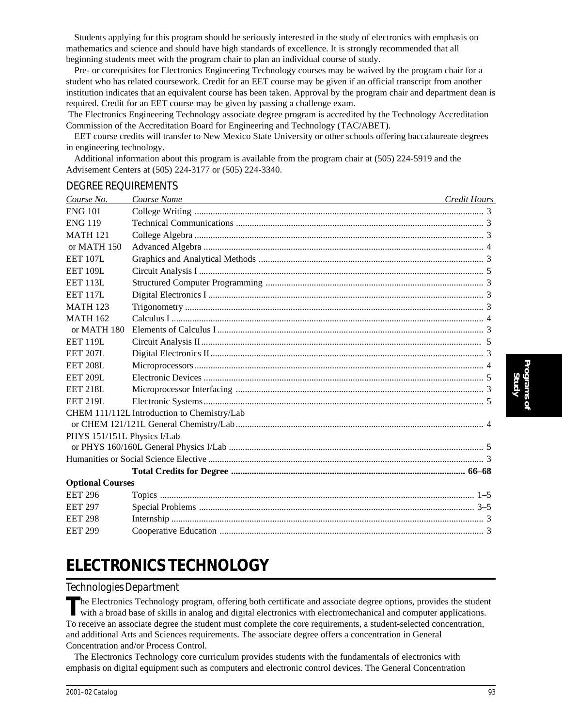Students applying for this program should be seriously interested in the study of electronics with emphasis on mathematics and science and should have high standards of excellence. It is strongly recommended that all beginning students meet with the program chair to plan an individual course of study.

Pre- or corequisites for Electronics Engineering Technology courses may be waived by the program chair for a student who has related coursework. Credit for an EET course may be given if an official transcript from another institution indicates that an equivalent course has been taken. Approval by the program chair and department dean is required. Credit for an EET course may be given by passing a challenge exam.

The Electronics Engineering Technology associate degree program is accredited by the Technology Accreditation Commission of the Accreditation Board for Engineering and Technology (TAC/ABET).

EET course credits will transfer to New Mexico State University or other schools offering baccalaureate degrees in engineering technology.

Additional information about this program is available from the program chair at (505) 224-5919 and the Advisement Centers at (505) 224-3177 or (505) 224-3340.

## DEGREE REQUIREMENTS

| *Course No.* | *Course Name* | *Credit Hours* |
|---|---|---|
| ENG 101 | College Writing | 3 |
| ENG 119 | Technical Communications | 3 |
| MATH 121 | College Algebra | 3 |
| or MATH 150 | Advanced Algebra | 4 |
| EET 107L | Graphics and Analytical Methods | 3 |
| EET 109L | Circuit Analysis I | 5 |
| EET 113L | Structured Computer Programming | 3 |
| EET 117L | Digital Electronics I | 3 |
| MATH 123 | Trigonometry | 3 |
| MATH 162 | Calculus I | 4 |
| or MATH 180 | Elements of Calculus I | 3 |
| EET 119L | Circuit Analysis II | 5 |
| EET 207L | Digital Electronics II | 3 |
| EET 208L | Microprocessors | 4 |
| EET 209L | Electronic Devices | 5 |
| EET 218L | Microprocessor Interfacing | 3 |
| EET 219L | Electronic Systems | 5 |
| CHEM 111/112L Introduction to Chemistry/Lab or CHEM 121/121L General Chemistry/Lab | | 4 |
| PHYS 151/151L Physics I/Lab or PHYS 160/160L General Physics I/Lab | | 5 |
| Humanities or Social Science Elective | | 3 |
| | **Total Credits for Degree** | **66–68** |
| **Optional Courses** | | |
| EET 296 | Topics | 1–5 |
| EET 297 | Special Problems | 3–5 |
| EET 298 | Internship | 3 |
| EET 299 | Cooperative Education | 3 |

# ELECTRONICS TECHNOLOGY

## Technologies Department

The Electronics Technology program, offering both certificate and associate degree options, provides the student with a broad base of skills in analog and digital electronics with electromechanical and computer applications. To receive an associate degree the student must complete the core requirements, a student-selected concentration, and additional Arts and Sciences requirements. The associate degree offers a concentration in General Concentration and/or Process Control.

The Electronics Technology core curriculum provides students with the fundamentals of electronics with emphasis on digital equipment such as computers and electronic control devices. The General Concentration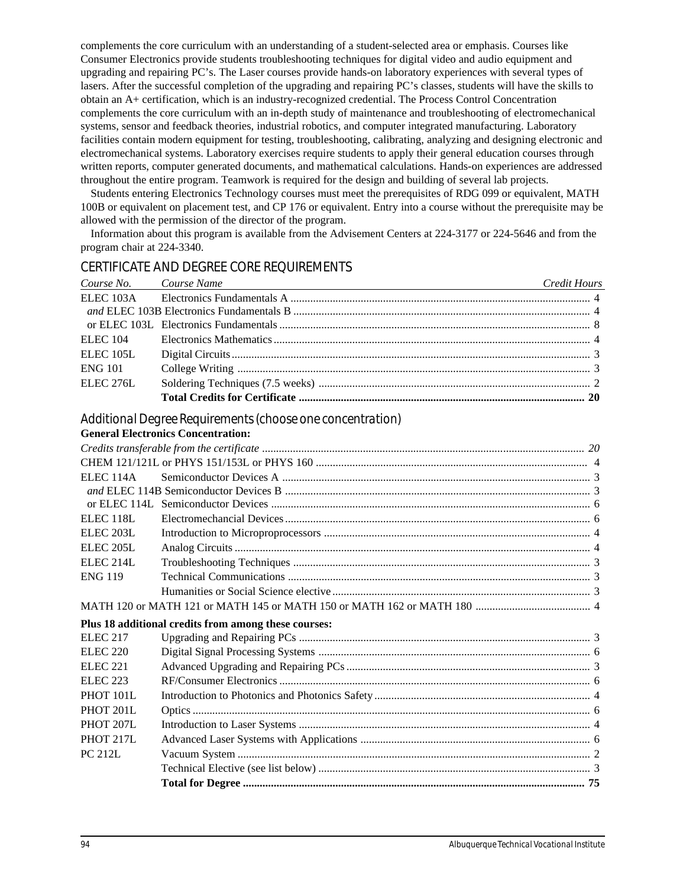complements the core curriculum with an understanding of a student-selected area or emphasis. Courses like Consumer Electronics provide students troubleshooting techniques for digital video and audio equipment and upgrading and repairing PC's. The Laser courses provide hands-on laboratory experiences with several types of lasers. After the successful completion of the upgrading and repairing PC's classes, students will have the skills to obtain an A+ certification, which is an industry-recognized credential. The Process Control Concentration complements the core curriculum with an in-depth study of maintenance and troubleshooting of electromechanical systems, sensor and feedback theories, industrial robotics, and computer integrated manufacturing. Laboratory facilities contain modern equipment for testing, troubleshooting, calibrating, analyzing and designing electronic and electromechanical systems. Laboratory exercises require students to apply their general education courses through written reports, computer generated documents, and mathematical calculations. Hands-on experiences are addressed throughout the entire program. Teamwork is required for the design and building of several lab projects.

Students entering Electronics Technology courses must meet the prerequisites of RDG 099 or equivalent, MATH 100B or equivalent on placement test, and CP 176 or equivalent. Entry into a course without the prerequisite may be allowed with the permission of the director of the program.

Information about this program is available from the Advisement Centers at 224-3177 or 224-5646 and from the program chair at 224-3340.

## CERTIFICATE AND DEGREE CORE REQUIREMENTS

| *Course No.* | *Course Name* | *Credit Hours* |
|---|---|---|
| ELEC 103A | Electronics Fundamentals A | 4 |
| *and* ELEC 103B | Electronics Fundamentals B | 4 |
| or ELEC 103L | Electronics Fundamentals | 8 |
| ELEC 104 | Electronics Mathematics | 4 |
| ELEC 105L | Digital Circuits | 3 |
| ENG 101 | College Writing | 3 |
| ELEC 276L | Soldering Techniques (7.5 weeks) | 2 |
| | **Total Credits for Certificate** | **20** |

## Additional Degree Requirements (choose one concentration)

**General Electronics Concentration:**

| Course No. | Course Name | Credit Hours |
|---|---|---|
| *Credits transferable from the certificate* | | *20* |
| CHEM 121/121L or PHYS 151/153L or PHYS 160 | | 4 |
| ELEC 114A | Semiconductor Devices A | 3 |
| *and* ELEC 114B | Semiconductor Devices B | 3 |
| or ELEC 114L | Semiconductor Devices | 6 |
| ELEC 118L | Electromechanical Devices | 6 |
| ELEC 203L | Introduction to Microproprocessors | 4 |
| ELEC 205L | Analog Circuits | 4 |
| ELEC 214L | Troubleshooting Techniques | 3 |
| ENG 119 | Technical Communications | 3 |
| | Humanities or Social Science elective | 3 |
| MATH 120 or MATH 121 or MATH 145 or MATH 150 or MATH 162 or MATH 180 | | 4 |

**Plus 18 additional credits from among these courses:**

| Course No. | Course Name | Credit Hours |
|---|---|---|
| ELEC 217 | Upgrading and Repairing PCs | 3 |
| ELEC 220 | Digital Signal Processing Systems | 6 |
| ELEC 221 | Advanced Upgrading and Repairing PCs | 3 |
| ELEC 223 | RF/Consumer Electronics | 6 |
| PHOT 101L | Introduction to Photonics and Photonics Safety | 4 |
| PHOT 201L | Optics | 6 |
| PHOT 207L | Introduction to Laser Systems | 4 |
| PHOT 217L | Advanced Laser Systems with Applications | 6 |
| PC 212L | Vacuum System | 2 |
| | Technical Elective (see list below) | 3 |
| | **Total for Degree** | **75** |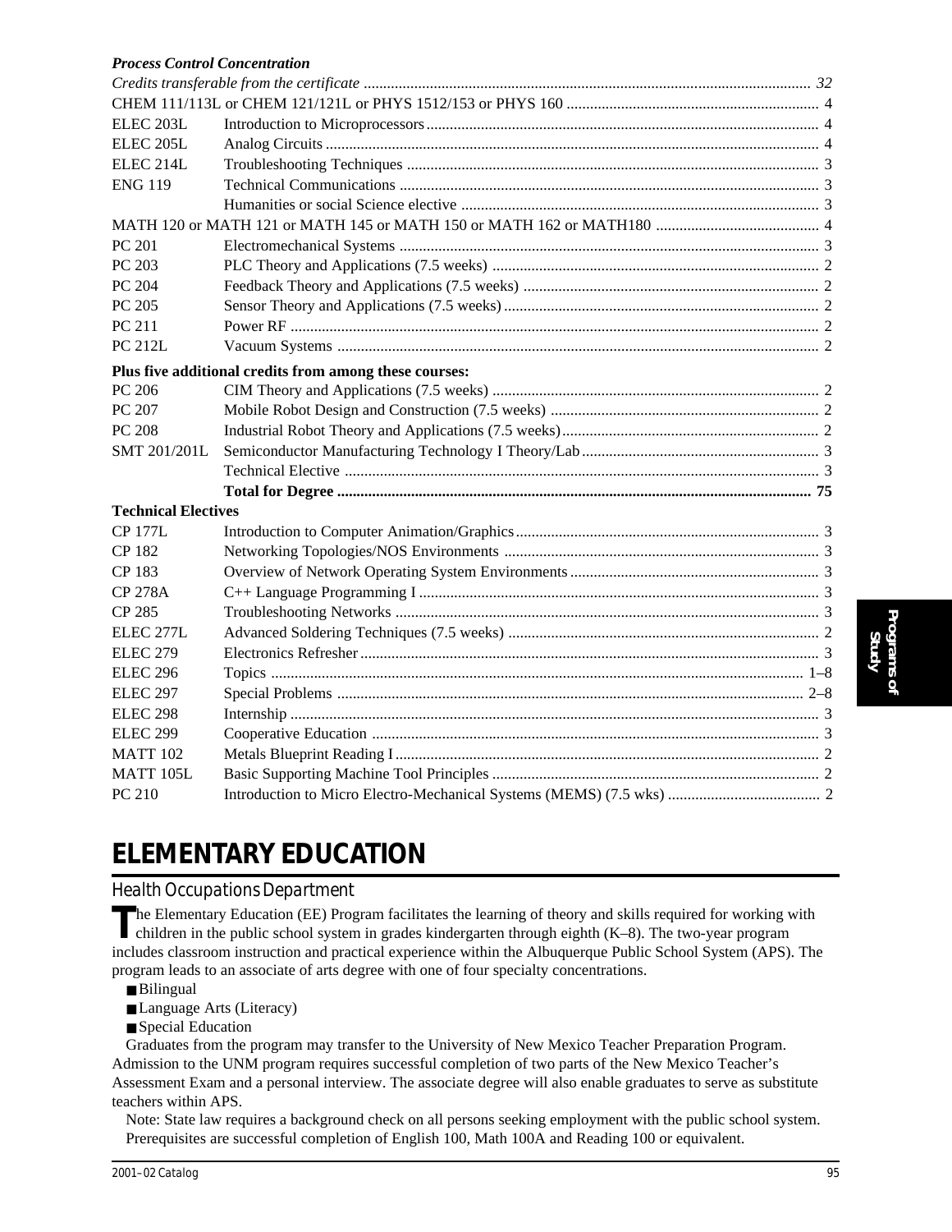### *Process Control Concentration*

| Course | Title | Credits |
|---|---|---|
| *Credits transferable from the certificate* | | *32* |
| CHEM 111/113L or CHEM 121/121L or PHYS 1512/153 or PHYS 160 | | 4 |
| ELEC 203L | Introduction to Microprocessors | 4 |
| ELEC 205L | Analog Circuits | 4 |
| ELEC 214L | Troubleshooting Techniques | 3 |
| ENG 119 | Technical Communications | 3 |
| | Humanities or social Science elective | 3 |
| MATH 120 or MATH 121 or MATH 145 or MATH 150 or MATH 162 or MATH180 | | 4 |
| PC 201 | Electromechanical Systems | 3 |
| PC 203 | PLC Theory and Applications (7.5 weeks) | 2 |
| PC 204 | Feedback Theory and Applications (7.5 weeks) | 2 |
| PC 205 | Sensor Theory and Applications (7.5 weeks) | 2 |
| PC 211 | Power RF | 2 |
| PC 212L | Vacuum Systems | 2 |
| **Plus five additional credits from among these courses:** | | |
| PC 206 | CIM Theory and Applications (7.5 weeks) | 2 |
| PC 207 | Mobile Robot Design and Construction (7.5 weeks) | 2 |
| PC 208 | Industrial Robot Theory and Applications (7.5 weeks) | 2 |
| SMT 201/201L | Semiconductor Manufacturing Technology I Theory/Lab | 3 |
| | Technical Elective | 3 |
| | **Total for Degree** | **75** |

**Technical Electives**

| Course | Title | Credits |
|---|---|---|
| CP 177L | Introduction to Computer Animation/Graphics | 3 |
| CP 182 | Networking Topologies/NOS Environments | 3 |
| CP 183 | Overview of Network Operating System Environments | 3 |
| CP 278A | C++ Language Programming I | 3 |
| CP 285 | Troubleshooting Networks | 3 |
| ELEC 277L | Advanced Soldering Techniques (7.5 weeks) | 2 |
| ELEC 279 | Electronics Refresher | 3 |
| ELEC 296 | Topics | 1–8 |
| ELEC 297 | Special Problems | 2–8 |
| ELEC 298 | Internship | 3 |
| ELEC 299 | Cooperative Education | 3 |
| MATT 102 | Metals Blueprint Reading I | 2 |
| MATT 105L | Basic Supporting Machine Tool Principles | 2 |
| PC 210 | Introduction to Micro Electro-Mechanical Systems (MEMS) (7.5 wks) | 2 |

# ELEMENTARY EDUCATION

## Health Occupations Department

The Elementary Education (EE) Program facilitates the learning of theory and skills required for working with children in the public school system in grades kindergarten through eighth (K–8). The two-year program includes classroom instruction and practical experience within the Albuquerque Public School System (APS). The program leads to an associate of arts degree with one of four specialty concentrations.

- Bilingual
- Language Arts (Literacy)
- Special Education

Graduates from the program may transfer to the University of New Mexico Teacher Preparation Program. Admission to the UNM program requires successful completion of two parts of the New Mexico Teacher's Assessment Exam and a personal interview. The associate degree will also enable graduates to serve as substitute teachers within APS.

Note: State law requires a background check on all persons seeking employment with the public school system. Prerequisites are successful completion of English 100, Math 100A and Reading 100 or equivalent.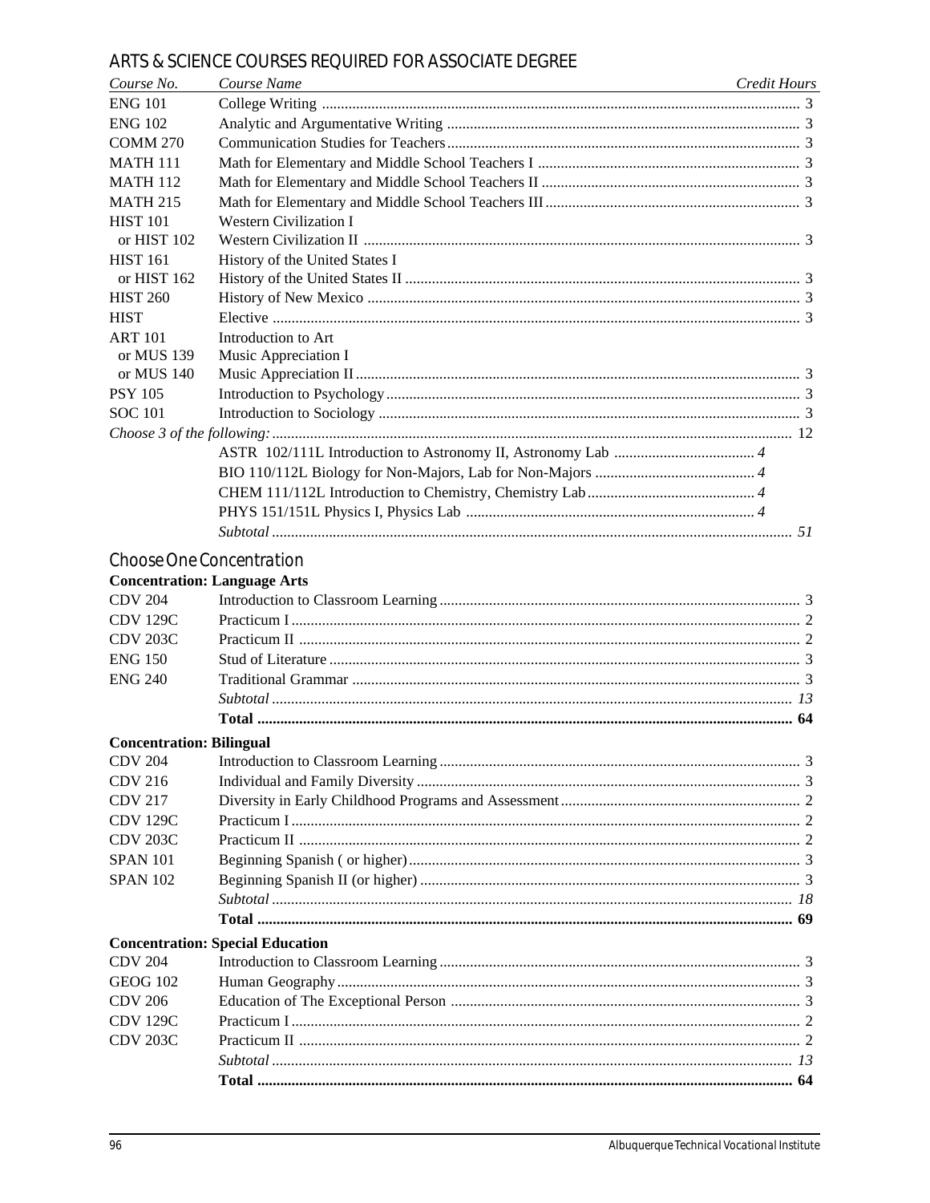## ARTS & SCIENCE COURSES REQUIRED FOR ASSOCIATE DEGREE

| *Course No.* | *Course Name* | *Credit Hours* |
|---|---|---|
| ENG 101 | College Writing | 3 |
| ENG 102 | Analytic and Argumentative Writing | 3 |
| COMM 270 | Communication Studies for Teachers | 3 |
| MATH 111 | Math for Elementary and Middle School Teachers I | 3 |
| MATH 112 | Math for Elementary and Middle School Teachers II | 3 |
| MATH 215 | Math for Elementary and Middle School Teachers III | 3 |
| HIST 101<br>or HIST 102 | Western Civilization I<br>Western Civilization II | 3 |
| HIST 161<br>or HIST 162 | History of the United States I<br>History of the United States II | 3 |
| HIST 260 | History of New Mexico | 3 |
| HIST | Elective | 3 |
| ART 101<br>or MUS 139<br>or MUS 140 | Introduction to Art<br>Music Appreciation I<br>Music Appreciation II | 3 |
| PSY 105 | Introduction to Psychology | 3 |
| SOC 101 | Introduction to Sociology | 3 |
| *Choose 3 of the following:* | | 12 |
| | ASTR 102/111L Introduction to Astronomy II, Astronomy Lab *4* | |
| | BIO 110/112L Biology for Non-Majors, Lab for Non-Majors *4* | |
| | CHEM 111/112L Introduction to Chemistry, Chemistry Lab *4* | |
| | PHYS 151/151L Physics I, Physics Lab *4* | |
| | *Subtotal* | *51* |

## Choose One Concentration

### Concentration: Language Arts

| Course No. | Course Name | Credit Hours |
|---|---|---|
| CDV 204 | Introduction to Classroom Learning | 3 |
| CDV 129C | Practicum I | 2 |
| CDV 203C | Practicum II | 2 |
| ENG 150 | Stud of Literature | 3 |
| ENG 240 | Traditional Grammar | 3 |
| | *Subtotal* | *13* |
| | **Total** | **64** |

### Concentration: Bilingual

| Course No. | Course Name | Credit Hours |
|---|---|---|
| CDV 204 | Introduction to Classroom Learning | 3 |
| CDV 216 | Individual and Family Diversity | 3 |
| CDV 217 | Diversity in Early Childhood Programs and Assessment | 2 |
| CDV 129C | Practicum I | 2 |
| CDV 203C | Practicum II | 2 |
| SPAN 101 | Beginning Spanish ( or higher) | 3 |
| SPAN 102 | Beginning Spanish II (or higher) | 3 |
| | *Subtotal* | *18* |
| | **Total** | **69** |

### Concentration: Special Education

| Course No. | Course Name | Credit Hours |
|---|---|---|
| CDV 204 | Introduction to Classroom Learning | 3 |
| GEOG 102 | Human Geography | 3 |
| CDV 206 | Education of The Exceptional Person | 3 |
| CDV 129C | Practicum I | 2 |
| CDV 203C | Practicum II | 2 |
| | *Subtotal* | *13* |
| | **Total** | **64** |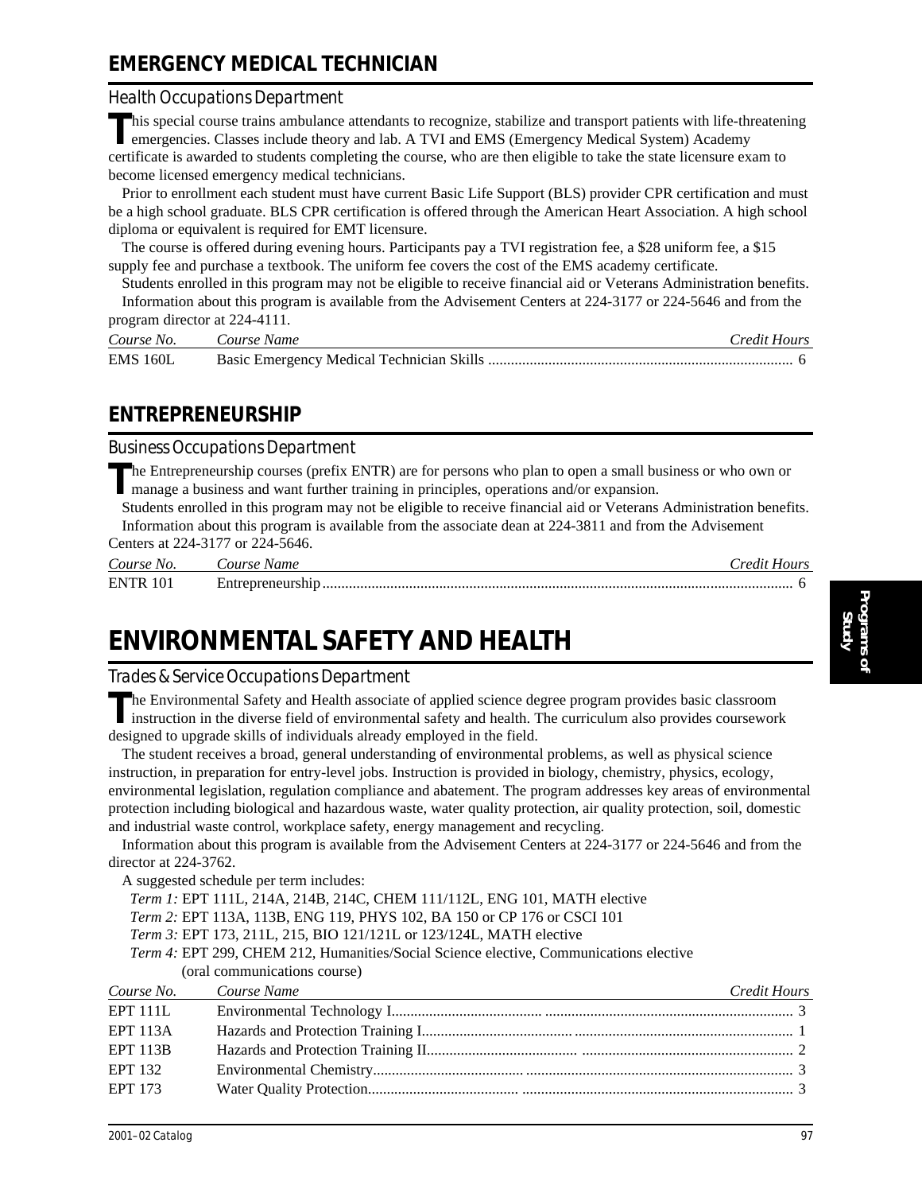## EMERGENCY MEDICAL TECHNICIAN

### Health Occupations Department

This special course trains ambulance attendants to recognize, stabilize and transport patients with life-threatening emergencies. Classes include theory and lab. A TVI and EMS (Emergency Medical System) Academy certificate is awarded to students completing the course, who are then eligible to take the state licensure exam to become licensed emergency medical technicians.

Prior to enrollment each student must have current Basic Life Support (BLS) provider CPR certification and must be a high school graduate. BLS CPR certification is offered through the American Heart Association. A high school diploma or equivalent is required for EMT licensure.

The course is offered during evening hours. Participants pay a TVI registration fee, a $28 uniform fee, a $15 supply fee and purchase a textbook. The uniform fee covers the cost of the EMS academy certificate.

Students enrolled in this program may not be eligible to receive financial aid or Veterans Administration benefits.

Information about this program is available from the Advisement Centers at 224-3177 or 224-5646 and from the program director at 224-4111.

| *Course No.* | *Course Name* | *Credit Hours* |
|---|---|---|
| EMS 160L | Basic Emergency Medical Technician Skills | 6 |

## ENTREPRENEURSHIP

### Business Occupations Department

The Entrepreneurship courses (prefix ENTR) are for persons who plan to open a small business or who own or manage a business and want further training in principles, operations and/or expansion.

Students enrolled in this program may not be eligible to receive financial aid or Veterans Administration benefits.

Information about this program is available from the associate dean at 224-3811 and from the Advisement Centers at 224-3177 or 224-5646.

| *Course No.* | *Course Name* | *Credit Hours* |
|---|---|---|
| ENTR 101 | Entrepreneurship | 6 |

# ENVIRONMENTAL SAFETY AND HEALTH

### Trades & Service Occupations Department

The Environmental Safety and Health associate of applied science degree program provides basic classroom instruction in the diverse field of environmental safety and health. The curriculum also provides coursework designed to upgrade skills of individuals already employed in the field.

The student receives a broad, general understanding of environmental problems, as well as physical science instruction, in preparation for entry-level jobs. Instruction is provided in biology, chemistry, physics, ecology, environmental legislation, regulation compliance and abatement. The program addresses key areas of environmental protection including biological and hazardous waste, water quality protection, air quality protection, soil, domestic and industrial waste control, workplace safety, energy management and recycling.

Information about this program is available from the Advisement Centers at 224-3177 or 224-5646 and from the director at 224-3762.

A suggested schedule per term includes:

*Term 1:* EPT 111L, 214A, 214B, 214C, CHEM 111/112L, ENG 101, MATH elective
*Term 2:* EPT 113A, 113B, ENG 119, PHYS 102, BA 150 or CP 176 or CSCI 101
*Term 3:* EPT 173, 211L, 215, BIO 121/121L or 123/124L, MATH elective
*Term 4:* EPT 299, CHEM 212, Humanities/Social Science elective, Communications elective (oral communications course)

| *Course No.* | *Course Name* | *Credit Hours* |
|---|---|---|
| EPT 111L | Environmental Technology I | 3 |
| EPT 113A | Hazards and Protection Training I | 1 |
| EPT 113B | Hazards and Protection Training II | 2 |
| EPT 132 | Environmental Chemistry | 3 |
| EPT 173 | Water Quality Protection | 3 |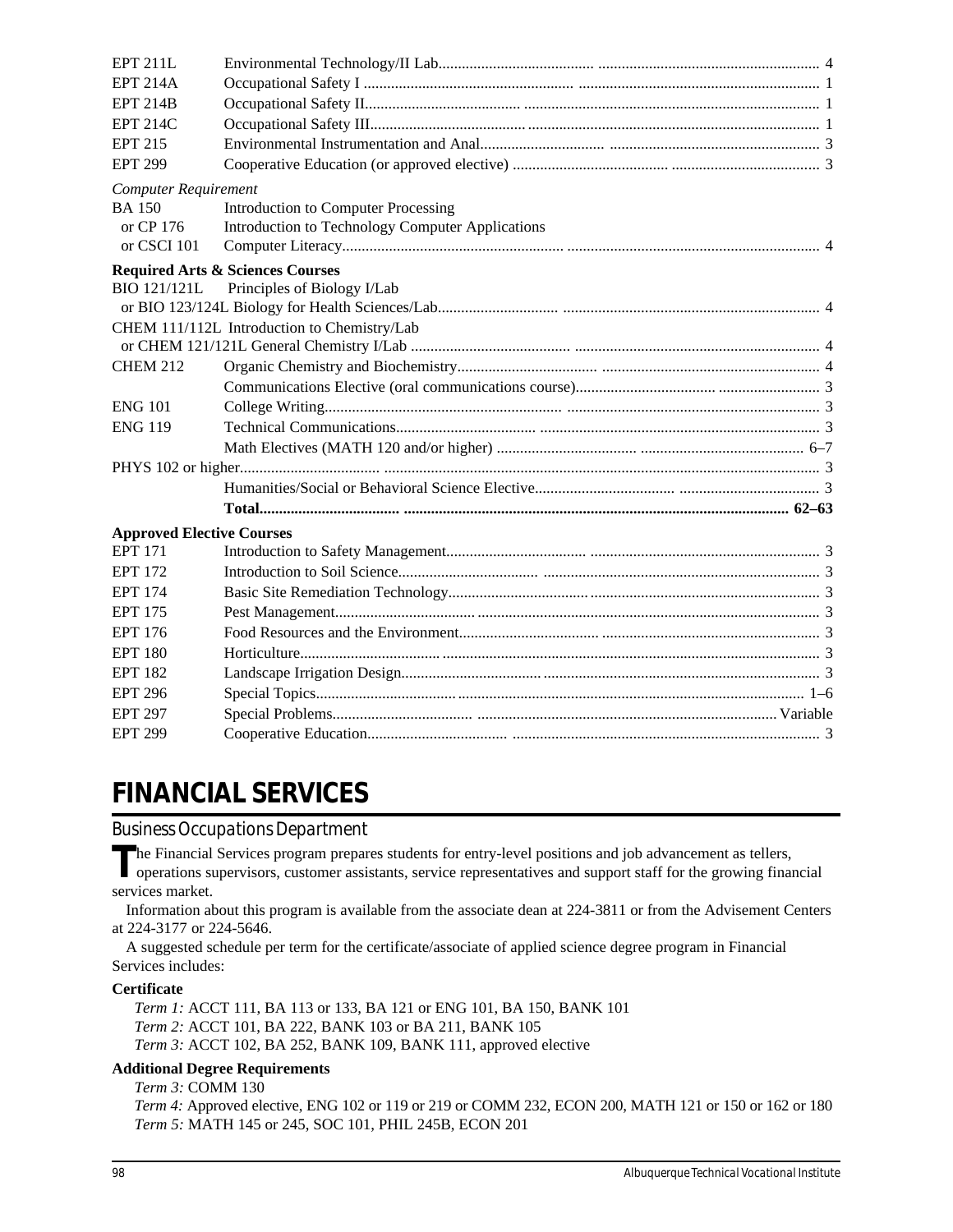| | | |
|---|---|---|
| EPT 211L | Environmental Technology/II Lab | 4 |
| EPT 214A | Occupational Safety I | 1 |
| EPT 214B | Occupational Safety II | 1 |
| EPT 214C | Occupational Safety III | 1 |
| EPT 215 | Environmental Instrumentation and Anal | 3 |
| EPT 299 | Cooperative Education (or approved elective) | 3 |

*Computer Requirement*

| | | |
|---|---|---|
| BA 150 | Introduction to Computer Processing | |
| or CP 176 | Introduction to Technology Computer Applications | |
| or CSCI 101 | Computer Literacy | 4 |

**Required Arts & Sciences Courses**

| | | |
|---|---|---|
| BIO 121/121L | Principles of Biology I/Lab | |
| or BIO 123/124L Biology for Health Sciences/Lab | | 4 |
| CHEM 111/112L Introduction to Chemistry/Lab | | |
| or CHEM 121/121L General Chemistry I/Lab | | 4 |
| CHEM 212 | Organic Chemistry and Biochemistry | 4 |
| | Communications Elective (oral communications course) | 3 |
| ENG 101 | College Writing | 3 |
| ENG 119 | Technical Communications | 3 |
| | Math Electives (MATH 120 and/or higher) | 6–7 |
| PHYS 102 or higher | | 3 |
| | Humanities/Social or Behavioral Science Elective | 3 |
| | **Total** | **62–63** |

**Approved Elective Courses**

| | | |
|---|---|---|
| EPT 171 | Introduction to Safety Management | 3 |
| EPT 172 | Introduction to Soil Science | 3 |
| EPT 174 | Basic Site Remediation Technology | 3 |
| EPT 175 | Pest Management | 3 |
| EPT 176 | Food Resources and the Environment | 3 |
| EPT 180 | Horticulture | 3 |
| EPT 182 | Landscape Irrigation Design | 3 |
| EPT 296 | Special Topics | 1–6 |
| EPT 297 | Special Problems | Variable |
| EPT 299 | Cooperative Education | 3 |

# FINANCIAL SERVICES

## Business Occupations Department

The Financial Services program prepares students for entry-level positions and job advancement as tellers, operations supervisors, customer assistants, service representatives and support staff for the growing financial services market.

Information about this program is available from the associate dean at 224-3811 or from the Advisement Centers at 224-3177 or 224-5646.

A suggested schedule per term for the certificate/associate of applied science degree program in Financial Services includes:

**Certificate**

*Term 1:* ACCT 111, BA 113 or 133, BA 121 or ENG 101, BA 150, BANK 101
*Term 2:* ACCT 101, BA 222, BANK 103 or BA 211, BANK 105
*Term 3:* ACCT 102, BA 252, BANK 109, BANK 111, approved elective

**Additional Degree Requirements**

*Term 3:* COMM 130
*Term 4:* Approved elective, ENG 102 or 119 or 219 or COMM 232, ECON 200, MATH 121 or 150 or 162 or 180
*Term 5:* MATH 145 or 245, SOC 101, PHIL 245B, ECON 201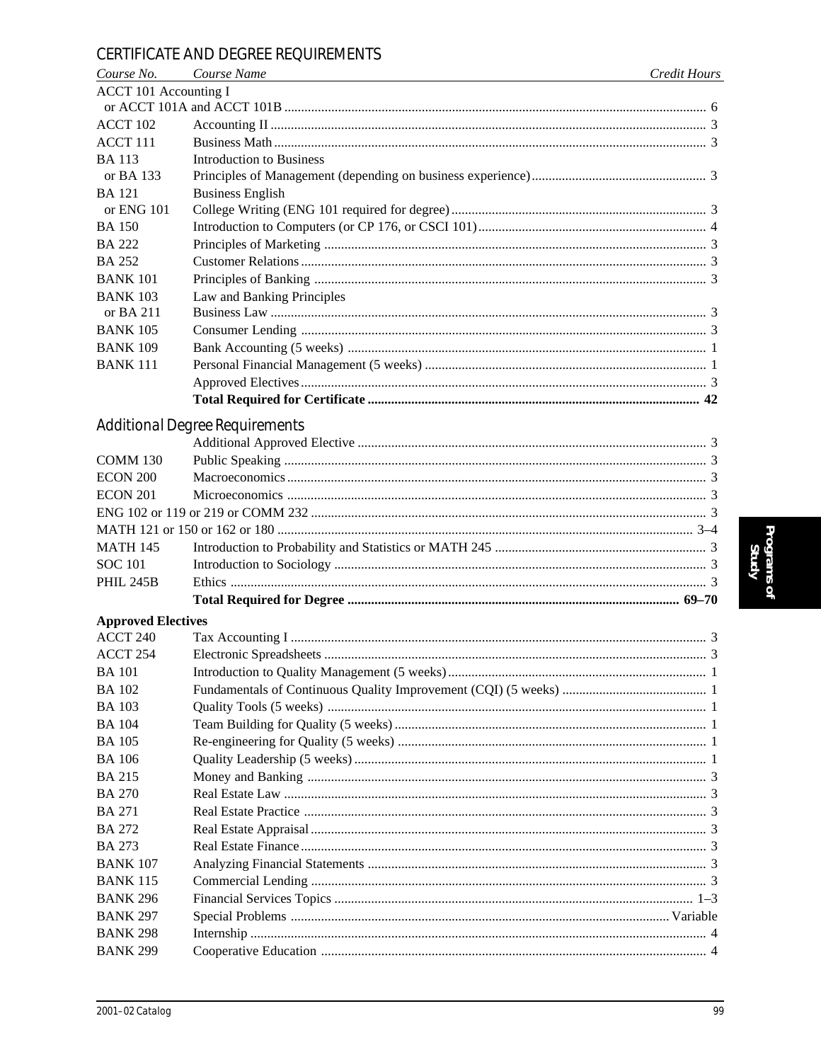## CERTIFICATE AND DEGREE REQUIREMENTS

| *Course No.* | *Course Name* | *Credit Hours* |
|---|---|---|
| ACCT 101 Accounting I or ACCT 101A and ACCT 101B | | 6 |
| ACCT 102 | Accounting II | 3 |
| ACCT 111 | Business Math | 3 |
| BA 113 or BA 133 | Introduction to Business / Principles of Management (depending on business experience) | 3 |
| BA 121 or ENG 101 | Business English / College Writing (ENG 101 required for degree) | 3 |
| BA 150 | Introduction to Computers (or CP 176, or CSCI 101) | 4 |
| BA 222 | Principles of Marketing | 3 |
| BA 252 | Customer Relations | 3 |
| BANK 101 | Principles of Banking | 3 |
| BANK 103 or BA 211 | Law and Banking Principles / Business Law | 3 |
| BANK 105 | Consumer Lending | 3 |
| BANK 109 | Bank Accounting (5 weeks) | 1 |
| BANK 111 | Personal Financial Management (5 weeks) | 1 |
| | Approved Electives | 3 |
| | **Total Required for Certificate** | **42** |

## Additional Degree Requirements

| | | |
|---|---|---|
| | Additional Approved Elective | 3 |
| COMM 130 | Public Speaking | 3 |
| ECON 200 | Macroeconomics | 3 |
| ECON 201 | Microeconomics | 3 |
| ENG 102 or 119 or 219 or COMM 232 | | 3 |
| MATH 121 or 150 or 162 or 180 | | 3–4 |
| MATH 145 | Introduction to Probability and Statistics or MATH 245 | 3 |
| SOC 101 | Introduction to Sociology | 3 |
| PHIL 245B | Ethics | 3 |
| | **Total Required for Degree** | **69–70** |

**Approved Electives**

| | | |
|---|---|---|
| ACCT 240 | Tax Accounting I | 3 |
| ACCT 254 | Electronic Spreadsheets | 3 |
| BA 101 | Introduction to Quality Management (5 weeks) | 1 |
| BA 102 | Fundamentals of Continuous Quality Improvement (CQI) (5 weeks) | 1 |
| BA 103 | Quality Tools (5 weeks) | 1 |
| BA 104 | Team Building for Quality (5 weeks) | 1 |
| BA 105 | Re-engineering for Quality (5 weeks) | 1 |
| BA 106 | Quality Leadership (5 weeks) | 1 |
| BA 215 | Money and Banking | 3 |
| BA 270 | Real Estate Law | 3 |
| BA 271 | Real Estate Practice | 3 |
| BA 272 | Real Estate Appraisal | 3 |
| BA 273 | Real Estate Finance | 3 |
| BANK 107 | Analyzing Financial Statements | 3 |
| BANK 115 | Commercial Lending | 3 |
| BANK 296 | Financial Services Topics | 1–3 |
| BANK 297 | Special Problems | Variable |
| BANK 298 | Internship | 4 |
| BANK 299 | Cooperative Education | 4 |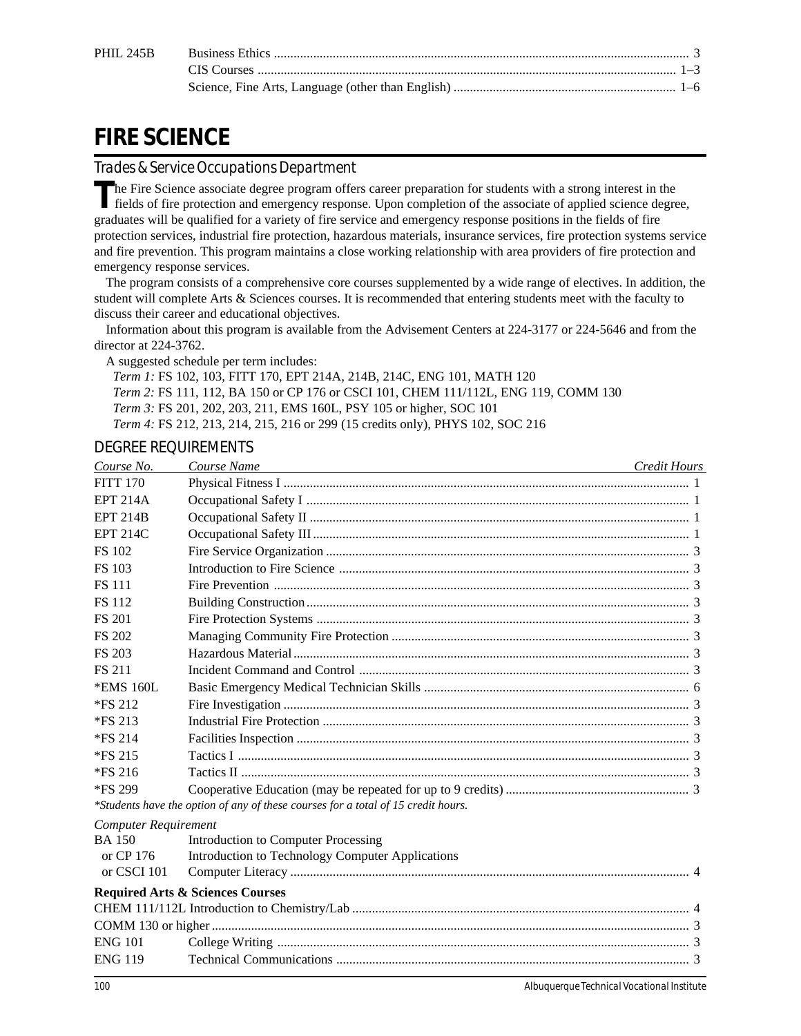| | | |
|---|---|---|
| PHIL 245B | Business Ethics | 3 |
| | CIS Courses | 1–3 |
| | Science, Fine Arts, Language (other than English) | 1–6 |

# FIRE SCIENCE

## Trades & Service Occupations Department

The Fire Science associate degree program offers career preparation for students with a strong interest in the fields of fire protection and emergency response. Upon completion of the associate of applied science degree, graduates will be qualified for a variety of fire service and emergency response positions in the fields of fire protection services, industrial fire protection, hazardous materials, insurance services, fire protection systems service and fire prevention. This program maintains a close working relationship with area providers of fire protection and emergency response services.

The program consists of a comprehensive core courses supplemented by a wide range of electives. In addition, the student will complete Arts & Sciences courses. It is recommended that entering students meet with the faculty to discuss their career and educational objectives.

Information about this program is available from the Advisement Centers at 224-3177 or 224-5646 and from the director at 224-3762.

A suggested schedule per term includes:

*Term 1:* FS 102, 103, FITT 170, EPT 214A, 214B, 214C, ENG 101, MATH 120

*Term 2:* FS 111, 112, BA 150 or CP 176 or CSCI 101, CHEM 111/112L, ENG 119, COMM 130

*Term 3:* FS 201, 202, 203, 211, EMS 160L, PSY 105 or higher, SOC 101

*Term 4:* FS 212, 213, 214, 215, 216 or 299 (15 credits only), PHYS 102, SOC 216

## DEGREE REQUIREMENTS

| *Course No.* | *Course Name* | *Credit Hours* |
|---|---|---|
| FITT 170 | Physical Fitness I | 1 |
| EPT 214A | Occupational Safety I | 1 |
| EPT 214B | Occupational Safety II | 1 |
| EPT 214C | Occupational Safety III | 1 |
| FS 102 | Fire Service Organization | 3 |
| FS 103 | Introduction to Fire Science | 3 |
| FS 111 | Fire Prevention | 3 |
| FS 112 | Building Construction | 3 |
| FS 201 | Fire Protection Systems | 3 |
| FS 202 | Managing Community Fire Protection | 3 |
| FS 203 | Hazardous Material | 3 |
| FS 211 | Incident Command and Control | 3 |
| *EMS 160L | Basic Emergency Medical Technician Skills | 6 |
| *FS 212 | Fire Investigation | 3 |
| *FS 213 | Industrial Fire Protection | 3 |
| *FS 214 | Facilities Inspection | 3 |
| *FS 215 | Tactics I | 3 |
| *FS 216 | Tactics II | 3 |
| *FS 299 | Cooperative Education (may be repeated for up to 9 credits) | 3 |

*\*Students have the option of any of these courses for a total of 15 credit hours.*

*Computer Requirement*

| | | |
|---|---|---|
| BA 150 | Introduction to Computer Processing | |
| or CP 176 | Introduction to Technology Computer Applications | |
| or CSCI 101 | Computer Literacy | 4 |

**Required Arts & Sciences Courses**

| | | |
|---|---|---|
| CHEM 111/112L | Introduction to Chemistry/Lab | 4 |
| COMM 130 or higher | | 3 |
| ENG 101 | College Writing | 3 |
| ENG 119 | Technical Communications | 3 |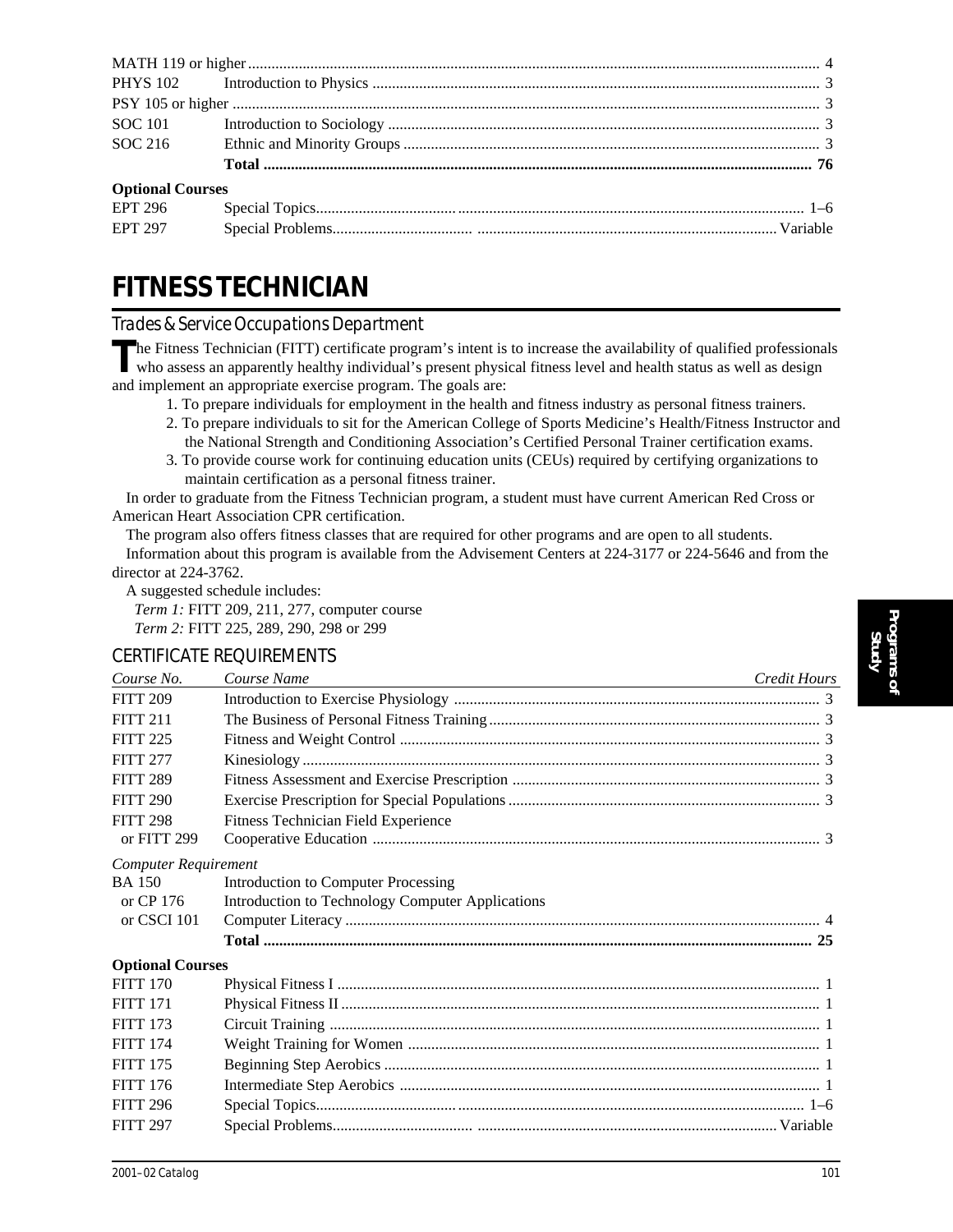| | | |
|---|---|---|
| MATH 119 or higher | | 4 |
| PHYS 102 | Introduction to Physics | 3 |
| PSY 105 or higher | | 3 |
| SOC 101 | Introduction to Sociology | 3 |
| SOC 216 | Ethnic and Minority Groups | 3 |
| | **Total** | **76** |

**Optional Courses**

| | | |
|---|---|---|
| EPT 296 | Special Topics | 1–6 |
| EPT 297 | Special Problems | Variable |

# FITNESS TECHNICIAN

## Trades & Service Occupations Department

The Fitness Technician (FITT) certificate program's intent is to increase the availability of qualified professionals who assess an apparently healthy individual's present physical fitness level and health status as well as design and implement an appropriate exercise program. The goals are:

1. To prepare individuals for employment in the health and fitness industry as personal fitness trainers.
2. To prepare individuals to sit for the American College of Sports Medicine's Health/Fitness Instructor and the National Strength and Conditioning Association's Certified Personal Trainer certification exams.
3. To provide course work for continuing education units (CEUs) required by certifying organizations to maintain certification as a personal fitness trainer.

In order to graduate from the Fitness Technician program, a student must have current American Red Cross or American Heart Association CPR certification.

The program also offers fitness classes that are required for other programs and are open to all students.

Information about this program is available from the Advisement Centers at 224-3177 or 224-5646 and from the director at 224-3762.

A suggested schedule includes:

*Term 1:* FITT 209, 211, 277, computer course

*Term 2:* FITT 225, 289, 290, 298 or 299

## CERTIFICATE REQUIREMENTS

| *Course No.* | *Course Name* | *Credit Hours* |
|---|---|---|
| FITT 209 | Introduction to Exercise Physiology | 3 |
| FITT 211 | The Business of Personal Fitness Training | 3 |
| FITT 225 | Fitness and Weight Control | 3 |
| FITT 277 | Kinesiology | 3 |
| FITT 289 | Fitness Assessment and Exercise Prescription | 3 |
| FITT 290 | Exercise Prescription for Special Populations | 3 |
| FITT 298<br>or FITT 299 | Fitness Technician Field Experience<br>Cooperative Education | 3 |
| *Computer Requirement* | | |
| BA 150<br>or CP 176<br>or CSCI 101 | Introduction to Computer Processing<br>Introduction to Technology Computer Applications<br>Computer Literacy | 4 |
| | **Total** | **25** |

**Optional Courses**

| | | |
|---|---|---|
| FITT 170 | Physical Fitness I | 1 |
| FITT 171 | Physical Fitness II | 1 |
| FITT 173 | Circuit Training | 1 |
| FITT 174 | Weight Training for Women | 1 |
| FITT 175 | Beginning Step Aerobics | 1 |
| FITT 176 | Intermediate Step Aerobics | 1 |
| FITT 296 | Special Topics | 1–6 |
| FITT 297 | Special Problems | Variable |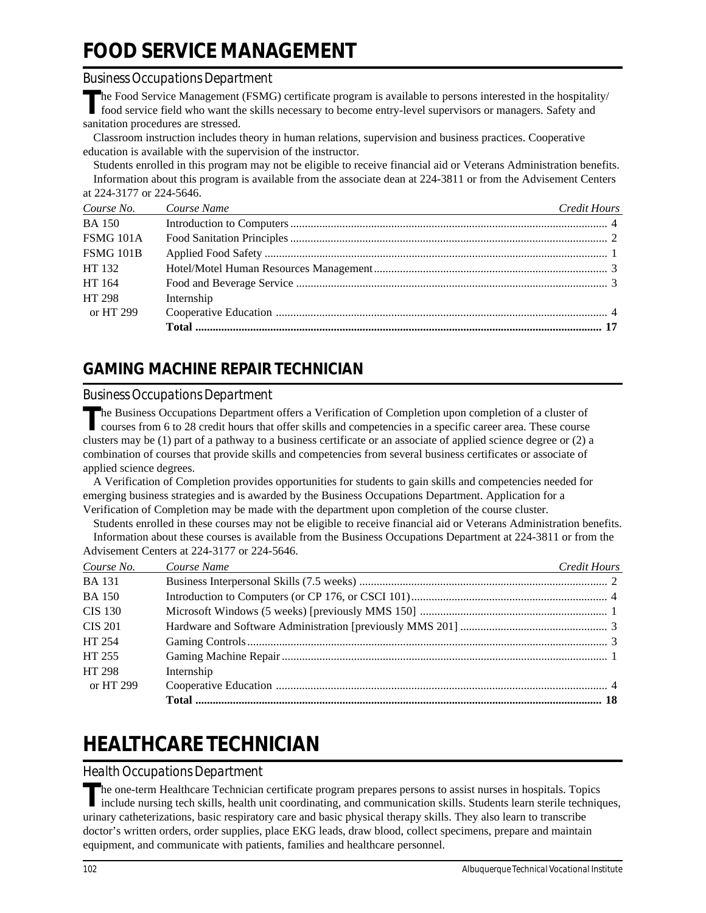# FOOD SERVICE MANAGEMENT

## Business Occupations Department

The Food Service Management (FSMG) certificate program is available to persons interested in the hospitality/food service field who want the skills necessary to become entry-level supervisors or managers. Safety and sanitation procedures are stressed.

Classroom instruction includes theory in human relations, supervision and business practices. Cooperative education is available with the supervision of the instructor.

Students enrolled in this program may not be eligible to receive financial aid or Veterans Administration benefits.

Information about this program is available from the associate dean at 224-3811 or from the Advisement Centers at 224-3177 or 224-5646.

| *Course No.* | *Course Name* | *Credit Hours* |
|---|---|---|
| BA 150 | Introduction to Computers | 4 |
| FSMG 101A | Food Sanitation Principles | 2 |
| FSMG 101B | Applied Food Safety | 1 |
| HT 132 | Hotel/Motel Human Resources Management | 3 |
| HT 164 | Food and Beverage Service | 3 |
| HT 298 or HT 299 | Internship Cooperative Education | 4 |
| | **Total** | **17** |

## GAMING MACHINE REPAIR TECHNICIAN

## Business Occupations Department

The Business Occupations Department offers a Verification of Completion upon completion of a cluster of courses from 6 to 28 credit hours that offer skills and competencies in a specific career area. These course clusters may be (1) part of a pathway to a business certificate or an associate of applied science degree or (2) a combination of courses that provide skills and competencies from several business certificates or associate of applied science degrees.

A Verification of Completion provides opportunities for students to gain skills and competencies needed for emerging business strategies and is awarded by the Business Occupations Department. Application for a Verification of Completion may be made with the department upon completion of the course cluster.

Students enrolled in these courses may not be eligible to receive financial aid or Veterans Administration benefits.

Information about these courses is available from the Business Occupations Department at 224-3811 or from the Advisement Centers at 224-3177 or 224-5646.

| *Course No.* | *Course Name* | *Credit Hours* |
|---|---|---|
| BA 131 | Business Interpersonal Skills (7.5 weeks) | 2 |
| BA 150 | Introduction to Computers (or CP 176, or CSCI 101) | 4 |
| CIS 130 | Microsoft Windows (5 weeks) [previously MMS 150] | 1 |
| CIS 201 | Hardware and Software Administration [previously MMS 201] | 3 |
| HT 254 | Gaming Controls | 3 |
| HT 255 | Gaming Machine Repair | 1 |
| HT 298 or HT 299 | Internship Cooperative Education | 4 |
| | **Total** | **18** |

# HEALTHCARE TECHNICIAN

## Health Occupations Department

The one-term Healthcare Technician certificate program prepares persons to assist nurses in hospitals. Topics include nursing tech skills, health unit coordinating, and communication skills. Students learn sterile techniques, urinary catheterizations, basic respiratory care and basic physical therapy skills. They also learn to transcribe doctor's written orders, order supplies, place EKG leads, draw blood, collect specimens, prepare and maintain equipment, and communicate with patients, families and healthcare personnel.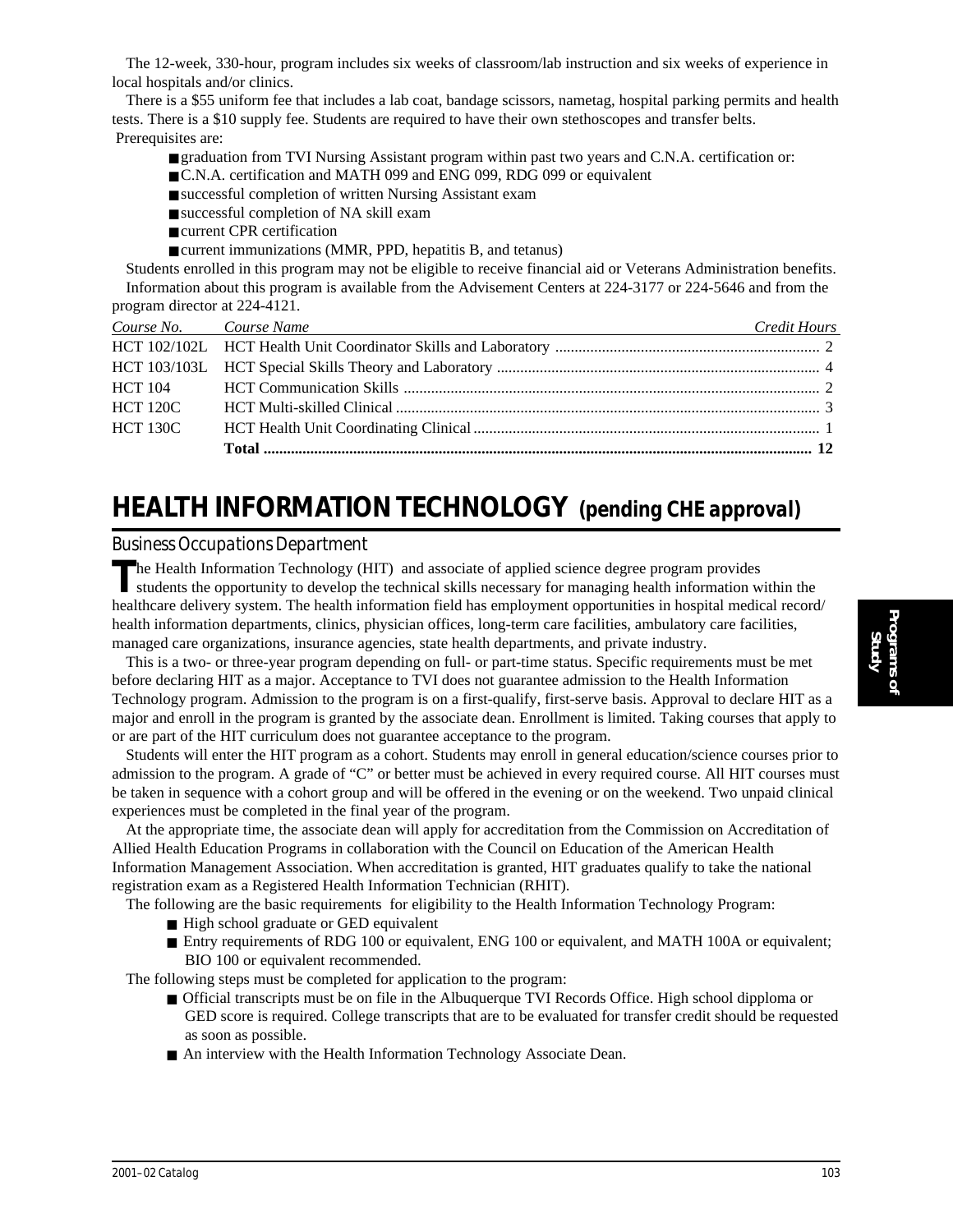The 12-week, 330-hour, program includes six weeks of classroom/lab instruction and six weeks of experience in local hospitals and/or clinics.

There is a $55 uniform fee that includes a lab coat, bandage scissors, nametag, hospital parking permits and health tests. There is a $10 supply fee. Students are required to have their own stethoscopes and transfer belts.

Prerequisites are:

- graduation from TVI Nursing Assistant program within past two years and C.N.A. certification or:
- C.N.A. certification and MATH 099 and ENG 099, RDG 099 or equivalent
- successful completion of written Nursing Assistant exam
- successful completion of NA skill exam
- current CPR certification
- current immunizations (MMR, PPD, hepatitis B, and tetanus)

Students enrolled in this program may not be eligible to receive financial aid or Veterans Administration benefits.

Information about this program is available from the Advisement Centers at 224-3177 or 224-5646 and from the program director at 224-4121.

| *Course No.* | *Course Name* | *Credit Hours* |
|---|---|---|
| HCT 102/102L | HCT Health Unit Coordinator Skills and Laboratory | 2 |
| HCT 103/103L | HCT Special Skills Theory and Laboratory | 4 |
| HCT 104 | HCT Communication Skills | 2 |
| HCT 120C | HCT Multi-skilled Clinical | 3 |
| HCT 130C | HCT Health Unit Coordinating Clinical | 1 |
| | **Total** | **12** |

# HEALTH INFORMATION TECHNOLOGY (pending CHE approval)

## Business Occupations Department

The Health Information Technology (HIT) and associate of applied science degree program provides students the opportunity to develop the technical skills necessary for managing health information within the healthcare delivery system. The health information field has employment opportunities in hospital medical record/ health information departments, clinics, physician offices, long-term care facilities, ambulatory care facilities, managed care organizations, insurance agencies, state health departments, and private industry.

This is a two- or three-year program depending on full- or part-time status. Specific requirements must be met before declaring HIT as a major. Acceptance to TVI does not guarantee admission to the Health Information Technology program. Admission to the program is on a first-qualify, first-serve basis. Approval to declare HIT as a major and enroll in the program is granted by the associate dean. Enrollment is limited. Taking courses that apply to or are part of the HIT curriculum does not guarantee acceptance to the program.

Students will enter the HIT program as a cohort. Students may enroll in general education/science courses prior to admission to the program. A grade of "C" or better must be achieved in every required course. All HIT courses must be taken in sequence with a cohort group and will be offered in the evening or on the weekend. Two unpaid clinical experiences must be completed in the final year of the program.

At the appropriate time, the associate dean will apply for accreditation from the Commission on Accreditation of Allied Health Education Programs in collaboration with the Council on Education of the American Health Information Management Association. When accreditation is granted, HIT graduates qualify to take the national registration exam as a Registered Health Information Technician (RHIT).

The following are the basic requirements for eligibility to the Health Information Technology Program:

- High school graduate or GED equivalent
- Entry requirements of RDG 100 or equivalent, ENG 100 or equivalent, and MATH 100A or equivalent; BIO 100 or equivalent recommended.

The following steps must be completed for application to the program:

- Official transcripts must be on file in the Albuquerque TVI Records Office. High school dipploma or GED score is required. College transcripts that are to be evaluated for transfer credit should be requested as soon as possible.
- An interview with the Health Information Technology Associate Dean.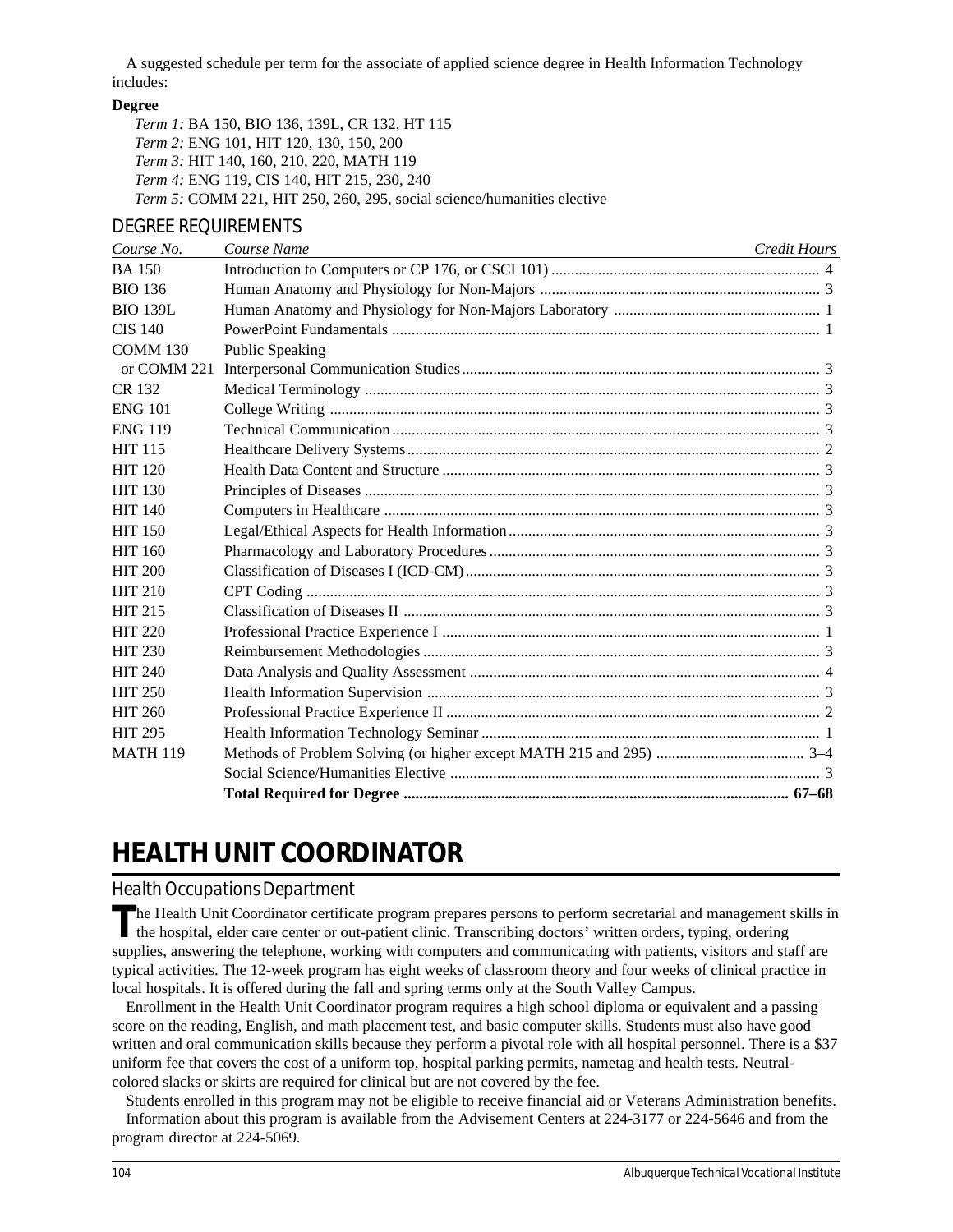A suggested schedule per term for the associate of applied science degree in Health Information Technology includes:

**Degree**

*Term 1:* BA 150, BIO 136, 139L, CR 132, HT 115
*Term 2:* ENG 101, HIT 120, 130, 150, 200
*Term 3:* HIT 140, 160, 210, 220, MATH 119
*Term 4:* ENG 119, CIS 140, HIT 215, 230, 240
*Term 5:* COMM 221, HIT 250, 260, 295, social science/humanities elective

## DEGREE REQUIREMENTS

| *Course No.* | *Course Name* | *Credit Hours* |
|---|---|---|
| BA 150 | Introduction to Computers or CP 176, or CSCI 101) | 4 |
| BIO 136 | Human Anatomy and Physiology for Non-Majors | 3 |
| BIO 139L | Human Anatomy and Physiology for Non-Majors Laboratory | 1 |
| CIS 140 | PowerPoint Fundamentals | 1 |
| COMM 130 | Public Speaking | |
| or COMM 221 | Interpersonal Communication Studies | 3 |
| CR 132 | Medical Terminology | 3 |
| ENG 101 | College Writing | 3 |
| ENG 119 | Technical Communication | 3 |
| HIT 115 | Healthcare Delivery Systems | 2 |
| HIT 120 | Health Data Content and Structure | 3 |
| HIT 130 | Principles of Diseases | 3 |
| HIT 140 | Computers in Healthcare | 3 |
| HIT 150 | Legal/Ethical Aspects for Health Information | 3 |
| HIT 160 | Pharmacology and Laboratory Procedures | 3 |
| HIT 200 | Classification of Diseases I (ICD-CM) | 3 |
| HIT 210 | CPT Coding | 3 |
| HIT 215 | Classification of Diseases II | 3 |
| HIT 220 | Professional Practice Experience I | 1 |
| HIT 230 | Reimbursement Methodologies | 3 |
| HIT 240 | Data Analysis and Quality Assessment | 4 |
| HIT 250 | Health Information Supervision | 3 |
| HIT 260 | Professional Practice Experience II | 2 |
| HIT 295 | Health Information Technology Seminar | 1 |
| MATH 119 | Methods of Problem Solving (or higher except MATH 215 and 295) | 3–4 |
| | Social Science/Humanities Elective | 3 |
| | **Total Required for Degree** | **67–68** |

# HEALTH UNIT COORDINATOR

## Health Occupations Department

The Health Unit Coordinator certificate program prepares persons to perform secretarial and management skills in the hospital, elder care center or out-patient clinic. Transcribing doctors' written orders, typing, ordering supplies, answering the telephone, working with computers and communicating with patients, visitors and staff are typical activities. The 12-week program has eight weeks of classroom theory and four weeks of clinical practice in local hospitals. It is offered during the fall and spring terms only at the South Valley Campus.

Enrollment in the Health Unit Coordinator program requires a high school diploma or equivalent and a passing score on the reading, English, and math placement test, and basic computer skills. Students must also have good written and oral communication skills because they perform a pivotal role with all hospital personnel. There is a $37 uniform fee that covers the cost of a uniform top, hospital parking permits, nametag and health tests. Neutral-colored slacks or skirts are required for clinical but are not covered by the fee.

Students enrolled in this program may not be eligible to receive financial aid or Veterans Administration benefits.

Information about this program is available from the Advisement Centers at 224-3177 or 224-5646 and from the program director at 224-5069.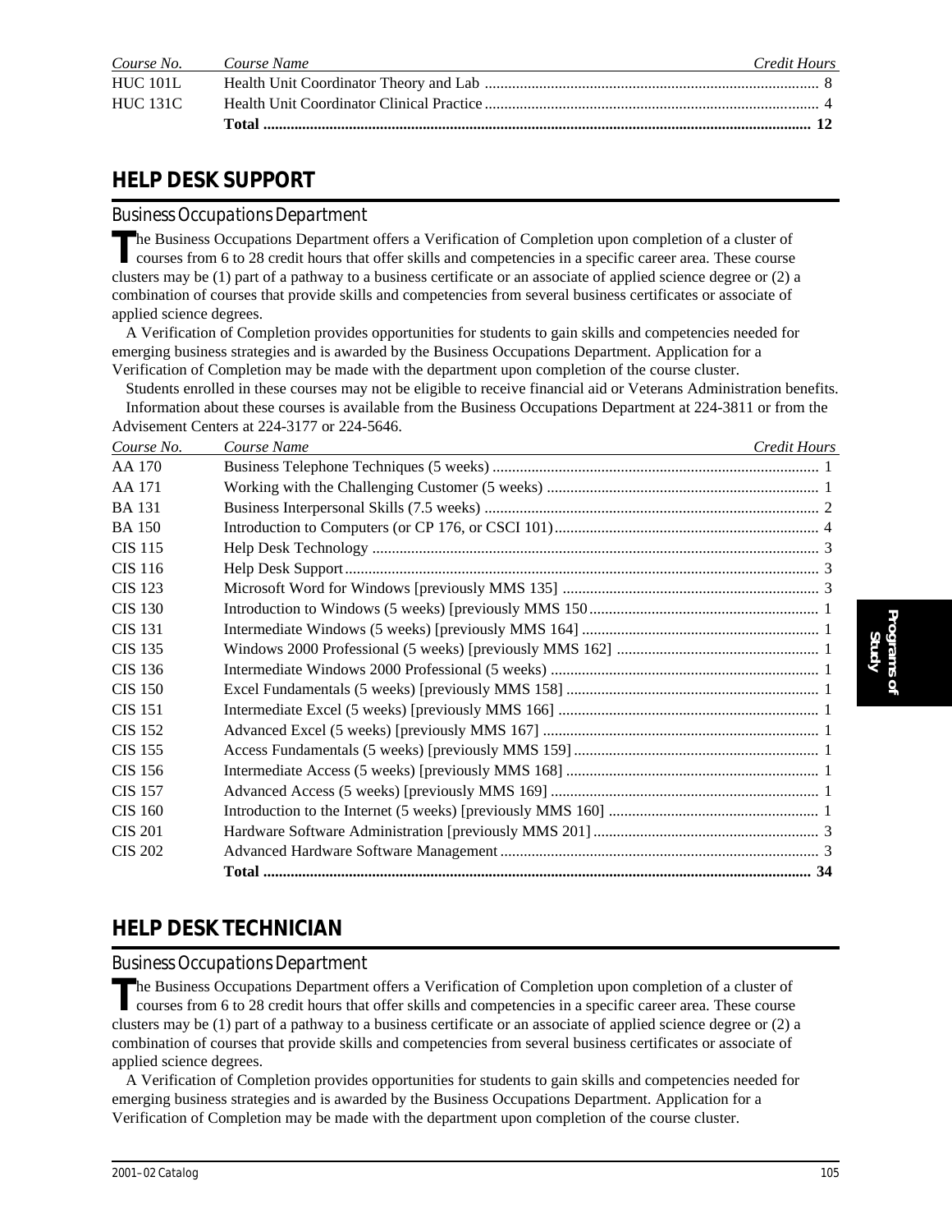| Course No. | Course Name | Credit Hours |
|---|---|---|
| HUC 101L | Health Unit Coordinator Theory and Lab | 8 |
| HUC 131C | Health Unit Coordinator Clinical Practice | 4 |
| | **Total** | **12** |

## HELP DESK SUPPORT

### Business Occupations Department

The Business Occupations Department offers a Verification of Completion upon completion of a cluster of courses from 6 to 28 credit hours that offer skills and competencies in a specific career area. These course clusters may be (1) part of a pathway to a business certificate or an associate of applied science degree or (2) a combination of courses that provide skills and competencies from several business certificates or associate of applied science degrees.

A Verification of Completion provides opportunities for students to gain skills and competencies needed for emerging business strategies and is awarded by the Business Occupations Department. Application for a Verification of Completion may be made with the department upon completion of the course cluster.

Students enrolled in these courses may not be eligible to receive financial aid or Veterans Administration benefits.

Information about these courses is available from the Business Occupations Department at 224-3811 or from the Advisement Centers at 224-3177 or 224-5646.

| Course No. | Course Name | Credit Hours |
|---|---|---|
| AA 170 | Business Telephone Techniques (5 weeks) | 1 |
| AA 171 | Working with the Challenging Customer (5 weeks) | 1 |
| BA 131 | Business Interpersonal Skills (7.5 weeks) | 2 |
| BA 150 | Introduction to Computers (or CP 176, or CSCI 101) | 4 |
| CIS 115 | Help Desk Technology | 3 |
| CIS 116 | Help Desk Support | 3 |
| CIS 123 | Microsoft Word for Windows [previously MMS 135] | 3 |
| CIS 130 | Introduction to Windows (5 weeks) [previously MMS 150 | 1 |
| CIS 131 | Intermediate Windows (5 weeks) [previously MMS 164] | 1 |
| CIS 135 | Windows 2000 Professional (5 weeks) [previously MMS 162] | 1 |
| CIS 136 | Intermediate Windows 2000 Professional (5 weeks) | 1 |
| CIS 150 | Excel Fundamentals (5 weeks) [previously MMS 158] | 1 |
| CIS 151 | Intermediate Excel (5 weeks) [previously MMS 166] | 1 |
| CIS 152 | Advanced Excel (5 weeks) [previously MMS 167] | 1 |
| CIS 155 | Access Fundamentals (5 weeks) [previously MMS 159] | 1 |
| CIS 156 | Intermediate Access (5 weeks) [previously MMS 168] | 1 |
| CIS 157 | Advanced Access (5 weeks) [previously MMS 169] | 1 |
| CIS 160 | Introduction to the Internet (5 weeks) [previously MMS 160] | 1 |
| CIS 201 | Hardware Software Administration [previously MMS 201] | 3 |
| CIS 202 | Advanced Hardware Software Management | 3 |
| | **Total** | **34** |

## HELP DESK TECHNICIAN

### Business Occupations Department

The Business Occupations Department offers a Verification of Completion upon completion of a cluster of courses from 6 to 28 credit hours that offer skills and competencies in a specific career area. These course clusters may be (1) part of a pathway to a business certificate or an associate of applied science degree or (2) a combination of courses that provide skills and competencies from several business certificates or associate of applied science degrees.

A Verification of Completion provides opportunities for students to gain skills and competencies needed for emerging business strategies and is awarded by the Business Occupations Department. Application for a Verification of Completion may be made with the department upon completion of the course cluster.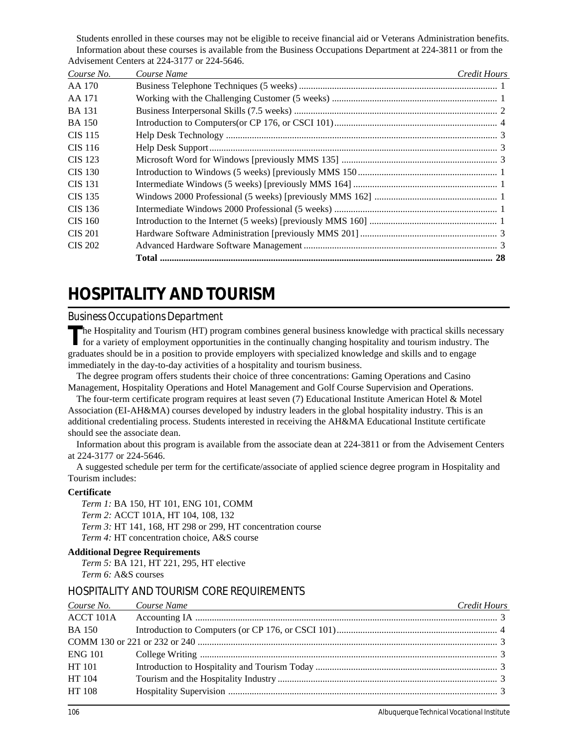Students enrolled in these courses may not be eligible to receive financial aid or Veterans Administration benefits. Information about these courses is available from the Business Occupations Department at 224-3811 or from the Advisement Centers at 224-3177 or 224-5646.

| *Course No.* | *Course Name* | *Credit Hours* |
|---|---|---|
| AA 170 | Business Telephone Techniques (5 weeks) | 1 |
| AA 171 | Working with the Challenging Customer (5 weeks) | 1 |
| BA 131 | Business Interpersonal Skills (7.5 weeks) | 2 |
| BA 150 | Introduction to Computers(or CP 176, or CSCI 101) | 4 |
| CIS 115 | Help Desk Technology | 3 |
| CIS 116 | Help Desk Support | 3 |
| CIS 123 | Microsoft Word for Windows [previously MMS 135] | 3 |
| CIS 130 | Introduction to Windows (5 weeks) [previously MMS 150 | 1 |
| CIS 131 | Intermediate Windows (5 weeks) [previously MMS 164] | 1 |
| CIS 135 | Windows 2000 Professional (5 weeks) [previously MMS 162] | 1 |
| CIS 136 | Intermediate Windows 2000 Professional (5 weeks) | 1 |
| CIS 160 | Introduction to the Internet (5 weeks) [previously MMS 160] | 1 |
| CIS 201 | Hardware Software Administration [previously MMS 201] | 3 |
| CIS 202 | Advanced Hardware Software Management | 3 |
| | **Total** | **28** |

# HOSPITALITY AND TOURISM

## Business Occupations Department

The Hospitality and Tourism (HT) program combines general business knowledge with practical skills necessary for a variety of employment opportunities in the continually changing hospitality and tourism industry. The graduates should be in a position to provide employers with specialized knowledge and skills and to engage immediately in the day-to-day activities of a hospitality and tourism business.

The degree program offers students their choice of three concentrations: Gaming Operations and Casino Management, Hospitality Operations and Hotel Management and Golf Course Supervision and Operations.

The four-term certificate program requires at least seven (7) Educational Institute American Hotel & Motel Association (EI-AH&MA) courses developed by industry leaders in the global hospitality industry. This is an additional credentialing process. Students interested in receiving the AH&MA Educational Institute certificate should see the associate dean.

Information about this program is available from the associate dean at 224-3811 or from the Advisement Centers at 224-3177 or 224-5646.

A suggested schedule per term for the certificate/associate of applied science degree program in Hospitality and Tourism includes:

**Certificate**

*Term 1:* BA 150, HT 101, ENG 101, COMM
*Term 2:* ACCT 101A, HT 104, 108, 132
*Term 3:* HT 141, 168, HT 298 or 299, HT concentration course
*Term 4:* HT concentration choice, A&S course

**Additional Degree Requirements**

*Term 5:* BA 121, HT 221, 295, HT elective
*Term 6:* A&S courses

## HOSPITALITY AND TOURISM CORE REQUIREMENTS

| *Course No.* | *Course Name* | *Credit Hours* |
|---|---|---|
| ACCT 101A | Accounting IA | 3 |
| BA 150 | Introduction to Computers (or CP 176, or CSCI 101) | 4 |
| COMM 130 or 221 or 232 or 240 | | 3 |
| ENG 101 | College Writing | 3 |
| HT 101 | Introduction to Hospitality and Tourism Today | 3 |
| HT 104 | Tourism and the Hospitality Industry | 3 |
| HT 108 | Hospitality Supervision | 3 |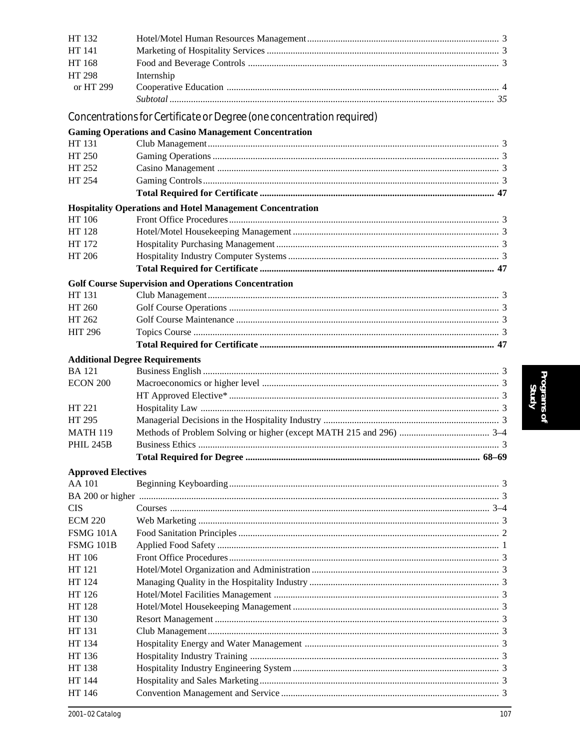| | | |
|---|---|---|
| HT 132 | Hotel/Motel Human Resources Management | 3 |
| HT 141 | Marketing of Hospitality Services | 3 |
| HT 168 | Food and Beverage Controls | 3 |
| HT 298 | Internship | |
| or HT 299 | Cooperative Education | 4 |
| | *Subtotal* | *35* |

## Concentrations for Certificate or Degree (one concentration required)

**Gaming Operations and Casino Management Concentration**

| | | |
|---|---|---|
| HT 131 | Club Management | 3 |
| HT 250 | Gaming Operations | 3 |
| HT 252 | Casino Management | 3 |
| HT 254 | Gaming Controls | 3 |
| | **Total Required for Certificate** | **47** |

**Hospitality Operations and Hotel Management Concentration**

| | | |
|---|---|---|
| HT 106 | Front Office Procedures | 3 |
| HT 128 | Hotel/Motel Housekeeping Management | 3 |
| HT 172 | Hospitality Purchasing Management | 3 |
| HT 206 | Hospitality Industry Computer Systems | 3 |
| | **Total Required for Certificate** | **47** |

**Golf Course Supervision and Operations Concentration**

| | | |
|---|---|---|
| HT 131 | Club Management | 3 |
| HT 260 | Golf Course Operations | 3 |
| HT 262 | Golf Course Maintenance | 3 |
| HIT 296 | Topics Course | 3 |
| | **Total Required for Certificate** | **47** |

**Additional Degree Requirements**

| | | |
|---|---|---|
| BA 121 | Business English | 3 |
| ECON 200 | Macroeconomics or higher level | 3 |
| | HT Approved Elective* | 3 |
| HT 221 | Hospitality Law | 3 |
| HT 295 | Managerial Decisions in the Hospitality Industry | 3 |
| MATH 119 | Methods of Problem Solving or higher (except MATH 215 and 296) | 3–4 |
| PHIL 245B | Business Ethics | 3 |
| | **Total Required for Degree** | **68–69** |

**Approved Electives**

| | | |
|---|---|---|
| AA 101 | Beginning Keyboarding | 3 |
| BA 200 or higher | | 3 |
| CIS | Courses | 3–4 |
| ECM 220 | Web Marketing | 3 |
| FSMG 101A | Food Sanitation Principles | 2 |
| FSMG 101B | Applied Food Safety | 1 |
| HT 106 | Front Office Procedures | 3 |
| HT 121 | Hotel/Motel Organization and Administration | 3 |
| HT 124 | Managing Quality in the Hospitality Industry | 3 |
| HT 126 | Hotel/Motel Facilities Management | 3 |
| HT 128 | Hotel/Motel Housekeeping Management | 3 |
| HT 130 | Resort Management | 3 |
| HT 131 | Club Management | 3 |
| HT 134 | Hospitality Energy and Water Management | 3 |
| HT 136 | Hospitality Industry Training | 3 |
| HT 138 | Hospitality Industry Engineering System | 3 |
| HT 144 | Hospitality and Sales Marketing | 3 |
| HT 146 | Convention Management and Service | 3 |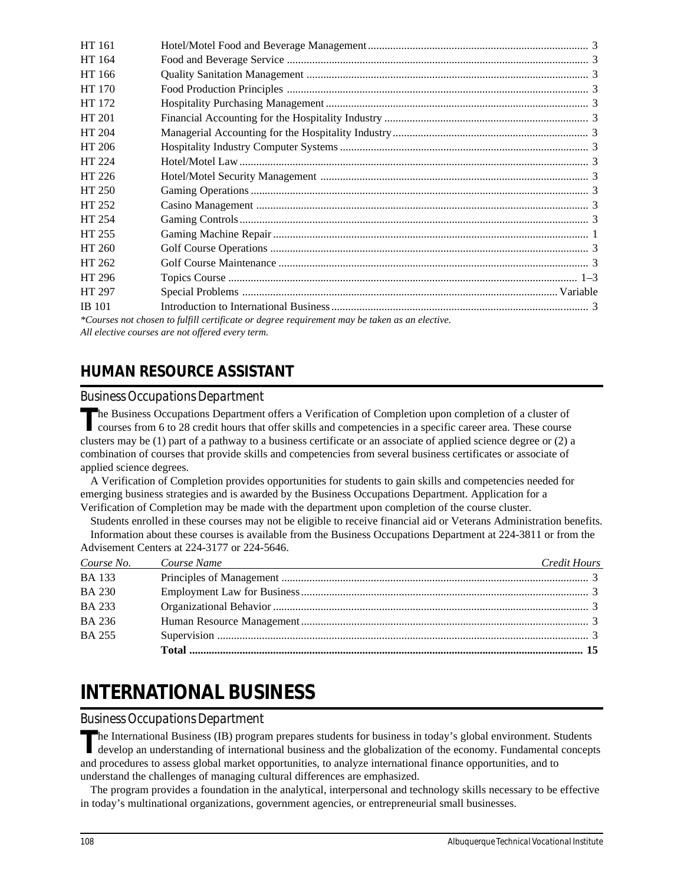| | | |
|---|---|---|
| HT 161 | Hotel/Motel Food and Beverage Management | 3 |
| HT 164 | Food and Beverage Service | 3 |
| HT 166 | Quality Sanitation Management | 3 |
| HT 170 | Food Production Principles | 3 |
| HT 172 | Hospitality Purchasing Management | 3 |
| HT 201 | Financial Accounting for the Hospitality Industry | 3 |
| HT 204 | Managerial Accounting for the Hospitality Industry | 3 |
| HT 206 | Hospitality Industry Computer Systems | 3 |
| HT 224 | Hotel/Motel Law | 3 |
| HT 226 | Hotel/Motel Security Management | 3 |
| HT 250 | Gaming Operations | 3 |
| HT 252 | Casino Management | 3 |
| HT 254 | Gaming Controls | 3 |
| HT 255 | Gaming Machine Repair | 1 |
| HT 260 | Golf Course Operations | 3 |
| HT 262 | Golf Course Maintenance | 3 |
| HT 296 | Topics Course | 1–3 |
| HT 297 | Special Problems | Variable |
| IB 101 | Introduction to International Business | 3 |

*\*Courses not chosen to fulfill certificate or degree requirement may be taken as an elective.*
*All elective courses are not offered every term.*

## HUMAN RESOURCE ASSISTANT

### Business Occupations Department

The Business Occupations Department offers a Verification of Completion upon completion of a cluster of courses from 6 to 28 credit hours that offer skills and competencies in a specific career area. These course clusters may be (1) part of a pathway to a business certificate or an associate of applied science degree or (2) a combination of courses that provide skills and competencies from several business certificates or associate of applied science degrees.

A Verification of Completion provides opportunities for students to gain skills and competencies needed for emerging business strategies and is awarded by the Business Occupations Department. Application for a Verification of Completion may be made with the department upon completion of the course cluster.

Students enrolled in these courses may not be eligible to receive financial aid or Veterans Administration benefits.

Information about these courses is available from the Business Occupations Department at 224-3811 or from the Advisement Centers at 224-3177 or 224-5646.

| *Course No.* | *Course Name* | *Credit Hours* |
|---|---|---|
| BA 133 | Principles of Management | 3 |
| BA 230 | Employment Law for Business | 3 |
| BA 233 | Organizational Behavior | 3 |
| BA 236 | Human Resource Management | 3 |
| BA 255 | Supervision | 3 |
| | **Total** | **15** |

# INTERNATIONAL BUSINESS

### Business Occupations Department

The International Business (IB) program prepares students for business in today's global environment. Students develop an understanding of international business and the globalization of the economy. Fundamental concepts and procedures to assess global market opportunities, to analyze international finance opportunities, and to understand the challenges of managing cultural differences are emphasized.

The program provides a foundation in the analytical, interpersonal and technology skills necessary to be effective in today's multinational organizations, government agencies, or entrepreneurial small businesses.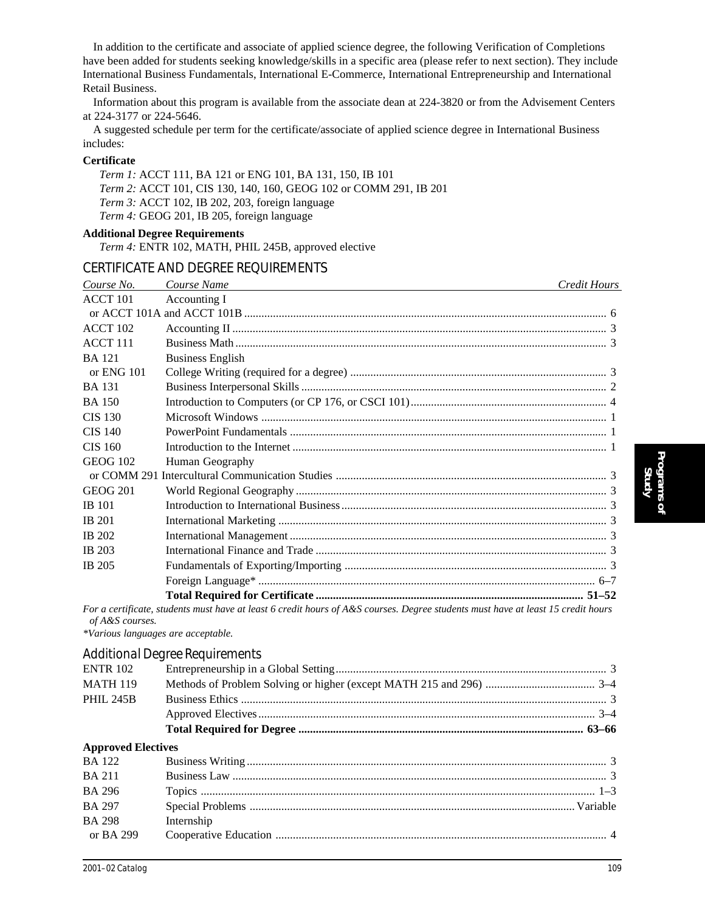In addition to the certificate and associate of applied science degree, the following Verification of Completions have been added for students seeking knowledge/skills in a specific area (please refer to next section). They include International Business Fundamentals, International E-Commerce, International Entrepreneurship and International Retail Business.

Information about this program is available from the associate dean at 224-3820 or from the Advisement Centers at 224-3177 or 224-5646.

A suggested schedule per term for the certificate/associate of applied science degree in International Business includes:

**Certificate**

*Term 1:* ACCT 111, BA 121 or ENG 101, BA 131, 150, IB 101
*Term 2:* ACCT 101, CIS 130, 140, 160, GEOG 102 or COMM 291, IB 201
*Term 3:* ACCT 102, IB 202, 203, foreign language
*Term 4:* GEOG 201, IB 205, foreign language

**Additional Degree Requirements**

*Term 4:* ENTR 102, MATH, PHIL 245B, approved elective

## CERTIFICATE AND DEGREE REQUIREMENTS

| *Course No.* | *Course Name* | *Credit Hours* |
|---|---|---|
| ACCT 101 | Accounting I | |
| or ACCT 101A and ACCT 101B | | 6 |
| ACCT 102 | Accounting II | 3 |
| ACCT 111 | Business Math | 3 |
| BA 121 | Business English | |
| or ENG 101 | College Writing (required for a degree) | 3 |
| BA 131 | Business Interpersonal Skills | 2 |
| BA 150 | Introduction to Computers (or CP 176, or CSCI 101) | 4 |
| CIS 130 | Microsoft Windows | 1 |
| CIS 140 | PowerPoint Fundamentals | 1 |
| CIS 160 | Introduction to the Internet | 1 |
| GEOG 102 | Human Geography | |
| or COMM 291 | Intercultural Communication Studies | 3 |
| GEOG 201 | World Regional Geography | 3 |
| IB 101 | Introduction to International Business | 3 |
| IB 201 | International Marketing | 3 |
| IB 202 | International Management | 3 |
| IB 203 | International Finance and Trade | 3 |
| IB 205 | Fundamentals of Exporting/Importing | 3 |
| | Foreign Language* | 6–7 |
| | **Total Required for Certificate** | **51–52** |

*For a certificate, students must have at least 6 credit hours of A&S courses. Degree students must have at least 15 credit hours of A&S courses.*

**Various languages are acceptable.*

### Additional Degree Requirements

| | | |
|---|---|---|
| ENTR 102 | Entrepreneurship in a Global Setting | 3 |
| MATH 119 | Methods of Problem Solving or higher (except MATH 215 and 296) | 3–4 |
| PHIL 245B | Business Ethics | 3 |
| | Approved Electives | 3–4 |
| | **Total Required for Degree** | **63–66** |

**Approved Electives**

| | | |
|---|---|---|
| BA 122 | Business Writing | 3 |
| BA 211 | Business Law | 3 |
| BA 296 | Topics | 1–3 |
| BA 297 | Special Problems | Variable |
| BA 298 | Internship | |
| or BA 299 | Cooperative Education | 4 |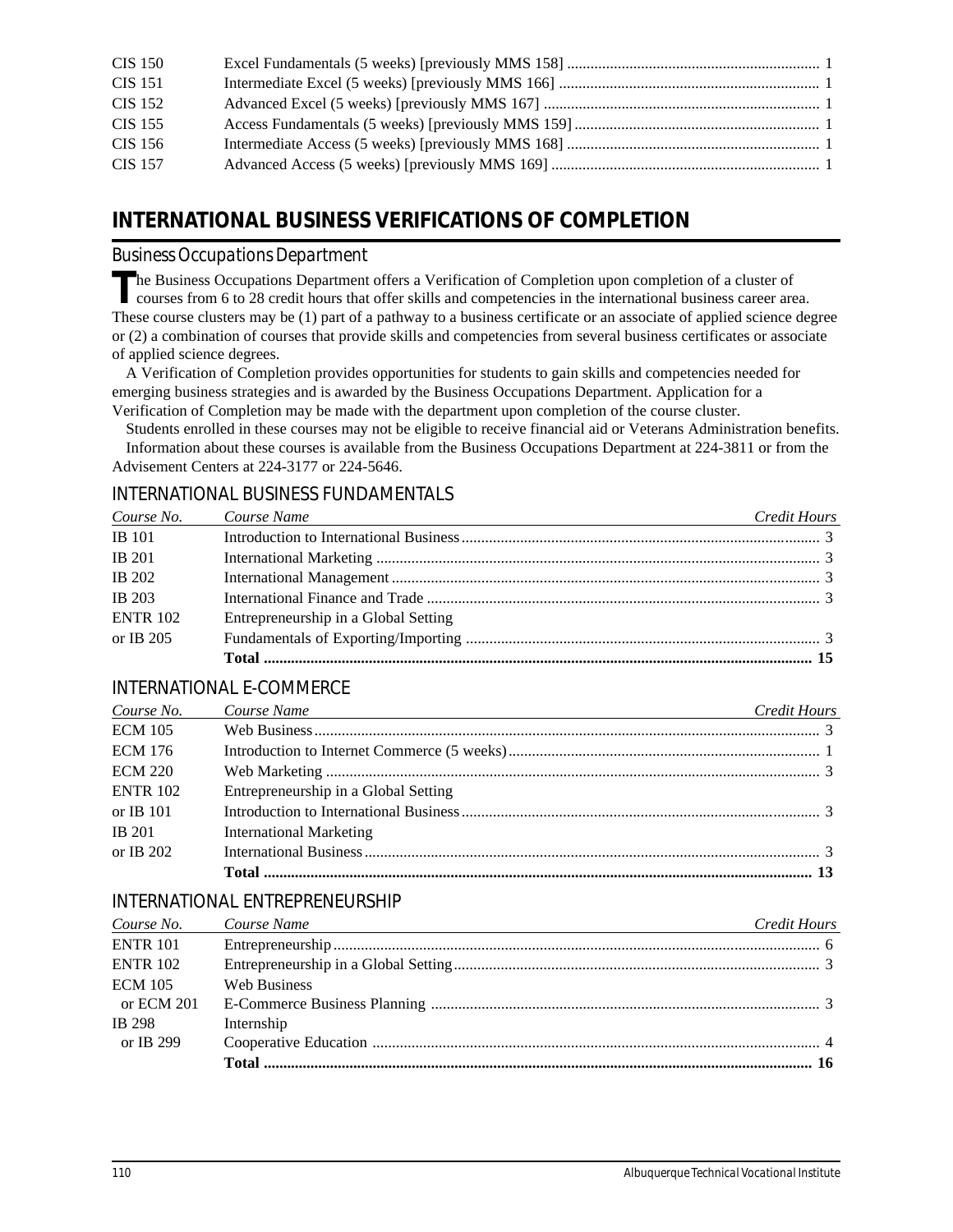| | | |
|---|---|---|
| CIS 150 | Excel Fundamentals (5 weeks) [previously MMS 158] | 1 |
| CIS 151 | Intermediate Excel (5 weeks) [previously MMS 166] | 1 |
| CIS 152 | Advanced Excel (5 weeks) [previously MMS 167] | 1 |
| CIS 155 | Access Fundamentals (5 weeks) [previously MMS 159] | 1 |
| CIS 156 | Intermediate Access (5 weeks) [previously MMS 168] | 1 |
| CIS 157 | Advanced Access (5 weeks) [previously MMS 169] | 1 |

# INTERNATIONAL BUSINESS VERIFICATIONS OF COMPLETION

## Business Occupations Department

The Business Occupations Department offers a Verification of Completion upon completion of a cluster of courses from 6 to 28 credit hours that offer skills and competencies in the international business career area. These course clusters may be (1) part of a pathway to a business certificate or an associate of applied science degree or (2) a combination of courses that provide skills and competencies from several business certificates or associate of applied science degrees.

A Verification of Completion provides opportunities for students to gain skills and competencies needed for emerging business strategies and is awarded by the Business Occupations Department. Application for a Verification of Completion may be made with the department upon completion of the course cluster.

Students enrolled in these courses may not be eligible to receive financial aid or Veterans Administration benefits.

Information about these courses is available from the Business Occupations Department at 224-3811 or from the Advisement Centers at 224-3177 or 224-5646.

### INTERNATIONAL BUSINESS FUNDAMENTALS

| *Course No.* | *Course Name* | *Credit Hours* |
|---|---|---|
| IB 101 | Introduction to International Business | 3 |
| IB 201 | International Marketing | 3 |
| IB 202 | International Management | 3 |
| IB 203 | International Finance and Trade | 3 |
| ENTR 102 | Entrepreneurship in a Global Setting | |
| or IB 205 | Fundamentals of Exporting/Importing | 3 |
| | **Total** | **15** |

### INTERNATIONAL E-COMMERCE

| *Course No.* | *Course Name* | *Credit Hours* |
|---|---|---|
| ECM 105 | Web Business | 3 |
| ECM 176 | Introduction to Internet Commerce (5 weeks) | 1 |
| ECM 220 | Web Marketing | 3 |
| ENTR 102 | Entrepreneurship in a Global Setting | |
| or IB 101 | Introduction to International Business | 3 |
| IB 201 | International Marketing | |
| or IB 202 | International Business | 3 |
| | **Total** | **13** |

### INTERNATIONAL ENTREPRENEURSHIP

| *Course No.* | *Course Name* | *Credit Hours* |
|---|---|---|
| ENTR 101 | Entrepreneurship | 6 |
| ENTR 102 | Entrepreneurship in a Global Setting | 3 |
| ECM 105 | Web Business | |
| or ECM 201 | E-Commerce Business Planning | 3 |
| IB 298 | Internship | |
| or IB 299 | Cooperative Education | 4 |
| | **Total** | **16** |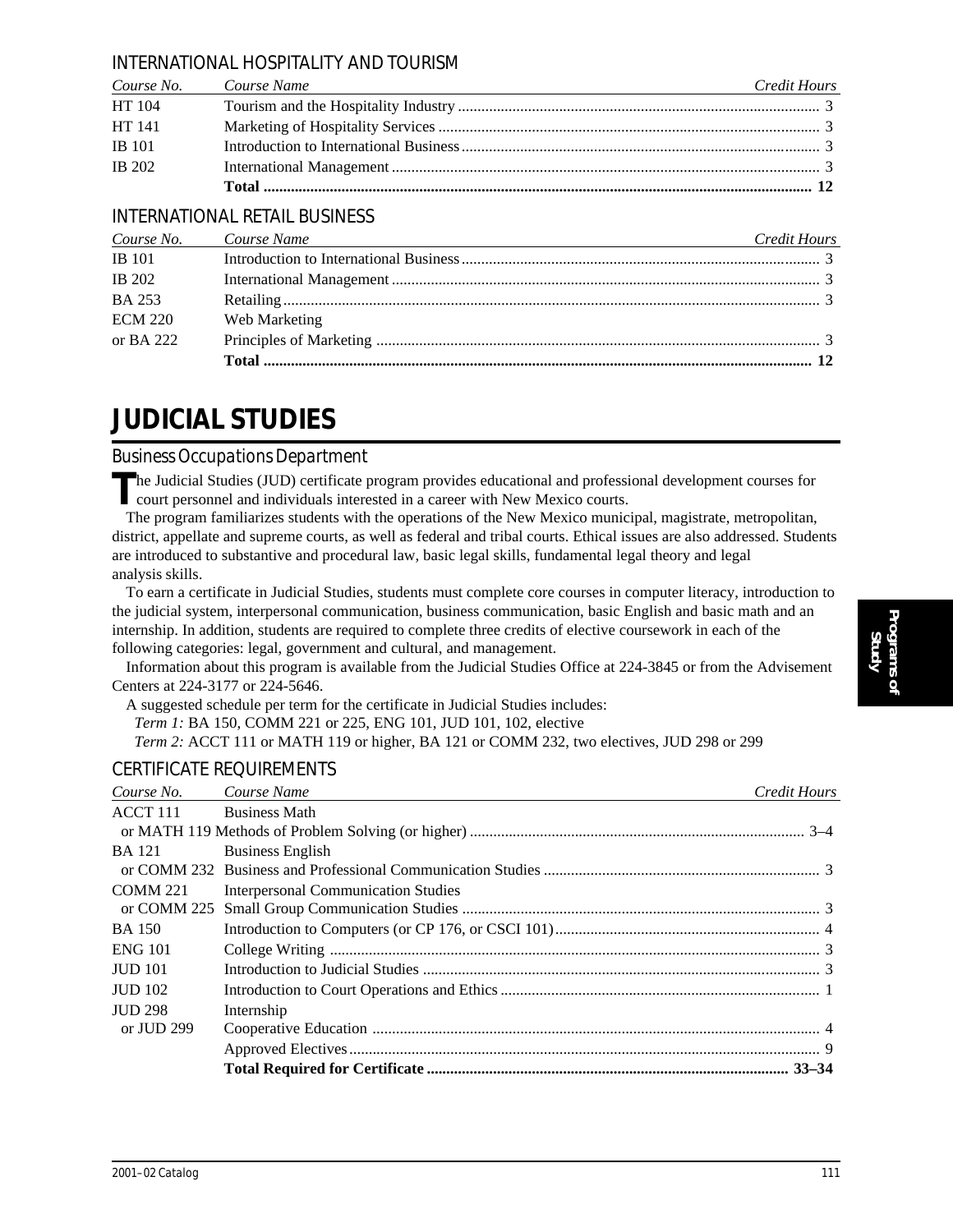### INTERNATIONAL HOSPITALITY AND TOURISM

| Course No. | Course Name | Credit Hours |
|---|---|---|
| HT 104 | Tourism and the Hospitality Industry | 3 |
| HT 141 | Marketing of Hospitality Services | 3 |
| IB 101 | Introduction to International Business | 3 |
| IB 202 | International Management | 3 |
| | **Total** | **12** |

### INTERNATIONAL RETAIL BUSINESS

| Course No. | Course Name | Credit Hours |
|---|---|---|
| IB 101 | Introduction to International Business | 3 |
| IB 202 | International Management | 3 |
| BA 253 | Retailing | 3 |
| ECM 220 | Web Marketing | |
| or BA 222 | Principles of Marketing | 3 |
| | **Total** | **12** |

# JUDICIAL STUDIES

## Business Occupations Department

The Judicial Studies (JUD) certificate program provides educational and professional development courses for court personnel and individuals interested in a career with New Mexico courts.

The program familiarizes students with the operations of the New Mexico municipal, magistrate, metropolitan, district, appellate and supreme courts, as well as federal and tribal courts. Ethical issues are also addressed. Students are introduced to substantive and procedural law, basic legal skills, fundamental legal theory and legal analysis skills.

To earn a certificate in Judicial Studies, students must complete core courses in computer literacy, introduction to the judicial system, interpersonal communication, business communication, basic English and basic math and an internship. In addition, students are required to complete three credits of elective coursework in each of the following categories: legal, government and cultural, and management.

Information about this program is available from the Judicial Studies Office at 224-3845 or from the Advisement Centers at 224-3177 or 224-5646.

A suggested schedule per term for the certificate in Judicial Studies includes:

*Term 1:* BA 150, COMM 221 or 225, ENG 101, JUD 101, 102, elective

*Term 2:* ACCT 111 or MATH 119 or higher, BA 121 or COMM 232, two electives, JUD 298 or 299

### CERTIFICATE REQUIREMENTS

| Course No. | Course Name | Credit Hours |
|---|---|---|
| ACCT 111 | Business Math | |
| or MATH 119 | Methods of Problem Solving (or higher) | 3–4 |
| BA 121 | Business English | |
| or COMM 232 | Business and Professional Communication Studies | 3 |
| COMM 221 | Interpersonal Communication Studies | |
| or COMM 225 | Small Group Communication Studies | 3 |
| BA 150 | Introduction to Computers (or CP 176, or CSCI 101) | 4 |
| ENG 101 | College Writing | 3 |
| JUD 101 | Introduction to Judicial Studies | 3 |
| JUD 102 | Introduction to Court Operations and Ethics | 1 |
| JUD 298 | Internship | |
| or JUD 299 | Cooperative Education | 4 |
| | Approved Electives | 9 |
| | **Total Required for Certificate** | **33–34** |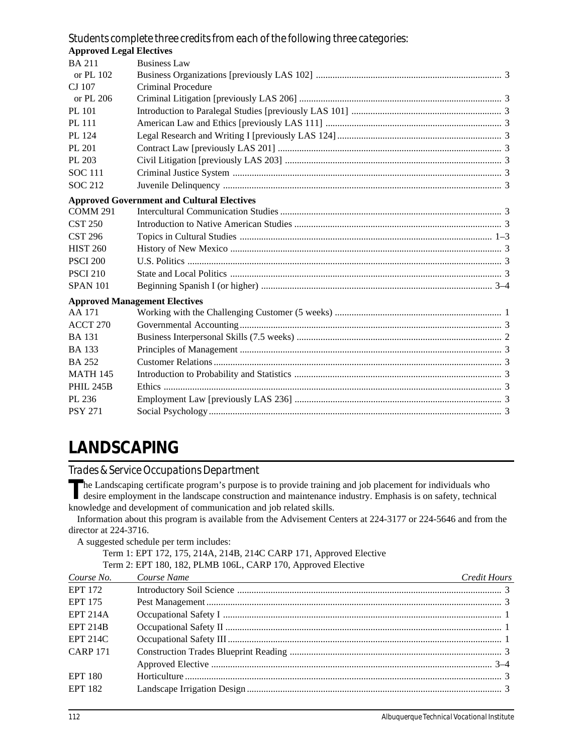### Students complete three credits from each of the following three categories:

**Approved Legal Electives**

| | | |
|---|---|---|
| BA 211 | Business Law | |
| or PL 102 | Business Organizations [previously LAS 102] | 3 |
| CJ 107 | Criminal Procedure | |
| or PL 206 | Criminal Litigation [previously LAS 206] | 3 |
| PL 101 | Introduction to Paralegal Studies [previously LAS 101] | 3 |
| PL 111 | American Law and Ethics [previously LAS 111] | 3 |
| PL 124 | Legal Research and Writing I [previously LAS 124] | 3 |
| PL 201 | Contract Law [previously LAS 201] | 3 |
| PL 203 | Civil Litigation [previously LAS 203] | 3 |
| SOC 111 | Criminal Justice System | 3 |
| SOC 212 | Juvenile Delinquency | 3 |

**Approved Government and Cultural Electives**

| | | |
|---|---|---|
| COMM 291 | Intercultural Communication Studies | 3 |
| CST 250 | Introduction to Native American Studies | 3 |
| CST 296 | Topics in Cultural Studies | 1–3 |
| HIST 260 | History of New Mexico | 3 |
| PSCI 200 | U.S. Politics | 3 |
| PSCI 210 | State and Local Politics | 3 |
| SPAN 101 | Beginning Spanish I (or higher) | 3–4 |

**Approved Management Electives**

| | | |
|---|---|---|
| AA 171 | Working with the Challenging Customer (5 weeks) | 1 |
| ACCT 270 | Governmental Accounting | 3 |
| BA 131 | Business Interpersonal Skills (7.5 weeks) | 2 |
| BA 133 | Principles of Management | 3 |
| BA 252 | Customer Relations | 3 |
| MATH 145 | Introduction to Probability and Statistics | 3 |
| PHIL 245B | Ethics | 3 |
| PL 236 | Employment Law [previously LAS 236] | 3 |
| PSY 271 | Social Psychology | 3 |

# LANDSCAPING

## Trades & Service Occupations Department

The Landscaping certificate program's purpose is to provide training and job placement for individuals who desire employment in the landscape construction and maintenance industry. Emphasis is on safety, technical knowledge and development of communication and job related skills.

Information about this program is available from the Advisement Centers at 224-3177 or 224-5646 and from the director at 224-3716.

A suggested schedule per term includes:

Term 1: EPT 172, 175, 214A, 214B, 214C CARP 171, Approved Elective

Term 2: EPT 180, 182, PLMB 106L, CARP 170, Approved Elective

| *Course No.* | *Course Name* | *Credit Hours* |
|---|---|---|
| EPT 172 | Introductory Soil Science | 3 |
| EPT 175 | Pest Management | 3 |
| EPT 214A | Occupational Safety I | 1 |
| EPT 214B | Occupational Safety II | 1 |
| EPT 214C | Occupational Safety III | 1 |
| CARP 171 | Construction Trades Blueprint Reading | 3 |
| | Approved Elective | 3–4 |
| EPT 180 | Horticulture | 3 |
| EPT 182 | Landscape Irrigation Design | 3 |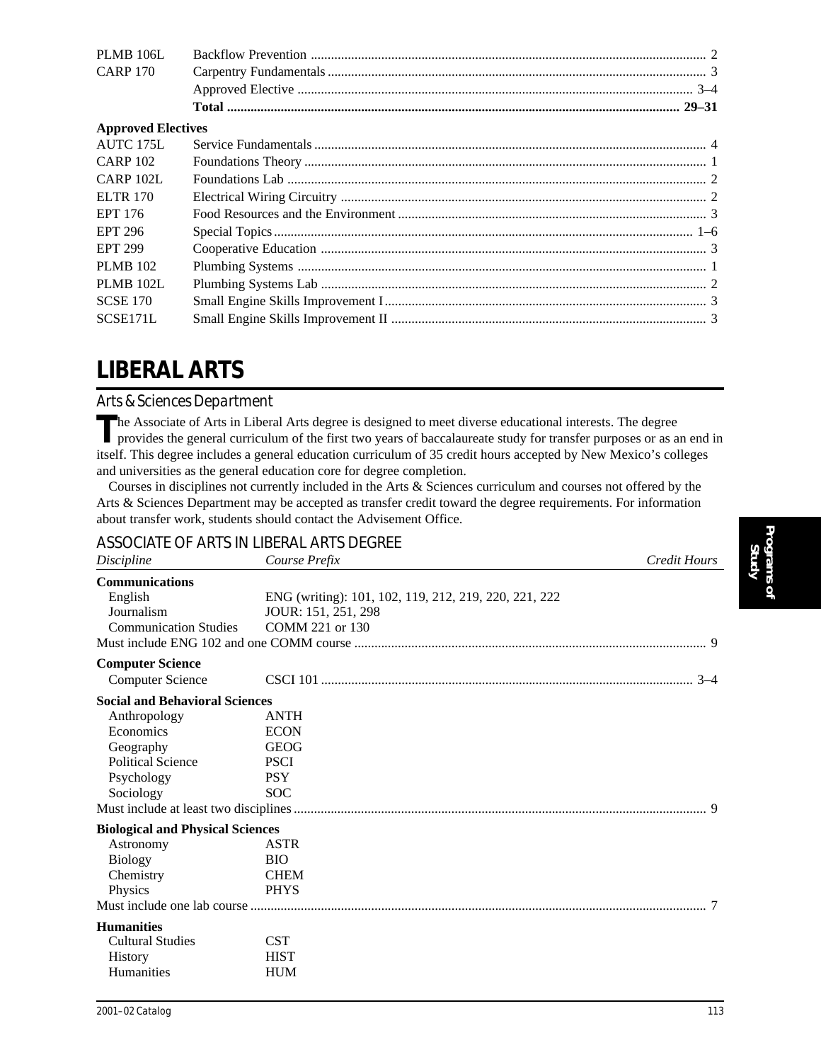| | | |
|---|---|---|
| PLMB 106L | Backflow Prevention | 2 |
| CARP 170 | Carpentry Fundamentals | 3 |
| | Approved Elective | 3–4 |
| | **Total** | **29–31** |

**Approved Electives**

| | | |
|---|---|---|
| AUTC 175L | Service Fundamentals | 4 |
| CARP 102 | Foundations Theory | 1 |
| CARP 102L | Foundations Lab | 2 |
| ELTR 170 | Electrical Wiring Circuitry | 2 |
| EPT 176 | Food Resources and the Environment | 3 |
| EPT 296 | Special Topics | 1–6 |
| EPT 299 | Cooperative Education | 3 |
| PLMB 102 | Plumbing Systems | 1 |
| PLMB 102L | Plumbing Systems Lab | 2 |
| SCSE 170 | Small Engine Skills Improvement I | 3 |
| SCSE171L | Small Engine Skills Improvement II | 3 |

# LIBERAL ARTS

## *Arts & Sciences Department*

The Associate of Arts in Liberal Arts degree is designed to meet diverse educational interests. The degree provides the general curriculum of the first two years of baccalaureate study for transfer purposes or as an end in itself. This degree includes a general education curriculum of 35 credit hours accepted by New Mexico's colleges and universities as the general education core for degree completion.

Courses in disciplines not currently included in the Arts & Sciences curriculum and courses not offered by the Arts & Sciences Department may be accepted as transfer credit toward the degree requirements. For information about transfer work, students should contact the Advisement Office.

### ASSOCIATE OF ARTS IN LIBERAL ARTS DEGREE

| *Discipline* | *Course Prefix* | *Credit Hours* |
|---|---|---|
| **Communications** | | |
| English | ENG (writing): 101, 102, 119, 212, 219, 220, 221, 222 | |
| Journalism | JOUR: 151, 251, 298 | |
| Communication Studies | COMM 221 or 130 | |
| Must include ENG 102 and one COMM course | | 9 |
| **Computer Science** | | |
| Computer Science | CSCI 101 | 3–4 |
| **Social and Behavioral Sciences** | | |
| Anthropology | ANTH | |
| Economics | ECON | |
| Geography | GEOG | |
| Political Science | PSCI | |
| Psychology | PSY | |
| Sociology | SOC | |
| Must include at least two disciplines | | 9 |
| **Biological and Physical Sciences** | | |
| Astronomy | ASTR | |
| Biology | BIO | |
| Chemistry | CHEM | |
| Physics | PHYS | |
| Must include one lab course | | 7 |
| **Humanities** | | |
| Cultural Studies | CST | |
| History | HIST | |
| Humanities | HUM | |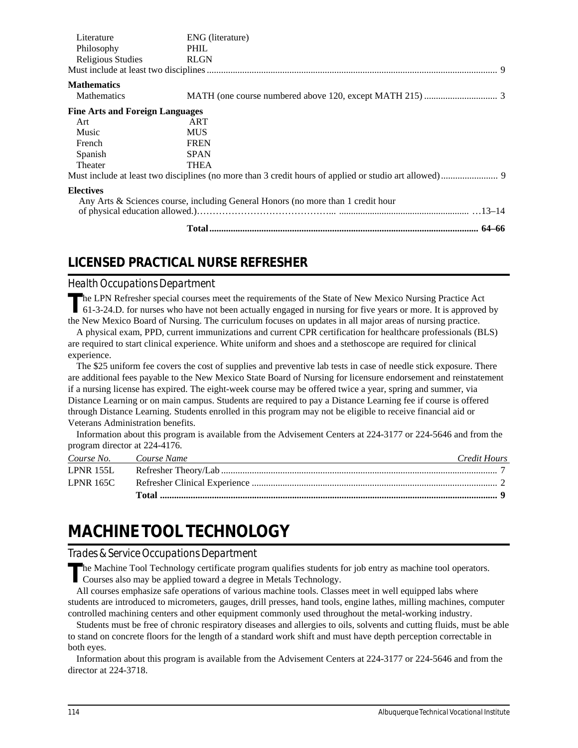| | | |
|---|---|---|
| Literature | ENG (literature) | |
| Philosophy | PHIL | |
| Religious Studies | RLGN | |
| Must include at least two disciplines | | 9 |
| **Mathematics** | | |
| Mathematics | MATH (one course numbered above 120, except MATH 215) | 3 |
| **Fine Arts and Foreign Languages** | | |
| Art | ART | |
| Music | MUS | |
| French | FREN | |
| Spanish | SPAN | |
| Theater | THEA | |
| Must include at least two disciplines (no more than 3 credit hours of applied or studio art allowed) | | 9 |
| **Electives** | | |
| Any Arts & Sciences course, including General Honors (no more than 1 credit hour of physical education allowed.) | | 13–14 |
| | **Total** | **64–66** |

## LICENSED PRACTICAL NURSE REFRESHER

### Health Occupations Department

The LPN Refresher special courses meet the requirements of the State of New Mexico Nursing Practice Act 61-3-24.D. for nurses who have not been actually engaged in nursing for five years or more. It is approved by the New Mexico Board of Nursing. The curriculum focuses on updates in all major areas of nursing practice.

A physical exam, PPD, current immunizations and current CPR certification for healthcare professionals (BLS) are required to start clinical experience. White uniform and shoes and a stethoscope are required for clinical experience.

The $25 uniform fee covers the cost of supplies and preventive lab tests in case of needle stick exposure. There are additional fees payable to the New Mexico State Board of Nursing for licensure endorsement and reinstatement if a nursing license has expired. The eight-week course may be offered twice a year, spring and summer, via Distance Learning or on main campus. Students are required to pay a Distance Learning fee if course is offered through Distance Learning. Students enrolled in this program may not be eligible to receive financial aid or Veterans Administration benefits.

Information about this program is available from the Advisement Centers at 224-3177 or 224-5646 and from the program director at 224-4176.

| *Course No.* | *Course Name* | *Credit Hours* |
|---|---|---|
| LPNR 155L | Refresher Theory/Lab | 7 |
| LPNR 165C | Refresher Clinical Experience | 2 |
| | **Total** | **9** |

# MACHINE TOOL TECHNOLOGY

### Trades & Service Occupations Department

The Machine Tool Technology certificate program qualifies students for job entry as machine tool operators. Courses also may be applied toward a degree in Metals Technology.

All courses emphasize safe operations of various machine tools. Classes meet in well equipped labs where students are introduced to micrometers, gauges, drill presses, hand tools, engine lathes, milling machines, computer controlled machining centers and other equipment commonly used throughout the metal-working industry.

Students must be free of chronic respiratory diseases and allergies to oils, solvents and cutting fluids, must be able to stand on concrete floors for the length of a standard work shift and must have depth perception correctable in both eyes.

Information about this program is available from the Advisement Centers at 224-3177 or 224-5646 and from the director at 224-3718.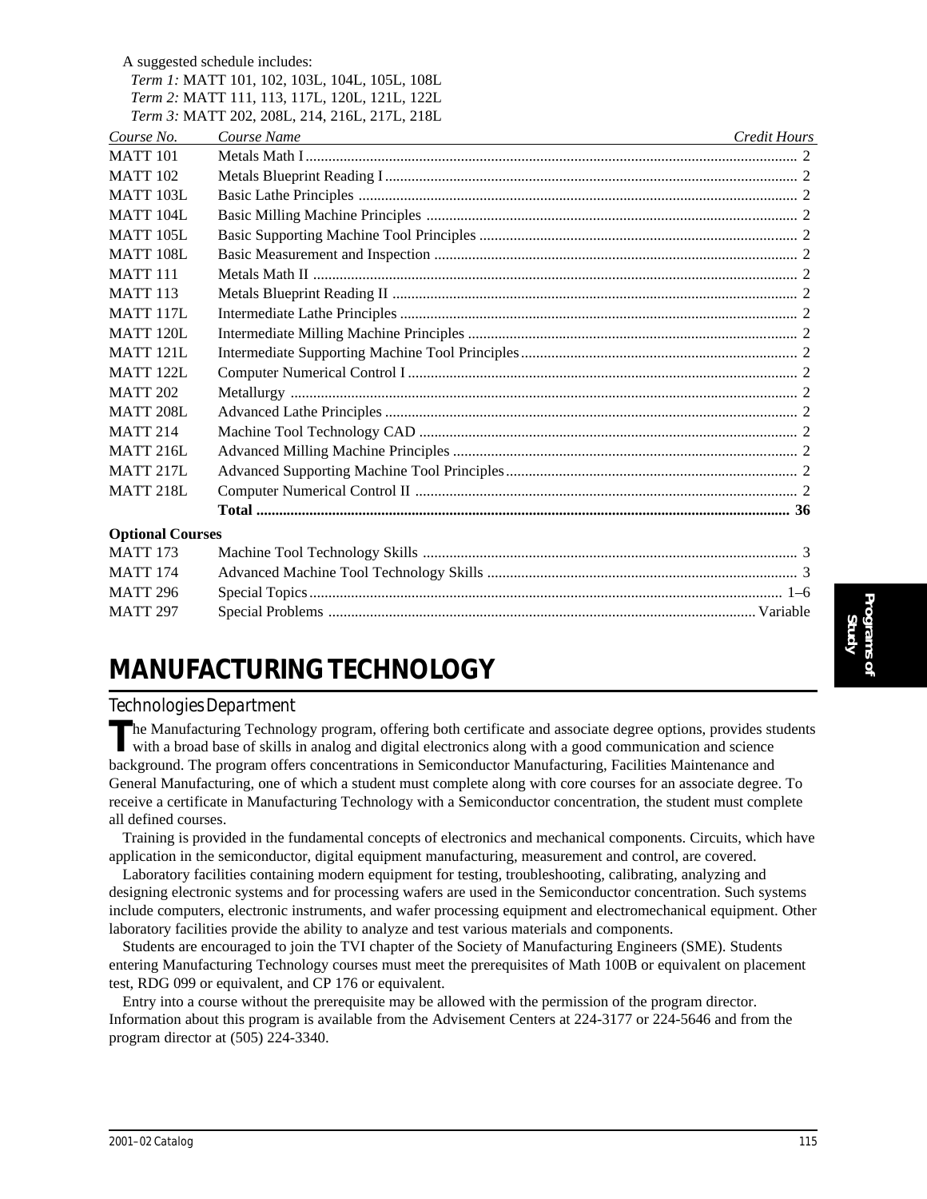A suggested schedule includes:

*Term 1:* MATT 101, 102, 103L, 104L, 105L, 108L
*Term 2:* MATT 111, 113, 117L, 120L, 121L, 122L
*Term 3:* MATT 202, 208L, 214, 216L, 217L, 218L

| *Course No.* | *Course Name* | *Credit Hours* |
|---|---|---|
| MATT 101 | Metals Math I | 2 |
| MATT 102 | Metals Blueprint Reading I | 2 |
| MATT 103L | Basic Lathe Principles | 2 |
| MATT 104L | Basic Milling Machine Principles | 2 |
| MATT 105L | Basic Supporting Machine Tool Principles | 2 |
| MATT 108L | Basic Measurement and Inspection | 2 |
| MATT 111 | Metals Math II | 2 |
| MATT 113 | Metals Blueprint Reading II | 2 |
| MATT 117L | Intermediate Lathe Principles | 2 |
| MATT 120L | Intermediate Milling Machine Principles | 2 |
| MATT 121L | Intermediate Supporting Machine Tool Principles | 2 |
| MATT 122L | Computer Numerical Control I | 2 |
| MATT 202 | Metallurgy | 2 |
| MATT 208L | Advanced Lathe Principles | 2 |
| MATT 214 | Machine Tool Technology CAD | 2 |
| MATT 216L | Advanced Milling Machine Principles | 2 |
| MATT 217L | Advanced Supporting Machine Tool Principles | 2 |
| MATT 218L | Computer Numerical Control II | 2 |
| | **Total** | **36** |

**Optional Courses**

| | | |
|---|---|---|
| MATT 173 | Machine Tool Technology Skills | 3 |
| MATT 174 | Advanced Machine Tool Technology Skills | 3 |
| MATT 296 | Special Topics | 1–6 |
| MATT 297 | Special Problems | Variable |

# MANUFACTURING TECHNOLOGY

## Technologies Department

The Manufacturing Technology program, offering both certificate and associate degree options, provides students with a broad base of skills in analog and digital electronics along with a good communication and science background. The program offers concentrations in Semiconductor Manufacturing, Facilities Maintenance and General Manufacturing, one of which a student must complete along with core courses for an associate degree. To receive a certificate in Manufacturing Technology with a Semiconductor concentration, the student must complete all defined courses.

Training is provided in the fundamental concepts of electronics and mechanical components. Circuits, which have application in the semiconductor, digital equipment manufacturing, measurement and control, are covered.

Laboratory facilities containing modern equipment for testing, troubleshooting, calibrating, analyzing and designing electronic systems and for processing wafers are used in the Semiconductor concentration. Such systems include computers, electronic instruments, and wafer processing equipment and electromechanical equipment. Other laboratory facilities provide the ability to analyze and test various materials and components.

Students are encouraged to join the TVI chapter of the Society of Manufacturing Engineers (SME). Students entering Manufacturing Technology courses must meet the prerequisites of Math 100B or equivalent on placement test, RDG 099 or equivalent, and CP 176 or equivalent.

Entry into a course without the prerequisite may be allowed with the permission of the program director. Information about this program is available from the Advisement Centers at 224-3177 or 224-5646 and from the program director at (505) 224-3340.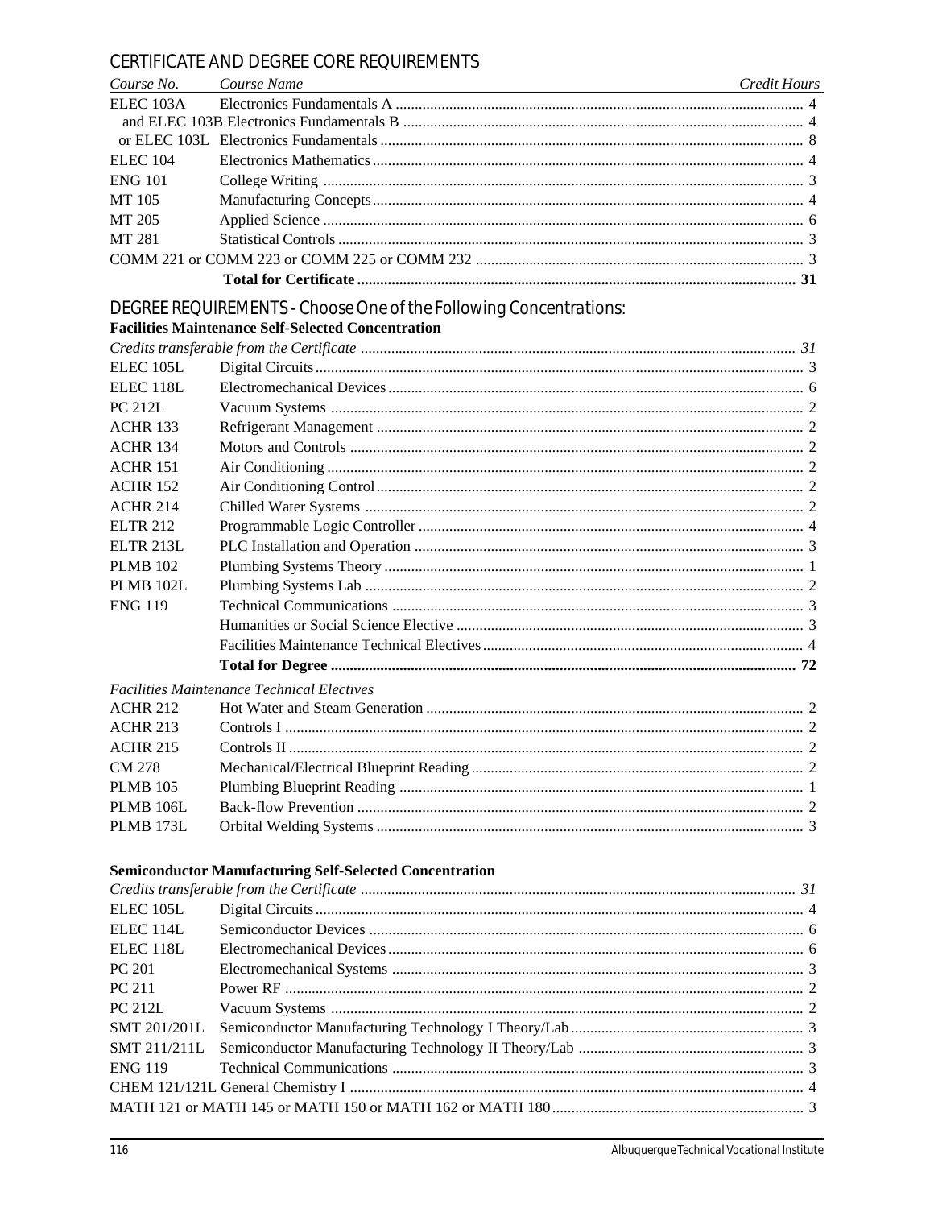## CERTIFICATE AND DEGREE CORE REQUIREMENTS

| *Course No.* | *Course Name* | *Credit Hours* |
|---|---|---|
| ELEC 103A | Electronics Fundamentals A | 4 |
| and ELEC 103B | Electronics Fundamentals B | 4 |
| or ELEC 103L | Electronics Fundamentals | 8 |
| ELEC 104 | Electronics Mathematics | 4 |
| ENG 101 | College Writing | 3 |
| MT 105 | Manufacturing Concepts | 4 |
| MT 205 | Applied Science | 6 |
| MT 281 | Statistical Controls | 3 |
| COMM 221 or COMM 223 or COMM 225 or COMM 232 | | 3 |
| | **Total for Certificate** | **31** |

## DEGREE REQUIREMENTS - Choose One of the Following Concentrations:

### Facilities Maintenance Self-Selected Concentration

| Course No. | Course Name | Credit Hours |
|---|---|---|
| *Credits transferable from the Certificate* | | *31* |
| ELEC 105L | Digital Circuits | 3 |
| ELEC 118L | Electromechanical Devices | 6 |
| PC 212L | Vacuum Systems | 2 |
| ACHR 133 | Refrigerant Management | 2 |
| ACHR 134 | Motors and Controls | 2 |
| ACHR 151 | Air Conditioning | 2 |
| ACHR 152 | Air Conditioning Control | 2 |
| ACHR 214 | Chilled Water Systems | 2 |
| ELTR 212 | Programmable Logic Controller | 4 |
| ELTR 213L | PLC Installation and Operation | 3 |
| PLMB 102 | Plumbing Systems Theory | 1 |
| PLMB 102L | Plumbing Systems Lab | 2 |
| ENG 119 | Technical Communications | 3 |
| | Humanities or Social Science Elective | 3 |
| | Facilities Maintenance Technical Electives | 4 |
| | **Total for Degree** | **72** |

*Facilities Maintenance Technical Electives*

| Course No. | Course Name | Credit Hours |
|---|---|---|
| ACHR 212 | Hot Water and Steam Generation | 2 |
| ACHR 213 | Controls I | 2 |
| ACHR 215 | Controls II | 2 |
| CM 278 | Mechanical/Electrical Blueprint Reading | 2 |
| PLMB 105 | Plumbing Blueprint Reading | 1 |
| PLMB 106L | Back-flow Prevention | 2 |
| PLMB 173L | Orbital Welding Systems | 3 |

### Semiconductor Manufacturing Self-Selected Concentration

| Course No. | Course Name | Credit Hours |
|---|---|---|
| *Credits transferable from the Certificate* | | *31* |
| ELEC 105L | Digital Circuits | 4 |
| ELEC 114L | Semiconductor Devices | 6 |
| ELEC 118L | Electromechanical Devices | 6 |
| PC 201 | Electromechanical Systems | 3 |
| PC 211 | Power RF | 2 |
| PC 212L | Vacuum Systems | 2 |
| SMT 201/201L | Semiconductor Manufacturing Technology I Theory/Lab | 3 |
| SMT 211/211L | Semiconductor Manufacturing Technology II Theory/Lab | 3 |
| ENG 119 | Technical Communications | 3 |
| CHEM 121/121L General Chemistry I | | 4 |
| MATH 121 or MATH 145 or MATH 150 or MATH 162 or MATH 180 | | 3 |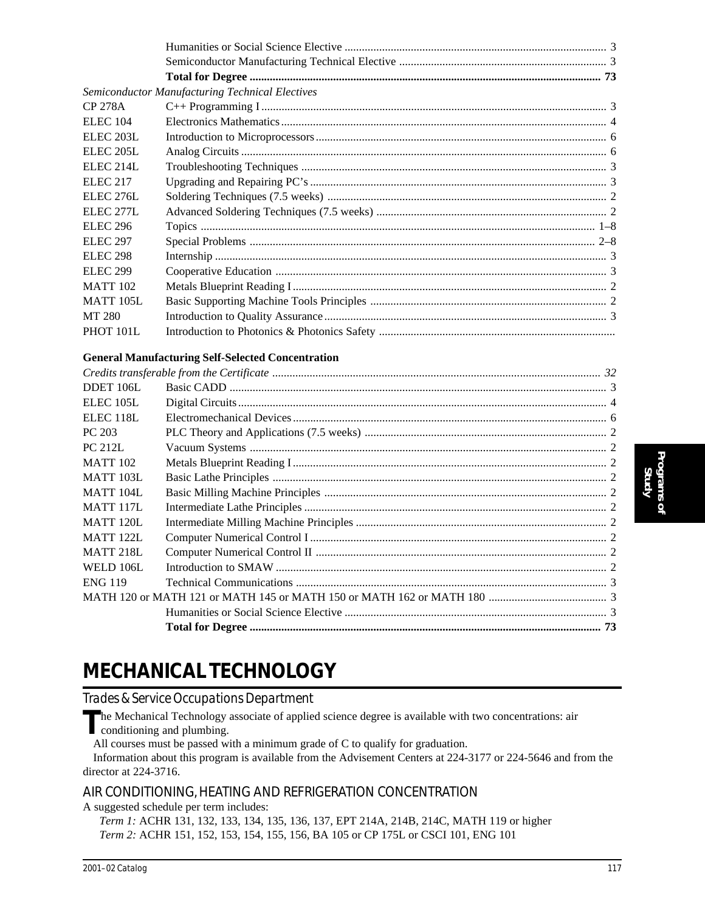| | | |
|---|---|---|
| | Humanities or Social Science Elective | 3 |
| | Semiconductor Manufacturing Technical Elective | 3 |
| | **Total for Degree** | **73** |

*Semiconductor Manufacturing Technical Electives*

| | | |
|---|---|---|
| CP 278A | C++ Programming I | 3 |
| ELEC 104 | Electronics Mathematics | 4 |
| ELEC 203L | Introduction to Microprocessors | 6 |
| ELEC 205L | Analog Circuits | 6 |
| ELEC 214L | Troubleshooting Techniques | 3 |
| ELEC 217 | Upgrading and Repairing PC's | 3 |
| ELEC 276L | Soldering Techniques (7.5 weeks) | 2 |
| ELEC 277L | Advanced Soldering Techniques (7.5 weeks) | 2 |
| ELEC 296 | Topics | 1–8 |
| ELEC 297 | Special Problems | 2–8 |
| ELEC 298 | Internship | 3 |
| ELEC 299 | Cooperative Education | 3 |
| MATT 102 | Metals Blueprint Reading I | 2 |
| MATT 105L | Basic Supporting Machine Tools Principles | 2 |
| MT 280 | Introduction to Quality Assurance | 3 |
| PHOT 101L | Introduction to Photonics & Photonics Safety | |

**General Manufacturing Self-Selected Concentration**

| | | |
|---|---|---|
| *Credits transferable from the Certificate* | | *32* |
| DDET 106L | Basic CADD | 3 |
| ELEC 105L | Digital Circuits | 4 |
| ELEC 118L | Electromechanical Devices | 6 |
| PC 203 | PLC Theory and Applications (7.5 weeks) | 2 |
| PC 212L | Vacuum Systems | 2 |
| MATT 102 | Metals Blueprint Reading I | 2 |
| MATT 103L | Basic Lathe Principles | 2 |
| MATT 104L | Basic Milling Machine Principles | 2 |
| MATT 117L | Intermediate Lathe Principles | 2 |
| MATT 120L | Intermediate Milling Machine Principles | 2 |
| MATT 122L | Computer Numerical Control I | 2 |
| MATT 218L | Computer Numerical Control II | 2 |
| WELD 106L | Introduction to SMAW | 2 |
| ENG 119 | Technical Communications | 3 |
| MATH 120 or MATH 121 or MATH 145 or MATH 150 or MATH 162 or MATH 180 | | 3 |
| | Humanities or Social Science Elective | 3 |
| | **Total for Degree** | **73** |

# MECHANICAL TECHNOLOGY

## Trades & Service Occupations Department

The Mechanical Technology associate of applied science degree is available with two concentrations: air conditioning and plumbing.

All courses must be passed with a minimum grade of C to qualify for graduation.

Information about this program is available from the Advisement Centers at 224-3177 or 224-5646 and from the director at 224-3716.

### AIR CONDITIONING, HEATING AND REFRIGERATION CONCENTRATION

A suggested schedule per term includes:

*Term 1:* ACHR 131, 132, 133, 134, 135, 136, 137, EPT 214A, 214B, 214C, MATH 119 or higher

*Term 2:* ACHR 151, 152, 153, 154, 155, 156, BA 105 or CP 175L or CSCI 101, ENG 101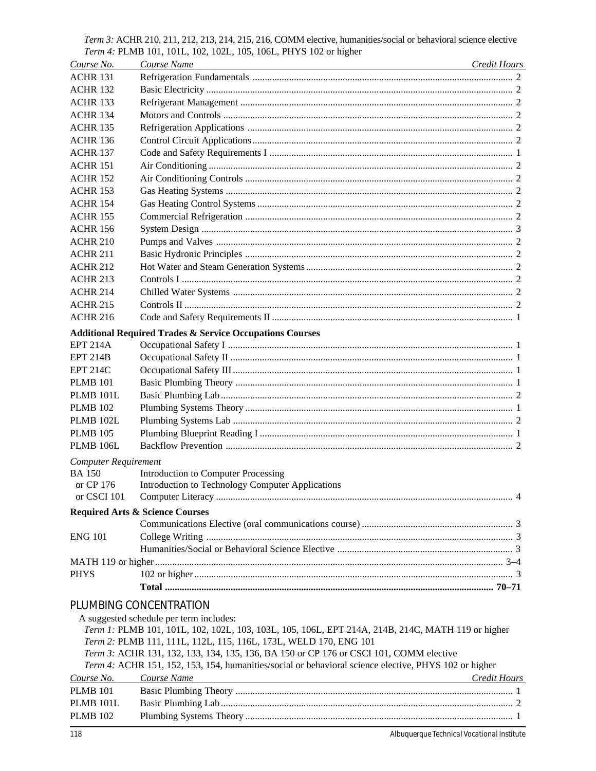*Term 3:* ACHR 210, 211, 212, 213, 214, 215, 216, COMM elective, humanities/social or behavioral science elective
*Term 4:* PLMB 101, 101L, 102, 102L, 105, 106L, PHYS 102 or higher

| *Course No.* | *Course Name* | *Credit Hours* |
|---|---|---|
| ACHR 131 | Refrigeration Fundamentals | 2 |
| ACHR 132 | Basic Electricity | 2 |
| ACHR 133 | Refrigerant Management | 2 |
| ACHR 134 | Motors and Controls | 2 |
| ACHR 135 | Refrigeration Applications | 2 |
| ACHR 136 | Control Circuit Applications | 2 |
| ACHR 137 | Code and Safety Requirements I | 1 |
| ACHR 151 | Air Conditioning | 2 |
| ACHR 152 | Air Conditioning Controls | 2 |
| ACHR 153 | Gas Heating Systems | 2 |
| ACHR 154 | Gas Heating Control Systems | 2 |
| ACHR 155 | Commercial Refrigeration | 2 |
| ACHR 156 | System Design | 3 |
| ACHR 210 | Pumps and Valves | 2 |
| ACHR 211 | Basic Hydronic Principles | 2 |
| ACHR 212 | Hot Water and Steam Generation Systems | 2 |
| ACHR 213 | Controls I | 2 |
| ACHR 214 | Chilled Water Systems | 2 |
| ACHR 215 | Controls II | 2 |
| ACHR 216 | Code and Safety Requirements II | 1 |
| **Additional Required Trades & Service Occupations Courses** | | |
| EPT 214A | Occupational Safety I | 1 |
| EPT 214B | Occupational Safety II | 1 |
| EPT 214C | Occupational Safety III | 1 |
| PLMB 101 | Basic Plumbing Theory | 1 |
| PLMB 101L | Basic Plumbing Lab | 2 |
| PLMB 102 | Plumbing Systems Theory | 1 |
| PLMB 102L | Plumbing Systems Lab | 2 |
| PLMB 105 | Plumbing Blueprint Reading I | 1 |
| PLMB 106L | Backflow Prevention | 2 |
| *Computer Requirement* | | |
| BA 150 | Introduction to Computer Processing | |
| or CP 176 | Introduction to Technology Computer Applications | |
| or CSCI 101 | Computer Literacy | 4 |
| **Required Arts & Science Courses** | | |
| | Communications Elective (oral communications course) | 3 |
| ENG 101 | College Writing | 3 |
| | Humanities/Social or Behavioral Science Elective | 3 |
| MATH 119 or higher | | 3–4 |
| PHYS | 102 or higher | 3 |
| | **Total** | **70–71** |

## PLUMBING CONCENTRATION

A suggested schedule per term includes:

*Term 1:* PLMB 101, 101L, 102, 102L, 103, 103L, 105, 106L, EPT 214A, 214B, 214C, MATH 119 or higher
*Term 2:* PLMB 111, 111L, 112L, 115, 116L, 173L, WELD 170, ENG 101
*Term 3:* ACHR 131, 132, 133, 134, 135, 136, BA 150 or CP 176 or CSCI 101, COMM elective
*Term 4:* ACHR 151, 152, 153, 154, humanities/social or behavioral science elective, PHYS 102 or higher

| *Course No.* | *Course Name* | *Credit Hours* |
|---|---|---|
| PLMB 101 | Basic Plumbing Theory | 1 |
| PLMB 101L | Basic Plumbing Lab | 2 |
| PLMB 102 | Plumbing Systems Theory | 1 |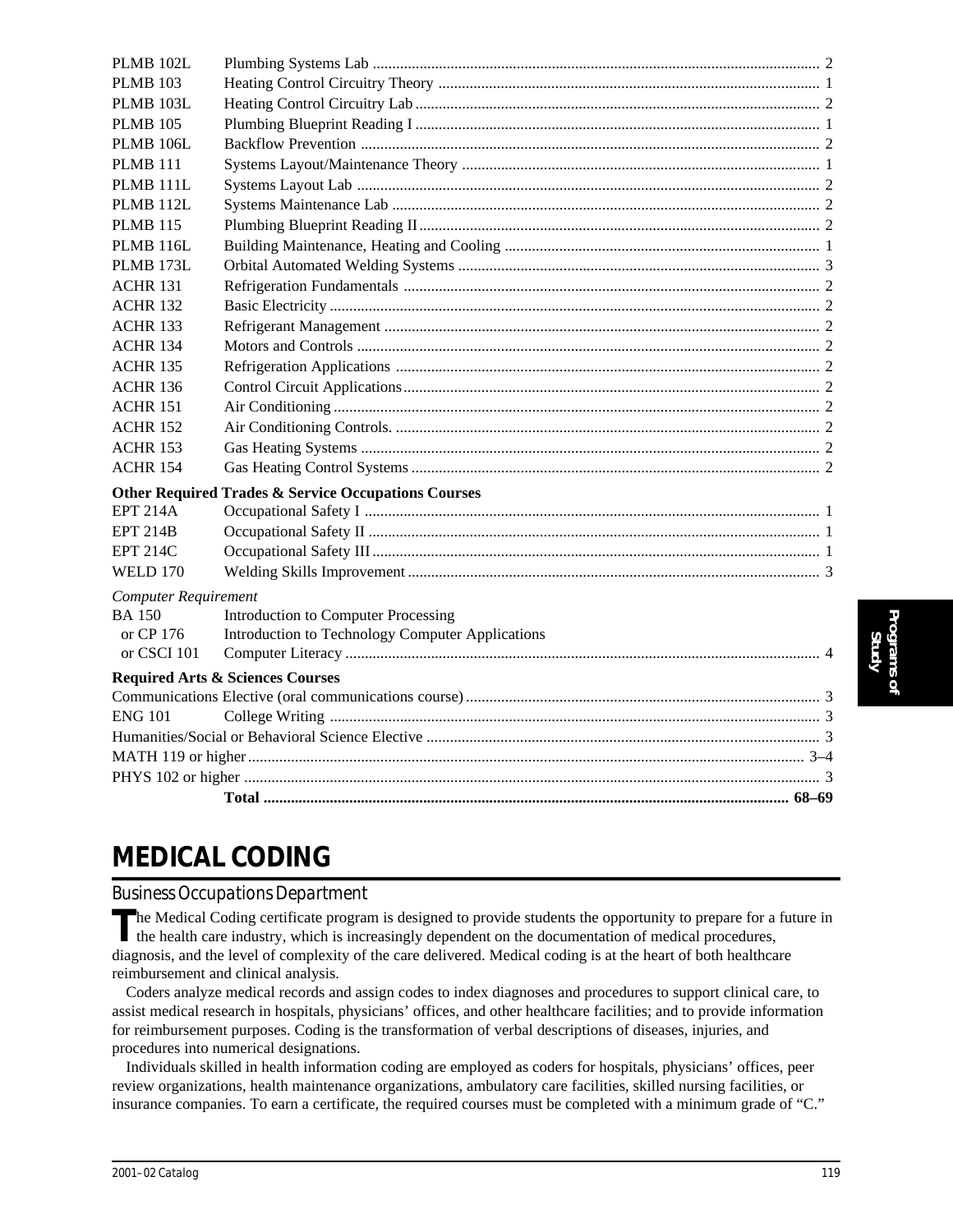| | | |
|---|---|---|
| PLMB 102L | Plumbing Systems Lab | 2 |
| PLMB 103 | Heating Control Circuitry Theory | 1 |
| PLMB 103L | Heating Control Circuitry Lab | 2 |
| PLMB 105 | Plumbing Blueprint Reading I | 1 |
| PLMB 106L | Backflow Prevention | 2 |
| PLMB 111 | Systems Layout/Maintenance Theory | 1 |
| PLMB 111L | Systems Layout Lab | 2 |
| PLMB 112L | Systems Maintenance Lab | 2 |
| PLMB 115 | Plumbing Blueprint Reading II | 2 |
| PLMB 116L | Building Maintenance, Heating and Cooling | 1 |
| PLMB 173L | Orbital Automated Welding Systems | 3 |
| ACHR 131 | Refrigeration Fundamentals | 2 |
| ACHR 132 | Basic Electricity | 2 |
| ACHR 133 | Refrigerant Management | 2 |
| ACHR 134 | Motors and Controls | 2 |
| ACHR 135 | Refrigeration Applications | 2 |
| ACHR 136 | Control Circuit Applications | 2 |
| ACHR 151 | Air Conditioning | 2 |
| ACHR 152 | Air Conditioning Controls. | 2 |
| ACHR 153 | Gas Heating Systems | 2 |
| ACHR 154 | Gas Heating Control Systems | 2 |

**Other Required Trades & Service Occupations Courses**

| | | |
|---|---|---|
| EPT 214A | Occupational Safety I | 1 |
| EPT 214B | Occupational Safety II | 1 |
| EPT 214C | Occupational Safety III | 1 |
| WELD 170 | Welding Skills Improvement | 3 |

*Computer Requirement*

| | | |
|---|---|---|
| BA 150 | Introduction to Computer Processing | |
| or CP 176 | Introduction to Technology Computer Applications | |
| or CSCI 101 | Computer Literacy | 4 |

**Required Arts & Sciences Courses**

| | | |
|---|---|---|
| Communications Elective (oral communications course) | | 3 |
| ENG 101 | College Writing | 3 |
| Humanities/Social or Behavioral Science Elective | | 3 |
| MATH 119 or higher | | 3–4 |
| PHYS 102 or higher | | 3 |
| | **Total** | **68–69** |

# MEDICAL CODING

## Business Occupations Department

The Medical Coding certificate program is designed to provide students the opportunity to prepare for a future in the health care industry, which is increasingly dependent on the documentation of medical procedures, diagnosis, and the level of complexity of the care delivered. Medical coding is at the heart of both healthcare reimbursement and clinical analysis.

Coders analyze medical records and assign codes to index diagnoses and procedures to support clinical care, to assist medical research in hospitals, physicians' offices, and other healthcare facilities; and to provide information for reimbursement purposes. Coding is the transformation of verbal descriptions of diseases, injuries, and procedures into numerical designations.

Individuals skilled in health information coding are employed as coders for hospitals, physicians' offices, peer review organizations, health maintenance organizations, ambulatory care facilities, skilled nursing facilities, or insurance companies. To earn a certificate, the required courses must be completed with a minimum grade of "C."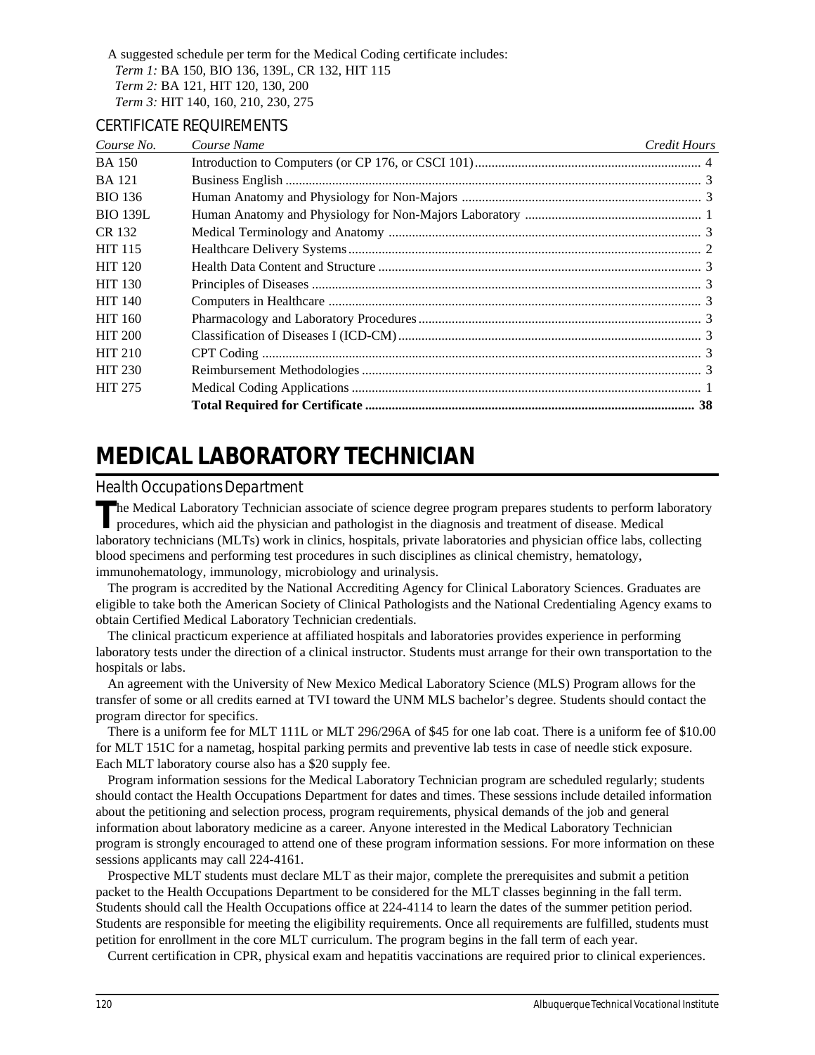A suggested schedule per term for the Medical Coding certificate includes:

*Term 1:* BA 150, BIO 136, 139L, CR 132, HIT 115
*Term 2:* BA 121, HIT 120, 130, 200
*Term 3:* HIT 140, 160, 210, 230, 275

### CERTIFICATE REQUIREMENTS

| *Course No.* | *Course Name* | *Credit Hours* |
|---|---|---|
| BA 150 | Introduction to Computers (or CP 176, or CSCI 101) | 4 |
| BA 121 | Business English | 3 |
| BIO 136 | Human Anatomy and Physiology for Non-Majors | 3 |
| BIO 139L | Human Anatomy and Physiology for Non-Majors Laboratory | 1 |
| CR 132 | Medical Terminology and Anatomy | 3 |
| HIT 115 | Healthcare Delivery Systems | 2 |
| HIT 120 | Health Data Content and Structure | 3 |
| HIT 130 | Principles of Diseases | 3 |
| HIT 140 | Computers in Healthcare | 3 |
| HIT 160 | Pharmacology and Laboratory Procedures | 3 |
| HIT 200 | Classification of Diseases I (ICD-CM) | 3 |
| HIT 210 | CPT Coding | 3 |
| HIT 230 | Reimbursement Methodologies | 3 |
| HIT 275 | Medical Coding Applications | 1 |
| | **Total Required for Certificate** | **38** |

# MEDICAL LABORATORY TECHNICIAN

## Health Occupations Department

The Medical Laboratory Technician associate of science degree program prepares students to perform laboratory procedures, which aid the physician and pathologist in the diagnosis and treatment of disease. Medical laboratory technicians (MLTs) work in clinics, hospitals, private laboratories and physician office labs, collecting blood specimens and performing test procedures in such disciplines as clinical chemistry, hematology, immunohematology, immunology, microbiology and urinalysis.

The program is accredited by the National Accrediting Agency for Clinical Laboratory Sciences. Graduates are eligible to take both the American Society of Clinical Pathologists and the National Credentialing Agency exams to obtain Certified Medical Laboratory Technician credentials.

The clinical practicum experience at affiliated hospitals and laboratories provides experience in performing laboratory tests under the direction of a clinical instructor. Students must arrange for their own transportation to the hospitals or labs.

An agreement with the University of New Mexico Medical Laboratory Science (MLS) Program allows for the transfer of some or all credits earned at TVI toward the UNM MLS bachelor's degree. Students should contact the program director for specifics.

There is a uniform fee for MLT 111L or MLT 296/296A of $45 for one lab coat. There is a uniform fee of $10.00 for MLT 151C for a nametag, hospital parking permits and preventive lab tests in case of needle stick exposure. Each MLT laboratory course also has a $20 supply fee.

Program information sessions for the Medical Laboratory Technician program are scheduled regularly; students should contact the Health Occupations Department for dates and times. These sessions include detailed information about the petitioning and selection process, program requirements, physical demands of the job and general information about laboratory medicine as a career. Anyone interested in the Medical Laboratory Technician program is strongly encouraged to attend one of these program information sessions. For more information on these sessions applicants may call 224-4161.

Prospective MLT students must declare MLT as their major, complete the prerequisites and submit a petition packet to the Health Occupations Department to be considered for the MLT classes beginning in the fall term. Students should call the Health Occupations office at 224-4114 to learn the dates of the summer petition period. Students are responsible for meeting the eligibility requirements. Once all requirements are fulfilled, students must petition for enrollment in the core MLT curriculum. The program begins in the fall term of each year.

Current certification in CPR, physical exam and hepatitis vaccinations are required prior to clinical experiences.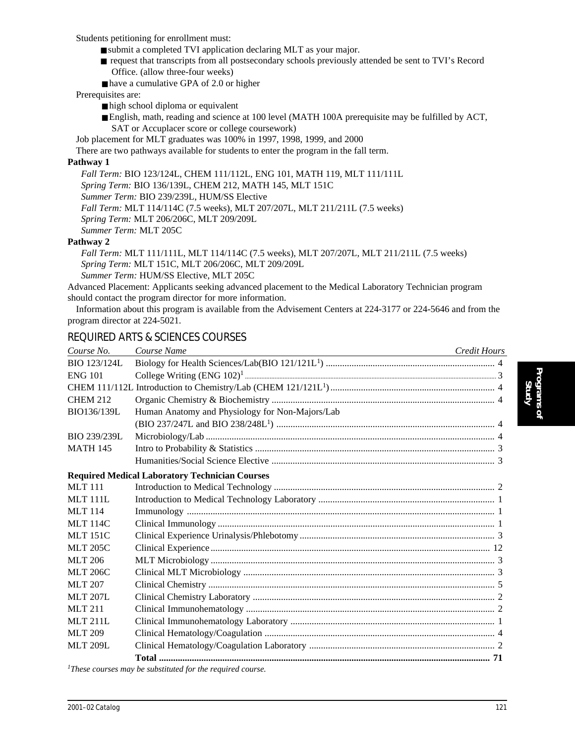Students petitioning for enrollment must:

- submit a completed TVI application declaring MLT as your major.
- request that transcripts from all postsecondary schools previously attended be sent to TVI's Record Office. (allow three-four weeks)
- have a cumulative GPA of 2.0 or higher

Prerequisites are:

- high school diploma or equivalent
- English, math, reading and science at 100 level (MATH 100A prerequisite may be fulfilled by ACT, SAT or Accuplacer score or college coursework)

Job placement for MLT graduates was 100% in 1997, 1998, 1999, and 2000

There are two pathways available for students to enter the program in the fall term.

**Pathway 1**

*Fall Term:* BIO 123/124L, CHEM 111/112L, ENG 101, MATH 119, MLT 111/111L
*Spring Term:* BIO 136/139L, CHEM 212, MATH 145, MLT 151C
*Summer Term:* BIO 239/239L, HUM/SS Elective
*Fall Term:* MLT 114/114C (7.5 weeks), MLT 207/207L, MLT 211/211L (7.5 weeks)
*Spring Term:* MLT 206/206C, MLT 209/209L
*Summer Term:* MLT 205C

**Pathway 2**

*Fall Term:* MLT 111/111L, MLT 114/114C (7.5 weeks), MLT 207/207L, MLT 211/211L (7.5 weeks)
*Spring Term:* MLT 151C, MLT 206/206C, MLT 209/209L
*Summer Term:* HUM/SS Elective, MLT 205C

Advanced Placement: Applicants seeking advanced placement to the Medical Laboratory Technician program should contact the program director for more information.

Information about this program is available from the Advisement Centers at 224-3177 or 224-5646 and from the program director at 224-5021.

## REQUIRED ARTS & SCIENCES COURSES

| *Course No.* | *Course Name* | *Credit Hours* |
|---|---|---|
| BIO 123/124L | Biology for Health Sciences/Lab(BIO 121/121L[1]) | 4 |
| ENG 101 | College Writing (ENG 102)[1] | 3 |
| CHEM 111/112L | Introduction to Chemistry/Lab (CHEM 121/121L[1]) | 4 |
| CHEM 212 | Organic Chemistry & Biochemistry | 4 |
| BIO136/139L | Human Anatomy and Physiology for Non-Majors/Lab (BIO 237/247L and BIO 238/248L[1]) | 4 |
| BIO 239/239L | Microbiology/Lab | 4 |
| MATH 145 | Intro to Probability & Statistics | 3 |
| | Humanities/Social Science Elective | 3 |
| | **Required Medical Laboratory Technician Courses** | |
| MLT 111 | Introduction to Medical Technology | 2 |
| MLT 111L | Introduction to Medical Technology Laboratory | 1 |
| MLT 114 | Immunology | 1 |
| MLT 114C | Clinical Immunology | 1 |
| MLT 151C | Clinical Experience Urinalysis/Phlebotomy | 3 |
| MLT 205C | Clinical Experience | 12 |
| MLT 206 | MLT Microbiology | 3 |
| MLT 206C | Clinical MLT Microbiology | 3 |
| MLT 207 | Clinical Chemistry | 5 |
| MLT 207L | Clinical Chemistry Laboratory | 2 |
| MLT 211 | Clinical Immunohematology | 2 |
| MLT 211L | Clinical Immunohematology Laboratory | 1 |
| MLT 209 | Clinical Hematology/Coagulation | 4 |
| MLT 209L | Clinical Hematology/Coagulation Laboratory | 2 |
| | **Total** | **71** |

*[1]These courses may be substituted for the required course.*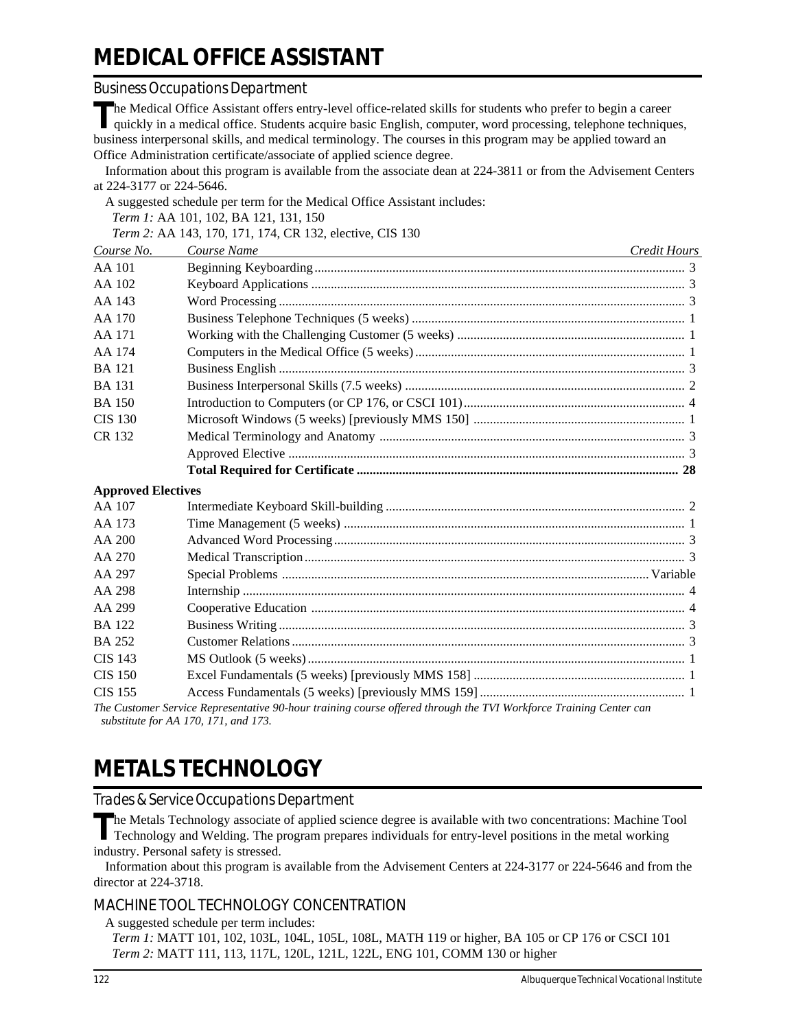# MEDICAL OFFICE ASSISTANT

## Business Occupations Department

The Medical Office Assistant offers entry-level office-related skills for students who prefer to begin a career quickly in a medical office. Students acquire basic English, computer, word processing, telephone techniques, business interpersonal skills, and medical terminology. The courses in this program may be applied toward an Office Administration certificate/associate of applied science degree.

Information about this program is available from the associate dean at 224-3811 or from the Advisement Centers at 224-3177 or 224-5646.

A suggested schedule per term for the Medical Office Assistant includes:

*Term 1:* AA 101, 102, BA 121, 131, 150

*Term 2:* AA 143, 170, 171, 174, CR 132, elective, CIS 130

| *Course No.* | *Course Name* | *Credit Hours* |
|---|---|---|
| AA 101 | Beginning Keyboarding | 3 |
| AA 102 | Keyboard Applications | 3 |
| AA 143 | Word Processing | 3 |
| AA 170 | Business Telephone Techniques (5 weeks) | 1 |
| AA 171 | Working with the Challenging Customer (5 weeks) | 1 |
| AA 174 | Computers in the Medical Office (5 weeks) | 1 |
| BA 121 | Business English | 3 |
| BA 131 | Business Interpersonal Skills (7.5 weeks) | 2 |
| BA 150 | Introduction to Computers (or CP 176, or CSCI 101) | 4 |
| CIS 130 | Microsoft Windows (5 weeks) [previously MMS 150] | 1 |
| CR 132 | Medical Terminology and Anatomy | 3 |
| | Approved Elective | 3 |
| | **Total Required for Certificate** | **28** |

**Approved Electives**

| | | |
|---|---|---|
| AA 107 | Intermediate Keyboard Skill-building | 2 |
| AA 173 | Time Management (5 weeks) | 1 |
| AA 200 | Advanced Word Processing | 3 |
| AA 270 | Medical Transcription | 3 |
| AA 297 | Special Problems | Variable |
| AA 298 | Internship | 4 |
| AA 299 | Cooperative Education | 4 |
| BA 122 | Business Writing | 3 |
| BA 252 | Customer Relations | 3 |
| CIS 143 | MS Outlook (5 weeks) | 1 |
| CIS 150 | Excel Fundamentals (5 weeks) [previously MMS 158] | 1 |
| CIS 155 | Access Fundamentals (5 weeks) [previously MMS 159] | 1 |

*The Customer Service Representative 90-hour training course offered through the TVI Workforce Training Center can substitute for AA 170, 171, and 173.*

# METALS TECHNOLOGY

## Trades & Service Occupations Department

The Metals Technology associate of applied science degree is available with two concentrations: Machine Tool Technology and Welding. The program prepares individuals for entry-level positions in the metal working industry. Personal safety is stressed.

Information about this program is available from the Advisement Centers at 224-3177 or 224-5646 and from the director at 224-3718.

### MACHINE TOOL TECHNOLOGY CONCENTRATION

A suggested schedule per term includes:

*Term 1:* MATT 101, 102, 103L, 104L, 105L, 108L, MATH 119 or higher, BA 105 or CP 176 or CSCI 101

*Term 2:* MATT 111, 113, 117L, 120L, 121L, 122L, ENG 101, COMM 130 or higher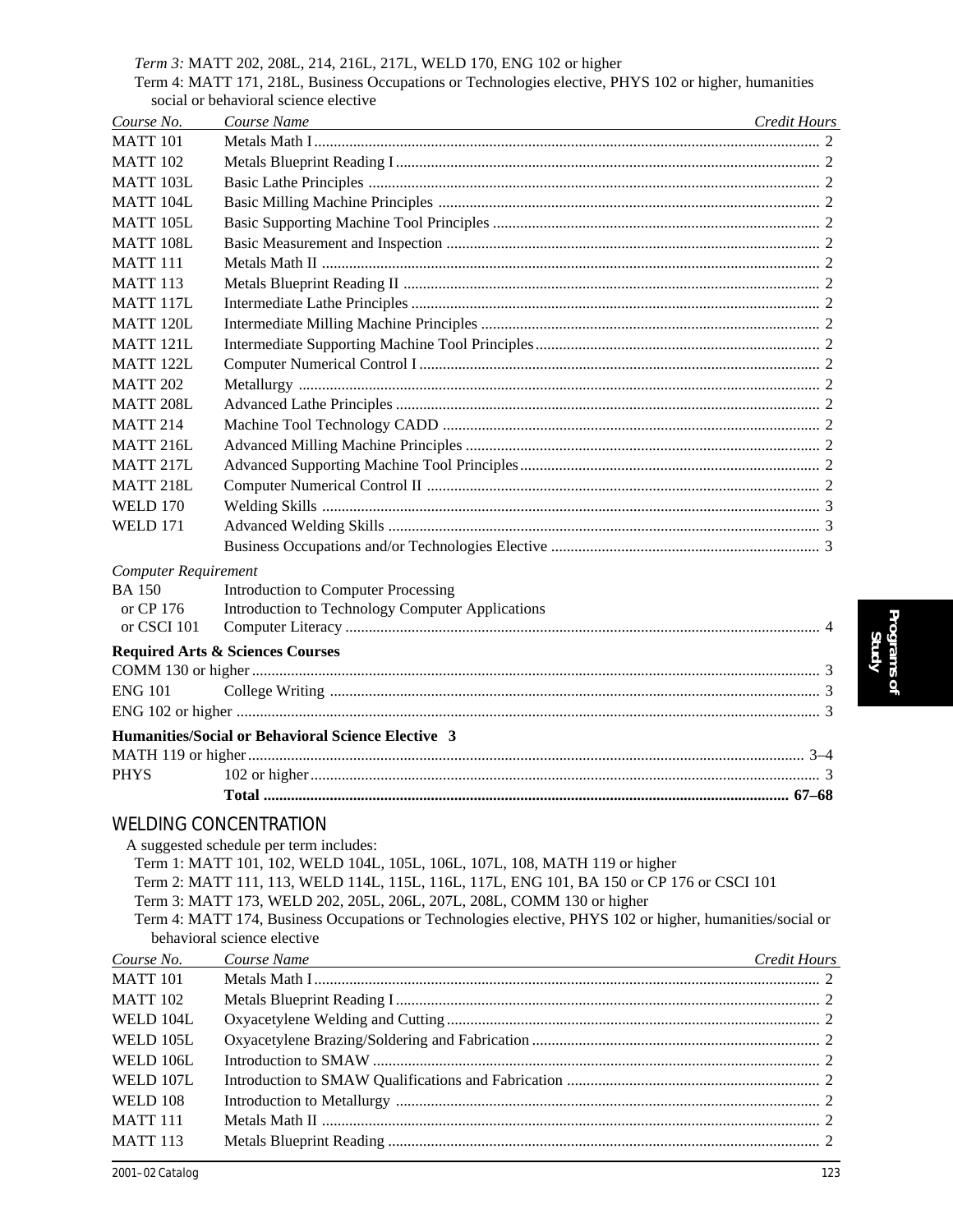*Term 3:* MATT 202, 208L, 214, 216L, 217L, WELD 170, ENG 102 or higher

Term 4: MATT 171, 218L, Business Occupations or Technologies elective, PHYS 102 or higher, humanities social or behavioral science elective

| *Course No.* | *Course Name* | *Credit Hours* |
|---|---|---|
| MATT 101 | Metals Math I | 2 |
| MATT 102 | Metals Blueprint Reading I | 2 |
| MATT 103L | Basic Lathe Principles | 2 |
| MATT 104L | Basic Milling Machine Principles | 2 |
| MATT 105L | Basic Supporting Machine Tool Principles | 2 |
| MATT 108L | Basic Measurement and Inspection | 2 |
| MATT 111 | Metals Math II | 2 |
| MATT 113 | Metals Blueprint Reading II | 2 |
| MATT 117L | Intermediate Lathe Principles | 2 |
| MATT 120L | Intermediate Milling Machine Principles | 2 |
| MATT 121L | Intermediate Supporting Machine Tool Principles | 2 |
| MATT 122L | Computer Numerical Control I | 2 |
| MATT 202 | Metallurgy | 2 |
| MATT 208L | Advanced Lathe Principles | 2 |
| MATT 214 | Machine Tool Technology CADD | 2 |
| MATT 216L | Advanced Milling Machine Principles | 2 |
| MATT 217L | Advanced Supporting Machine Tool Principles | 2 |
| MATT 218L | Computer Numerical Control II | 2 |
| WELD 170 | Welding Skills | 3 |
| WELD 171 | Advanced Welding Skills | 3 |
| | Business Occupations and/or Technologies Elective | 3 |
| *Computer Requirement* | | |
| BA 150 | Introduction to Computer Processing | |
| or CP 176 | Introduction to Technology Computer Applications | |
| or CSCI 101 | Computer Literacy | 4 |
| **Required Arts & Sciences Courses** | | |
| COMM 130 or higher | | 3 |
| ENG 101 | College Writing | 3 |
| ENG 102 or higher | | 3 |
| **Humanities/Social or Behavioral Science Elective** | | **3** |
| MATH 119 or higher | | 3–4 |
| PHYS | 102 or higher | 3 |
| | **Total** | **67–68** |

## WELDING CONCENTRATION

A suggested schedule per term includes:

Term 1: MATT 101, 102, WELD 104L, 105L, 106L, 107L, 108, MATH 119 or higher

Term 2: MATT 111, 113, WELD 114L, 115L, 116L, 117L, ENG 101, BA 150 or CP 176 or CSCI 101

Term 3: MATT 173, WELD 202, 205L, 206L, 207L, 208L, COMM 130 or higher

Term 4: MATT 174, Business Occupations or Technologies elective, PHYS 102 or higher, humanities/social or behavioral science elective

| *Course No.* | *Course Name* | *Credit Hours* |
|---|---|---|
| MATT 101 | Metals Math I | 2 |
| MATT 102 | Metals Blueprint Reading I | 2 |
| WELD 104L | Oxyacetylene Welding and Cutting | 2 |
| WELD 105L | Oxyacetylene Brazing/Soldering and Fabrication | 2 |
| WELD 106L | Introduction to SMAW | 2 |
| WELD 107L | Introduction to SMAW Qualifications and Fabrication | 2 |
| WELD 108 | Introduction to Metallurgy | 2 |
| MATT 111 | Metals Math II | 2 |
| MATT 113 | Metals Blueprint Reading | 2 |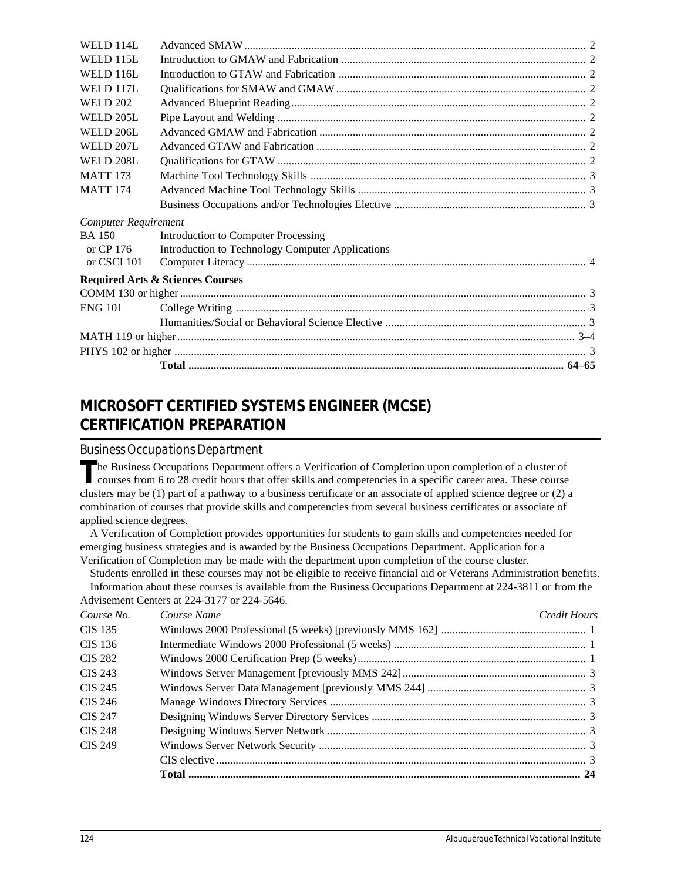| | | |
|---|---|---|
| WELD 114L | Advanced SMAW | 2 |
| WELD 115L | Introduction to GMAW and Fabrication | 2 |
| WELD 116L | Introduction to GTAW and Fabrication | 2 |
| WELD 117L | Qualifications for SMAW and GMAW | 2 |
| WELD 202 | Advanced Blueprint Reading | 2 |
| WELD 205L | Pipe Layout and Welding | 2 |
| WELD 206L | Advanced GMAW and Fabrication | 2 |
| WELD 207L | Advanced GTAW and Fabrication | 2 |
| WELD 208L | Qualifications for GTAW | 2 |
| MATT 173 | Machine Tool Technology Skills | 3 |
| MATT 174 | Advanced Machine Tool Technology Skills | 3 |
| | Business Occupations and/or Technologies Elective | 3 |
| *Computer Requirement* | | |
| BA 150 | Introduction to Computer Processing | |
| or CP 176 | Introduction to Technology Computer Applications | |
| or CSCI 101 | Computer Literacy | 4 |
| **Required Arts & Sciences Courses** | | |
| COMM 130 or higher | | 3 |
| ENG 101 | College Writing | 3 |
| | Humanities/Social or Behavioral Science Elective | 3 |
| MATH 119 or higher | | 3–4 |
| PHYS 102 or higher | | 3 |
| | **Total** | **64–65** |

## MICROSOFT CERTIFIED SYSTEMS ENGINEER (MCSE) CERTIFICATION PREPARATION

### Business Occupations Department

The Business Occupations Department offers a Verification of Completion upon completion of a cluster of courses from 6 to 28 credit hours that offer skills and competencies in a specific career area. These course clusters may be (1) part of a pathway to a business certificate or an associate of applied science degree or (2) a combination of courses that provide skills and competencies from several business certificates or associate of applied science degrees.

A Verification of Completion provides opportunities for students to gain skills and competencies needed for emerging business strategies and is awarded by the Business Occupations Department. Application for a Verification of Completion may be made with the department upon completion of the course cluster.

Students enrolled in these courses may not be eligible to receive financial aid or Veterans Administration benefits.

Information about these courses is available from the Business Occupations Department at 224-3811 or from the Advisement Centers at 224-3177 or 224-5646.

| *Course No.* | *Course Name* | *Credit Hours* |
|---|---|---|
| CIS 135 | Windows 2000 Professional (5 weeks) [previously MMS 162] | 1 |
| CIS 136 | Intermediate Windows 2000 Professional (5 weeks) | 1 |
| CIS 282 | Windows 2000 Certification Prep (5 weeks) | 1 |
| CIS 243 | Windows Server Management [previously MMS 242] | 3 |
| CIS 245 | Windows Server Data Management [previously MMS 244] | 3 |
| CIS 246 | Manage Windows Directory Services | 3 |
| CIS 247 | Designing Windows Server Directory Services | 3 |
| CIS 248 | Designing Windows Server Network | 3 |
| CIS 249 | Windows Server Network Security | 3 |
| | CIS elective | 3 |
| | **Total** | **24** |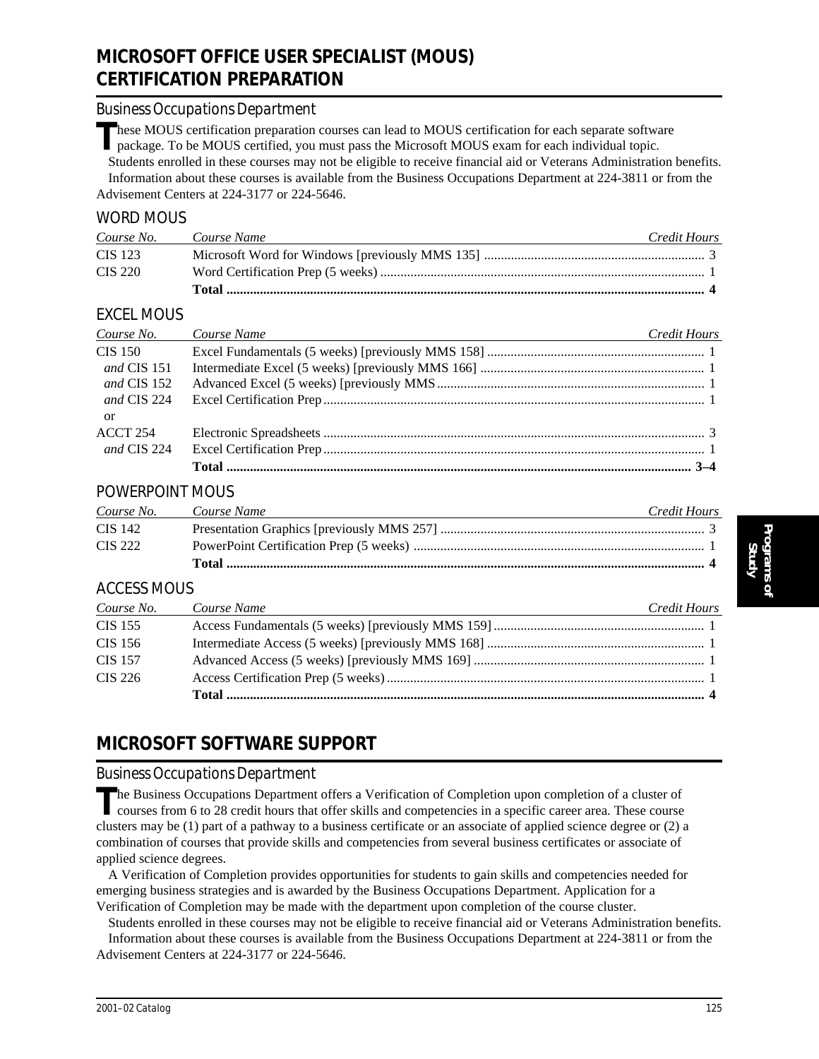# MICROSOFT OFFICE USER SPECIALIST (MOUS) CERTIFICATION PREPARATION

## Business Occupations Department

These MOUS certification preparation courses can lead to MOUS certification for each separate software package. To be MOUS certified, you must pass the Microsoft MOUS exam for each individual topic.

Students enrolled in these courses may not be eligible to receive financial aid or Veterans Administration benefits.

Information about these courses is available from the Business Occupations Department at 224-3811 or from the Advisement Centers at 224-3177 or 224-5646.

### WORD MOUS

| *Course No.* | *Course Name* | *Credit Hours* |
|---|---|---|
| CIS 123 | Microsoft Word for Windows [previously MMS 135] | 3 |
| CIS 220 | Word Certification Prep (5 weeks) | 1 |
| | **Total** | **4** |

### EXCEL MOUS

| *Course No.* | *Course Name* | *Credit Hours* |
|---|---|---|
| CIS 150 | Excel Fundamentals (5 weeks) [previously MMS 158] | 1 |
| *and* CIS 151 | Intermediate Excel (5 weeks) [previously MMS 166] | 1 |
| *and* CIS 152 | Advanced Excel (5 weeks) [previously MMS | 1 |
| *and* CIS 224 | Excel Certification Prep | 1 |
| or | | |
| ACCT 254 | Electronic Spreadsheets | 3 |
| *and* CIS 224 | Excel Certification Prep | 1 |
| | **Total** | **3–4** |

### POWERPOINT MOUS

| *Course No.* | *Course Name* | *Credit Hours* |
|---|---|---|
| CIS 142 | Presentation Graphics [previously MMS 257] | 3 |
| CIS 222 | PowerPoint Certification Prep (5 weeks) | 1 |
| | **Total** | **4** |

### ACCESS MOUS

| *Course No.* | *Course Name* | *Credit Hours* |
|---|---|---|
| CIS 155 | Access Fundamentals (5 weeks) [previously MMS 159] | 1 |
| CIS 156 | Intermediate Access (5 weeks) [previously MMS 168] | 1 |
| CIS 157 | Advanced Access (5 weeks) [previously MMS 169] | 1 |
| CIS 226 | Access Certification Prep (5 weeks) | 1 |
| | **Total** | **4** |

# MICROSOFT SOFTWARE SUPPORT

## Business Occupations Department

The Business Occupations Department offers a Verification of Completion upon completion of a cluster of courses from 6 to 28 credit hours that offer skills and competencies in a specific career area. These course clusters may be (1) part of a pathway to a business certificate or an associate of applied science degree or (2) a combination of courses that provide skills and competencies from several business certificates or associate of applied science degrees.

A Verification of Completion provides opportunities for students to gain skills and competencies needed for emerging business strategies and is awarded by the Business Occupations Department. Application for a Verification of Completion may be made with the department upon completion of the course cluster.

Students enrolled in these courses may not be eligible to receive financial aid or Veterans Administration benefits.

Information about these courses is available from the Business Occupations Department at 224-3811 or from the Advisement Centers at 224-3177 or 224-5646.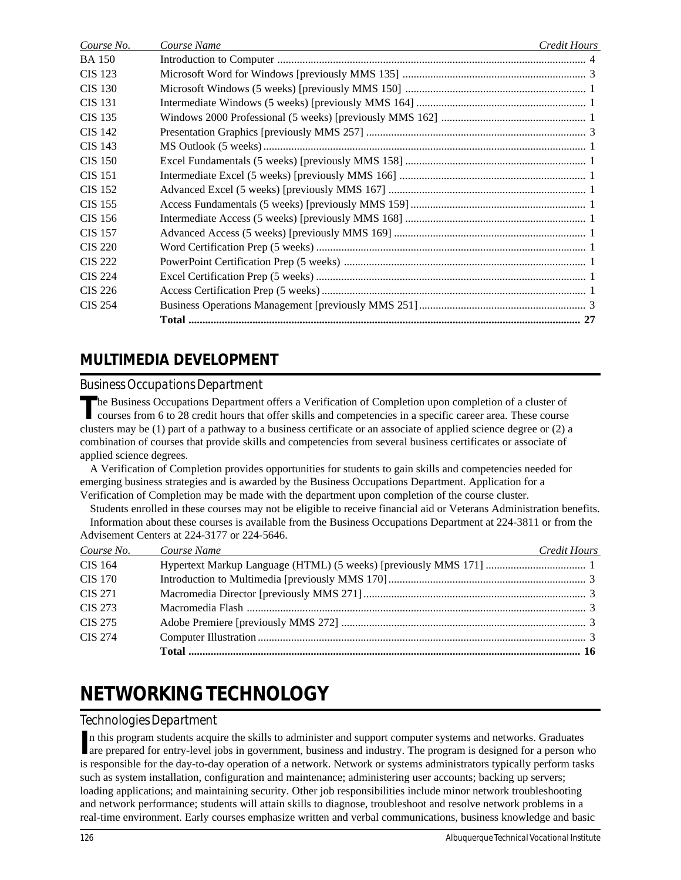| Course No. | Course Name | Credit Hours |
|---|---|---|
| BA 150 | Introduction to Computer | 4 |
| CIS 123 | Microsoft Word for Windows [previously MMS 135] | 3 |
| CIS 130 | Microsoft Windows (5 weeks) [previously MMS 150] | 1 |
| CIS 131 | Intermediate Windows (5 weeks) [previously MMS 164] | 1 |
| CIS 135 | Windows 2000 Professional (5 weeks) [previously MMS 162] | 1 |
| CIS 142 | Presentation Graphics [previously MMS 257] | 3 |
| CIS 143 | MS Outlook (5 weeks) | 1 |
| CIS 150 | Excel Fundamentals (5 weeks) [previously MMS 158] | 1 |
| CIS 151 | Intermediate Excel (5 weeks) [previously MMS 166] | 1 |
| CIS 152 | Advanced Excel (5 weeks) [previously MMS 167] | 1 |
| CIS 155 | Access Fundamentals (5 weeks) [previously MMS 159] | 1 |
| CIS 156 | Intermediate Access (5 weeks) [previously MMS 168] | 1 |
| CIS 157 | Advanced Access (5 weeks) [previously MMS 169] | 1 |
| CIS 220 | Word Certification Prep (5 weeks) | 1 |
| CIS 222 | PowerPoint Certification Prep (5 weeks) | 1 |
| CIS 224 | Excel Certification Prep (5 weeks) | 1 |
| CIS 226 | Access Certification Prep (5 weeks) | 1 |
| CIS 254 | Business Operations Management [previously MMS 251] | 3 |
| | **Total** | **27** |

## MULTIMEDIA DEVELOPMENT

### Business Occupations Department

The Business Occupations Department offers a Verification of Completion upon completion of a cluster of courses from 6 to 28 credit hours that offer skills and competencies in a specific career area. These course clusters may be (1) part of a pathway to a business certificate or an associate of applied science degree or (2) a combination of courses that provide skills and competencies from several business certificates or associate of applied science degrees.

A Verification of Completion provides opportunities for students to gain skills and competencies needed for emerging business strategies and is awarded by the Business Occupations Department. Application for a Verification of Completion may be made with the department upon completion of the course cluster.

Students enrolled in these courses may not be eligible to receive financial aid or Veterans Administration benefits.

Information about these courses is available from the Business Occupations Department at 224-3811 or from the Advisement Centers at 224-3177 or 224-5646.

| Course No. | Course Name | Credit Hours |
|---|---|---|
| CIS 164 | Hypertext Markup Language (HTML) (5 weeks) [previously MMS 171] | 1 |
| CIS 170 | Introduction to Multimedia [previously MMS 170] | 3 |
| CIS 271 | Macromedia Director [previously MMS 271] | 3 |
| CIS 273 | Macromedia Flash | 3 |
| CIS 275 | Adobe Premiere [previously MMS 272] | 3 |
| CIS 274 | Computer Illustration | 3 |
| | **Total** | **16** |

# NETWORKING TECHNOLOGY

### Technologies Department

In this program students acquire the skills to administer and support computer systems and networks. Graduates are prepared for entry-level jobs in government, business and industry. The program is designed for a person who is responsible for the day-to-day operation of a network. Network or systems administrators typically perform tasks such as system installation, configuration and maintenance; administering user accounts; backing up servers; loading applications; and maintaining security. Other job responsibilities include minor network troubleshooting and network performance; students will attain skills to diagnose, troubleshoot and resolve network problems in a real-time environment. Early courses emphasize written and verbal communications, business knowledge and basic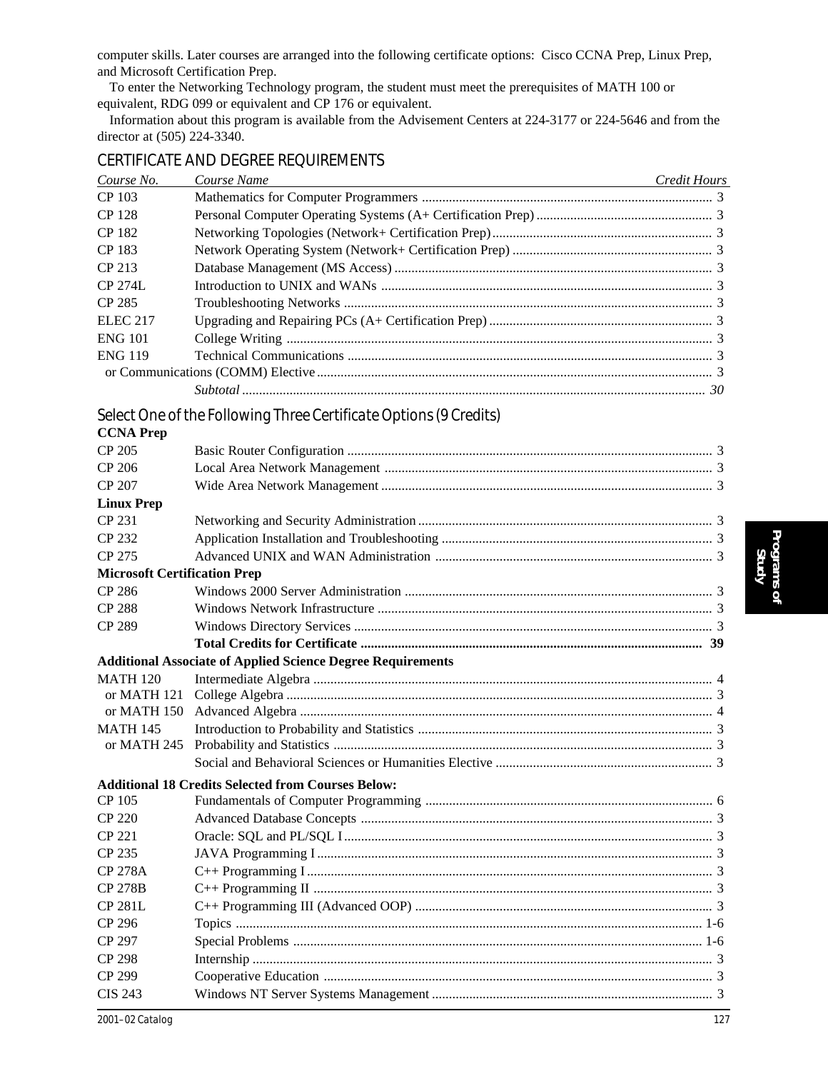computer skills. Later courses are arranged into the following certificate options: Cisco CCNA Prep, Linux Prep, and Microsoft Certification Prep.

To enter the Networking Technology program, the student must meet the prerequisites of MATH 100 or equivalent, RDG 099 or equivalent and CP 176 or equivalent.

Information about this program is available from the Advisement Centers at 224-3177 or 224-5646 and from the director at (505) 224-3340.

## CERTIFICATE AND DEGREE REQUIREMENTS

| *Course No.* | *Course Name* | *Credit Hours* |
|---|---|---|
| CP 103 | Mathematics for Computer Programmers | 3 |
| CP 128 | Personal Computer Operating Systems (A+ Certification Prep) | 3 |
| CP 182 | Networking Topologies (Network+ Certification Prep) | 3 |
| CP 183 | Network Operating System (Network+ Certification Prep) | 3 |
| CP 213 | Database Management (MS Access) | 3 |
| CP 274L | Introduction to UNIX and WANs | 3 |
| CP 285 | Troubleshooting Networks | 3 |
| ELEC 217 | Upgrading and Repairing PCs (A+ Certification Prep) | 3 |
| ENG 101 | College Writing | 3 |
| ENG 119 | Technical Communications | 3 |
| or Communications (COMM) Elective | | 3 |
| | *Subtotal* | *30* |

## Select One of the Following Three Certificate Options (9 Credits)

| | | |
|---|---|---|
| **CCNA Prep** | | |
| CP 205 | Basic Router Configuration | 3 |
| CP 206 | Local Area Network Management | 3 |
| CP 207 | Wide Area Network Management | 3 |
| **Linux Prep** | | |
| CP 231 | Networking and Security Administration | 3 |
| CP 232 | Application Installation and Troubleshooting | 3 |
| CP 275 | Advanced UNIX and WAN Administration | 3 |
| **Microsoft Certification Prep** | | |
| CP 286 | Windows 2000 Server Administration | 3 |
| CP 288 | Windows Network Infrastructure | 3 |
| CP 289 | Windows Directory Services | 3 |
| | **Total Credits for Certificate** | **39** |
| **Additional Associate of Applied Science Degree Requirements** | | |
| MATH 120 | Intermediate Algebra | 4 |
| or MATH 121 | College Algebra | 3 |
| or MATH 150 | Advanced Algebra | 4 |
| MATH 145 | Introduction to Probability and Statistics | 3 |
| or MATH 245 | Probability and Statistics | 3 |
| | Social and Behavioral Sciences or Humanities Elective | 3 |
| **Additional 18 Credits Selected from Courses Below:** | | |
| CP 105 | Fundamentals of Computer Programming | 6 |
| CP 220 | Advanced Database Concepts | 3 |
| CP 221 | Oracle: SQL and PL/SQL I | 3 |
| CP 235 | JAVA Programming I | 3 |
| CP 278A | C++ Programming I | 3 |
| CP 278B | C++ Programming II | 3 |
| CP 281L | C++ Programming III (Advanced OOP) | 3 |
| CP 296 | Topics | 1-6 |
| CP 297 | Special Problems | 1-6 |
| CP 298 | Internship | 3 |
| CP 299 | Cooperative Education | 3 |
| CIS 243 | Windows NT Server Systems Management | 3 |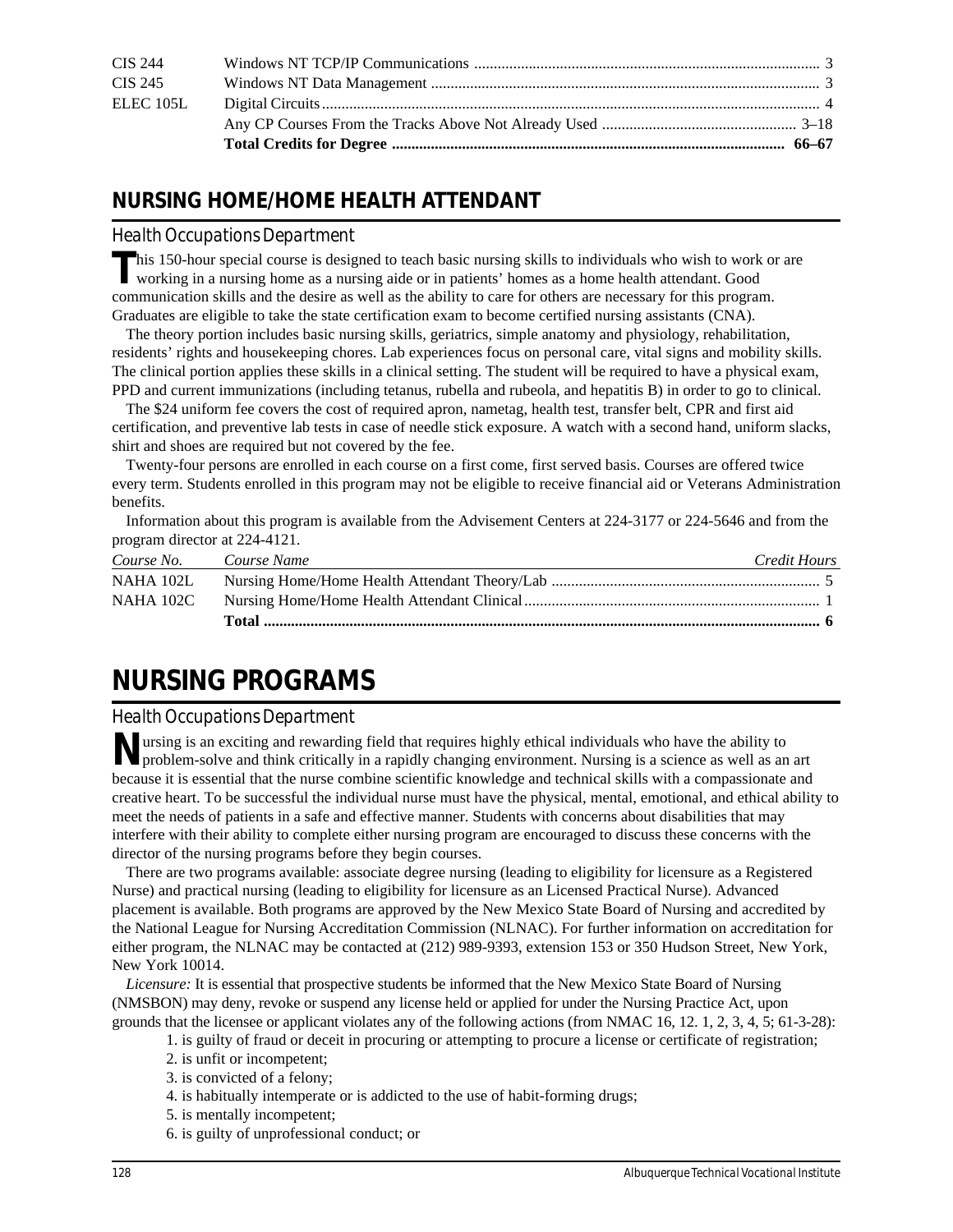| | | |
|---|---|---|
| CIS 244 | Windows NT TCP/IP Communications | 3 |
| CIS 245 | Windows NT Data Management | 3 |
| ELEC 105L | Digital Circuits | 4 |
| | Any CP Courses From the Tracks Above Not Already Used | 3–18 |
| | **Total Credits for Degree** | **66–67** |

## NURSING HOME/HOME HEALTH ATTENDANT

### Health Occupations Department

This 150-hour special course is designed to teach basic nursing skills to individuals who wish to work or are working in a nursing home as a nursing aide or in patients' homes as a home health attendant. Good communication skills and the desire as well as the ability to care for others are necessary for this program. Graduates are eligible to take the state certification exam to become certified nursing assistants (CNA).

The theory portion includes basic nursing skills, geriatrics, simple anatomy and physiology, rehabilitation, residents' rights and housekeeping chores. Lab experiences focus on personal care, vital signs and mobility skills. The clinical portion applies these skills in a clinical setting. The student will be required to have a physical exam, PPD and current immunizations (including tetanus, rubella and rubeola, and hepatitis B) in order to go to clinical.

The $24 uniform fee covers the cost of required apron, nametag, health test, transfer belt, CPR and first aid certification, and preventive lab tests in case of needle stick exposure. A watch with a second hand, uniform slacks, shirt and shoes are required but not covered by the fee.

Twenty-four persons are enrolled in each course on a first come, first served basis. Courses are offered twice every term. Students enrolled in this program may not be eligible to receive financial aid or Veterans Administration benefits.

Information about this program is available from the Advisement Centers at 224-3177 or 224-5646 and from the program director at 224-4121.

| *Course No.* | *Course Name* | *Credit Hours* |
|---|---|---|
| NAHA 102L | Nursing Home/Home Health Attendant Theory/Lab | 5 |
| NAHA 102C | Nursing Home/Home Health Attendant Clinical | 1 |
| | **Total** | **6** |

# NURSING PROGRAMS

### Health Occupations Department

Nursing is an exciting and rewarding field that requires highly ethical individuals who have the ability to problem-solve and think critically in a rapidly changing environment. Nursing is a science as well as an art because it is essential that the nurse combine scientific knowledge and technical skills with a compassionate and creative heart. To be successful the individual nurse must have the physical, mental, emotional, and ethical ability to meet the needs of patients in a safe and effective manner. Students with concerns about disabilities that may interfere with their ability to complete either nursing program are encouraged to discuss these concerns with the director of the nursing programs before they begin courses.

There are two programs available: associate degree nursing (leading to eligibility for licensure as a Registered Nurse) and practical nursing (leading to eligibility for licensure as an Licensed Practical Nurse). Advanced placement is available. Both programs are approved by the New Mexico State Board of Nursing and accredited by the National League for Nursing Accreditation Commission (NLNAC). For further information on accreditation for either program, the NLNAC may be contacted at (212) 989-9393, extension 153 or 350 Hudson Street, New York, New York 10014.

*Licensure:* It is essential that prospective students be informed that the New Mexico State Board of Nursing (NMSBON) may deny, revoke or suspend any license held or applied for under the Nursing Practice Act, upon grounds that the licensee or applicant violates any of the following actions (from NMAC 16, 12. 1, 2, 3, 4, 5; 61-3-28):

1. is guilty of fraud or deceit in procuring or attempting to procure a license or certificate of registration;
2. is unfit or incompetent;
3. is convicted of a felony;
4. is habitually intemperate or is addicted to the use of habit-forming drugs;
5. is mentally incompetent;
6. is guilty of unprofessional conduct; or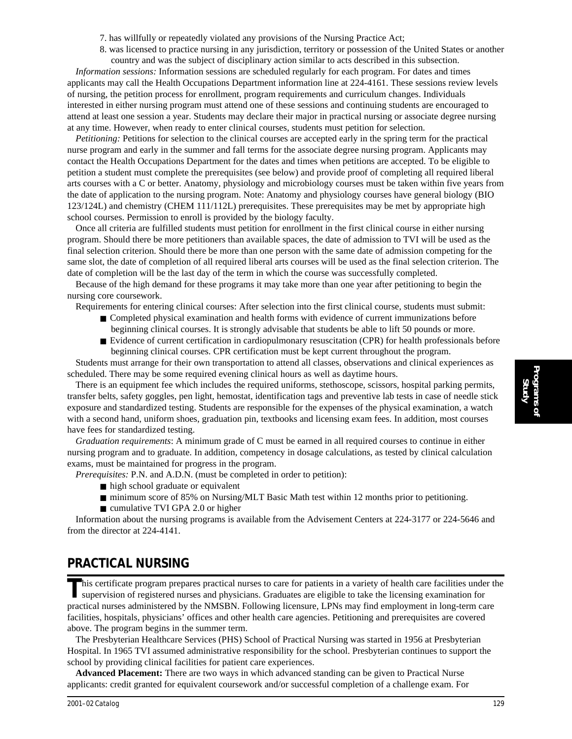7. has willfully or repeatedly violated any provisions of the Nursing Practice Act;
8. was licensed to practice nursing in any jurisdiction, territory or possession of the United States or another country and was the subject of disciplinary action similar to acts described in this subsection.

*Information sessions:* Information sessions are scheduled regularly for each program. For dates and times applicants may call the Health Occupations Department information line at 224-4161. These sessions review levels of nursing, the petition process for enrollment, program requirements and curriculum changes. Individuals interested in either nursing program must attend one of these sessions and continuing students are encouraged to attend at least one session a year. Students may declare their major in practical nursing or associate degree nursing at any time. However, when ready to enter clinical courses, students must petition for selection.

*Petitioning:* Petitions for selection to the clinical courses are accepted early in the spring term for the practical nurse program and early in the summer and fall terms for the associate degree nursing program. Applicants may contact the Health Occupations Department for the dates and times when petitions are accepted. To be eligible to petition a student must complete the prerequisites (see below) and provide proof of completing all required liberal arts courses with a C or better. Anatomy, physiology and microbiology courses must be taken within five years from the date of application to the nursing program. Note: Anatomy and physiology courses have general biology (BIO 123/124L) and chemistry (CHEM 111/112L) prerequisites. These prerequisites may be met by appropriate high school courses. Permission to enroll is provided by the biology faculty.

Once all criteria are fulfilled students must petition for enrollment in the first clinical course in either nursing program. Should there be more petitioners than available spaces, the date of admission to TVI will be used as the final selection criterion. Should there be more than one person with the same date of admission competing for the same slot, the date of completion of all required liberal arts courses will be used as the final selection criterion. The date of completion will be the last day of the term in which the course was successfully completed.

Because of the high demand for these programs it may take more than one year after petitioning to begin the nursing core coursework.

Requirements for entering clinical courses: After selection into the first clinical course, students must submit:

- Completed physical examination and health forms with evidence of current immunizations before beginning clinical courses. It is strongly advisable that students be able to lift 50 pounds or more.
- Evidence of current certification in cardiopulmonary resuscitation (CPR) for health professionals before beginning clinical courses. CPR certification must be kept current throughout the program.

Students must arrange for their own transportation to attend all classes, observations and clinical experiences as scheduled. There may be some required evening clinical hours as well as daytime hours.

There is an equipment fee which includes the required uniforms, stethoscope, scissors, hospital parking permits, transfer belts, safety goggles, pen light, hemostat, identification tags and preventive lab tests in case of needle stick exposure and standardized testing. Students are responsible for the expenses of the physical examination, a watch with a second hand, uniform shoes, graduation pin, textbooks and licensing exam fees. In addition, most courses have fees for standardized testing.

*Graduation requirements*: A minimum grade of C must be earned in all required courses to continue in either nursing program and to graduate. In addition, competency in dosage calculations, as tested by clinical calculation exams, must be maintained for progress in the program.

*Prerequisites:* P.N. and A.D.N. (must be completed in order to petition):

- high school graduate or equivalent
- minimum score of 85% on Nursing/MLT Basic Math test within 12 months prior to petitioning.
- cumulative TVI GPA 2.0 or higher

Information about the nursing programs is available from the Advisement Centers at 224-3177 or 224-5646 and from the director at 224-4141.

## PRACTICAL NURSING

This certificate program prepares practical nurses to care for patients in a variety of health care facilities under the supervision of registered nurses and physicians. Graduates are eligible to take the licensing examination for practical nurses administered by the NMSBN. Following licensure, LPNs may find employment in long-term care facilities, hospitals, physicians' offices and other health care agencies. Petitioning and prerequisites are covered above. The program begins in the summer term.

The Presbyterian Healthcare Services (PHS) School of Practical Nursing was started in 1956 at Presbyterian Hospital. In 1965 TVI assumed administrative responsibility for the school. Presbyterian continues to support the school by providing clinical facilities for patient care experiences.

**Advanced Placement:** There are two ways in which advanced standing can be given to Practical Nurse applicants: credit granted for equivalent coursework and/or successful completion of a challenge exam. For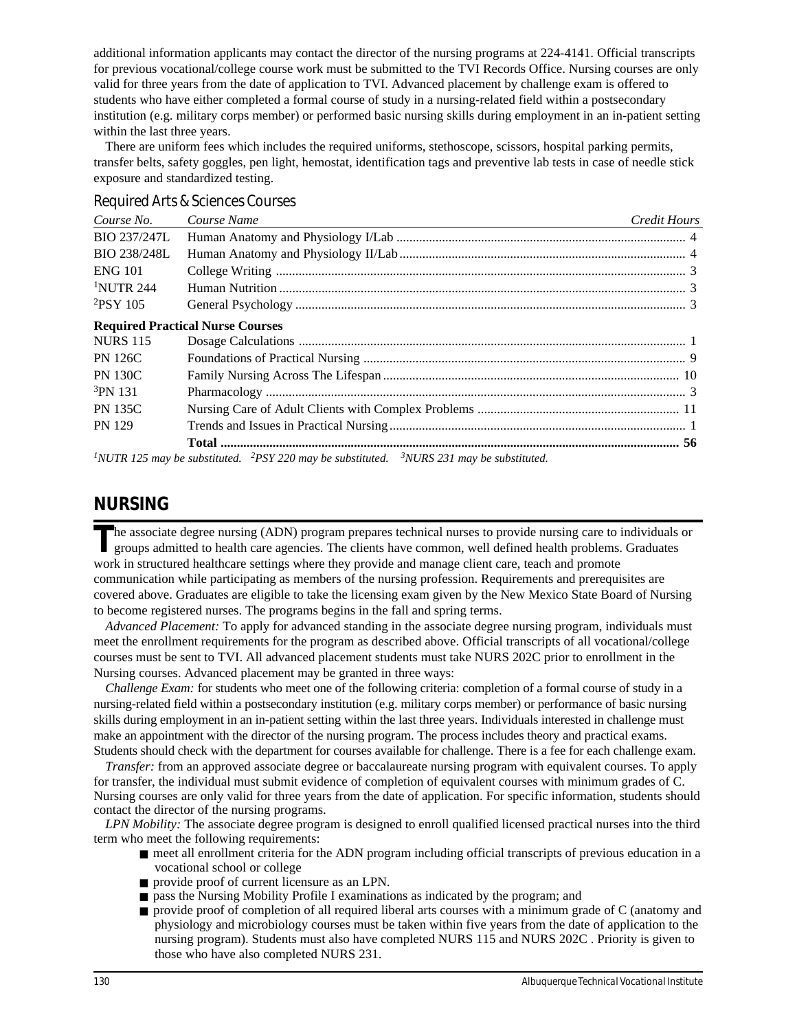additional information applicants may contact the director of the nursing programs at 224-4141. Official transcripts for previous vocational/college course work must be submitted to the TVI Records Office. Nursing courses are only valid for three years from the date of application to TVI. Advanced placement by challenge exam is offered to students who have either completed a formal course of study in a nursing-related field within a postsecondary institution (e.g. military corps member) or performed basic nursing skills during employment in an in-patient setting within the last three years.

There are uniform fees which includes the required uniforms, stethoscope, scissors, hospital parking permits, transfer belts, safety goggles, pen light, hemostat, identification tags and preventive lab tests in case of needle stick exposure and standardized testing.

### Required Arts & Sciences Courses

| *Course No.* | *Course Name* | *Credit Hours* |
|---|---|---|
| BIO 237/247L | Human Anatomy and Physiology I/Lab | 4 |
| BIO 238/248L | Human Anatomy and Physiology II/Lab | 4 |
| ENG 101 | College Writing | 3 |
| [1]NUTR 244 | Human Nutrition | 3 |
| [2]PSY 105 | General Psychology | 3 |
| **Required Practical Nurse Courses** | | |
| NURS 115 | Dosage Calculations | 1 |
| PN 126C | Foundations of Practical Nursing | 9 |
| PN 130C | Family Nursing Across The Lifespan | 10 |
| [3]PN 131 | Pharmacology | 3 |
| PN 135C | Nursing Care of Adult Clients with Complex Problems | 11 |
| PN 129 | Trends and Issues in Practical Nursing | 1 |
| | **Total** | **56** |

*[1]NUTR 125 may be substituted. [2]PSY 220 may be substituted. [3]NURS 231 may be substituted.*

## NURSING

The associate degree nursing (ADN) program prepares technical nurses to provide nursing care to individuals or groups admitted to health care agencies. The clients have common, well defined health problems. Graduates work in structured healthcare settings where they provide and manage client care, teach and promote communication while participating as members of the nursing profession. Requirements and prerequisites are covered above. Graduates are eligible to take the licensing exam given by the New Mexico State Board of Nursing to become registered nurses. The programs begins in the fall and spring terms.

*Advanced Placement:* To apply for advanced standing in the associate degree nursing program, individuals must meet the enrollment requirements for the program as described above. Official transcripts of all vocational/college courses must be sent to TVI. All advanced placement students must take NURS 202C prior to enrollment in the Nursing courses. Advanced placement may be granted in three ways:

*Challenge Exam:* for students who meet one of the following criteria: completion of a formal course of study in a nursing-related field within a postsecondary institution (e.g. military corps member) or performance of basic nursing skills during employment in an in-patient setting within the last three years. Individuals interested in challenge must make an appointment with the director of the nursing program. The process includes theory and practical exams. Students should check with the department for courses available for challenge. There is a fee for each challenge exam.

*Transfer:* from an approved associate degree or baccalaureate nursing program with equivalent courses. To apply for transfer, the individual must submit evidence of completion of equivalent courses with minimum grades of C. Nursing courses are only valid for three years from the date of application. For specific information, students should contact the director of the nursing programs.

*LPN Mobility:* The associate degree program is designed to enroll qualified licensed practical nurses into the third term who meet the following requirements:

- meet all enrollment criteria for the ADN program including official transcripts of previous education in a vocational school or college
- provide proof of current licensure as an LPN.
- pass the Nursing Mobility Profile I examinations as indicated by the program; and
- provide proof of completion of all required liberal arts courses with a minimum grade of C (anatomy and physiology and microbiology courses must be taken within five years from the date of application to the nursing program). Students must also have completed NURS 115 and NURS 202C . Priority is given to those who have also completed NURS 231.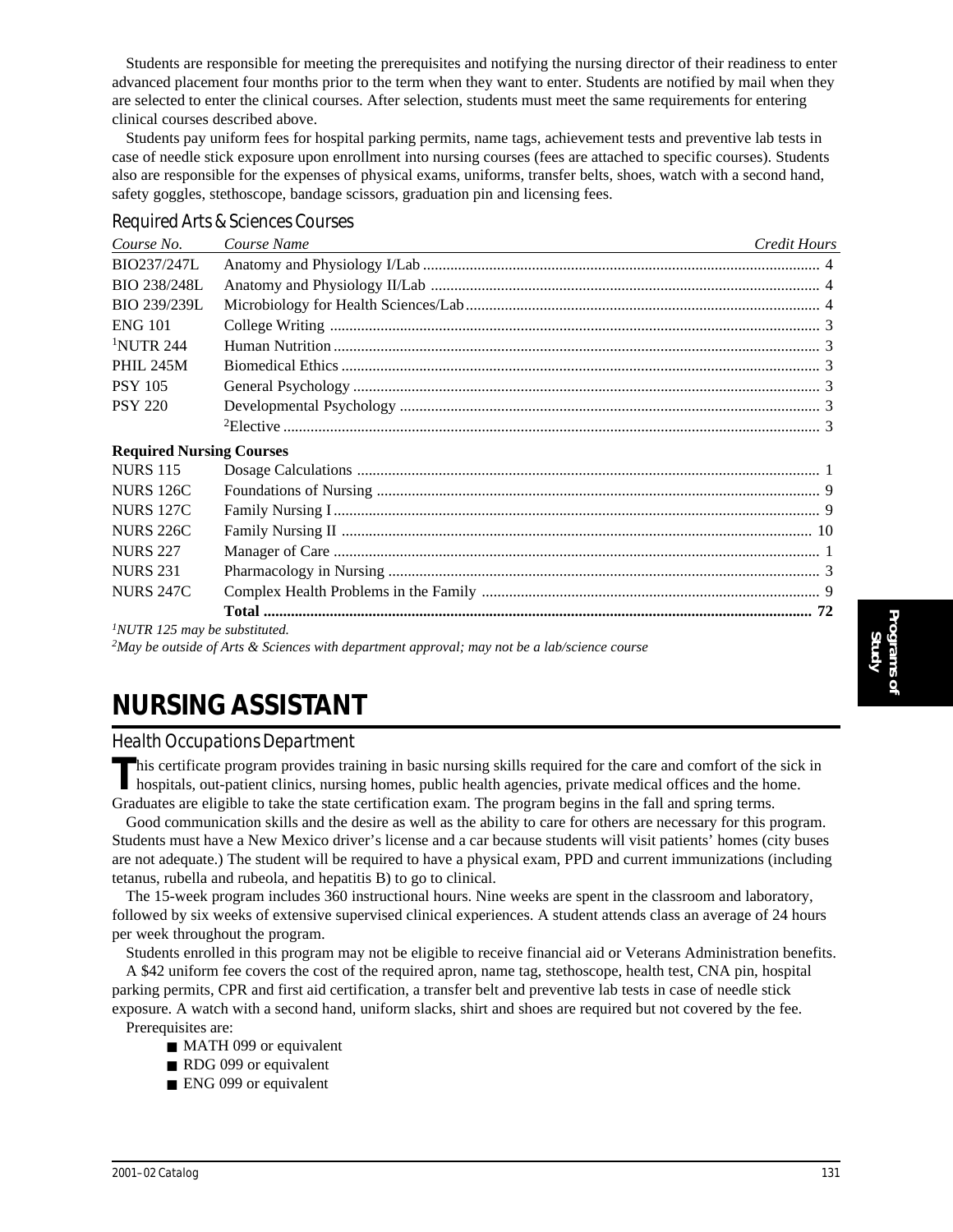Students are responsible for meeting the prerequisites and notifying the nursing director of their readiness to enter advanced placement four months prior to the term when they want to enter. Students are notified by mail when they are selected to enter the clinical courses. After selection, students must meet the same requirements for entering clinical courses described above.

Students pay uniform fees for hospital parking permits, name tags, achievement tests and preventive lab tests in case of needle stick exposure upon enrollment into nursing courses (fees are attached to specific courses). Students also are responsible for the expenses of physical exams, uniforms, transfer belts, shoes, watch with a second hand, safety goggles, stethoscope, bandage scissors, graduation pin and licensing fees.

### Required Arts & Sciences Courses

| *Course No.* | *Course Name* | *Credit Hours* |
|---|---|---|
| BIO237/247L | Anatomy and Physiology I/Lab | 4 |
| BIO 238/248L | Anatomy and Physiology II/Lab | 4 |
| BIO 239/239L | Microbiology for Health Sciences/Lab | 4 |
| ENG 101 | College Writing | 3 |
| [1]NUTR 244 | Human Nutrition | 3 |
| PHIL 245M | Biomedical Ethics | 3 |
| PSY 105 | General Psychology | 3 |
| PSY 220 | Developmental Psychology | 3 |
| | [2]Elective | 3 |
| **Required Nursing Courses** | | |
| NURS 115 | Dosage Calculations | 1 |
| NURS 126C | Foundations of Nursing | 9 |
| NURS 127C | Family Nursing I | 9 |
| NURS 226C | Family Nursing II | 10 |
| NURS 227 | Manager of Care | 1 |
| NURS 231 | Pharmacology in Nursing | 3 |
| NURS 247C | Complex Health Problems in the Family | 9 |
| | **Total** | **72** |

*[1]NUTR 125 may be substituted.*

*[2]May be outside of Arts & Sciences with department approval; may not be a lab/science course*

# NURSING ASSISTANT

## Health Occupations Department

This certificate program provides training in basic nursing skills required for the care and comfort of the sick in hospitals, out-patient clinics, nursing homes, public health agencies, private medical offices and the home. Graduates are eligible to take the state certification exam. The program begins in the fall and spring terms.

Good communication skills and the desire as well as the ability to care for others are necessary for this program. Students must have a New Mexico driver's license and a car because students will visit patients' homes (city buses are not adequate.) The student will be required to have a physical exam, PPD and current immunizations (including tetanus, rubella and rubeola, and hepatitis B) to go to clinical.

The 15-week program includes 360 instructional hours. Nine weeks are spent in the classroom and laboratory, followed by six weeks of extensive supervised clinical experiences. A student attends class an average of 24 hours per week throughout the program.

Students enrolled in this program may not be eligible to receive financial aid or Veterans Administration benefits.

A $42 uniform fee covers the cost of the required apron, name tag, stethoscope, health test, CNA pin, hospital parking permits, CPR and first aid certification, a transfer belt and preventive lab tests in case of needle stick exposure. A watch with a second hand, uniform slacks, shirt and shoes are required but not covered by the fee.

Prerequisites are:

- MATH 099 or equivalent
- RDG 099 or equivalent
- ENG 099 or equivalent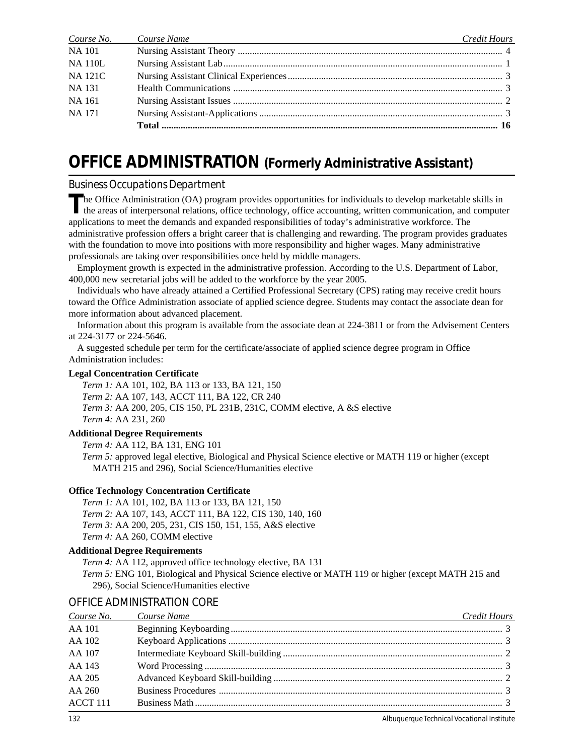| Course No. | Course Name | Credit Hours |
|---|---|---|
| NA 101 | Nursing Assistant Theory | 4 |
| NA 110L | Nursing Assistant Lab | 1 |
| NA 121C | Nursing Assistant Clinical Experiences | 3 |
| NA 131 | Health Communications | 3 |
| NA 161 | Nursing Assistant Issues | 2 |
| NA 171 | Nursing Assistant-Applications | 3 |
| | **Total** | **16** |

# OFFICE ADMINISTRATION (Formerly Administrative Assistant)

## Business Occupations Department

The Office Administration (OA) program provides opportunities for individuals to develop marketable skills in the areas of interpersonal relations, office technology, office accounting, written communication, and computer applications to meet the demands and expanded responsibilities of today's administrative workforce. The administrative profession offers a bright career that is challenging and rewarding. The program provides graduates with the foundation to move into positions with more responsibility and higher wages. Many administrative professionals are taking over responsibilities once held by middle managers.

Employment growth is expected in the administrative profession. According to the U.S. Department of Labor, 400,000 new secretarial jobs will be added to the workforce by the year 2005.

Individuals who have already attained a Certified Professional Secretary (CPS) rating may receive credit hours toward the Office Administration associate of applied science degree. Students may contact the associate dean for more information about advanced placement.

Information about this program is available from the associate dean at 224-3811 or from the Advisement Centers at 224-3177 or 224-5646.

A suggested schedule per term for the certificate/associate of applied science degree program in Office Administration includes:

**Legal Concentration Certificate**

*Term 1:* AA 101, 102, BA 113 or 133, BA 121, 150
*Term 2:* AA 107, 143, ACCT 111, BA 122, CR 240
*Term 3:* AA 200, 205, CIS 150, PL 231B, 231C, COMM elective, A &S elective
*Term 4:* AA 231, 260

**Additional Degree Requirements**

*Term 4:* AA 112, BA 131, ENG 101
*Term 5:* approved legal elective, Biological and Physical Science elective or MATH 119 or higher (except MATH 215 and 296), Social Science/Humanities elective

**Office Technology Concentration Certificate**

*Term 1:* AA 101, 102, BA 113 or 133, BA 121, 150
*Term 2:* AA 107, 143, ACCT 111, BA 122, CIS 130, 140, 160
*Term 3:* AA 200, 205, 231, CIS 150, 151, 155, A&S elective
*Term 4:* AA 260, COMM elective

**Additional Degree Requirements**

*Term 4:* AA 112, approved office technology elective, BA 131
*Term 5:* ENG 101, Biological and Physical Science elective or MATH 119 or higher (except MATH 215 and 296), Social Science/Humanities elective

## OFFICE ADMINISTRATION CORE

| Course No. | Course Name | Credit Hours |
|---|---|---|
| AA 101 | Beginning Keyboarding | 3 |
| AA 102 | Keyboard Applications | 3 |
| AA 107 | Intermediate Keyboard Skill-building | 2 |
| AA 143 | Word Processing | 3 |
| AA 205 | Advanced Keyboard Skill-building | 2 |
| AA 260 | Business Procedures | 3 |
| ACCT 111 | Business Math | 3 |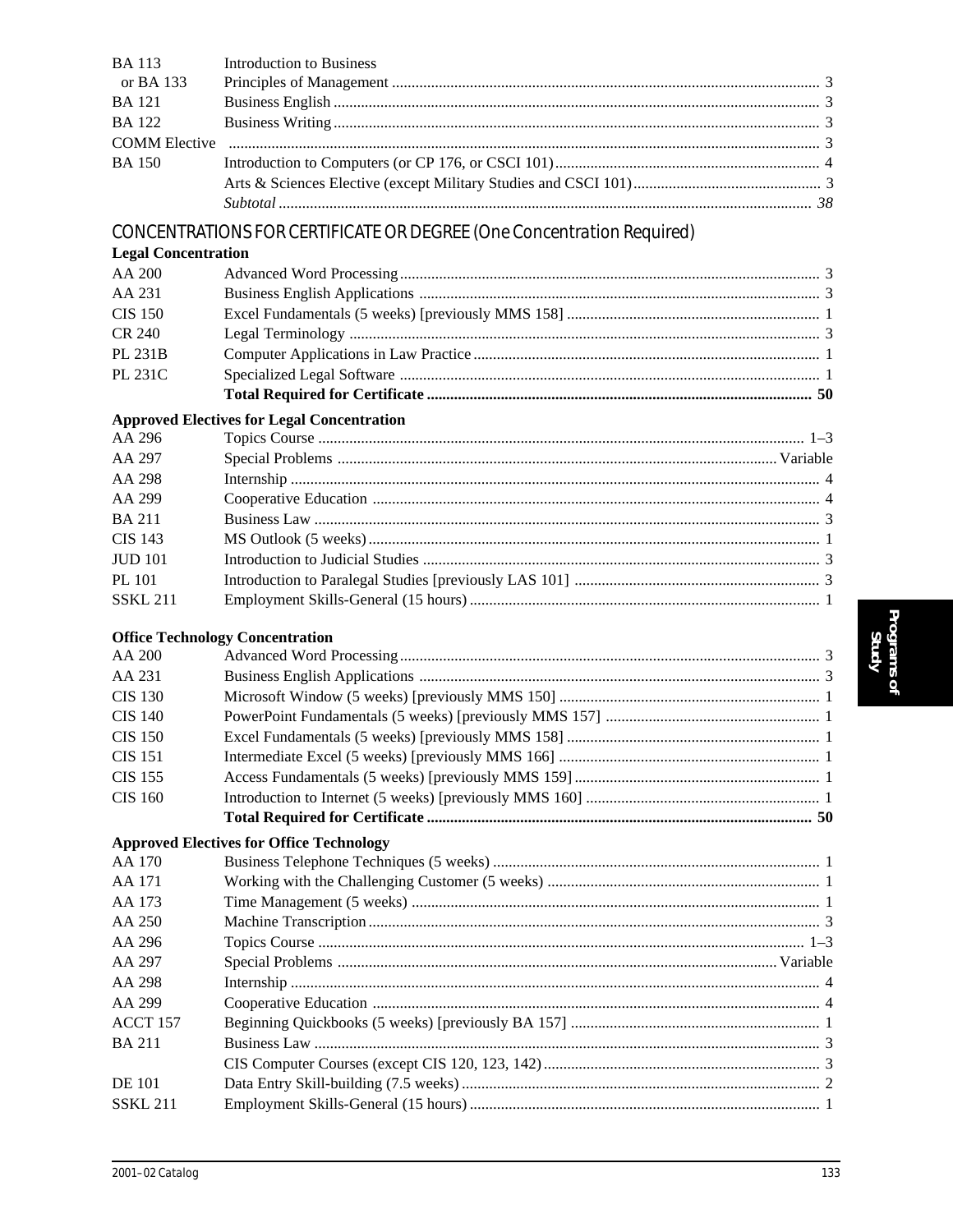| | | |
|---|---|---|
| BA 113 | Introduction to Business | |
| or BA 133 | Principles of Management | 3 |
| BA 121 | Business English | 3 |
| BA 122 | Business Writing | 3 |
| COMM Elective | | 3 |
| BA 150 | Introduction to Computers (or CP 176, or CSCI 101) | 4 |
| | Arts & Sciences Elective (except Military Studies and CSCI 101) | 3 |
| | *Subtotal* | *38* |

## CONCENTRATIONS FOR CERTIFICATE OR DEGREE (One Concentration Required)

### Legal Concentration

| | | |
|---|---|---|
| AA 200 | Advanced Word Processing | 3 |
| AA 231 | Business English Applications | 3 |
| CIS 150 | Excel Fundamentals (5 weeks) [previously MMS 158] | 1 |
| CR 240 | Legal Terminology | 3 |
| PL 231B | Computer Applications in Law Practice | 1 |
| PL 231C | Specialized Legal Software | 1 |
| | **Total Required for Certificate** | **50** |

### Approved Electives for Legal Concentration

| | | |
|---|---|---|
| AA 296 | Topics Course | 1–3 |
| AA 297 | Special Problems | Variable |
| AA 298 | Internship | 4 |
| AA 299 | Cooperative Education | 4 |
| BA 211 | Business Law | 3 |
| CIS 143 | MS Outlook (5 weeks) | 1 |
| JUD 101 | Introduction to Judicial Studies | 3 |
| PL 101 | Introduction to Paralegal Studies [previously LAS 101] | 3 |
| SSKL 211 | Employment Skills-General (15 hours) | 1 |

### Office Technology Concentration

| | | |
|---|---|---|
| AA 200 | Advanced Word Processing | 3 |
| AA 231 | Business English Applications | 3 |
| CIS 130 | Microsoft Window (5 weeks) [previously MMS 150] | 1 |
| CIS 140 | PowerPoint Fundamentals (5 weeks) [previously MMS 157] | 1 |
| CIS 150 | Excel Fundamentals (5 weeks) [previously MMS 158] | 1 |
| CIS 151 | Intermediate Excel (5 weeks) [previously MMS 166] | 1 |
| CIS 155 | Access Fundamentals (5 weeks) [previously MMS 159] | 1 |
| CIS 160 | Introduction to Internet (5 weeks) [previously MMS 160] | 1 |
| | **Total Required for Certificate** | **50** |

### Approved Electives for Office Technology

| | | |
|---|---|---|
| AA 170 | Business Telephone Techniques (5 weeks) | 1 |
| AA 171 | Working with the Challenging Customer (5 weeks) | 1 |
| AA 173 | Time Management (5 weeks) | 1 |
| AA 250 | Machine Transcription | 3 |
| AA 296 | Topics Course | 1–3 |
| AA 297 | Special Problems | Variable |
| AA 298 | Internship | 4 |
| AA 299 | Cooperative Education | 4 |
| ACCT 157 | Beginning Quickbooks (5 weeks) [previously BA 157] | 1 |
| BA 211 | Business Law | 3 |
| | CIS Computer Courses (except CIS 120, 123, 142) | 3 |
| DE 101 | Data Entry Skill-building (7.5 weeks) | 2 |
| SSKL 211 | Employment Skills-General (15 hours) | 1 |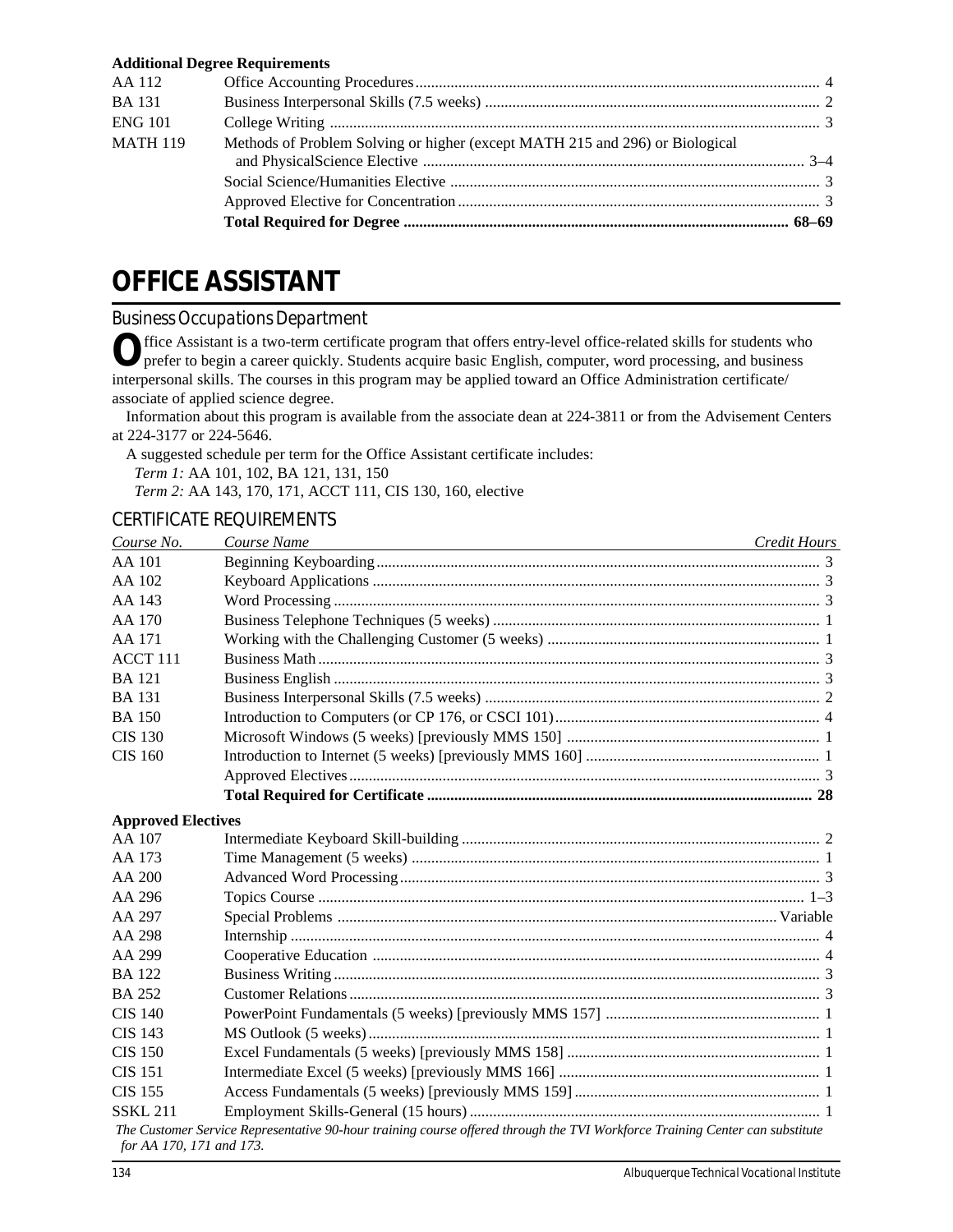**Additional Degree Requirements**

| | | |
|---|---|---|
| AA 112 | Office Accounting Procedures | 4 |
| BA 131 | Business Interpersonal Skills (7.5 weeks) | 2 |
| ENG 101 | College Writing | 3 |
| MATH 119 | Methods of Problem Solving or higher (except MATH 215 and 296) or Biological and PhysicalScience Elective | 3–4 |
| | Social Science/Humanities Elective | 3 |
| | Approved Elective for Concentration | 3 |
| | **Total Required for Degree** | **68–69** |

# OFFICE ASSISTANT

## Business Occupations Department

Office Assistant is a two-term certificate program that offers entry-level office-related skills for students who prefer to begin a career quickly. Students acquire basic English, computer, word processing, and business interpersonal skills. The courses in this program may be applied toward an Office Administration certificate/associate of applied science degree.

Information about this program is available from the associate dean at 224-3811 or from the Advisement Centers at 224-3177 or 224-5646.

A suggested schedule per term for the Office Assistant certificate includes:

*Term 1:* AA 101, 102, BA 121, 131, 150

*Term 2:* AA 143, 170, 171, ACCT 111, CIS 130, 160, elective

## CERTIFICATE REQUIREMENTS

| *Course No.* | *Course Name* | *Credit Hours* |
|---|---|---|
| AA 101 | Beginning Keyboarding | 3 |
| AA 102 | Keyboard Applications | 3 |
| AA 143 | Word Processing | 3 |
| AA 170 | Business Telephone Techniques (5 weeks) | 1 |
| AA 171 | Working with the Challenging Customer (5 weeks) | 1 |
| ACCT 111 | Business Math | 3 |
| BA 121 | Business English | 3 |
| BA 131 | Business Interpersonal Skills (7.5 weeks) | 2 |
| BA 150 | Introduction to Computers (or CP 176, or CSCI 101) | 4 |
| CIS 130 | Microsoft Windows (5 weeks) [previously MMS 150] | 1 |
| CIS 160 | Introduction to Internet (5 weeks) [previously MMS 160] | 1 |
| | Approved Electives | 3 |
| | **Total Required for Certificate** | **28** |

**Approved Electives**

| | | |
|---|---|---|
| AA 107 | Intermediate Keyboard Skill-building | 2 |
| AA 173 | Time Management (5 weeks) | 1 |
| AA 200 | Advanced Word Processing | 3 |
| AA 296 | Topics Course | 1–3 |
| AA 297 | Special Problems | Variable |
| AA 298 | Internship | 4 |
| AA 299 | Cooperative Education | 4 |
| BA 122 | Business Writing | 3 |
| BA 252 | Customer Relations | 3 |
| CIS 140 | PowerPoint Fundamentals (5 weeks) [previously MMS 157] | 1 |
| CIS 143 | MS Outlook (5 weeks) | 1 |
| CIS 150 | Excel Fundamentals (5 weeks) [previously MMS 158] | 1 |
| CIS 151 | Intermediate Excel (5 weeks) [previously MMS 166] | 1 |
| CIS 155 | Access Fundamentals (5 weeks) [previously MMS 159] | 1 |
| SSKL 211 | Employment Skills-General (15 hours) | 1 |

*The Customer Service Representative 90-hour training course offered through the TVI Workforce Training Center can substitute for AA 170, 171 and 173.*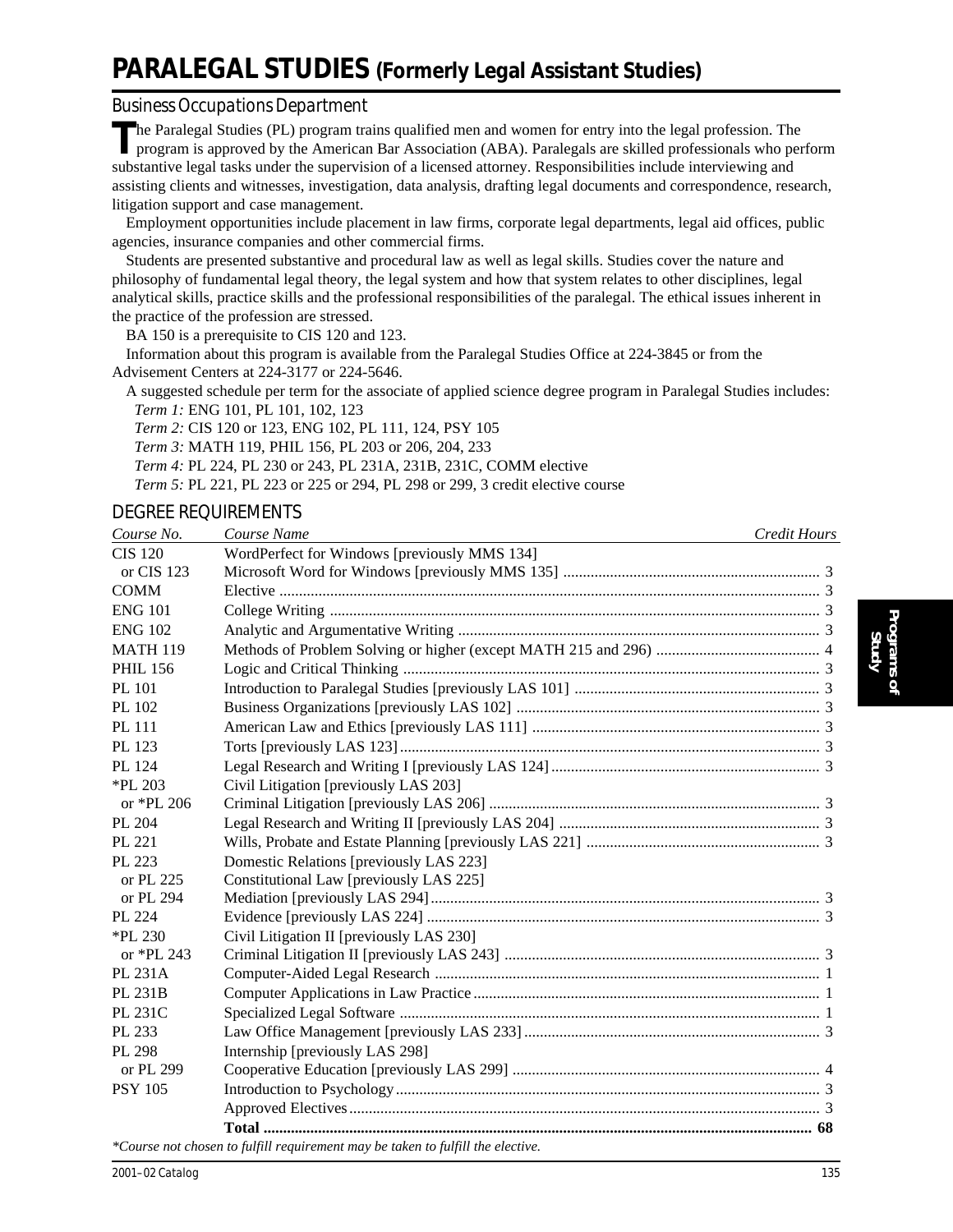# PARALEGAL STUDIES (Formerly Legal Assistant Studies)

## Business Occupations Department

The Paralegal Studies (PL) program trains qualified men and women for entry into the legal profession. The program is approved by the American Bar Association (ABA). Paralegals are skilled professionals who perform substantive legal tasks under the supervision of a licensed attorney. Responsibilities include interviewing and assisting clients and witnesses, investigation, data analysis, drafting legal documents and correspondence, research, litigation support and case management.

Employment opportunities include placement in law firms, corporate legal departments, legal aid offices, public agencies, insurance companies and other commercial firms.

Students are presented substantive and procedural law as well as legal skills. Studies cover the nature and philosophy of fundamental legal theory, the legal system and how that system relates to other disciplines, legal analytical skills, practice skills and the professional responsibilities of the paralegal. The ethical issues inherent in the practice of the profession are stressed.

BA 150 is a prerequisite to CIS 120 and 123.

Information about this program is available from the Paralegal Studies Office at 224-3845 or from the Advisement Centers at 224-3177 or 224-5646.

A suggested schedule per term for the associate of applied science degree program in Paralegal Studies includes:

*Term 1:* ENG 101, PL 101, 102, 123

*Term 2:* CIS 120 or 123, ENG 102, PL 111, 124, PSY 105

*Term 3:* MATH 119, PHIL 156, PL 203 or 206, 204, 233

*Term 4:* PL 224, PL 230 or 243, PL 231A, 231B, 231C, COMM elective

*Term 5:* PL 221, PL 223 or 225 or 294, PL 298 or 299, 3 credit elective course

## DEGREE REQUIREMENTS

| *Course No.* | *Course Name* | *Credit Hours* |
|---|---|---|
| CIS 120 | WordPerfect for Windows [previously MMS 134] | |
| or CIS 123 | Microsoft Word for Windows [previously MMS 135] | 3 |
| COMM | Elective | 3 |
| ENG 101 | College Writing | 3 |
| ENG 102 | Analytic and Argumentative Writing | 3 |
| MATH 119 | Methods of Problem Solving or higher (except MATH 215 and 296) | 4 |
| PHIL 156 | Logic and Critical Thinking | 3 |
| PL 101 | Introduction to Paralegal Studies [previously LAS 101] | 3 |
| PL 102 | Business Organizations [previously LAS 102] | 3 |
| PL 111 | American Law and Ethics [previously LAS 111] | 3 |
| PL 123 | Torts [previously LAS 123] | 3 |
| PL 124 | Legal Research and Writing I [previously LAS 124] | 3 |
| *PL 203 | Civil Litigation [previously LAS 203] | |
| or *PL 206 | Criminal Litigation [previously LAS 206] | 3 |
| PL 204 | Legal Research and Writing II [previously LAS 204] | 3 |
| PL 221 | Wills, Probate and Estate Planning [previously LAS 221] | 3 |
| PL 223 | Domestic Relations [previously LAS 223] | |
| or PL 225 | Constitutional Law [previously LAS 225] | |
| or PL 294 | Mediation [previously LAS 294] | 3 |
| PL 224 | Evidence [previously LAS 224] | 3 |
| *PL 230 | Civil Litigation II [previously LAS 230] | |
| or *PL 243 | Criminal Litigation II [previously LAS 243] | 3 |
| PL 231A | Computer-Aided Legal Research | 1 |
| PL 231B | Computer Applications in Law Practice | 1 |
| PL 231C | Specialized Legal Software | 1 |
| PL 233 | Law Office Management [previously LAS 233] | 3 |
| PL 298 | Internship [previously LAS 298] | |
| or PL 299 | Cooperative Education [previously LAS 299] | 4 |
| PSY 105 | Introduction to Psychology | 3 |
| | Approved Electives | 3 |
| | **Total** | **68** |

*\*Course not chosen to fulfill requirement may be taken to fulfill the elective.*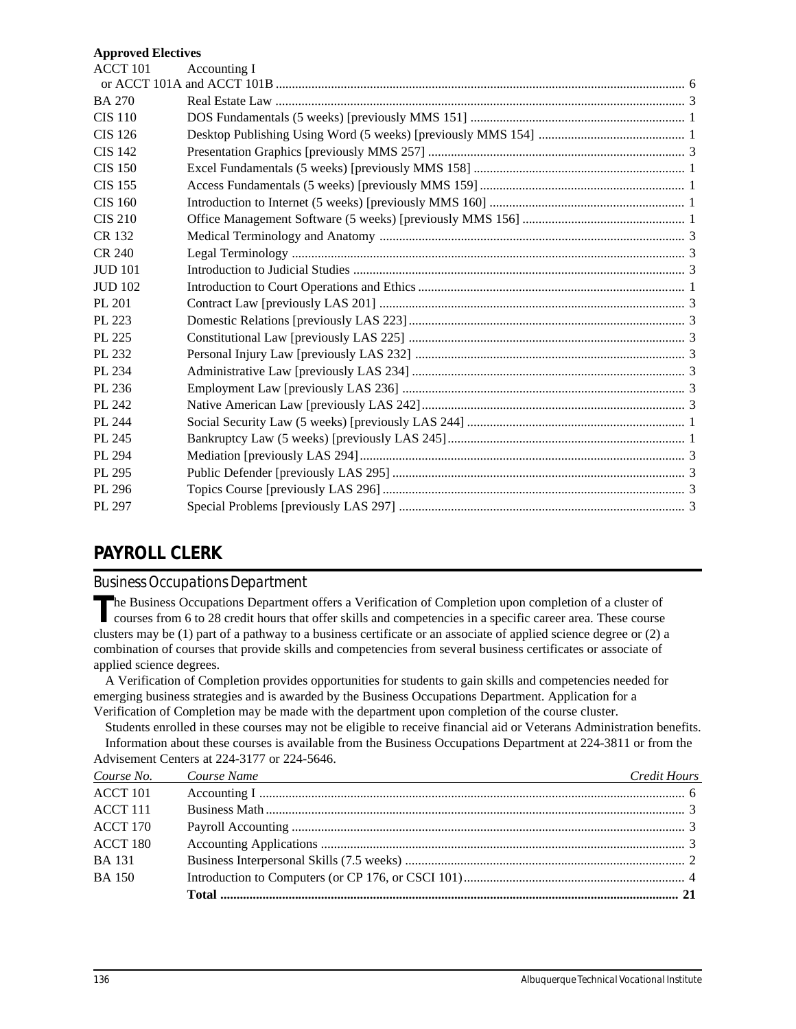**Approved Electives**

| | | |
|---|---|---|
| ACCT 101 | Accounting I or ACCT 101A and ACCT 101B | 6 |
| BA 270 | Real Estate Law | 3 |
| CIS 110 | DOS Fundamentals (5 weeks) [previously MMS 151] | 1 |
| CIS 126 | Desktop Publishing Using Word (5 weeks) [previously MMS 154] | 1 |
| CIS 142 | Presentation Graphics [previously MMS 257] | 3 |
| CIS 150 | Excel Fundamentals (5 weeks) [previously MMS 158] | 1 |
| CIS 155 | Access Fundamentals (5 weeks) [previously MMS 159] | 1 |
| CIS 160 | Introduction to Internet (5 weeks) [previously MMS 160] | 1 |
| CIS 210 | Office Management Software (5 weeks) [previously MMS 156] | 1 |
| CR 132 | Medical Terminology and Anatomy | 3 |
| CR 240 | Legal Terminology | 3 |
| JUD 101 | Introduction to Judicial Studies | 3 |
| JUD 102 | Introduction to Court Operations and Ethics | 1 |
| PL 201 | Contract Law [previously LAS 201] | 3 |
| PL 223 | Domestic Relations [previously LAS 223] | 3 |
| PL 225 | Constitutional Law [previously LAS 225] | 3 |
| PL 232 | Personal Injury Law [previously LAS 232] | 3 |
| PL 234 | Administrative Law [previously LAS 234] | 3 |
| PL 236 | Employment Law [previously LAS 236] | 3 |
| PL 242 | Native American Law [previously LAS 242] | 3 |
| PL 244 | Social Security Law (5 weeks) [previously LAS 244] | 1 |
| PL 245 | Bankruptcy Law (5 weeks) [previously LAS 245] | 1 |
| PL 294 | Mediation [previously LAS 294] | 3 |
| PL 295 | Public Defender [previously LAS 295] | 3 |
| PL 296 | Topics Course [previously LAS 296] | 3 |
| PL 297 | Special Problems [previously LAS 297] | 3 |

## PAYROLL CLERK

### Business Occupations Department

The Business Occupations Department offers a Verification of Completion upon completion of a cluster of courses from 6 to 28 credit hours that offer skills and competencies in a specific career area. These course clusters may be (1) part of a pathway to a business certificate or an associate of applied science degree or (2) a combination of courses that provide skills and competencies from several business certificates or associate of applied science degrees.

A Verification of Completion provides opportunities for students to gain skills and competencies needed for emerging business strategies and is awarded by the Business Occupations Department. Application for a Verification of Completion may be made with the department upon completion of the course cluster.

Students enrolled in these courses may not be eligible to receive financial aid or Veterans Administration benefits.

Information about these courses is available from the Business Occupations Department at 224-3811 or from the Advisement Centers at 224-3177 or 224-5646.

| *Course No.* | *Course Name* | *Credit Hours* |
|---|---|---|
| ACCT 101 | Accounting I | 6 |
| ACCT 111 | Business Math | 3 |
| ACCT 170 | Payroll Accounting | 3 |
| ACCT 180 | Accounting Applications | 3 |
| BA 131 | Business Interpersonal Skills (7.5 weeks) | 2 |
| BA 150 | Introduction to Computers (or CP 176, or CSCI 101) | 4 |
| | **Total** | **21** |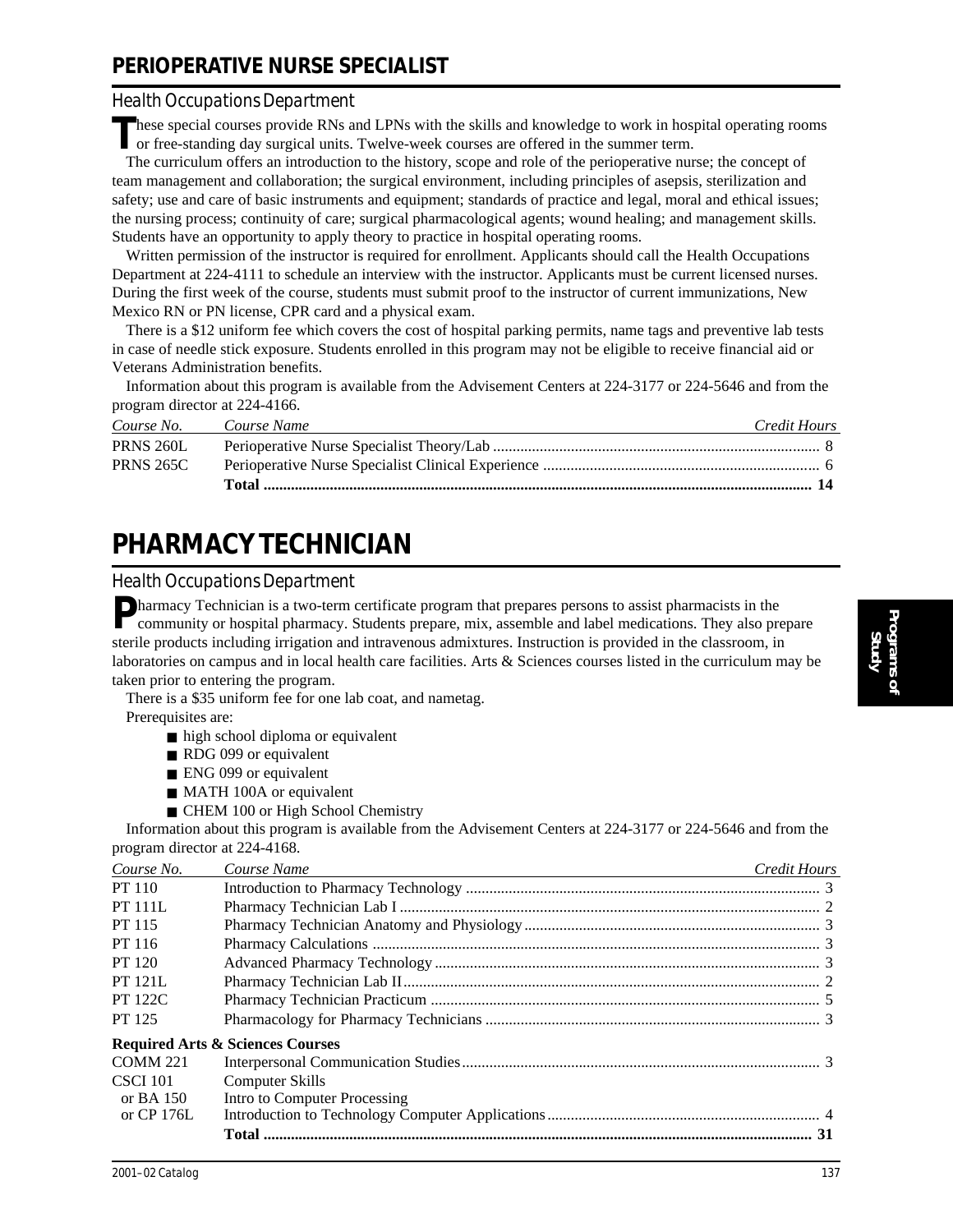# PERIOPERATIVE NURSE SPECIALIST

## Health Occupations Department

These special courses provide RNs and LPNs with the skills and knowledge to work in hospital operating rooms or free-standing day surgical units. Twelve-week courses are offered in the summer term.

The curriculum offers an introduction to the history, scope and role of the perioperative nurse; the concept of team management and collaboration; the surgical environment, including principles of asepsis, sterilization and safety; use and care of basic instruments and equipment; standards of practice and legal, moral and ethical issues; the nursing process; continuity of care; surgical pharmacological agents; wound healing; and management skills. Students have an opportunity to apply theory to practice in hospital operating rooms.

Written permission of the instructor is required for enrollment. Applicants should call the Health Occupations Department at 224-4111 to schedule an interview with the instructor. Applicants must be current licensed nurses. During the first week of the course, students must submit proof to the instructor of current immunizations, New Mexico RN or PN license, CPR card and a physical exam.

There is a $12 uniform fee which covers the cost of hospital parking permits, name tags and preventive lab tests in case of needle stick exposure. Students enrolled in this program may not be eligible to receive financial aid or Veterans Administration benefits.

Information about this program is available from the Advisement Centers at 224-3177 or 224-5646 and from the program director at 224-4166.

| *Course No.* | *Course Name* | *Credit Hours* |
|---|---|---|
| PRNS 260L | Perioperative Nurse Specialist Theory/Lab | 8 |
| PRNS 265C | Perioperative Nurse Specialist Clinical Experience | 6 |
| | **Total** | **14** |

# PHARMACY TECHNICIAN

## Health Occupations Department

Pharmacy Technician is a two-term certificate program that prepares persons to assist pharmacists in the community or hospital pharmacy. Students prepare, mix, assemble and label medications. They also prepare sterile products including irrigation and intravenous admixtures. Instruction is provided in the classroom, in laboratories on campus and in local health care facilities. Arts & Sciences courses listed in the curriculum may be taken prior to entering the program.

There is a $35 uniform fee for one lab coat, and nametag.

Prerequisites are:

- high school diploma or equivalent
- RDG 099 or equivalent
- ENG 099 or equivalent
- MATH 100A or equivalent
- CHEM 100 or High School Chemistry

Information about this program is available from the Advisement Centers at 224-3177 or 224-5646 and from the program director at 224-4168.

| *Course No.* | *Course Name* | *Credit Hours* |
|---|---|---|
| PT 110 | Introduction to Pharmacy Technology | 3 |
| PT 111L | Pharmacy Technician Lab I | 2 |
| PT 115 | Pharmacy Technician Anatomy and Physiology | 3 |
| PT 116 | Pharmacy Calculations | 3 |
| PT 120 | Advanced Pharmacy Technology | 3 |
| PT 121L | Pharmacy Technician Lab II | 2 |
| PT 122C | Pharmacy Technician Practicum | 5 |
| PT 125 | Pharmacology for Pharmacy Technicians | 3 |
| **Required Arts & Sciences Courses** | | |
| COMM 221 | Interpersonal Communication Studies | 3 |
| CSCI 101 | Computer Skills | |
| or BA 150 | Intro to Computer Processing | |
| or CP 176L | Introduction to Technology Computer Applications | 4 |
| | **Total** | **31** |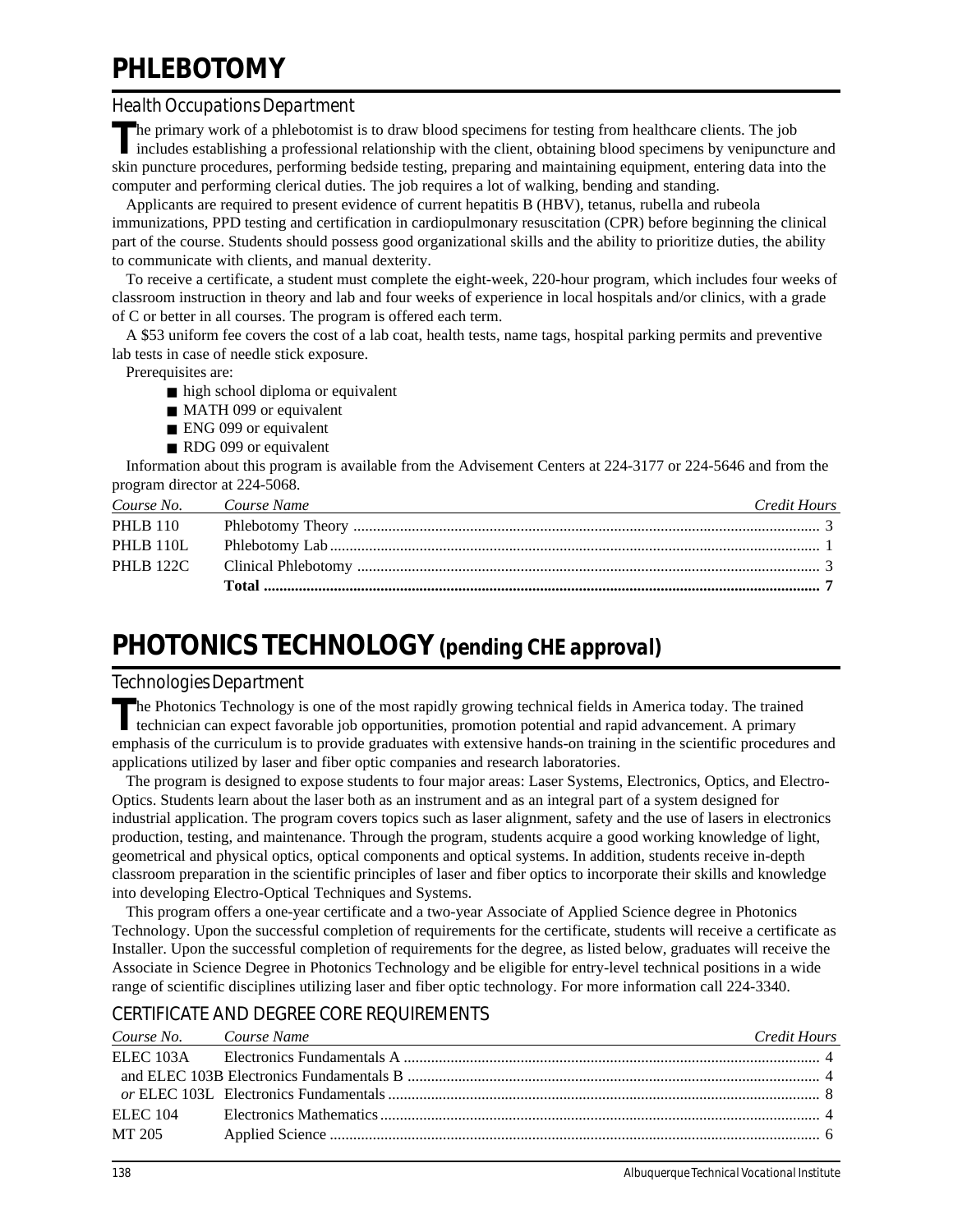# PHLEBOTOMY

## Health Occupations Department

The primary work of a phlebotomist is to draw blood specimens for testing from healthcare clients. The job includes establishing a professional relationship with the client, obtaining blood specimens by venipuncture and skin puncture procedures, performing bedside testing, preparing and maintaining equipment, entering data into the computer and performing clerical duties. The job requires a lot of walking, bending and standing.

Applicants are required to present evidence of current hepatitis B (HBV), tetanus, rubella and rubeola immunizations, PPD testing and certification in cardiopulmonary resuscitation (CPR) before beginning the clinical part of the course. Students should possess good organizational skills and the ability to prioritize duties, the ability to communicate with clients, and manual dexterity.

To receive a certificate, a student must complete the eight-week, 220-hour program, which includes four weeks of classroom instruction in theory and lab and four weeks of experience in local hospitals and/or clinics, with a grade of C or better in all courses. The program is offered each term.

A $53 uniform fee covers the cost of a lab coat, health tests, name tags, hospital parking permits and preventive lab tests in case of needle stick exposure.

Prerequisites are:

- high school diploma or equivalent
- MATH 099 or equivalent
- ENG 099 or equivalent
- RDG 099 or equivalent

Information about this program is available from the Advisement Centers at 224-3177 or 224-5646 and from the program director at 224-5068.

| *Course No.* | *Course Name* | *Credit Hours* |
|---|---|---|
| PHLB 110 | Phlebotomy Theory | 3 |
| PHLB 110L | Phlebotomy Lab | 1 |
| PHLB 122C | Clinical Phlebotomy | 3 |
| | **Total** | **7** |

# PHOTONICS TECHNOLOGY (pending CHE approval)

## Technologies Department

The Photonics Technology is one of the most rapidly growing technical fields in America today. The trained technician can expect favorable job opportunities, promotion potential and rapid advancement. A primary emphasis of the curriculum is to provide graduates with extensive hands-on training in the scientific procedures and applications utilized by laser and fiber optic companies and research laboratories.

The program is designed to expose students to four major areas: Laser Systems, Electronics, Optics, and Electro-Optics. Students learn about the laser both as an instrument and as an integral part of a system designed for industrial application. The program covers topics such as laser alignment, safety and the use of lasers in electronics production, testing, and maintenance. Through the program, students acquire a good working knowledge of light, geometrical and physical optics, optical components and optical systems. In addition, students receive in-depth classroom preparation in the scientific principles of laser and fiber optics to incorporate their skills and knowledge into developing Electro-Optical Techniques and Systems.

This program offers a one-year certificate and a two-year Associate of Applied Science degree in Photonics Technology. Upon the successful completion of requirements for the certificate, students will receive a certificate as Installer. Upon the successful completion of requirements for the degree, as listed below, graduates will receive the Associate in Science Degree in Photonics Technology and be eligible for entry-level technical positions in a wide range of scientific disciplines utilizing laser and fiber optic technology. For more information call 224-3340.

### CERTIFICATE AND DEGREE CORE REQUIREMENTS

| *Course No.* | *Course Name* | *Credit Hours* |
|---|---|---|
| ELEC 103A | Electronics Fundamentals A | 4 |
| and ELEC 103B | Electronics Fundamentals B | 4 |
| *or* ELEC 103L | Electronics Fundamentals | 8 |
| ELEC 104 | Electronics Mathematics | 4 |
| MT 205 | Applied Science | 6 |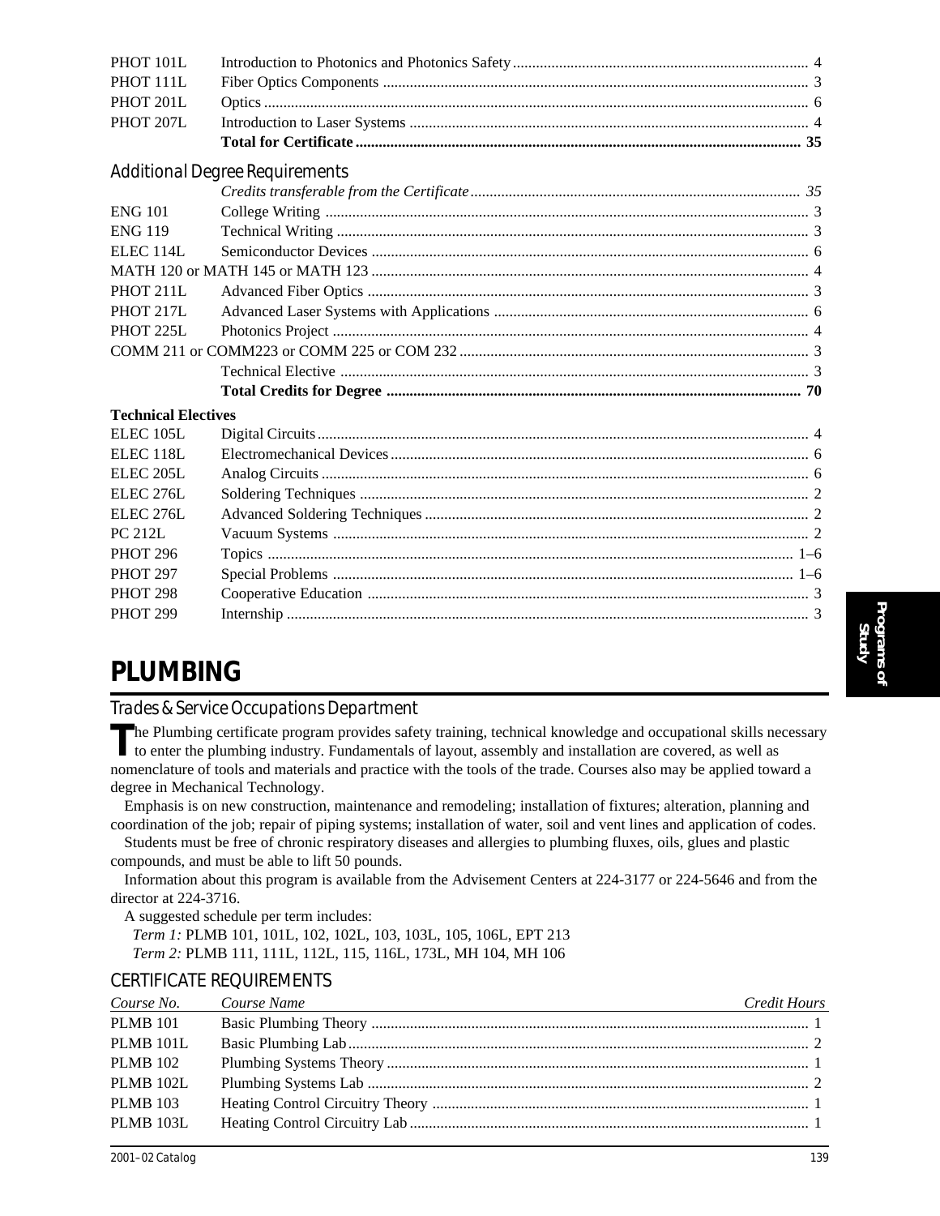| | | |
|---|---|---|
| PHOT 101L | Introduction to Photonics and Photonics Safety | 4 |
| PHOT 111L | Fiber Optics Components | 3 |
| PHOT 201L | Optics | 6 |
| PHOT 207L | Introduction to Laser Systems | 4 |
| | **Total for Certificate** | **35** |

### Additional Degree Requirements

| | | |
|---|---|---|
| | *Credits transferable from the Certificate* | *35* |
| ENG 101 | College Writing | 3 |
| ENG 119 | Technical Writing | 3 |
| ELEC 114L | Semiconductor Devices | 6 |
| MATH 120 or MATH 145 or MATH 123 | | 4 |
| PHOT 211L | Advanced Fiber Optics | 3 |
| PHOT 217L | Advanced Laser Systems with Applications | 6 |
| PHOT 225L | Photonics Project | 4 |
| COMM 211 or COMM223 or COMM 225 or COM 232 | | 3 |
| | Technical Elective | 3 |
| | **Total Credits for Degree** | **70** |

**Technical Electives**

| | | |
|---|---|---|
| ELEC 105L | Digital Circuits | 4 |
| ELEC 118L | Electromechanical Devices | 6 |
| ELEC 205L | Analog Circuits | 6 |
| ELEC 276L | Soldering Techniques | 2 |
| ELEC 276L | Advanced Soldering Techniques | 2 |
| PC 212L | Vacuum Systems | 2 |
| PHOT 296 | Topics | 1–6 |
| PHOT 297 | Special Problems | 1–6 |
| PHOT 298 | Cooperative Education | 3 |
| PHOT 299 | Internship | 3 |

# PLUMBING

## Trades & Service Occupations Department

The Plumbing certificate program provides safety training, technical knowledge and occupational skills necessary to enter the plumbing industry. Fundamentals of layout, assembly and installation are covered, as well as nomenclature of tools and materials and practice with the tools of the trade. Courses also may be applied toward a degree in Mechanical Technology.

Emphasis is on new construction, maintenance and remodeling; installation of fixtures; alteration, planning and coordination of the job; repair of piping systems; installation of water, soil and vent lines and application of codes.

Students must be free of chronic respiratory diseases and allergies to plumbing fluxes, oils, glues and plastic compounds, and must be able to lift 50 pounds.

Information about this program is available from the Advisement Centers at 224-3177 or 224-5646 and from the director at 224-3716.

A suggested schedule per term includes:

*Term 1:* PLMB 101, 101L, 102, 102L, 103, 103L, 105, 106L, EPT 213

*Term 2:* PLMB 111, 111L, 112L, 115, 116L, 173L, MH 104, MH 106

### CERTIFICATE REQUIREMENTS

| *Course No.* | *Course Name* | *Credit Hours* |
|---|---|---|
| PLMB 101 | Basic Plumbing Theory | 1 |
| PLMB 101L | Basic Plumbing Lab | 2 |
| PLMB 102 | Plumbing Systems Theory | 1 |
| PLMB 102L | Plumbing Systems Lab | 2 |
| PLMB 103 | Heating Control Circuitry Theory | 1 |
| PLMB 103L | Heating Control Circuitry Lab | 1 |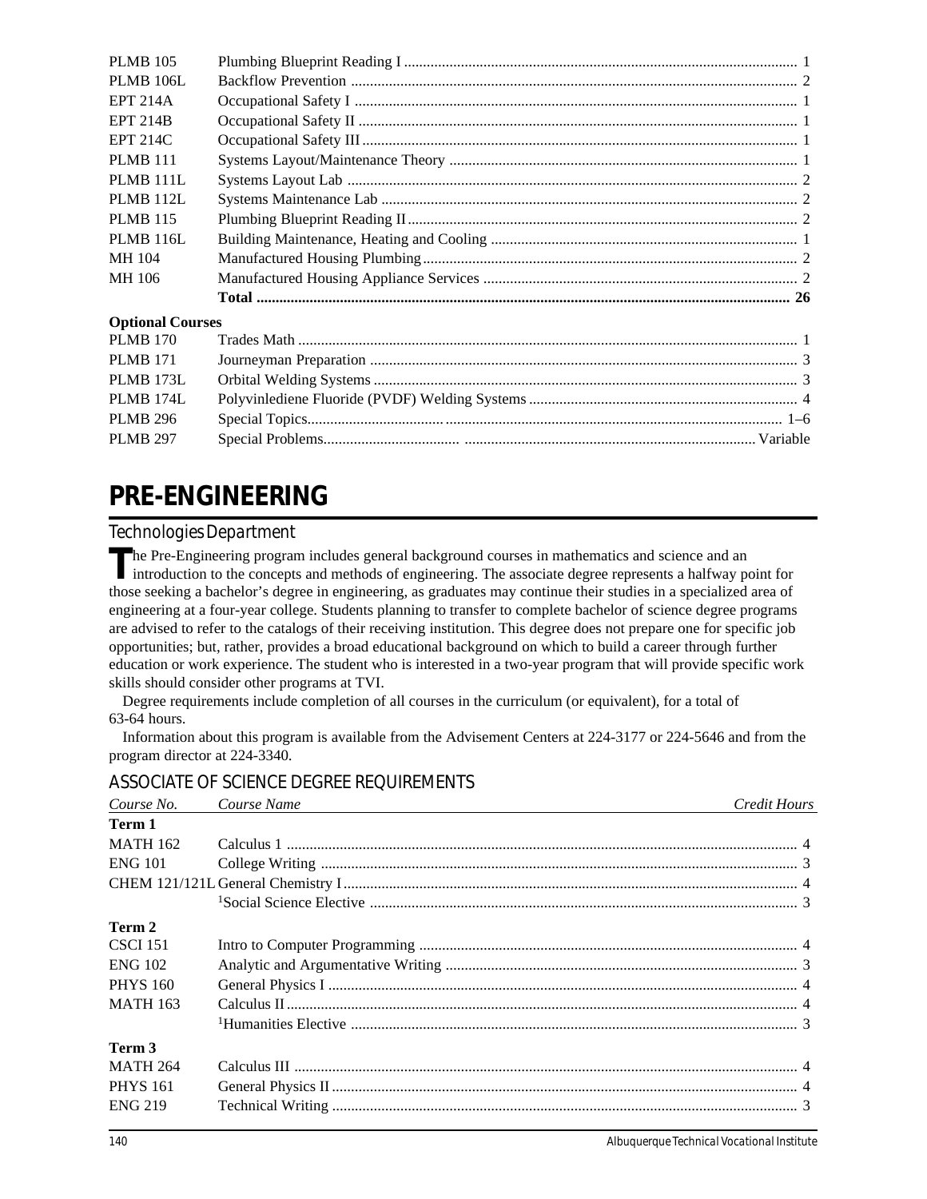| | | |
|---|---|---|
| PLMB 105 | Plumbing Blueprint Reading I | 1 |
| PLMB 106L | Backflow Prevention | 2 |
| EPT 214A | Occupational Safety I | 1 |
| EPT 214B | Occupational Safety II | 1 |
| EPT 214C | Occupational Safety III | 1 |
| PLMB 111 | Systems Layout/Maintenance Theory | 1 |
| PLMB 111L | Systems Layout Lab | 2 |
| PLMB 112L | Systems Maintenance Lab | 2 |
| PLMB 115 | Plumbing Blueprint Reading II | 2 |
| PLMB 116L | Building Maintenance, Heating and Cooling | 1 |
| MH 104 | Manufactured Housing Plumbing | 2 |
| MH 106 | Manufactured Housing Appliance Services | 2 |
| | **Total** | **26** |

**Optional Courses**

| | | |
|---|---|---|
| PLMB 170 | Trades Math | 1 |
| PLMB 171 | Journeyman Preparation | 3 |
| PLMB 173L | Orbital Welding Systems | 3 |
| PLMB 174L | Polyvinlediene Fluoride (PVDF) Welding Systems | 4 |
| PLMB 296 | Special Topics | 1–6 |
| PLMB 297 | Special Problems | Variable |

# PRE-ENGINEERING

## Technologies Department

The Pre-Engineering program includes general background courses in mathematics and science and an introduction to the concepts and methods of engineering. The associate degree represents a halfway point for those seeking a bachelor's degree in engineering, as graduates may continue their studies in a specialized area of engineering at a four-year college. Students planning to transfer to complete bachelor of science degree programs are advised to refer to the catalogs of their receiving institution. This degree does not prepare one for specific job opportunities; but, rather, provides a broad educational background on which to build a career through further education or work experience. The student who is interested in a two-year program that will provide specific work skills should consider other programs at TVI.

Degree requirements include completion of all courses in the curriculum (or equivalent), for a total of 63-64 hours.

Information about this program is available from the Advisement Centers at 224-3177 or 224-5646 and from the program director at 224-3340.

## ASSOCIATE OF SCIENCE DEGREE REQUIREMENTS

| *Course No.* | *Course Name* | *Credit Hours* |
|---|---|---|
| **Term 1** | | |
| MATH 162 | Calculus 1 | 4 |
| ENG 101 | College Writing | 3 |
| CHEM 121/121L | General Chemistry I | 4 |
| | [1]Social Science Elective | 3 |
| **Term 2** | | |
| CSCI 151 | Intro to Computer Programming | 4 |
| ENG 102 | Analytic and Argumentative Writing | 3 |
| PHYS 160 | General Physics I | 4 |
| MATH 163 | Calculus II | 4 |
| | [1]Humanities Elective | 3 |
| **Term 3** | | |
| MATH 264 | Calculus III | 4 |
| PHYS 161 | General Physics II | 4 |
| ENG 219 | Technical Writing | 3 |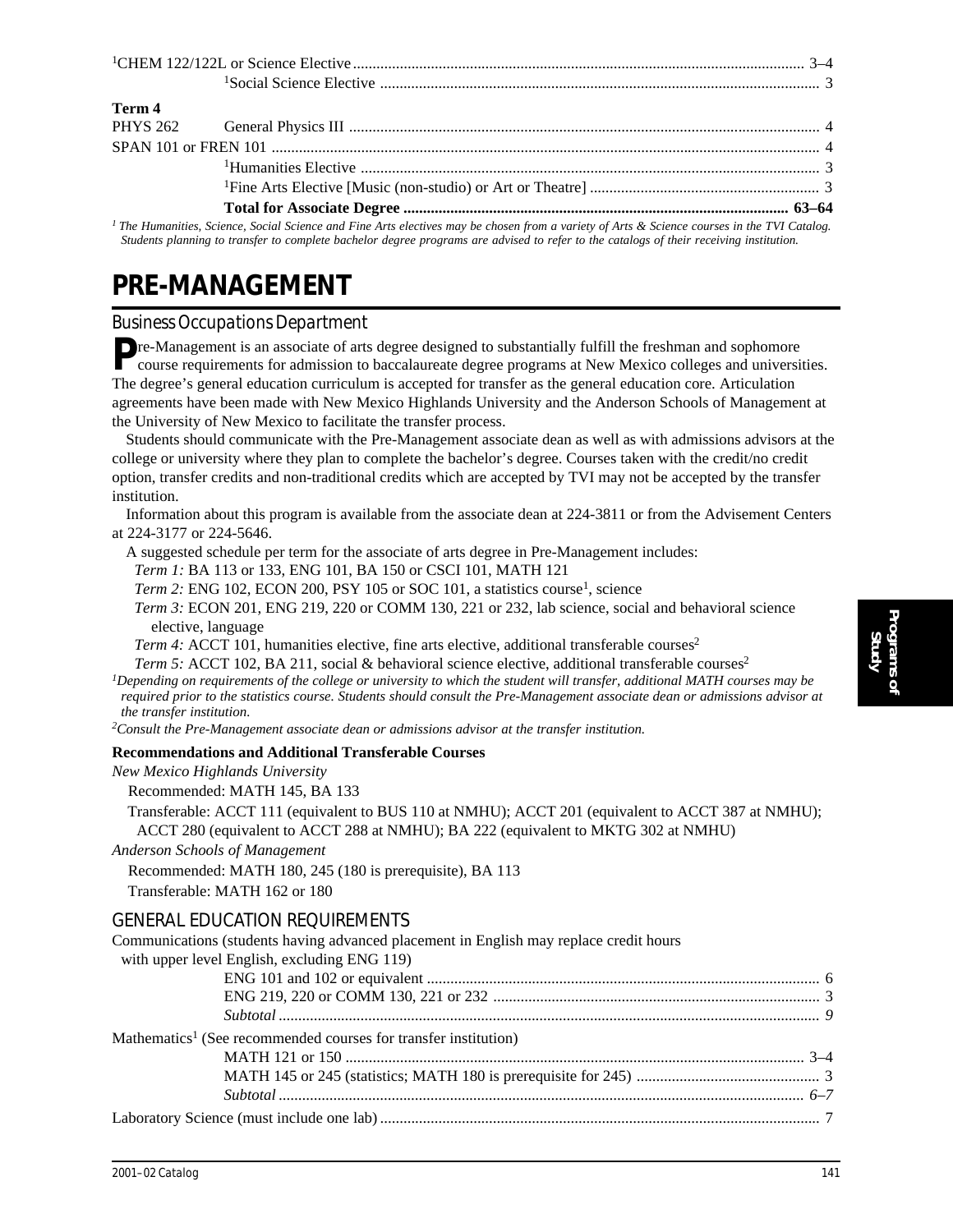[1]CHEM 122/122L or Science Elective .................................................................................................... 3–4
[1]Social Science Elective ................................................................................................ 3

**Term 4**

PHYS 262 General Physics III ....................................................................................................... 4
SPAN 101 or FREN 101 ........................................................................................................................... 4
[1]Humanities Elective ..................................................................................................... 3
[1]Fine Arts Elective [Music (non-studio) or Art or Theatre] ........................................................... 3
**Total for Associate Degree .................................................................................................. 63–64**

*[1] The Humanities, Science, Social Science and Fine Arts electives may be chosen from a variety of Arts & Science courses in the TVI Catalog. Students planning to transfer to complete bachelor degree programs are advised to refer to the catalogs of their receiving institution.*

# PRE-MANAGEMENT

## Business Occupations Department

Pre-Management is an associate of arts degree designed to substantially fulfill the freshman and sophomore course requirements for admission to baccalaureate degree programs at New Mexico colleges and universities. The degree's general education curriculum is accepted for transfer as the general education core. Articulation agreements have been made with New Mexico Highlands University and the Anderson Schools of Management at the University of New Mexico to facilitate the transfer process.

Students should communicate with the Pre-Management associate dean as well as with admissions advisors at the college or university where they plan to complete the bachelor's degree. Courses taken with the credit/no credit option, transfer credits and non-traditional credits which are accepted by TVI may not be accepted by the transfer institution.

Information about this program is available from the associate dean at 224-3811 or from the Advisement Centers at 224-3177 or 224-5646.

A suggested schedule per term for the associate of arts degree in Pre-Management includes:

*Term 1:* BA 113 or 133, ENG 101, BA 150 or CSCI 101, MATH 121

*Term 2:* ENG 102, ECON 200, PSY 105 or SOC 101, a statistics course[1], science

*Term 3:* ECON 201, ENG 219, 220 or COMM 130, 221 or 232, lab science, social and behavioral science elective, language

*Term 4:* ACCT 101, humanities elective, fine arts elective, additional transferable courses[2]

*Term 5:* ACCT 102, BA 211, social & behavioral science elective, additional transferable courses[2]

*[1]Depending on requirements of the college or university to which the student will transfer, additional MATH courses may be required prior to the statistics course. Students should consult the Pre-Management associate dean or admissions advisor at the transfer institution.*

*[2]Consult the Pre-Management associate dean or admissions advisor at the transfer institution.*

**Recommendations and Additional Transferable Courses**

*New Mexico Highlands University*

Recommended: MATH 145, BA 133

Transferable: ACCT 111 (equivalent to BUS 110 at NMHU); ACCT 201 (equivalent to ACCT 387 at NMHU); ACCT 280 (equivalent to ACCT 288 at NMHU); BA 222 (equivalent to MKTG 302 at NMHU)

*Anderson Schools of Management*

Recommended: MATH 180, 245 (180 is prerequisite), BA 113

Transferable: MATH 162 or 180

## GENERAL EDUCATION REQUIREMENTS

Communications (students having advanced placement in English may replace credit hours with upper level English, excluding ENG 119)

ENG 101 and 102 or equivalent .................................................................................................... 6
ENG 219, 220 or COMM 130, 221 or 232 ................................................................................... 3
*Subtotal ........................................................................................................................... 9*

Mathematics[1] (See recommended courses for transfer institution)

MATH 121 or 150 ..................................................................................................................... 3–4
MATH 145 or 245 (statistics; MATH 180 is prerequisite for 245) ............................................... 3
*Subtotal ........................................................................................................................ 6–7*

Laboratory Science (must include one lab) ................................................................................................ 7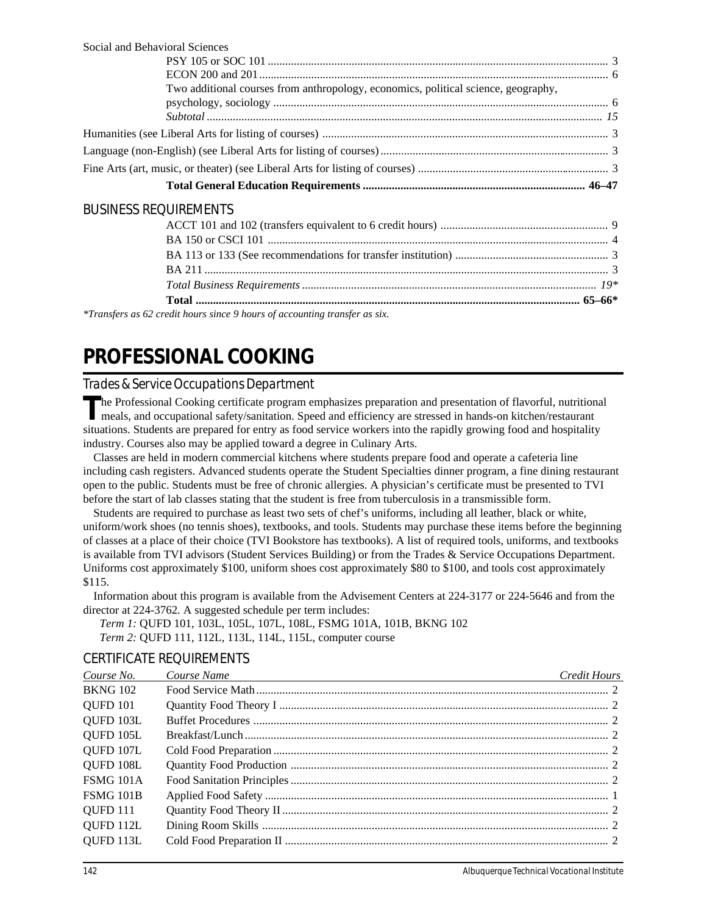Social and Behavioral Sciences

| | |
|---|---|
| PSY 105 or SOC 101 | 3 |
| ECON 200 and 201 | 6 |
| Two additional courses from anthropology, economics, political science, geography, psychology, sociology | 6 |
| *Subtotal* | *15* |

| | |
|---|---|
| Humanities (see Liberal Arts for listing of courses) | 3 |
| Language (non-English) (see Liberal Arts for listing of courses) | 3 |
| Fine Arts (art, music, or theater) (see Liberal Arts for listing of courses) | 3 |
| **Total General Education Requirements** | **46–47** |

## BUSINESS REQUIREMENTS

| | |
|---|---|
| ACCT 101 and 102 (transfers equivalent to 6 credit hours) | 9 |
| BA 150 or CSCI 101 | 4 |
| BA 113 or 133 (See recommendations for transfer institution) | 3 |
| BA 211 | 3 |
| *Total Business Requirements* | *19\** |
| **Total** | **65–66\*** |

*\*Transfers as 62 credit hours since 9 hours of accounting transfer as six.*

# PROFESSIONAL COOKING

## Trades & Service Occupations Department

The Professional Cooking certificate program emphasizes preparation and presentation of flavorful, nutritional meals, and occupational safety/sanitation. Speed and efficiency are stressed in hands-on kitchen/restaurant situations. Students are prepared for entry as food service workers into the rapidly growing food and hospitality industry. Courses also may be applied toward a degree in Culinary Arts.

Classes are held in modern commercial kitchens where students prepare food and operate a cafeteria line including cash registers. Advanced students operate the Student Specialties dinner program, a fine dining restaurant open to the public. Students must be free of chronic allergies. A physician's certificate must be presented to TVI before the start of lab classes stating that the student is free from tuberculosis in a transmissible form.

Students are required to purchase as least two sets of chef's uniforms, including all leather, black or white, uniform/work shoes (no tennis shoes), textbooks, and tools. Students may purchase these items before the beginning of classes at a place of their choice (TVI Bookstore has textbooks). A list of required tools, uniforms, and textbooks is available from TVI advisors (Student Services Building) or from the Trades & Service Occupations Department. Uniforms cost approximately $100, uniform shoes cost approximately $80 to $100, and tools cost approximately $115.

Information about this program is available from the Advisement Centers at 224-3177 or 224-5646 and from the director at 224-3762. A suggested schedule per term includes:

*Term 1:* QUFD 101, 103L, 105L, 107L, 108L, FSMG 101A, 101B, BKNG 102

*Term 2:* QUFD 111, 112L, 113L, 114L, 115L, computer course

## CERTIFICATE REQUIREMENTS

| *Course No.* | *Course Name* | *Credit Hours* |
|---|---|---|
| BKNG 102 | Food Service Math | 2 |
| QUFD 101 | Quantity Food Theory I | 2 |
| QUFD 103L | Buffet Procedures | 2 |
| QUFD 105L | Breakfast/Lunch | 2 |
| QUFD 107L | Cold Food Preparation | 2 |
| QUFD 108L | Quantity Food Production | 2 |
| FSMG 101A | Food Sanitation Principles | 2 |
| FSMG 101B | Applied Food Safety | 1 |
| QUFD 111 | Quantity Food Theory II | 2 |
| QUFD 112L | Dining Room Skills | 2 |
| QUFD 113L | Cold Food Preparation II | 2 |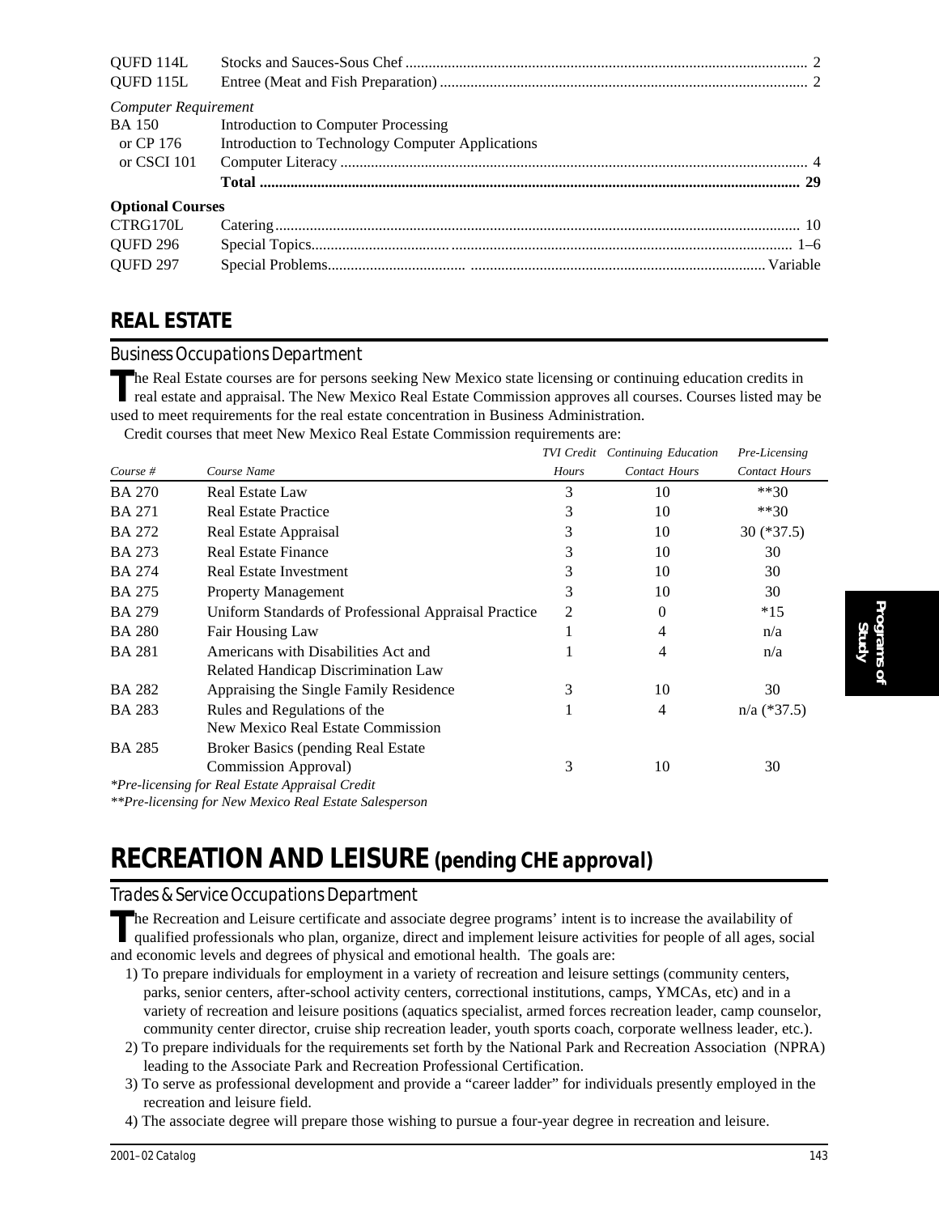| | | |
|---|---|---|
| QUFD 114L | Stocks and Sauces-Sous Chef | 2 |
| QUFD 115L | Entree (Meat and Fish Preparation) | 2 |

*Computer Requirement*

| | | |
|---|---|---|
| BA 150 | Introduction to Computer Processing | |
| or CP 176 | Introduction to Technology Computer Applications | |
| or CSCI 101 | Computer Literacy | 4 |
| | **Total** | **29** |

**Optional Courses**

| | | |
|---|---|---|
| CTRG170L | Catering | 10 |
| QUFD 296 | Special Topics | 1–6 |
| QUFD 297 | Special Problems | Variable |

## REAL ESTATE

### Business Occupations Department

The Real Estate courses are for persons seeking New Mexico state licensing or continuing education credits in real estate and appraisal. The New Mexico Real Estate Commission approves all courses. Courses listed may be used to meet requirements for the real estate concentration in Business Administration.

Credit courses that meet New Mexico Real Estate Commission requirements are:

| *Course #* | *Course Name* | *TVI Credit Hours* | *Continuing Education Contact Hours* | *Pre-Licensing Contact Hours* |
|---|---|---|---|---|
| BA 270 | Real Estate Law | 3 | 10 | **30 |
| BA 271 | Real Estate Practice | 3 | 10 | **30 |
| BA 272 | Real Estate Appraisal | 3 | 10 | 30 (*37.5) |
| BA 273 | Real Estate Finance | 3 | 10 | 30 |
| BA 274 | Real Estate Investment | 3 | 10 | 30 |
| BA 275 | Property Management | 3 | 10 | 30 |
| BA 279 | Uniform Standards of Professional Appraisal Practice | 2 | 0 | *15 |
| BA 280 | Fair Housing Law | 1 | 4 | n/a |
| BA 281 | Americans with Disabilities Act and Related Handicap Discrimination Law | 1 | 4 | n/a |
| BA 282 | Appraising the Single Family Residence | 3 | 10 | 30 |
| BA 283 | Rules and Regulations of the New Mexico Real Estate Commission | 1 | 4 | n/a (*37.5) |
| BA 285 | Broker Basics (pending Real Estate Commission Approval) | 3 | 10 | 30 |

*\*Pre-licensing for Real Estate Appraisal Credit*

*\*\*Pre-licensing for New Mexico Real Estate Salesperson*

# RECREATION AND LEISURE (pending CHE approval)

### Trades & Service Occupations Department

The Recreation and Leisure certificate and associate degree programs' intent is to increase the availability of qualified professionals who plan, organize, direct and implement leisure activities for people of all ages, social and economic levels and degrees of physical and emotional health. The goals are:

1) To prepare individuals for employment in a variety of recreation and leisure settings (community centers, parks, senior centers, after-school activity centers, correctional institutions, camps, YMCAs, etc) and in a variety of recreation and leisure positions (aquatics specialist, armed forces recreation leader, camp counselor, community center director, cruise ship recreation leader, youth sports coach, corporate wellness leader, etc.).
2) To prepare individuals for the requirements set forth by the National Park and Recreation Association (NPRA) leading to the Associate Park and Recreation Professional Certification.
3) To serve as professional development and provide a "career ladder" for individuals presently employed in the recreation and leisure field.
4) The associate degree will prepare those wishing to pursue a four-year degree in recreation and leisure.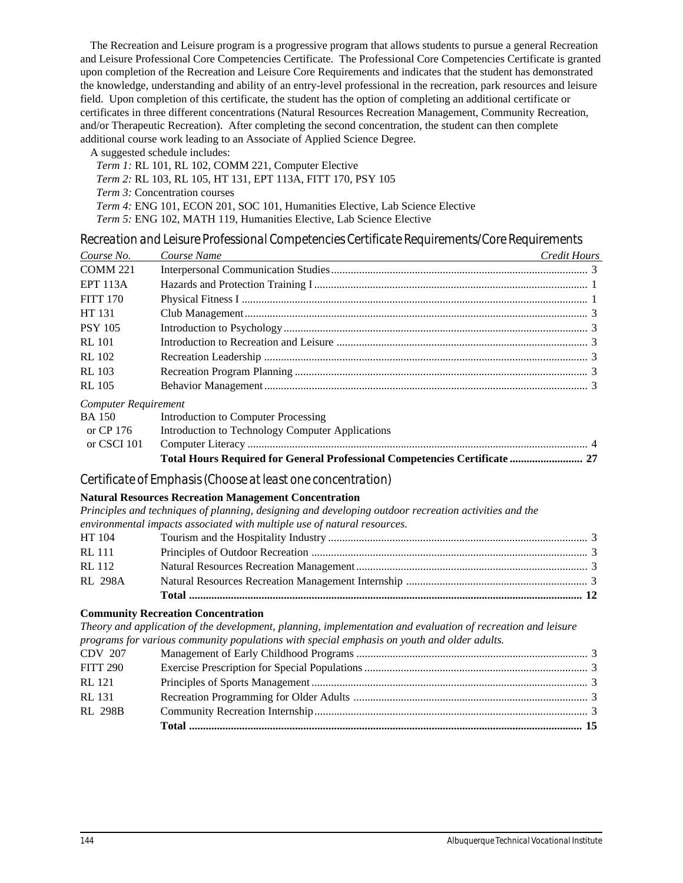The Recreation and Leisure program is a progressive program that allows students to pursue a general Recreation and Leisure Professional Core Competencies Certificate. The Professional Core Competencies Certificate is granted upon completion of the Recreation and Leisure Core Requirements and indicates that the student has demonstrated the knowledge, understanding and ability of an entry-level professional in the recreation, park resources and leisure field. Upon completion of this certificate, the student has the option of completing an additional certificate or certificates in three different concentrations (Natural Resources Recreation Management, Community Recreation, and/or Therapeutic Recreation). After completing the second concentration, the student can then complete additional course work leading to an Associate of Applied Science Degree.

A suggested schedule includes:

*Term 1:* RL 101, RL 102, COMM 221, Computer Elective

*Term 2:* RL 103, RL 105, HT 131, EPT 113A, FITT 170, PSY 105

*Term 3:* Concentration courses

*Term 4:* ENG 101, ECON 201, SOC 101, Humanities Elective, Lab Science Elective

*Term 5:* ENG 102, MATH 119, Humanities Elective, Lab Science Elective

## Recreation and Leisure Professional Competencies Certificate Requirements/Core Requirements

| *Course No.* | *Course Name* | *Credit Hours* |
|---|---|---|
| COMM 221 | Interpersonal Communication Studies | 3 |
| EPT 113A | Hazards and Protection Training I | 1 |
| FITT 170 | Physical Fitness I | 1 |
| HT 131 | Club Management | 3 |
| PSY 105 | Introduction to Psychology | 3 |
| RL 101 | Introduction to Recreation and Leisure | 3 |
| RL 102 | Recreation Leadership | 3 |
| RL 103 | Recreation Program Planning | 3 |
| RL 105 | Behavior Management | 3 |
| *Computer Requirement* | | |
| BA 150 | Introduction to Computer Processing | |
| or CP 176 | Introduction to Technology Computer Applications | |
| or CSCI 101 | Computer Literacy | 4 |
| | **Total Hours Required for General Professional Competencies Certificate** | **27** |

## Certificate of Emphasis (Choose at least one concentration)

**Natural Resources Recreation Management Concentration**

*Principles and techniques of planning, designing and developing outdoor recreation activities and the environmental impacts associated with multiple use of natural resources.*

| | | |
|---|---|---|
| HT 104 | Tourism and the Hospitality Industry | 3 |
| RL 111 | Principles of Outdoor Recreation | 3 |
| RL 112 | Natural Resources Recreation Management | 3 |
| RL 298A | Natural Resources Recreation Management Internship | 3 |
| | **Total** | **12** |

**Community Recreation Concentration**

*Theory and application of the development, planning, implementation and evaluation of recreation and leisure programs for various community populations with special emphasis on youth and older adults.*

| | | |
|---|---|---|
| CDV 207 | Management of Early Childhood Programs | 3 |
| FITT 290 | Exercise Prescription for Special Populations | 3 |
| RL 121 | Principles of Sports Management | 3 |
| RL 131 | Recreation Programming for Older Adults | 3 |
| RL 298B | Community Recreation Internship | 3 |
| | **Total** | **15** |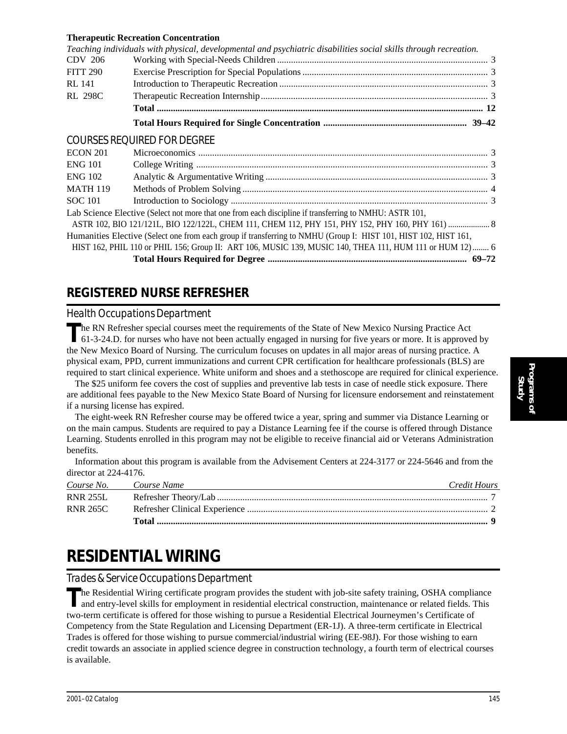**Therapeutic Recreation Concentration**

*Teaching individuals with physical, developmental and psychiatric disabilities social skills through recreation.*

| | | |
|---|---|---|
| CDV 206 | Working with Special-Needs Children | 3 |
| FITT 290 | Exercise Prescription for Special Populations | 3 |
| RL 141 | Introduction to Therapeutic Recreation | 3 |
| RL 298C | Therapeutic Recreation Internship | 3 |
| | **Total** | **12** |
| | **Total Hours Required for Single Concentration** | **39–42** |

## COURSES REQUIRED FOR DEGREE

| | | |
|---|---|---|
| ECON 201 | Microeconomics | 3 |
| ENG 101 | College Writing | 3 |
| ENG 102 | Analytic & Argumentative Writing | 3 |
| MATH 119 | Methods of Problem Solving | 4 |
| SOC 101 | Introduction to Sociology | 3 |
| Lab Science Elective (Select not more that one from each discipline if transferring to NMHU: ASTR 101, ASTR 102, BIO 121/121L, BIO 122/122L, CHEM 111, CHEM 112, PHY 151, PHY 152, PHY 160, PHY 161) | | 8 |
| Humanities Elective (Select one from each group if transferring to NMHU (Group I: HIST 101, HIST 102, HIST 161, HIST 162, PHIL 110 or PHIL 156; Group II: ART 106, MUSIC 139, MUSIC 140, THEA 111, HUM 111 or HUM 12) | | 6 |
| | **Total Hours Required for Degree** | **69–72** |

## REGISTERED NURSE REFRESHER

### Health Occupations Department

The RN Refresher special courses meet the requirements of the State of New Mexico Nursing Practice Act 61-3-24.D. for nurses who have not been actually engaged in nursing for five years or more. It is approved by the New Mexico Board of Nursing. The curriculum focuses on updates in all major areas of nursing practice. A physical exam, PPD, current immunizations and current CPR certification for healthcare professionals (BLS) are required to start clinical experience. White uniform and shoes and a stethoscope are required for clinical experience.

The $25 uniform fee covers the cost of supplies and preventive lab tests in case of needle stick exposure. There are additional fees payable to the New Mexico State Board of Nursing for licensure endorsement and reinstatement if a nursing license has expired.

The eight-week RN Refresher course may be offered twice a year, spring and summer via Distance Learning or on the main campus. Students are required to pay a Distance Learning fee if the course is offered through Distance Learning. Students enrolled in this program may not be eligible to receive financial aid or Veterans Administration benefits.

Information about this program is available from the Advisement Centers at 224-3177 or 224-5646 and from the director at 224-4176.

| *Course No.* | *Course Name* | *Credit Hours* |
|---|---|---|
| RNR 255L | Refresher Theory/Lab | 7 |
| RNR 265C | Refresher Clinical Experience | 2 |
| | **Total** | **9** |

# RESIDENTIAL WIRING

### Trades & Service Occupations Department

The Residential Wiring certificate program provides the student with job-site safety training, OSHA compliance and entry-level skills for employment in residential electrical construction, maintenance or related fields. This two-term certificate is offered for those wishing to pursue a Residential Electrical Journeymen's Certificate of Competency from the State Regulation and Licensing Department (ER-1J). A three-term certificate in Electrical Trades is offered for those wishing to pursue commercial/industrial wiring (EE-98J). For those wishing to earn credit towards an associate in applied science degree in construction technology, a fourth term of electrical courses is available.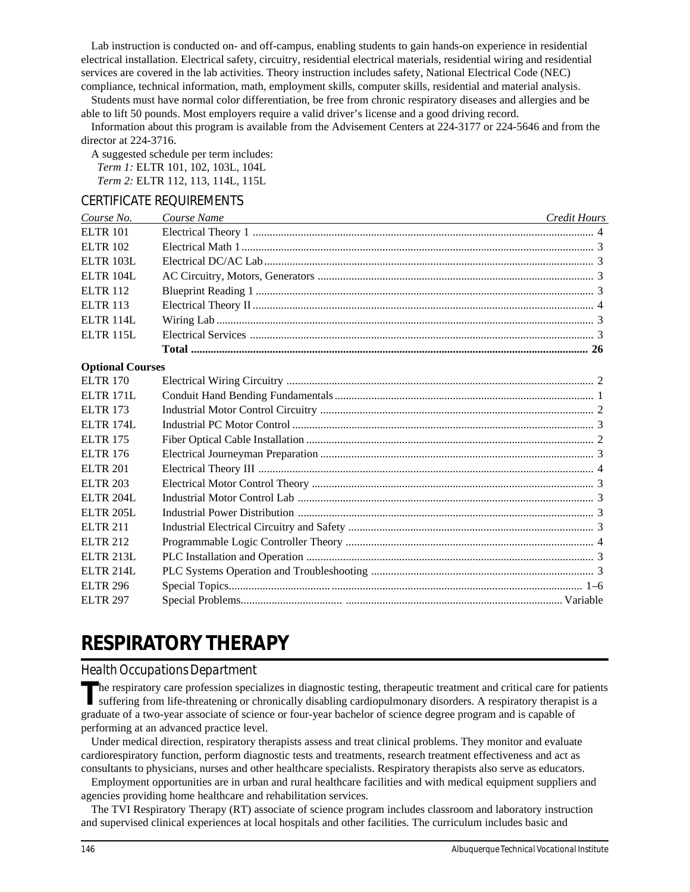Lab instruction is conducted on- and off-campus, enabling students to gain hands-on experience in residential electrical installation. Electrical safety, circuitry, residential electrical materials, residential wiring and residential services are covered in the lab activities. Theory instruction includes safety, National Electrical Code (NEC) compliance, technical information, math, employment skills, computer skills, residential and material analysis.

Students must have normal color differentiation, be free from chronic respiratory diseases and allergies and be able to lift 50 pounds. Most employers require a valid driver's license and a good driving record.

Information about this program is available from the Advisement Centers at 224-3177 or 224-5646 and from the director at 224-3716.

A suggested schedule per term includes:

*Term 1:* ELTR 101, 102, 103L, 104L

*Term 2:* ELTR 112, 113, 114L, 115L

## CERTIFICATE REQUIREMENTS

| *Course No.* | *Course Name* | *Credit Hours* |
|---|---|---|
| ELTR 101 | Electrical Theory 1 | 4 |
| ELTR 102 | Electrical Math 1 | 3 |
| ELTR 103L | Electrical DC/AC Lab | 3 |
| ELTR 104L | AC Circuitry, Motors, Generators | 3 |
| ELTR 112 | Blueprint Reading 1 | 3 |
| ELTR 113 | Electrical Theory II | 4 |
| ELTR 114L | Wiring Lab | 3 |
| ELTR 115L | Electrical Services | 3 |
| | **Total** | **26** |
| **Optional Courses** | | |
| ELTR 170 | Electrical Wiring Circuitry | 2 |
| ELTR 171L | Conduit Hand Bending Fundamentals | 1 |
| ELTR 173 | Industrial Motor Control Circuitry | 2 |
| ELTR 174L | Industrial PC Motor Control | 3 |
| ELTR 175 | Fiber Optical Cable Installation | 2 |
| ELTR 176 | Electrical Journeyman Preparation | 3 |
| ELTR 201 | Electrical Theory III | 4 |
| ELTR 203 | Electrical Motor Control Theory | 3 |
| ELTR 204L | Industrial Motor Control Lab | 3 |
| ELTR 205L | Industrial Power Distribution | 3 |
| ELTR 211 | Industrial Electrical Circuitry and Safety | 3 |
| ELTR 212 | Programmable Logic Controller Theory | 4 |
| ELTR 213L | PLC Installation and Operation | 3 |
| ELTR 214L | PLC Systems Operation and Troubleshooting | 3 |
| ELTR 296 | Special Topics | 1–6 |
| ELTR 297 | Special Problems | Variable |

# RESPIRATORY THERAPY

## Health Occupations Department

The respiratory care profession specializes in diagnostic testing, therapeutic treatment and critical care for patients suffering from life-threatening or chronically disabling cardiopulmonary disorders. A respiratory therapist is a graduate of a two-year associate of science or four-year bachelor of science degree program and is capable of performing at an advanced practice level.

Under medical direction, respiratory therapists assess and treat clinical problems. They monitor and evaluate cardiorespiratory function, perform diagnostic tests and treatments, research treatment effectiveness and act as consultants to physicians, nurses and other healthcare specialists. Respiratory therapists also serve as educators.

Employment opportunities are in urban and rural healthcare facilities and with medical equipment suppliers and agencies providing home healthcare and rehabilitation services.

The TVI Respiratory Therapy (RT) associate of science program includes classroom and laboratory instruction and supervised clinical experiences at local hospitals and other facilities. The curriculum includes basic and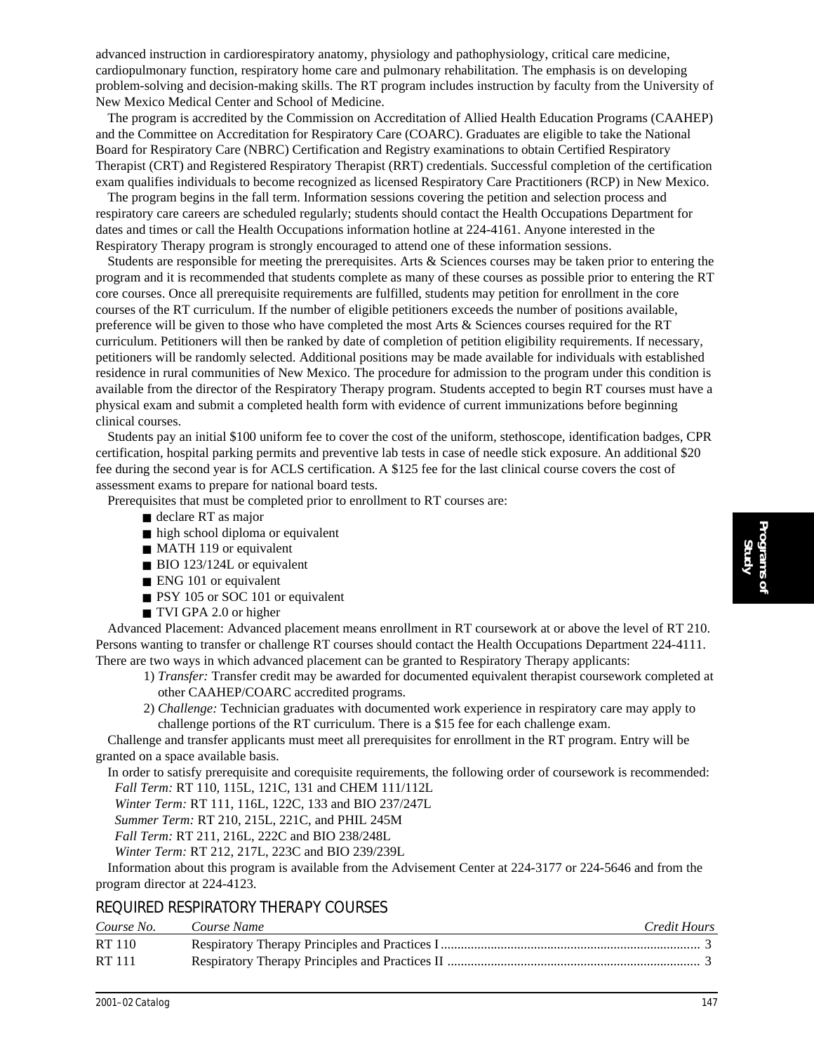advanced instruction in cardiorespiratory anatomy, physiology and pathophysiology, critical care medicine, cardiopulmonary function, respiratory home care and pulmonary rehabilitation. The emphasis is on developing problem-solving and decision-making skills. The RT program includes instruction by faculty from the University of New Mexico Medical Center and School of Medicine.

The program is accredited by the Commission on Accreditation of Allied Health Education Programs (CAAHEP) and the Committee on Accreditation for Respiratory Care (COARC). Graduates are eligible to take the National Board for Respiratory Care (NBRC) Certification and Registry examinations to obtain Certified Respiratory Therapist (CRT) and Registered Respiratory Therapist (RRT) credentials. Successful completion of the certification exam qualifies individuals to become recognized as licensed Respiratory Care Practitioners (RCP) in New Mexico.

The program begins in the fall term. Information sessions covering the petition and selection process and respiratory care careers are scheduled regularly; students should contact the Health Occupations Department for dates and times or call the Health Occupations information hotline at 224-4161. Anyone interested in the Respiratory Therapy program is strongly encouraged to attend one of these information sessions.

Students are responsible for meeting the prerequisites. Arts & Sciences courses may be taken prior to entering the program and it is recommended that students complete as many of these courses as possible prior to entering the RT core courses. Once all prerequisite requirements are fulfilled, students may petition for enrollment in the core courses of the RT curriculum. If the number of eligible petitioners exceeds the number of positions available, preference will be given to those who have completed the most Arts & Sciences courses required for the RT curriculum. Petitioners will then be ranked by date of completion of petition eligibility requirements. If necessary, petitioners will be randomly selected. Additional positions may be made available for individuals with established residence in rural communities of New Mexico. The procedure for admission to the program under this condition is available from the director of the Respiratory Therapy program. Students accepted to begin RT courses must have a physical exam and submit a completed health form with evidence of current immunizations before beginning clinical courses.

Students pay an initial $100 uniform fee to cover the cost of the uniform, stethoscope, identification badges, CPR certification, hospital parking permits and preventive lab tests in case of needle stick exposure. An additional $20 fee during the second year is for ACLS certification. A $125 fee for the last clinical course covers the cost of assessment exams to prepare for national board tests.

Prerequisites that must be completed prior to enrollment to RT courses are:

- declare RT as major
- high school diploma or equivalent
- MATH 119 or equivalent
- BIO 123/124L or equivalent
- ENG 101 or equivalent
- PSY 105 or SOC 101 or equivalent
- TVI GPA 2.0 or higher

Advanced Placement: Advanced placement means enrollment in RT coursework at or above the level of RT 210. Persons wanting to transfer or challenge RT courses should contact the Health Occupations Department 224-4111. There are two ways in which advanced placement can be granted to Respiratory Therapy applicants:

1) *Transfer:* Transfer credit may be awarded for documented equivalent therapist coursework completed at other CAAHEP/COARC accredited programs.
2) *Challenge:* Technician graduates with documented work experience in respiratory care may apply to challenge portions of the RT curriculum. There is a $15 fee for each challenge exam.

Challenge and transfer applicants must meet all prerequisites for enrollment in the RT program. Entry will be granted on a space available basis.

In order to satisfy prerequisite and corequisite requirements, the following order of coursework is recommended:

*Fall Term:* RT 110, 115L, 121C, 131 and CHEM 111/112L

*Winter Term:* RT 111, 116L, 122C, 133 and BIO 237/247L

*Summer Term:* RT 210, 215L, 221C, and PHIL 245M

*Fall Term:* RT 211, 216L, 222C and BIO 238/248L

*Winter Term:* RT 212, 217L, 223C and BIO 239/239L

Information about this program is available from the Advisement Center at 224-3177 or 224-5646 and from the program director at 224-4123.

## REQUIRED RESPIRATORY THERAPY COURSES

| *Course No.* | *Course Name* | *Credit Hours* |
|---|---|---|
| RT 110 | Respiratory Therapy Principles and Practices I | 3 |
| RT 111 | Respiratory Therapy Principles and Practices II | 3 |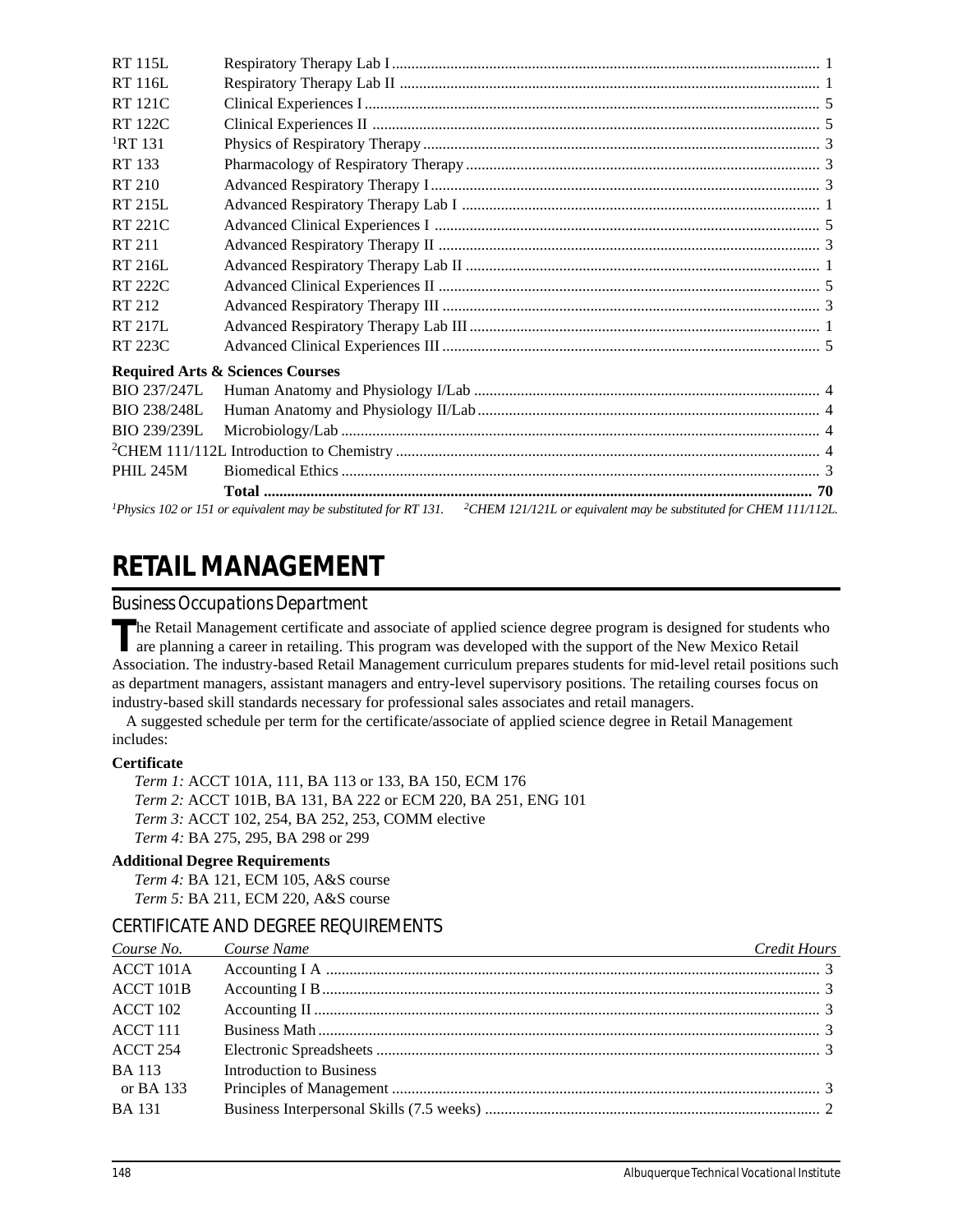| | | |
|---|---|---|
| RT 115L | Respiratory Therapy Lab I | 1 |
| RT 116L | Respiratory Therapy Lab II | 1 |
| RT 121C | Clinical Experiences I | 5 |
| RT 122C | Clinical Experiences II | 5 |
| [1]RT 131 | Physics of Respiratory Therapy | 3 |
| RT 133 | Pharmacology of Respiratory Therapy | 3 |
| RT 210 | Advanced Respiratory Therapy I | 3 |
| RT 215L | Advanced Respiratory Therapy Lab I | 1 |
| RT 221C | Advanced Clinical Experiences I | 5 |
| RT 211 | Advanced Respiratory Therapy II | 3 |
| RT 216L | Advanced Respiratory Therapy Lab II | 1 |
| RT 222C | Advanced Clinical Experiences II | 5 |
| RT 212 | Advanced Respiratory Therapy III | 3 |
| RT 217L | Advanced Respiratory Therapy Lab III | 1 |
| RT 223C | Advanced Clinical Experiences III | 5 |
| **Required Arts & Sciences Courses** | | |
| BIO 237/247L | Human Anatomy and Physiology I/Lab | 4 |
| BIO 238/248L | Human Anatomy and Physiology II/Lab | 4 |
| BIO 239/239L | Microbiology/Lab | 4 |
| [2]CHEM 111/112L | Introduction to Chemistry | 4 |
| PHIL 245M | Biomedical Ethics | 3 |
| | **Total** | **70** |

*[1]Physics 102 or 151 or equivalent may be substituted for RT 131.* *[2]CHEM 121/121L or equivalent may be substituted for CHEM 111/112L.*

# RETAIL MANAGEMENT

## Business Occupations Department

The Retail Management certificate and associate of applied science degree program is designed for students who are planning a career in retailing. This program was developed with the support of the New Mexico Retail Association. The industry-based Retail Management curriculum prepares students for mid-level retail positions such as department managers, assistant managers and entry-level supervisory positions. The retailing courses focus on industry-based skill standards necessary for professional sales associates and retail managers.

A suggested schedule per term for the certificate/associate of applied science degree in Retail Management includes:

**Certificate**

*Term 1:* ACCT 101A, 111, BA 113 or 133, BA 150, ECM 176
*Term 2:* ACCT 101B, BA 131, BA 222 or ECM 220, BA 251, ENG 101
*Term 3:* ACCT 102, 254, BA 252, 253, COMM elective
*Term 4:* BA 275, 295, BA 298 or 299

**Additional Degree Requirements**

*Term 4:* BA 121, ECM 105, A&S course
*Term 5:* BA 211, ECM 220, A&S course

## CERTIFICATE AND DEGREE REQUIREMENTS

| *Course No.* | *Course Name* | *Credit Hours* |
|---|---|---|
| ACCT 101A | Accounting I A | 3 |
| ACCT 101B | Accounting I B | 3 |
| ACCT 102 | Accounting II | 3 |
| ACCT 111 | Business Math | 3 |
| ACCT 254 | Electronic Spreadsheets | 3 |
| BA 113 or BA 133 | Introduction to Business Principles of Management | 3 |
| BA 131 | Business Interpersonal Skills (7.5 weeks) | 2 |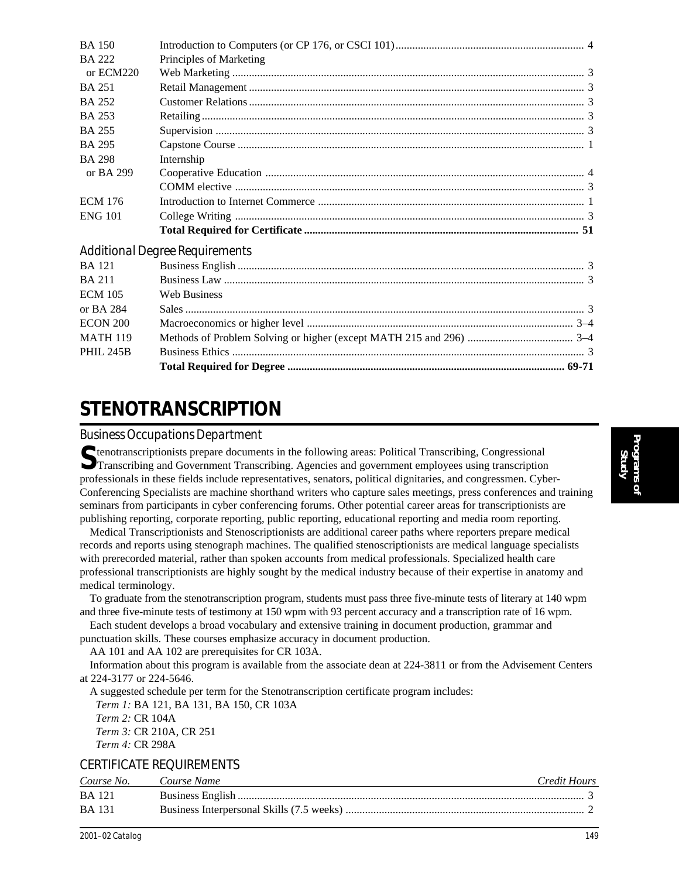| | | |
|---|---|---|
| BA 150 | Introduction to Computers (or CP 176, or CSCI 101) | 4 |
| BA 222 | Principles of Marketing | |
| or ECM220 | Web Marketing | 3 |
| BA 251 | Retail Management | 3 |
| BA 252 | Customer Relations | 3 |
| BA 253 | Retailing | 3 |
| BA 255 | Supervision | 3 |
| BA 295 | Capstone Course | 1 |
| BA 298 | Internship | |
| or BA 299 | Cooperative Education | 4 |
| | COMM elective | 3 |
| ECM 176 | Introduction to Internet Commerce | 1 |
| ENG 101 | College Writing | 3 |
| | **Total Required for Certificate** | **51** |

### Additional Degree Requirements

| | | |
|---|---|---|
| BA 121 | Business English | 3 |
| BA 211 | Business Law | 3 |
| ECM 105 | Web Business | |
| or BA 284 | Sales | 3 |
| ECON 200 | Macroeconomics or higher level | 3–4 |
| MATH 119 | Methods of Problem Solving or higher (except MATH 215 and 296) | 3–4 |
| PHIL 245B | Business Ethics | 3 |
| | **Total Required for Degree** | **69-71** |

# STENOTRANSCRIPTION

## Business Occupations Department

Stenotranscriptionists prepare documents in the following areas: Political Transcribing, Congressional Transcribing and Government Transcribing. Agencies and government employees using transcription professionals in these fields include representatives, senators, political dignitaries, and congressmen. Cyber-Conferencing Specialists are machine shorthand writers who capture sales meetings, press conferences and training seminars from participants in cyber conferencing forums. Other potential career areas for transcriptionists are publishing reporting, corporate reporting, public reporting, educational reporting and media room reporting.

Medical Transcriptionists and Stenoscriptionists are additional career paths where reporters prepare medical records and reports using stenograph machines. The qualified stenoscriptionists are medical language specialists with prerecorded material, rather than spoken accounts from medical professionals. Specialized health care professional transcriptionists are highly sought by the medical industry because of their expertise in anatomy and medical terminology.

To graduate from the stenotranscription program, students must pass three five-minute tests of literary at 140 wpm and three five-minute tests of testimony at 150 wpm with 93 percent accuracy and a transcription rate of 16 wpm.

Each student develops a broad vocabulary and extensive training in document production, grammar and punctuation skills. These courses emphasize accuracy in document production.

AA 101 and AA 102 are prerequisites for CR 103A.

Information about this program is available from the associate dean at 224-3811 or from the Advisement Centers at 224-3177 or 224-5646.

A suggested schedule per term for the Stenotranscription certificate program includes:

*Term 1:* BA 121, BA 131, BA 150, CR 103A
*Term 2:* CR 104A
*Term 3:* CR 210A, CR 251
*Term 4:* CR 298A

### CERTIFICATE REQUIREMENTS

| *Course No.* | *Course Name* | *Credit Hours* |
|---|---|---|
| BA 121 | Business English | 3 |
| BA 131 | Business Interpersonal Skills (7.5 weeks) | 2 |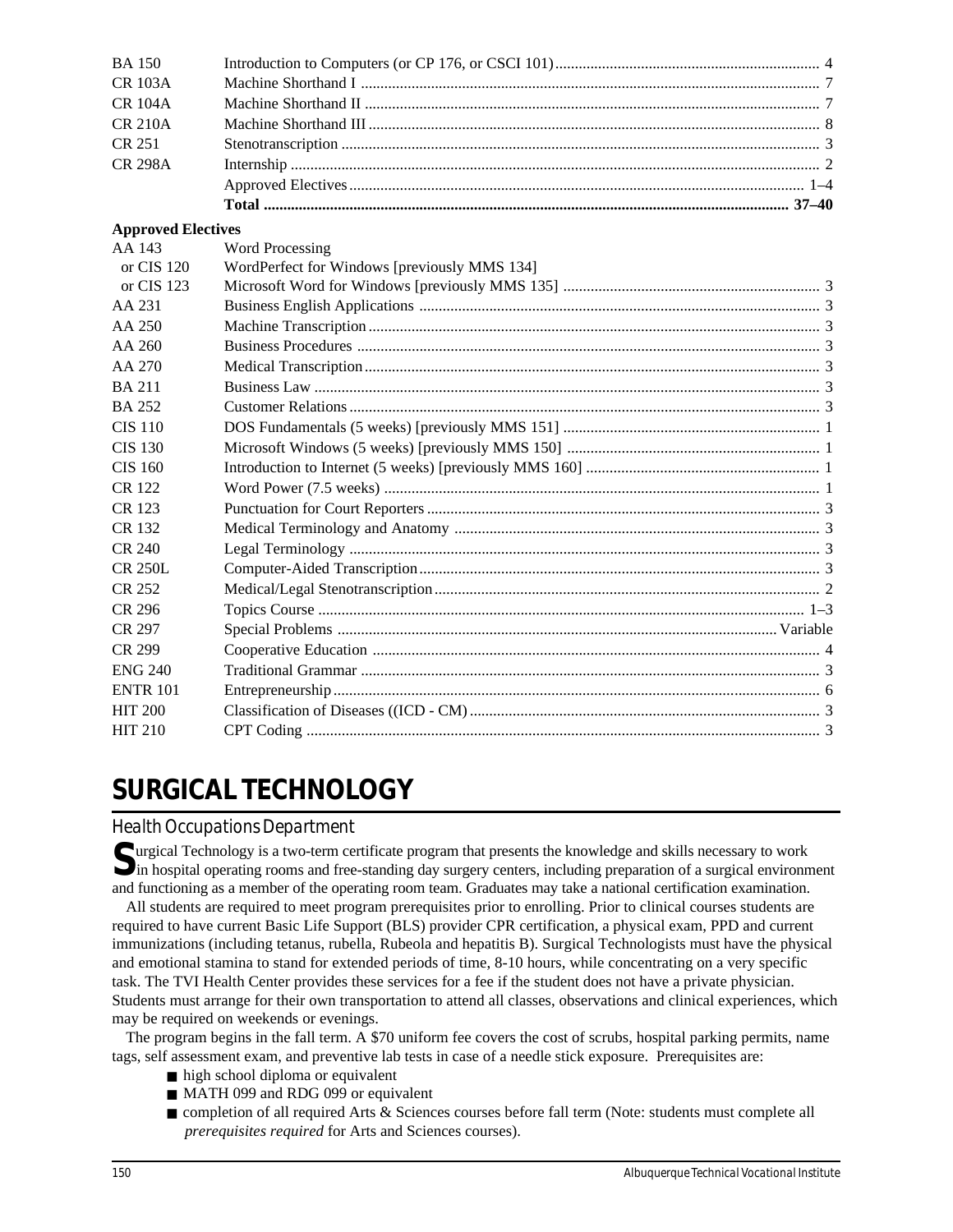| | | |
|---|---|---|
| BA 150 | Introduction to Computers (or CP 176, or CSCI 101) | 4 |
| CR 103A | Machine Shorthand I | 7 |
| CR 104A | Machine Shorthand II | 7 |
| CR 210A | Machine Shorthand III | 8 |
| CR 251 | Stenotranscription | 3 |
| CR 298A | Internship | 2 |
| | Approved Electives | 1–4 |
| | **Total** | **37–40** |

**Approved Electives**

| | | |
|---|---|---|
| AA 143 | Word Processing | |
| or CIS 120 | WordPerfect for Windows [previously MMS 134] | |
| or CIS 123 | Microsoft Word for Windows [previously MMS 135] | 3 |
| AA 231 | Business English Applications | 3 |
| AA 250 | Machine Transcription | 3 |
| AA 260 | Business Procedures | 3 |
| AA 270 | Medical Transcription | 3 |
| BA 211 | Business Law | 3 |
| BA 252 | Customer Relations | 3 |
| CIS 110 | DOS Fundamentals (5 weeks) [previously MMS 151] | 1 |
| CIS 130 | Microsoft Windows (5 weeks) [previously MMS 150] | 1 |
| CIS 160 | Introduction to Internet (5 weeks) [previously MMS 160] | 1 |
| CR 122 | Word Power (7.5 weeks) | 1 |
| CR 123 | Punctuation for Court Reporters | 3 |
| CR 132 | Medical Terminology and Anatomy | 3 |
| CR 240 | Legal Terminology | 3 |
| CR 250L | Computer-Aided Transcription | 3 |
| CR 252 | Medical/Legal Stenotranscription | 2 |
| CR 296 | Topics Course | 1–3 |
| CR 297 | Special Problems | Variable |
| CR 299 | Cooperative Education | 4 |
| ENG 240 | Traditional Grammar | 3 |
| ENTR 101 | Entrepreneurship | 6 |
| HIT 200 | Classification of Diseases ((ICD - CM) | 3 |
| HIT 210 | CPT Coding | 3 |

# SURGICAL TECHNOLOGY

## Health Occupations Department

Surgical Technology is a two-term certificate program that presents the knowledge and skills necessary to work in hospital operating rooms and free-standing day surgery centers, including preparation of a surgical environment and functioning as a member of the operating room team. Graduates may take a national certification examination.

All students are required to meet program prerequisites prior to enrolling. Prior to clinical courses students are required to have current Basic Life Support (BLS) provider CPR certification, a physical exam, PPD and current immunizations (including tetanus, rubella, Rubeola and hepatitis B). Surgical Technologists must have the physical and emotional stamina to stand for extended periods of time, 8-10 hours, while concentrating on a very specific task. The TVI Health Center provides these services for a fee if the student does not have a private physician. Students must arrange for their own transportation to attend all classes, observations and clinical experiences, which may be required on weekends or evenings.

The program begins in the fall term. A $70 uniform fee covers the cost of scrubs, hospital parking permits, name tags, self assessment exam, and preventive lab tests in case of a needle stick exposure. Prerequisites are:

- high school diploma or equivalent
- MATH 099 and RDG 099 or equivalent
- completion of all required Arts & Sciences courses before fall term (Note: students must complete all *prerequisites required* for Arts and Sciences courses).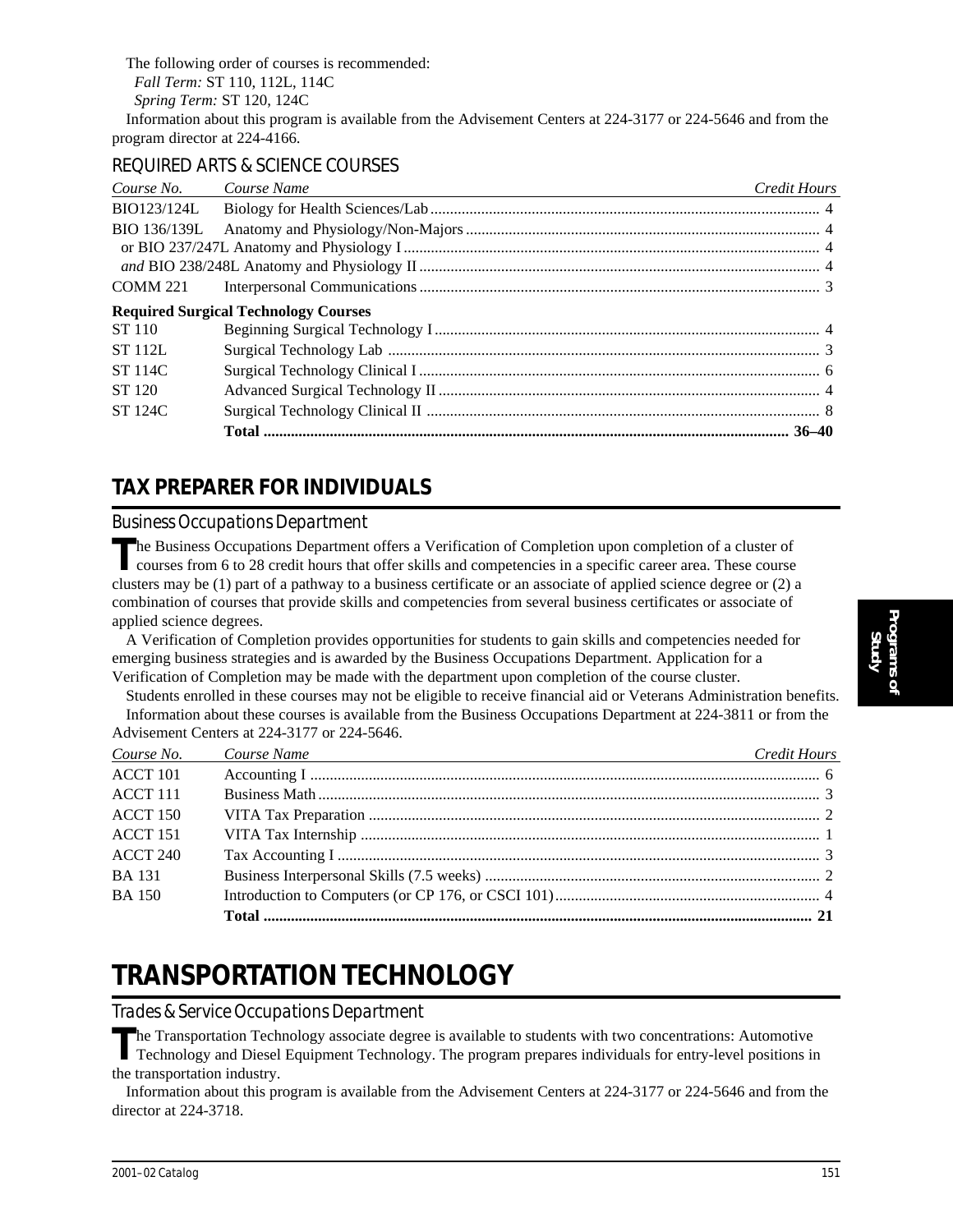The following order of courses is recommended:

*Fall Term:* ST 110, 112L, 114C

*Spring Term:* ST 120, 124C

Information about this program is available from the Advisement Centers at 224-3177 or 224-5646 and from the program director at 224-4166.

### REQUIRED ARTS & SCIENCE COURSES

| *Course No.* | *Course Name* | *Credit Hours* |
|---|---|---|
| BIO123/124L | Biology for Health Sciences/Lab | 4 |
| BIO 136/139L | Anatomy and Physiology/Non-Majors | 4 |
| or BIO 237/247L | Anatomy and Physiology I | 4 |
| *and* BIO 238/248L | Anatomy and Physiology II | 4 |
| COMM 221 | Interpersonal Communications | 3 |
| **Required Surgical Technology Courses** | | |
| ST 110 | Beginning Surgical Technology I | 4 |
| ST 112L | Surgical Technology Lab | 3 |
| ST 114C | Surgical Technology Clinical I | 6 |
| ST 120 | Advanced Surgical Technology II | 4 |
| ST 124C | Surgical Technology Clinical II | 8 |
| | **Total** | **36–40** |

## TAX PREPARER FOR INDIVIDUALS

### Business Occupations Department

The Business Occupations Department offers a Verification of Completion upon completion of a cluster of courses from 6 to 28 credit hours that offer skills and competencies in a specific career area. These course clusters may be (1) part of a pathway to a business certificate or an associate of applied science degree or (2) a combination of courses that provide skills and competencies from several business certificates or associate of applied science degrees.

A Verification of Completion provides opportunities for students to gain skills and competencies needed for emerging business strategies and is awarded by the Business Occupations Department. Application for a Verification of Completion may be made with the department upon completion of the course cluster.

Students enrolled in these courses may not be eligible to receive financial aid or Veterans Administration benefits.

Information about these courses is available from the Business Occupations Department at 224-3811 or from the Advisement Centers at 224-3177 or 224-5646.

| *Course No.* | *Course Name* | *Credit Hours* |
|---|---|---|
| ACCT 101 | Accounting I | 6 |
| ACCT 111 | Business Math | 3 |
| ACCT 150 | VITA Tax Preparation | 2 |
| ACCT 151 | VITA Tax Internship | 1 |
| ACCT 240 | Tax Accounting I | 3 |
| BA 131 | Business Interpersonal Skills (7.5 weeks) | 2 |
| BA 150 | Introduction to Computers (or CP 176, or CSCI 101) | 4 |
| | **Total** | **21** |

# TRANSPORTATION TECHNOLOGY

### Trades & Service Occupations Department

The Transportation Technology associate degree is available to students with two concentrations: Automotive Technology and Diesel Equipment Technology. The program prepares individuals for entry-level positions in the transportation industry.

Information about this program is available from the Advisement Centers at 224-3177 or 224-5646 and from the director at 224-3718.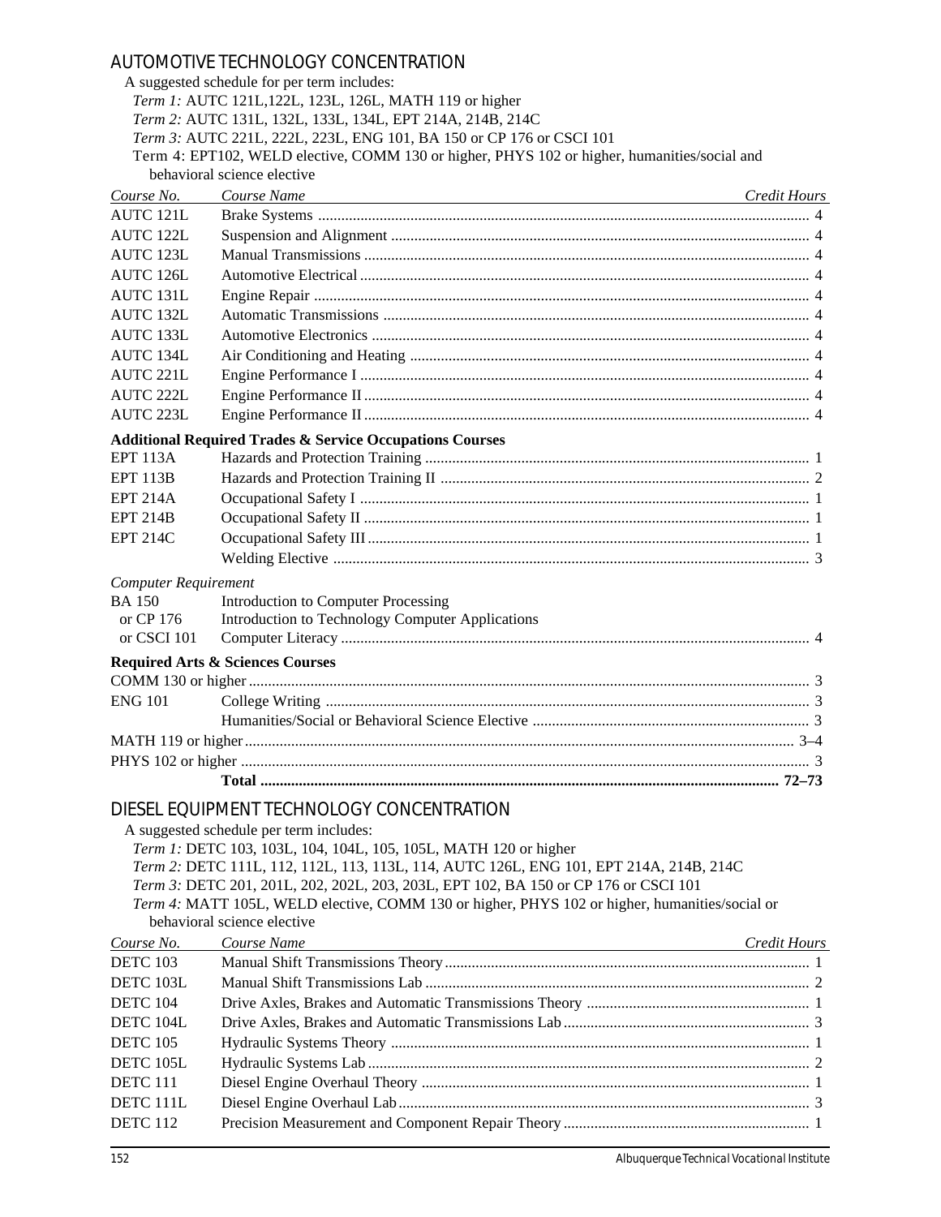## AUTOMOTIVE TECHNOLOGY CONCENTRATION

A suggested schedule for per term includes:

*Term 1:* AUTC 121L,122L, 123L, 126L, MATH 119 or higher
*Term 2:* AUTC 131L, 132L, 133L, 134L, EPT 214A, 214B, 214C
*Term 3:* AUTC 221L, 222L, 223L, ENG 101, BA 150 or CP 176 or CSCI 101
Term 4: EPT102, WELD elective, COMM 130 or higher, PHYS 102 or higher, humanities/social and behavioral science elective

| *Course No.* | *Course Name* | *Credit Hours* |
|---|---|---|
| AUTC 121L | Brake Systems | 4 |
| AUTC 122L | Suspension and Alignment | 4 |
| AUTC 123L | Manual Transmissions | 4 |
| AUTC 126L | Automotive Electrical | 4 |
| AUTC 131L | Engine Repair | 4 |
| AUTC 132L | Automatic Transmissions | 4 |
| AUTC 133L | Automotive Electronics | 4 |
| AUTC 134L | Air Conditioning and Heating | 4 |
| AUTC 221L | Engine Performance I | 4 |
| AUTC 222L | Engine Performance II | 4 |
| AUTC 223L | Engine Performance II | 4 |
| **Additional Required Trades & Service Occupations Courses** | | |
| EPT 113A | Hazards and Protection Training | 1 |
| EPT 113B | Hazards and Protection Training II | 2 |
| EPT 214A | Occupational Safety I | 1 |
| EPT 214B | Occupational Safety II | 1 |
| EPT 214C | Occupational Safety III | 1 |
| | Welding Elective | 3 |
| *Computer Requirement* | | |
| BA 150 | Introduction to Computer Processing | |
| or CP 176 | Introduction to Technology Computer Applications | |
| or CSCI 101 | Computer Literacy | 4 |
| **Required Arts & Sciences Courses** | | |
| COMM 130 or higher | | 3 |
| ENG 101 | College Writing | 3 |
| | Humanities/Social or Behavioral Science Elective | 3 |
| MATH 119 or higher | | 3–4 |
| PHYS 102 or higher | | 3 |
| | **Total** | **72–73** |

## DIESEL EQUIPMENT TECHNOLOGY CONCENTRATION

A suggested schedule per term includes:

*Term 1:* DETC 103, 103L, 104, 104L, 105, 105L, MATH 120 or higher
*Term 2:* DETC 111L, 112, 112L, 113, 113L, 114, AUTC 126L, ENG 101, EPT 214A, 214B, 214C
*Term 3:* DETC 201, 201L, 202, 202L, 203, 203L, EPT 102, BA 150 or CP 176 or CSCI 101
*Term 4:* MATT 105L, WELD elective, COMM 130 or higher, PHYS 102 or higher, humanities/social or behavioral science elective

| *Course No.* | *Course Name* | *Credit Hours* |
|---|---|---|
| DETC 103 | Manual Shift Transmissions Theory | 1 |
| DETC 103L | Manual Shift Transmissions Lab | 2 |
| DETC 104 | Drive Axles, Brakes and Automatic Transmissions Theory | 1 |
| DETC 104L | Drive Axles, Brakes and Automatic Transmissions Lab | 3 |
| DETC 105 | Hydraulic Systems Theory | 1 |
| DETC 105L | Hydraulic Systems Lab | 2 |
| DETC 111 | Diesel Engine Overhaul Theory | 1 |
| DETC 111L | Diesel Engine Overhaul Lab | 3 |
| DETC 112 | Precision Measurement and Component Repair Theory | 1 |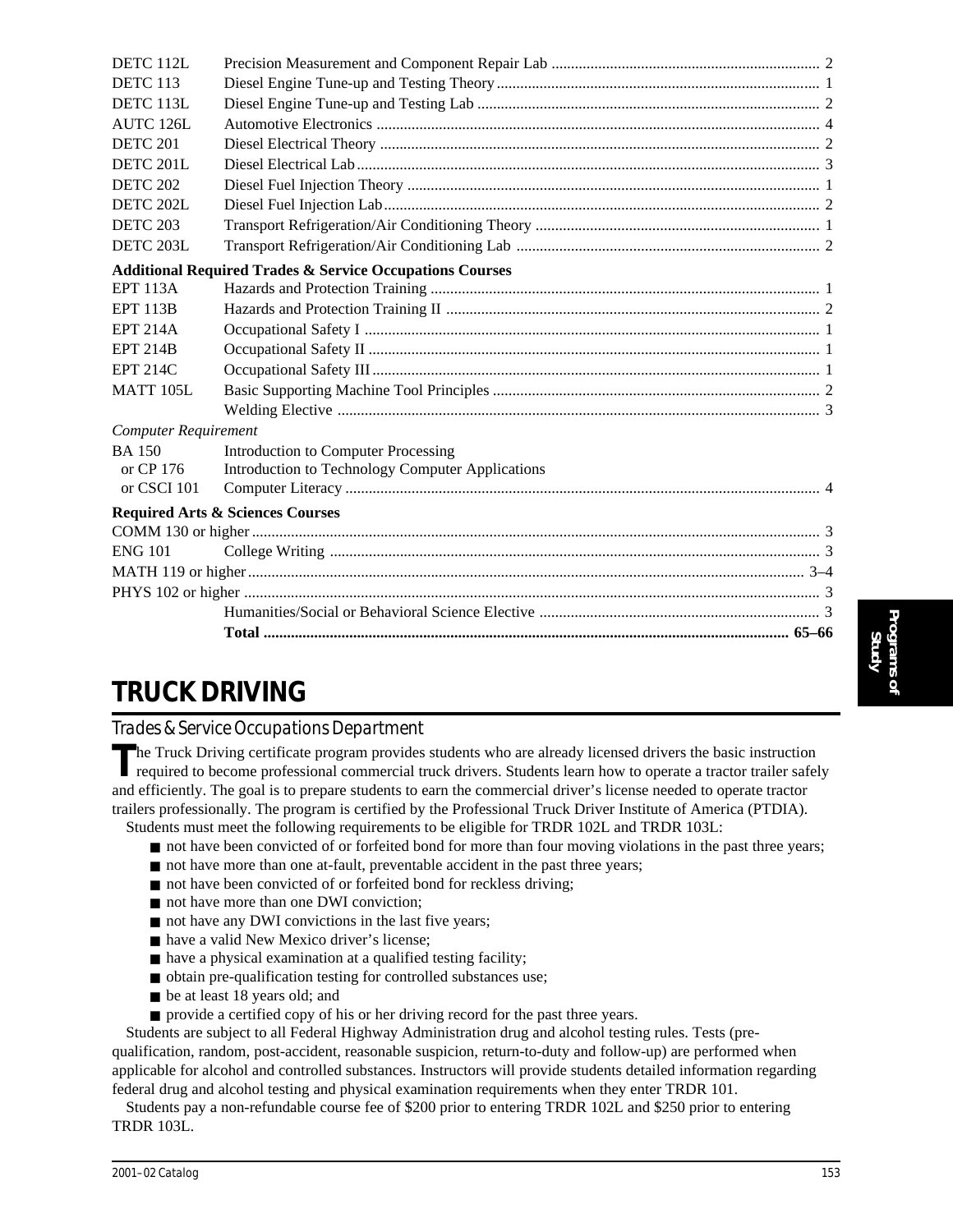| | | |
|---|---|---|
| DETC 112L | Precision Measurement and Component Repair Lab | 2 |
| DETC 113 | Diesel Engine Tune-up and Testing Theory | 1 |
| DETC 113L | Diesel Engine Tune-up and Testing Lab | 2 |
| AUTC 126L | Automotive Electronics | 4 |
| DETC 201 | Diesel Electrical Theory | 2 |
| DETC 201L | Diesel Electrical Lab | 3 |
| DETC 202 | Diesel Fuel Injection Theory | 1 |
| DETC 202L | Diesel Fuel Injection Lab | 2 |
| DETC 203 | Transport Refrigeration/Air Conditioning Theory | 1 |
| DETC 203L | Transport Refrigeration/Air Conditioning Lab | 2 |

**Additional Required Trades & Service Occupations Courses**

| | | |
|---|---|---|
| EPT 113A | Hazards and Protection Training | 1 |
| EPT 113B | Hazards and Protection Training II | 2 |
| EPT 214A | Occupational Safety I | 1 |
| EPT 214B | Occupational Safety II | 1 |
| EPT 214C | Occupational Safety III | 1 |
| MATT 105L | Basic Supporting Machine Tool Principles | 2 |
| | Welding Elective | 3 |

*Computer Requirement*

| | | |
|---|---|---|
| BA 150 | Introduction to Computer Processing | |
| or CP 176 | Introduction to Technology Computer Applications | |
| or CSCI 101 | Computer Literacy | 4 |

**Required Arts & Sciences Courses**

| | | |
|---|---|---|
| COMM 130 or higher | | 3 |
| ENG 101 | College Writing | 3 |
| MATH 119 or higher | | 3–4 |
| PHYS 102 or higher | | 3 |
| | Humanities/Social or Behavioral Science Elective | 3 |
| | **Total** | **65–66** |

# TRUCK DRIVING

## Trades & Service Occupations Department

The Truck Driving certificate program provides students who are already licensed drivers the basic instruction required to become professional commercial truck drivers. Students learn how to operate a tractor trailer safely and efficiently. The goal is to prepare students to earn the commercial driver's license needed to operate tractor trailers professionally. The program is certified by the Professional Truck Driver Institute of America (PTDIA).

Students must meet the following requirements to be eligible for TRDR 102L and TRDR 103L:

- not have been convicted of or forfeited bond for more than four moving violations in the past three years;
- not have more than one at-fault, preventable accident in the past three years;
- not have been convicted of or forfeited bond for reckless driving;
- not have more than one DWI conviction;
- not have any DWI convictions in the last five years;
- have a valid New Mexico driver's license;
- have a physical examination at a qualified testing facility;
- obtain pre-qualification testing for controlled substances use;
- be at least 18 years old; and
- provide a certified copy of his or her driving record for the past three years.

Students are subject to all Federal Highway Administration drug and alcohol testing rules. Tests (pre-qualification, random, post-accident, reasonable suspicion, return-to-duty and follow-up) are performed when applicable for alcohol and controlled substances. Instructors will provide students detailed information regarding federal drug and alcohol testing and physical examination requirements when they enter TRDR 101.

Students pay a non-refundable course fee of $200 prior to entering TRDR 102L and $250 prior to entering TRDR 103L.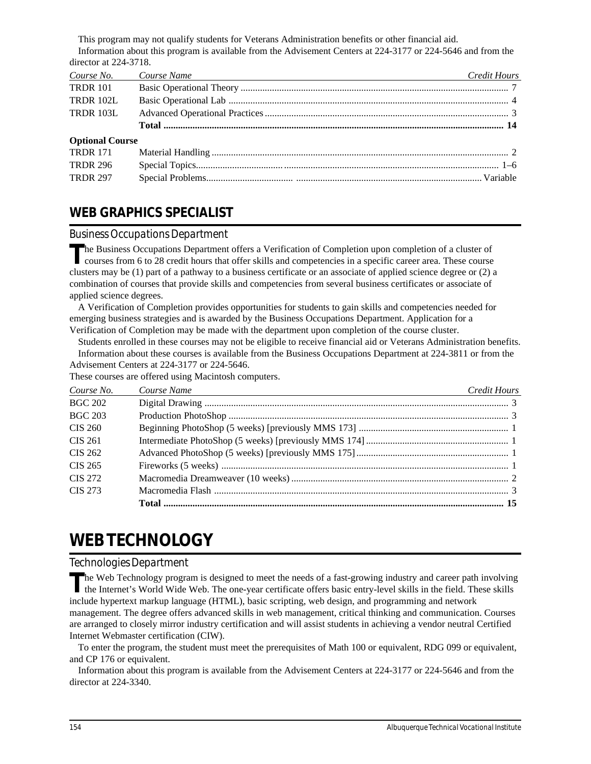This program may not qualify students for Veterans Administration benefits or other financial aid.

Information about this program is available from the Advisement Centers at 224-3177 or 224-5646 and from the director at 224-3718.

| Course No. | Course Name | Credit Hours |
|---|---|---|
| TRDR 101 | Basic Operational Theory | 7 |
| TRDR 102L | Basic Operational Lab | 4 |
| TRDR 103L | Advanced Operational Practices | 3 |
| | **Total** | **14** |
| **Optional Course** | | |
| TRDR 171 | Material Handling | 2 |
| TRDR 296 | Special Topics | 1–6 |
| TRDR 297 | Special Problems | Variable |

## WEB GRAPHICS SPECIALIST

### Business Occupations Department

The Business Occupations Department offers a Verification of Completion upon completion of a cluster of courses from 6 to 28 credit hours that offer skills and competencies in a specific career area. These course clusters may be (1) part of a pathway to a business certificate or an associate of applied science degree or (2) a combination of courses that provide skills and competencies from several business certificates or associate of applied science degrees.

A Verification of Completion provides opportunities for students to gain skills and competencies needed for emerging business strategies and is awarded by the Business Occupations Department. Application for a Verification of Completion may be made with the department upon completion of the course cluster.

Students enrolled in these courses may not be eligible to receive financial aid or Veterans Administration benefits.

Information about these courses is available from the Business Occupations Department at 224-3811 or from the Advisement Centers at 224-3177 or 224-5646.

These courses are offered using Macintosh computers.

| Course No. | Course Name | Credit Hours |
|---|---|---|
| BGC 202 | Digital Drawing | 3 |
| BGC 203 | Production PhotoShop | 3 |
| CIS 260 | Beginning PhotoShop (5 weeks) [previously MMS 173] | 1 |
| CIS 261 | Intermediate PhotoShop (5 weeks) [previously MMS 174] | 1 |
| CIS 262 | Advanced PhotoShop (5 weeks) [previously MMS 175] | 1 |
| CIS 265 | Fireworks (5 weeks) | 1 |
| CIS 272 | Macromedia Dreamweaver (10 weeks) | 2 |
| CIS 273 | Macromedia Flash | 3 |
| | **Total** | **15** |

# WEB TECHNOLOGY

### Technologies Department

The Web Technology program is designed to meet the needs of a fast-growing industry and career path involving the Internet's World Wide Web. The one-year certificate offers basic entry-level skills in the field. These skills include hypertext markup language (HTML), basic scripting, web design, and programming and network management. The degree offers advanced skills in web management, critical thinking and communication. Courses are arranged to closely mirror industry certification and will assist students in achieving a vendor neutral Certified Internet Webmaster certification (CIW).

To enter the program, the student must meet the prerequisites of Math 100 or equivalent, RDG 099 or equivalent, and CP 176 or equivalent.

Information about this program is available from the Advisement Centers at 224-3177 or 224-5646 and from the director at 224-3340.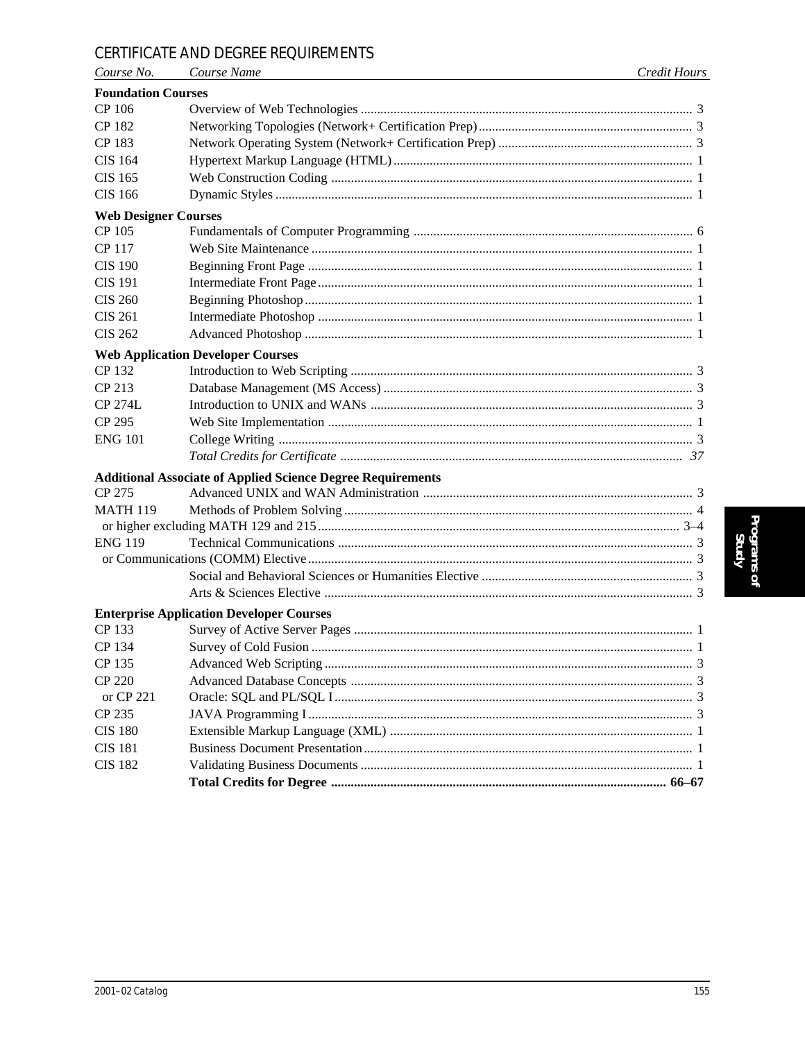## CERTIFICATE AND DEGREE REQUIREMENTS

| *Course No.* | *Course Name* | *Credit Hours* |
|---|---|---|
| **Foundation Courses** | | |
| CP 106 | Overview of Web Technologies | 3 |
| CP 182 | Networking Topologies (Network+ Certification Prep) | 3 |
| CP 183 | Network Operating System (Network+ Certification Prep) | 3 |
| CIS 164 | Hypertext Markup Language (HTML) | 1 |
| CIS 165 | Web Construction Coding | 1 |
| CIS 166 | Dynamic Styles | 1 |
| **Web Designer Courses** | | |
| CP 105 | Fundamentals of Computer Programming | 6 |
| CP 117 | Web Site Maintenance | 1 |
| CIS 190 | Beginning Front Page | 1 |
| CIS 191 | Intermediate Front Page | 1 |
| CIS 260 | Beginning Photoshop | 1 |
| CIS 261 | Intermediate Photoshop | 1 |
| CIS 262 | Advanced Photoshop | 1 |
| **Web Application Developer Courses** | | |
| CP 132 | Introduction to Web Scripting | 3 |
| CP 213 | Database Management (MS Access) | 3 |
| CP 274L | Introduction to UNIX and WANs | 3 |
| CP 295 | Web Site Implementation | 1 |
| ENG 101 | College Writing | 3 |
| | *Total Credits for Certificate* | *37* |
| **Additional Associate of Applied Science Degree Requirements** | | |
| CP 275 | Advanced UNIX and WAN Administration | 3 |
| MATH 119 | Methods of Problem Solving | 4 |
| or higher excluding MATH 129 and 215 | | 3–4 |
| ENG 119 | Technical Communications | 3 |
| or Communications (COMM) Elective | | 3 |
| | Social and Behavioral Sciences or Humanities Elective | 3 |
| | Arts & Sciences Elective | 3 |
| **Enterprise Application Developer Courses** | | |
| CP 133 | Survey of Active Server Pages | 1 |
| CP 134 | Survey of Cold Fusion | 1 |
| CP 135 | Advanced Web Scripting | 3 |
| CP 220 | Advanced Database Concepts | 3 |
| or CP 221 | Oracle: SQL and PL/SQL I | 3 |
| CP 235 | JAVA Programming I | 3 |
| CIS 180 | Extensible Markup Language (XML) | 1 |
| CIS 181 | Business Document Presentation | 1 |
| CIS 182 | Validating Business Documents | 1 |
| | **Total Credits for Degree** | **66–67** |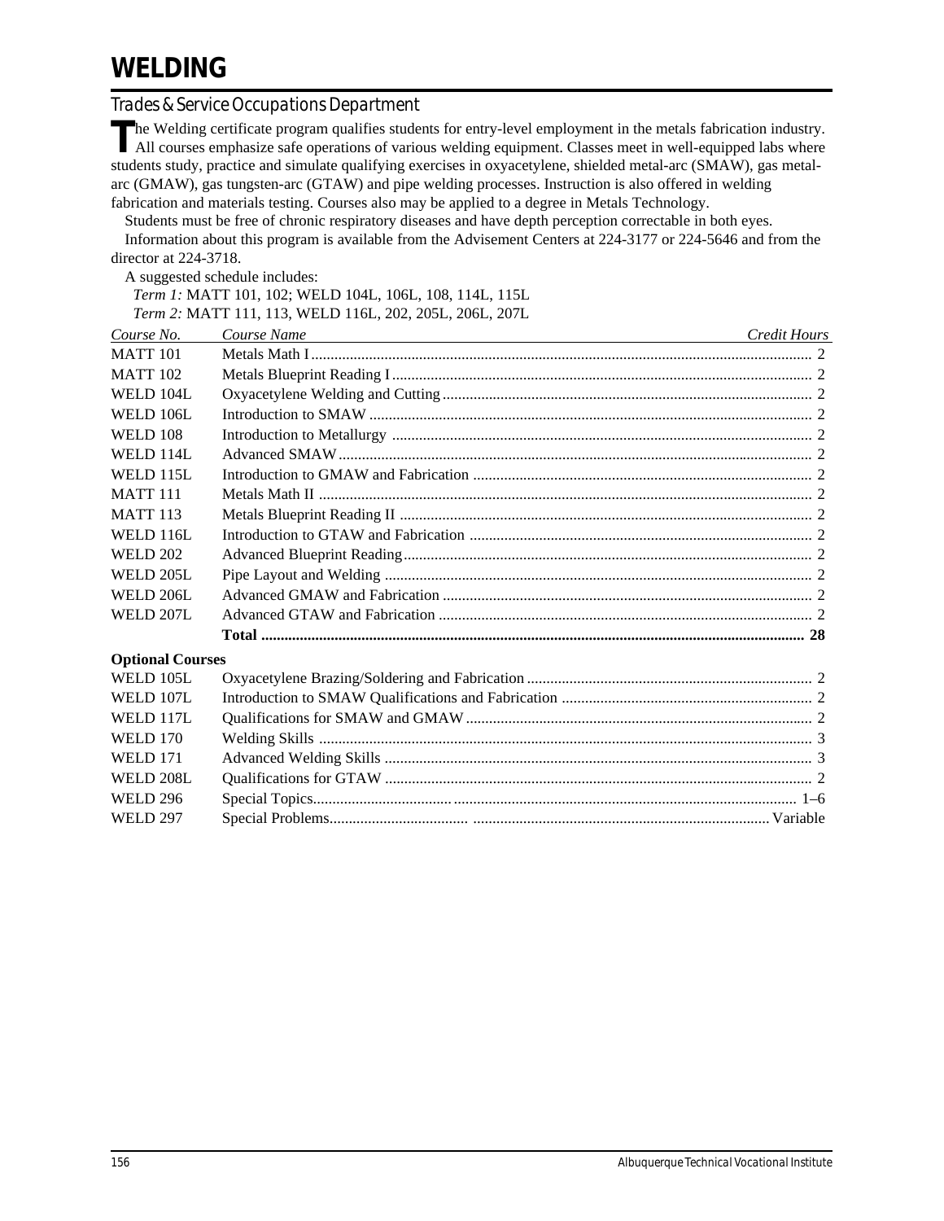# WELDING

## Trades & Service Occupations Department

The Welding certificate program qualifies students for entry-level employment in the metals fabrication industry. All courses emphasize safe operations of various welding equipment. Classes meet in well-equipped labs where students study, practice and simulate qualifying exercises in oxyacetylene, shielded metal-arc (SMAW), gas metal-arc (GMAW), gas tungsten-arc (GTAW) and pipe welding processes. Instruction is also offered in welding fabrication and materials testing. Courses also may be applied to a degree in Metals Technology.

Students must be free of chronic respiratory diseases and have depth perception correctable in both eyes.

Information about this program is available from the Advisement Centers at 224-3177 or 224-5646 and from the director at 224-3718.

A suggested schedule includes:

*Term 1:* MATT 101, 102; WELD 104L, 106L, 108, 114L, 115L

*Term 2:* MATT 111, 113, WELD 116L, 202, 205L, 206L, 207L

| *Course No.* | *Course Name* | *Credit Hours* |
|---|---|---|
| MATT 101 | Metals Math I | 2 |
| MATT 102 | Metals Blueprint Reading I | 2 |
| WELD 104L | Oxyacetylene Welding and Cutting | 2 |
| WELD 106L | Introduction to SMAW | 2 |
| WELD 108 | Introduction to Metallurgy | 2 |
| WELD 114L | Advanced SMAW | 2 |
| WELD 115L | Introduction to GMAW and Fabrication | 2 |
| MATT 111 | Metals Math II | 2 |
| MATT 113 | Metals Blueprint Reading II | 2 |
| WELD 116L | Introduction to GTAW and Fabrication | 2 |
| WELD 202 | Advanced Blueprint Reading | 2 |
| WELD 205L | Pipe Layout and Welding | 2 |
| WELD 206L | Advanced GMAW and Fabrication | 2 |
| WELD 207L | Advanced GTAW and Fabrication | 2 |
| | **Total** | **28** |

**Optional Courses**

| | | |
|---|---|---|
| WELD 105L | Oxyacetylene Brazing/Soldering and Fabrication | 2 |
| WELD 107L | Introduction to SMAW Qualifications and Fabrication | 2 |
| WELD 117L | Qualifications for SMAW and GMAW | 2 |
| WELD 170 | Welding Skills | 3 |
| WELD 171 | Advanced Welding Skills | 3 |
| WELD 208L | Qualifications for GTAW | 2 |
| WELD 296 | Special Topics | 1–6 |
| WELD 297 | Special Problems | Variable |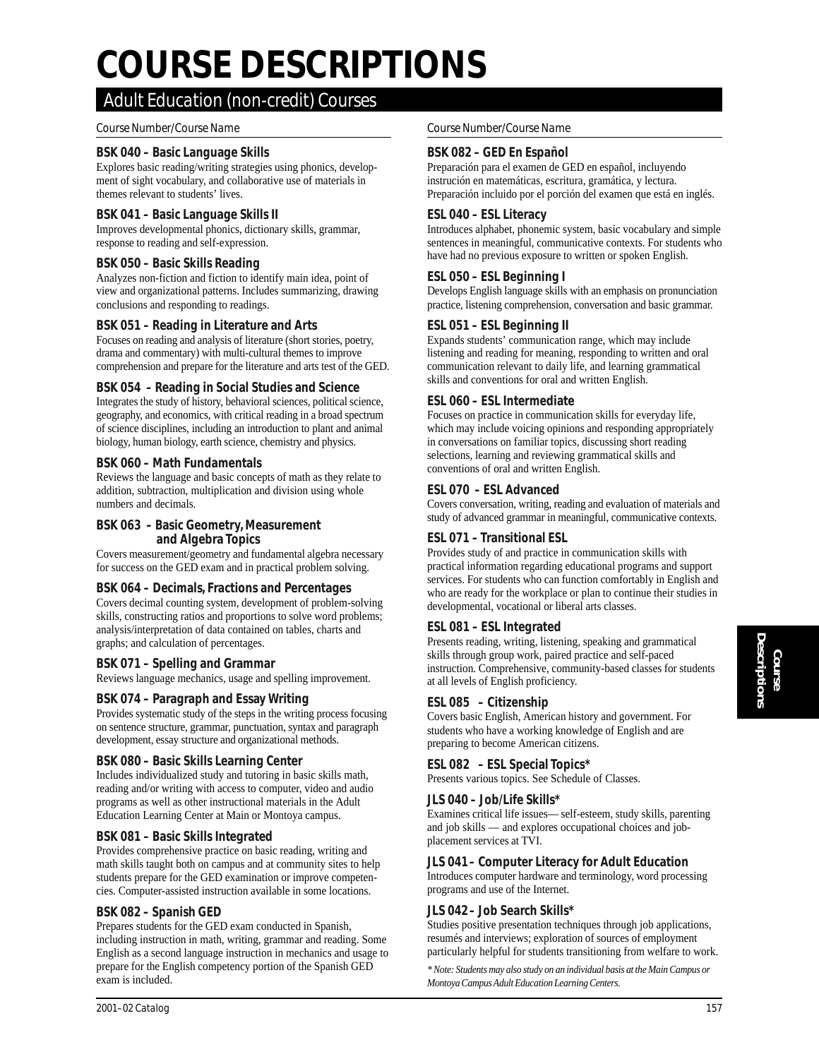# COURSE DESCRIPTIONS

## Adult Education (non-credit) Courses

Course Number/Course Name

**BSK 040 – Basic Language Skills**
Explores basic reading/writing strategies using phonics, development of sight vocabulary, and collaborative use of materials in themes relevant to students' lives.

**BSK 041 – Basic Language Skills II**
Improves developmental phonics, dictionary skills, grammar, response to reading and self-expression.

**BSK 050 – Basic Skills Reading**
Analyzes non-fiction and fiction to identify main idea, point of view and organizational patterns. Includes summarizing, drawing conclusions and responding to readings.

**BSK 051 – Reading in Literature and Arts**
Focuses on reading and analysis of literature (short stories, poetry, drama and commentary) with multi-cultural themes to improve comprehension and prepare for the literature and arts test of the GED.

**BSK 054 – Reading in Social Studies and Science**
Integrates the study of history, behavioral sciences, political science, geography, and economics, with critical reading in a broad spectrum of science disciplines, including an introduction to plant and animal biology, human biology, earth science, chemistry and physics.

**BSK 060 – Math Fundamentals**
Reviews the language and basic concepts of math as they relate to addition, subtraction, multiplication and division using whole numbers and decimals.

**BSK 063 – Basic Geometry, Measurement and Algebra Topics**
Covers measurement/geometry and fundamental algebra necessary for success on the GED exam and in practical problem solving.

**BSK 064 – Decimals, Fractions and Percentages**
Covers decimal counting system, development of problem-solving skills, constructing ratios and proportions to solve word problems; analysis/interpretation of data contained on tables, charts and graphs; and calculation of percentages.

**BSK 071 – Spelling and Grammar**
Reviews language mechanics, usage and spelling improvement.

**BSK 074 – Paragraph and Essay Writing**
Provides systematic study of the steps in the writing process focusing on sentence structure, grammar, punctuation, syntax and paragraph development, essay structure and organizational methods.

**BSK 080 – Basic Skills Learning Center**
Includes individualized study and tutoring in basic skills math, reading and/or writing with access to computer, video and audio programs as well as other instructional materials in the Adult Education Learning Center at Main or Montoya campus.

**BSK 081 – Basic Skills Integrated**
Provides comprehensive practice on basic reading, writing and math skills taught both on campus and at community sites to help students prepare for the GED examination or improve competencies. Computer-assisted instruction available in some locations.

**BSK 082 – Spanish GED**
Prepares students for the GED exam conducted in Spanish, including instruction in math, writing, grammar and reading. Some English as a second language instruction in mechanics and usage to prepare for the English competency portion of the Spanish GED exam is included.

Course Number/Course Name

**BSK 082 – GED En Español**
Preparación para el examen de GED en español, incluyendo instrución en matemáticas, escritura, gramática, y lectura. Preparación incluido por el porción del examen que está en inglés.

**ESL 040 – ESL Literacy**
Introduces alphabet, phonemic system, basic vocabulary and simple sentences in meaningful, communicative contexts. For students who have had no previous exposure to written or spoken English.

**ESL 050 – ESL Beginning I**
Develops English language skills with an emphasis on pronunciation practice, listening comprehension, conversation and basic grammar.

**ESL 051 – ESL Beginning II**
Expands students' communication range, which may include listening and reading for meaning, responding to written and oral communication relevant to daily life, and learning grammatical skills and conventions for oral and written English.

**ESL 060 – ESL Intermediate**
Focuses on practice in communication skills for everyday life, which may include voicing opinions and responding appropriately in conversations on familiar topics, discussing short reading selections, learning and reviewing grammatical skills and conventions of oral and written English.

**ESL 070 – ESL Advanced**
Covers conversation, writing, reading and evaluation of materials and study of advanced grammar in meaningful, communicative contexts.

**ESL 071 – Transitional ESL**
Provides study of and practice in communication skills with practical information regarding educational programs and support services. For students who can function comfortably in English and who are ready for the workplace or plan to continue their studies in developmental, vocational or liberal arts classes.

**ESL 081 – ESL Integrated**
Presents reading, writing, listening, speaking and grammatical skills through group work, paired practice and self-paced instruction. Comprehensive, community-based classes for students at all levels of English proficiency.

**ESL 085 – Citizenship**
Covers basic English, American history and government. For students who have a working knowledge of English and are preparing to become American citizens.

**ESL 082 – ESL Special Topics***
Presents various topics. See Schedule of Classes.

**JLS 040 – Job/Life Skills***
Examines critical life issues— self-esteem, study skills, parenting and job skills — and explores occupational choices and job-placement services at TVI.

**JLS 041 – Computer Literacy for Adult Education**
Introduces computer hardware and terminology, word processing programs and use of the Internet.

**JLS 042 – Job Search Skills***
Studies positive presentation techniques through job applications, resumés and interviews; exploration of sources of employment particularly helpful for students transitioning from welfare to work.

*\* Note: Students may also study on an individual basis at the Main Campus or Montoya Campus Adult Education Learning Centers.*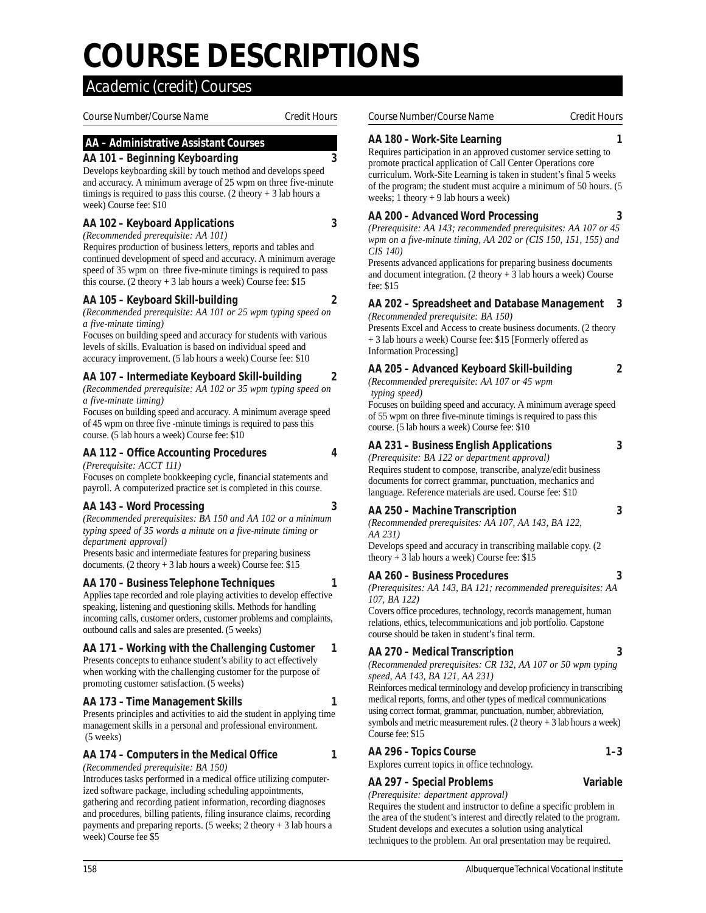# COURSE DESCRIPTIONS

## Academic (credit) Courses

*Course Number/Course Name* — *Credit Hours*

### AA – Administrative Assistant Courses

**AA 101 – Beginning Keyboarding — 3**

Develops keyboarding skill by touch method and develops speed and accuracy. A minimum average of 25 wpm on three five-minute timings is required to pass this course. (2 theory + 3 lab hours a week) Course fee: $10

**AA 102 – Keyboard Applications — 3**

*(Recommended prerequisite: AA 101)*

Requires production of business letters, reports and tables and continued development of speed and accuracy. A minimum average speed of 35 wpm on three five-minute timings is required to pass this course. (2 theory + 3 lab hours a week) Course fee: $15

**AA 105 – Keyboard Skill-building — 2**

*(Recommended prerequisite: AA 101 or 25 wpm typing speed on a five-minute timing)*

Focuses on building speed and accuracy for students with various levels of skills. Evaluation is based on individual speed and accuracy improvement. (5 lab hours a week) Course fee: $10

**AA 107 – Intermediate Keyboard Skill-building — 2**

*(Recommended prerequisite: AA 102 or 35 wpm typing speed on a five-minute timing)*

Focuses on building speed and accuracy. A minimum average speed of 45 wpm on three five -minute timings is required to pass this course. (5 lab hours a week) Course fee: $10

**AA 112 – Office Accounting Procedures — 4**

*(Prerequisite: ACCT 111)*

Focuses on complete bookkeeping cycle, financial statements and payroll. A computerized practice set is completed in this course.

**AA 143 – Word Processing — 3**

*(Recommended prerequisites: BA 150 and AA 102 or a minimum typing speed of 35 words a minute on a five-minute timing or department approval)*

Presents basic and intermediate features for preparing business documents. (2 theory + 3 lab hours a week) Course fee: $15

**AA 170 – Business Telephone Techniques — 1**

Applies tape recorded and role playing activities to develop effective speaking, listening and questioning skills. Methods for handling incoming calls, customer orders, customer problems and complaints, outbound calls and sales are presented. (5 weeks)

**AA 171 – Working with the Challenging Customer — 1**

Presents concepts to enhance student's ability to act effectively when working with the challenging customer for the purpose of promoting customer satisfaction. (5 weeks)

**AA 173 – Time Management Skills — 1**

Presents principles and activities to aid the student in applying time management skills in a personal and professional environment. (5 weeks)

**AA 174 – Computers in the Medical Office — 1**

*(Recommended prerequisite: BA 150)*

Introduces tasks performed in a medical office utilizing computerized software package, including scheduling appointments, gathering and recording patient information, recording diagnoses and procedures, billing patients, filing insurance claims, recording payments and preparing reports. (5 weeks; 2 theory + 3 lab hours a week) Course fee $5

**AA 180 – Work-Site Learning — 1**

Requires participation in an approved customer service setting to promote practical application of Call Center Operations core curriculum. Work-Site Learning is taken in student's final 5 weeks of the program; the student must acquire a minimum of 50 hours. (5 weeks; 1 theory + 9 lab hours a week)

**AA 200 – Advanced Word Processing — 3**

*(Prerequisite: AA 143; recommended prerequisites: AA 107 or 45 wpm on a five-minute timing, AA 202 or (CIS 150, 151, 155) and CIS 140)*

Presents advanced applications for preparing business documents and document integration. (2 theory + 3 lab hours a week) Course fee: $15

**AA 202 – Spreadsheet and Database Management — 3**

*(Recommended prerequisite: BA 150)*

Presents Excel and Access to create business documents. (2 theory + 3 lab hours a week) Course fee: $15 [Formerly offered as Information Processing]

**AA 205 – Advanced Keyboard Skill-building — 2**

*(Recommended prerequisite: AA 107 or 45 wpm typing speed)*

Focuses on building speed and accuracy. A minimum average speed of 55 wpm on three five-minute timings is required to pass this course. (5 lab hours a week) Course fee: $10

**AA 231 – Business English Applications — 3**

*(Prerequisite: BA 122 or department approval)*

Requires student to compose, transcribe, analyze/edit business documents for correct grammar, punctuation, mechanics and language. Reference materials are used. Course fee: $10

**AA 250 – Machine Transcription — 3**

*(Recommended prerequisites: AA 107, AA 143, BA 122, AA 231)*

Develops speed and accuracy in transcribing mailable copy. (2 theory + 3 lab hours a week) Course fee: $15

**AA 260 – Business Procedures — 3**

*(Prerequisites: AA 143, BA 121; recommended prerequisites: AA 107, BA 122)*

Covers office procedures, technology, records management, human relations, ethics, telecommunications and job portfolio. Capstone course should be taken in student's final term.

**AA 270 – Medical Transcription — 3**

*(Recommended prerequisites: CR 132, AA 107 or 50 wpm typing speed, AA 143, BA 121, AA 231)*

Reinforces medical terminology and develop proficiency in transcribing medical reports, forms, and other types of medical communications using correct format, grammar, punctuation, number, abbreviation, symbols and metric measurement rules. (2 theory + 3 lab hours a week) Course fee: $15

**AA 296 – Topics Course — 1–3**

Explores current topics in office technology.

**AA 297 – Special Problems — Variable**

*(Prerequisite: department approval)*

Requires the student and instructor to define a specific problem in the area of the student's interest and directly related to the program. Student develops and executes a solution using analytical techniques to the problem. An oral presentation may be required.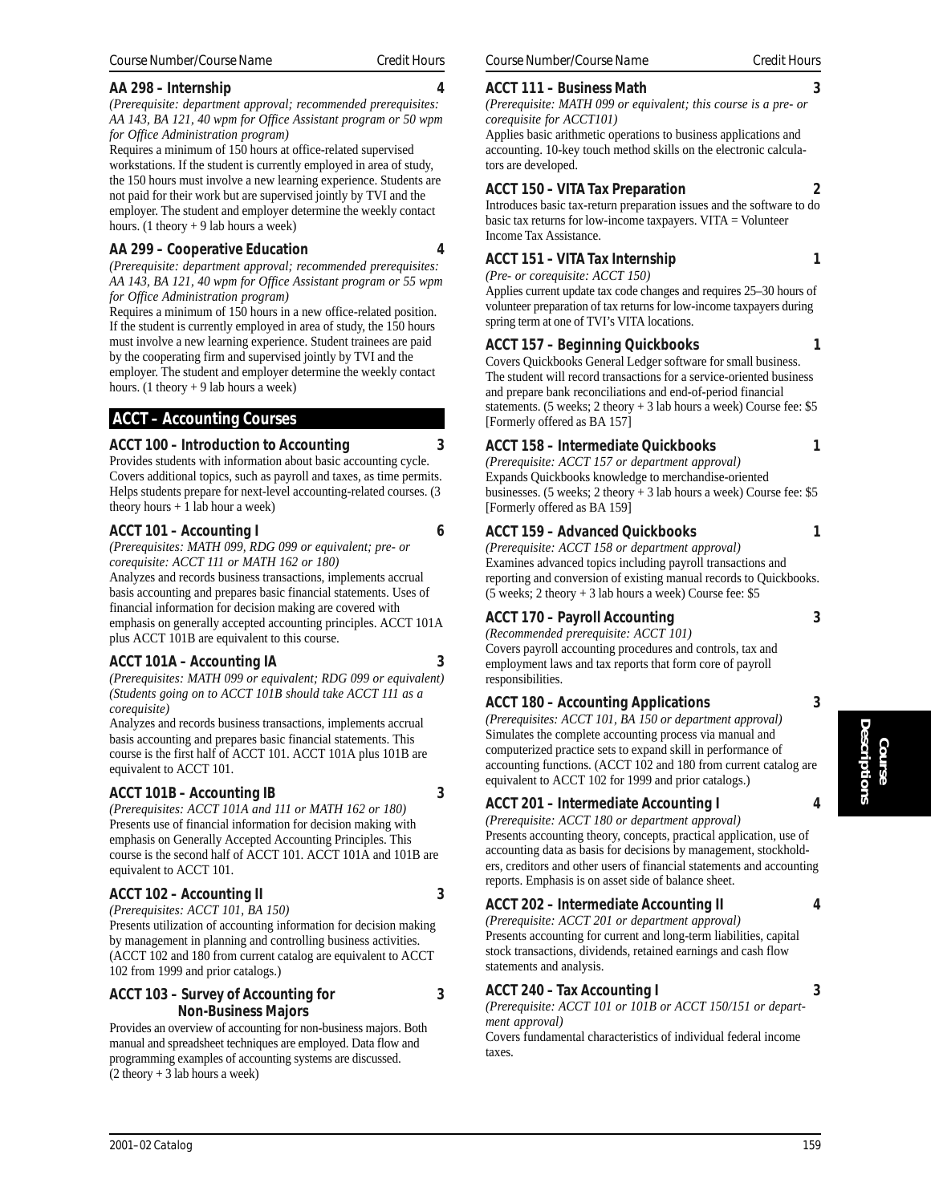Course Number/Course Name | Credit Hours

**AA 298 – Internship** **4**

*(Prerequisite: department approval; recommended prerequisites: AA 143, BA 121, 40 wpm for Office Assistant program or 50 wpm for Office Administration program)*

Requires a minimum of 150 hours at office-related supervised workstations. If the student is currently employed in area of study, the 150 hours must involve a new learning experience. Students are not paid for their work but are supervised jointly by TVI and the employer. The student and employer determine the weekly contact hours. (1 theory + 9 lab hours a week)

**AA 299 – Cooperative Education** **4**

*(Prerequisite: department approval; recommended prerequisites: AA 143, BA 121, 40 wpm for Office Assistant program or 55 wpm for Office Administration program)*

Requires a minimum of 150 hours in a new office-related position. If the student is currently employed in area of study, the 150 hours must involve a new learning experience. Student trainees are paid by the cooperating firm and supervised jointly by TVI and the employer. The student and employer determine the weekly contact hours. (1 theory + 9 lab hours a week)

## ACCT – Accounting Courses

**ACCT 100 – Introduction to Accounting** **3**

Provides students with information about basic accounting cycle. Covers additional topics, such as payroll and taxes, as time permits. Helps students prepare for next-level accounting-related courses. (3 theory hours + 1 lab hour a week)

**ACCT 101 – Accounting I** **6**

*(Prerequisites: MATH 099, RDG 099 or equivalent; pre- or corequisite: ACCT 111 or MATH 162 or 180)*

Analyzes and records business transactions, implements accrual basis accounting and prepares basic financial statements. Uses of financial information for decision making are covered with emphasis on generally accepted accounting principles. ACCT 101A plus ACCT 101B are equivalent to this course.

**ACCT 101A – Accounting IA** **3**

*(Prerequisites: MATH 099 or equivalent; RDG 099 or equivalent) (Students going on to ACCT 101B should take ACCT 111 as a corequisite)*

Analyzes and records business transactions, implements accrual basis accounting and prepares basic financial statements. This course is the first half of ACCT 101. ACCT 101A plus 101B are equivalent to ACCT 101.

**ACCT 101B – Accounting IB** **3**

*(Prerequisites: ACCT 101A and 111 or MATH 162 or 180)*

Presents use of financial information for decision making with emphasis on Generally Accepted Accounting Principles. This course is the second half of ACCT 101. ACCT 101A and 101B are equivalent to ACCT 101.

**ACCT 102 – Accounting II** **3**

*(Prerequisites: ACCT 101, BA 150)*

Presents utilization of accounting information for decision making by management in planning and controlling business activities. (ACCT 102 and 180 from current catalog are equivalent to ACCT 102 from 1999 and prior catalogs.)

**ACCT 103 – Survey of Accounting for Non-Business Majors** **3**

Provides an overview of accounting for non-business majors. Both manual and spreadsheet techniques are employed. Data flow and programming examples of accounting systems are discussed. (2 theory + 3 lab hours a week)

**ACCT 111 – Business Math** **3**

*(Prerequisite: MATH 099 or equivalent; this course is a pre- or corequisite for ACCT101)*

Applies basic arithmetic operations to business applications and accounting. 10-key touch method skills on the electronic calculators are developed.

**ACCT 150 – VITA Tax Preparation** **2**

Introduces basic tax-return preparation issues and the software to do basic tax returns for low-income taxpayers. VITA = Volunteer Income Tax Assistance.

**ACCT 151 – VITA Tax Internship** **1**

*(Pre- or corequisite: ACCT 150)*

Applies current update tax code changes and requires 25–30 hours of volunteer preparation of tax returns for low-income taxpayers during spring term at one of TVI's VITA locations.

**ACCT 157 – Beginning Quickbooks** **1**

Covers Quickbooks General Ledger software for small business. The student will record transactions for a service-oriented business and prepare bank reconciliations and end-of-period financial statements. (5 weeks; 2 theory + 3 lab hours a week) Course fee: $5 [Formerly offered as BA 157]

**ACCT 158 – Intermediate Quickbooks** **1**

*(Prerequisite: ACCT 157 or department approval)*

Expands Quickbooks knowledge to merchandise-oriented businesses. (5 weeks; 2 theory + 3 lab hours a week) Course fee: $5 [Formerly offered as BA 159]

**ACCT 159 – Advanced Quickbooks** **1**

*(Prerequisite: ACCT 158 or department approval)*

Examines advanced topics including payroll transactions and reporting and conversion of existing manual records to Quickbooks. (5 weeks; 2 theory + 3 lab hours a week) Course fee: $5

**ACCT 170 – Payroll Accounting** **3**

*(Recommended prerequisite: ACCT 101)*

Covers payroll accounting procedures and controls, tax and employment laws and tax reports that form core of payroll responsibilities.

**ACCT 180 – Accounting Applications** **3**

*(Prerequisites: ACCT 101, BA 150 or department approval)*

Simulates the complete accounting process via manual and computerized practice sets to expand skill in performance of accounting functions. (ACCT 102 and 180 from current catalog are equivalent to ACCT 102 for 1999 and prior catalogs.)

**ACCT 201 – Intermediate Accounting I** **4**

*(Prerequisite: ACCT 180 or department approval)*

Presents accounting theory, concepts, practical application, use of accounting data as basis for decisions by management, stockholders, creditors and other users of financial statements and accounting reports. Emphasis is on asset side of balance sheet.

**ACCT 202 – Intermediate Accounting II** **4**

*(Prerequisite: ACCT 201 or department approval)*

Presents accounting for current and long-term liabilities, capital stock transactions, dividends, retained earnings and cash flow statements and analysis.

**ACCT 240 – Tax Accounting I** **3**

*(Prerequisite: ACCT 101 or 101B or ACCT 150/151 or department approval)*

Covers fundamental characteristics of individual federal income taxes.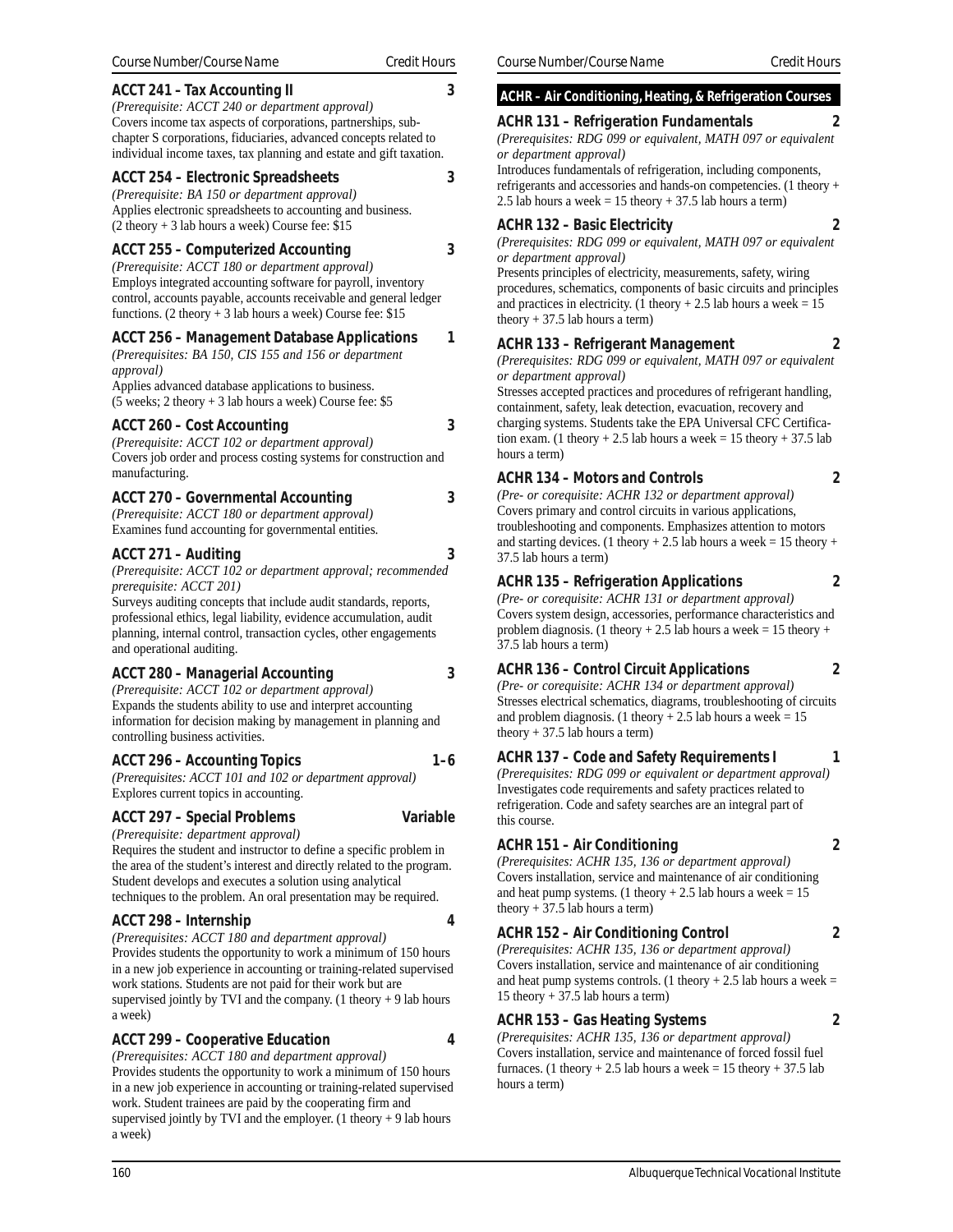### ACCT 241 – Tax Accounting II — 3

*(Prerequisite: ACCT 240 or department approval)*
Covers income tax aspects of corporations, partnerships, subchapter S corporations, fiduciaries, advanced concepts related to individual income taxes, tax planning and estate and gift taxation.

### ACCT 254 – Electronic Spreadsheets — 3

*(Prerequisite: BA 150 or department approval)*
Applies electronic spreadsheets to accounting and business. (2 theory + 3 lab hours a week) Course fee: $15

### ACCT 255 – Computerized Accounting — 3

*(Prerequisite: ACCT 180 or department approval)*
Employs integrated accounting software for payroll, inventory control, accounts payable, accounts receivable and general ledger functions. (2 theory + 3 lab hours a week) Course fee: $15

### ACCT 256 – Management Database Applications — 1

*(Prerequisites: BA 150, CIS 155 and 156 or department approval)*
Applies advanced database applications to business. (5 weeks; 2 theory + 3 lab hours a week) Course fee: $5

### ACCT 260 – Cost Accounting — 3

*(Prerequisite: ACCT 102 or department approval)*
Covers job order and process costing systems for construction and manufacturing.

### ACCT 270 – Governmental Accounting — 3

*(Prerequisite: ACCT 180 or department approval)*
Examines fund accounting for governmental entities.

### ACCT 271 – Auditing — 3

*(Prerequisite: ACCT 102 or department approval; recommended prerequisite: ACCT 201)*
Surveys auditing concepts that include audit standards, reports, professional ethics, legal liability, evidence accumulation, audit planning, internal control, transaction cycles, other engagements and operational auditing.

### ACCT 280 – Managerial Accounting — 3

*(Prerequisite: ACCT 102 or department approval)*
Expands the students ability to use and interpret accounting information for decision making by management in planning and controlling business activities.

### ACCT 296 – Accounting Topics — 1–6

*(Prerequisites: ACCT 101 and 102 or department approval)*
Explores current topics in accounting.

### ACCT 297 – Special Problems — Variable

*(Prerequisite: department approval)*
Requires the student and instructor to define a specific problem in the area of the student's interest and directly related to the program. Student develops and executes a solution using analytical techniques to the problem. An oral presentation may be required.

### ACCT 298 – Internship — 4

*(Prerequisites: ACCT 180 and department approval)*
Provides students the opportunity to work a minimum of 150 hours in a new job experience in accounting or training-related supervised work stations. Students are not paid for their work but are supervised jointly by TVI and the company. (1 theory + 9 lab hours a week)

### ACCT 299 – Cooperative Education — 4

*(Prerequisites: ACCT 180 and department approval)*
Provides students the opportunity to work a minimum of 150 hours in a new job experience in accounting or training-related supervised work. Student trainees are paid by the cooperating firm and supervised jointly by TVI and the employer. (1 theory + 9 lab hours a week)

## ACHR – Air Conditioning, Heating, & Refrigeration Courses

### ACHR 131 – Refrigeration Fundamentals — 2

*(Prerequisites: RDG 099 or equivalent, MATH 097 or equivalent or department approval)*
Introduces fundamentals of refrigeration, including components, refrigerants and accessories and hands-on competencies. (1 theory + 2.5 lab hours a week = 15 theory + 37.5 lab hours a term)

### ACHR 132 – Basic Electricity — 2

*(Prerequisites: RDG 099 or equivalent, MATH 097 or equivalent or department approval)*
Presents principles of electricity, measurements, safety, wiring procedures, schematics, components of basic circuits and principles and practices in electricity. (1 theory + 2.5 lab hours a week = 15 theory + 37.5 lab hours a term)

### ACHR 133 – Refrigerant Management — 2

*(Prerequisites: RDG 099 or equivalent, MATH 097 or equivalent or department approval)*
Stresses accepted practices and procedures of refrigerant handling, containment, safety, leak detection, evacuation, recovery and charging systems. Students take the EPA Universal CFC Certification exam. (1 theory + 2.5 lab hours a week = 15 theory + 37.5 lab hours a term)

### ACHR 134 – Motors and Controls — 2

*(Pre- or corequisite: ACHR 132 or department approval)*
Covers primary and control circuits in various applications, troubleshooting and components. Emphasizes attention to motors and starting devices. (1 theory + 2.5 lab hours a week = 15 theory + 37.5 lab hours a term)

### ACHR 135 – Refrigeration Applications — 2

*(Pre- or corequisite: ACHR 131 or department approval)*
Covers system design, accessories, performance characteristics and problem diagnosis. (1 theory + 2.5 lab hours a week = 15 theory + 37.5 lab hours a term)

### ACHR 136 – Control Circuit Applications — 2

*(Pre- or corequisite: ACHR 134 or department approval)*
Stresses electrical schematics, diagrams, troubleshooting of circuits and problem diagnosis. (1 theory + 2.5 lab hours a week = 15 theory + 37.5 lab hours a term)

### ACHR 137 – Code and Safety Requirements I — 1

*(Prerequisites: RDG 099 or equivalent or department approval)*
Investigates code requirements and safety practices related to refrigeration. Code and safety searches are an integral part of this course.

### ACHR 151 – Air Conditioning — 2

*(Prerequisites: ACHR 135, 136 or department approval)*
Covers installation, service and maintenance of air conditioning and heat pump systems. (1 theory + 2.5 lab hours a week = 15 theory + 37.5 lab hours a term)

### ACHR 152 – Air Conditioning Control — 2

*(Prerequisites: ACHR 135, 136 or department approval)*
Covers installation, service and maintenance of air conditioning and heat pump systems controls. (1 theory + 2.5 lab hours a week = 15 theory + 37.5 lab hours a term)

### ACHR 153 – Gas Heating Systems — 2

*(Prerequisites: ACHR 135, 136 or department approval)*
Covers installation, service and maintenance of forced fossil fuel furnaces. (1 theory + 2.5 lab hours a week = 15 theory + 37.5 lab hours a term)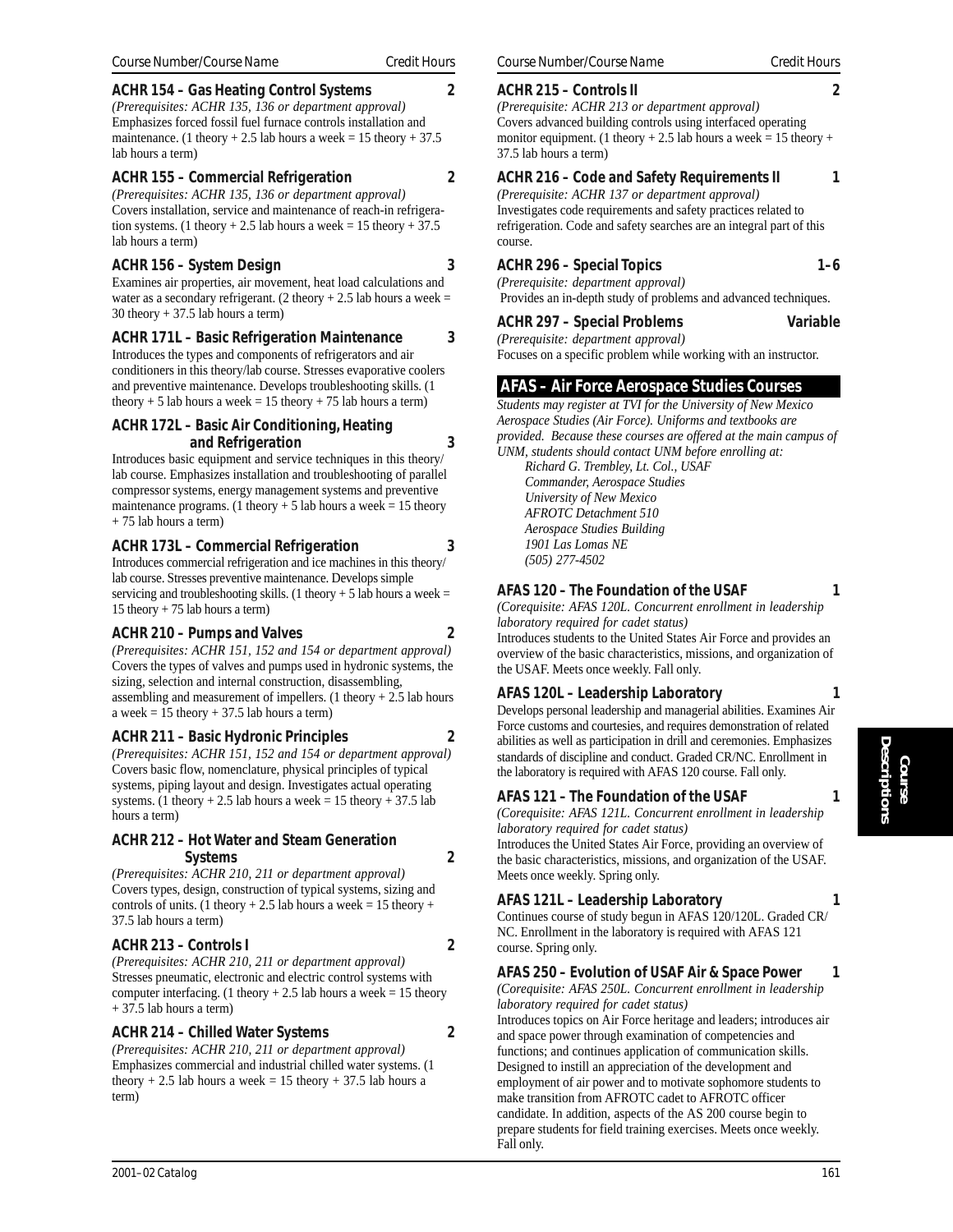**ACHR 154 – Gas Heating Control Systems** 2

*(Prerequisites: ACHR 135, 136 or department approval)*
Emphasizes forced fossil fuel furnace controls installation and maintenance. (1 theory + 2.5 lab hours a week = 15 theory + 37.5 lab hours a term)

**ACHR 155 – Commercial Refrigeration** 2

*(Prerequisites: ACHR 135, 136 or department approval)*
Covers installation, service and maintenance of reach-in refrigeration systems. (1 theory + 2.5 lab hours a week = 15 theory + 37.5 lab hours a term)

**ACHR 156 – System Design** 3

Examines air properties, air movement, heat load calculations and water as a secondary refrigerant. (2 theory + 2.5 lab hours a week = 30 theory + 37.5 lab hours a term)

**ACHR 171L – Basic Refrigeration Maintenance** 3

Introduces the types and components of refrigerators and air conditioners in this theory/lab course. Stresses evaporative coolers and preventive maintenance. Develops troubleshooting skills. (1 theory + 5 lab hours a week = 15 theory + 75 lab hours a term)

**ACHR 172L – Basic Air Conditioning, Heating and Refrigeration** 3

Introduces basic equipment and service techniques in this theory/lab course. Emphasizes installation and troubleshooting of parallel compressor systems, energy management systems and preventive maintenance programs. (1 theory + 5 lab hours a week = 15 theory + 75 lab hours a term)

**ACHR 173L – Commercial Refrigeration** 3

Introduces commercial refrigeration and ice machines in this theory/lab course. Stresses preventive maintenance. Develops simple servicing and troubleshooting skills. (1 theory + 5 lab hours a week = 15 theory + 75 lab hours a term)

**ACHR 210 – Pumps and Valves** 2

*(Prerequisites: ACHR 151, 152 and 154 or department approval)*
Covers the types of valves and pumps used in hydronic systems, the sizing, selection and internal construction, disassembling, assembling and measurement of impellers. (1 theory + 2.5 lab hours a week = 15 theory + 37.5 lab hours a term)

**ACHR 211 – Basic Hydronic Principles** 2

*(Prerequisites: ACHR 151, 152 and 154 or department approval)*
Covers basic flow, nomenclature, physical principles of typical systems, piping layout and design. Investigates actual operating systems. (1 theory + 2.5 lab hours a week = 15 theory + 37.5 lab hours a term)

**ACHR 212 – Hot Water and Steam Generation Systems** 2

*(Prerequisites: ACHR 210, 211 or department approval)*
Covers types, design, construction of typical systems, sizing and controls of units. (1 theory + 2.5 lab hours a week = 15 theory + 37.5 lab hours a term)

**ACHR 213 – Controls I** 2

*(Prerequisites: ACHR 210, 211 or department approval)*
Stresses pneumatic, electronic and electric control systems with computer interfacing. (1 theory + 2.5 lab hours a week = 15 theory + 37.5 lab hours a term)

**ACHR 214 – Chilled Water Systems** 2

*(Prerequisites: ACHR 210, 211 or department approval)*
Emphasizes commercial and industrial chilled water systems. (1 theory + 2.5 lab hours a week = 15 theory + 37.5 lab hours a term)

**ACHR 215 – Controls II** 2

*(Prerequisite: ACHR 213 or department approval)*
Covers advanced building controls using interfaced operating monitor equipment. (1 theory + 2.5 lab hours a week = 15 theory + 37.5 lab hours a term)

**ACHR 216 – Code and Safety Requirements II** 1

*(Prerequisite: ACHR 137 or department approval)*
Investigates code requirements and safety practices related to refrigeration. Code and safety searches are an integral part of this course.

**ACHR 296 – Special Topics** 1–6

*(Prerequisite: department approval)*
Provides an in-depth study of problems and advanced techniques.

**ACHR 297 – Special Problems** Variable

*(Prerequisite: department approval)*
Focuses on a specific problem while working with an instructor.

## AFAS – Air Force Aerospace Studies Courses

*Students may register at TVI for the University of New Mexico Aerospace Studies (Air Force). Uniforms and textbooks are provided. Because these courses are offered at the main campus of UNM, students should contact UNM before enrolling at:*

*Richard G. Trembley, Lt. Col., USAF*
*Commander, Aerospace Studies*
*University of New Mexico*
*AFROTC Detachment 510*
*Aerospace Studies Building*
*1901 Las Lomas NE*
*(505) 277-4502*

**AFAS 120 – The Foundation of the USAF** 1

*(Corequisite: AFAS 120L. Concurrent enrollment in leadership laboratory required for cadet status)*
Introduces students to the United States Air Force and provides an overview of the basic characteristics, missions, and organization of the USAF. Meets once weekly. Fall only.

**AFAS 120L – Leadership Laboratory** 1

Develops personal leadership and managerial abilities. Examines Air Force customs and courtesies, and requires demonstration of related abilities as well as participation in drill and ceremonies. Emphasizes standards of discipline and conduct. Graded CR/NC. Enrollment in the laboratory is required with AFAS 120 course. Fall only.

**AFAS 121 – The Foundation of the USAF** 1

*(Corequisite: AFAS 121L. Concurrent enrollment in leadership laboratory required for cadet status)*
Introduces the United States Air Force, providing an overview of the basic characteristics, missions, and organization of the USAF. Meets once weekly. Spring only.

**AFAS 121L – Leadership Laboratory** 1

Continues course of study begun in AFAS 120/120L. Graded CR/NC. Enrollment in the laboratory is required with AFAS 121 course. Spring only.

**AFAS 250 – Evolution of USAF Air & Space Power** 1

*(Corequisite: AFAS 250L. Concurrent enrollment in leadership laboratory required for cadet status)*
Introduces topics on Air Force heritage and leaders; introduces air and space power through examination of competencies and functions; and continues application of communication skills. Designed to instill an appreciation of the development and employment of air power and to motivate sophomore students to make transition from AFROTC cadet to AFROTC officer candidate. In addition, aspects of the AS 200 course begin to prepare students for field training exercises. Meets once weekly. Fall only.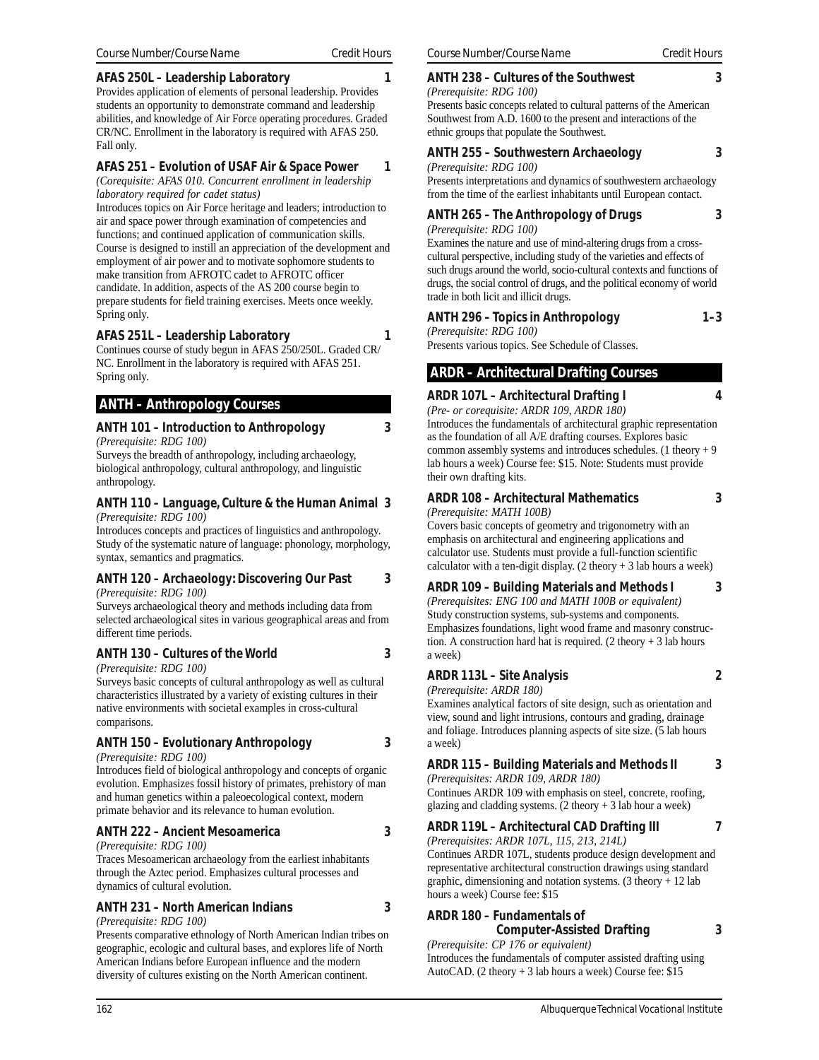**AFAS 250L – Leadership Laboratory** 1

Provides application of elements of personal leadership. Provides students an opportunity to demonstrate command and leadership abilities, and knowledge of Air Force operating procedures. Graded CR/NC. Enrollment in the laboratory is required with AFAS 250. Fall only.

**AFAS 251 – Evolution of USAF Air & Space Power** 1

*(Corequisite: AFAS 010. Concurrent enrollment in leadership laboratory required for cadet status)*

Introduces topics on Air Force heritage and leaders; introduction to air and space power through examination of competencies and functions; and continued application of communication skills. Course is designed to instill an appreciation of the development and employment of air power and to motivate sophomore students to make transition from AFROTC cadet to AFROTC officer candidate. In addition, aspects of the AS 200 course begin to prepare students for field training exercises. Meets once weekly. Spring only.

**AFAS 251L – Leadership Laboratory** 1

Continues course of study begun in AFAS 250/250L. Graded CR/NC. Enrollment in the laboratory is required with AFAS 251. Spring only.

## ANTH – Anthropology Courses

**ANTH 101 – Introduction to Anthropology** 3

*(Prerequisite: RDG 100)*

Surveys the breadth of anthropology, including archaeology, biological anthropology, cultural anthropology, and linguistic anthropology.

**ANTH 110 – Language, Culture & the Human Animal** 3

*(Prerequisite: RDG 100)*

Introduces concepts and practices of linguistics and anthropology. Study of the systematic nature of language: phonology, morphology, syntax, semantics and pragmatics.

**ANTH 120 – Archaeology: Discovering Our Past** 3

*(Prerequisite: RDG 100)*

Surveys archaeological theory and methods including data from selected archaeological sites in various geographical areas and from different time periods.

**ANTH 130 – Cultures of the World** 3

*(Prerequisite: RDG 100)*

Surveys basic concepts of cultural anthropology as well as cultural characteristics illustrated by a variety of existing cultures in their native environments with societal examples in cross-cultural comparisons.

**ANTH 150 – Evolutionary Anthropology** 3

*(Prerequisite: RDG 100)*

Introduces field of biological anthropology and concepts of organic evolution. Emphasizes fossil history of primates, prehistory of man and human genetics within a paleoecological context, modern primate behavior and its relevance to human evolution.

**ANTH 222 – Ancient Mesoamerica** 3

*(Prerequisite: RDG 100)*

Traces Mesoamerican archaeology from the earliest inhabitants through the Aztec period. Emphasizes cultural processes and dynamics of cultural evolution.

**ANTH 231 – North American Indians** 3

*(Prerequisite: RDG 100)*

Presents comparative ethnology of North American Indian tribes on geographic, ecologic and cultural bases, and explores life of North American Indians before European influence and the modern diversity of cultures existing on the North American continent.

**ANTH 238 – Cultures of the Southwest** 3

*(Prerequisite: RDG 100)*

Presents basic concepts related to cultural patterns of the American Southwest from A.D. 1600 to the present and interactions of the ethnic groups that populate the Southwest.

**ANTH 255 – Southwestern Archaeology** 3

*(Prerequisite: RDG 100)*

Presents interpretations and dynamics of southwestern archaeology from the time of the earliest inhabitants until European contact.

**ANTH 265 – The Anthropology of Drugs** 3

*(Prerequisite: RDG 100)*

Examines the nature and use of mind-altering drugs from a cross-cultural perspective, including study of the varieties and effects of such drugs around the world, socio-cultural contexts and functions of drugs, the social control of drugs, and the political economy of world trade in both licit and illicit drugs.

**ANTH 296 – Topics in Anthropology** 1–3

*(Prerequisite: RDG 100)*

Presents various topics. See Schedule of Classes.

## ARDR – Architectural Drafting Courses

**ARDR 107L – Architectural Drafting I** 4

*(Pre- or corequisite: ARDR 109, ARDR 180)*

Introduces the fundamentals of architectural graphic representation as the foundation of all A/E drafting courses. Explores basic common assembly systems and introduces schedules. (1 theory + 9 lab hours a week) Course fee: $15. Note: Students must provide their own drafting kits.

**ARDR 108 – Architectural Mathematics** 3

*(Prerequisite: MATH 100B)*

Covers basic concepts of geometry and trigonometry with an emphasis on architectural and engineering applications and calculator use. Students must provide a full-function scientific calculator with a ten-digit display. (2 theory + 3 lab hours a week)

**ARDR 109 – Building Materials and Methods I** 3

*(Prerequisites: ENG 100 and MATH 100B or equivalent)*

Study construction systems, sub-systems and components. Emphasizes foundations, light wood frame and masonry construction. A construction hard hat is required. (2 theory + 3 lab hours a week)

**ARDR 113L – Site Analysis** 2

*(Prerequisite: ARDR 180)*

Examines analytical factors of site design, such as orientation and view, sound and light intrusions, contours and grading, drainage and foliage. Introduces planning aspects of site size. (5 lab hours a week)

**ARDR 115 – Building Materials and Methods II** 3

*(Prerequisites: ARDR 109, ARDR 180)*

Continues ARDR 109 with emphasis on steel, concrete, roofing, glazing and cladding systems. (2 theory + 3 lab hour a week)

**ARDR 119L – Architectural CAD Drafting III** 7

*(Prerequisites: ARDR 107L, 115, 213, 214L)*

Continues ARDR 107L, students produce design development and representative architectural construction drawings using standard graphic, dimensioning and notation systems. (3 theory + 12 lab hours a week) Course fee: $15

**ARDR 180 – Fundamentals of Computer-Assisted Drafting** 3

*(Prerequisite: CP 176 or equivalent)*

Introduces the fundamentals of computer assisted drafting using AutoCAD. (2 theory + 3 lab hours a week) Course fee: $15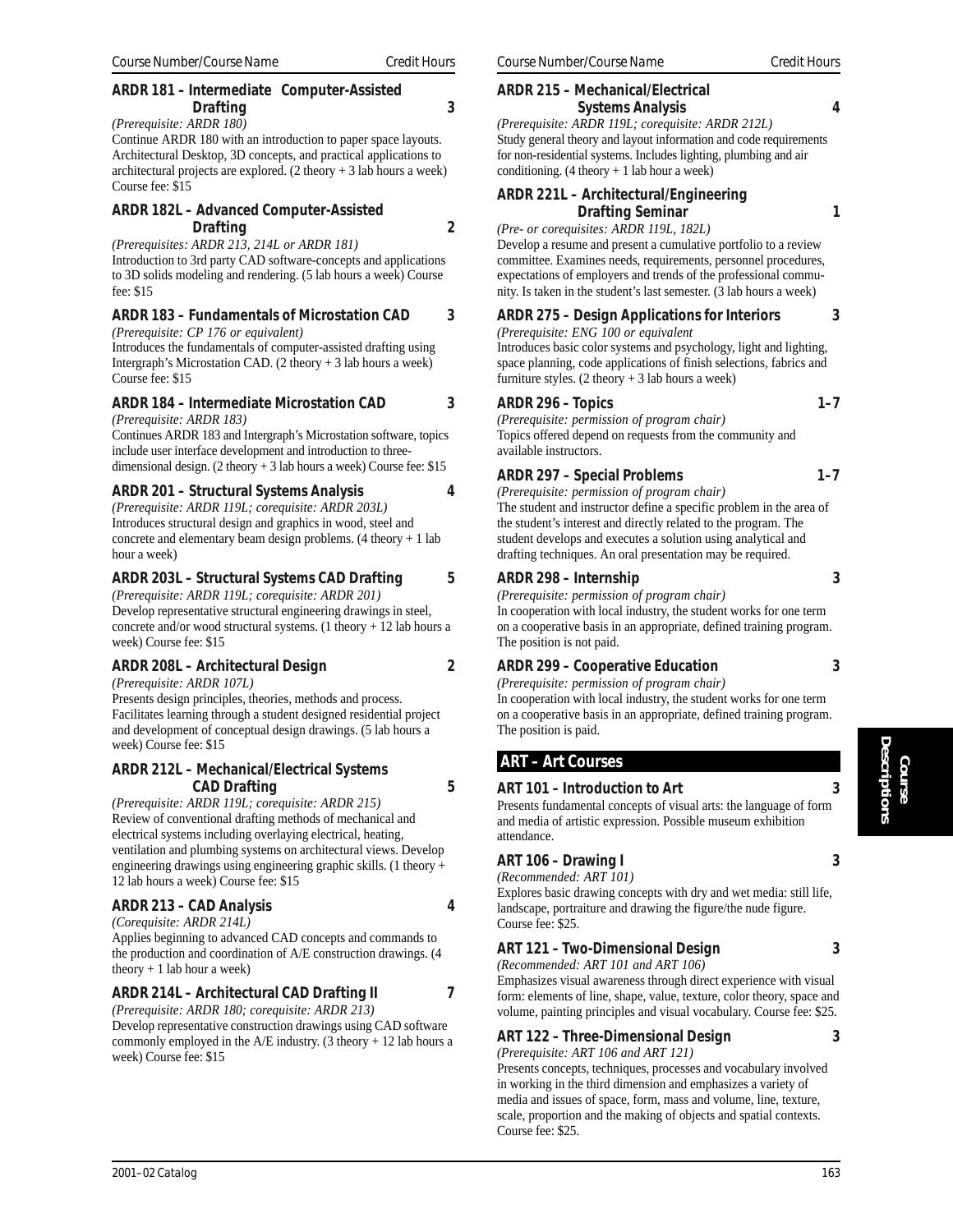Course Number/Course Name — Credit Hours

### ARDR 181 – Intermediate Computer-Assisted Drafting — 3

*(Prerequisite: ARDR 180)*
Continue ARDR 180 with an introduction to paper space layouts. Architectural Desktop, 3D concepts, and practical applications to architectural projects are explored. (2 theory + 3 lab hours a week) Course fee: $15

### ARDR 182L – Advanced Computer-Assisted Drafting — 2

*(Prerequisites: ARDR 213, 214L or ARDR 181)*
Introduction to 3rd party CAD software-concepts and applications to 3D solids modeling and rendering. (5 lab hours a week) Course fee: $15

### ARDR 183 – Fundamentals of Microstation CAD — 3

*(Prerequisite: CP 176 or equivalent)*
Introduces the fundamentals of computer-assisted drafting using Intergraph's Microstation CAD. (2 theory + 3 lab hours a week) Course fee: $15

### ARDR 184 – Intermediate Microstation CAD — 3

*(Prerequisite: ARDR 183)*
Continues ARDR 183 and Intergraph's Microstation software, topics include user interface development and introduction to three-dimensional design. (2 theory + 3 lab hours a week) Course fee: $15

### ARDR 201 – Structural Systems Analysis — 4

*(Prerequisite: ARDR 119L; corequisite: ARDR 203L)*
Introduces structural design and graphics in wood, steel and concrete and elementary beam design problems. (4 theory + 1 lab hour a week)

### ARDR 203L – Structural Systems CAD Drafting — 5

*(Prerequisite: ARDR 119L; corequisite: ARDR 201)*
Develop representative structural engineering drawings in steel, concrete and/or wood structural systems. (1 theory + 12 lab hours a week) Course fee: $15

### ARDR 208L – Architectural Design — 2

*(Prerequisite: ARDR 107L)*
Presents design principles, theories, methods and process. Facilitates learning through a student designed residential project and development of conceptual design drawings. (5 lab hours a week) Course fee: $15

### ARDR 212L – Mechanical/Electrical Systems CAD Drafting — 5

*(Prerequisite: ARDR 119L; corequisite: ARDR 215)*
Review of conventional drafting methods of mechanical and electrical systems including overlaying electrical, heating, ventilation and plumbing systems on architectural views. Develop engineering drawings using engineering graphic skills. (1 theory + 12 lab hours a week) Course fee: $15

### ARDR 213 – CAD Analysis — 4

*(Corequisite: ARDR 214L)*
Applies beginning to advanced CAD concepts and commands to the production and coordination of A/E construction drawings. (4 theory + 1 lab hour a week)

### ARDR 214L – Architectural CAD Drafting II — 7

*(Prerequisite: ARDR 180; corequisite: ARDR 213)*
Develop representative construction drawings using CAD software commonly employed in the A/E industry. (3 theory + 12 lab hours a week) Course fee: $15

### ARDR 215 – Mechanical/Electrical Systems Analysis — 4

*(Prerequisite: ARDR 119L; corequisite: ARDR 212L)*
Study general theory and layout information and code requirements for non-residential systems. Includes lighting, plumbing and air conditioning. (4 theory + 1 lab hour a week)

### ARDR 221L – Architectural/Engineering Drafting Seminar — 1

*(Pre- or corequisites: ARDR 119L, 182L)*
Develop a resume and present a cumulative portfolio to a review committee. Examines needs, requirements, personnel procedures, expectations of employers and trends of the professional community. Is taken in the student's last semester. (3 lab hours a week)

### ARDR 275 – Design Applications for Interiors — 3

*(Prerequisite: ENG 100 or equivalent*
Introduces basic color systems and psychology, light and lighting, space planning, code applications of finish selections, fabrics and furniture styles. (2 theory + 3 lab hours a week)

### ARDR 296 – Topics — 1–7

*(Prerequisite: permission of program chair)*
Topics offered depend on requests from the community and available instructors.

### ARDR 297 – Special Problems — 1–7

*(Prerequisite: permission of program chair)*
The student and instructor define a specific problem in the area of the student's interest and directly related to the program. The student develops and executes a solution using analytical and drafting techniques. An oral presentation may be required.

### ARDR 298 – Internship — 3

*(Prerequisite: permission of program chair)*
In cooperation with local industry, the student works for one term on a cooperative basis in an appropriate, defined training program. The position is not paid.

### ARDR 299 – Cooperative Education — 3

*(Prerequisite: permission of program chair)*
In cooperation with local industry, the student works for one term on a cooperative basis in an appropriate, defined training program. The position is paid.

## ART – Art Courses

### ART 101 – Introduction to Art — 3

Presents fundamental concepts of visual arts: the language of form and media of artistic expression. Possible museum exhibition attendance.

### ART 106 – Drawing I — 3

*(Recommended: ART 101)*
Explores basic drawing concepts with dry and wet media: still life, landscape, portraiture and drawing the figure/the nude figure. Course fee: $25.

### ART 121 – Two-Dimensional Design — 3

*(Recommended: ART 101 and ART 106)*
Emphasizes visual awareness through direct experience with visual form: elements of line, shape, value, texture, color theory, space and volume, painting principles and visual vocabulary. Course fee: $25.

### ART 122 – Three-Dimensional Design — 3

*(Prerequisite: ART 106 and ART 121)*
Presents concepts, techniques, processes and vocabulary involved in working in the third dimension and emphasizes a variety of media and issues of space, form, mass and volume, line, texture, scale, proportion and the making of objects and spatial contexts. Course fee: $25.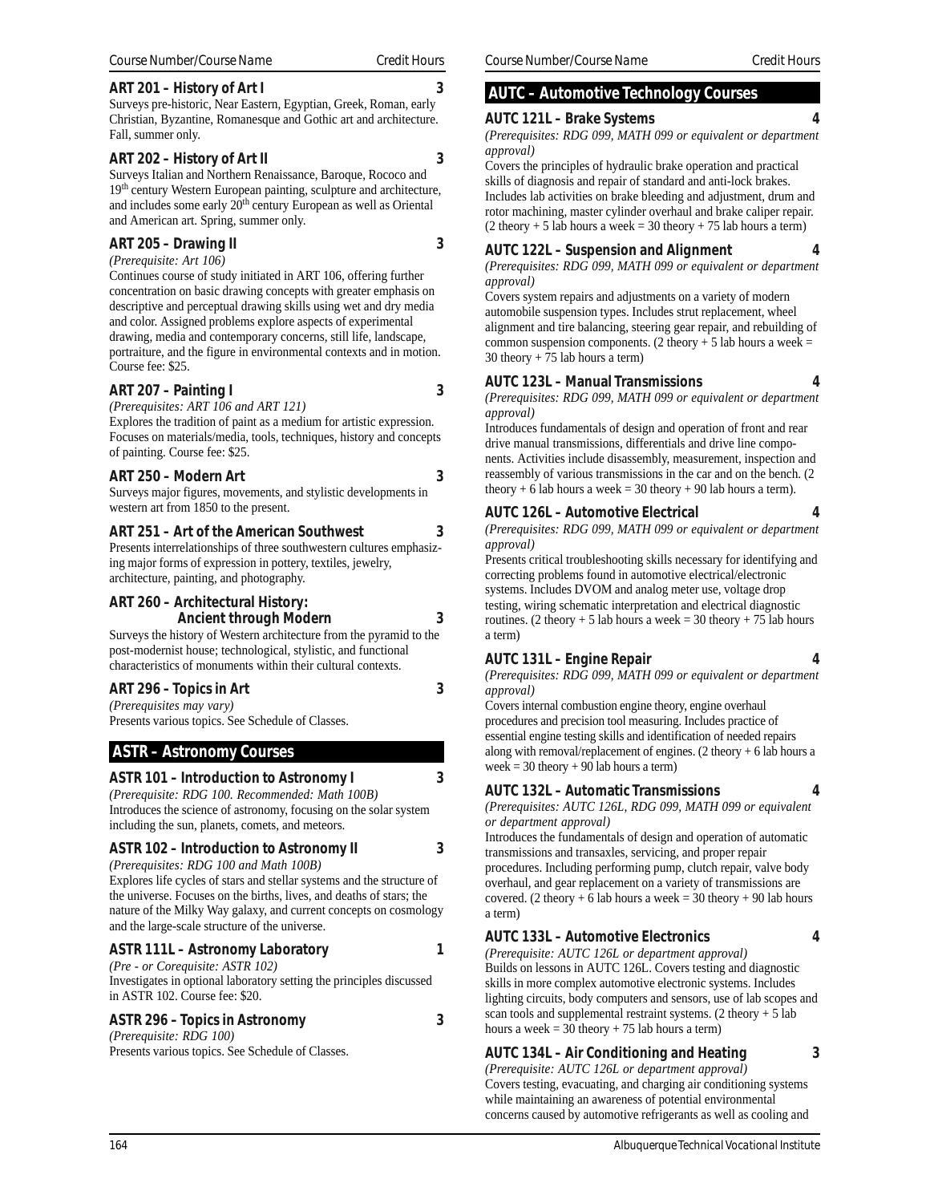### ART 201 – History of Art I — 3

Surveys pre-historic, Near Eastern, Egyptian, Greek, Roman, early Christian, Byzantine, Romanesque and Gothic art and architecture. Fall, summer only.

### ART 202 – History of Art II — 3

Surveys Italian and Northern Renaissance, Baroque, Rococo and 19th century Western European painting, sculpture and architecture, and includes some early 20th century European as well as Oriental and American art. Spring, summer only.

### ART 205 – Drawing II — 3

*(Prerequisite: Art 106)*

Continues course of study initiated in ART 106, offering further concentration on basic drawing concepts with greater emphasis on descriptive and perceptual drawing skills using wet and dry media and color. Assigned problems explore aspects of experimental drawing, media and contemporary concerns, still life, landscape, portraiture, and the figure in environmental contexts and in motion. Course fee: $25.

### ART 207 – Painting I — 3

*(Prerequisites: ART 106 and ART 121)*

Explores the tradition of paint as a medium for artistic expression. Focuses on materials/media, tools, techniques, history and concepts of painting. Course fee: $25.

### ART 250 – Modern Art — 3

Surveys major figures, movements, and stylistic developments in western art from 1850 to the present.

### ART 251 – Art of the American Southwest — 3

Presents interrelationships of three southwestern cultures emphasizing major forms of expression in pottery, textiles, jewelry, architecture, painting, and photography.

### ART 260 – Architectural History: Ancient through Modern — 3

Surveys the history of Western architecture from the pyramid to the post-modernist house; technological, stylistic, and functional characteristics of monuments within their cultural contexts.

### ART 296 – Topics in Art — 3

*(Prerequisites may vary)*

Presents various topics. See Schedule of Classes.

## ASTR – Astronomy Courses

### ASTR 101 – Introduction to Astronomy I — 3

*(Prerequisite: RDG 100. Recommended: Math 100B)*

Introduces the science of astronomy, focusing on the solar system including the sun, planets, comets, and meteors.

### ASTR 102 – Introduction to Astronomy II — 3

*(Prerequisites: RDG 100 and Math 100B)*

Explores life cycles of stars and stellar systems and the structure of the universe. Focuses on the births, lives, and deaths of stars; the nature of the Milky Way galaxy, and current concepts on cosmology and the large-scale structure of the universe.

### ASTR 111L – Astronomy Laboratory — 1

*(Pre - or Corequisite: ASTR 102)*

Investigates in optional laboratory setting the principles discussed in ASTR 102. Course fee: $20.

### ASTR 296 – Topics in Astronomy — 3

*(Prerequisite: RDG 100)*

Presents various topics. See Schedule of Classes.

## AUTC – Automotive Technology Courses

### AUTC 121L – Brake Systems — 4

*(Prerequisites: RDG 099, MATH 099 or equivalent or department approval)*

Covers the principles of hydraulic brake operation and practical skills of diagnosis and repair of standard and anti-lock brakes. Includes lab activities on brake bleeding and adjustment, drum and rotor machining, master cylinder overhaul and brake caliper repair. (2 theory + 5 lab hours a week = 30 theory + 75 lab hours a term)

### AUTC 122L – Suspension and Alignment — 4

*(Prerequisites: RDG 099, MATH 099 or equivalent or department approval)*

Covers system repairs and adjustments on a variety of modern automobile suspension types. Includes strut replacement, wheel alignment and tire balancing, steering gear repair, and rebuilding of common suspension components. (2 theory + 5 lab hours a week = 30 theory + 75 lab hours a term)

### AUTC 123L – Manual Transmissions — 4

*(Prerequisites: RDG 099, MATH 099 or equivalent or department approval)*

Introduces fundamentals of design and operation of front and rear drive manual transmissions, differentials and drive line components. Activities include disassembly, measurement, inspection and reassembly of various transmissions in the car and on the bench. (2 theory + 6 lab hours a week = 30 theory + 90 lab hours a term).

### AUTC 126L – Automotive Electrical — 4

*(Prerequisites: RDG 099, MATH 099 or equivalent or department approval)*

Presents critical troubleshooting skills necessary for identifying and correcting problems found in automotive electrical/electronic systems. Includes DVOM and analog meter use, voltage drop testing, wiring schematic interpretation and electrical diagnostic routines. (2 theory + 5 lab hours a week = 30 theory + 75 lab hours a term)

### AUTC 131L – Engine Repair — 4

*(Prerequisites: RDG 099, MATH 099 or equivalent or department approval)*

Covers internal combustion engine theory, engine overhaul procedures and precision tool measuring. Includes practice of essential engine testing skills and identification of needed repairs along with removal/replacement of engines. (2 theory + 6 lab hours a week = 30 theory + 90 lab hours a term)

### AUTC 132L – Automatic Transmissions — 4

*(Prerequisites: AUTC 126L, RDG 099, MATH 099 or equivalent or department approval)*

Introduces the fundamentals of design and operation of automatic transmissions and transaxles, servicing, and proper repair procedures. Including performing pump, clutch repair, valve body overhaul, and gear replacement on a variety of transmissions are covered. (2 theory + 6 lab hours a week = 30 theory + 90 lab hours a term)

### AUTC 133L – Automotive Electronics — 4

*(Prerequisite: AUTC 126L or department approval)*

Builds on lessons in AUTC 126L. Covers testing and diagnostic skills in more complex automotive electronic systems. Includes lighting circuits, body computers and sensors, use of lab scopes and scan tools and supplemental restraint systems. (2 theory + 5 lab hours a week = 30 theory + 75 lab hours a term)

### AUTC 134L – Air Conditioning and Heating — 3

*(Prerequisite: AUTC 126L or department approval)*

Covers testing, evacuating, and charging air conditioning systems while maintaining an awareness of potential environmental concerns caused by automotive refrigerants as well as cooling and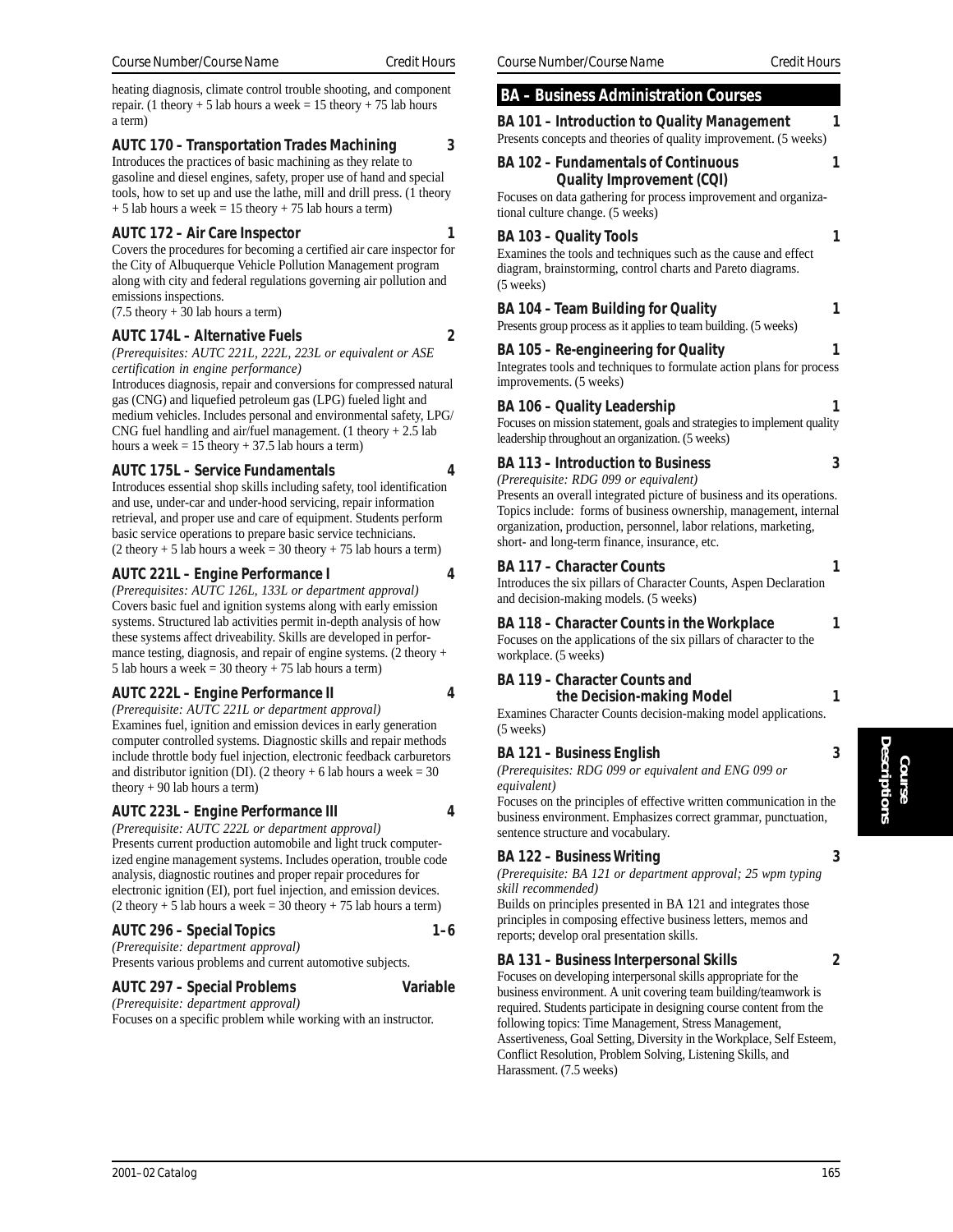heating diagnosis, climate control trouble shooting, and component repair. (1 theory + 5 lab hours a week = 15 theory + 75 lab hours a term)

**AUTC 170 – Transportation Trades Machining — 3**
Introduces the practices of basic machining as they relate to gasoline and diesel engines, safety, proper use of hand and special tools, how to set up and use the lathe, mill and drill press. (1 theory + 5 lab hours a week = 15 theory + 75 lab hours a term)

**AUTC 172 – Air Care Inspector — 1**
Covers the procedures for becoming a certified air care inspector for the City of Albuquerque Vehicle Pollution Management program along with city and federal regulations governing air pollution and emissions inspections.
(7.5 theory + 30 lab hours a term)

**AUTC 174L – Alternative Fuels — 2**
*(Prerequisites: AUTC 221L, 222L, 223L or equivalent or ASE certification in engine performance)*
Introduces diagnosis, repair and conversions for compressed natural gas (CNG) and liquefied petroleum gas (LPG) fueled light and medium vehicles. Includes personal and environmental safety, LPG/CNG fuel handling and air/fuel management. (1 theory + 2.5 lab hours a week = 15 theory + 37.5 lab hours a term)

**AUTC 175L – Service Fundamentals — 4**
Introduces essential shop skills including safety, tool identification and use, under-car and under-hood servicing, repair information retrieval, and proper use and care of equipment. Students perform basic service operations to prepare basic service technicians.
(2 theory + 5 lab hours a week = 30 theory + 75 lab hours a term)

**AUTC 221L – Engine Performance I — 4**
*(Prerequisites: AUTC 126L, 133L or department approval)*
Covers basic fuel and ignition systems along with early emission systems. Structured lab activities permit in-depth analysis of how these systems affect driveability. Skills are developed in performance testing, diagnosis, and repair of engine systems. (2 theory + 5 lab hours a week = 30 theory + 75 lab hours a term)

**AUTC 222L – Engine Performance II — 4**
*(Prerequisite: AUTC 221L or department approval)*
Examines fuel, ignition and emission devices in early generation computer controlled systems. Diagnostic skills and repair methods include throttle body fuel injection, electronic feedback carburetors and distributor ignition (DI). (2 theory + 6 lab hours a week = 30 theory + 90 lab hours a term)

**AUTC 223L – Engine Performance III — 4**
*(Prerequisite: AUTC 222L or department approval)*
Presents current production automobile and light truck computerized engine management systems. Includes operation, trouble code analysis, diagnostic routines and proper repair procedures for electronic ignition (EI), port fuel injection, and emission devices. (2 theory + 5 lab hours a week = 30 theory + 75 lab hours a term)

**AUTC 296 – Special Topics — 1–6**
*(Prerequisite: department approval)*
Presents various problems and current automotive subjects.

**AUTC 297 – Special Problems — Variable**
*(Prerequisite: department approval)*
Focuses on a specific problem while working with an instructor.

## BA – Business Administration Courses

**BA 101 – Introduction to Quality Management — 1**
Presents concepts and theories of quality improvement. (5 weeks)

**BA 102 – Fundamentals of Continuous Quality Improvement (CQI) — 1**
Focuses on data gathering for process improvement and organizational culture change. (5 weeks)

**BA 103 – Quality Tools — 1**
Examines the tools and techniques such as the cause and effect diagram, brainstorming, control charts and Pareto diagrams. (5 weeks)

**BA 104 – Team Building for Quality — 1**
Presents group process as it applies to team building. (5 weeks)

**BA 105 – Re-engineering for Quality — 1**
Integrates tools and techniques to formulate action plans for process improvements. (5 weeks)

**BA 106 – Quality Leadership — 1**
Focuses on mission statement, goals and strategies to implement quality leadership throughout an organization. (5 weeks)

**BA 113 – Introduction to Business — 3**
*(Prerequisite: RDG 099 or equivalent)*
Presents an overall integrated picture of business and its operations. Topics include: forms of business ownership, management, internal organization, production, personnel, labor relations, marketing, short- and long-term finance, insurance, etc.

**BA 117 – Character Counts — 1**
Introduces the six pillars of Character Counts, Aspen Declaration and decision-making models. (5 weeks)

**BA 118 – Character Counts in the Workplace — 1**
Focuses on the applications of the six pillars of character to the workplace. (5 weeks)

**BA 119 – Character Counts and the Decision-making Model — 1**
Examines Character Counts decision-making model applications. (5 weeks)

**BA 121 – Business English — 3**
*(Prerequisites: RDG 099 or equivalent and ENG 099 or equivalent)*
Focuses on the principles of effective written communication in the business environment. Emphasizes correct grammar, punctuation, sentence structure and vocabulary.

**BA 122 – Business Writing — 3**
*(Prerequisite: BA 121 or department approval; 25 wpm typing skill recommended)*
Builds on principles presented in BA 121 and integrates those principles in composing effective business letters, memos and reports; develop oral presentation skills.

**BA 131 – Business Interpersonal Skills — 2**
Focuses on developing interpersonal skills appropriate for the business environment. A unit covering team building/teamwork is required. Students participate in designing course content from the following topics: Time Management, Stress Management, Assertiveness, Goal Setting, Diversity in the Workplace, Self Esteem, Conflict Resolution, Problem Solving, Listening Skills, and Harassment. (7.5 weeks)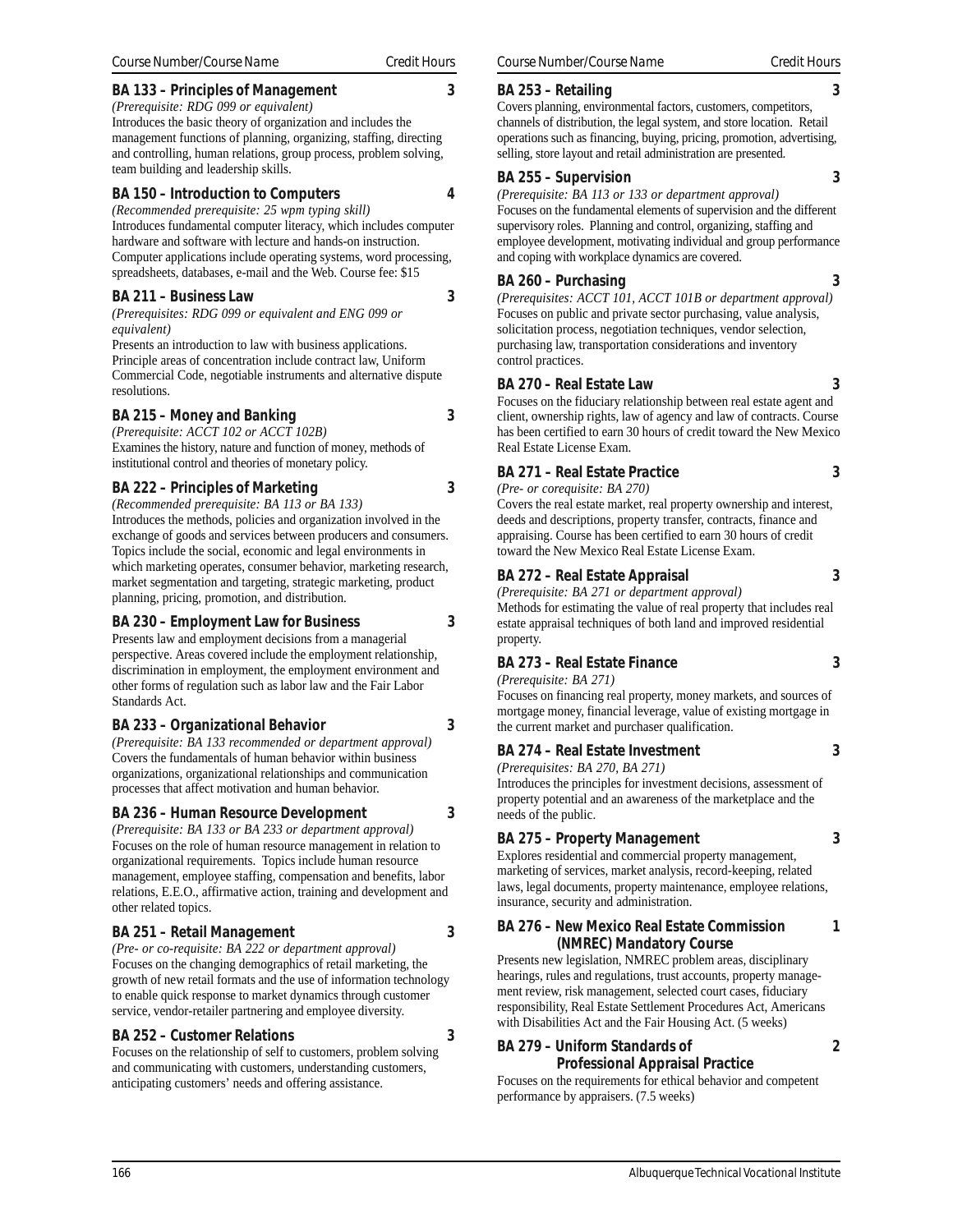| Course Number/Course Name | Credit Hours |
|---|---|

**BA 133 – Principles of Management** 3

*(Prerequisite: RDG 099 or equivalent)*
Introduces the basic theory of organization and includes the management functions of planning, organizing, staffing, directing and controlling, human relations, group process, problem solving, team building and leadership skills.

**BA 150 – Introduction to Computers** 4

*(Recommended prerequisite: 25 wpm typing skill)*
Introduces fundamental computer literacy, which includes computer hardware and software with lecture and hands-on instruction. Computer applications include operating systems, word processing, spreadsheets, databases, e-mail and the Web. Course fee: $15

**BA 211 – Business Law** 3

*(Prerequisites: RDG 099 or equivalent and ENG 099 or equivalent)*
Presents an introduction to law with business applications. Principle areas of concentration include contract law, Uniform Commercial Code, negotiable instruments and alternative dispute resolutions.

**BA 215 – Money and Banking** 3

*(Prerequisite: ACCT 102 or ACCT 102B)*
Examines the history, nature and function of money, methods of institutional control and theories of monetary policy.

**BA 222 – Principles of Marketing** 3

*(Recommended prerequisite: BA 113 or BA 133)*
Introduces the methods, policies and organization involved in the exchange of goods and services between producers and consumers. Topics include the social, economic and legal environments in which marketing operates, consumer behavior, marketing research, market segmentation and targeting, strategic marketing, product planning, pricing, promotion, and distribution.

**BA 230 – Employment Law for Business** 3

Presents law and employment decisions from a managerial perspective. Areas covered include the employment relationship, discrimination in employment, the employment environment and other forms of regulation such as labor law and the Fair Labor Standards Act.

**BA 233 – Organizational Behavior** 3

*(Prerequisite: BA 133 recommended or department approval)*
Covers the fundamentals of human behavior within business organizations, organizational relationships and communication processes that affect motivation and human behavior.

**BA 236 – Human Resource Development** 3

*(Prerequisite: BA 133 or BA 233 or department approval)*
Focuses on the role of human resource management in relation to organizational requirements. Topics include human resource management, employee staffing, compensation and benefits, labor relations, E.E.O., affirmative action, training and development and other related topics.

**BA 251 – Retail Management** 3

*(Pre- or co-requisite: BA 222 or department approval)*
Focuses on the changing demographics of retail marketing, the growth of new retail formats and the use of information technology to enable quick response to market dynamics through customer service, vendor-retailer partnering and employee diversity.

**BA 252 – Customer Relations** 3

Focuses on the relationship of self to customers, problem solving and communicating with customers, understanding customers, anticipating customers' needs and offering assistance.

**BA 253 – Retailing** 3

Covers planning, environmental factors, customers, competitors, channels of distribution, the legal system, and store location. Retail operations such as financing, buying, pricing, promotion, advertising, selling, store layout and retail administration are presented.

**BA 255 – Supervision** 3

*(Prerequisite: BA 113 or 133 or department approval)*
Focuses on the fundamental elements of supervision and the different supervisory roles. Planning and control, organizing, staffing and employee development, motivating individual and group performance and coping with workplace dynamics are covered.

**BA 260 – Purchasing** 3

*(Prerequisites: ACCT 101, ACCT 101B or department approval)*
Focuses on public and private sector purchasing, value analysis, solicitation process, negotiation techniques, vendor selection, purchasing law, transportation considerations and inventory control practices.

**BA 270 – Real Estate Law** 3

Focuses on the fiduciary relationship between real estate agent and client, ownership rights, law of agency and law of contracts. Course has been certified to earn 30 hours of credit toward the New Mexico Real Estate License Exam.

**BA 271 – Real Estate Practice** 3

*(Pre- or corequisite: BA 270)*
Covers the real estate market, real property ownership and interest, deeds and descriptions, property transfer, contracts, finance and appraising. Course has been certified to earn 30 hours of credit toward the New Mexico Real Estate License Exam.

**BA 272 – Real Estate Appraisal** 3

*(Prerequisite: BA 271 or department approval)*
Methods for estimating the value of real property that includes real estate appraisal techniques of both land and improved residential property.

**BA 273 – Real Estate Finance** 3

*(Prerequisite: BA 271)*
Focuses on financing real property, money markets, and sources of mortgage money, financial leverage, value of existing mortgage in the current market and purchaser qualification.

**BA 274 – Real Estate Investment** 3

*(Prerequisites: BA 270, BA 271)*
Introduces the principles for investment decisions, assessment of property potential and an awareness of the marketplace and the needs of the public.

**BA 275 – Property Management** 3

Explores residential and commercial property management, marketing of services, market analysis, record-keeping, related laws, legal documents, property maintenance, employee relations, insurance, security and administration.

**BA 276 – New Mexico Real Estate Commission (NMREC) Mandatory Course** 1

Presents new legislation, NMREC problem areas, disciplinary hearings, rules and regulations, trust accounts, property management review, risk management, selected court cases, fiduciary responsibility, Real Estate Settlement Procedures Act, Americans with Disabilities Act and the Fair Housing Act. (5 weeks)

**BA 279 – Uniform Standards of Professional Appraisal Practice** 2

Focuses on the requirements for ethical behavior and competent performance by appraisers. (7.5 weeks)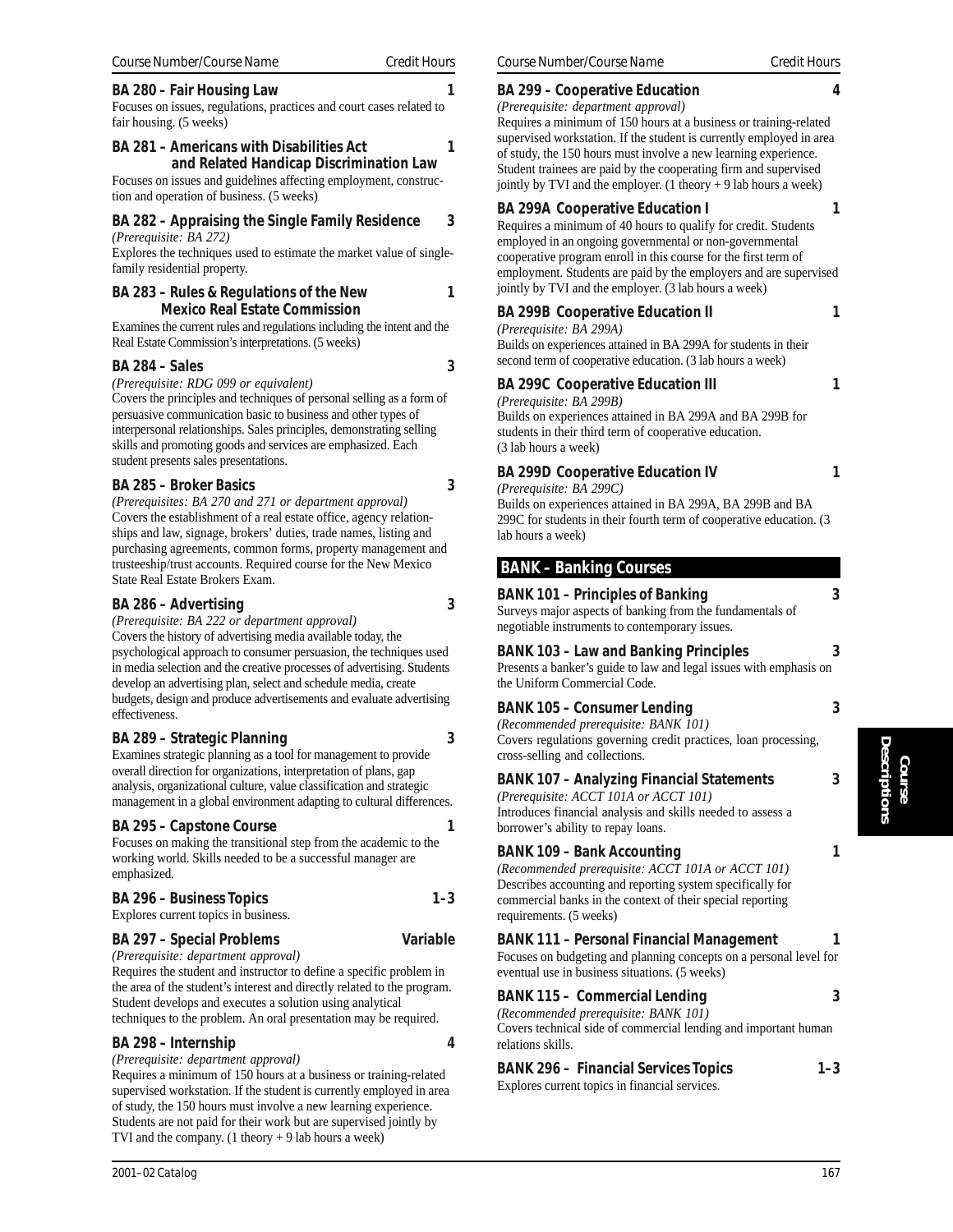Course Number/Course Name | Credit Hours

**BA 280 – Fair Housing Law** 1
Focuses on issues, regulations, practices and court cases related to fair housing. (5 weeks)

**BA 281 – Americans with Disabilities Act and Related Handicap Discrimination Law** 1
Focuses on issues and guidelines affecting employment, construction and operation of business. (5 weeks)

**BA 282 – Appraising the Single Family Residence** 3
*(Prerequisite: BA 272)*
Explores the techniques used to estimate the market value of single-family residential property.

**BA 283 – Rules & Regulations of the New Mexico Real Estate Commission** 1
Examines the current rules and regulations including the intent and the Real Estate Commission's interpretations. (5 weeks)

**BA 284 – Sales** 3
*(Prerequisite: RDG 099 or equivalent)*
Covers the principles and techniques of personal selling as a form of persuasive communication basic to business and other types of interpersonal relationships. Sales principles, demonstrating selling skills and promoting goods and services are emphasized. Each student presents sales presentations.

**BA 285 – Broker Basics** 3
*(Prerequisites: BA 270 and 271 or department approval)*
Covers the establishment of a real estate office, agency relationships and law, signage, brokers' duties, trade names, listing and purchasing agreements, common forms, property management and trusteeship/trust accounts. Required course for the New Mexico State Real Estate Brokers Exam.

**BA 286 – Advertising** 3
*(Prerequisite: BA 222 or department approval)*
Covers the history of advertising media available today, the psychological approach to consumer persuasion, the techniques used in media selection and the creative processes of advertising. Students develop an advertising plan, select and schedule media, create budgets, design and produce advertisements and evaluate advertising effectiveness.

**BA 289 – Strategic Planning** 3
Examines strategic planning as a tool for management to provide overall direction for organizations, interpretation of plans, gap analysis, organizational culture, value classification and strategic management in a global environment adapting to cultural differences.

**BA 295 – Capstone Course** 1
Focuses on making the transitional step from the academic to the working world. Skills needed to be a successful manager are emphasized.

**BA 296 – Business Topics** 1–3
Explores current topics in business.

**BA 297 – Special Problems** Variable
*(Prerequisite: department approval)*
Requires the student and instructor to define a specific problem in the area of the student's interest and directly related to the program. Student develops and executes a solution using analytical techniques to the problem. An oral presentation may be required.

**BA 298 – Internship** 4
*(Prerequisite: department approval)*
Requires a minimum of 150 hours at a business or training-related supervised workstation. If the student is currently employed in area of study, the 150 hours must involve a new learning experience. Students are not paid for their work but are supervised jointly by TVI and the company. (1 theory + 9 lab hours a week)

**BA 299 – Cooperative Education** 4
*(Prerequisite: department approval)*
Requires a minimum of 150 hours at a business or training-related supervised workstation. If the student is currently employed in area of study, the 150 hours must involve a new learning experience. Student trainees are paid by the cooperating firm and supervised jointly by TVI and the employer. (1 theory + 9 lab hours a week)

**BA 299A Cooperative Education I** 1
Requires a minimum of 40 hours to qualify for credit. Students employed in an ongoing governmental or non-governmental cooperative program enroll in this course for the first term of employment. Students are paid by the employers and are supervised jointly by TVI and the employer. (3 lab hours a week)

**BA 299B Cooperative Education II** 1
*(Prerequisite: BA 299A)*
Builds on experiences attained in BA 299A for students in their second term of cooperative education. (3 lab hours a week)

**BA 299C Cooperative Education III** 1
*(Prerequisite: BA 299B)*
Builds on experiences attained in BA 299A and BA 299B for students in their third term of cooperative education. (3 lab hours a week)

**BA 299D Cooperative Education IV** 1
*(Prerequisite: BA 299C)*
Builds on experiences attained in BA 299A, BA 299B and BA 299C for students in their fourth term of cooperative education. (3 lab hours a week)

## BANK – Banking Courses

**BANK 101 – Principles of Banking** 3
Surveys major aspects of banking from the fundamentals of negotiable instruments to contemporary issues.

**BANK 103 – Law and Banking Principles** 3
Presents a banker's guide to law and legal issues with emphasis on the Uniform Commercial Code.

**BANK 105 – Consumer Lending** 3
*(Recommended prerequisite: BANK 101)*
Covers regulations governing credit practices, loan processing, cross-selling and collections.

**BANK 107 – Analyzing Financial Statements** 3
*(Prerequisite: ACCT 101A or ACCT 101)*
Introduces financial analysis and skills needed to assess a borrower's ability to repay loans.

**BANK 109 – Bank Accounting** 1
*(Recommended prerequisite: ACCT 101A or ACCT 101)*
Describes accounting and reporting system specifically for commercial banks in the context of their special reporting requirements. (5 weeks)

**BANK 111 – Personal Financial Management** 1
Focuses on budgeting and planning concepts on a personal level for eventual use in business situations. (5 weeks)

**BANK 115 – Commercial Lending** 3
*(Recommended prerequisite: BANK 101)*
Covers technical side of commercial lending and important human relations skills.

**BANK 296 – Financial Services Topics** 1–3
Explores current topics in financial services.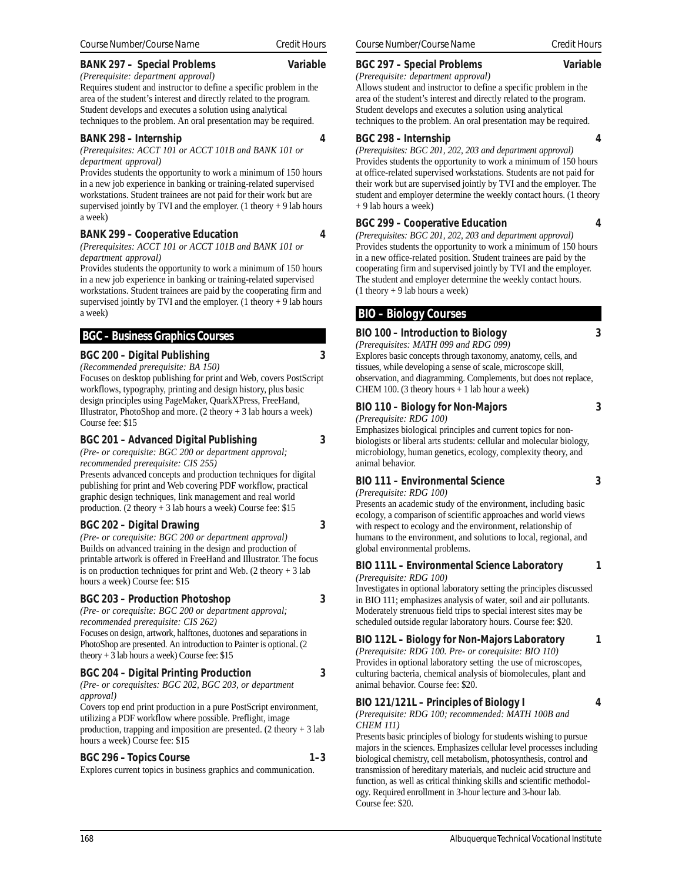**BANK 297 – Special Problems** **Variable**

*(Prerequisite: department approval)*

Requires student and instructor to define a specific problem in the area of the student's interest and directly related to the program. Student develops and executes a solution using analytical techniques to the problem. An oral presentation may be required.

**BANK 298 – Internship** **4**

*(Prerequisites: ACCT 101 or ACCT 101B and BANK 101 or department approval)*

Provides students the opportunity to work a minimum of 150 hours in a new job experience in banking or training-related supervised workstations. Student trainees are not paid for their work but are supervised jointly by TVI and the employer. (1 theory + 9 lab hours a week)

**BANK 299 – Cooperative Education** **4**

*(Prerequisites: ACCT 101 or ACCT 101B and BANK 101 or department approval)*

Provides students the opportunity to work a minimum of 150 hours in a new job experience in banking or training-related supervised workstations. Student trainees are paid by the cooperating firm and supervised jointly by TVI and the employer. (1 theory + 9 lab hours a week)

## BGC – Business Graphics Courses

**BGC 200 – Digital Publishing** **3**

*(Recommended prerequisite: BA 150)*

Focuses on desktop publishing for print and Web, covers PostScript workflows, typography, printing and design history, plus basic design principles using PageMaker, QuarkXPress, FreeHand, Illustrator, PhotoShop and more. (2 theory + 3 lab hours a week) Course fee: $15

**BGC 201 – Advanced Digital Publishing** **3**

*(Pre- or corequisite: BGC 200 or department approval; recommended prerequisite: CIS 255)*

Presents advanced concepts and production techniques for digital publishing for print and Web covering PDF workflow, practical graphic design techniques, link management and real world production. (2 theory + 3 lab hours a week) Course fee: $15

**BGC 202 – Digital Drawing** **3**

*(Pre- or corequisite: BGC 200 or department approval)*

Builds on advanced training in the design and production of printable artwork is offered in FreeHand and Illustrator. The focus is on production techniques for print and Web. (2 theory + 3 lab hours a week) Course fee: $15

**BGC 203 – Production Photoshop** **3**

*(Pre- or corequisite: BGC 200 or department approval; recommended prerequisite: CIS 262)*

Focuses on design, artwork, halftones, duotones and separations in PhotoShop are presented. An introduction to Painter is optional. (2 theory + 3 lab hours a week) Course fee: $15

**BGC 204 – Digital Printing Production** **3**

*(Pre- or corequisites: BGC 202, BGC 203, or department approval)*

Covers top end print production in a pure PostScript environment, utilizing a PDF workflow where possible. Preflight, image production, trapping and imposition are presented. (2 theory + 3 lab hours a week) Course fee: $15

**BGC 296 – Topics Course** **1–3**

Explores current topics in business graphics and communication.

**BGC 297 – Special Problems** **Variable**

*(Prerequisite: department approval)*

Allows student and instructor to define a specific problem in the area of the student's interest and directly related to the program. Student develops and executes a solution using analytical techniques to the problem. An oral presentation may be required.

**BGC 298 – Internship** **4**

*(Prerequisites: BGC 201, 202, 203 and department approval)*

Provides students the opportunity to work a minimum of 150 hours at office-related supervised workstations. Students are not paid for their work but are supervised jointly by TVI and the employer. The student and employer determine the weekly contact hours. (1 theory + 9 lab hours a week)

**BGC 299 – Cooperative Education** **4**

*(Prerequisites: BGC 201, 202, 203 and department approval)*

Provides students the opportunity to work a minimum of 150 hours in a new office-related position. Student trainees are paid by the cooperating firm and supervised jointly by TVI and the employer. The student and employer determine the weekly contact hours. (1 theory + 9 lab hours a week)

## BIO – Biology Courses

**BIO 100 – Introduction to Biology** **3**

*(Prerequisites: MATH 099 and RDG 099)*

Explores basic concepts through taxonomy, anatomy, cells, and tissues, while developing a sense of scale, microscope skill, observation, and diagramming. Complements, but does not replace, CHEM 100. (3 theory hours + 1 lab hour a week)

**BIO 110 – Biology for Non-Majors** **3**

*(Prerequisite: RDG 100)*

Emphasizes biological principles and current topics for non-biologists or liberal arts students: cellular and molecular biology, microbiology, human genetics, ecology, complexity theory, and animal behavior.

**BIO 111 – Environmental Science** **3**

*(Prerequisite: RDG 100)*

Presents an academic study of the environment, including basic ecology, a comparison of scientific approaches and world views with respect to ecology and the environment, relationship of humans to the environment, and solutions to local, regional, and global environmental problems.

**BIO 111L – Environmental Science Laboratory** **1**

*(Prerequisite: RDG 100)*

Investigates in optional laboratory setting the principles discussed in BIO 111; emphasizes analysis of water, soil and air pollutants. Moderately strenuous field trips to special interest sites may be scheduled outside regular laboratory hours. Course fee: $20.

**BIO 112L – Biology for Non-Majors Laboratory** **1**

*(Prerequisite: RDG 100. Pre- or corequisite: BIO 110)*

Provides in optional laboratory setting the use of microscopes, culturing bacteria, chemical analysis of biomolecules, plant and animal behavior. Course fee: $20.

**BIO 121/121L – Principles of Biology I** **4**

*(Prerequisite: RDG 100; recommended: MATH 100B and CHEM 111)*

Presents basic principles of biology for students wishing to pursue majors in the sciences. Emphasizes cellular level processes including biological chemistry, cell metabolism, photosynthesis, control and transmission of hereditary materials, and nucleic acid structure and function, as well as critical thinking skills and scientific methodology. Required enrollment in 3-hour lecture and 3-hour lab. Course fee: $20.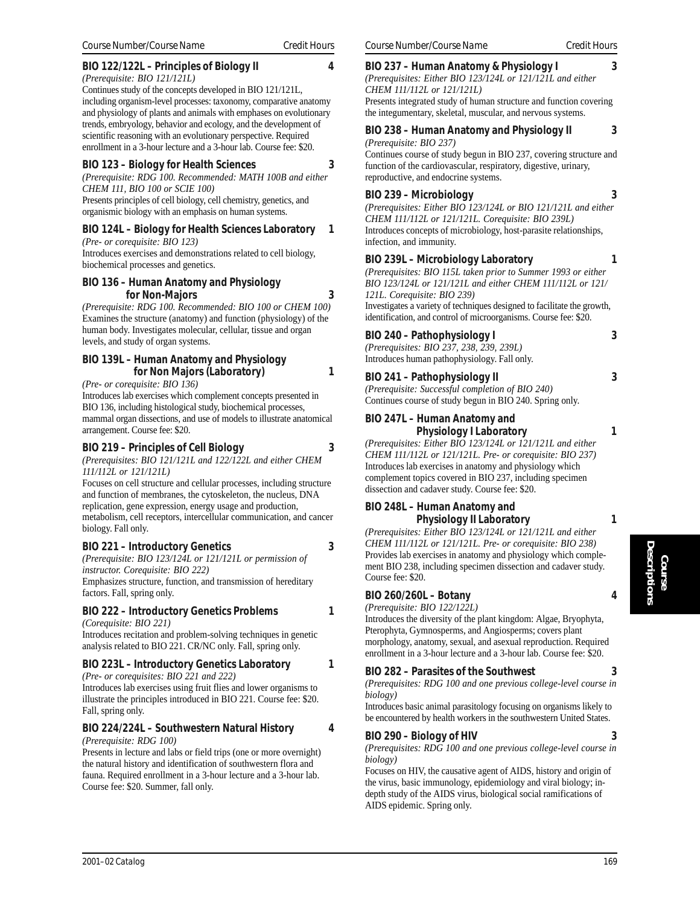| Course Number/Course Name | Credit Hours |
|---|---|

### BIO 122/122L – Principles of Biology II — 4

*(Prerequisite: BIO 121/121L)*

Continues study of the concepts developed in BIO 121/121L, including organism-level processes: taxonomy, comparative anatomy and physiology of plants and animals with emphases on evolutionary trends, embryology, behavior and ecology, and the development of scientific reasoning with an evolutionary perspective. Required enrollment in a 3-hour lecture and a 3-hour lab. Course fee: $20.

### BIO 123 – Biology for Health Sciences — 3

*(Prerequisite: RDG 100. Recommended: MATH 100B and either CHEM 111, BIO 100 or SCIE 100)*

Presents principles of cell biology, cell chemistry, genetics, and organismic biology with an emphasis on human systems.

### BIO 124L – Biology for Health Sciences Laboratory — 1

*(Pre- or corequisite: BIO 123)*

Introduces exercises and demonstrations related to cell biology, biochemical processes and genetics.

### BIO 136 – Human Anatomy and Physiology for Non-Majors — 3

*(Prerequisite: RDG 100. Recommended: BIO 100 or CHEM 100)*

Examines the structure (anatomy) and function (physiology) of the human body. Investigates molecular, cellular, tissue and organ levels, and study of organ systems.

### BIO 139L – Human Anatomy and Physiology for Non Majors (Laboratory) — 1

*(Pre- or corequisite: BIO 136)*

Introduces lab exercises which complement concepts presented in BIO 136, including histological study, biochemical processes, mammal organ dissections, and use of models to illustrate anatomical arrangement. Course fee: $20.

### BIO 219 – Principles of Cell Biology — 3

*(Prerequisites: BIO 121/121L and 122/122L and either CHEM 111/112L or 121/121L)*

Focuses on cell structure and cellular processes, including structure and function of membranes, the cytoskeleton, the nucleus, DNA replication, gene expression, energy usage and production, metabolism, cell receptors, intercellular communication, and cancer biology. Fall only.

### BIO 221 – Introductory Genetics — 3

*(Prerequisite: BIO 123/124L or 121/121L or permission of instructor. Corequisite: BIO 222)*

Emphasizes structure, function, and transmission of hereditary factors. Fall, spring only.

### BIO 222 – Introductory Genetics Problems — 1

*(Corequisite: BIO 221)*

Introduces recitation and problem-solving techniques in genetic analysis related to BIO 221. CR/NC only. Fall, spring only.

### BIO 223L – Introductory Genetics Laboratory — 1

*(Pre- or corequisites: BIO 221 and 222)*

Introduces lab exercises using fruit flies and lower organisms to illustrate the principles introduced in BIO 221. Course fee: $20. Fall, spring only.

### BIO 224/224L – Southwestern Natural History — 4

*(Prerequisite: RDG 100)*

Presents in lecture and labs or field trips (one or more overnight) the natural history and identification of southwestern flora and fauna. Required enrollment in a 3-hour lecture and a 3-hour lab. Course fee: $20. Summer, fall only.

### BIO 237 – Human Anatomy & Physiology I — 3

*(Prerequisites: Either BIO 123/124L or 121/121L and either CHEM 111/112L or 121/121L)*

Presents integrated study of human structure and function covering the integumentary, skeletal, muscular, and nervous systems.

### BIO 238 – Human Anatomy and Physiology II — 3

*(Prerequisite: BIO 237)*

Continues course of study begun in BIO 237, covering structure and function of the cardiovascular, respiratory, digestive, urinary, reproductive, and endocrine systems.

### BIO 239 – Microbiology — 3

*(Prerequisites: Either BIO 123/124L or BIO 121/121L and either CHEM 111/112L or 121/121L. Corequisite: BIO 239L)*

Introduces concepts of microbiology, host-parasite relationships, infection, and immunity.

### BIO 239L – Microbiology Laboratory — 1

*(Prerequisites: BIO 115L taken prior to Summer 1993 or either BIO 123/124L or 121/121L and either CHEM 111/112L or 121/121L. Corequisite: BIO 239)*

Investigates a variety of techniques designed to facilitate the growth, identification, and control of microorganisms. Course fee: $20.

### BIO 240 – Pathophysiology I — 3

*(Prerequisites: BIO 237, 238, 239, 239L)*

Introduces human pathophysiology. Fall only.

### BIO 241 – Pathophysiology II — 3

*(Prerequisite: Successful completion of BIO 240)*

Continues course of study begun in BIO 240. Spring only.

### BIO 247L – Human Anatomy and Physiology I Laboratory — 1

*(Prerequisites: Either BIO 123/124L or 121/121L and either CHEM 111/112L or 121/121L. Pre- or corequisite: BIO 237)*

Introduces lab exercises in anatomy and physiology which complement topics covered in BIO 237, including specimen dissection and cadaver study. Course fee: $20.

### BIO 248L – Human Anatomy and Physiology II Laboratory — 1

*(Prerequisites: Either BIO 123/124L or 121/121L and either CHEM 111/112L or 121/121L. Pre- or corequisite: BIO 238)*

Provides lab exercises in anatomy and physiology which complement BIO 238, including specimen dissection and cadaver study. Course fee: $20.

### BIO 260/260L – Botany — 4

*(Prerequisite: BIO 122/122L)*

Introduces the diversity of the plant kingdom: Algae, Bryophyta, Pterophyta, Gymnosperms, and Angiosperms; covers plant morphology, anatomy, sexual, and asexual reproduction. Required enrollment in a 3-hour lecture and a 3-hour lab. Course fee: $20.

### BIO 282 – Parasites of the Southwest — 3

*(Prerequisites: RDG 100 and one previous college-level course in biology)*

Introduces basic animal parasitology focusing on organisms likely to be encountered by health workers in the southwestern United States.

### BIO 290 – Biology of HIV — 3

*(Prerequisites: RDG 100 and one previous college-level course in biology)*

Focuses on HIV, the causative agent of AIDS, history and origin of the virus, basic immunology, epidemiology and viral biology; in-depth study of the AIDS virus, biological social ramifications of AIDS epidemic. Spring only.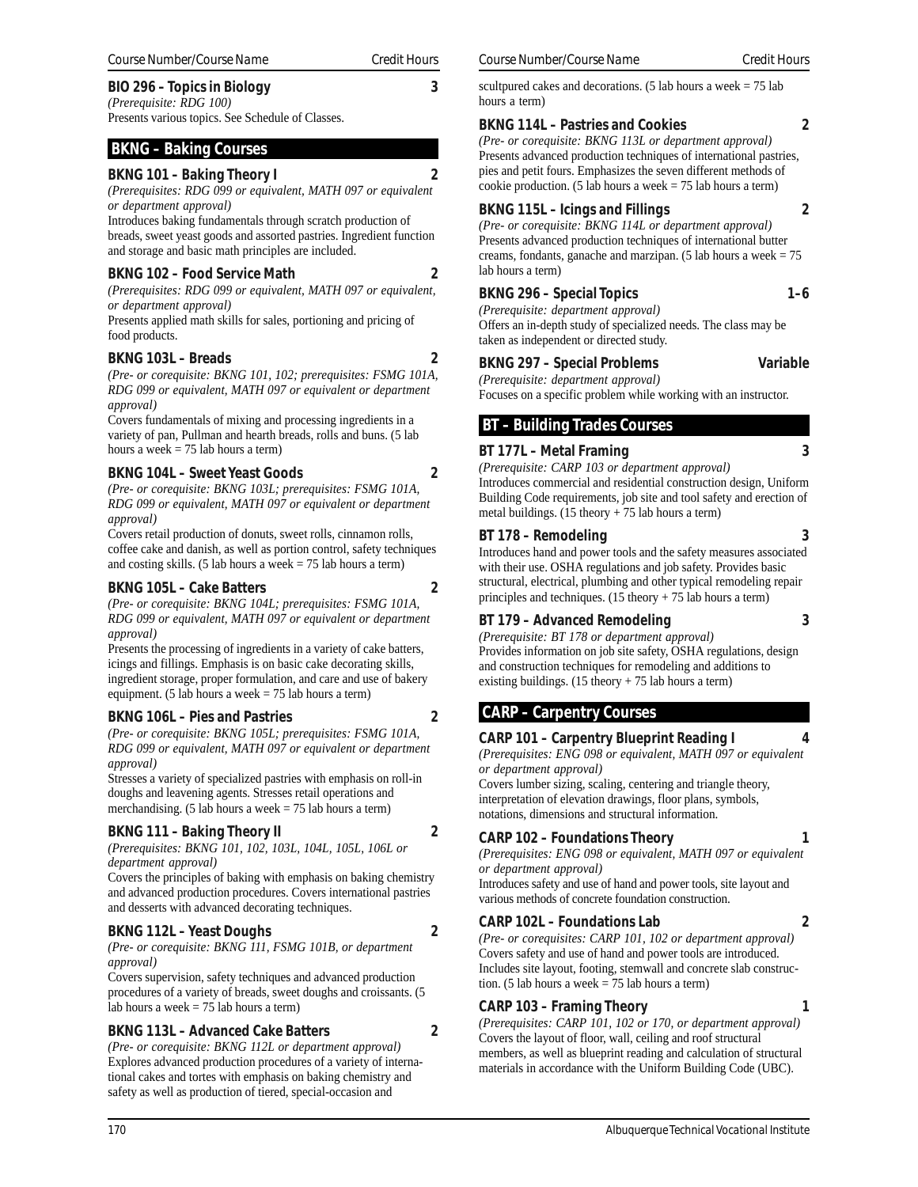Course Number/Course Name — Credit Hours

**BIO 296 – Topics in Biology** — 3
*(Prerequisite: RDG 100)*
Presents various topics. See Schedule of Classes.

## BKNG – Baking Courses

**BKNG 101 – Baking Theory I** — 2
*(Prerequisites: RDG 099 or equivalent, MATH 097 or equivalent or department approval)*
Introduces baking fundamentals through scratch production of breads, sweet yeast goods and assorted pastries. Ingredient function and storage and basic math principles are included.

**BKNG 102 – Food Service Math** — 2
*(Prerequisites: RDG 099 or equivalent, MATH 097 or equivalent, or department approval)*
Presents applied math skills for sales, portioning and pricing of food products.

**BKNG 103L – Breads** — 2
*(Pre- or corequisite: BKNG 101, 102; prerequisites: FSMG 101A, RDG 099 or equivalent, MATH 097 or equivalent or department approval)*
Covers fundamentals of mixing and processing ingredients in a variety of pan, Pullman and hearth breads, rolls and buns. (5 lab hours a week = 75 lab hours a term)

**BKNG 104L – Sweet Yeast Goods** — 2
*(Pre- or corequisite: BKNG 103L; prerequisites: FSMG 101A, RDG 099 or equivalent, MATH 097 or equivalent or department approval)*
Covers retail production of donuts, sweet rolls, cinnamon rolls, coffee cake and danish, as well as portion control, safety techniques and costing skills. (5 lab hours a week = 75 lab hours a term)

**BKNG 105L – Cake Batters** — 2
*(Pre- or corequisite: BKNG 104L; prerequisites: FSMG 101A, RDG 099 or equivalent, MATH 097 or equivalent or department approval)*
Presents the processing of ingredients in a variety of cake batters, icings and fillings. Emphasis is on basic cake decorating skills, ingredient storage, proper formulation, and care and use of bakery equipment. (5 lab hours a week = 75 lab hours a term)

**BKNG 106L – Pies and Pastries** — 2
*(Pre- or corequisite: BKNG 105L; prerequisites: FSMG 101A, RDG 099 or equivalent, MATH 097 or equivalent or department approval)*
Stresses a variety of specialized pastries with emphasis on roll-in doughs and leavening agents. Stresses retail operations and merchandising. (5 lab hours a week = 75 lab hours a term)

**BKNG 111 – Baking Theory II** — 2
*(Prerequisites: BKNG 101, 102, 103L, 104L, 105L, 106L or department approval)*
Covers the principles of baking with emphasis on baking chemistry and advanced production procedures. Covers international pastries and desserts with advanced decorating techniques.

**BKNG 112L – Yeast Doughs** — 2
*(Pre- or corequisite: BKNG 111, FSMG 101B, or department approval)*
Covers supervision, safety techniques and advanced production procedures of a variety of breads, sweet doughs and croissants. (5 lab hours a week = 75 lab hours a term)

**BKNG 113L – Advanced Cake Batters** — 2
*(Pre- or corequisite: BKNG 112L or department approval)*
Explores advanced production procedures of a variety of international cakes and tortes with emphasis on baking chemistry and safety as well as production of tiered, special-occasion and scultpured cakes and decorations. (5 lab hours a week = 75 lab hours a term)

**BKNG 114L – Pastries and Cookies** — 2
*(Pre- or corequisite: BKNG 113L or department approval)*
Presents advanced production techniques of international pastries, pies and petit fours. Emphasizes the seven different methods of cookie production. (5 lab hours a week = 75 lab hours a term)

**BKNG 115L – Icings and Fillings** — 2
*(Pre- or corequisite: BKNG 114L or department approval)*
Presents advanced production techniques of international butter creams, fondants, ganache and marzipan. (5 lab hours a week = 75 lab hours a term)

**BKNG 296 – Special Topics** — 1–6
*(Prerequisite: department approval)*
Offers an in-depth study of specialized needs. The class may be taken as independent or directed study.

**BKNG 297 – Special Problems** — Variable
*(Prerequisite: department approval)*
Focuses on a specific problem while working with an instructor.

## BT – Building Trades Courses

**BT 177L – Metal Framing** — 3
*(Prerequisite: CARP 103 or department approval)*
Introduces commercial and residential construction design, Uniform Building Code requirements, job site and tool safety and erection of metal buildings. (15 theory + 75 lab hours a term)

**BT 178 – Remodeling** — 3
Introduces hand and power tools and the safety measures associated with their use. OSHA regulations and job safety. Provides basic structural, electrical, plumbing and other typical remodeling repair principles and techniques. (15 theory + 75 lab hours a term)

**BT 179 – Advanced Remodeling** — 3
*(Prerequisite: BT 178 or department approval)*
Provides information on job site safety, OSHA regulations, design and construction techniques for remodeling and additions to existing buildings. (15 theory + 75 lab hours a term)

## CARP – Carpentry Courses

**CARP 101 – Carpentry Blueprint Reading I** — 4
*(Prerequisites: ENG 098 or equivalent, MATH 097 or equivalent or department approval)*
Covers lumber sizing, scaling, centering and triangle theory, interpretation of elevation drawings, floor plans, symbols, notations, dimensions and structural information.

**CARP 102 – Foundations Theory** — 1
*(Prerequisites: ENG 098 or equivalent, MATH 097 or equivalent or department approval)*
Introduces safety and use of hand and power tools, site layout and various methods of concrete foundation construction.

**CARP 102L – Foundations Lab** — 2
*(Pre- or corequisites: CARP 101, 102 or department approval)*
Covers safety and use of hand and power tools are introduced. Includes site layout, footing, stemwall and concrete slab construction. (5 lab hours a week = 75 lab hours a term)

**CARP 103 – Framing Theory** — 1
*(Prerequisites: CARP 101, 102 or 170, or department approval)*
Covers the layout of floor, wall, ceiling and roof structural members, as well as blueprint reading and calculation of structural materials in accordance with the Uniform Building Code (UBC).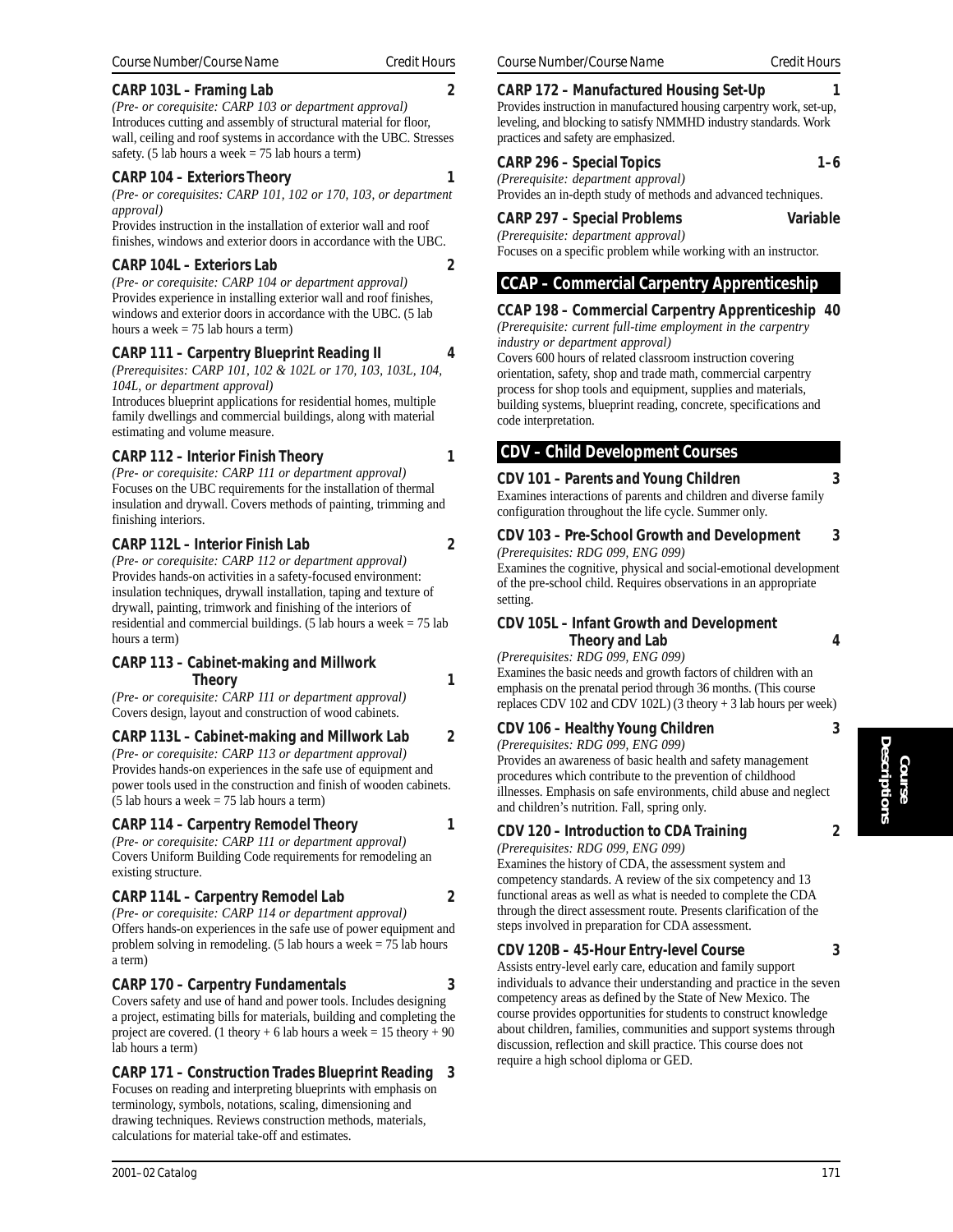Course Number/Course Name — Credit Hours

**CARP 103L – Framing Lab** — 2

*(Pre- or corequisite: CARP 103 or department approval)*
Introduces cutting and assembly of structural material for floor, wall, ceiling and roof systems in accordance with the UBC. Stresses safety. (5 lab hours a week = 75 lab hours a term)

**CARP 104 – Exteriors Theory** — 1

*(Pre- or corequisites: CARP 101, 102 or 170, 103, or department approval)*
Provides instruction in the installation of exterior wall and roof finishes, windows and exterior doors in accordance with the UBC.

**CARP 104L – Exteriors Lab** — 2

*(Pre- or corequisite: CARP 104 or department approval)*
Provides experience in installing exterior wall and roof finishes, windows and exterior doors in accordance with the UBC. (5 lab hours a week = 75 lab hours a term)

**CARP 111 – Carpentry Blueprint Reading II** — 4

*(Prerequisites: CARP 101, 102 & 102L or 170, 103, 103L, 104, 104L, or department approval)*
Introduces blueprint applications for residential homes, multiple family dwellings and commercial buildings, along with material estimating and volume measure.

**CARP 112 – Interior Finish Theory** — 1

*(Pre- or corequisite: CARP 111 or department approval)*
Focuses on the UBC requirements for the installation of thermal insulation and drywall. Covers methods of painting, trimming and finishing interiors.

**CARP 112L – Interior Finish Lab** — 2

*(Pre- or corequisite: CARP 112 or department approval)*
Provides hands-on activities in a safety-focused environment: insulation techniques, drywall installation, taping and texture of drywall, painting, trimwork and finishing of the interiors of residential and commercial buildings. (5 lab hours a week = 75 lab hours a term)

**CARP 113 – Cabinet-making and Millwork Theory** — 1

*(Pre- or corequisite: CARP 111 or department approval)*
Covers design, layout and construction of wood cabinets.

**CARP 113L – Cabinet-making and Millwork Lab** — 2

*(Pre- or corequisite: CARP 113 or department approval)*
Provides hands-on experiences in the safe use of equipment and power tools used in the construction and finish of wooden cabinets. (5 lab hours a week = 75 lab hours a term)

**CARP 114 – Carpentry Remodel Theory** — 1

*(Pre- or corequisite: CARP 111 or department approval)*
Covers Uniform Building Code requirements for remodeling an existing structure.

**CARP 114L – Carpentry Remodel Lab** — 2

*(Pre- or corequisite: CARP 114 or department approval)*
Offers hands-on experiences in the safe use of power equipment and problem solving in remodeling. (5 lab hours a week = 75 lab hours a term)

**CARP 170 – Carpentry Fundamentals** — 3

Covers safety and use of hand and power tools. Includes designing a project, estimating bills for materials, building and completing the project are covered. (1 theory + 6 lab hours a week = 15 theory + 90 lab hours a term)

**CARP 171 – Construction Trades Blueprint Reading** — 3

Focuses on reading and interpreting blueprints with emphasis on terminology, symbols, notations, scaling, dimensioning and drawing techniques. Reviews construction methods, materials, calculations for material take-off and estimates.

**CARP 172 – Manufactured Housing Set-Up** — 1

Provides instruction in manufactured housing carpentry work, set-up, leveling, and blocking to satisfy NMMHD industry standards. Work practices and safety are emphasized.

**CARP 296 – Special Topics** — 1–6

*(Prerequisite: department approval)*
Provides an in-depth study of methods and advanced techniques.

**CARP 297 – Special Problems** — Variable

*(Prerequisite: department approval)*
Focuses on a specific problem while working with an instructor.

## CCAP – Commercial Carpentry Apprenticeship

**CCAP 198 – Commercial Carpentry Apprenticeship** — 40

*(Prerequisite: current full-time employment in the carpentry industry or department approval)*
Covers 600 hours of related classroom instruction covering orientation, safety, shop and trade math, commercial carpentry process for shop tools and equipment, supplies and materials, building systems, blueprint reading, concrete, specifications and code interpretation.

## CDV – Child Development Courses

**CDV 101 – Parents and Young Children** — 3

Examines interactions of parents and children and diverse family configuration throughout the life cycle. Summer only.

**CDV 103 – Pre-School Growth and Development** — 3

*(Prerequisites: RDG 099, ENG 099)*
Examines the cognitive, physical and social-emotional development of the pre-school child. Requires observations in an appropriate setting.

**CDV 105L – Infant Growth and Development Theory and Lab** — 4

*(Prerequisites: RDG 099, ENG 099)*
Examines the basic needs and growth factors of children with an emphasis on the prenatal period through 36 months. (This course replaces CDV 102 and CDV 102L) (3 theory + 3 lab hours per week)

**CDV 106 – Healthy Young Children** — 3

*(Prerequisites: RDG 099, ENG 099)*
Provides an awareness of basic health and safety management procedures which contribute to the prevention of childhood illnesses. Emphasis on safe environments, child abuse and neglect and children's nutrition. Fall, spring only.

**CDV 120 – Introduction to CDA Training** — 2

*(Prerequisites: RDG 099, ENG 099)*
Examines the history of CDA, the assessment system and competency standards. A review of the six competency and 13 functional areas as well as what is needed to complete the CDA through the direct assessment route. Presents clarification of the steps involved in preparation for CDA assessment.

**CDV 120B – 45-Hour Entry-level Course** — 3

Assists entry-level early care, education and family support individuals to advance their understanding and practice in the seven competency areas as defined by the State of New Mexico. The course provides opportunities for students to construct knowledge about children, families, communities and support systems through discussion, reflection and skill practice. This course does not require a high school diploma or GED.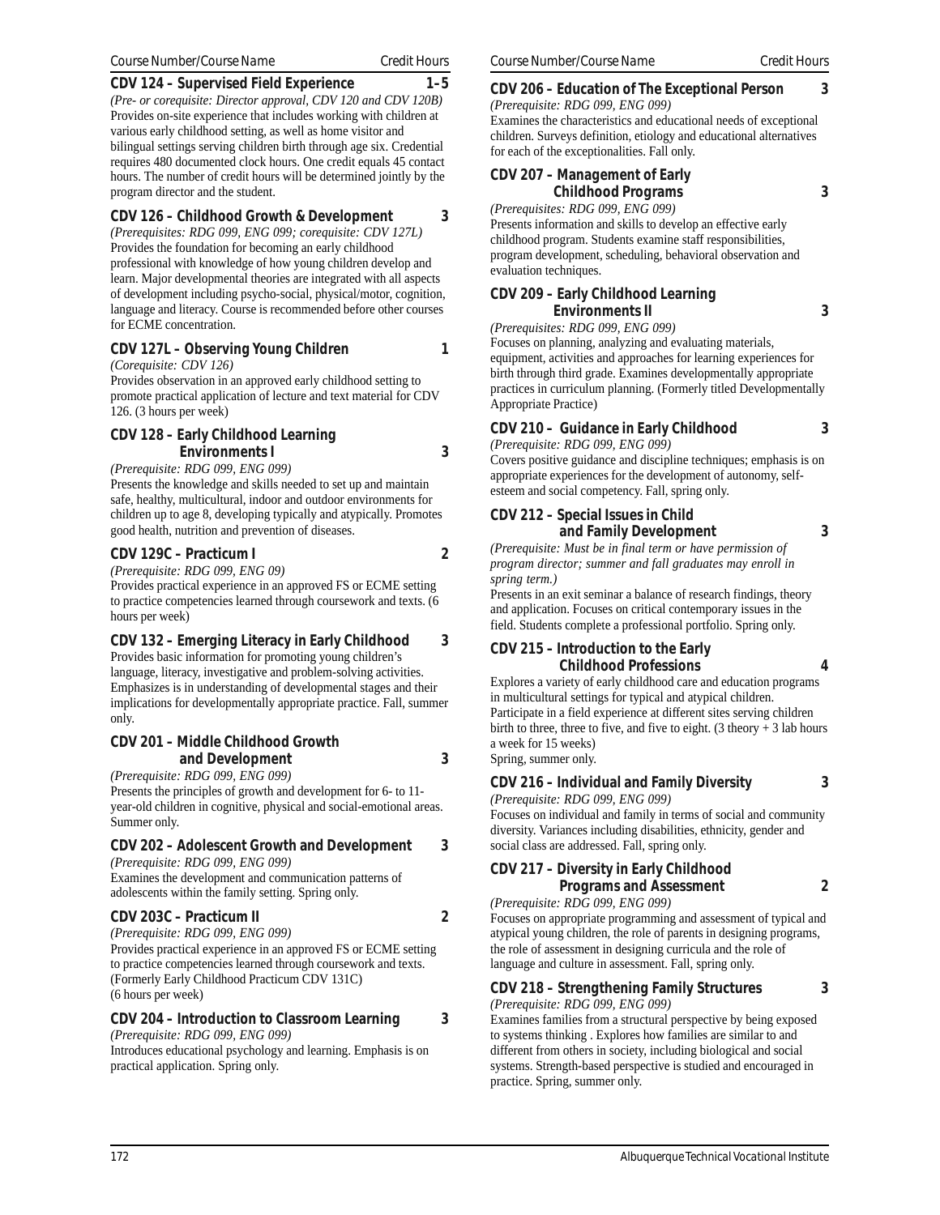Course Number/Course Name | Credit Hours

**CDV 124 – Supervised Field Experience — 1–5**

*(Pre- or corequisite: Director approval, CDV 120 and CDV 120B)*
Provides on-site experience that includes working with children at various early childhood setting, as well as home visitor and bilingual settings serving children birth through age six. Credential requires 480 documented clock hours. One credit equals 45 contact hours. The number of credit hours will be determined jointly by the program director and the student.

**CDV 126 – Childhood Growth & Development — 3**

*(Prerequisites: RDG 099, ENG 099; corequisite: CDV 127L)*
Provides the foundation for becoming an early childhood professional with knowledge of how young children develop and learn. Major developmental theories are integrated with all aspects of development including psycho-social, physical/motor, cognition, language and literacy. Course is recommended before other courses for ECME concentration.

**CDV 127L – Observing Young Children — 1**

*(Corequisite: CDV 126)*
Provides observation in an approved early childhood setting to promote practical application of lecture and text material for CDV 126. (3 hours per week)

**CDV 128 – Early Childhood Learning Environments I — 3**

*(Prerequisite: RDG 099, ENG 099)*
Presents the knowledge and skills needed to set up and maintain safe, healthy, multicultural, indoor and outdoor environments for children up to age 8, developing typically and atypically. Promotes good health, nutrition and prevention of diseases.

**CDV 129C – Practicum I — 2**

*(Prerequisite: RDG 099, ENG 09)*
Provides practical experience in an approved FS or ECME setting to practice competencies learned through coursework and texts. (6 hours per week)

**CDV 132 – Emerging Literacy in Early Childhood — 3**

Provides basic information for promoting young children's language, literacy, investigative and problem-solving activities. Emphasizes is in understanding of developmental stages and their implications for developmentally appropriate practice. Fall, summer only.

**CDV 201 – Middle Childhood Growth and Development — 3**

*(Prerequisite: RDG 099, ENG 099)*
Presents the principles of growth and development for 6- to 11-year-old children in cognitive, physical and social-emotional areas. Summer only.

**CDV 202 – Adolescent Growth and Development — 3**

*(Prerequisite: RDG 099, ENG 099)*
Examines the development and communication patterns of adolescents within the family setting. Spring only.

**CDV 203C – Practicum II — 2**

*(Prerequisite: RDG 099, ENG 099)*
Provides practical experience in an approved FS or ECME setting to practice competencies learned through coursework and texts. (Formerly Early Childhood Practicum CDV 131C)
(6 hours per week)

**CDV 204 – Introduction to Classroom Learning — 3**

*(Prerequisite: RDG 099, ENG 099)*
Introduces educational psychology and learning. Emphasis is on practical application. Spring only.

**CDV 206 – Education of The Exceptional Person — 3**

*(Prerequisite: RDG 099, ENG 099)*
Examines the characteristics and educational needs of exceptional children. Surveys definition, etiology and educational alternatives for each of the exceptionalities. Fall only.

**CDV 207 – Management of Early Childhood Programs — 3**

*(Prerequisites: RDG 099, ENG 099)*
Presents information and skills to develop an effective early childhood program. Students examine staff responsibilities, program development, scheduling, behavioral observation and evaluation techniques.

**CDV 209 – Early Childhood Learning Environments II — 3**

*(Prerequisites: RDG 099, ENG 099)*
Focuses on planning, analyzing and evaluating materials, equipment, activities and approaches for learning experiences for birth through third grade. Examines developmentally appropriate practices in curriculum planning. (Formerly titled Developmentally Appropriate Practice)

**CDV 210 – Guidance in Early Childhood — 3**

*(Prerequisite: RDG 099, ENG 099)*
Covers positive guidance and discipline techniques; emphasis is on appropriate experiences for the development of autonomy, self-esteem and social competency. Fall, spring only.

**CDV 212 – Special Issues in Child and Family Development — 3**

*(Prerequisite: Must be in final term or have permission of program director; summer and fall graduates may enroll in spring term.)*
Presents in an exit seminar a balance of research findings, theory and application. Focuses on critical contemporary issues in the field. Students complete a professional portfolio. Spring only.

**CDV 215 – Introduction to the Early Childhood Professions — 4**

Explores a variety of early childhood care and education programs in multicultural settings for typical and atypical children. Participate in a field experience at different sites serving children birth to three, three to five, and five to eight. (3 theory + 3 lab hours a week for 15 weeks)
Spring, summer only.

**CDV 216 – Individual and Family Diversity — 3**

*(Prerequisite: RDG 099, ENG 099)*
Focuses on individual and family in terms of social and community diversity. Variances including disabilities, ethnicity, gender and social class are addressed. Fall, spring only.

**CDV 217 – Diversity in Early Childhood Programs and Assessment — 2**

*(Prerequisite: RDG 099, ENG 099)*
Focuses on appropriate programming and assessment of typical and atypical young children, the role of parents in designing programs, the role of assessment in designing curricula and the role of language and culture in assessment. Fall, spring only.

**CDV 218 – Strengthening Family Structures — 3**

*(Prerequisite: RDG 099, ENG 099)*
Examines families from a structural perspective by being exposed to systems thinking . Explores how families are similar to and different from others in society, including biological and social systems. Strength-based perspective is studied and encouraged in practice. Spring, summer only.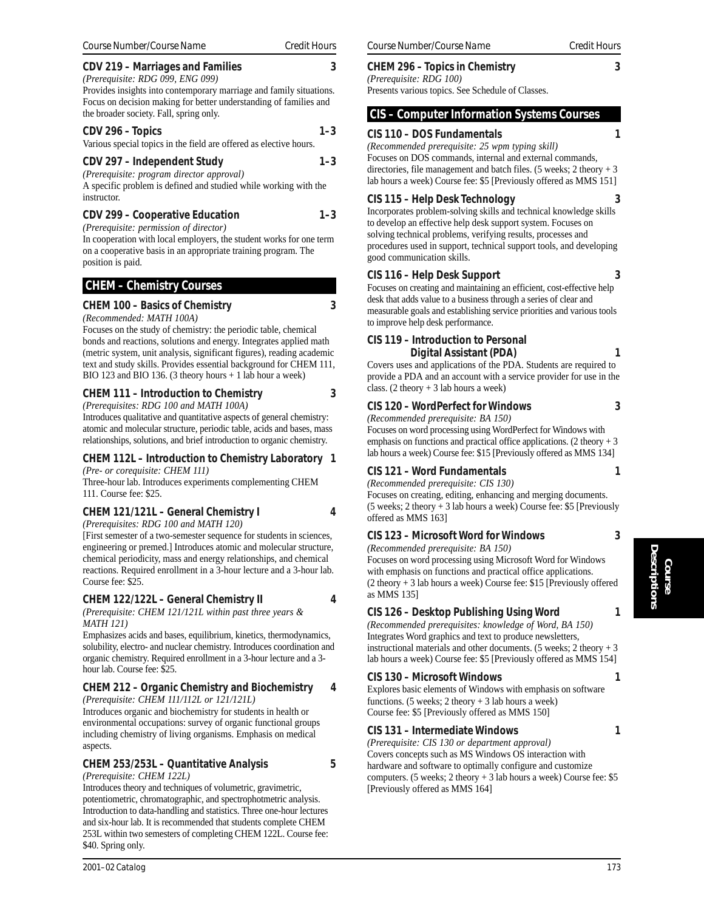Course Number/Course Name — Credit Hours

**CDV 219 – Marriages and Families** — 3

*(Prerequisite: RDG 099, ENG 099)*

Provides insights into contemporary marriage and family situations. Focus on decision making for better understanding of families and the broader society. Fall, spring only.

**CDV 296 – Topics** — 1–3

Various special topics in the field are offered as elective hours.

**CDV 297 – Independent Study** — 1–3

*(Prerequisite: program director approval)*

A specific problem is defined and studied while working with the instructor.

**CDV 299 – Cooperative Education** — 1–3

*(Prerequisite: permission of director)*

In cooperation with local employers, the student works for one term on a cooperative basis in an appropriate training program. The position is paid.

## CHEM – Chemistry Courses

**CHEM 100 – Basics of Chemistry** — 3

*(Recommended: MATH 100A)*

Focuses on the study of chemistry: the periodic table, chemical bonds and reactions, solutions and energy. Integrates applied math (metric system, unit analysis, significant figures), reading academic text and study skills. Provides essential background for CHEM 111, BIO 123 and BIO 136. (3 theory hours + 1 lab hour a week)

**CHEM 111 – Introduction to Chemistry** — 3

*(Prerequisites: RDG 100 and MATH 100A)*

Introduces qualitative and quantitative aspects of general chemistry: atomic and molecular structure, periodic table, acids and bases, mass relationships, solutions, and brief introduction to organic chemistry.

**CHEM 112L – Introduction to Chemistry Laboratory** — 1

*(Pre- or corequisite: CHEM 111)*

Three-hour lab. Introduces experiments complementing CHEM 111. Course fee: $25.

**CHEM 121/121L – General Chemistry I** — 4

*(Prerequisites: RDG 100 and MATH 120)*

[First semester of a two-semester sequence for students in sciences, engineering or premed.] Introduces atomic and molecular structure, chemical periodicity, mass and energy relationships, and chemical reactions. Required enrollment in a 3-hour lecture and a 3-hour lab. Course fee: $25.

**CHEM 122/122L – General Chemistry II** — 4

*(Prerequisite: CHEM 121/121L within past three years & MATH 121)*

Emphasizes acids and bases, equilibrium, kinetics, thermodynamics, solubility, electro- and nuclear chemistry. Introduces coordination and organic chemistry. Required enrollment in a 3-hour lecture and a 3-hour lab. Course fee: $25.

**CHEM 212 – Organic Chemistry and Biochemistry** — 4

*(Prerequisite: CHEM 111/112L or 121/121L)*

Introduces organic and biochemistry for students in health or environmental occupations: survey of organic functional groups including chemistry of living organisms. Emphasis on medical aspects.

**CHEM 253/253L – Quantitative Analysis** — 5

*(Prerequisite: CHEM 122L)*

Introduces theory and techniques of volumetric, gravimetric, potentiometric, chromatographic, and spectrophotometric analysis. Introduction to data-handling and statistics. Three one-hour lectures and six-hour lab. It is recommended that students complete CHEM 253L within two semesters of completing CHEM 122L. Course fee: $40. Spring only.

**CHEM 296 – Topics in Chemistry** — 3

*(Prerequisite: RDG 100)*

Presents various topics. See Schedule of Classes.

## CIS – Computer Information Systems Courses

**CIS 110 – DOS Fundamentals** — 1

*(Recommended prerequisite: 25 wpm typing skill)*

Focuses on DOS commands, internal and external commands, directories, file management and batch files. (5 weeks; 2 theory + 3 lab hours a week) Course fee: $5 [Previously offered as MMS 151]

**CIS 115 – Help Desk Technology** — 3

Incorporates problem-solving skills and technical knowledge skills to develop an effective help desk support system. Focuses on solving technical problems, verifying results, processes and procedures used in support, technical support tools, and developing good communication skills.

**CIS 116 – Help Desk Support** — 3

Focuses on creating and maintaining an efficient, cost-effective help desk that adds value to a business through a series of clear and measurable goals and establishing service priorities and various tools to improve help desk performance.

**CIS 119 – Introduction to Personal Digital Assistant (PDA)** — 1

Covers uses and applications of the PDA. Students are required to provide a PDA and an account with a service provider for use in the class. (2 theory + 3 lab hours a week)

**CIS 120 – WordPerfect for Windows** — 3

*(Recommended prerequisite: BA 150)*

Focuses on word processing using WordPerfect for Windows with emphasis on functions and practical office applications. (2 theory + 3 lab hours a week) Course fee: $15 [Previously offered as MMS 134]

**CIS 121 – Word Fundamentals** — 1

*(Recommended prerequisite: CIS 130)*

Focuses on creating, editing, enhancing and merging documents. (5 weeks; 2 theory + 3 lab hours a week) Course fee: $5 [Previously offered as MMS 163]

**CIS 123 – Microsoft Word for Windows** — 3

*(Recommended prerequisite: BA 150)*

Focuses on word processing using Microsoft Word for Windows with emphasis on functions and practical office applications. (2 theory + 3 lab hours a week) Course fee: $15 [Previously offered as MMS 135]

**CIS 126 – Desktop Publishing Using Word** — 1

*(Recommended prerequisites: knowledge of Word, BA 150)*

Integrates Word graphics and text to produce newsletters, instructional materials and other documents. (5 weeks; 2 theory + 3 lab hours a week) Course fee: $5 [Previously offered as MMS 154]

**CIS 130 – Microsoft Windows** — 1

Explores basic elements of Windows with emphasis on software functions. (5 weeks; 2 theory + 3 lab hours a week) Course fee: $5 [Previously offered as MMS 150]

**CIS 131 – Intermediate Windows** — 1

*(Prerequisite: CIS 130 or department approval)*

Covers concepts such as MS Windows OS interaction with hardware and software to optimally configure and customize computers. (5 weeks; 2 theory + 3 lab hours a week) Course fee: $5 [Previously offered as MMS 164]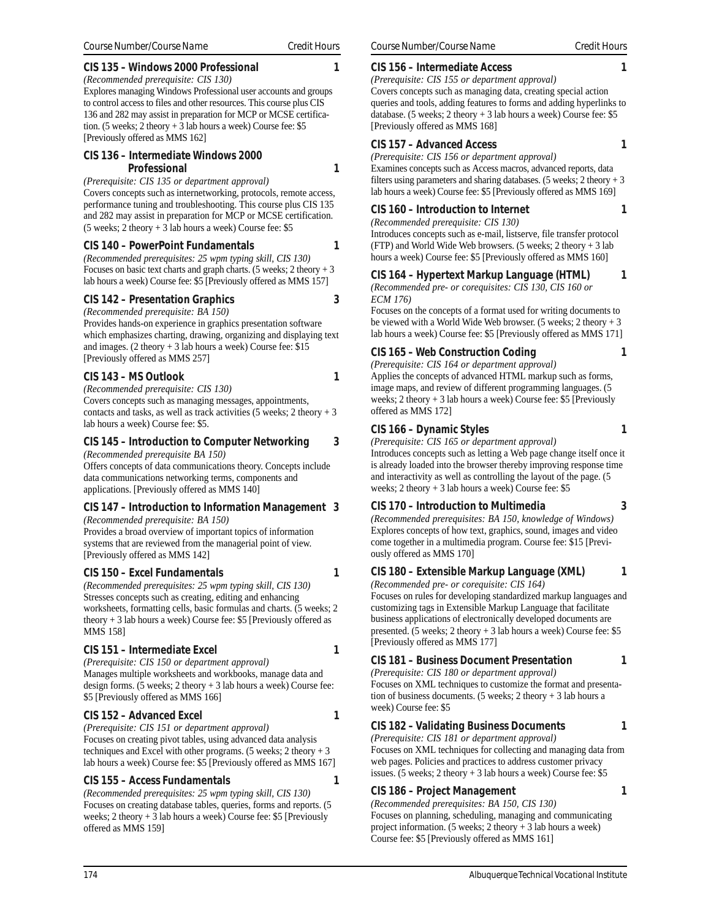Course Number/Course Name — Credit Hours

### CIS 135 – Windows 2000 Professional — 1

*(Recommended prerequisite: CIS 130)*
Explores managing Windows Professional user accounts and groups to control access to files and other resources. This course plus CIS 136 and 282 may assist in preparation for MCP or MCSE certification. (5 weeks; 2 theory + 3 lab hours a week) Course fee: $5 [Previously offered as MMS 162]

### CIS 136 – Intermediate Windows 2000 Professional — 1

*(Prerequisite: CIS 135 or department approval)*
Covers concepts such as internetworking, protocols, remote access, performance tuning and troubleshooting. This course plus CIS 135 and 282 may assist in preparation for MCP or MCSE certification. (5 weeks; 2 theory + 3 lab hours a week) Course fee: $5

### CIS 140 – PowerPoint Fundamentals — 1

*(Recommended prerequisites: 25 wpm typing skill, CIS 130)*
Focuses on basic text charts and graph charts. (5 weeks; 2 theory + 3 lab hours a week) Course fee: $5 [Previously offered as MMS 157]

### CIS 142 – Presentation Graphics — 3

*(Recommended prerequisite: BA 150)*
Provides hands-on experience in graphics presentation software which emphasizes charting, drawing, organizing and displaying text and images. (2 theory + 3 lab hours a week) Course fee: $15 [Previously offered as MMS 257]

### CIS 143 – MS Outlook — 1

*(Recommended prerequisite: CIS 130)*
Covers concepts such as managing messages, appointments, contacts and tasks, as well as track activities (5 weeks; 2 theory + 3 lab hours a week) Course fee: $5.

### CIS 145 – Introduction to Computer Networking — 3

*(Recommended prerequisite BA 150)*
Offers concepts of data communications theory. Concepts include data communications networking terms, components and applications. [Previously offered as MMS 140]

### CIS 147 – Introduction to Information Management — 3

*(Recommended prerequisite: BA 150)*
Provides a broad overview of important topics of information systems that are reviewed from the managerial point of view. [Previously offered as MMS 142]

### CIS 150 – Excel Fundamentals — 1

*(Recommended prerequisites: 25 wpm typing skill, CIS 130)*
Stresses concepts such as creating, editing and enhancing worksheets, formatting cells, basic formulas and charts. (5 weeks; 2 theory + 3 lab hours a week) Course fee: $5 [Previously offered as MMS 158]

### CIS 151 – Intermediate Excel — 1

*(Prerequisite: CIS 150 or department approval)*
Manages multiple worksheets and workbooks, manage data and design forms. (5 weeks; 2 theory + 3 lab hours a week) Course fee: $5 [Previously offered as MMS 166]

### CIS 152 – Advanced Excel — 1

*(Prerequisite: CIS 151 or department approval)*
Focuses on creating pivot tables, using advanced data analysis techniques and Excel with other programs. (5 weeks; 2 theory + 3 lab hours a week) Course fee: $5 [Previously offered as MMS 167]

### CIS 155 – Access Fundamentals — 1

*(Recommended prerequisites: 25 wpm typing skill, CIS 130)*
Focuses on creating database tables, queries, forms and reports. (5 weeks; 2 theory + 3 lab hours a week) Course fee: $5 [Previously offered as MMS 159]

### CIS 156 – Intermediate Access — 1

*(Prerequisite: CIS 155 or department approval)*
Covers concepts such as managing data, creating special action queries and tools, adding features to forms and adding hyperlinks to database. (5 weeks; 2 theory + 3 lab hours a week) Course fee: $5 [Previously offered as MMS 168]

### CIS 157 – Advanced Access — 1

*(Prerequisite: CIS 156 or department approval)*
Examines concepts such as Access macros, advanced reports, data filters using parameters and sharing databases. (5 weeks; 2 theory + 3 lab hours a week) Course fee: $5 [Previously offered as MMS 169]

### CIS 160 – Introduction to Internet — 1

*(Recommended prerequisite: CIS 130)*
Introduces concepts such as e-mail, listserve, file transfer protocol (FTP) and World Wide Web browsers. (5 weeks; 2 theory + 3 lab hours a week) Course fee: $5 [Previously offered as MMS 160]

### CIS 164 – Hypertext Markup Language (HTML) — 1

*(Recommended pre- or corequisites: CIS 130, CIS 160 or ECM 176)*
Focuses on the concepts of a format used for writing documents to be viewed with a World Wide Web browser. (5 weeks; 2 theory + 3 lab hours a week) Course fee: $5 [Previously offered as MMS 171]

### CIS 165 – Web Construction Coding — 1

*(Prerequisite: CIS 164 or department approval)*
Applies the concepts of advanced HTML markup such as forms, image maps, and review of different programming languages. (5 weeks; 2 theory + 3 lab hours a week) Course fee: $5 [Previously offered as MMS 172]

### CIS 166 – Dynamic Styles — 1

*(Prerequisite: CIS 165 or department approval)*
Introduces concepts such as letting a Web page change itself once it is already loaded into the browser thereby improving response time and interactivity as well as controlling the layout of the page. (5 weeks; 2 theory + 3 lab hours a week) Course fee: $5

### CIS 170 – Introduction to Multimedia — 3

*(Recommended prerequisites: BA 150, knowledge of Windows)*
Explores concepts of how text, graphics, sound, images and video come together in a multimedia program. Course fee: $15 [Previously offered as MMS 170]

### CIS 180 – Extensible Markup Language (XML) — 1

*(Recommended pre- or corequisite: CIS 164)*
Focuses on rules for developing standardized markup languages and customizing tags in Extensible Markup Language that facilitate business applications of electronically developed documents are presented. (5 weeks; 2 theory + 3 lab hours a week) Course fee: $5 [Previously offered as MMS 177]

### CIS 181 – Business Document Presentation — 1

*(Prerequisite: CIS 180 or department approval)*
Focuses on XML techniques to customize the format and presentation of business documents. (5 weeks; 2 theory + 3 lab hours a week) Course fee: $5

### CIS 182 – Validating Business Documents — 1

*(Prerequisite: CIS 181 or department approval)*
Focuses on XML techniques for collecting and managing data from web pages. Policies and practices to address customer privacy issues. (5 weeks; 2 theory + 3 lab hours a week) Course fee: $5

### CIS 186 – Project Management — 1

*(Recommended prerequisites: BA 150, CIS 130)*
Focuses on planning, scheduling, managing and communicating project information. (5 weeks; 2 theory + 3 lab hours a week) Course fee: $5 [Previously offered as MMS 161]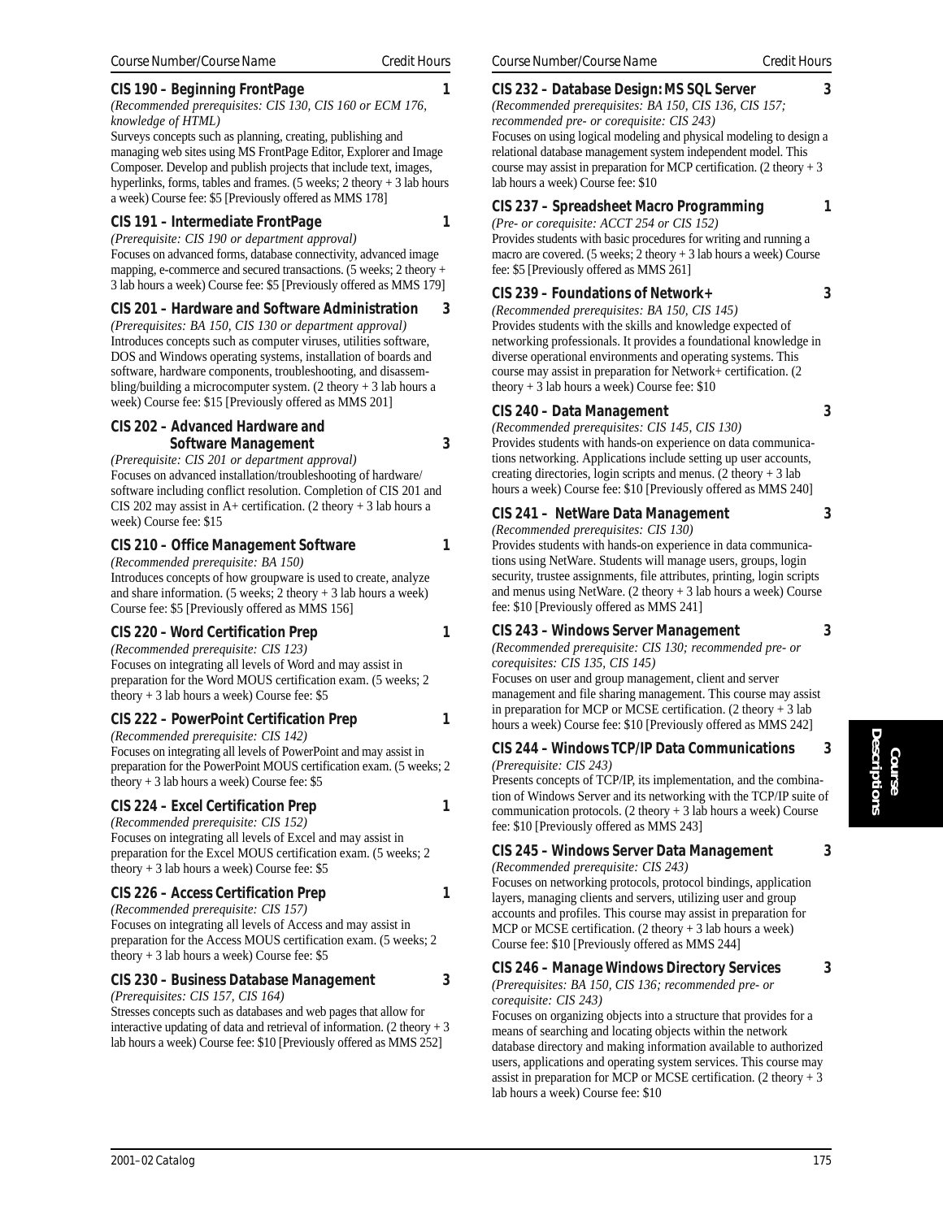### CIS 190 – Beginning FrontPage — 1

*(Recommended prerequisites: CIS 130, CIS 160 or ECM 176, knowledge of HTML)*

Surveys concepts such as planning, creating, publishing and managing web sites using MS FrontPage Editor, Explorer and Image Composer. Develop and publish projects that include text, images, hyperlinks, forms, tables and frames. (5 weeks; 2 theory + 3 lab hours a week) Course fee: $5 [Previously offered as MMS 178]

### CIS 191 – Intermediate FrontPage — 1

*(Prerequisite: CIS 190 or department approval)*

Focuses on advanced forms, database connectivity, advanced image mapping, e-commerce and secured transactions. (5 weeks; 2 theory + 3 lab hours a week) Course fee: $5 [Previously offered as MMS 179]

### CIS 201 – Hardware and Software Administration — 3

*(Prerequisites: BA 150, CIS 130 or department approval)*

Introduces concepts such as computer viruses, utilities software, DOS and Windows operating systems, installation of boards and software, hardware components, troubleshooting, and disassembling/building a microcomputer system. (2 theory + 3 lab hours a week) Course fee: $15 [Previously offered as MMS 201]

### CIS 202 – Advanced Hardware and Software Management — 3

*(Prerequisite: CIS 201 or department approval)*

Focuses on advanced installation/troubleshooting of hardware/software including conflict resolution. Completion of CIS 201 and CIS 202 may assist in A+ certification. (2 theory + 3 lab hours a week) Course fee: $15

### CIS 210 – Office Management Software — 1

*(Recommended prerequisite: BA 150)*

Introduces concepts of how groupware is used to create, analyze and share information. (5 weeks; 2 theory + 3 lab hours a week) Course fee: $5 [Previously offered as MMS 156]

### CIS 220 – Word Certification Prep — 1

*(Recommended prerequisite: CIS 123)*

Focuses on integrating all levels of Word and may assist in preparation for the Word MOUS certification exam. (5 weeks; 2 theory + 3 lab hours a week) Course fee: $5

### CIS 222 – PowerPoint Certification Prep — 1

*(Recommended prerequisite: CIS 142)*

Focuses on integrating all levels of PowerPoint and may assist in preparation for the PowerPoint MOUS certification exam. (5 weeks; 2 theory + 3 lab hours a week) Course fee: $5

### CIS 224 – Excel Certification Prep — 1

*(Recommended prerequisite: CIS 152)*

Focuses on integrating all levels of Excel and may assist in preparation for the Excel MOUS certification exam. (5 weeks; 2 theory + 3 lab hours a week) Course fee: $5

### CIS 226 – Access Certification Prep — 1

*(Recommended prerequisite: CIS 157)*

Focuses on integrating all levels of Access and may assist in preparation for the Access MOUS certification exam. (5 weeks; 2 theory + 3 lab hours a week) Course fee: $5

### CIS 230 – Business Database Management — 3

*(Prerequisites: CIS 157, CIS 164)*

Stresses concepts such as databases and web pages that allow for interactive updating of data and retrieval of information. (2 theory + 3 lab hours a week) Course fee: $10 [Previously offered as MMS 252]

### CIS 232 – Database Design: MS SQL Server — 3

*(Recommended prerequisites: BA 150, CIS 136, CIS 157; recommended pre- or corequisite: CIS 243)*

Focuses on using logical modeling and physical modeling to design a relational database management system independent model. This course may assist in preparation for MCP certification. (2 theory + 3 lab hours a week) Course fee: $10

### CIS 237 – Spreadsheet Macro Programming — 1

*(Pre- or corequisite: ACCT 254 or CIS 152)*

Provides students with basic procedures for writing and running a macro are covered. (5 weeks; 2 theory + 3 lab hours a week) Course fee: $5 [Previously offered as MMS 261]

### CIS 239 – Foundations of Network+ — 3

*(Recommended prerequisites: BA 150, CIS 145)*

Provides students with the skills and knowledge expected of networking professionals. It provides a foundational knowledge in diverse operational environments and operating systems. This course may assist in preparation for Network+ certification. (2 theory + 3 lab hours a week) Course fee: $10

### CIS 240 – Data Management — 3

*(Recommended prerequisites: CIS 145, CIS 130)*

Provides students with hands-on experience on data communications networking. Applications include setting up user accounts, creating directories, login scripts and menus. (2 theory + 3 lab hours a week) Course fee: $10 [Previously offered as MMS 240]

### CIS 241 – NetWare Data Management — 3

*(Recommended prerequisites: CIS 130)*

Provides students with hands-on experience in data communications using NetWare. Students will manage users, groups, login security, trustee assignments, file attributes, printing, login scripts and menus using NetWare. (2 theory + 3 lab hours a week) Course fee: $10 [Previously offered as MMS 241]

### CIS 243 – Windows Server Management — 3

*(Recommended prerequisite: CIS 130; recommended pre- or corequisites: CIS 135, CIS 145)*

Focuses on user and group management, client and server management and file sharing management. This course may assist in preparation for MCP or MCSE certification. (2 theory + 3 lab hours a week) Course fee: $10 [Previously offered as MMS 242]

### CIS 244 – Windows TCP/IP Data Communications — 3

*(Prerequisite: CIS 243)*

Presents concepts of TCP/IP, its implementation, and the combination of Windows Server and its networking with the TCP/IP suite of communication protocols. (2 theory + 3 lab hours a week) Course fee: $10 [Previously offered as MMS 243]

### CIS 245 – Windows Server Data Management — 3

*(Recommended prerequisite: CIS 243)*

Focuses on networking protocols, protocol bindings, application layers, managing clients and servers, utilizing user and group accounts and profiles. This course may assist in preparation for MCP or MCSE certification. (2 theory + 3 lab hours a week) Course fee: $10 [Previously offered as MMS 244]

### CIS 246 – Manage Windows Directory Services — 3

*(Prerequisites: BA 150, CIS 136; recommended pre- or corequisite: CIS 243)*

Focuses on organizing objects into a structure that provides for a means of searching and locating objects within the network database directory and making information available to authorized users, applications and operating system services. This course may assist in preparation for MCP or MCSE certification. (2 theory + 3 lab hours a week) Course fee: $10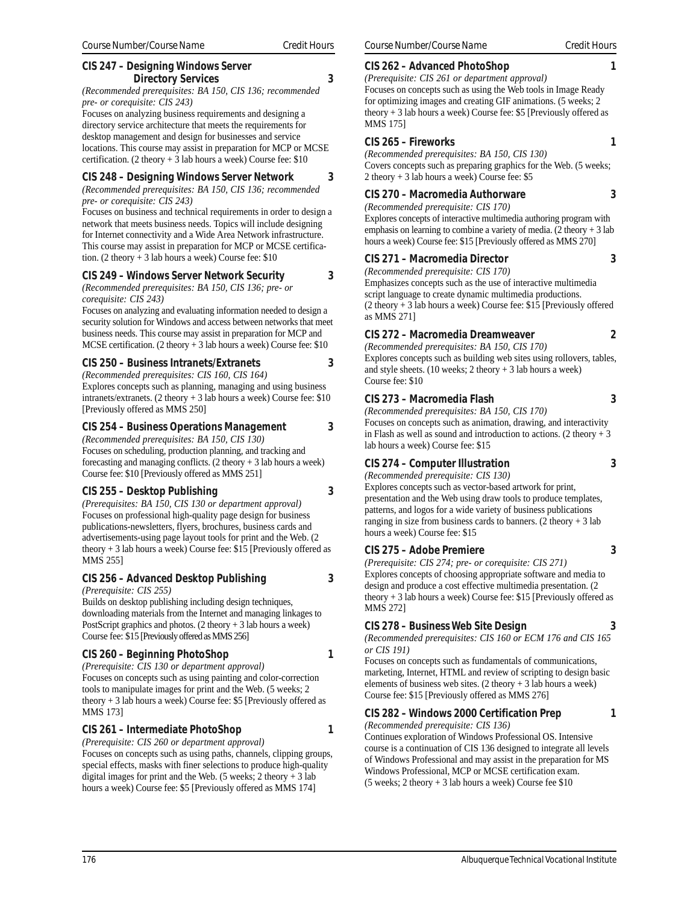Course Number/Course Name — Credit Hours

### CIS 247 – Designing Windows Server Directory Services — 3

*(Recommended prerequisites: BA 150, CIS 136; recommended pre- or corequisite: CIS 243)*

Focuses on analyzing business requirements and designing a directory service architecture that meets the requirements for desktop management and design for businesses and service locations. This course may assist in preparation for MCP or MCSE certification. (2 theory + 3 lab hours a week) Course fee: $10

### CIS 248 – Designing Windows Server Network — 3

*(Recommended prerequisites: BA 150, CIS 136; recommended pre- or corequisite: CIS 243)*

Focuses on business and technical requirements in order to design a network that meets business needs. Topics will include designing for Internet connectivity and a Wide Area Network infrastructure. This course may assist in preparation for MCP or MCSE certification. (2 theory + 3 lab hours a week) Course fee: $10

### CIS 249 – Windows Server Network Security — 3

*(Recommended prerequisites: BA 150, CIS 136; pre- or corequisite: CIS 243)*

Focuses on analyzing and evaluating information needed to design a security solution for Windows and access between networks that meet business needs. This course may assist in preparation for MCP and MCSE certification. (2 theory + 3 lab hours a week) Course fee: $10

### CIS 250 – Business Intranets/Extranets — 3

*(Recommended prerequisites: CIS 160, CIS 164)*

Explores concepts such as planning, managing and using business intranets/extranets. (2 theory + 3 lab hours a week) Course fee: $10 [Previously offered as MMS 250]

### CIS 254 – Business Operations Management — 3

*(Recommended prerequisites: BA 150, CIS 130)*

Focuses on scheduling, production planning, and tracking and forecasting and managing conflicts. (2 theory + 3 lab hours a week) Course fee: $10 [Previously offered as MMS 251]

### CIS 255 – Desktop Publishing — 3

*(Prerequisites: BA 150, CIS 130 or department approval)*

Focuses on professional high-quality page design for business publications-newsletters, flyers, brochures, business cards and advertisements-using page layout tools for print and the Web. (2 theory + 3 lab hours a week) Course fee: $15 [Previously offered as MMS 255]

### CIS 256 – Advanced Desktop Publishing — 3

*(Prerequisite: CIS 255)*

Builds on desktop publishing including design techniques, downloading materials from the Internet and managing linkages to PostScript graphics and photos. (2 theory + 3 lab hours a week) Course fee: $15 [Previously offered as MMS 256]

### CIS 260 – Beginning PhotoShop — 1

*(Prerequisite: CIS 130 or department approval)*

Focuses on concepts such as using painting and color-correction tools to manipulate images for print and the Web. (5 weeks; 2 theory + 3 lab hours a week) Course fee: $5 [Previously offered as MMS 173]

### CIS 261 – Intermediate PhotoShop — 1

*(Prerequisite: CIS 260 or department approval)*

Focuses on concepts such as using paths, channels, clipping groups, special effects, masks with finer selections to produce high-quality digital images for print and the Web. (5 weeks; 2 theory + 3 lab hours a week) Course fee: $5 [Previously offered as MMS 174]

### CIS 262 – Advanced PhotoShop — 1

*(Prerequisite: CIS 261 or department approval)*

Focuses on concepts such as using the Web tools in Image Ready for optimizing images and creating GIF animations. (5 weeks; 2 theory + 3 lab hours a week) Course fee: $5 [Previously offered as MMS 175]

### CIS 265 – Fireworks — 1

*(Recommended prerequisites: BA 150, CIS 130)*

Covers concepts such as preparing graphics for the Web. (5 weeks; 2 theory + 3 lab hours a week) Course fee: $5

### CIS 270 – Macromedia Authorware — 3

*(Recommended prerequisite: CIS 170)*

Explores concepts of interactive multimedia authoring program with emphasis on learning to combine a variety of media. (2 theory + 3 lab hours a week) Course fee: $15 [Previously offered as MMS 270]

### CIS 271 – Macromedia Director — 3

*(Recommended prerequisite: CIS 170)*

Emphasizes concepts such as the use of interactive multimedia script language to create dynamic multimedia productions. (2 theory + 3 lab hours a week) Course fee: $15 [Previously offered as MMS 271]

### CIS 272 – Macromedia Dreamweaver — 2

*(Recommended prerequisites: BA 150, CIS 170)*

Explores concepts such as building web sites using rollovers, tables, and style sheets. (10 weeks; 2 theory + 3 lab hours a week) Course fee: $10

### CIS 273 – Macromedia Flash — 3

*(Recommended prerequisites: BA 150, CIS 170)*

Focuses on concepts such as animation, drawing, and interactivity in Flash as well as sound and introduction to actions. (2 theory + 3 lab hours a week) Course fee: $15

### CIS 274 – Computer Illustration — 3

*(Recommended prerequisite: CIS 130)*

Explores concepts such as vector-based artwork for print, presentation and the Web using draw tools to produce templates, patterns, and logos for a wide variety of business publications ranging in size from business cards to banners. (2 theory + 3 lab hours a week) Course fee: $15

### CIS 275 – Adobe Premiere — 3

*(Prerequisite: CIS 274; pre- or corequisite: CIS 271)*

Explores concepts of choosing appropriate software and media to design and produce a cost effective multimedia presentation. (2 theory + 3 lab hours a week) Course fee: $15 [Previously offered as MMS 272]

### CIS 278 – Business Web Site Design — 3

*(Recommended prerequisites: CIS 160 or ECM 176 and CIS 165 or CIS 191)*

Focuses on concepts such as fundamentals of communications, marketing, Internet, HTML and review of scripting to design basic elements of business web sites. (2 theory + 3 lab hours a week) Course fee: $15 [Previously offered as MMS 276]

### CIS 282 – Windows 2000 Certification Prep — 1

*(Recommended prerequisite: CIS 136)*

Continues exploration of Windows Professional OS. Intensive course is a continuation of CIS 136 designed to integrate all levels of Windows Professional and may assist in the preparation for MS Windows Professional, MCP or MCSE certification exam. (5 weeks; 2 theory + 3 lab hours a week) Course fee $10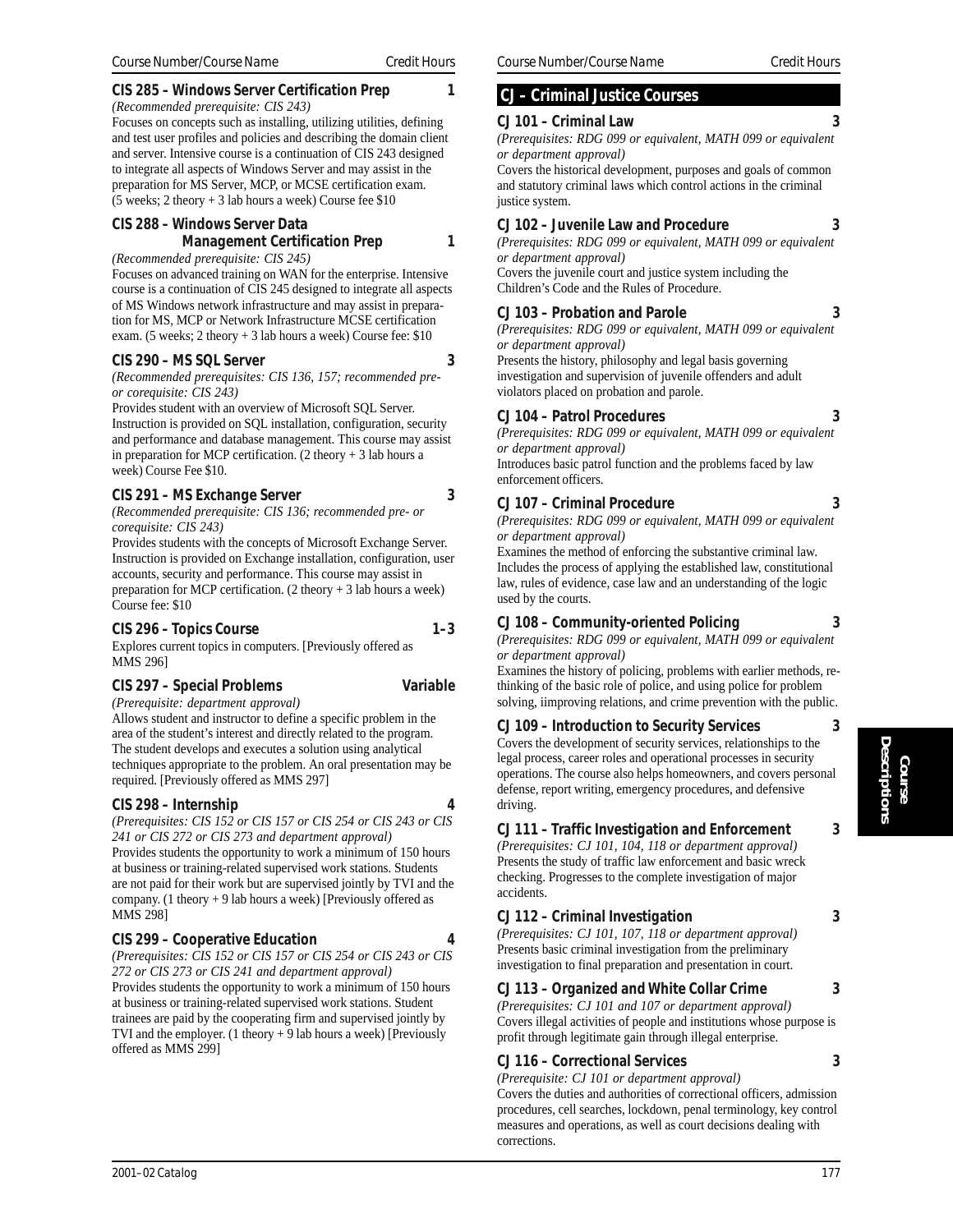### CIS 285 – Windows Server Certification Prep — 1

*(Recommended prerequisite: CIS 243)*

Focuses on concepts such as installing, utilizing utilities, defining and test user profiles and policies and describing the domain client and server. Intensive course is a continuation of CIS 243 designed to integrate all aspects of Windows Server and may assist in the preparation for MS Server, MCP, or MCSE certification exam. (5 weeks; 2 theory + 3 lab hours a week) Course fee $10

### CIS 288 – Windows Server Data Management Certification Prep — 1

*(Recommended prerequisite: CIS 245)*

Focuses on advanced training on WAN for the enterprise. Intensive course is a continuation of CIS 245 designed to integrate all aspects of MS Windows network infrastructure and may assist in preparation for MS, MCP or Network Infrastructure MCSE certification exam. (5 weeks; 2 theory + 3 lab hours a week) Course fee: $10

### CIS 290 – MS SQL Server — 3

*(Recommended prerequisites: CIS 136, 157; recommended pre- or corequisite: CIS 243)*

Provides student with an overview of Microsoft SQL Server. Instruction is provided on SQL installation, configuration, security and performance and database management. This course may assist in preparation for MCP certification. (2 theory + 3 lab hours a week) Course Fee $10.

### CIS 291 – MS Exchange Server — 3

*(Recommended prerequisite: CIS 136; recommended pre- or corequisite: CIS 243)*

Provides students with the concepts of Microsoft Exchange Server. Instruction is provided on Exchange installation, configuration, user accounts, security and performance. This course may assist in preparation for MCP certification. (2 theory + 3 lab hours a week) Course fee: $10

### CIS 296 – Topics Course — 1–3

Explores current topics in computers. [Previously offered as MMS 296]

### CIS 297 – Special Problems — Variable

*(Prerequisite: department approval)*

Allows student and instructor to define a specific problem in the area of the student's interest and directly related to the program. The student develops and executes a solution using analytical techniques appropriate to the problem. An oral presentation may be required. [Previously offered as MMS 297]

### CIS 298 – Internship — 4

*(Prerequisites: CIS 152 or CIS 157 or CIS 254 or CIS 243 or CIS 241 or CIS 272 or CIS 273 and department approval)*

Provides students the opportunity to work a minimum of 150 hours at business or training-related supervised work stations. Students are not paid for their work but are supervised jointly by TVI and the company. (1 theory + 9 lab hours a week) [Previously offered as MMS 298]

### CIS 299 – Cooperative Education — 4

*(Prerequisites: CIS 152 or CIS 157 or CIS 254 or CIS 243 or CIS 272 or CIS 273 or CIS 241 and department approval)*

Provides students the opportunity to work a minimum of 150 hours at business or training-related supervised work stations. Student trainees are paid by the cooperating firm and supervised jointly by TVI and the employer. (1 theory + 9 lab hours a week) [Previously offered as MMS 299]

## CJ – Criminal Justice Courses

### CJ 101 – Criminal Law — 3

*(Prerequisites: RDG 099 or equivalent, MATH 099 or equivalent or department approval)*

Covers the historical development, purposes and goals of common and statutory criminal laws which control actions in the criminal justice system.

### CJ 102 – Juvenile Law and Procedure — 3

*(Prerequisites: RDG 099 or equivalent, MATH 099 or equivalent or department approval)*

Covers the juvenile court and justice system including the Children's Code and the Rules of Procedure.

### CJ 103 – Probation and Parole — 3

*(Prerequisites: RDG 099 or equivalent, MATH 099 or equivalent or department approval)*

Presents the history, philosophy and legal basis governing investigation and supervision of juvenile offenders and adult violators placed on probation and parole.

### CJ 104 – Patrol Procedures — 3

*(Prerequisites: RDG 099 or equivalent, MATH 099 or equivalent or department approval)*

Introduces basic patrol function and the problems faced by law enforcement officers.

### CJ 107 – Criminal Procedure — 3

*(Prerequisites: RDG 099 or equivalent, MATH 099 or equivalent or department approval)*

Examines the method of enforcing the substantive criminal law. Includes the process of applying the established law, constitutional law, rules of evidence, case law and an understanding of the logic used by the courts.

### CJ 108 – Community-oriented Policing — 3

*(Prerequisites: RDG 099 or equivalent, MATH 099 or equivalent or department approval)*

Examines the history of policing, problems with earlier methods, rethinking of the basic role of police, and using police for problem solving, iimproving relations, and crime prevention with the public.

### CJ 109 – Introduction to Security Services — 3

Covers the development of security services, relationships to the legal process, career roles and operational processes in security operations. The course also helps homeowners, and covers personal defense, report writing, emergency procedures, and defensive driving.

### CJ 111 – Traffic Investigation and Enforcement — 3

*(Prerequisites: CJ 101, 104, 118 or department approval)*

Presents the study of traffic law enforcement and basic wreck checking. Progresses to the complete investigation of major accidents.

### CJ 112 – Criminal Investigation — 3

*(Prerequisites: CJ 101, 107, 118 or department approval)*

Presents basic criminal investigation from the preliminary investigation to final preparation and presentation in court.

### CJ 113 – Organized and White Collar Crime — 3

*(Prerequisites: CJ 101 and 107 or department approval)*

Covers illegal activities of people and institutions whose purpose is profit through legitimate gain through illegal enterprise.

### CJ 116 – Correctional Services — 3

*(Prerequisite: CJ 101 or department approval)*

Covers the duties and authorities of correctional officers, admission procedures, cell searches, lockdown, penal terminology, key control measures and operations, as well as court decisions dealing with corrections.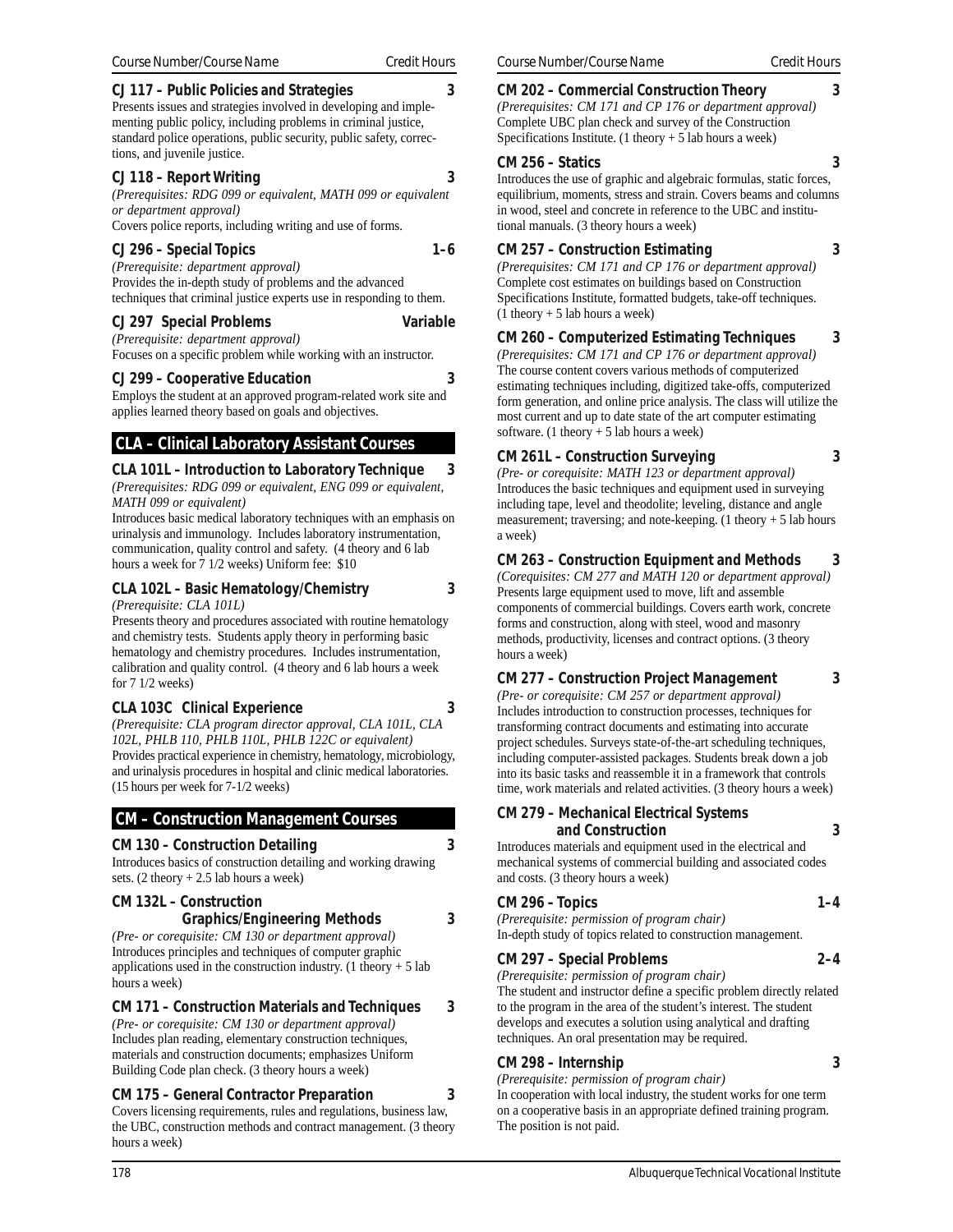Course Number/Course Name — Credit Hours

**CJ 117 – Public Policies and Strategies** — 3

Presents issues and strategies involved in developing and implementing public policy, including problems in criminal justice, standard police operations, public security, public safety, corrections, and juvenile justice.

**CJ 118 – Report Writing** — 3

*(Prerequisites: RDG 099 or equivalent, MATH 099 or equivalent or department approval)*

Covers police reports, including writing and use of forms.

**CJ 296 – Special Topics** — 1–6

*(Prerequisite: department approval)*

Provides the in-depth study of problems and the advanced techniques that criminal justice experts use in responding to them.

**CJ 297 Special Problems** — Variable

*(Prerequisite: department approval)*

Focuses on a specific problem while working with an instructor.

**CJ 299 – Cooperative Education** — 3

Employs the student at an approved program-related work site and applies learned theory based on goals and objectives.

## CLA – Clinical Laboratory Assistant Courses

**CLA 101L – Introduction to Laboratory Technique** — 3

*(Prerequisites: RDG 099 or equivalent, ENG 099 or equivalent, MATH 099 or equivalent)*

Introduces basic medical laboratory techniques with an emphasis on urinalysis and immunology. Includes laboratory instrumentation, communication, quality control and safety. (4 theory and 6 lab hours a week for 7 1/2 weeks) Uniform fee: $10

**CLA 102L – Basic Hematology/Chemistry** — 3

*(Prerequisite: CLA 101L)*

Presents theory and procedures associated with routine hematology and chemistry tests. Students apply theory in performing basic hematology and chemistry procedures. Includes instrumentation, calibration and quality control. (4 theory and 6 lab hours a week for 7 1/2 weeks)

**CLA 103C Clinical Experience** — 3

*(Prerequisite: CLA program director approval, CLA 101L, CLA 102L, PHLB 110, PHLB 110L, PHLB 122C or equivalent)*

Provides practical experience in chemistry, hematology, microbiology, and urinalysis procedures in hospital and clinic medical laboratories. (15 hours per week for 7-1/2 weeks)

## CM – Construction Management Courses

**CM 130 – Construction Detailing** — 3

Introduces basics of construction detailing and working drawing sets. (2 theory + 2.5 lab hours a week)

**CM 132L – Construction Graphics/Engineering Methods** — 3

*(Pre- or corequisite: CM 130 or department approval)*

Introduces principles and techniques of computer graphic applications used in the construction industry. (1 theory + 5 lab hours a week)

**CM 171 – Construction Materials and Techniques** — 3

*(Pre- or corequisite: CM 130 or department approval)*

Includes plan reading, elementary construction techniques, materials and construction documents; emphasizes Uniform Building Code plan check. (3 theory hours a week)

**CM 175 – General Contractor Preparation** — 3

Covers licensing requirements, rules and regulations, business law, the UBC, construction methods and contract management. (3 theory hours a week)

**CM 202 – Commercial Construction Theory** — 3

*(Prerequisites: CM 171 and CP 176 or department approval)*

Complete UBC plan check and survey of the Construction Specifications Institute. (1 theory + 5 lab hours a week)

**CM 256 – Statics** — 3

Introduces the use of graphic and algebraic formulas, static forces, equilibrium, moments, stress and strain. Covers beams and columns in wood, steel and concrete in reference to the UBC and institutional manuals. (3 theory hours a week)

**CM 257 – Construction Estimating** — 3

*(Prerequisites: CM 171 and CP 176 or department approval)*

Complete cost estimates on buildings based on Construction Specifications Institute, formatted budgets, take-off techniques. (1 theory + 5 lab hours a week)

**CM 260 – Computerized Estimating Techniques** — 3

*(Prerequisites: CM 171 and CP 176 or department approval)*

The course content covers various methods of computerized estimating techniques including, digitized take-offs, computerized form generation, and online price analysis. The class will utilize the most current and up to date state of the art computer estimating software. (1 theory + 5 lab hours a week)

**CM 261L – Construction Surveying** — 3

*(Pre- or corequisite: MATH 123 or department approval)*

Introduces the basic techniques and equipment used in surveying including tape, level and theodolite; leveling, distance and angle measurement; traversing; and note-keeping. (1 theory + 5 lab hours a week)

**CM 263 – Construction Equipment and Methods** — 3

*(Corequisites: CM 277 and MATH 120 or department approval)*

Presents large equipment used to move, lift and assemble components of commercial buildings. Covers earth work, concrete forms and construction, along with steel, wood and masonry methods, productivity, licenses and contract options. (3 theory hours a week)

**CM 277 – Construction Project Management** — 3

*(Pre- or corequisite: CM 257 or department approval)*

Includes introduction to construction processes, techniques for transforming contract documents and estimating into accurate project schedules. Surveys state-of-the-art scheduling techniques, including computer-assisted packages. Students break down a job into its basic tasks and reassemble it in a framework that controls time, work materials and related activities. (3 theory hours a week)

**CM 279 – Mechanical Electrical Systems and Construction** — 3

Introduces materials and equipment used in the electrical and mechanical systems of commercial building and associated codes and costs. (3 theory hours a week)

**CM 296 – Topics** — 1–4

*(Prerequisite: permission of program chair)*

In-depth study of topics related to construction management.

**CM 297 – Special Problems** — 2–4

*(Prerequisite: permission of program chair)*

The student and instructor define a specific problem directly related to the program in the area of the student's interest. The student develops and executes a solution using analytical and drafting techniques. An oral presentation may be required.

**CM 298 – Internship** — 3

*(Prerequisite: permission of program chair)*

In cooperation with local industry, the student works for one term on a cooperative basis in an appropriate defined training program. The position is not paid.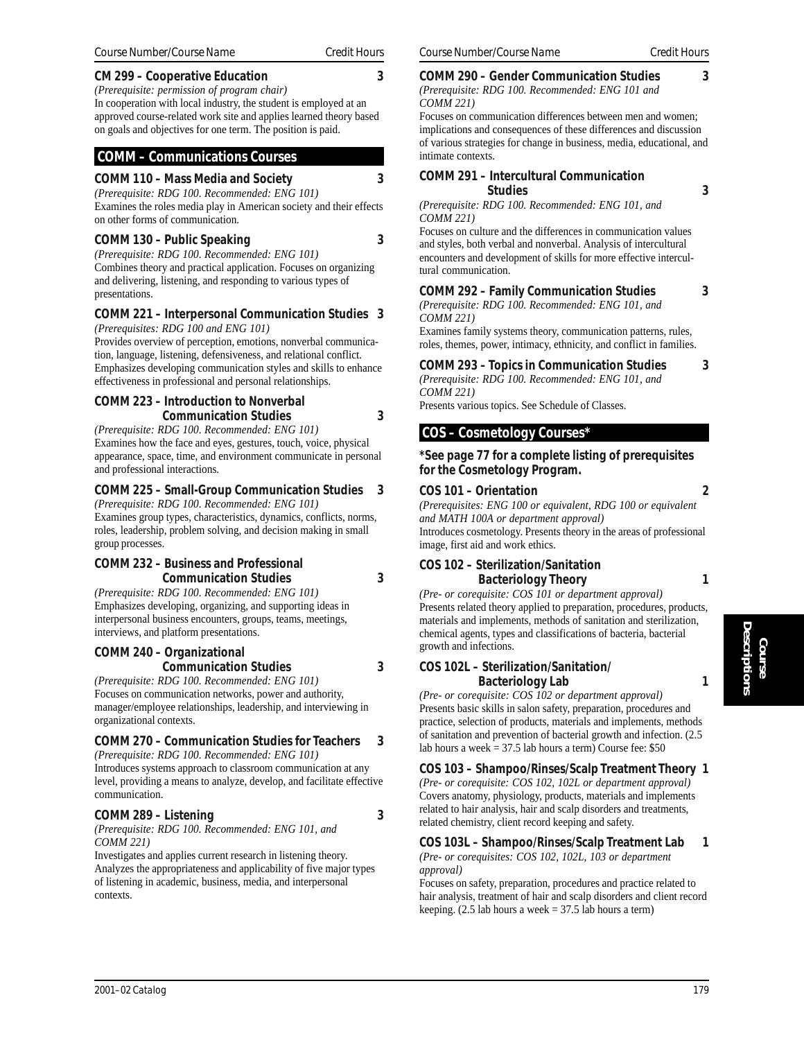Course Number/Course Name — Credit Hours

**CM 299 – Cooperative Education** 3

*(Prerequisite: permission of program chair)*
In cooperation with local industry, the student is employed at an approved course-related work site and applies learned theory based on goals and objectives for one term. The position is paid.

## COMM – Communications Courses

**COMM 110 – Mass Media and Society** 3

*(Prerequisite: RDG 100. Recommended: ENG 101)*
Examines the roles media play in American society and their effects on other forms of communication.

**COMM 130 – Public Speaking** 3

*(Prerequisite: RDG 100. Recommended: ENG 101)*
Combines theory and practical application. Focuses on organizing and delivering, listening, and responding to various types of presentations.

**COMM 221 – Interpersonal Communication Studies** 3

*(Prerequisites: RDG 100 and ENG 101)*
Provides overview of perception, emotions, nonverbal communication, language, listening, defensiveness, and relational conflict. Emphasizes developing communication styles and skills to enhance effectiveness in professional and personal relationships.

**COMM 223 – Introduction to Nonverbal Communication Studies** 3

*(Prerequisite: RDG 100. Recommended: ENG 101)*
Examines how the face and eyes, gestures, touch, voice, physical appearance, space, time, and environment communicate in personal and professional interactions.

**COMM 225 – Small-Group Communication Studies** 3

*(Prerequisite: RDG 100. Recommended: ENG 101)*
Examines group types, characteristics, dynamics, conflicts, norms, roles, leadership, problem solving, and decision making in small group processes.

**COMM 232 – Business and Professional Communication Studies** 3

*(Prerequisite: RDG 100. Recommended: ENG 101)*
Emphasizes developing, organizing, and supporting ideas in interpersonal business encounters, groups, teams, meetings, interviews, and platform presentations.

**COMM 240 – Organizational Communication Studies** 3

*(Prerequisite: RDG 100. Recommended: ENG 101)*
Focuses on communication networks, power and authority, manager/employee relationships, leadership, and interviewing in organizational contexts.

**COMM 270 – Communication Studies for Teachers** 3

*(Prerequisite: RDG 100. Recommended: ENG 101)*
Introduces systems approach to classroom communication at any level, providing a means to analyze, develop, and facilitate effective communication.

**COMM 289 – Listening** 3

*(Prerequisite: RDG 100. Recommended: ENG 101, and COMM 221)*
Investigates and applies current research in listening theory. Analyzes the appropriateness and applicability of five major types of listening in academic, business, media, and interpersonal contexts.

**COMM 290 – Gender Communication Studies** 3

*(Prerequisite: RDG 100. Recommended: ENG 101 and COMM 221)*
Focuses on communication differences between men and women; implications and consequences of these differences and discussion of various strategies for change in business, media, educational, and intimate contexts.

**COMM 291 – Intercultural Communication Studies** 3

*(Prerequisite: RDG 100. Recommended: ENG 101, and COMM 221)*
Focuses on culture and the differences in communication values and styles, both verbal and nonverbal. Analysis of intercultural encounters and development of skills for more effective intercultural communication.

**COMM 292 – Family Communication Studies** 3

*(Prerequisite: RDG 100. Recommended: ENG 101, and COMM 221)*
Examines family systems theory, communication patterns, rules, roles, themes, power, intimacy, ethnicity, and conflict in families.

**COMM 293 – Topics in Communication Studies** 3

*(Prerequisite: RDG 100. Recommended: ENG 101, and COMM 221)*
Presents various topics. See Schedule of Classes.

## COS – Cosmetology Courses*

**\*See page 77 for a complete listing of prerequisites for the Cosmetology Program.**

**COS 101 – Orientation** 2

*(Prerequisites: ENG 100 or equivalent, RDG 100 or equivalent and MATH 100A or department approval)*
Introduces cosmetology. Presents theory in the areas of professional image, first aid and work ethics.

**COS 102 – Sterilization/Sanitation Bacteriology Theory** 1

*(Pre- or corequisite: COS 101 or department approval)*
Presents related theory applied to preparation, procedures, products, materials and implements, methods of sanitation and sterilization, chemical agents, types and classifications of bacteria, bacterial growth and infections.

**COS 102L – Sterilization/Sanitation/ Bacteriology Lab** 1

*(Pre- or corequisite: COS 102 or department approval)*
Presents basic skills in salon safety, preparation, procedures and practice, selection of products, materials and implements, methods of sanitation and prevention of bacterial growth and infection. (2.5 lab hours a week = 37.5 lab hours a term) Course fee: $50

**COS 103 – Shampoo/Rinses/Scalp Treatment Theory** 1

*(Pre- or corequisite: COS 102, 102L or department approval)*
Covers anatomy, physiology, products, materials and implements related to hair analysis, hair and scalp disorders and treatments, related chemistry, client record keeping and safety.

**COS 103L – Shampoo/Rinses/Scalp Treatment Lab** 1

*(Pre- or corequisites: COS 102, 102L, 103 or department approval)*
Focuses on safety, preparation, procedures and practice related to hair analysis, treatment of hair and scalp disorders and client record keeping. (2.5 lab hours a week = 37.5 lab hours a term)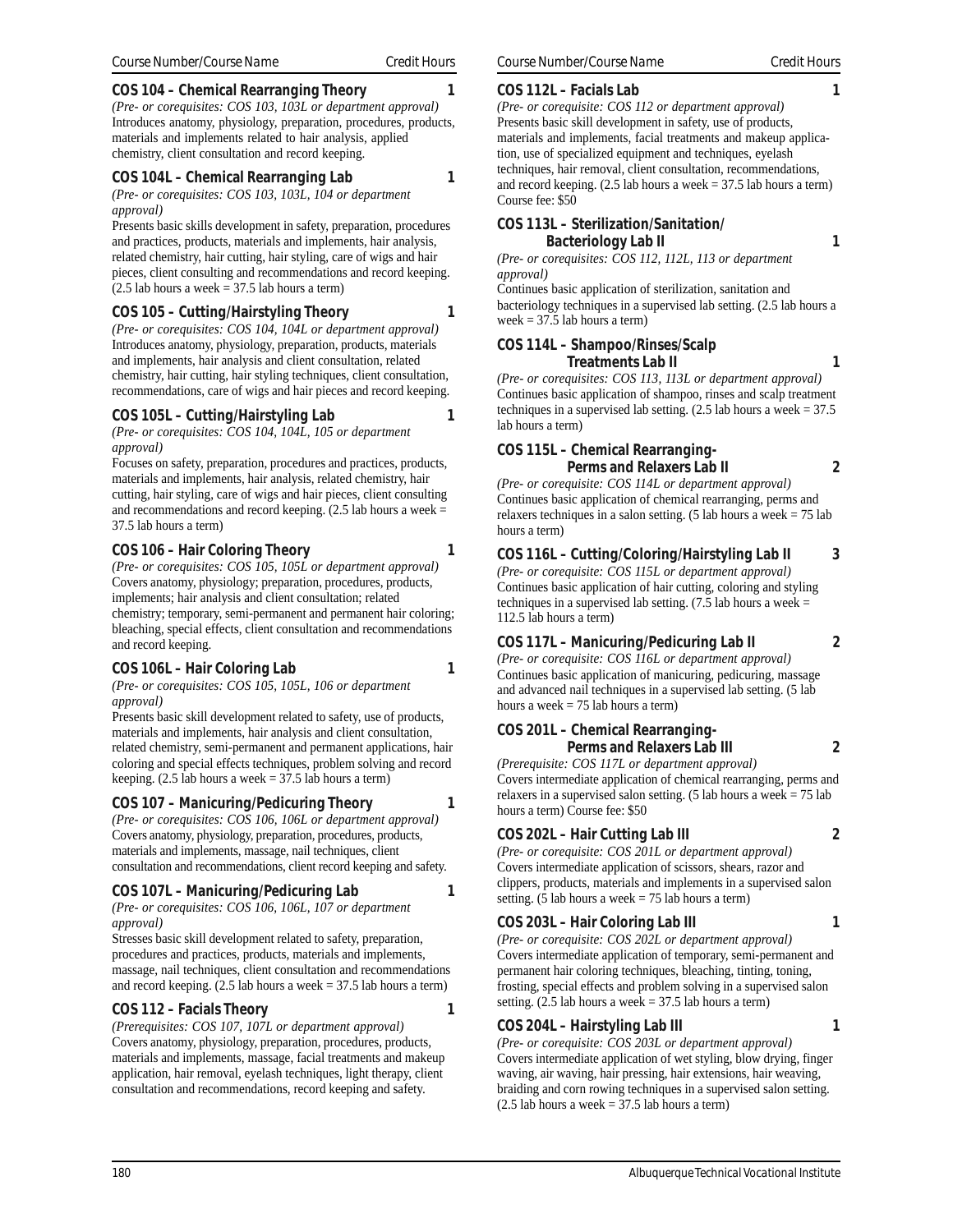Course Number/Course Name — Credit Hours

### COS 104 – Chemical Rearranging Theory — 1

*(Pre- or corequisites: COS 103, 103L or department approval)*
Introduces anatomy, physiology, preparation, procedures, products, materials and implements related to hair analysis, applied chemistry, client consultation and record keeping.

### COS 104L – Chemical Rearranging Lab — 1

*(Pre- or corequisites: COS 103, 103L, 104 or department approval)*
Presents basic skills development in safety, preparation, procedures and practices, products, materials and implements, hair analysis, related chemistry, hair cutting, hair styling, care of wigs and hair pieces, client consulting and recommendations and record keeping. (2.5 lab hours a week = 37.5 lab hours a term)

### COS 105 – Cutting/Hairstyling Theory — 1

*(Pre- or corequisites: COS 104, 104L or department approval)*
Introduces anatomy, physiology, preparation, products, materials and implements, hair analysis and client consultation, related chemistry, hair cutting, hair styling techniques, client consultation, recommendations, care of wigs and hair pieces and record keeping.

### COS 105L – Cutting/Hairstyling Lab — 1

*(Pre- or corequisites: COS 104, 104L, 105 or department approval)*
Focuses on safety, preparation, procedures and practices, products, materials and implements, hair analysis, related chemistry, hair cutting, hair styling, care of wigs and hair pieces, client consulting and recommendations and record keeping. (2.5 lab hours a week = 37.5 lab hours a term)

### COS 106 – Hair Coloring Theory — 1

*(Pre- or corequisites: COS 105, 105L or department approval)*
Covers anatomy, physiology; preparation, procedures, products, implements; hair analysis and client consultation; related chemistry; temporary, semi-permanent and permanent hair coloring; bleaching, special effects, client consultation and recommendations and record keeping.

### COS 106L – Hair Coloring Lab — 1

*(Pre- or corequisites: COS 105, 105L, 106 or department approval)*
Presents basic skill development related to safety, use of products, materials and implements, hair analysis and client consultation, related chemistry, semi-permanent and permanent applications, hair coloring and special effects techniques, problem solving and record keeping. (2.5 lab hours a week = 37.5 lab hours a term)

### COS 107 – Manicuring/Pedicuring Theory — 1

*(Pre- or corequisites: COS 106, 106L or department approval)*
Covers anatomy, physiology, preparation, procedures, products, materials and implements, massage, nail techniques, client consultation and recommendations, client record keeping and safety.

### COS 107L – Manicuring/Pedicuring Lab — 1

*(Pre- or corequisites: COS 106, 106L, 107 or department approval)*
Stresses basic skill development related to safety, preparation, procedures and practices, products, materials and implements, massage, nail techniques, client consultation and recommendations and record keeping. (2.5 lab hours a week = 37.5 lab hours a term)

### COS 112 – Facials Theory — 1

*(Prerequisites: COS 107, 107L or department approval)*
Covers anatomy, physiology, preparation, procedures, products, materials and implements, massage, facial treatments and makeup application, hair removal, eyelash techniques, light therapy, client consultation and recommendations, record keeping and safety.

### COS 112L – Facials Lab — 1

*(Pre- or corequisite: COS 112 or department approval)*
Presents basic skill development in safety, use of products, materials and implements, facial treatments and makeup application, use of specialized equipment and techniques, eyelash techniques, hair removal, client consultation, recommendations, and record keeping. (2.5 lab hours a week = 37.5 lab hours a term) Course fee: $50

### COS 113L – Sterilization/Sanitation/ Bacteriology Lab II — 1

*(Pre- or corequisites: COS 112, 112L, 113 or department approval)*
Continues basic application of sterilization, sanitation and bacteriology techniques in a supervised lab setting. (2.5 lab hours a week = 37.5 lab hours a term)

### COS 114L – Shampoo/Rinses/Scalp Treatments Lab II — 1

*(Pre- or corequisites: COS 113, 113L or department approval)*
Continues basic application of shampoo, rinses and scalp treatment techniques in a supervised lab setting. (2.5 lab hours a week = 37.5 lab hours a term)

### COS 115L – Chemical Rearranging- Perms and Relaxers Lab II — 2

*(Pre- or corequisite: COS 114L or department approval)*
Continues basic application of chemical rearranging, perms and relaxers techniques in a salon setting. (5 lab hours a week = 75 lab hours a term)

### COS 116L – Cutting/Coloring/Hairstyling Lab II — 3

*(Pre- or corequisite: COS 115L or department approval)*
Continues basic application of hair cutting, coloring and styling techniques in a supervised lab setting. (7.5 lab hours a week = 112.5 lab hours a term)

### COS 117L – Manicuring/Pedicuring Lab II — 2

*(Pre- or corequisite: COS 116L or department approval)*
Continues basic application of manicuring, pedicuring, massage and advanced nail techniques in a supervised lab setting. (5 lab hours a week = 75 lab hours a term)

### COS 201L – Chemical Rearranging- Perms and Relaxers Lab III — 2

*(Prerequisite: COS 117L or department approval)*
Covers intermediate application of chemical rearranging, perms and relaxers in a supervised salon setting. (5 lab hours a week = 75 lab hours a term) Course fee: $50

### COS 202L – Hair Cutting Lab III — 2

*(Pre- or corequisite: COS 201L or department approval)*
Covers intermediate application of scissors, shears, razor and clippers, products, materials and implements in a supervised salon setting. (5 lab hours a week = 75 lab hours a term)

### COS 203L – Hair Coloring Lab III — 1

*(Pre- or corequisite: COS 202L or department approval)*
Covers intermediate application of temporary, semi-permanent and permanent hair coloring techniques, bleaching, tinting, toning, frosting, special effects and problem solving in a supervised salon setting. (2.5 lab hours a week = 37.5 lab hours a term)

### COS 204L – Hairstyling Lab III — 1

*(Pre- or corequisite: COS 203L or department approval)*
Covers intermediate application of wet styling, blow drying, finger waving, air waving, hair pressing, hair extensions, hair weaving, braiding and corn rowing techniques in a supervised salon setting. (2.5 lab hours a week = 37.5 lab hours a term)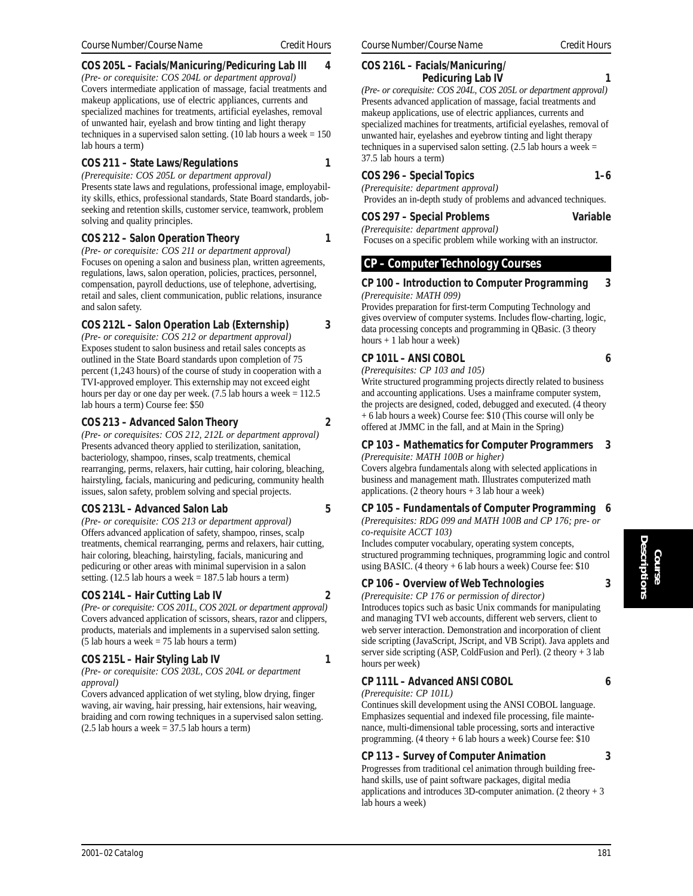**COS 205L – Facials/Manicuring/Pedicuring Lab III — 4**

*(Pre- or corequisite: COS 204L or department approval)*
Covers intermediate application of massage, facial treatments and makeup applications, use of electric appliances, currents and specialized machines for treatments, artificial eyelashes, removal of unwanted hair, eyelash and brow tinting and light therapy techniques in a supervised salon setting. (10 lab hours a week = 150 lab hours a term)

**COS 211 – State Laws/Regulations — 1**

*(Prerequisite: COS 205L or department approval)*
Presents state laws and regulations, professional image, employability skills, ethics, professional standards, State Board standards, job-seeking and retention skills, customer service, teamwork, problem solving and quality principles.

**COS 212 – Salon Operation Theory — 1**

*(Pre- or corequisite: COS 211 or department approval)*
Focuses on opening a salon and business plan, written agreements, regulations, laws, salon operation, policies, practices, personnel, compensation, payroll deductions, use of telephone, advertising, retail and sales, client communication, public relations, insurance and salon safety.

**COS 212L – Salon Operation Lab (Externship) — 3**

*(Pre- or corequisite: COS 212 or department approval)*
Exposes student to salon business and retail sales concepts as outlined in the State Board standards upon completion of 75 percent (1,243 hours) of the course of study in cooperation with a TVI-approved employer. This externship may not exceed eight hours per day or one day per week. (7.5 lab hours a week = 112.5 lab hours a term) Course fee: $50

**COS 213 – Advanced Salon Theory — 2**

*(Pre- or corequisites: COS 212, 212L or department approval)*
Presents advanced theory applied to sterilization, sanitation, bacteriology, shampoo, rinses, scalp treatments, chemical rearranging, perms, relaxers, hair cutting, hair coloring, bleaching, hairstyling, facials, manicuring and pedicuring, community health issues, salon safety, problem solving and special projects.

**COS 213L – Advanced Salon Lab — 5**

*(Pre- or corequisite: COS 213 or department approval)*
Offers advanced application of safety, shampoo, rinses, scalp treatments, chemical rearranging, perms and relaxers, hair cutting, hair coloring, bleaching, hairstyling, facials, manicuring and pedicuring or other areas with minimal supervision in a salon setting. (12.5 lab hours a week = 187.5 lab hours a term)

**COS 214L – Hair Cutting Lab IV — 2**

*(Pre- or corequisite: COS 201L, COS 202L or department approval)*
Covers advanced application of scissors, shears, razor and clippers, products, materials and implements in a supervised salon setting. (5 lab hours a week = 75 lab hours a term)

**COS 215L – Hair Styling Lab IV — 1**

*(Pre- or corequisite: COS 203L, COS 204L or department approval)*
Covers advanced application of wet styling, blow drying, finger waving, air waving, hair pressing, hair extensions, hair weaving, braiding and corn rowing techniques in a supervised salon setting. (2.5 lab hours a week = 37.5 lab hours a term)

**COS 216L – Facials/Manicuring/Pedicuring Lab IV — 1**

*(Pre- or corequisite: COS 204L, COS 205L or department approval)*
Presents advanced application of massage, facial treatments and makeup applications, use of electric appliances, currents and specialized machines for treatments, artificial eyelashes, removal of unwanted hair, eyelashes and eyebrow tinting and light therapy techniques in a supervised salon setting. (2.5 lab hours a week = 37.5 lab hours a term)

**COS 296 – Special Topics — 1–6**

*(Prerequisite: department approval)*
Provides an in-depth study of problems and advanced techniques.

**COS 297 – Special Problems — Variable**

*(Prerequisite: department approval)*
Focuses on a specific problem while working with an instructor.

## CP – Computer Technology Courses

**CP 100 – Introduction to Computer Programming — 3**

*(Prerequisite: MATH 099)*
Provides preparation for first-term Computing Technology and gives overview of computer systems. Includes flow-charting, logic, data processing concepts and programming in QBasic. (3 theory hours + 1 lab hour a week)

**CP 101L – ANSI COBOL — 6**

*(Prerequisites: CP 103 and 105)*
Write structured programming projects directly related to business and accounting applications. Uses a mainframe computer system, the projects are designed, coded, debugged and executed. (4 theory + 6 lab hours a week) Course fee: $10 (This course will only be offered at JMMC in the fall, and at Main in the Spring)

**CP 103 – Mathematics for Computer Programmers — 3**

*(Prerequisite: MATH 100B or higher)*
Covers algebra fundamentals along with selected applications in business and management math. Illustrates computerized math applications. (2 theory hours + 3 lab hour a week)

**CP 105 – Fundamentals of Computer Programming — 6**

*(Prerequisites: RDG 099 and MATH 100B and CP 176; pre- or co-requisite ACCT 103)*
Includes computer vocabulary, operating system concepts, structured programming techniques, programming logic and control using BASIC. (4 theory + 6 lab hours a week) Course fee: $10

**CP 106 – Overview of Web Technologies — 3**

*(Prerequisite: CP 176 or permission of director)*
Introduces topics such as basic Unix commands for manipulating and managing TVI web accounts, different web servers, client to web server interaction. Demonstration and incorporation of client side scripting (JavaScript, JScript, and VB Script). Java applets and server side scripting (ASP, ColdFusion and Perl). (2 theory + 3 lab hours per week)

**CP 111L – Advanced ANSI COBOL — 6**

*(Prerequisite: CP 101L)*
Continues skill development using the ANSI COBOL language. Emphasizes sequential and indexed file processing, file maintenance, multi-dimensional table processing, sorts and interactive programming. (4 theory + 6 lab hours a week) Course fee: $10

**CP 113 – Survey of Computer Animation — 3**

Progresses from traditional cel animation through building free-hand skills, use of paint software packages, digital media applications and introduces 3D-computer animation. (2 theory + 3 lab hours a week)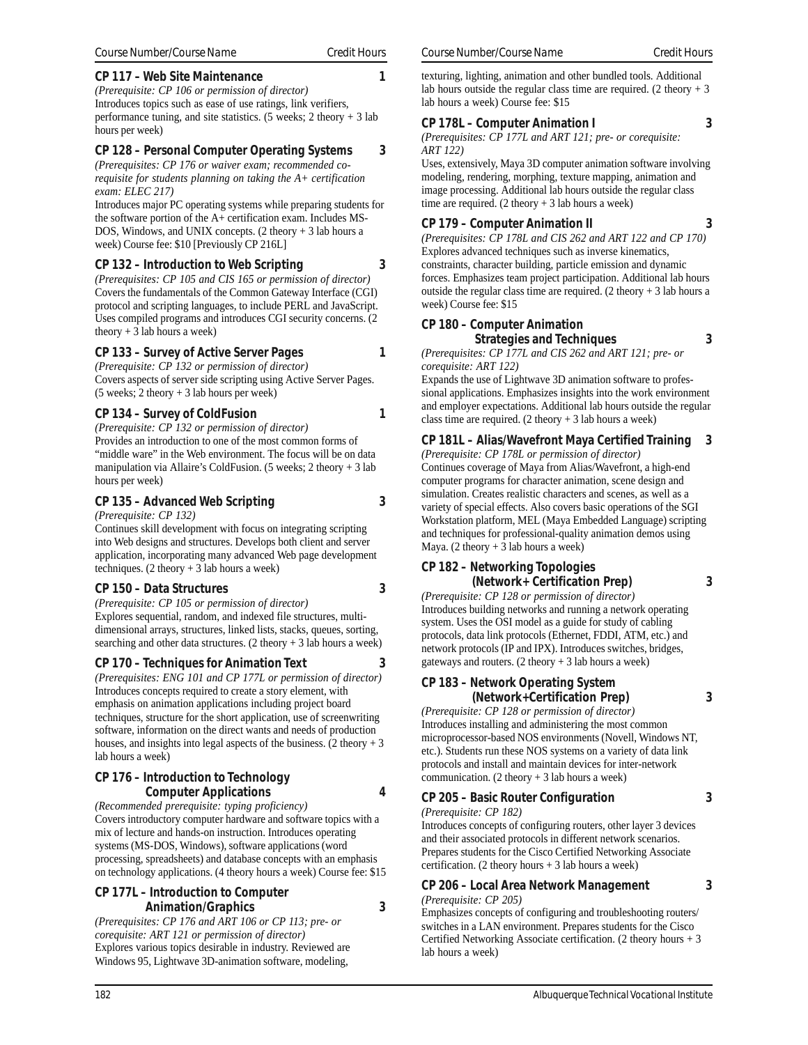Course Number/Course Name — Credit Hours

**CP 117 – Web Site Maintenance — 1**

*(Prerequisite: CP 106 or permission of director)*
Introduces topics such as ease of use ratings, link verifiers, performance tuning, and site statistics. (5 weeks; 2 theory + 3 lab hours per week)

**CP 128 – Personal Computer Operating Systems — 3**

*(Prerequisites: CP 176 or waiver exam; recommended co-requisite for students planning on taking the A+ certification exam: ELEC 217)*
Introduces major PC operating systems while preparing students for the software portion of the A+ certification exam. Includes MS-DOS, Windows, and UNIX concepts. (2 theory + 3 lab hours a week) Course fee: $10 [Previously CP 216L]

**CP 132 – Introduction to Web Scripting — 3**

*(Prerequisites: CP 105 and CIS 165 or permission of director)*
Covers the fundamentals of the Common Gateway Interface (CGI) protocol and scripting languages, to include PERL and JavaScript. Uses compiled programs and introduces CGI security concerns. (2 theory + 3 lab hours a week)

**CP 133 – Survey of Active Server Pages — 1**

*(Prerequisite: CP 132 or permission of director)*
Covers aspects of server side scripting using Active Server Pages. (5 weeks; 2 theory + 3 lab hours per week)

**CP 134 – Survey of ColdFusion — 1**

*(Prerequisite: CP 132 or permission of director)*
Provides an introduction to one of the most common forms of "middle ware" in the Web environment. The focus will be on data manipulation via Allaire's ColdFusion. (5 weeks; 2 theory + 3 lab hours per week)

**CP 135 – Advanced Web Scripting — 3**

*(Prerequisite: CP 132)*
Continues skill development with focus on integrating scripting into Web designs and structures. Develops both client and server application, incorporating many advanced Web page development techniques. (2 theory + 3 lab hours a week)

**CP 150 – Data Structures — 3**

*(Prerequisite: CP 105 or permission of director)*
Explores sequential, random, and indexed file structures, multi-dimensional arrays, structures, linked lists, stacks, queues, sorting, searching and other data structures. (2 theory + 3 lab hours a week)

**CP 170 – Techniques for Animation Text — 3**

*(Prerequisites: ENG 101 and CP 177L or permission of director)*
Introduces concepts required to create a story element, with emphasis on animation applications including project board techniques, structure for the short application, use of screenwriting software, information on the direct wants and needs of production houses, and insights into legal aspects of the business. (2 theory + 3 lab hours a week)

**CP 176 – Introduction to Technology Computer Applications — 4**

*(Recommended prerequisite: typing proficiency)*
Covers introductory computer hardware and software topics with a mix of lecture and hands-on instruction. Introduces operating systems (MS-DOS, Windows), software applications (word processing, spreadsheets) and database concepts with an emphasis on technology applications. (4 theory hours a week) Course fee: $15

**CP 177L – Introduction to Computer Animation/Graphics — 3**

*(Prerequisites: CP 176 and ART 106 or CP 113; pre- or corequisite: ART 121 or permission of director)*
Explores various topics desirable in industry. Reviewed are Windows 95, Lightwave 3D-animation software, modeling, texturing, lighting, animation and other bundled tools. Additional lab hours outside the regular class time are required. (2 theory + 3 lab hours a week) Course fee: $15

**CP 178L – Computer Animation I — 3**

*(Prerequisites: CP 177L and ART 121; pre- or corequisite: ART 122)*
Uses, extensively, Maya 3D computer animation software involving modeling, rendering, morphing, texture mapping, animation and image processing. Additional lab hours outside the regular class time are required. (2 theory + 3 lab hours a week)

**CP 179 – Computer Animation II — 3**

*(Prerequisites: CP 178L and CIS 262 and ART 122 and CP 170)*
Explores advanced techniques such as inverse kinematics, constraints, character building, particle emission and dynamic forces. Emphasizes team project participation. Additional lab hours outside the regular class time are required. (2 theory + 3 lab hours a week) Course fee: $15

**CP 180 – Computer Animation Strategies and Techniques — 3**

*(Prerequisites: CP 177L and CIS 262 and ART 121; pre- or corequisite: ART 122)*
Expands the use of Lightwave 3D animation software to professional applications. Emphasizes insights into the work environment and employer expectations. Additional lab hours outside the regular class time are required. (2 theory + 3 lab hours a week)

**CP 181L – Alias/Wavefront Maya Certified Training — 3**

*(Prerequisite: CP 178L or permission of director)*
Continues coverage of Maya from Alias/Wavefront, a high-end computer programs for character animation, scene design and simulation. Creates realistic characters and scenes, as well as a variety of special effects. Also covers basic operations of the SGI Workstation platform, MEL (Maya Embedded Language) scripting and techniques for professional-quality animation demos using Maya. (2 theory + 3 lab hours a week)

**CP 182 – Networking Topologies (Network+ Certification Prep) — 3**

*(Prerequisite: CP 128 or permission of director)*
Introduces building networks and running a network operating system. Uses the OSI model as a guide for study of cabling protocols, data link protocols (Ethernet, FDDI, ATM, etc.) and network protocols (IP and IPX). Introduces switches, bridges, gateways and routers. (2 theory + 3 lab hours a week)

**CP 183 – Network Operating System (Network+Certification Prep) — 3**

*(Prerequisite: CP 128 or permission of director)*
Introduces installing and administering the most common microprocessor-based NOS environments (Novell, Windows NT, etc.). Students run these NOS systems on a variety of data link protocols and install and maintain devices for inter-network communication. (2 theory + 3 lab hours a week)

**CP 205 – Basic Router Configuration — 3**

*(Prerequisite: CP 182)*
Introduces concepts of configuring routers, other layer 3 devices and their associated protocols in different network scenarios. Prepares students for the Cisco Certified Networking Associate certification. (2 theory hours + 3 lab hours a week)

**CP 206 – Local Area Network Management — 3**

*(Prerequisite: CP 205)*
Emphasizes concepts of configuring and troubleshooting routers/switches in a LAN environment. Prepares students for the Cisco Certified Networking Associate certification. (2 theory hours + 3 lab hours a week)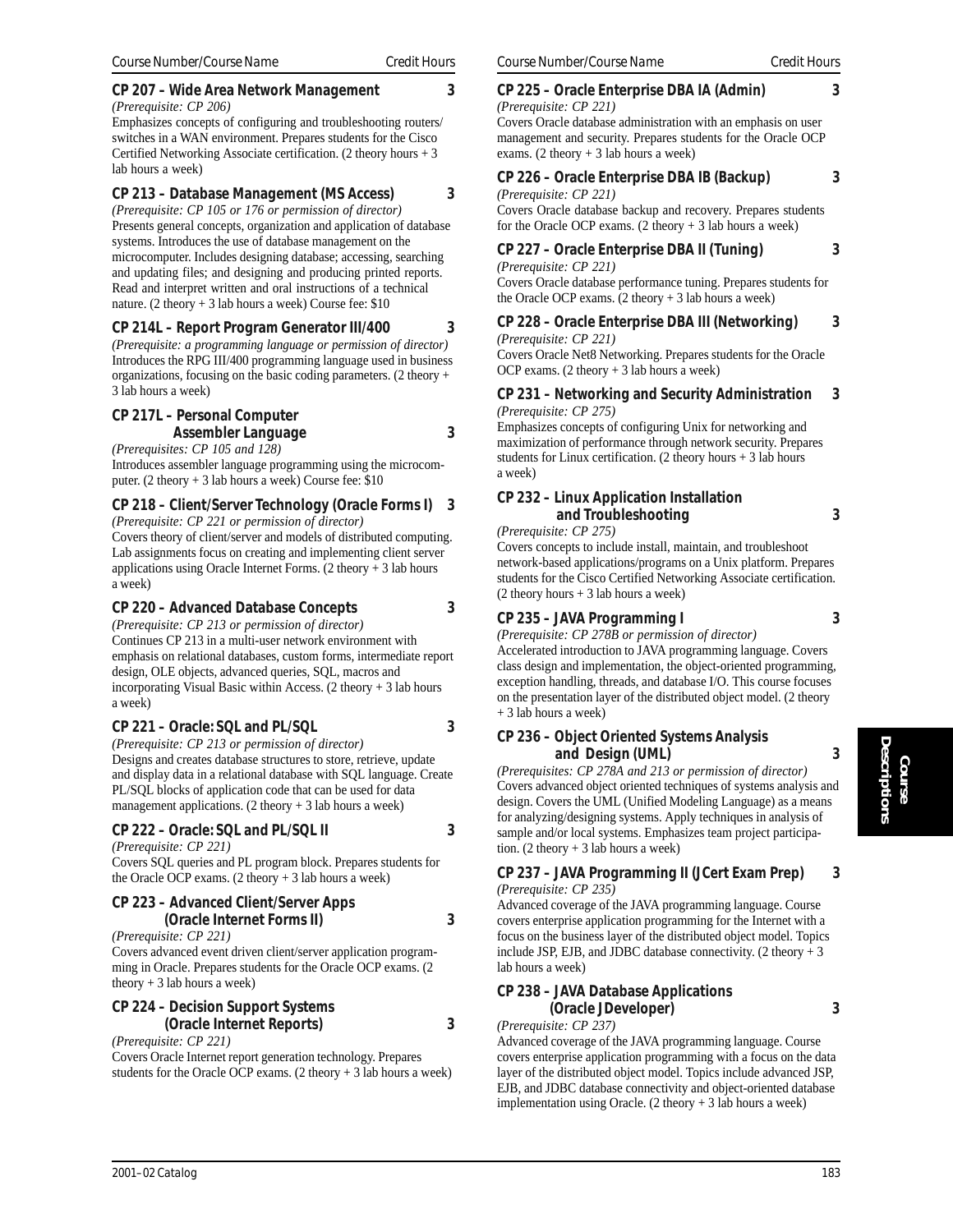| Course Number/Course Name | Credit Hours |
|---|---|

### CP 207 – Wide Area Network Management — 3

*(Prerequisite: CP 206)*
Emphasizes concepts of configuring and troubleshooting routers/switches in a WAN environment. Prepares students for the Cisco Certified Networking Associate certification. (2 theory hours + 3 lab hours a week)

### CP 213 – Database Management (MS Access) — 3

*(Prerequisite: CP 105 or 176 or permission of director)*
Presents general concepts, organization and application of database systems. Introduces the use of database management on the microcomputer. Includes designing database; accessing, searching and updating files; and designing and producing printed reports. Read and interpret written and oral instructions of a technical nature. (2 theory + 3 lab hours a week) Course fee: $10

### CP 214L – Report Program Generator III/400 — 3

*(Prerequisite: a programming language or permission of director)*
Introduces the RPG III/400 programming language used in business organizations, focusing on the basic coding parameters. (2 theory + 3 lab hours a week)

### CP 217L – Personal Computer Assembler Language — 3

*(Prerequisites: CP 105 and 128)*
Introduces assembler language programming using the microcomputer. (2 theory + 3 lab hours a week) Course fee: $10

### CP 218 – Client/Server Technology (Oracle Forms I) — 3

*(Prerequisite: CP 221 or permission of director)*
Covers theory of client/server and models of distributed computing. Lab assignments focus on creating and implementing client server applications using Oracle Internet Forms. (2 theory + 3 lab hours a week)

### CP 220 – Advanced Database Concepts — 3

*(Prerequisite: CP 213 or permission of director)*
Continues CP 213 in a multi-user network environment with emphasis on relational databases, custom forms, intermediate report design, OLE objects, advanced queries, SQL, macros and incorporating Visual Basic within Access. (2 theory + 3 lab hours a week)

### CP 221 – Oracle: SQL and PL/SQL — 3

*(Prerequisite: CP 213 or permission of director)*
Designs and creates database structures to store, retrieve, update and display data in a relational database with SQL language. Create PL/SQL blocks of application code that can be used for data management applications. (2 theory + 3 lab hours a week)

### CP 222 – Oracle: SQL and PL/SQL II — 3

*(Prerequisite: CP 221)*
Covers SQL queries and PL program block. Prepares students for the Oracle OCP exams. (2 theory + 3 lab hours a week)

### CP 223 – Advanced Client/Server Apps (Oracle Internet Forms II) — 3

*(Prerequisite: CP 221)*
Covers advanced event driven client/server application programming in Oracle. Prepares students for the Oracle OCP exams. (2 theory + 3 lab hours a week)

### CP 224 – Decision Support Systems (Oracle Internet Reports) — 3

*(Prerequisite: CP 221)*
Covers Oracle Internet report generation technology. Prepares students for the Oracle OCP exams. (2 theory + 3 lab hours a week)

### CP 225 – Oracle Enterprise DBA IA (Admin) — 3

*(Prerequisite: CP 221)*
Covers Oracle database administration with an emphasis on user management and security. Prepares students for the Oracle OCP exams. (2 theory + 3 lab hours a week)

### CP 226 – Oracle Enterprise DBA IB (Backup) — 3

*(Prerequisite: CP 221)*
Covers Oracle database backup and recovery. Prepares students for the Oracle OCP exams. (2 theory + 3 lab hours a week)

### CP 227 – Oracle Enterprise DBA II (Tuning) — 3

*(Prerequisite: CP 221)*
Covers Oracle database performance tuning. Prepares students for the Oracle OCP exams. (2 theory + 3 lab hours a week)

### CP 228 – Oracle Enterprise DBA III (Networking) — 3

*(Prerequisite: CP 221)*
Covers Oracle Net8 Networking. Prepares students for the Oracle OCP exams. (2 theory + 3 lab hours a week)

### CP 231 – Networking and Security Administration — 3

*(Prerequisite: CP 275)*
Emphasizes concepts of configuring Unix for networking and maximization of performance through network security. Prepares students for Linux certification. (2 theory hours + 3 lab hours a week)

### CP 232 – Linux Application Installation and Troubleshooting — 3

*(Prerequisite: CP 275)*
Covers concepts to include install, maintain, and troubleshoot network-based applications/programs on a Unix platform. Prepares students for the Cisco Certified Networking Associate certification. (2 theory hours + 3 lab hours a week)

### CP 235 – JAVA Programming I — 3

*(Prerequisite: CP 278B or permission of director)*
Accelerated introduction to JAVA programming language. Covers class design and implementation, the object-oriented programming, exception handling, threads, and database I/O. This course focuses on the presentation layer of the distributed object model. (2 theory + 3 lab hours a week)

### CP 236 – Object Oriented Systems Analysis and Design (UML) — 3

*(Prerequisites: CP 278A and 213 or permission of director)*
Covers advanced object oriented techniques of systems analysis and design. Covers the UML (Unified Modeling Language) as a means for analyzing/designing systems. Apply techniques in analysis of sample and/or local systems. Emphasizes team project participation. (2 theory + 3 lab hours a week)

### CP 237 – JAVA Programming II (JCert Exam Prep) — 3

*(Prerequisite: CP 235)*
Advanced coverage of the JAVA programming language. Course covers enterprise application programming for the Internet with a focus on the business layer of the distributed object model. Topics include JSP, EJB, and JDBC database connectivity. (2 theory + 3 lab hours a week)

### CP 238 – JAVA Database Applications (Oracle JDeveloper) — 3

*(Prerequisite: CP 237)*
Advanced coverage of the JAVA programming language. Course covers enterprise application programming with a focus on the data layer of the distributed object model. Topics include advanced JSP, EJB, and JDBC database connectivity and object-oriented database implementation using Oracle. (2 theory + 3 lab hours a week)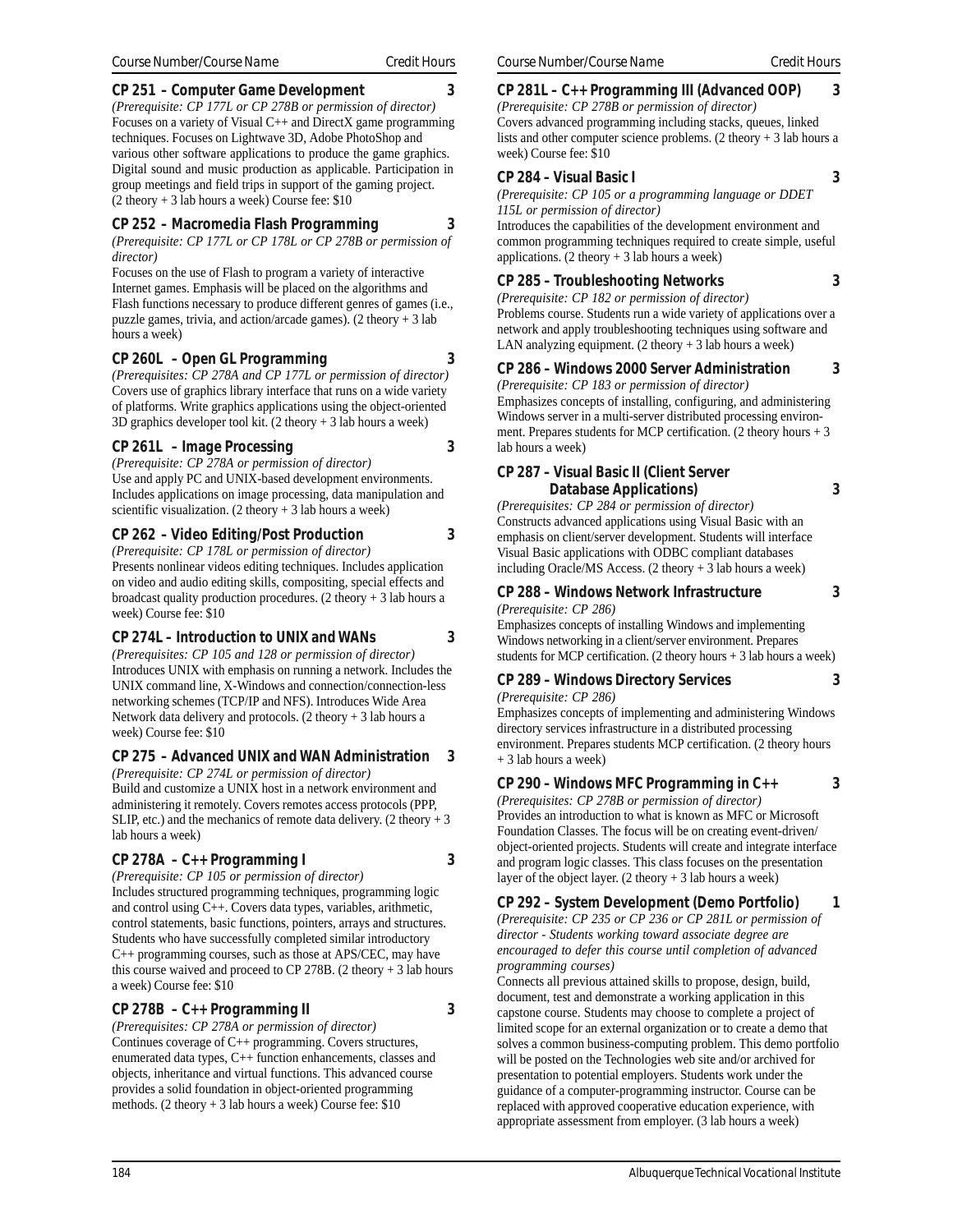Course Number/Course Name — Credit Hours

### CP 251 – Computer Game Development — 3

*(Prerequisite: CP 177L or CP 278B or permission of director)*
Focuses on a variety of Visual C++ and DirectX game programming techniques. Focuses on Lightwave 3D, Adobe PhotoShop and various other software applications to produce the game graphics. Digital sound and music production as applicable. Participation in group meetings and field trips in support of the gaming project. (2 theory + 3 lab hours a week) Course fee: $10

### CP 252 – Macromedia Flash Programming — 3

*(Prerequisite: CP 177L or CP 178L or CP 278B or permission of director)*
Focuses on the use of Flash to program a variety of interactive Internet games. Emphasis will be placed on the algorithms and Flash functions necessary to produce different genres of games (i.e., puzzle games, trivia, and action/arcade games). (2 theory + 3 lab hours a week)

### CP 260L – Open GL Programming — 3

*(Prerequisites: CP 278A and CP 177L or permission of director)*
Covers use of graphics library interface that runs on a wide variety of platforms. Write graphics applications using the object-oriented 3D graphics developer tool kit. (2 theory + 3 lab hours a week)

### CP 261L – Image Processing — 3

*(Prerequisite: CP 278A or permission of director)*
Use and apply PC and UNIX-based development environments. Includes applications on image processing, data manipulation and scientific visualization. (2 theory + 3 lab hours a week)

### CP 262 – Video Editing/Post Production — 3

*(Prerequisite: CP 178L or permission of director)*
Presents nonlinear videos editing techniques. Includes application on video and audio editing skills, compositing, special effects and broadcast quality production procedures. (2 theory + 3 lab hours a week) Course fee: $10

### CP 274L – Introduction to UNIX and WANs — 3

*(Prerequisites: CP 105 and 128 or permission of director)*
Introduces UNIX with emphasis on running a network. Includes the UNIX command line, X-Windows and connection/connection-less networking schemes (TCP/IP and NFS). Introduces Wide Area Network data delivery and protocols. (2 theory + 3 lab hours a week) Course fee: $10

### CP 275 – Advanced UNIX and WAN Administration — 3

*(Prerequisite: CP 274L or permission of director)*
Build and customize a UNIX host in a network environment and administering it remotely. Covers remotes access protocols (PPP, SLIP, etc.) and the mechanics of remote data delivery. (2 theory + 3 lab hours a week)

### CP 278A – C++ Programming I — 3

*(Prerequisite: CP 105 or permission of director)*
Includes structured programming techniques, programming logic and control using C++. Covers data types, variables, arithmetic, control statements, basic functions, pointers, arrays and structures. Students who have successfully completed similar introductory C++ programming courses, such as those at APS/CEC, may have this course waived and proceed to CP 278B. (2 theory + 3 lab hours a week) Course fee: $10

### CP 278B – C++ Programming II — 3

*(Prerequisites: CP 278A or permission of director)*
Continues coverage of C++ programming. Covers structures, enumerated data types, C++ function enhancements, classes and objects, inheritance and virtual functions. This advanced course provides a solid foundation in object-oriented programming methods. (2 theory + 3 lab hours a week) Course fee: $10

### CP 281L – C++ Programming III (Advanced OOP) — 3

*(Prerequisite: CP 278B or permission of director)*
Covers advanced programming including stacks, queues, linked lists and other computer science problems. (2 theory + 3 lab hours a week) Course fee: $10

### CP 284 – Visual Basic I — 3

*(Prerequisite: CP 105 or a programming language or DDET 115L or permission of director)*
Introduces the capabilities of the development environment and common programming techniques required to create simple, useful applications. (2 theory + 3 lab hours a week)

### CP 285 – Troubleshooting Networks — 3

*(Prerequisite: CP 182 or permission of director)*
Problems course. Students run a wide variety of applications over a network and apply troubleshooting techniques using software and LAN analyzing equipment. (2 theory + 3 lab hours a week)

### CP 286 – Windows 2000 Server Administration — 3

*(Prerequisite: CP 183 or permission of director)*
Emphasizes concepts of installing, configuring, and administering Windows server in a multi-server distributed processing environment. Prepares students for MCP certification. (2 theory hours + 3 lab hours a week)

### CP 287 – Visual Basic II (Client Server Database Applications) — 3

*(Prerequisites: CP 284 or permission of director)*
Constructs advanced applications using Visual Basic with an emphasis on client/server development. Students will interface Visual Basic applications with ODBC compliant databases including Oracle/MS Access. (2 theory + 3 lab hours a week)

### CP 288 – Windows Network Infrastructure — 3

*(Prerequisite: CP 286)*
Emphasizes concepts of installing Windows and implementing Windows networking in a client/server environment. Prepares students for MCP certification. (2 theory hours + 3 lab hours a week)

### CP 289 – Windows Directory Services — 3

*(Prerequisite: CP 286)*
Emphasizes concepts of implementing and administering Windows directory services infrastructure in a distributed processing environment. Prepares students MCP certification. (2 theory hours + 3 lab hours a week)

### CP 290 – Windows MFC Programming in C++ — 3

*(Prerequisites: CP 278B or permission of director)*
Provides an introduction to what is known as MFC or Microsoft Foundation Classes. The focus will be on creating event-driven/object-oriented projects. Students will create and integrate interface and program logic classes. This class focuses on the presentation layer of the object layer. (2 theory + 3 lab hours a week)

### CP 292 – System Development (Demo Portfolio) — 1

*(Prerequisite: CP 235 or CP 236 or CP 281L or permission of director - Students working toward associate degree are encouraged to defer this course until completion of advanced programming courses)*
Connects all previous attained skills to propose, design, build, document, test and demonstrate a working application in this capstone course. Students may choose to complete a project of limited scope for an external organization or to create a demo that solves a common business-computing problem. This demo portfolio will be posted on the Technologies web site and/or archived for presentation to potential employers. Students work under the guidance of a computer-programming instructor. Course can be replaced with approved cooperative education experience, with appropriate assessment from employer. (3 lab hours a week)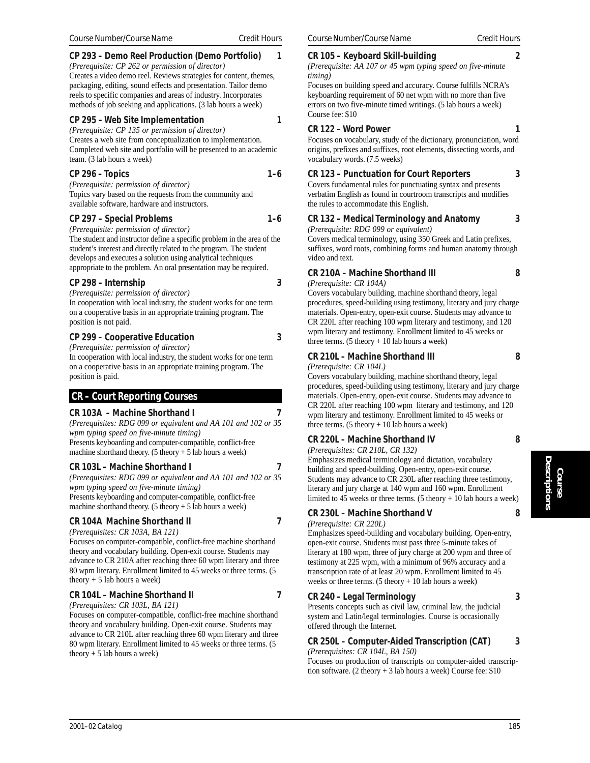Course Number/Course Name — Credit Hours

**CP 293 – Demo Reel Production (Demo Portfolio)** — 1

*(Prerequisite: CP 262 or permission of director)*
Creates a video demo reel. Reviews strategies for content, themes, packaging, editing, sound effects and presentation. Tailor demo reels to specific companies and areas of industry. Incorporates methods of job seeking and applications. (3 lab hours a week)

**CP 295 – Web Site Implementation** — 1

*(Prerequisite: CP 135 or permission of director)*
Creates a web site from conceptualization to implementation. Completed web site and portfolio will be presented to an academic team. (3 lab hours a week)

**CP 296 – Topics** — 1–6

*(Prerequisite: permission of director)*
Topics vary based on the requests from the community and available software, hardware and instructors.

**CP 297 – Special Problems** — 1–6

*(Prerequisite: permission of director)*
The student and instructor define a specific problem in the area of the student's interest and directly related to the program. The student develops and executes a solution using analytical techniques appropriate to the problem. An oral presentation may be required.

**CP 298 – Internship** — 3

*(Prerequisite: permission of director)*
In cooperation with local industry, the student works for one term on a cooperative basis in an appropriate training program. The position is not paid.

**CP 299 – Cooperative Education** — 3

*(Prerequisite: permission of director)*
In cooperation with local industry, the student works for one term on a cooperative basis in an appropriate training program. The position is paid.

## CR – Court Reporting Courses

**CR 103A – Machine Shorthand I** — 7

*(Prerequisites: RDG 099 or equivalent and AA 101 and 102 or 35 wpm typing speed on five-minute timing)*
Presents keyboarding and computer-compatible, conflict-free machine shorthand theory. (5 theory + 5 lab hours a week)

**CR 103L – Machine Shorthand I** — 7

*(Prerequisites: RDG 099 or equivalent and AA 101 and 102 or 35 wpm typing speed on five-minute timing)*
Presents keyboarding and computer-compatible, conflict-free machine shorthand theory. (5 theory + 5 lab hours a week)

**CR 104A Machine Shorthand II** — 7

*(Prerequisites: CR 103A, BA 121)*
Focuses on computer-compatible, conflict-free machine shorthand theory and vocabulary building. Open-exit course. Students may advance to CR 210A after reaching three 60 wpm literary and three 80 wpm literary. Enrollment limited to 45 weeks or three terms. (5 theory + 5 lab hours a week)

**CR 104L – Machine Shorthand II** — 7

*(Prerequisites: CR 103L, BA 121)*
Focuses on computer-compatible, conflict-free machine shorthand theory and vocabulary building. Open-exit course. Students may advance to CR 210L after reaching three 60 wpm literary and three 80 wpm literary. Enrollment limited to 45 weeks or three terms. (5 theory + 5 lab hours a week)

**CR 105 – Keyboard Skill-building** — 2

*(Prerequisite: AA 107 or 45 wpm typing speed on five-minute timing)*
Focuses on building speed and accuracy. Course fulfills NCRA's keyboarding requirement of 60 net wpm with no more than five errors on two five-minute timed writings. (5 lab hours a week) Course fee: $10

**CR 122 – Word Power** — 1

Focuses on vocabulary, study of the dictionary, pronunciation, word origins, prefixes and suffixes, root elements, dissecting words, and vocabulary words. (7.5 weeks)

**CR 123 – Punctuation for Court Reporters** — 3

Covers fundamental rules for punctuating syntax and presents verbatim English as found in courtroom transcripts and modifies the rules to accommodate this English.

**CR 132 – Medical Terminology and Anatomy** — 3

*(Prerequisite: RDG 099 or equivalent)*
Covers medical terminology, using 350 Greek and Latin prefixes, suffixes, word roots, combining forms and human anatomy through video and text.

**CR 210A – Machine Shorthand III** — 8

*(Prerequisite: CR 104A)*
Covers vocabulary building, machine shorthand theory, legal procedures, speed-building using testimony, literary and jury charge materials. Open-entry, open-exit course. Students may advance to CR 220L after reaching 100 wpm literary and testimony, and 120 wpm literary and testimony. Enrollment limited to 45 weeks or three terms. (5 theory + 10 lab hours a week)

**CR 210L – Machine Shorthand III** — 8

*(Prerequisite: CR 104L)*
Covers vocabulary building, machine shorthand theory, legal procedures, speed-building using testimony, literary and jury charge materials. Open-entry, open-exit course. Students may advance to CR 220L after reaching 100 wpm literary and testimony, and 120 wpm literary and testimony. Enrollment limited to 45 weeks or three terms. (5 theory + 10 lab hours a week)

**CR 220L – Machine Shorthand IV** — 8

*(Prerequisites: CR 210L, CR 132)*
Emphasizes medical terminology and dictation, vocabulary building and speed-building. Open-entry, open-exit course. Students may advance to CR 230L after reaching three testimony, literary and jury charge at 140 wpm and 160 wpm. Enrollment limited to 45 weeks or three terms. (5 theory + 10 lab hours a week)

**CR 230L – Machine Shorthand V** — 8

*(Prerequisite: CR 220L)*
Emphasizes speed-building and vocabulary building. Open-entry, open-exit course. Students must pass three 5-minute takes of literary at 180 wpm, three of jury charge at 200 wpm and three of testimony at 225 wpm, with a minimum of 96% accuracy and a transcription rate of at least 20 wpm. Enrollment limited to 45 weeks or three terms. (5 theory + 10 lab hours a week)

**CR 240 – Legal Terminology** — 3

Presents concepts such as civil law, criminal law, the judicial system and Latin/legal terminologies. Course is occasionally offered through the Internet.

**CR 250L – Computer-Aided Transcription (CAT)** — 3

*(Prerequisites: CR 104L, BA 150)*
Focuses on production of transcripts on computer-aided transcription software. (2 theory + 3 lab hours a week) Course fee: $10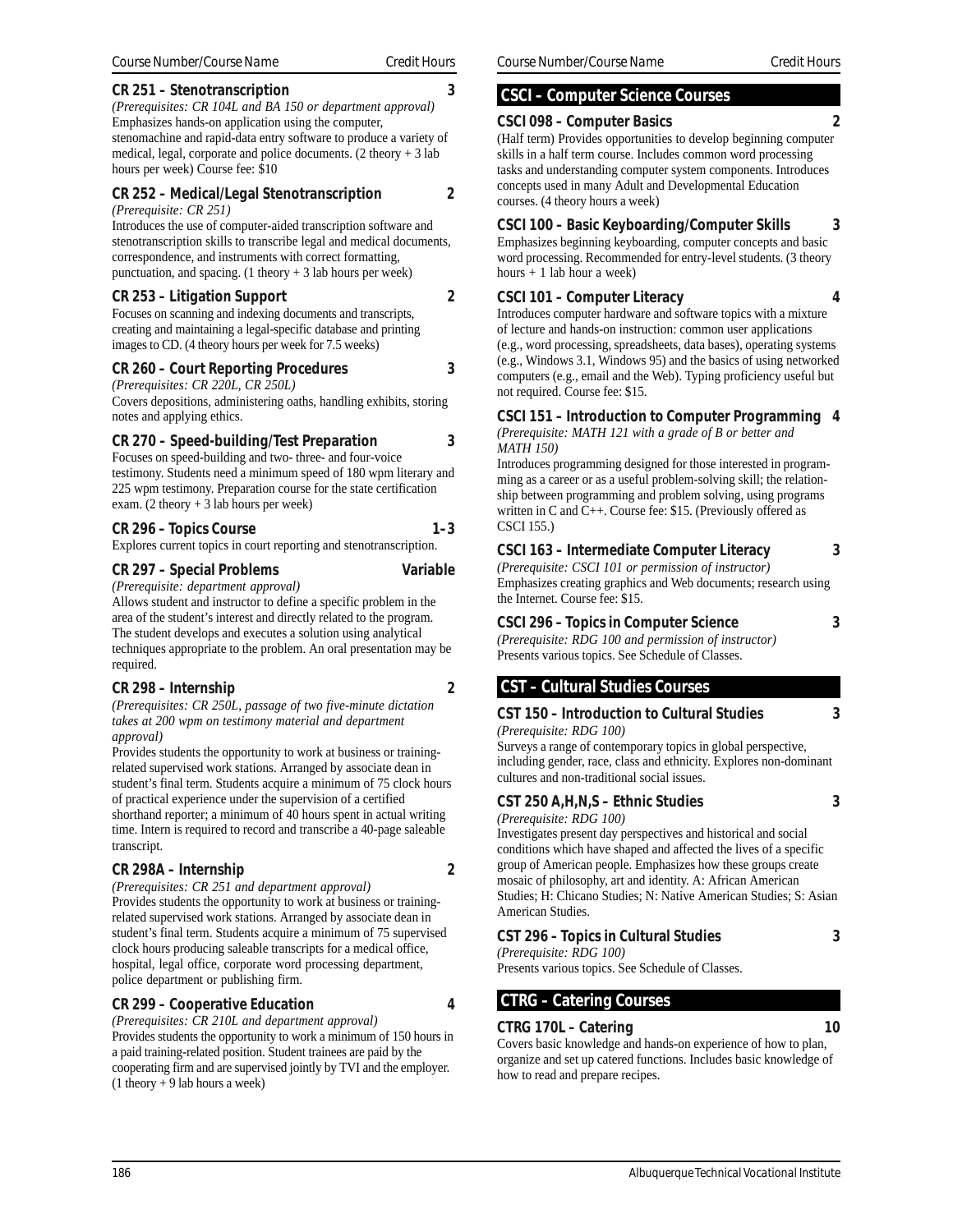**CR 251 – Stenotranscription** 3

*(Prerequisites: CR 104L and BA 150 or department approval)*
Emphasizes hands-on application using the computer, stenomachine and rapid-data entry software to produce a variety of medical, legal, corporate and police documents. (2 theory + 3 lab hours per week) Course fee: $10

**CR 252 – Medical/Legal Stenotranscription** 2

*(Prerequisite: CR 251)*
Introduces the use of computer-aided transcription software and stenotranscription skills to transcribe legal and medical documents, correspondence, and instruments with correct formatting, punctuation, and spacing. (1 theory + 3 lab hours per week)

**CR 253 – Litigation Support** 2

Focuses on scanning and indexing documents and transcripts, creating and maintaining a legal-specific database and printing images to CD. (4 theory hours per week for 7.5 weeks)

**CR 260 – Court Reporting Procedures** 3

*(Prerequisites: CR 220L, CR 250L)*
Covers depositions, administering oaths, handling exhibits, storing notes and applying ethics.

**CR 270 – Speed-building/Test Preparation** 3

Focuses on speed-building and two- three- and four-voice testimony. Students need a minimum speed of 180 wpm literary and 225 wpm testimony. Preparation course for the state certification exam. (2 theory + 3 lab hours per week)

**CR 296 – Topics Course** 1–3

Explores current topics in court reporting and stenotranscription.

**CR 297 – Special Problems** Variable

*(Prerequisite: department approval)*
Allows student and instructor to define a specific problem in the area of the student's interest and directly related to the program. The student develops and executes a solution using analytical techniques appropriate to the problem. An oral presentation may be required.

**CR 298 – Internship** 2

*(Prerequisites: CR 250L, passage of two five-minute dictation takes at 200 wpm on testimony material and department approval)*
Provides students the opportunity to work at business or training-related supervised work stations. Arranged by associate dean in student's final term. Students acquire a minimum of 75 clock hours of practical experience under the supervision of a certified shorthand reporter; a minimum of 40 hours spent in actual writing time. Intern is required to record and transcribe a 40-page saleable transcript.

**CR 298A – Internship** 2

*(Prerequisites: CR 251 and department approval)*
Provides students the opportunity to work at business or training-related supervised work stations. Arranged by associate dean in student's final term. Students acquire a minimum of 75 supervised clock hours producing saleable transcripts for a medical office, hospital, legal office, corporate word processing department, police department or publishing firm.

**CR 299 – Cooperative Education** 4

*(Prerequisites: CR 210L and department approval)*
Provides students the opportunity to work a minimum of 150 hours in a paid training-related position. Student trainees are paid by the cooperating firm and are supervised jointly by TVI and the employer. (1 theory + 9 lab hours a week)

## CSCI – Computer Science Courses

**CSCI 098 – Computer Basics** 2

(Half term) Provides opportunities to develop beginning computer skills in a half term course. Includes common word processing tasks and understanding computer system components. Introduces concepts used in many Adult and Developmental Education courses. (4 theory hours a week)

**CSCI 100 – Basic Keyboarding/Computer Skills** 3

Emphasizes beginning keyboarding, computer concepts and basic word processing. Recommended for entry-level students. (3 theory hours + 1 lab hour a week)

**CSCI 101 – Computer Literacy** 4

Introduces computer hardware and software topics with a mixture of lecture and hands-on instruction: common user applications (e.g., word processing, spreadsheets, data bases), operating systems (e.g., Windows 3.1, Windows 95) and the basics of using networked computers (e.g., email and the Web). Typing proficiency useful but not required. Course fee: $15.

**CSCI 151 – Introduction to Computer Programming** 4

*(Prerequisite: MATH 121 with a grade of B or better and MATH 150)*
Introduces programming designed for those interested in programming as a career or as a useful problem-solving skill; the relationship between programming and problem solving, using programs written in C and C++. Course fee: $15. (Previously offered as CSCI 155.)

**CSCI 163 – Intermediate Computer Literacy** 3

*(Prerequisite: CSCI 101 or permission of instructor)*
Emphasizes creating graphics and Web documents; research using the Internet. Course fee: $15.

**CSCI 296 – Topics in Computer Science** 3

*(Prerequisite: RDG 100 and permission of instructor)*
Presents various topics. See Schedule of Classes.

## CST – Cultural Studies Courses

**CST 150 – Introduction to Cultural Studies** 3

*(Prerequisite: RDG 100)*
Surveys a range of contemporary topics in global perspective, including gender, race, class and ethnicity. Explores non-dominant cultures and non-traditional social issues.

**CST 250 A,H,N,S – Ethnic Studies** 3

*(Prerequisite: RDG 100)*
Investigates present day perspectives and historical and social conditions which have shaped and affected the lives of a specific group of American people. Emphasizes how these groups create mosaic of philosophy, art and identity. A: African American Studies; H: Chicano Studies; N: Native American Studies; S: Asian American Studies.

**CST 296 – Topics in Cultural Studies** 3

*(Prerequisite: RDG 100)*
Presents various topics. See Schedule of Classes.

## CTRG – Catering Courses

**CTRG 170L – Catering** 10

Covers basic knowledge and hands-on experience of how to plan, organize and set up catered functions. Includes basic knowledge of how to read and prepare recipes.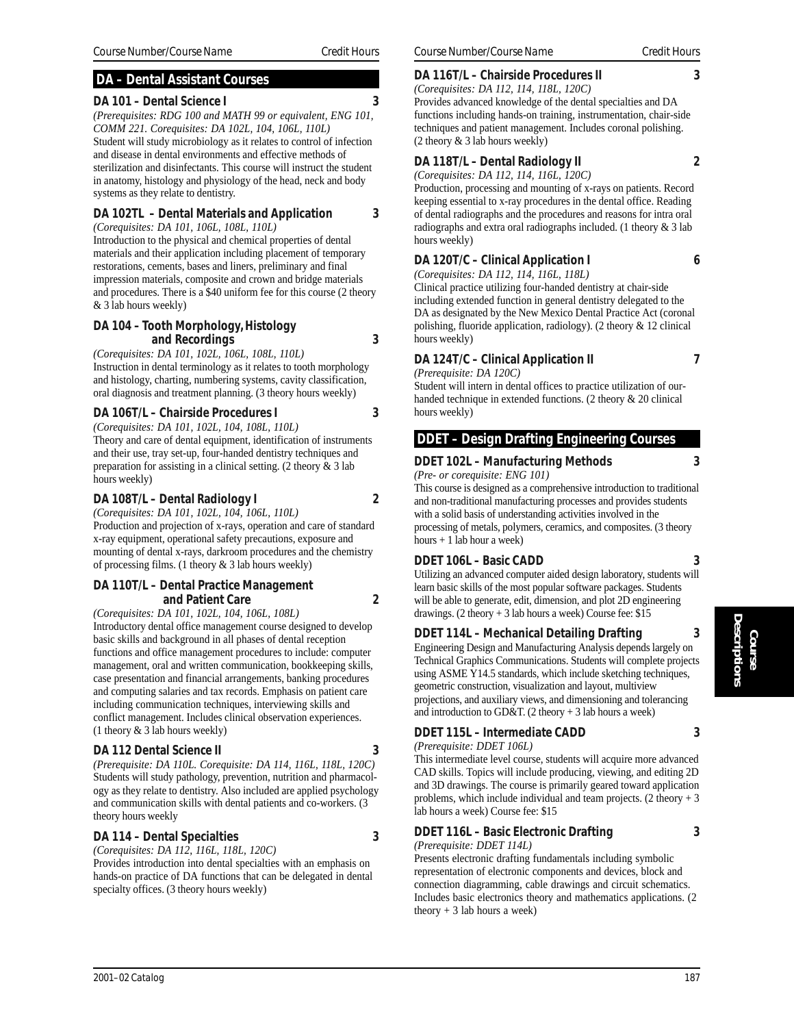## DA – Dental Assistant Courses

### DA 101 – Dental Science I — 3

*(Prerequisites: RDG 100 and MATH 99 or equivalent, ENG 101, COMM 221. Corequisites: DA 102L, 104, 106L, 110L)*
Student will study microbiology as it relates to control of infection and disease in dental environments and effective methods of sterilization and disinfectants. This course will instruct the student in anatomy, histology and physiology of the head, neck and body systems as they relate to dentistry.

### DA 102TL – Dental Materials and Application — 3

*(Corequisites: DA 101, 106L, 108L, 110L)*
Introduction to the physical and chemical properties of dental materials and their application including placement of temporary restorations, cements, bases and liners, preliminary and final impression materials, composite and crown and bridge materials and procedures. There is a $40 uniform fee for this course (2 theory & 3 lab hours weekly)

### DA 104 – Tooth Morphology, Histology and Recordings — 3

*(Corequisites: DA 101, 102L, 106L, 108L, 110L)*
Instruction in dental terminology as it relates to tooth morphology and histology, charting, numbering systems, cavity classification, oral diagnosis and treatment planning. (3 theory hours weekly)

### DA 106T/L – Chairside Procedures I — 3

*(Corequisites: DA 101, 102L, 104, 108L, 110L)*
Theory and care of dental equipment, identification of instruments and their use, tray set-up, four-handed dentistry techniques and preparation for assisting in a clinical setting. (2 theory & 3 lab hours weekly)

### DA 108T/L – Dental Radiology I — 2

*(Corequisites: DA 101, 102L, 104, 106L, 110L)*
Production and projection of x-rays, operation and care of standard x-ray equipment, operational safety precautions, exposure and mounting of dental x-rays, darkroom procedures and the chemistry of processing films. (1 theory & 3 lab hours weekly)

### DA 110T/L – Dental Practice Management and Patient Care — 2

*(Corequisites: DA 101, 102L, 104, 106L, 108L)*
Introductory dental office management course designed to develop basic skills and background in all phases of dental reception functions and office management procedures to include: computer management, oral and written communication, bookkeeping skills, case presentation and financial arrangements, banking procedures and computing salaries and tax records. Emphasis on patient care including communication techniques, interviewing skills and conflict management. Includes clinical observation experiences. (1 theory & 3 lab hours weekly)

### DA 112 Dental Science II — 3

*(Prerequisite: DA 110L. Corequisite: DA 114, 116L, 118L, 120C)*
Students will study pathology, prevention, nutrition and pharmacology as they relate to dentistry. Also included are applied psychology and communication skills with dental patients and co-workers. (3 theory hours weekly

### DA 114 – Dental Specialties — 3

*(Corequisites: DA 112, 116L, 118L, 120C)*
Provides introduction into dental specialties with an emphasis on hands-on practice of DA functions that can be delegated in dental specialty offices. (3 theory hours weekly)

### DA 116T/L – Chairside Procedures II — 3

*(Corequisites: DA 112, 114, 118L, 120C)*
Provides advanced knowledge of the dental specialties and DA functions including hands-on training, instrumentation, chair-side techniques and patient management. Includes coronal polishing. (2 theory & 3 lab hours weekly)

### DA 118T/L – Dental Radiology II — 2

*(Corequisites: DA 112, 114, 116L, 120C)*
Production, processing and mounting of x-rays on patients. Record keeping essential to x-ray procedures in the dental office. Reading of dental radiographs and the procedures and reasons for intra oral radiographs and extra oral radiographs included. (1 theory & 3 lab hours weekly)

### DA 120T/C – Clinical Application I — 6

*(Corequisites: DA 112, 114, 116L, 118L)*
Clinical practice utilizing four-handed dentistry at chair-side including extended function in general dentistry delegated to the DA as designated by the New Mexico Dental Practice Act (coronal polishing, fluoride application, radiology). (2 theory & 12 clinical hours weekly)

### DA 124T/C – Clinical Application II — 7

*(Prerequisite: DA 120C)*
Student will intern in dental offices to practice utilization of our-handed technique in extended functions. (2 theory & 20 clinical hours weekly)

## DDET – Design Drafting Engineering Courses

### DDET 102L – Manufacturing Methods — 3

*(Pre- or corequisite: ENG 101)*
This course is designed as a comprehensive introduction to traditional and non-traditional manufacturing processes and provides students with a solid basis of understanding activities involved in the processing of metals, polymers, ceramics, and composites. (3 theory hours + 1 lab hour a week)

### DDET 106L – Basic CADD — 3

Utilizing an advanced computer aided design laboratory, students will learn basic skills of the most popular software packages. Students will be able to generate, edit, dimension, and plot 2D engineering drawings. (2 theory + 3 lab hours a week) Course fee: $15

### DDET 114L – Mechanical Detailing Drafting — 3

Engineering Design and Manufacturing Analysis depends largely on Technical Graphics Communications. Students will complete projects using ASME Y14.5 standards, which include sketching techniques, geometric construction, visualization and layout, multiview projections, and auxiliary views, and dimensioning and tolerancing and introduction to GD&T. (2 theory + 3 lab hours a week)

### DDET 115L – Intermediate CADD — 3

*(Prerequisite: DDET 106L)*
This intermediate level course, students will acquire more advanced CAD skills. Topics will include producing, viewing, and editing 2D and 3D drawings. The course is primarily geared toward application problems, which include individual and team projects. (2 theory + 3 lab hours a week) Course fee: $15

### DDET 116L – Basic Electronic Drafting — 3

*(Prerequisite: DDET 114L)*
Presents electronic drafting fundamentals including symbolic representation of electronic components and devices, block and connection diagramming, cable drawings and circuit schematics. Includes basic electronics theory and mathematics applications. (2 theory + 3 lab hours a week)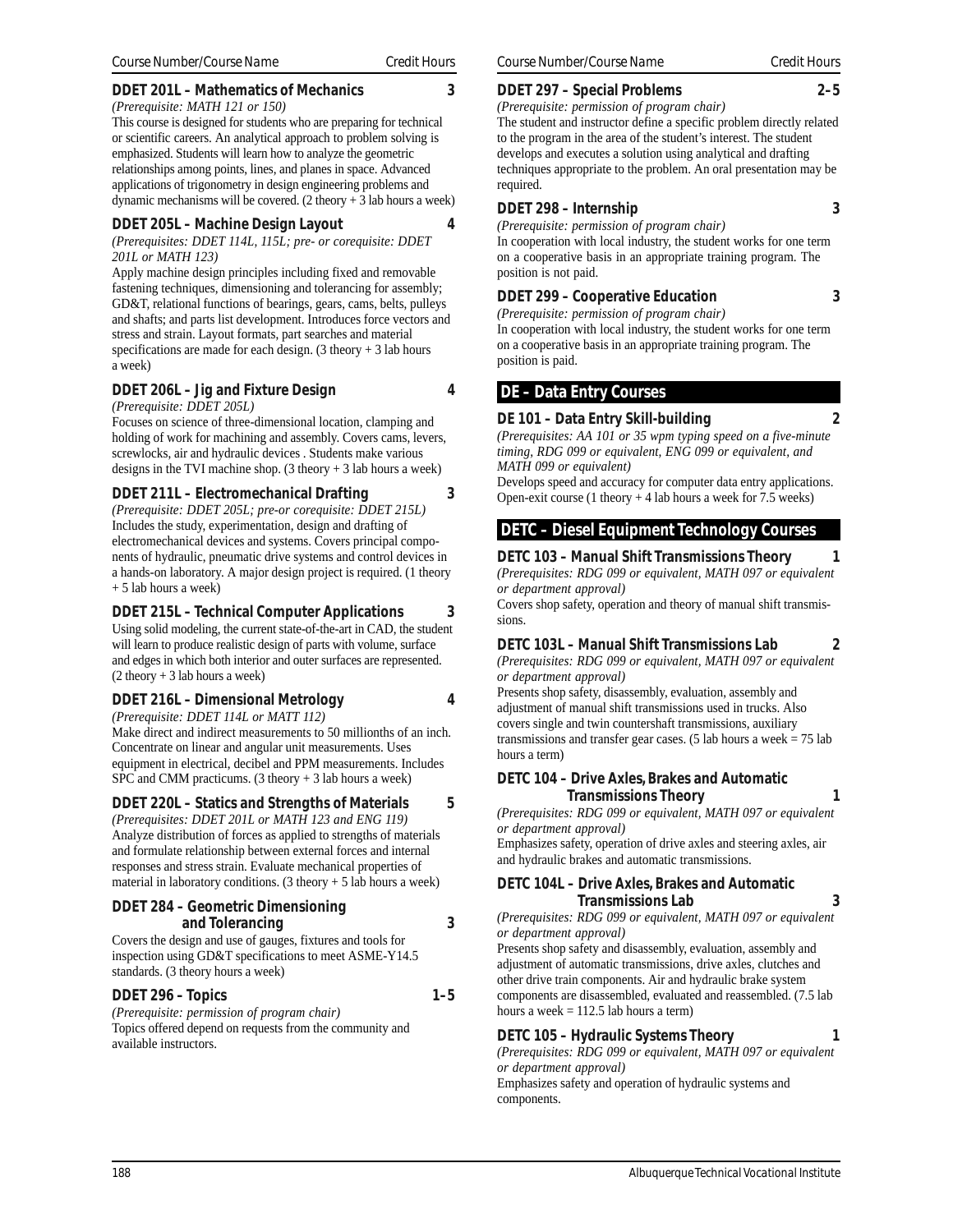Course Number/Course Name — Credit Hours

**DDET 201L – Mathematics of Mechanics** — 3

*(Prerequisite: MATH 121 or 150)*

This course is designed for students who are preparing for technical or scientific careers. An analytical approach to problem solving is emphasized. Students will learn how to analyze the geometric relationships among points, lines, and planes in space. Advanced applications of trigonometry in design engineering problems and dynamic mechanisms will be covered. (2 theory + 3 lab hours a week)

**DDET 205L – Machine Design Layout** — 4

*(Prerequisites: DDET 114L, 115L; pre- or corequisite: DDET 201L or MATH 123)*

Apply machine design principles including fixed and removable fastening techniques, dimensioning and tolerancing for assembly; GD&T, relational functions of bearings, gears, cams, belts, pulleys and shafts; and parts list development. Introduces force vectors and stress and strain. Layout formats, part searches and material specifications are made for each design. (3 theory + 3 lab hours a week)

**DDET 206L – Jig and Fixture Design** — 4

*(Prerequisite: DDET 205L)*

Focuses on science of three-dimensional location, clamping and holding of work for machining and assembly. Covers cams, levers, screwlocks, air and hydraulic devices . Students make various designs in the TVI machine shop. (3 theory + 3 lab hours a week)

**DDET 211L – Electromechanical Drafting** — 3

*(Prerequisite: DDET 205L; pre-or corequisite: DDET 215L)*

Includes the study, experimentation, design and drafting of electromechanical devices and systems. Covers principal components of hydraulic, pneumatic drive systems and control devices in a hands-on laboratory. A major design project is required. (1 theory + 5 lab hours a week)

**DDET 215L – Technical Computer Applications** — 3

Using solid modeling, the current state-of-the-art in CAD, the student will learn to produce realistic design of parts with volume, surface and edges in which both interior and outer surfaces are represented. (2 theory + 3 lab hours a week)

**DDET 216L – Dimensional Metrology** — 4

*(Prerequisite: DDET 114L or MATT 112)*

Make direct and indirect measurements to 50 millionths of an inch. Concentrate on linear and angular unit measurements. Uses equipment in electrical, decibel and PPM measurements. Includes SPC and CMM practicums. (3 theory + 3 lab hours a week)

**DDET 220L – Statics and Strengths of Materials** — 5

*(Prerequisites: DDET 201L or MATH 123 and ENG 119)*

Analyze distribution of forces as applied to strengths of materials and formulate relationship between external forces and internal responses and stress strain. Evaluate mechanical properties of material in laboratory conditions. (3 theory + 5 lab hours a week)

**DDET 284 – Geometric Dimensioning and Tolerancing** — 3

Covers the design and use of gauges, fixtures and tools for inspection using GD&T specifications to meet ASME-Y14.5 standards. (3 theory hours a week)

**DDET 296 – Topics** — 1–5

*(Prerequisite: permission of program chair)*

Topics offered depend on requests from the community and available instructors.

**DDET 297 – Special Problems** — 2–5

*(Prerequisite: permission of program chair)*

The student and instructor define a specific problem directly related to the program in the area of the student's interest. The student develops and executes a solution using analytical and drafting techniques appropriate to the problem. An oral presentation may be required.

**DDET 298 – Internship** — 3

*(Prerequisite: permission of program chair)*

In cooperation with local industry, the student works for one term on a cooperative basis in an appropriate training program. The position is not paid.

**DDET 299 – Cooperative Education** — 3

*(Prerequisite: permission of program chair)*

In cooperation with local industry, the student works for one term on a cooperative basis in an appropriate training program. The position is paid.

## DE – Data Entry Courses

**DE 101 – Data Entry Skill-building** — 2

*(Prerequisites: AA 101 or 35 wpm typing speed on a five-minute timing, RDG 099 or equivalent, ENG 099 or equivalent, and MATH 099 or equivalent)*

Develops speed and accuracy for computer data entry applications. Open-exit course (1 theory + 4 lab hours a week for 7.5 weeks)

## DETC – Diesel Equipment Technology Courses

**DETC 103 – Manual Shift Transmissions Theory** — 1

*(Prerequisites: RDG 099 or equivalent, MATH 097 or equivalent or department approval)*

Covers shop safety, operation and theory of manual shift transmissions.

**DETC 103L – Manual Shift Transmissions Lab** — 2

*(Prerequisites: RDG 099 or equivalent, MATH 097 or equivalent or department approval)*

Presents shop safety, disassembly, evaluation, assembly and adjustment of manual shift transmissions used in trucks. Also covers single and twin countershaft transmissions, auxiliary transmissions and transfer gear cases. (5 lab hours a week = 75 lab hours a term)

**DETC 104 – Drive Axles, Brakes and Automatic Transmissions Theory** — 1

*(Prerequisites: RDG 099 or equivalent, MATH 097 or equivalent or department approval)*

Emphasizes safety, operation of drive axles and steering axles, air and hydraulic brakes and automatic transmissions.

**DETC 104L – Drive Axles, Brakes and Automatic Transmissions Lab** — 3

*(Prerequisites: RDG 099 or equivalent, MATH 097 or equivalent or department approval)*

Presents shop safety and disassembly, evaluation, assembly and adjustment of automatic transmissions, drive axles, clutches and other drive train components. Air and hydraulic brake system components are disassembled, evaluated and reassembled. (7.5 lab hours a week = 112.5 lab hours a term)

**DETC 105 – Hydraulic Systems Theory** — 1

*(Prerequisites: RDG 099 or equivalent, MATH 097 or equivalent or department approval)*

Emphasizes safety and operation of hydraulic systems and components.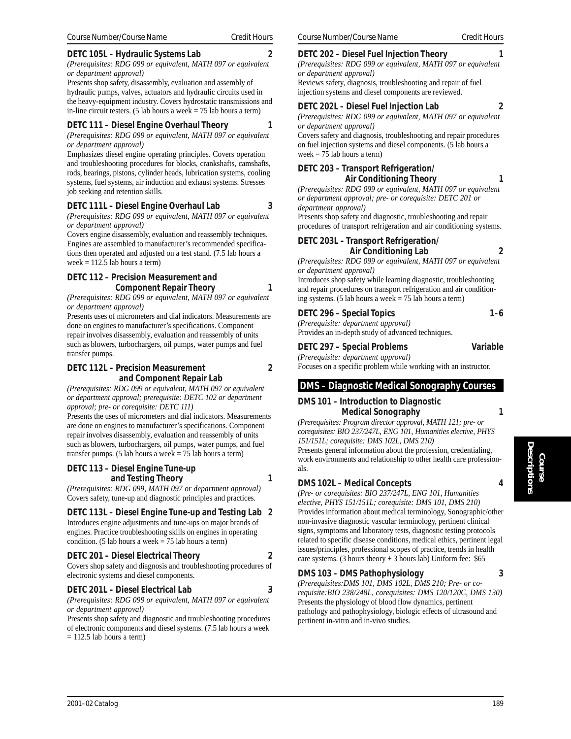Course Number/Course Name — Credit Hours

**DETC 105L – Hydraulic Systems Lab — 2**

*(Prerequisites: RDG 099 or equivalent, MATH 097 or equivalent or department approval)*

Presents shop safety, disassembly, evaluation and assembly of hydraulic pumps, valves, actuators and hydraulic circuits used in the heavy-equipment industry. Covers hydrostatic transmissions and in-line circuit testers. (5 lab hours a week = 75 lab hours a term)

**DETC 111 – Diesel Engine Overhaul Theory — 1**

*(Prerequisites: RDG 099 or equivalent, MATH 097 or equivalent or department approval)*

Emphasizes diesel engine operating principles. Covers operation and troubleshooting procedures for blocks, crankshafts, camshafts, rods, bearings, pistons, cylinder heads, lubrication systems, cooling systems, fuel systems, air induction and exhaust systems. Stresses job seeking and retention skills.

**DETC 111L – Diesel Engine Overhaul Lab — 3**

*(Prerequisites: RDG 099 or equivalent, MATH 097 or equivalent or department approval)*

Covers engine disassembly, evaluation and reassembly techniques. Engines are assembled to manufacturer's recommended specifications then operated and adjusted on a test stand. (7.5 lab hours a week = 112.5 lab hours a term)

**DETC 112 – Precision Measurement and Component Repair Theory — 1**

*(Prerequisites: RDG 099 or equivalent, MATH 097 or equivalent or department approval)*

Presents uses of micrometers and dial indicators. Measurements are done on engines to manufacturer's specifications. Component repair involves disassembly, evaluation and reassembly of units such as blowers, turbochargers, oil pumps, water pumps and fuel transfer pumps.

**DETC 112L – Precision Measurement and Component Repair Lab — 2**

*(Prerequisites: RDG 099 or equivalent, MATH 097 or equivalent or department approval; prerequisite: DETC 102 or department approval; pre- or corequisite: DETC 111)*

Presents the uses of micrometers and dial indicators. Measurements are done on engines to manufacturer's specifications. Component repair involves disassembly, evaluation and reassembly of units such as blowers, turbochargers, oil pumps, water pumps, and fuel transfer pumps. (5 lab hours a week = 75 lab hours a term)

**DETC 113 – Diesel Engine Tune-up and Testing Theory — 1**

*(Prerequisites: RDG 099, MATH 097 or department approval)*

Covers safety, tune-up and diagnostic principles and practices.

**DETC 113L – Diesel Engine Tune-up and Testing Lab — 2**

Introduces engine adjustments and tune-ups on major brands of engines. Practice troubleshooting skills on engines in operating condition. (5 lab hours a week = 75 lab hours a term)

**DETC 201 – Diesel Electrical Theory — 2**

Covers shop safety and diagnosis and troubleshooting procedures of electronic systems and diesel components.

**DETC 201L – Diesel Electrical Lab — 3**

*(Prerequisites: RDG 099 or equivalent, MATH 097 or equivalent or department approval)*

Presents shop safety and diagnostic and troubleshooting procedures of electronic components and diesel systems. (7.5 lab hours a week = 112.5 lab hours a term)

**DETC 202 – Diesel Fuel Injection Theory — 1**

*(Prerequisites: RDG 099 or equivalent, MATH 097 or equivalent or department approval)*

Reviews safety, diagnosis, troubleshooting and repair of fuel injection systems and diesel components are reviewed.

**DETC 202L – Diesel Fuel Injection Lab — 2**

*(Prerequisites: RDG 099 or equivalent, MATH 097 or equivalent or department approval)*

Covers safety and diagnosis, troubleshooting and repair procedures on fuel injection systems and diesel components. (5 lab hours a week = 75 lab hours a term)

**DETC 203 – Transport Refrigeration/ Air Conditioning Theory — 1**

*(Prerequisites: RDG 099 or equivalent, MATH 097 or equivalent or department approval; pre- or corequisite: DETC 201 or department approval)*

Presents shop safety and diagnostic, troubleshooting and repair procedures of transport refrigeration and air conditioning systems.

**DETC 203L – Transport Refrigeration/ Air Conditioning Lab — 2**

*(Prerequisites: RDG 099 or equivalent, MATH 097 or equivalent or department approval)*

Introduces shop safety while learning diagnostic, troubleshooting and repair procedures on transport refrigeration and air conditioning systems. (5 lab hours a week = 75 lab hours a term)

**DETC 296 – Special Topics — 1–6**

*(Prerequisite: department approval)*

Provides an in-depth study of advanced techniques.

**DETC 297 – Special Problems — Variable**

*(Prerequisite: department approval)*

Focuses on a specific problem while working with an instructor.

## DMS – Diagnostic Medical Sonography Courses

**DMS 101 – Introduction to Diagnostic Medical Sonography — 1**

*(Prerequisites: Program director approval, MATH 121; pre- or corequisites: BIO 237/247L, ENG 101, Humanities elective, PHYS 151/151L; corequisite: DMS 102L, DMS 210)*

Presents general information about the profession, credentialing, work environments and relationship to other health care professionals.

**DMS 102L – Medical Concepts — 4**

*(Pre- or corequisites: BIO 237/247L, ENG 101, Humanities elective, PHYS 151/151L; corequisite: DMS 101, DMS 210)*

Provides information about medical terminology, Sonographic/other non-invasive diagnostic vascular terminology, pertinent clinical signs, symptoms and laboratory tests, diagnostic testing protocols related to specific disease conditions, medical ethics, pertinent legal issues/principles, professional scopes of practice, trends in health care systems. (3 hours theory + 3 hours lab) Uniform fee: $65

**DMS 103 – DMS Pathophysiology — 3**

*(Prerequisites:DMS 101, DMS 102L, DMS 210; Pre- or corequisite:BIO 238/248L, corequisites: DMS 120/120C, DMS 130)*

Presents the physiology of blood flow dynamics, pertinent pathology and pathophysiology, biologic effects of ultrasound and pertinent in-vitro and in-vivo studies.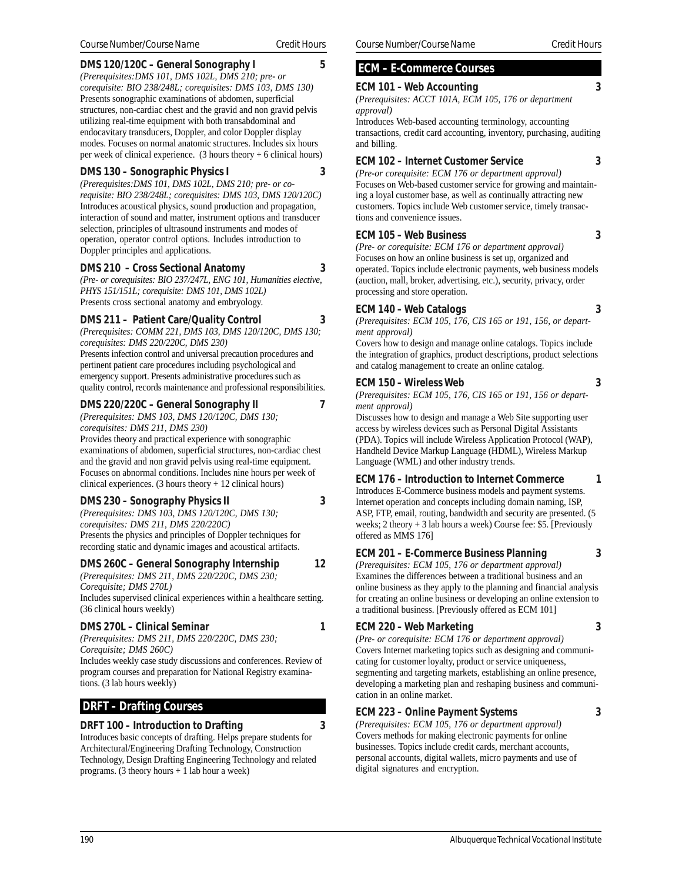Course Number/Course Name Credit Hours

**DMS 120/120C – General Sonography I** **5**

*(Prerequisites:DMS 101, DMS 102L, DMS 210; pre- or corequisite: BIO 238/248L; corequisites: DMS 103, DMS 130)*
Presents sonographic examinations of abdomen, superficial structures, non-cardiac chest and the gravid and non gravid pelvis utilizing real-time equipment with both transabdominal and endocavitary transducers, Doppler, and color Doppler display modes. Focuses on normal anatomic structures. Includes six hours per week of clinical experience. (3 hours theory + 6 clinical hours)

**DMS 130 – Sonographic Physics I** **3**

*(Prerequisites:DMS 101, DMS 102L, DMS 210; pre- or corequisite: BIO 238/248L; corequisites: DMS 103, DMS 120/120C)*
Introduces acoustical physics, sound production and propagation, interaction of sound and matter, instrument options and transducer selection, principles of ultrasound instruments and modes of operation, operator control options. Includes introduction to Doppler principles and applications.

**DMS 210 – Cross Sectional Anatomy** **3**

*(Pre- or corequisites: BIO 237/247L, ENG 101, Humanities elective, PHYS 151/151L; corequisite: DMS 101, DMS 102L)*
Presents cross sectional anatomy and embryology.

**DMS 211 – Patient Care/Quality Control** **3**

*(Prerequisites: COMM 221, DMS 103, DMS 120/120C, DMS 130; corequisites: DMS 220/220C, DMS 230)*
Presents infection control and universal precaution procedures and pertinent patient care procedures including psychological and emergency support. Presents administrative procedures such as quality control, records maintenance and professional responsibilities.

**DMS 220/220C – General Sonography II** **7**

*(Prerequisites: DMS 103, DMS 120/120C, DMS 130; corequisites: DMS 211, DMS 230)*
Provides theory and practical experience with sonographic examinations of abdomen, superficial structures, non-cardiac chest and the gravid and non gravid pelvis using real-time equipment. Focuses on abnormal conditions. Includes nine hours per week of clinical experiences. (3 hours theory + 12 clinical hours)

**DMS 230 – Sonography Physics II** **3**

*(Prerequisites: DMS 103, DMS 120/120C, DMS 130; corequisites: DMS 211, DMS 220/220C)*
Presents the physics and principles of Doppler techniques for recording static and dynamic images and acoustical artifacts.

**DMS 260C – General Sonography Internship** **12**

*(Prerequisites: DMS 211, DMS 220/220C, DMS 230; Corequisite; DMS 270L)*
Includes supervised clinical experiences within a healthcare setting. (36 clinical hours weekly)

**DMS 270L – Clinical Seminar** **1**

*(Prerequisites: DMS 211, DMS 220/220C, DMS 230; Corequisite; DMS 260C)*
Includes weekly case study discussions and conferences. Review of program courses and preparation for National Registry examinations. (3 lab hours weekly)

## DRFT – Drafting Courses

**DRFT 100 – Introduction to Drafting** **3**

Introduces basic concepts of drafting. Helps prepare students for Architectural/Engineering Drafting Technology, Construction Technology, Design Drafting Engineering Technology and related programs. (3 theory hours + 1 lab hour a week)

## ECM – E-Commerce Courses

**ECM 101 – Web Accounting** **3**

*(Prerequisites: ACCT 101A, ECM 105, 176 or department approval)*
Introduces Web-based accounting terminology, accounting transactions, credit card accounting, inventory, purchasing, auditing and billing.

**ECM 102 – Internet Customer Service** **3**

*(Pre-or corequisite: ECM 176 or department approval)*
Focuses on Web-based customer service for growing and maintaining a loyal customer base, as well as continually attracting new customers. Topics include Web customer service, timely transactions and convenience issues.

**ECM 105 – Web Business** **3**

*(Pre- or corequisite: ECM 176 or department approval)*
Focuses on how an online business is set up, organized and operated. Topics include electronic payments, web business models (auction, mall, broker, advertising, etc.), security, privacy, order processing and store operation.

**ECM 140 – Web Catalogs** **3**

*(Prerequisites: ECM 105, 176, CIS 165 or 191, 156, or department approval)*
Covers how to design and manage online catalogs. Topics include the integration of graphics, product descriptions, product selections and catalog management to create an online catalog.

**ECM 150 – Wireless Web** **3**

*(Prerequisites: ECM 105, 176, CIS 165 or 191, 156 or department approval)*
Discusses how to design and manage a Web Site supporting user access by wireless devices such as Personal Digital Assistants (PDA). Topics will include Wireless Application Protocol (WAP), Handheld Device Markup Language (HDML), Wireless Markup Language (WML) and other industry trends.

**ECM 176 – Introduction to Internet Commerce** **1**

Introduces E-Commerce business models and payment systems. Internet operation and concepts including domain naming, ISP, ASP, FTP, email, routing, bandwidth and security are presented. (5 weeks; 2 theory + 3 lab hours a week) Course fee: $5. [Previously offered as MMS 176]

**ECM 201 – E-Commerce Business Planning** **3**

*(Prerequisites: ECM 105, 176 or department approval)*
Examines the differences between a traditional business and an online business as they apply to the planning and financial analysis for creating an online business or developing an online extension to a traditional business. [Previously offered as ECM 101]

**ECM 220 – Web Marketing** **3**

*(Pre- or corequisite: ECM 176 or department approval)*
Covers Internet marketing topics such as designing and communicating for customer loyalty, product or service uniqueness, segmenting and targeting markets, establishing an online presence, developing a marketing plan and reshaping business and communication in an online market.

**ECM 223 – Online Payment Systems** **3**

*(Prerequisites: ECM 105, 176 or department approval)*
Covers methods for making electronic payments for online businesses. Topics include credit cards, merchant accounts, personal accounts, digital wallets, micro payments and use of digital signatures and encryption.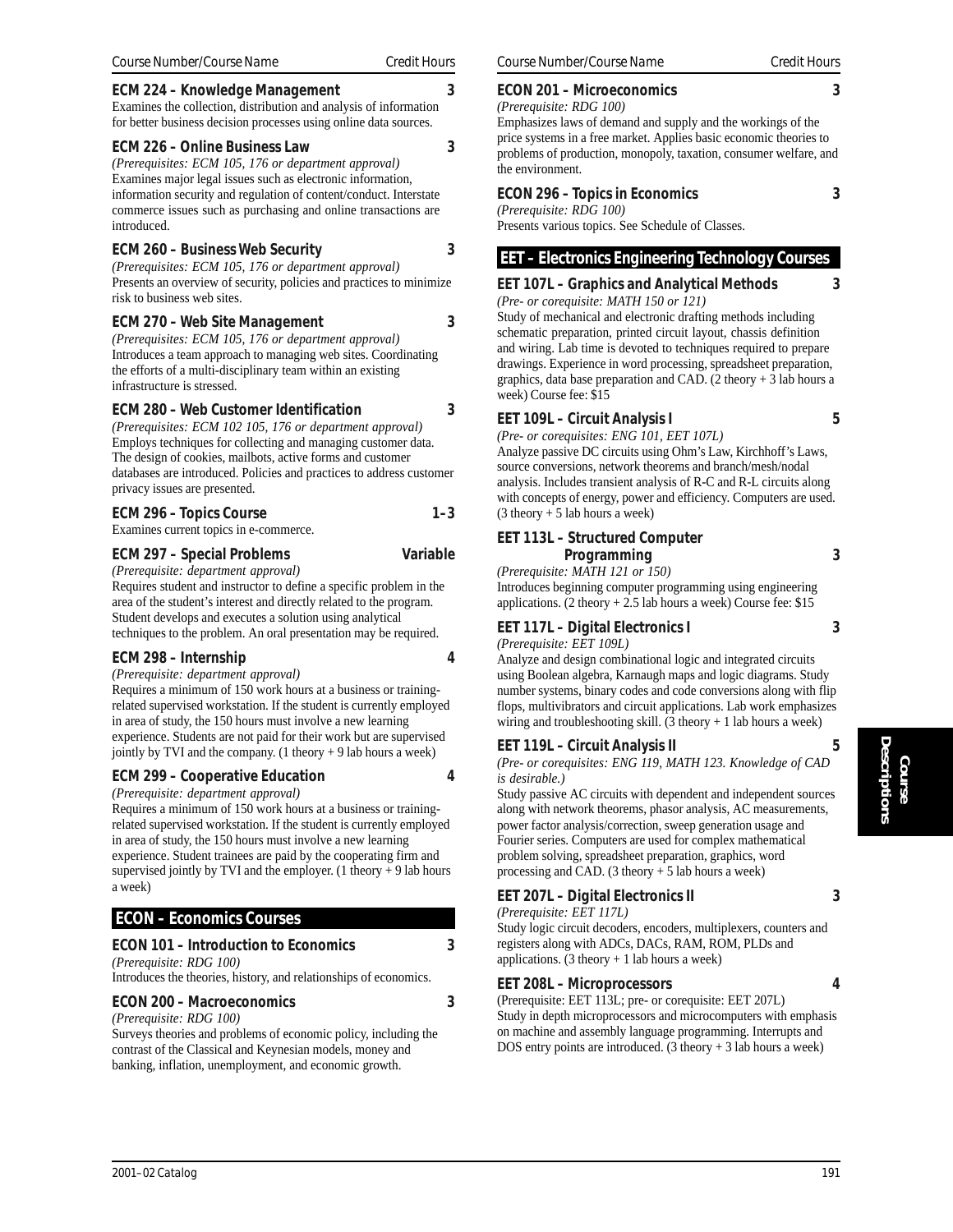Course Number/Course Name | Credit Hours

**ECM 224 – Knowledge Management** **3**
Examines the collection, distribution and analysis of information for better business decision processes using online data sources.

**ECM 226 – Online Business Law** **3**
*(Prerequisites: ECM 105, 176 or department approval)*
Examines major legal issues such as electronic information, information security and regulation of content/conduct. Interstate commerce issues such as purchasing and online transactions are introduced.

**ECM 260 – Business Web Security** **3**
*(Prerequisites: ECM 105, 176 or department approval)*
Presents an overview of security, policies and practices to minimize risk to business web sites.

**ECM 270 – Web Site Management** **3**
*(Prerequisites: ECM 105, 176 or department approval)*
Introduces a team approach to managing web sites. Coordinating the efforts of a multi-disciplinary team within an existing infrastructure is stressed.

**ECM 280 – Web Customer Identification** **3**
*(Prerequisites: ECM 102 105, 176 or department approval)*
Employs techniques for collecting and managing customer data. The design of cookies, mailbots, active forms and customer databases are introduced. Policies and practices to address customer privacy issues are presented.

**ECM 296 – Topics Course** **1–3**
Examines current topics in e-commerce.

**ECM 297 – Special Problems** **Variable**
*(Prerequisite: department approval)*
Requires student and instructor to define a specific problem in the area of the student's interest and directly related to the program. Student develops and executes a solution using analytical techniques to the problem. An oral presentation may be required.

**ECM 298 – Internship** **4**
*(Prerequisite: department approval)*
Requires a minimum of 150 work hours at a business or training-related supervised workstation. If the student is currently employed in area of study, the 150 hours must involve a new learning experience. Students are not paid for their work but are supervised jointly by TVI and the company. (1 theory + 9 lab hours a week)

**ECM 299 – Cooperative Education** **4**
*(Prerequisite: department approval)*
Requires a minimum of 150 work hours at a business or training-related supervised workstation. If the student is currently employed in area of study, the 150 hours must involve a new learning experience. Student trainees are paid by the cooperating firm and supervised jointly by TVI and the employer. (1 theory + 9 lab hours a week)

## ECON – Economics Courses

**ECON 101 – Introduction to Economics** **3**
*(Prerequisite: RDG 100)*
Introduces the theories, history, and relationships of economics.

**ECON 200 – Macroeconomics** **3**
*(Prerequisite: RDG 100)*
Surveys theories and problems of economic policy, including the contrast of the Classical and Keynesian models, money and banking, inflation, unemployment, and economic growth.

**ECON 201 – Microeconomics** **3**
*(Prerequisite: RDG 100)*
Emphasizes laws of demand and supply and the workings of the price systems in a free market. Applies basic economic theories to problems of production, monopoly, taxation, consumer welfare, and the environment.

**ECON 296 – Topics in Economics** **3**
*(Prerequisite: RDG 100)*
Presents various topics. See Schedule of Classes.

## EET – Electronics Engineering Technology Courses

**EET 107L – Graphics and Analytical Methods** **3**
*(Pre- or corequisite: MATH 150 or 121)*
Study of mechanical and electronic drafting methods including schematic preparation, printed circuit layout, chassis definition and wiring. Lab time is devoted to techniques required to prepare drawings. Experience in word processing, spreadsheet preparation, graphics, data base preparation and CAD. (2 theory + 3 lab hours a week) Course fee: $15

**EET 109L – Circuit Analysis I** **5**
*(Pre- or corequisites: ENG 101, EET 107L)*
Analyze passive DC circuits using Ohm's Law, Kirchhoff's Laws, source conversions, network theorems and branch/mesh/nodal analysis. Includes transient analysis of R-C and R-L circuits along with concepts of energy, power and efficiency. Computers are used. (3 theory + 5 lab hours a week)

**EET 113L – Structured Computer Programming** **3**
*(Prerequisite: MATH 121 or 150)*
Introduces beginning computer programming using engineering applications. (2 theory + 2.5 lab hours a week) Course fee: $15

**EET 117L – Digital Electronics I** **3**
*(Prerequisite: EET 109L)*
Analyze and design combinational logic and integrated circuits using Boolean algebra, Karnaugh maps and logic diagrams. Study number systems, binary codes and code conversions along with flip flops, multivibrators and circuit applications. Lab work emphasizes wiring and troubleshooting skill. (3 theory + 1 lab hours a week)

**EET 119L – Circuit Analysis II** **5**
*(Pre- or corequisites: ENG 119, MATH 123. Knowledge of CAD is desirable.)*
Study passive AC circuits with dependent and independent sources along with network theorems, phasor analysis, AC measurements, power factor analysis/correction, sweep generation usage and Fourier series. Computers are used for complex mathematical problem solving, spreadsheet preparation, graphics, word processing and CAD. (3 theory + 5 lab hours a week)

**EET 207L – Digital Electronics II** **3**
*(Prerequisite: EET 117L)*
Study logic circuit decoders, encoders, multiplexers, counters and registers along with ADCs, DACs, RAM, ROM, PLDs and applications. (3 theory + 1 lab hours a week)

**EET 208L – Microprocessors** **4**
(Prerequisite: EET 113L; pre- or corequisite: EET 207L)
Study in depth microprocessors and microcomputers with emphasis on machine and assembly language programming. Interrupts and DOS entry points are introduced. (3 theory + 3 lab hours a week)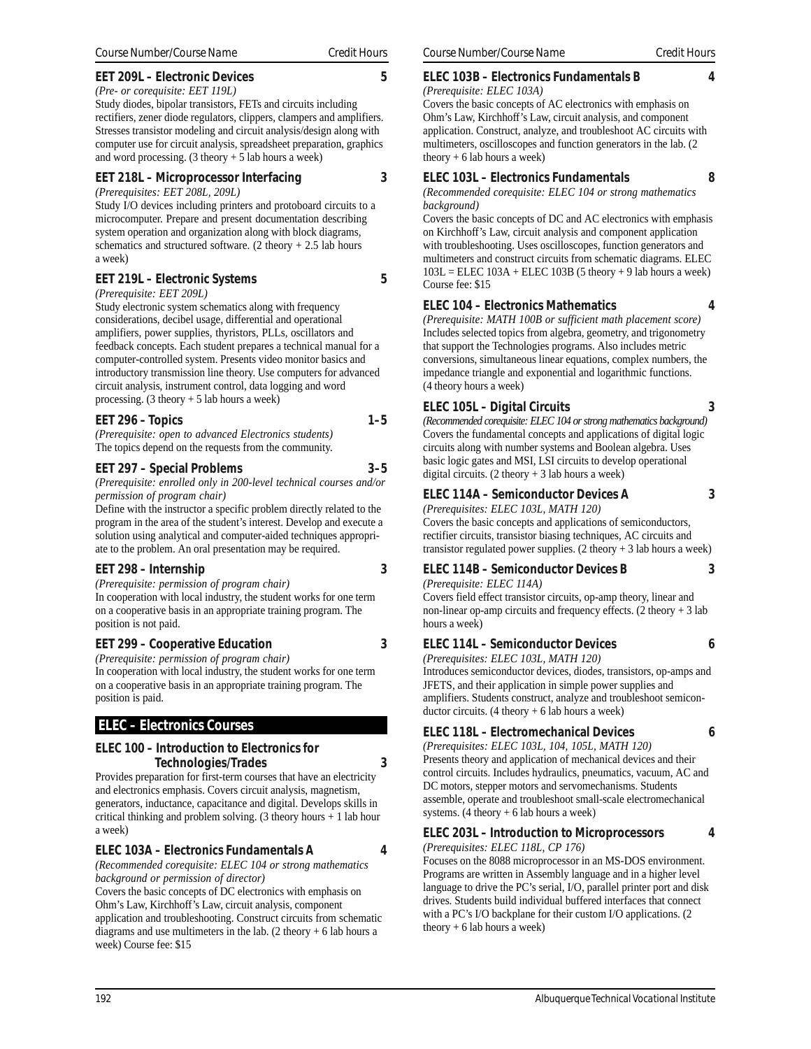Course Number/Course Name — Credit Hours

### EET 209L – Electronic Devices — 5

*(Pre- or corequisite: EET 119L)*

Study diodes, bipolar transistors, FETs and circuits including rectifiers, zener diode regulators, clippers, clampers and amplifiers. Stresses transistor modeling and circuit analysis/design along with computer use for circuit analysis, spreadsheet preparation, graphics and word processing. (3 theory + 5 lab hours a week)

### EET 218L – Microprocessor Interfacing — 3

*(Prerequisites: EET 208L, 209L)*

Study I/O devices including printers and protoboard circuits to a microcomputer. Prepare and present documentation describing system operation and organization along with block diagrams, schematics and structured software. (2 theory + 2.5 lab hours a week)

### EET 219L – Electronic Systems — 5

*(Prerequisite: EET 209L)*

Study electronic system schematics along with frequency considerations, decibel usage, differential and operational amplifiers, power supplies, thyristors, PLLs, oscillators and feedback concepts. Each student prepares a technical manual for a computer-controlled system. Presents video monitor basics and introductory transmission line theory. Use computers for advanced circuit analysis, instrument control, data logging and word processing. (3 theory + 5 lab hours a week)

### EET 296 – Topics — 1–5

*(Prerequisite: open to advanced Electronics students)*

The topics depend on the requests from the community.

### EET 297 – Special Problems — 3–5

*(Prerequisite: enrolled only in 200-level technical courses and/or permission of program chair)*

Define with the instructor a specific problem directly related to the program in the area of the student's interest. Develop and execute a solution using analytical and computer-aided techniques appropriate to the problem. An oral presentation may be required.

### EET 298 – Internship — 3

*(Prerequisite: permission of program chair)*

In cooperation with local industry, the student works for one term on a cooperative basis in an appropriate training program. The position is not paid.

### EET 299 – Cooperative Education — 3

*(Prerequisite: permission of program chair)*

In cooperation with local industry, the student works for one term on a cooperative basis in an appropriate training program. The position is paid.

## ELEC – Electronics Courses

### ELEC 100 – Introduction to Electronics for Technologies/Trades — 3

Provides preparation for first-term courses that have an electricity and electronics emphasis. Covers circuit analysis, magnetism, generators, inductance, capacitance and digital. Develops skills in critical thinking and problem solving. (3 theory hours + 1 lab hour a week)

### ELEC 103A – Electronics Fundamentals A — 4

*(Recommended corequisite: ELEC 104 or strong mathematics background or permission of director)*

Covers the basic concepts of DC electronics with emphasis on Ohm's Law, Kirchhoff's Law, circuit analysis, component application and troubleshooting. Construct circuits from schematic diagrams and use multimeters in the lab. (2 theory + 6 lab hours a week) Course fee: $15

### ELEC 103B – Electronics Fundamentals B — 4

*(Prerequisite: ELEC 103A)*

Covers the basic concepts of AC electronics with emphasis on Ohm's Law, Kirchhoff's Law, circuit analysis, and component application. Construct, analyze, and troubleshoot AC circuits with multimeters, oscilloscopes and function generators in the lab. (2 theory + 6 lab hours a week)

### ELEC 103L – Electronics Fundamentals — 8

*(Recommended corequisite: ELEC 104 or strong mathematics background)*

Covers the basic concepts of DC and AC electronics with emphasis on Kirchhoff's Law, circuit analysis and component application with troubleshooting. Uses oscilloscopes, function generators and multimeters and construct circuits from schematic diagrams. ELEC 103L = ELEC 103A + ELEC 103B (5 theory + 9 lab hours a week) Course fee: $15

### ELEC 104 – Electronics Mathematics — 4

*(Prerequisite: MATH 100B or sufficient math placement score)*

Includes selected topics from algebra, geometry, and trigonometry that support the Technologies programs. Also includes metric conversions, simultaneous linear equations, complex numbers, the impedance triangle and exponential and logarithmic functions. (4 theory hours a week)

### ELEC 105L – Digital Circuits — 3

*(Recommended corequisite: ELEC 104 or strong mathematics background)*

Covers the fundamental concepts and applications of digital logic circuits along with number systems and Boolean algebra. Uses basic logic gates and MSI, LSI circuits to develop operational digital circuits. (2 theory + 3 lab hours a week)

### ELEC 114A – Semiconductor Devices A — 3

*(Prerequisites: ELEC 103L, MATH 120)*

Covers the basic concepts and applications of semiconductors, rectifier circuits, transistor biasing techniques, AC circuits and transistor regulated power supplies. (2 theory + 3 lab hours a week)

### ELEC 114B – Semiconductor Devices B — 3

*(Prerequisite: ELEC 114A)*

Covers field effect transistor circuits, op-amp theory, linear and non-linear op-amp circuits and frequency effects. (2 theory + 3 lab hours a week)

### ELEC 114L – Semiconductor Devices — 6

*(Prerequisites: ELEC 103L, MATH 120)*

Introduces semiconductor devices, diodes, transistors, op-amps and JFETS, and their application in simple power supplies and amplifiers. Students construct, analyze and troubleshoot semiconductor circuits. (4 theory + 6 lab hours a week)

### ELEC 118L – Electromechanical Devices — 6

*(Prerequisites: ELEC 103L, 104, 105L, MATH 120)*

Presents theory and application of mechanical devices and their control circuits. Includes hydraulics, pneumatics, vacuum, AC and DC motors, stepper motors and servomechanisms. Students assemble, operate and troubleshoot small-scale electromechanical systems. (4 theory + 6 lab hours a week)

### ELEC 203L – Introduction to Microprocessors — 4

*(Prerequisites: ELEC 118L, CP 176)*

Focuses on the 8088 microprocessor in an MS-DOS environment. Programs are written in Assembly language and in a higher level language to drive the PC's serial, I/O, parallel printer port and disk drives. Students build individual buffered interfaces that connect with a PC's I/O backplane for their custom I/O applications. (2 theory + 6 lab hours a week)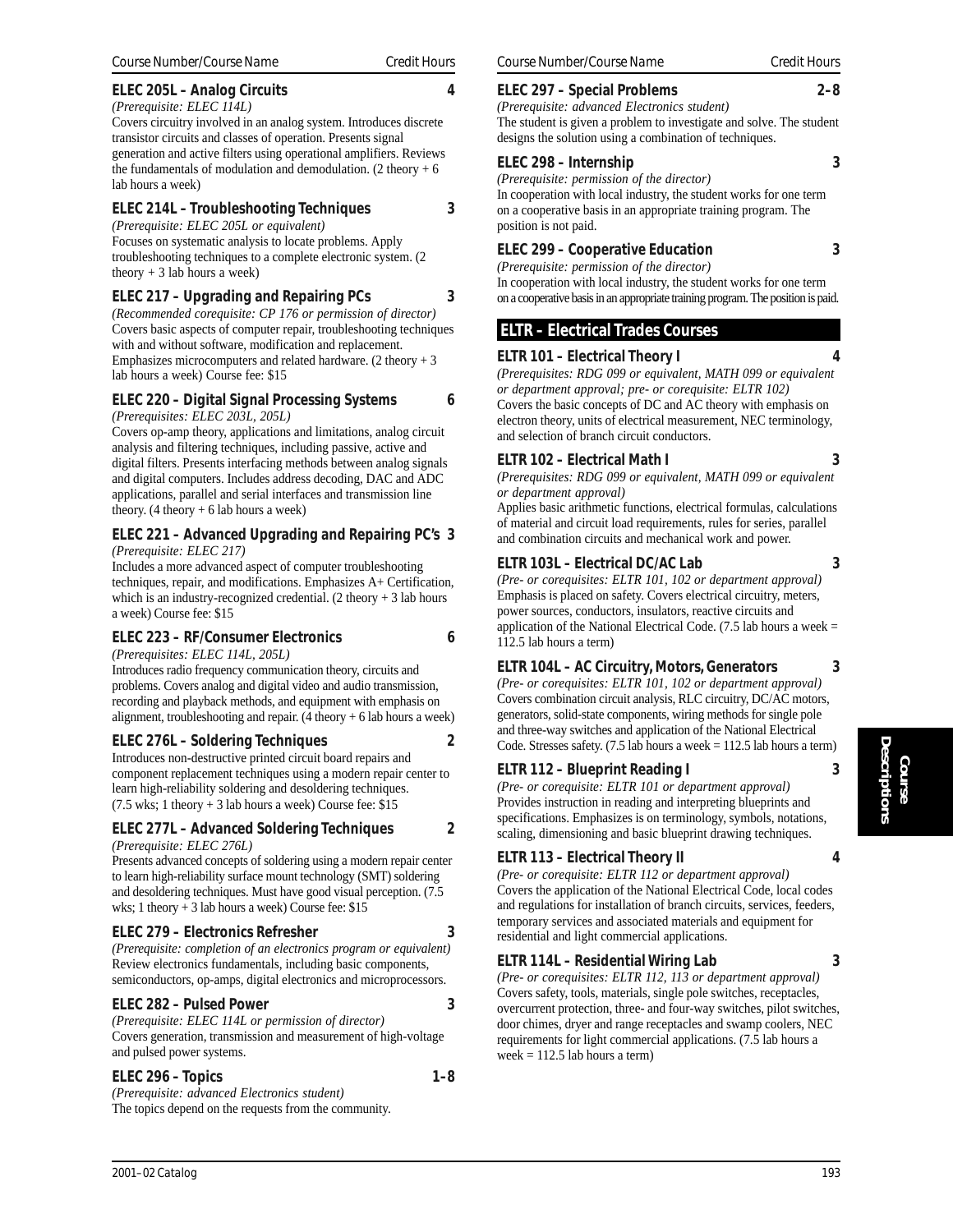Course Number/Course Name — Credit Hours

**ELEC 205L – Analog Circuits** 4

*(Prerequisite: ELEC 114L)*

Covers circuitry involved in an analog system. Introduces discrete transistor circuits and classes of operation. Presents signal generation and active filters using operational amplifiers. Reviews the fundamentals of modulation and demodulation. (2 theory + 6 lab hours a week)

**ELEC 214L – Troubleshooting Techniques** 3

*(Prerequisite: ELEC 205L or equivalent)*

Focuses on systematic analysis to locate problems. Apply troubleshooting techniques to a complete electronic system. (2 theory + 3 lab hours a week)

**ELEC 217 – Upgrading and Repairing PCs** 3

*(Recommended corequisite: CP 176 or permission of director)*

Covers basic aspects of computer repair, troubleshooting techniques with and without software, modification and replacement. Emphasizes microcomputers and related hardware. (2 theory + 3 lab hours a week) Course fee: $15

**ELEC 220 – Digital Signal Processing Systems** 6

*(Prerequisites: ELEC 203L, 205L)*

Covers op-amp theory, applications and limitations, analog circuit analysis and filtering techniques, including passive, active and digital filters. Presents interfacing methods between analog signals and digital computers. Includes address decoding, DAC and ADC applications, parallel and serial interfaces and transmission line theory. (4 theory + 6 lab hours a week)

**ELEC 221 – Advanced Upgrading and Repairing PC's** 3

*(Prerequisite: ELEC 217)*

Includes a more advanced aspect of computer troubleshooting techniques, repair, and modifications. Emphasizes A+ Certification, which is an industry-recognized credential. (2 theory + 3 lab hours a week) Course fee: $15

**ELEC 223 – RF/Consumer Electronics** 6

*(Prerequisites: ELEC 114L, 205L)*

Introduces radio frequency communication theory, circuits and problems. Covers analog and digital video and audio transmission, recording and playback methods, and equipment with emphasis on alignment, troubleshooting and repair. (4 theory + 6 lab hours a week)

**ELEC 276L – Soldering Techniques** 2

Introduces non-destructive printed circuit board repairs and component replacement techniques using a modern repair center to learn high-reliability soldering and desoldering techniques. (7.5 wks; 1 theory + 3 lab hours a week) Course fee: $15

**ELEC 277L – Advanced Soldering Techniques** 2

*(Prerequisite: ELEC 276L)*

Presents advanced concepts of soldering using a modern repair center to learn high-reliability surface mount technology (SMT) soldering and desoldering techniques. Must have good visual perception. (7.5 wks; 1 theory + 3 lab hours a week) Course fee: $15

**ELEC 279 – Electronics Refresher** 3

*(Prerequisite: completion of an electronics program or equivalent)*

Review electronics fundamentals, including basic components, semiconductors, op-amps, digital electronics and microprocessors.

**ELEC 282 – Pulsed Power** 3

*(Prerequisite: ELEC 114L or permission of director)*

Covers generation, transmission and measurement of high-voltage and pulsed power systems.

**ELEC 296 – Topics** 1–8

*(Prerequisite: advanced Electronics student)*

The topics depend on the requests from the community.

**ELEC 297 – Special Problems** 2–8

*(Prerequisite: advanced Electronics student)*

The student is given a problem to investigate and solve. The student designs the solution using a combination of techniques.

**ELEC 298 – Internship** 3

*(Prerequisite: permission of the director)*

In cooperation with local industry, the student works for one term on a cooperative basis in an appropriate training program. The position is not paid.

**ELEC 299 – Cooperative Education** 3

*(Prerequisite: permission of the director)*

In cooperation with local industry, the student works for one term on a cooperative basis in an appropriate training program. The position is paid.

## ELTR – Electrical Trades Courses

**ELTR 101 – Electrical Theory I** 4

*(Prerequisites: RDG 099 or equivalent, MATH 099 or equivalent or department approval; pre- or corequisite: ELTR 102)*

Covers the basic concepts of DC and AC theory with emphasis on electron theory, units of electrical measurement, NEC terminology, and selection of branch circuit conductors.

**ELTR 102 – Electrical Math I** 3

*(Prerequisites: RDG 099 or equivalent, MATH 099 or equivalent or department approval)*

Applies basic arithmetic functions, electrical formulas, calculations of material and circuit load requirements, rules for series, parallel and combination circuits and mechanical work and power.

**ELTR 103L – Electrical DC/AC Lab** 3

*(Pre- or corequisites: ELTR 101, 102 or department approval)*

Emphasis is placed on safety. Covers electrical circuitry, meters, power sources, conductors, insulators, reactive circuits and application of the National Electrical Code. (7.5 lab hours a week = 112.5 lab hours a term)

**ELTR 104L – AC Circuitry, Motors, Generators** 3

*(Pre- or corequisites: ELTR 101, 102 or department approval)*

Covers combination circuit analysis, RLC circuitry, DC/AC motors, generators, solid-state components, wiring methods for single pole and three-way switches and application of the National Electrical Code. Stresses safety. (7.5 lab hours a week = 112.5 lab hours a term)

**ELTR 112 – Blueprint Reading I** 3

*(Pre- or corequisite: ELTR 101 or department approval)*

Provides instruction in reading and interpreting blueprints and specifications. Emphasizes is on terminology, symbols, notations, scaling, dimensioning and basic blueprint drawing techniques.

**ELTR 113 – Electrical Theory II** 4

*(Pre- or corequisite: ELTR 112 or department approval)*

Covers the application of the National Electrical Code, local codes and regulations for installation of branch circuits, services, feeders, temporary services and associated materials and equipment for residential and light commercial applications.

**ELTR 114L – Residential Wiring Lab** 3

*(Pre- or corequisites: ELTR 112, 113 or department approval)*

Covers safety, tools, materials, single pole switches, receptacles, overcurrent protection, three- and four-way switches, pilot switches, door chimes, dryer and range receptacles and swamp coolers, NEC requirements for light commercial applications. (7.5 lab hours a week = 112.5 lab hours a term)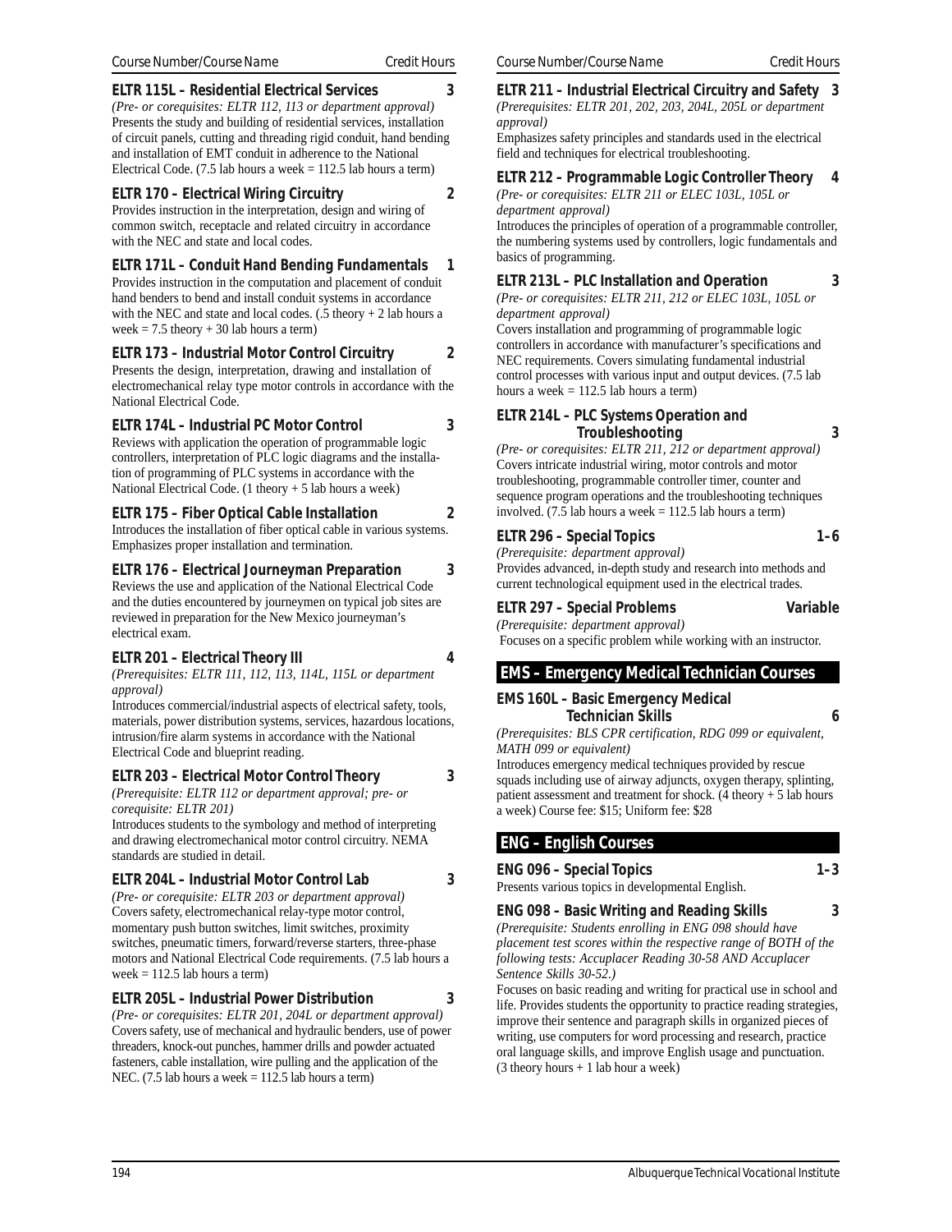Course Number/Course Name — Credit Hours

**ELTR 115L – Residential Electrical Services** — 3

*(Pre- or corequisites: ELTR 112, 113 or department approval)*
Presents the study and building of residential services, installation of circuit panels, cutting and threading rigid conduit, hand bending and installation of EMT conduit in adherence to the National Electrical Code. (7.5 lab hours a week = 112.5 lab hours a term)

**ELTR 170 – Electrical Wiring Circuitry** — 2

Provides instruction in the interpretation, design and wiring of common switch, receptacle and related circuitry in accordance with the NEC and state and local codes.

**ELTR 171L – Conduit Hand Bending Fundamentals** — 1

Provides instruction in the computation and placement of conduit hand benders to bend and install conduit systems in accordance with the NEC and state and local codes. (.5 theory + 2 lab hours a week = 7.5 theory + 30 lab hours a term)

**ELTR 173 – Industrial Motor Control Circuitry** — 2

Presents the design, interpretation, drawing and installation of electromechanical relay type motor controls in accordance with the National Electrical Code.

**ELTR 174L – Industrial PC Motor Control** — 3

Reviews with application the operation of programmable logic controllers, interpretation of PLC logic diagrams and the installation of programming of PLC systems in accordance with the National Electrical Code. (1 theory + 5 lab hours a week)

**ELTR 175 – Fiber Optical Cable Installation** — 2

Introduces the installation of fiber optical cable in various systems. Emphasizes proper installation and termination.

**ELTR 176 – Electrical Journeyman Preparation** — 3

Reviews the use and application of the National Electrical Code and the duties encountered by journeymen on typical job sites are reviewed in preparation for the New Mexico journeyman's electrical exam.

**ELTR 201 – Electrical Theory III** — 4

*(Prerequisites: ELTR 111, 112, 113, 114L, 115L or department approval)*
Introduces commercial/industrial aspects of electrical safety, tools, materials, power distribution systems, services, hazardous locations, intrusion/fire alarm systems in accordance with the National Electrical Code and blueprint reading.

**ELTR 203 – Electrical Motor Control Theory** — 3

*(Prerequisite: ELTR 112 or department approval; pre- or corequisite: ELTR 201)*
Introduces students to the symbology and method of interpreting and drawing electromechanical motor control circuitry. NEMA standards are studied in detail.

**ELTR 204L – Industrial Motor Control Lab** — 3

*(Pre- or corequisite: ELTR 203 or department approval)*
Covers safety, electromechanical relay-type motor control, momentary push button switches, limit switches, proximity switches, pneumatic timers, forward/reverse starters, three-phase motors and National Electrical Code requirements. (7.5 lab hours a week = 112.5 lab hours a term)

**ELTR 205L – Industrial Power Distribution** — 3

*(Pre- or corequisites: ELTR 201, 204L or department approval)*
Covers safety, use of mechanical and hydraulic benders, use of power threaders, knock-out punches, hammer drills and powder actuated fasteners, cable installation, wire pulling and the application of the NEC. (7.5 lab hours a week = 112.5 lab hours a term)

**ELTR 211 – Industrial Electrical Circuitry and Safety** — 3

*(Prerequisites: ELTR 201, 202, 203, 204L, 205L or department approval)*
Emphasizes safety principles and standards used in the electrical field and techniques for electrical troubleshooting.

**ELTR 212 – Programmable Logic Controller Theory** — 4

*(Pre- or corequisites: ELTR 211 or ELEC 103L, 105L or department approval)*
Introduces the principles of operation of a programmable controller, the numbering systems used by controllers, logic fundamentals and basics of programming.

**ELTR 213L – PLC Installation and Operation** — 3

*(Pre- or corequisites: ELTR 211, 212 or ELEC 103L, 105L or department approval)*
Covers installation and programming of programmable logic controllers in accordance with manufacturer's specifications and NEC requirements. Covers simulating fundamental industrial control processes with various input and output devices. (7.5 lab hours a week = 112.5 lab hours a term)

**ELTR 214L – PLC Systems Operation and Troubleshooting** — 3

*(Pre- or corequisites: ELTR 211, 212 or department approval)*
Covers intricate industrial wiring, motor controls and motor troubleshooting, programmable controller timer, counter and sequence program operations and the troubleshooting techniques involved. (7.5 lab hours a week = 112.5 lab hours a term)

**ELTR 296 – Special Topics** — 1–6

*(Prerequisite: department approval)*
Provides advanced, in-depth study and research into methods and current technological equipment used in the electrical trades.

**ELTR 297 – Special Problems** — Variable

*(Prerequisite: department approval)*
Focuses on a specific problem while working with an instructor.

## EMS – Emergency Medical Technician Courses

**EMS 160L – Basic Emergency Medical Technician Skills** — 6

*(Prerequisites: BLS CPR certification, RDG 099 or equivalent, MATH 099 or equivalent)*
Introduces emergency medical techniques provided by rescue squads including use of airway adjuncts, oxygen therapy, splinting, patient assessment and treatment for shock. (4 theory + 5 lab hours a week) Course fee: $15; Uniform fee: $28

## ENG – English Courses

**ENG 096 – Special Topics** — 1–3

Presents various topics in developmental English.

**ENG 098 – Basic Writing and Reading Skills** — 3

*(Prerequisite: Students enrolling in ENG 098 should have placement test scores within the respective range of BOTH of the following tests: Accuplacer Reading 30-58 AND Accuplacer Sentence Skills 30-52.)*
Focuses on basic reading and writing for practical use in school and life. Provides students the opportunity to practice reading strategies, improve their sentence and paragraph skills in organized pieces of writing, use computers for word processing and research, practice oral language skills, and improve English usage and punctuation. (3 theory hours + 1 lab hour a week)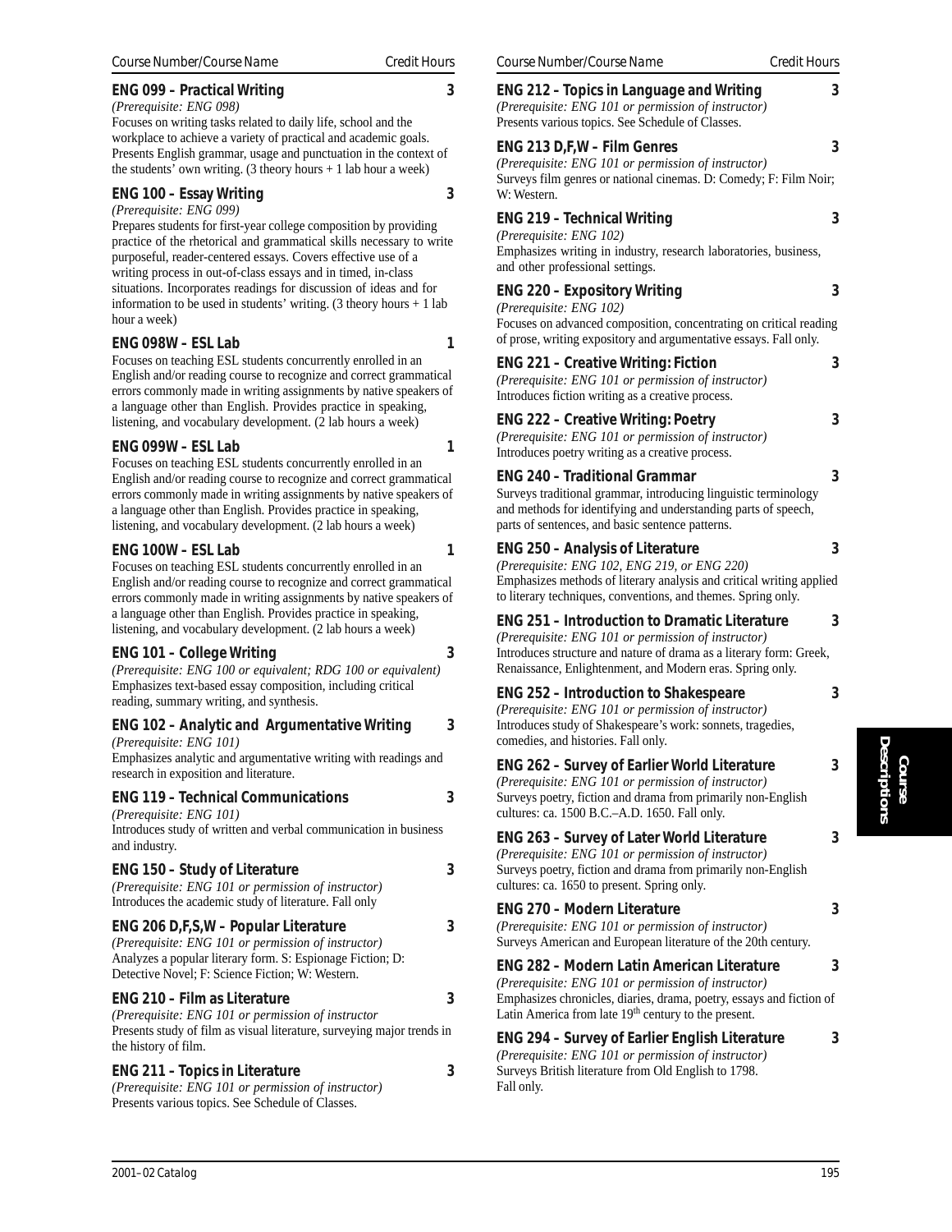| Course Number/Course Name | Credit Hours |
|---|---|

**ENG 099 – Practical Writing** 3
*(Prerequisite: ENG 098)*
Focuses on writing tasks related to daily life, school and the workplace to achieve a variety of practical and academic goals. Presents English grammar, usage and punctuation in the context of the students' own writing. (3 theory hours + 1 lab hour a week)

**ENG 100 – Essay Writing** 3
*(Prerequisite: ENG 099)*
Prepares students for first-year college composition by providing practice of the rhetorical and grammatical skills necessary to write purposeful, reader-centered essays. Covers effective use of a writing process in out-of-class essays and in timed, in-class situations. Incorporates readings for discussion of ideas and for information to be used in students' writing. (3 theory hours + 1 lab hour a week)

**ENG 098W – ESL Lab** 1
Focuses on teaching ESL students concurrently enrolled in an English and/or reading course to recognize and correct grammatical errors commonly made in writing assignments by native speakers of a language other than English. Provides practice in speaking, listening, and vocabulary development. (2 lab hours a week)

**ENG 099W – ESL Lab** 1
Focuses on teaching ESL students concurrently enrolled in an English and/or reading course to recognize and correct grammatical errors commonly made in writing assignments by native speakers of a language other than English. Provides practice in speaking, listening, and vocabulary development. (2 lab hours a week)

**ENG 100W – ESL Lab** 1
Focuses on teaching ESL students concurrently enrolled in an English and/or reading course to recognize and correct grammatical errors commonly made in writing assignments by native speakers of a language other than English. Provides practice in speaking, listening, and vocabulary development. (2 lab hours a week)

**ENG 101 – College Writing** 3
*(Prerequisite: ENG 100 or equivalent; RDG 100 or equivalent)*
Emphasizes text-based essay composition, including critical reading, summary writing, and synthesis.

**ENG 102 – Analytic and Argumentative Writing** 3
*(Prerequisite: ENG 101)*
Emphasizes analytic and argumentative writing with readings and research in exposition and literature.

**ENG 119 – Technical Communications** 3
*(Prerequisite: ENG 101)*
Introduces study of written and verbal communication in business and industry.

**ENG 150 – Study of Literature** 3
*(Prerequisite: ENG 101 or permission of instructor)*
Introduces the academic study of literature. Fall only

**ENG 206 D,F,S,W – Popular Literature** 3
*(Prerequisite: ENG 101 or permission of instructor)*
Analyzes a popular literary form. S: Espionage Fiction; D: Detective Novel; F: Science Fiction; W: Western.

**ENG 210 – Film as Literature** 3
*(Prerequisite: ENG 101 or permission of instructor*
Presents study of film as visual literature, surveying major trends in the history of film.

**ENG 211 – Topics in Literature** 3
*(Prerequisite: ENG 101 or permission of instructor)*
Presents various topics. See Schedule of Classes.

**ENG 212 – Topics in Language and Writing** 3
*(Prerequisite: ENG 101 or permission of instructor)*
Presents various topics. See Schedule of Classes.

**ENG 213 D,F,W – Film Genres** 3
*(Prerequisite: ENG 101 or permission of instructor)*
Surveys film genres or national cinemas. D: Comedy; F: Film Noir; W: Western.

**ENG 219 – Technical Writing** 3
*(Prerequisite: ENG 102)*
Emphasizes writing in industry, research laboratories, business, and other professional settings.

**ENG 220 – Expository Writing** 3
*(Prerequisite: ENG 102)*
Focuses on advanced composition, concentrating on critical reading of prose, writing expository and argumentative essays. Fall only.

**ENG 221 – Creative Writing: Fiction** 3
*(Prerequisite: ENG 101 or permission of instructor)*
Introduces fiction writing as a creative process.

**ENG 222 – Creative Writing: Poetry** 3
*(Prerequisite: ENG 101 or permission of instructor)*
Introduces poetry writing as a creative process.

**ENG 240 – Traditional Grammar** 3
Surveys traditional grammar, introducing linguistic terminology and methods for identifying and understanding parts of speech, parts of sentences, and basic sentence patterns.

**ENG 250 – Analysis of Literature** 3
*(Prerequisite: ENG 102, ENG 219, or ENG 220)*
Emphasizes methods of literary analysis and critical writing applied to literary techniques, conventions, and themes. Spring only.

**ENG 251 – Introduction to Dramatic Literature** 3
*(Prerequisite: ENG 101 or permission of instructor)*
Introduces structure and nature of drama as a literary form: Greek, Renaissance, Enlightenment, and Modern eras. Spring only.

**ENG 252 – Introduction to Shakespeare** 3
*(Prerequisite: ENG 101 or permission of instructor)*
Introduces study of Shakespeare's work: sonnets, tragedies, comedies, and histories. Fall only.

**ENG 262 – Survey of Earlier World Literature** 3
*(Prerequisite: ENG 101 or permission of instructor)*
Surveys poetry, fiction and drama from primarily non-English cultures: ca. 1500 B.C.–A.D. 1650. Fall only.

**ENG 263 – Survey of Later World Literature** 3
*(Prerequisite: ENG 101 or permission of instructor)*
Surveys poetry, fiction and drama from primarily non-English cultures: ca. 1650 to present. Spring only.

**ENG 270 – Modern Literature** 3
*(Prerequisite: ENG 101 or permission of instructor)*
Surveys American and European literature of the 20th century.

**ENG 282 – Modern Latin American Literature** 3
*(Prerequisite: ENG 101 or permission of instructor)*
Emphasizes chronicles, diaries, drama, poetry, essays and fiction of Latin America from late 19th century to the present.

**ENG 294 – Survey of Earlier English Literature** 3
*(Prerequisite: ENG 101 or permission of instructor)*
Surveys British literature from Old English to 1798. Fall only.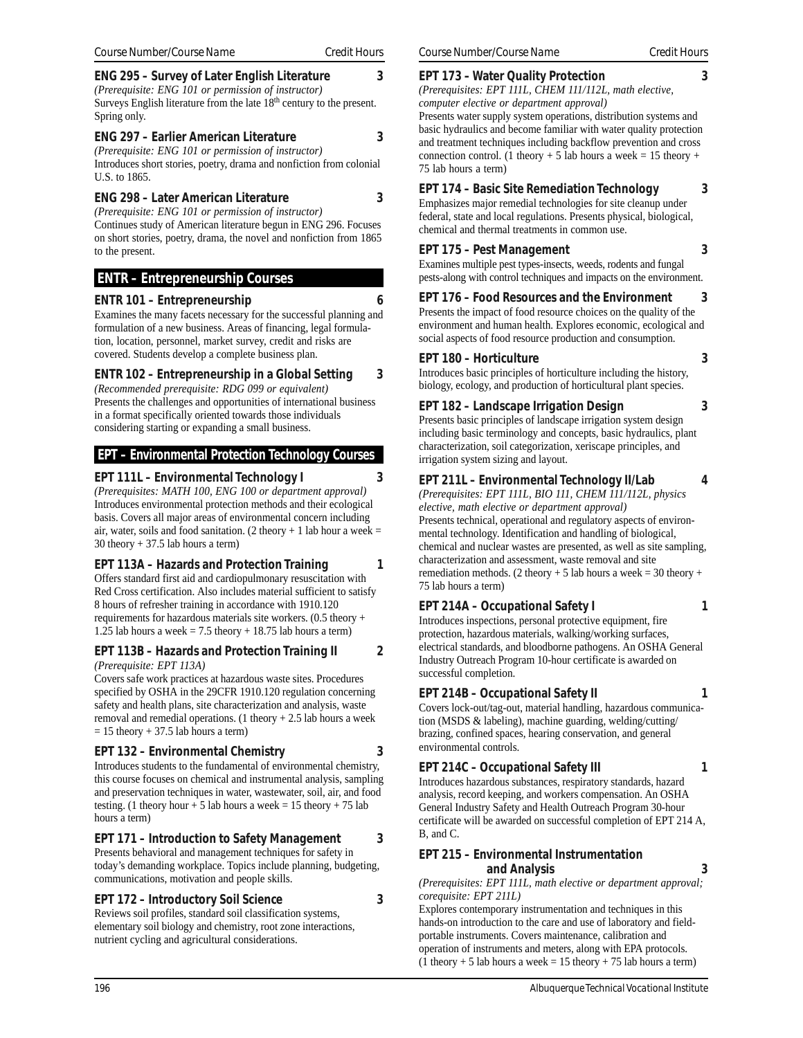Course Number/Course Name — Credit Hours

**ENG 295 – Survey of Later English Literature — 3**
*(Prerequisite: ENG 101 or permission of instructor)*
Surveys English literature from the late 18th century to the present. Spring only.

**ENG 297 – Earlier American Literature — 3**
*(Prerequisite: ENG 101 or permission of instructor)*
Introduces short stories, poetry, drama and nonfiction from colonial U.S. to 1865.

**ENG 298 – Later American Literature — 3**
*(Prerequisite: ENG 101 or permission of instructor)*
Continues study of American literature begun in ENG 296. Focuses on short stories, poetry, drama, the novel and nonfiction from 1865 to the present.

## ENTR – Entrepreneurship Courses

**ENTR 101 – Entrepreneurship — 6**
Examines the many facets necessary for the successful planning and formulation of a new business. Areas of financing, legal formulation, location, personnel, market survey, credit and risks are covered. Students develop a complete business plan.

**ENTR 102 – Entrepreneurship in a Global Setting — 3**
*(Recommended prerequisite: RDG 099 or equivalent)*
Presents the challenges and opportunities of international business in a format specifically oriented towards those individuals considering starting or expanding a small business.

## EPT – Environmental Protection Technology Courses

**EPT 111L – Environmental Technology I — 3**
*(Prerequisites: MATH 100, ENG 100 or department approval)*
Introduces environmental protection methods and their ecological basis. Covers all major areas of environmental concern including air, water, soils and food sanitation. (2 theory + 1 lab hour a week = 30 theory + 37.5 lab hours a term)

**EPT 113A – Hazards and Protection Training — 1**
Offers standard first aid and cardiopulmonary resuscitation with Red Cross certification. Also includes material sufficient to satisfy 8 hours of refresher training in accordance with 1910.120 requirements for hazardous materials site workers. (0.5 theory + 1.25 lab hours a week = 7.5 theory + 18.75 lab hours a term)

**EPT 113B – Hazards and Protection Training II — 2**
*(Prerequisite: EPT 113A)*
Covers safe work practices at hazardous waste sites. Procedures specified by OSHA in the 29CFR 1910.120 regulation concerning safety and health plans, site characterization and analysis, waste removal and remedial operations. (1 theory + 2.5 lab hours a week = 15 theory + 37.5 lab hours a term)

**EPT 132 – Environmental Chemistry — 3**
Introduces students to the fundamental of environmental chemistry, this course focuses on chemical and instrumental analysis, sampling and preservation techniques in water, wastewater, soil, air, and food testing. (1 theory hour + 5 lab hours a week = 15 theory + 75 lab hours a term)

**EPT 171 – Introduction to Safety Management — 3**
Presents behavioral and management techniques for safety in today's demanding workplace. Topics include planning, budgeting, communications, motivation and people skills.

**EPT 172 – Introductory Soil Science — 3**
Reviews soil profiles, standard soil classification systems, elementary soil biology and chemistry, root zone interactions, nutrient cycling and agricultural considerations.

**EPT 173 – Water Quality Protection — 3**
*(Prerequisites: EPT 111L, CHEM 111/112L, math elective, computer elective or department approval)*
Presents water supply system operations, distribution systems and basic hydraulics and become familiar with water quality protection and treatment techniques including backflow prevention and cross connection control. (1 theory + 5 lab hours a week = 15 theory + 75 lab hours a term)

**EPT 174 – Basic Site Remediation Technology — 3**
Emphasizes major remedial technologies for site cleanup under federal, state and local regulations. Presents physical, biological, chemical and thermal treatments in common use.

**EPT 175 – Pest Management — 3**
Examines multiple pest types-insects, weeds, rodents and fungal pests-along with control techniques and impacts on the environment.

**EPT 176 – Food Resources and the Environment — 3**
Presents the impact of food resource choices on the quality of the environment and human health. Explores economic, ecological and social aspects of food resource production and consumption.

**EPT 180 – Horticulture — 3**
Introduces basic principles of horticulture including the history, biology, ecology, and production of horticultural plant species.

**EPT 182 – Landscape Irrigation Design — 3**
Presents basic principles of landscape irrigation system design including basic terminology and concepts, basic hydraulics, plant characterization, soil categorization, xeriscape principles, and irrigation system sizing and layout.

**EPT 211L – Environmental Technology II/Lab — 4**
*(Prerequisites: EPT 111L, BIO 111, CHEM 111/112L, physics elective, math elective or department approval)*
Presents technical, operational and regulatory aspects of environmental technology. Identification and handling of biological, chemical and nuclear wastes are presented, as well as site sampling, characterization and assessment, waste removal and site remediation methods. (2 theory + 5 lab hours a week = 30 theory + 75 lab hours a term)

**EPT 214A – Occupational Safety I — 1**
Introduces inspections, personal protective equipment, fire protection, hazardous materials, walking/working surfaces, electrical standards, and bloodborne pathogens. An OSHA General Industry Outreach Program 10-hour certificate is awarded on successful completion.

**EPT 214B – Occupational Safety II — 1**
Covers lock-out/tag-out, material handling, hazardous communication (MSDS & labeling), machine guarding, welding/cutting/brazing, confined spaces, hearing conservation, and general environmental controls.

**EPT 214C – Occupational Safety III — 1**
Introduces hazardous substances, respiratory standards, hazard analysis, record keeping, and workers compensation. An OSHA General Industry Safety and Health Outreach Program 30-hour certificate will be awarded on successful completion of EPT 214 A, B, and C.

**EPT 215 – Environmental Instrumentation and Analysis — 3**
*(Prerequisites: EPT 111L, math elective or department approval; corequisite: EPT 211L)*
Explores contemporary instrumentation and techniques in this hands-on introduction to the care and use of laboratory and field-portable instruments. Covers maintenance, calibration and operation of instruments and meters, along with EPA protocols. (1 theory + 5 lab hours a week = 15 theory + 75 lab hours a term)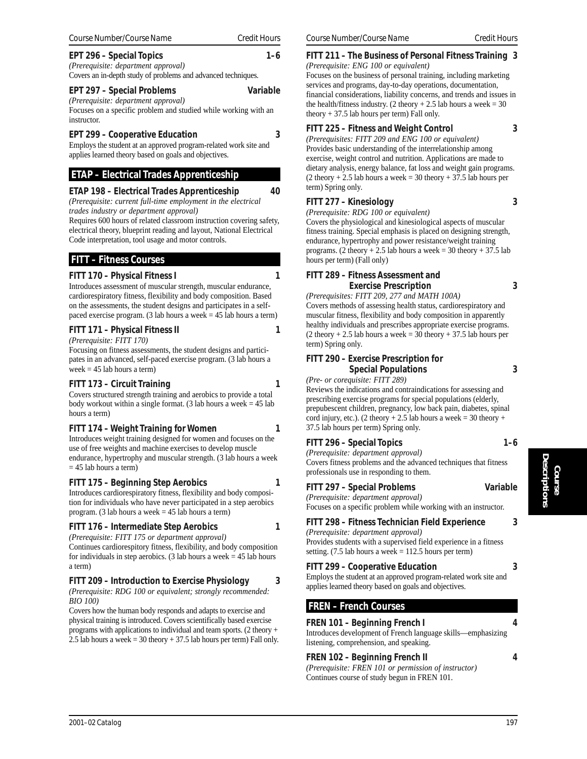Course Number/Course Name — Credit Hours

**EPT 296 – Special Topics** — **1–6**
*(Prerequisite: department approval)*
Covers an in-depth study of problems and advanced techniques.

**EPT 297 – Special Problems** — **Variable**
*(Prerequisite: department approval)*
Focuses on a specific problem and studied while working with an instructor.

**EPT 299 – Cooperative Education** — **3**
Employs the student at an approved program-related work site and applies learned theory based on goals and objectives.

## ETAP – Electrical Trades Apprenticeship

**ETAP 198 – Electrical Trades Apprenticeship** — **40**
*(Prerequisite: current full-time employment in the electrical trades industry or department approval)*
Requires 600 hours of related classroom instruction covering safety, electrical theory, blueprint reading and layout, National Electrical Code interpretation, tool usage and motor controls.

## FITT – Fitness Courses

**FITT 170 – Physical Fitness I** — **1**
Introduces assessment of muscular strength, muscular endurance, cardiorespiratory fitness, flexibility and body composition. Based on the assessments, the student designs and participates in a self-paced exercise program. (3 lab hours a week = 45 lab hours a term)

**FITT 171 – Physical Fitness II** — **1**
*(Prerequisite: FITT 170)*
Focusing on fitness assessments, the student designs and participates in an advanced, self-paced exercise program. (3 lab hours a week = 45 lab hours a term)

**FITT 173 – Circuit Training** — **1**
Covers structured strength training and aerobics to provide a total body workout within a single format. (3 lab hours a week = 45 lab hours a term)

**FITT 174 – Weight Training for Women** — **1**
Introduces weight training designed for women and focuses on the use of free weights and machine exercises to develop muscle endurance, hypertrophy and muscular strength. (3 lab hours a week = 45 lab hours a term)

**FITT 175 – Beginning Step Aerobics** — **1**
Introduces cardiorespiratory fitness, flexibility and body composition for individuals who have never participated in a step aerobics program. (3 lab hours a week = 45 lab hours a term)

**FITT 176 – Intermediate Step Aerobics** — **1**
*(Prerequisite: FITT 175 or department approval)*
Continues cardiorespitory fitness, flexibility, and body composition for individuals in step aerobics. (3 lab hours a week = 45 lab hours a term)

**FITT 209 – Introduction to Exercise Physiology** — **3**
*(Prerequisite: RDG 100 or equivalent; strongly recommended: BIO 100)*
Covers how the human body responds and adapts to exercise and physical training is introduced. Covers scientifically based exercise programs with applications to individual and team sports. (2 theory + 2.5 lab hours a week = 30 theory + 37.5 lab hours per term) Fall only.

**FITT 211 – The Business of Personal Fitness Training** — **3**
*(Prerequisite: ENG 100 or equivalent)*
Focuses on the business of personal training, including marketing services and programs, day-to-day operations, documentation, financial considerations, liability concerns, and trends and issues in the health/fitness industry. (2 theory + 2.5 lab hours a week = 30 theory + 37.5 lab hours per term) Fall only.

**FITT 225 – Fitness and Weight Control** — **3**
*(Prerequisites: FITT 209 and ENG 100 or equivalent)*
Provides basic understanding of the interrelationship among exercise, weight control and nutrition. Applications are made to dietary analysis, energy balance, fat loss and weight gain programs. (2 theory + 2.5 lab hours a week = 30 theory + 37.5 lab hours per term) Spring only.

**FITT 277 – Kinesiology** — **3**
*(Prerequisite: RDG 100 or equivalent)*
Covers the physiological and kinesiological aspects of muscular fitness training. Special emphasis is placed on designing strength, endurance, hypertrophy and power resistance/weight training programs. (2 theory + 2.5 lab hours a week = 30 theory + 37.5 lab hours per term) (Fall only)

**FITT 289 – Fitness Assessment and Exercise Prescription** — **3**
*(Prerequisites: FITT 209, 277 and MATH 100A)*
Covers methods of assessing health status, cardiorespiratory and muscular fitness, flexibility and body composition in apparently healthy individuals and prescribes appropriate exercise programs. (2 theory + 2.5 lab hours a week = 30 theory + 37.5 lab hours per term) Spring only.

**FITT 290 – Exercise Prescription for Special Populations** — **3**
*(Pre- or corequisite: FITT 289)*
Reviews the indications and contraindications for assessing and prescribing exercise programs for special populations (elderly, prepubescent children, pregnancy, low back pain, diabetes, spinal cord injury, etc.). (2 theory + 2.5 lab hours a week = 30 theory + 37.5 lab hours per term) Spring only.

**FITT 296 – Special Topics** — **1–6**
*(Prerequisite: department approval)*
Covers fitness problems and the advanced techniques that fitness professionals use in responding to them.

**FITT 297 – Special Problems** — **Variable**
*(Prerequisite: department approval)*
Focuses on a specific problem while working with an instructor.

**FITT 298 – Fitness Technician Field Experience** — **3**
*(Prerequisite: department approval)*
Provides students with a supervised field experience in a fitness setting. (7.5 lab hours a week = 112.5 hours per term)

**FITT 299 – Cooperative Education** — **3**
Employs the student at an approved program-related work site and applies learned theory based on goals and objectives.

## FREN – French Courses

**FREN 101 – Beginning French I** — **4**
Introduces development of French language skills—emphasizing listening, comprehension, and speaking.

**FREN 102 – Beginning French II** — **4**
*(Prerequisite: FREN 101 or permission of instructor)*
Continues course of study begun in FREN 101.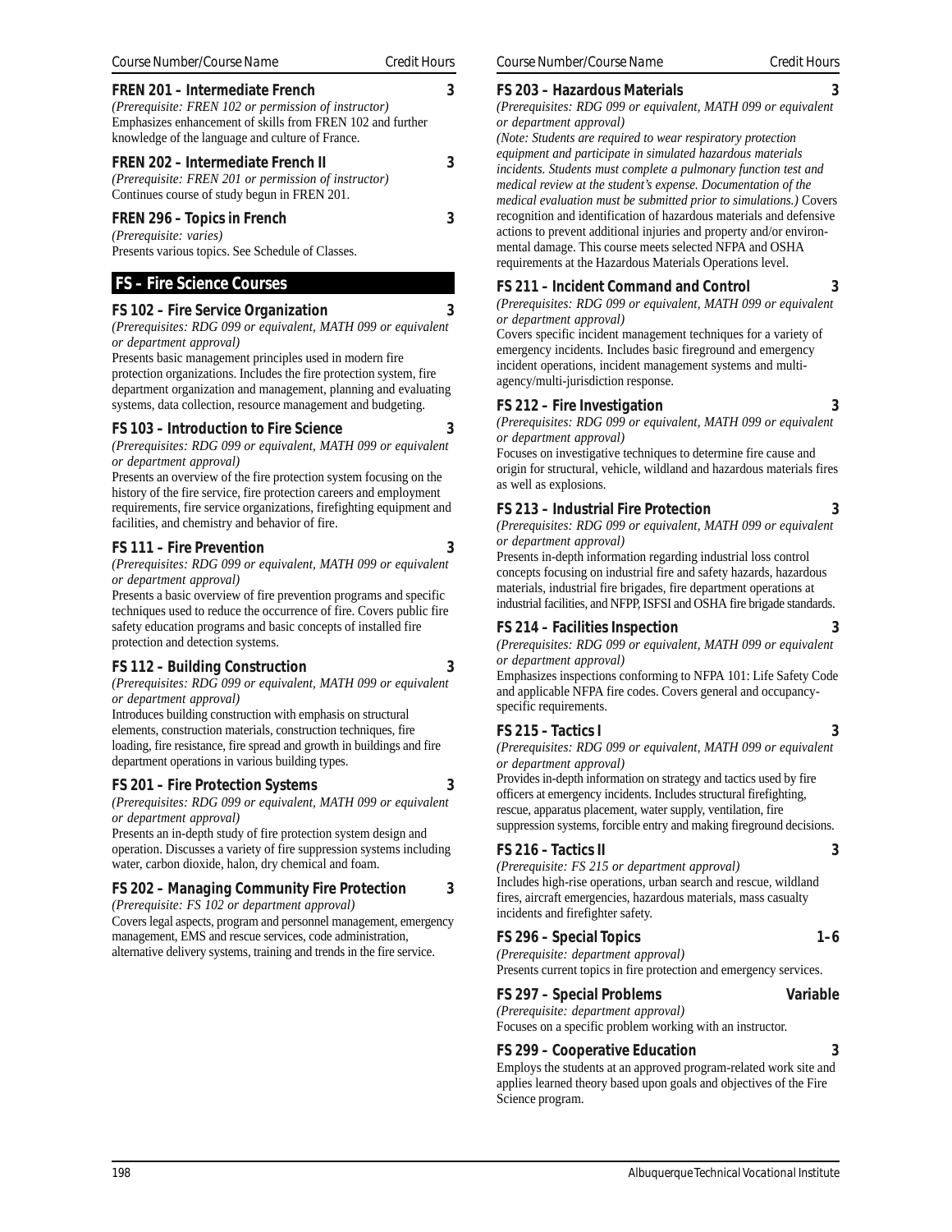Course Number/Course Name | Credit Hours

**FREN 201 – Intermediate French** 3
*(Prerequisite: FREN 102 or permission of instructor)*
Emphasizes enhancement of skills from FREN 102 and further knowledge of the language and culture of France.

**FREN 202 – Intermediate French II** 3
*(Prerequisite: FREN 201 or permission of instructor)*
Continues course of study begun in FREN 201.

**FREN 296 – Topics in French** 3
*(Prerequisite: varies)*
Presents various topics. See Schedule of Classes.

## FS – Fire Science Courses

**FS 102 – Fire Service Organization** 3
*(Prerequisites: RDG 099 or equivalent, MATH 099 or equivalent or department approval)*
Presents basic management principles used in modern fire protection organizations. Includes the fire protection system, fire department organization and management, planning and evaluating systems, data collection, resource management and budgeting.

**FS 103 – Introduction to Fire Science** 3
*(Prerequisites: RDG 099 or equivalent, MATH 099 or equivalent or department approval)*
Presents an overview of the fire protection system focusing on the history of the fire service, fire protection careers and employment requirements, fire service organizations, firefighting equipment and facilities, and chemistry and behavior of fire.

**FS 111 – Fire Prevention** 3
*(Prerequisites: RDG 099 or equivalent, MATH 099 or equivalent or department approval)*
Presents a basic overview of fire prevention programs and specific techniques used to reduce the occurrence of fire. Covers public fire safety education programs and basic concepts of installed fire protection and detection systems.

**FS 112 – Building Construction** 3
*(Prerequisites: RDG 099 or equivalent, MATH 099 or equivalent or department approval)*
Introduces building construction with emphasis on structural elements, construction materials, construction techniques, fire loading, fire resistance, fire spread and growth in buildings and fire department operations in various building types.

**FS 201 – Fire Protection Systems** 3
*(Prerequisites: RDG 099 or equivalent, MATH 099 or equivalent or department approval)*
Presents an in-depth study of fire protection system design and operation. Discusses a variety of fire suppression systems including water, carbon dioxide, halon, dry chemical and foam.

**FS 202 – Managing Community Fire Protection** 3
*(Prerequisite: FS 102 or department approval)*
Covers legal aspects, program and personnel management, emergency management, EMS and rescue services, code administration, alternative delivery systems, training and trends in the fire service.

**FS 203 – Hazardous Materials** 3
*(Prerequisites: RDG 099 or equivalent, MATH 099 or equivalent or department approval)*
*(Note: Students are required to wear respiratory protection equipment and participate in simulated hazardous materials incidents. Students must complete a pulmonary function test and medical review at the student's expense. Documentation of the medical evaluation must be submitted prior to simulations.)* Covers recognition and identification of hazardous materials and defensive actions to prevent additional injuries and property and/or environmental damage. This course meets selected NFPA and OSHA requirements at the Hazardous Materials Operations level.

**FS 211 – Incident Command and Control** 3
*(Prerequisites: RDG 099 or equivalent, MATH 099 or equivalent or department approval)*
Covers specific incident management techniques for a variety of emergency incidents. Includes basic fireground and emergency incident operations, incident management systems and multi-agency/multi-jurisdiction response.

**FS 212 – Fire Investigation** 3
*(Prerequisites: RDG 099 or equivalent, MATH 099 or equivalent or department approval)*
Focuses on investigative techniques to determine fire cause and origin for structural, vehicle, wildland and hazardous materials fires as well as explosions.

**FS 213 – Industrial Fire Protection** 3
*(Prerequisites: RDG 099 or equivalent, MATH 099 or equivalent or department approval)*
Presents in-depth information regarding industrial loss control concepts focusing on industrial fire and safety hazards, hazardous materials, industrial fire brigades, fire department operations at industrial facilities, and NFPP, ISFSI and OSHA fire brigade standards.

**FS 214 – Facilities Inspection** 3
*(Prerequisites: RDG 099 or equivalent, MATH 099 or equivalent or department approval)*
Emphasizes inspections conforming to NFPA 101: Life Safety Code and applicable NFPA fire codes. Covers general and occupancy-specific requirements.

**FS 215 – Tactics I** 3
*(Prerequisites: RDG 099 or equivalent, MATH 099 or equivalent or department approval)*
Provides in-depth information on strategy and tactics used by fire officers at emergency incidents. Includes structural firefighting, rescue, apparatus placement, water supply, ventilation, fire suppression systems, forcible entry and making fireground decisions.

**FS 216 – Tactics II** 3
*(Prerequisite: FS 215 or department approval)*
Includes high-rise operations, urban search and rescue, wildland fires, aircraft emergencies, hazardous materials, mass casualty incidents and firefighter safety.

**FS 296 – Special Topics** 1–6
*(Prerequisite: department approval)*
Presents current topics in fire protection and emergency services.

**FS 297 – Special Problems** Variable
*(Prerequisite: department approval)*
Focuses on a specific problem working with an instructor.

**FS 299 – Cooperative Education** 3
Employs the students at an approved program-related work site and applies learned theory based upon goals and objectives of the Fire Science program.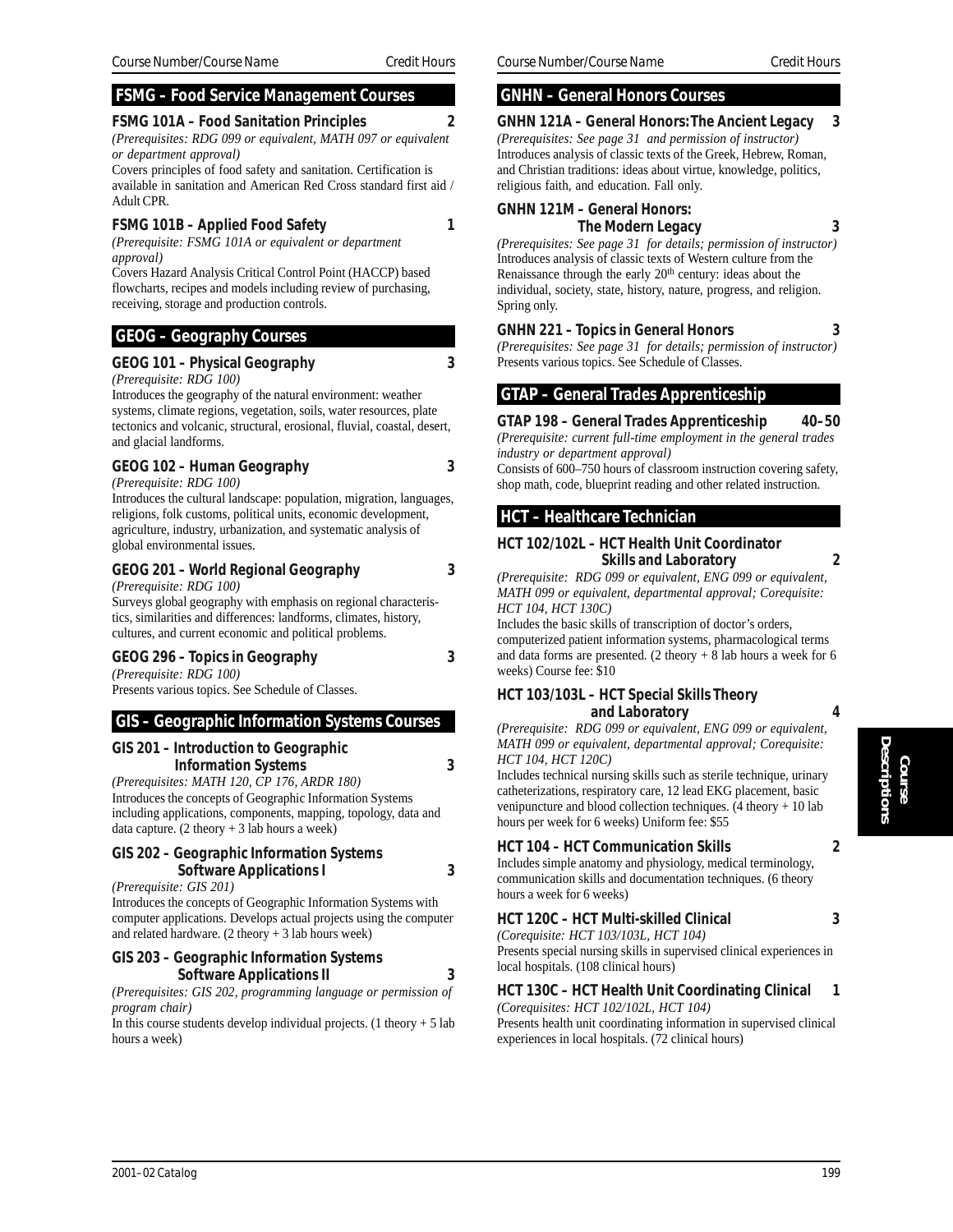## FSMG – Food Service Management Courses

**FSMG 101A – Food Sanitation Principles — 2**

*(Prerequisites: RDG 099 or equivalent, MATH 097 or equivalent or department approval)*

Covers principles of food safety and sanitation. Certification is available in sanitation and American Red Cross standard first aid / Adult CPR.

**FSMG 101B – Applied Food Safety — 1**

*(Prerequisite: FSMG 101A or equivalent or department approval)*

Covers Hazard Analysis Critical Control Point (HACCP) based flowcharts, recipes and models including review of purchasing, receiving, storage and production controls.

## GEOG – Geography Courses

**GEOG 101 – Physical Geography — 3**

*(Prerequisite: RDG 100)*

Introduces the geography of the natural environment: weather systems, climate regions, vegetation, soils, water resources, plate tectonics and volcanic, structural, erosional, fluvial, coastal, desert, and glacial landforms.

**GEOG 102 – Human Geography — 3**

*(Prerequisite: RDG 100)*

Introduces the cultural landscape: population, migration, languages, religions, folk customs, political units, economic development, agriculture, industry, urbanization, and systematic analysis of global environmental issues.

**GEOG 201 – World Regional Geography — 3**

*(Prerequisite: RDG 100)*

Surveys global geography with emphasis on regional characteristics, similarities and differences: landforms, climates, history, cultures, and current economic and political problems.

**GEOG 296 – Topics in Geography — 3**

*(Prerequisite: RDG 100)*

Presents various topics. See Schedule of Classes.

## GIS – Geographic Information Systems Courses

**GIS 201 – Introduction to Geographic Information Systems — 3**

*(Prerequisites: MATH 120, CP 176, ARDR 180)*

Introduces the concepts of Geographic Information Systems including applications, components, mapping, topology, data and data capture. (2 theory + 3 lab hours a week)

**GIS 202 – Geographic Information Systems Software Applications I — 3**

*(Prerequisite: GIS 201)*

Introduces the concepts of Geographic Information Systems with computer applications. Develops actual projects using the computer and related hardware. (2 theory + 3 lab hours week)

**GIS 203 – Geographic Information Systems Software Applications II — 3**

*(Prerequisites: GIS 202, programming language or permission of program chair)*

In this course students develop individual projects. (1 theory + 5 lab hours a week)

## GNHN – General Honors Courses

**GNHN 121A – General Honors: The Ancient Legacy — 3**

*(Prerequisites: See page 31 and permission of instructor)*

Introduces analysis of classic texts of the Greek, Hebrew, Roman, and Christian traditions: ideas about virtue, knowledge, politics, religious faith, and education. Fall only.

**GNHN 121M – General Honors: The Modern Legacy — 3**

*(Prerequisites: See page 31 for details; permission of instructor)*

Introduces analysis of classic texts of Western culture from the Renaissance through the early 20th century: ideas about the individual, society, state, history, nature, progress, and religion. Spring only.

**GNHN 221 – Topics in General Honors — 3**

*(Prerequisites: See page 31 for details; permission of instructor)*

Presents various topics. See Schedule of Classes.

## GTAP – General Trades Apprenticeship

**GTAP 198 – General Trades Apprenticeship — 40–50**

*(Prerequisite: current full-time employment in the general trades industry or department approval)*

Consists of 600–750 hours of classroom instruction covering safety, shop math, code, blueprint reading and other related instruction.

## HCT – Healthcare Technician

**HCT 102/102L – HCT Health Unit Coordinator Skills and Laboratory — 2**

*(Prerequisite: RDG 099 or equivalent, ENG 099 or equivalent, MATH 099 or equivalent, departmental approval; Corequisite: HCT 104, HCT 130C)*

Includes the basic skills of transcription of doctor's orders, computerized patient information systems, pharmacological terms and data forms are presented. (2 theory + 8 lab hours a week for 6 weeks) Course fee: $10

**HCT 103/103L – HCT Special Skills Theory and Laboratory — 4**

*(Prerequisite: RDG 099 or equivalent, ENG 099 or equivalent, MATH 099 or equivalent, departmental approval; Corequisite: HCT 104, HCT 120C)*

Includes technical nursing skills such as sterile technique, urinary catheterizations, respiratory care, 12 lead EKG placement, basic venipuncture and blood collection techniques. (4 theory + 10 lab hours per week for 6 weeks) Uniform fee: $55

**HCT 104 – HCT Communication Skills — 2**

Includes simple anatomy and physiology, medical terminology, communication skills and documentation techniques. (6 theory hours a week for 6 weeks)

**HCT 120C – HCT Multi-skilled Clinical — 3**

*(Corequisite: HCT 103/103L, HCT 104)*

Presents special nursing skills in supervised clinical experiences in local hospitals. (108 clinical hours)

**HCT 130C – HCT Health Unit Coordinating Clinical — 1**

*(Corequisites: HCT 102/102L, HCT 104)*

Presents health unit coordinating information in supervised clinical experiences in local hospitals. (72 clinical hours)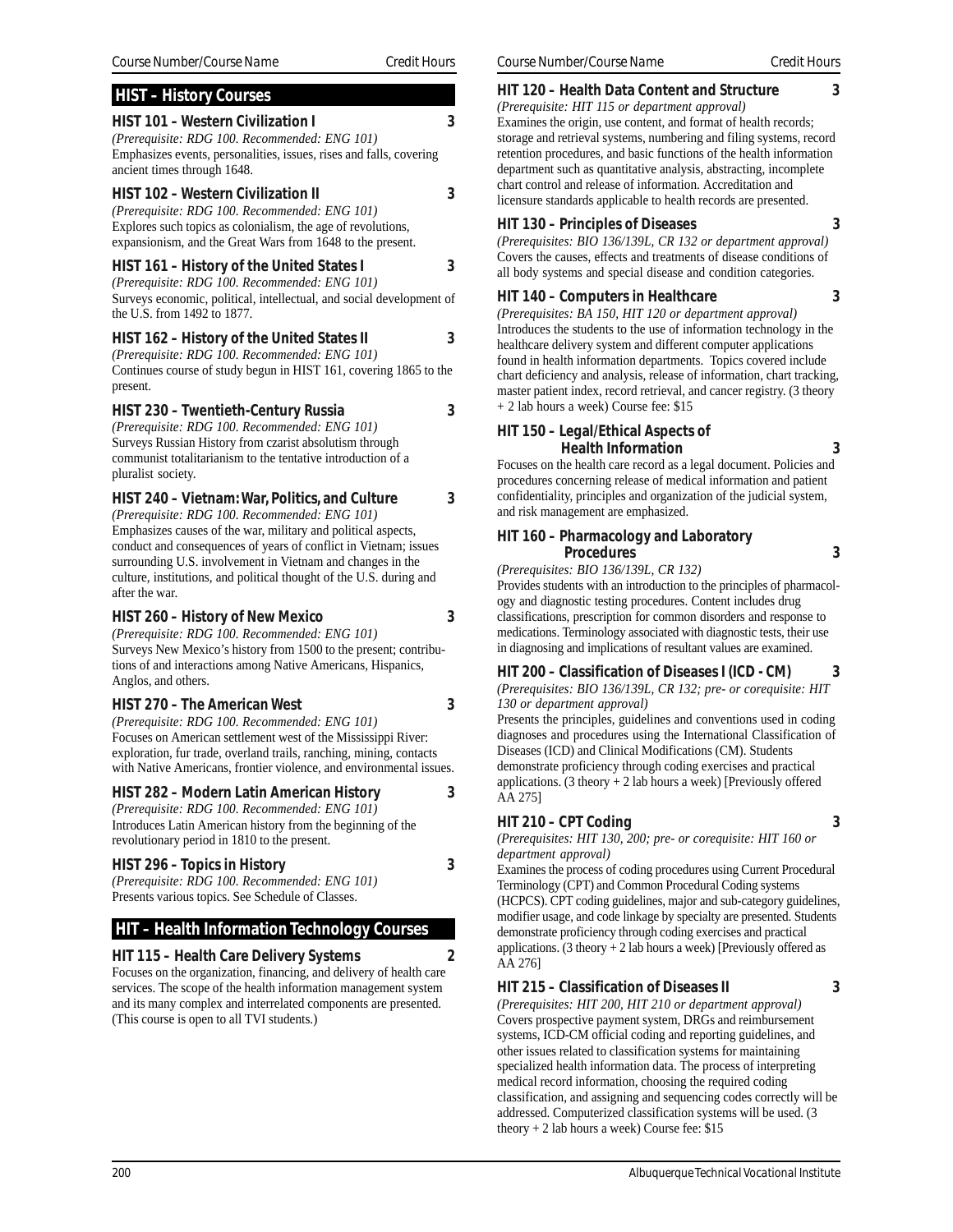## HIST – History Courses

### HIST 101 – Western Civilization I — 3

*(Prerequisite: RDG 100. Recommended: ENG 101)*
Emphasizes events, personalities, issues, rises and falls, covering ancient times through 1648.

### HIST 102 – Western Civilization II — 3

*(Prerequisite: RDG 100. Recommended: ENG 101)*
Explores such topics as colonialism, the age of revolutions, expansionism, and the Great Wars from 1648 to the present.

### HIST 161 – History of the United States I — 3

*(Prerequisite: RDG 100. Recommended: ENG 101)*
Surveys economic, political, intellectual, and social development of the U.S. from 1492 to 1877.

### HIST 162 – History of the United States II — 3

*(Prerequisite: RDG 100. Recommended: ENG 101)*
Continues course of study begun in HIST 161, covering 1865 to the present.

### HIST 230 – Twentieth-Century Russia — 3

*(Prerequisite: RDG 100. Recommended: ENG 101)*
Surveys Russian History from czarist absolutism through communist totalitarianism to the tentative introduction of a pluralist society.

### HIST 240 – Vietnam: War, Politics, and Culture — 3

*(Prerequisite: RDG 100. Recommended: ENG 101)*
Emphasizes causes of the war, military and political aspects, conduct and consequences of years of conflict in Vietnam; issues surrounding U.S. involvement in Vietnam and changes in the culture, institutions, and political thought of the U.S. during and after the war.

### HIST 260 – History of New Mexico — 3

*(Prerequisite: RDG 100. Recommended: ENG 101)*
Surveys New Mexico's history from 1500 to the present; contributions of and interactions among Native Americans, Hispanics, Anglos, and others.

### HIST 270 – The American West — 3

*(Prerequisite: RDG 100. Recommended: ENG 101)*
Focuses on American settlement west of the Mississippi River: exploration, fur trade, overland trails, ranching, mining, contacts with Native Americans, frontier violence, and environmental issues.

### HIST 282 – Modern Latin American History — 3

*(Prerequisite: RDG 100. Recommended: ENG 101)*
Introduces Latin American history from the beginning of the revolutionary period in 1810 to the present.

### HIST 296 – Topics in History — 3

*(Prerequisite: RDG 100. Recommended: ENG 101)*
Presents various topics. See Schedule of Classes.

## HIT – Health Information Technology Courses

### HIT 115 – Health Care Delivery Systems — 2

Focuses on the organization, financing, and delivery of health care services. The scope of the health information management system and its many complex and interrelated components are presented. (This course is open to all TVI students.)

### HIT 120 – Health Data Content and Structure — 3

*(Prerequisite: HIT 115 or department approval)*
Examines the origin, use content, and format of health records; storage and retrieval systems, numbering and filing systems, record retention procedures, and basic functions of the health information department such as quantitative analysis, abstracting, incomplete chart control and release of information. Accreditation and licensure standards applicable to health records are presented.

### HIT 130 – Principles of Diseases — 3

*(Prerequisites: BIO 136/139L, CR 132 or department approval)*
Covers the causes, effects and treatments of disease conditions of all body systems and special disease and condition categories.

### HIT 140 – Computers in Healthcare — 3

*(Prerequisites: BA 150, HIT 120 or department approval)*
Introduces the students to the use of information technology in the healthcare delivery system and different computer applications found in health information departments. Topics covered include chart deficiency and analysis, release of information, chart tracking, master patient index, record retrieval, and cancer registry. (3 theory + 2 lab hours a week) Course fee: $15

### HIT 150 – Legal/Ethical Aspects of Health Information — 3

Focuses on the health care record as a legal document. Policies and procedures concerning release of medical information and patient confidentiality, principles and organization of the judicial system, and risk management are emphasized.

### HIT 160 – Pharmacology and Laboratory Procedures — 3

*(Prerequisites: BIO 136/139L, CR 132)*
Provides students with an introduction to the principles of pharmacology and diagnostic testing procedures. Content includes drug classifications, prescription for common disorders and response to medications. Terminology associated with diagnostic tests, their use in diagnosing and implications of resultant values are examined.

### HIT 200 – Classification of Diseases I (ICD - CM) — 3

*(Prerequisites: BIO 136/139L, CR 132; pre- or corequisite: HIT 130 or department approval)*
Presents the principles, guidelines and conventions used in coding diagnoses and procedures using the International Classification of Diseases (ICD) and Clinical Modifications (CM). Students demonstrate proficiency through coding exercises and practical applications. (3 theory + 2 lab hours a week) [Previously offered AA 275]

### HIT 210 – CPT Coding — 3

*(Prerequisites: HIT 130, 200; pre- or corequisite: HIT 160 or department approval)*
Examines the process of coding procedures using Current Procedural Terminology (CPT) and Common Procedural Coding systems (HCPCS). CPT coding guidelines, major and sub-category guidelines, modifier usage, and code linkage by specialty are presented. Students demonstrate proficiency through coding exercises and practical applications. (3 theory + 2 lab hours a week) [Previously offered as AA 276]

### HIT 215 – Classification of Diseases II — 3

*(Prerequisites: HIT 200, HIT 210 or department approval)*
Covers prospective payment system, DRGs and reimbursement systems, ICD-CM official coding and reporting guidelines, and other issues related to classification systems for maintaining specialized health information data. The process of interpreting medical record information, choosing the required coding classification, and assigning and sequencing codes correctly will be addressed. Computerized classification systems will be used. (3 theory + 2 lab hours a week) Course fee: $15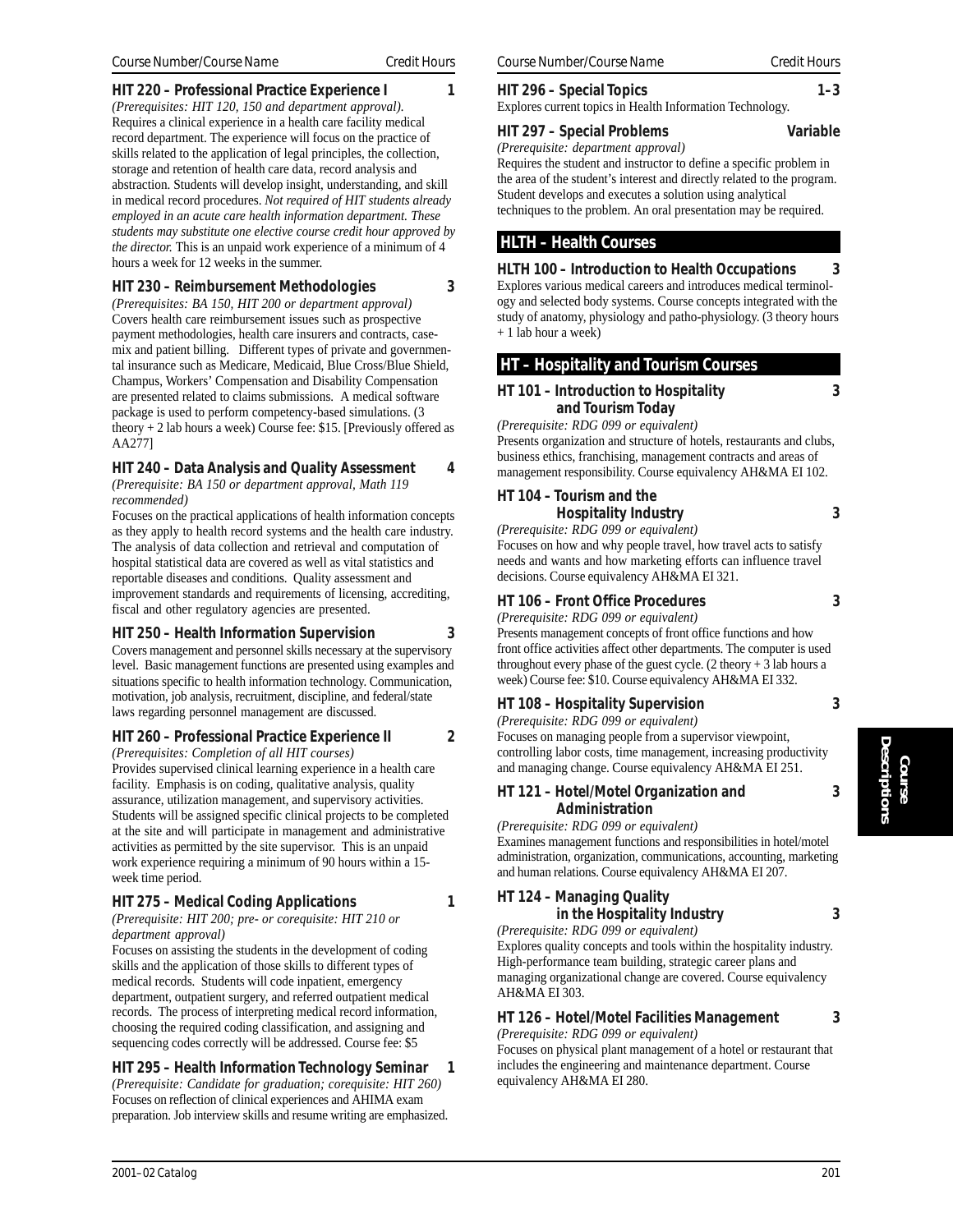Course Number/Course Name — Credit Hours

**HIT 220 – Professional Practice Experience I — 1**

*(Prerequisites: HIT 120, 150 and department approval).*
Requires a clinical experience in a health care facility medical record department. The experience will focus on the practice of skills related to the application of legal principles, the collection, storage and retention of health care data, record analysis and abstraction. Students will develop insight, understanding, and skill in medical record procedures. *Not required of HIT students already employed in an acute care health information department. These students may substitute one elective course credit hour approved by the director.* This is an unpaid work experience of a minimum of 4 hours a week for 12 weeks in the summer.

**HIT 230 – Reimbursement Methodologies — 3**

*(Prerequisites: BA 150, HIT 200 or department approval)*
Covers health care reimbursement issues such as prospective payment methodologies, health care insurers and contracts, case-mix and patient billing. Different types of private and governmental insurance such as Medicare, Medicaid, Blue Cross/Blue Shield, Champus, Workers' Compensation and Disability Compensation are presented related to claims submissions. A medical software package is used to perform competency-based simulations. (3 theory + 2 lab hours a week) Course fee: $15. [Previously offered as AA277]

**HIT 240 – Data Analysis and Quality Assessment — 4**

*(Prerequisite: BA 150 or department approval, Math 119 recommended)*
Focuses on the practical applications of health information concepts as they apply to health record systems and the health care industry. The analysis of data collection and retrieval and computation of hospital statistical data are covered as well as vital statistics and reportable diseases and conditions. Quality assessment and improvement standards and requirements of licensing, accrediting, fiscal and other regulatory agencies are presented.

**HIT 250 – Health Information Supervision — 3**

Covers management and personnel skills necessary at the supervisory level. Basic management functions are presented using examples and situations specific to health information technology. Communication, motivation, job analysis, recruitment, discipline, and federal/state laws regarding personnel management are discussed.

**HIT 260 – Professional Practice Experience II — 2**

*(Prerequisites: Completion of all HIT courses)*
Provides supervised clinical learning experience in a health care facility. Emphasis is on coding, qualitative analysis, quality assurance, utilization management, and supervisory activities. Students will be assigned specific clinical projects to be completed at the site and will participate in management and administrative activities as permitted by the site supervisor. This is an unpaid work experience requiring a minimum of 90 hours within a 15-week time period.

**HIT 275 – Medical Coding Applications — 1**

*(Prerequisite: HIT 200; pre- or corequisite: HIT 210 or department approval)*
Focuses on assisting the students in the development of coding skills and the application of those skills to different types of medical records. Students will code inpatient, emergency department, outpatient surgery, and referred outpatient medical records. The process of interpreting medical record information, choosing the required coding classification, and assigning and sequencing codes correctly will be addressed. Course fee: $5

**HIT 295 – Health Information Technology Seminar — 1**

*(Prerequisite: Candidate for graduation; corequisite: HIT 260)*
Focuses on reflection of clinical experiences and AHIMA exam preparation. Job interview skills and resume writing are emphasized.

**HIT 296 – Special Topics — 1–3**

Explores current topics in Health Information Technology.

**HIT 297 – Special Problems — Variable**

*(Prerequisite: department approval)*
Requires the student and instructor to define a specific problem in the area of the student's interest and directly related to the program. Student develops and executes a solution using analytical techniques to the problem. An oral presentation may be required.

## HLTH – Health Courses

**HLTH 100 – Introduction to Health Occupations — 3**

Explores various medical careers and introduces medical terminology and selected body systems. Course concepts integrated with the study of anatomy, physiology and patho-physiology. (3 theory hours + 1 lab hour a week)

## HT – Hospitality and Tourism Courses

**HT 101 – Introduction to Hospitality and Tourism Today — 3**

*(Prerequisite: RDG 099 or equivalent)*
Presents organization and structure of hotels, restaurants and clubs, business ethics, franchising, management contracts and areas of management responsibility. Course equivalency AH&MA EI 102.

**HT 104 – Tourism and the Hospitality Industry — 3**

*(Prerequisite: RDG 099 or equivalent)*
Focuses on how and why people travel, how travel acts to satisfy needs and wants and how marketing efforts can influence travel decisions. Course equivalency AH&MA EI 321.

**HT 106 – Front Office Procedures — 3**

*(Prerequisite: RDG 099 or equivalent)*
Presents management concepts of front office functions and how front office activities affect other departments. The computer is used throughout every phase of the guest cycle. (2 theory + 3 lab hours a week) Course fee: $10. Course equivalency AH&MA EI 332.

**HT 108 – Hospitality Supervision — 3**

*(Prerequisite: RDG 099 or equivalent)*
Focuses on managing people from a supervisor viewpoint, controlling labor costs, time management, increasing productivity and managing change. Course equivalency AH&MA EI 251.

**HT 121 – Hotel/Motel Organization and Administration — 3**

*(Prerequisite: RDG 099 or equivalent)*
Examines management functions and responsibilities in hotel/motel administration, organization, communications, accounting, marketing and human relations. Course equivalency AH&MA EI 207.

**HT 124 – Managing Quality in the Hospitality Industry — 3**

*(Prerequisite: RDG 099 or equivalent)*
Explores quality concepts and tools within the hospitality industry. High-performance team building, strategic career plans and managing organizational change are covered. Course equivalency AH&MA EI 303.

**HT 126 – Hotel/Motel Facilities Management — 3**

*(Prerequisite: RDG 099 or equivalent)*
Focuses on physical plant management of a hotel or restaurant that includes the engineering and maintenance department. Course equivalency AH&MA EI 280.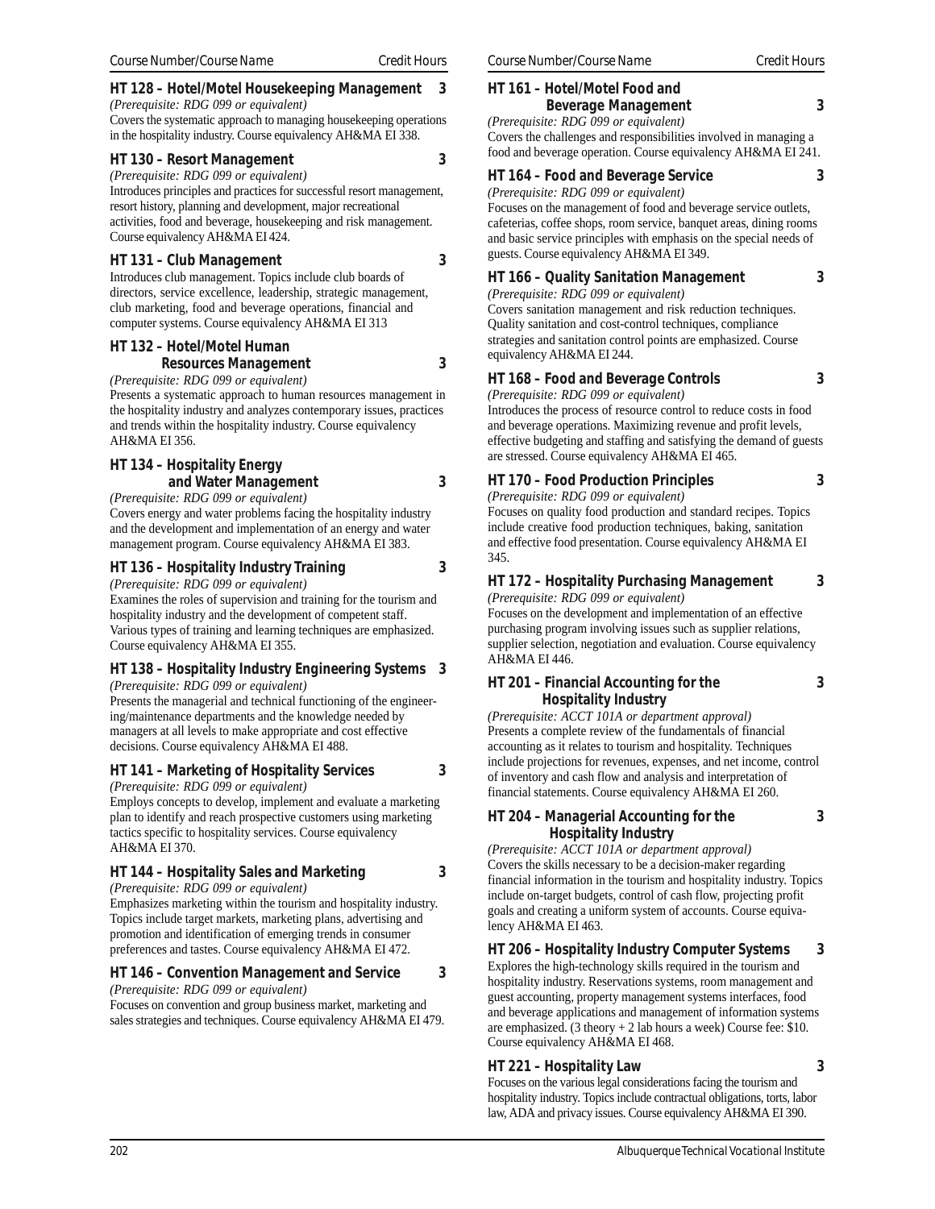Course Number/Course Name — Credit Hours

**HT 128 – Hotel/Motel Housekeeping Management — 3**
*(Prerequisite: RDG 099 or equivalent)*
Covers the systematic approach to managing housekeeping operations in the hospitality industry. Course equivalency AH&MA EI 338.

**HT 130 – Resort Management — 3**
*(Prerequisite: RDG 099 or equivalent)*
Introduces principles and practices for successful resort management, resort history, planning and development, major recreational activities, food and beverage, housekeeping and risk management. Course equivalency AH&MA EI 424.

**HT 131 – Club Management — 3**
Introduces club management. Topics include club boards of directors, service excellence, leadership, strategic management, club marketing, food and beverage operations, financial and computer systems. Course equivalency AH&MA EI 313

**HT 132 – Hotel/Motel Human Resources Management — 3**
*(Prerequisite: RDG 099 or equivalent)*
Presents a systematic approach to human resources management in the hospitality industry and analyzes contemporary issues, practices and trends within the hospitality industry. Course equivalency AH&MA EI 356.

**HT 134 – Hospitality Energy and Water Management — 3**
*(Prerequisite: RDG 099 or equivalent)*
Covers energy and water problems facing the hospitality industry and the development and implementation of an energy and water management program. Course equivalency AH&MA EI 383.

**HT 136 – Hospitality Industry Training — 3**
*(Prerequisite: RDG 099 or equivalent)*
Examines the roles of supervision and training for the tourism and hospitality industry and the development of competent staff. Various types of training and learning techniques are emphasized. Course equivalency AH&MA EI 355.

**HT 138 – Hospitality Industry Engineering Systems — 3**
*(Prerequisite: RDG 099 or equivalent)*
Presents the managerial and technical functioning of the engineering/maintenance departments and the knowledge needed by managers at all levels to make appropriate and cost effective decisions. Course equivalency AH&MA EI 488.

**HT 141 – Marketing of Hospitality Services — 3**
*(Prerequisite: RDG 099 or equivalent)*
Employs concepts to develop, implement and evaluate a marketing plan to identify and reach prospective customers using marketing tactics specific to hospitality services. Course equivalency AH&MA EI 370.

**HT 144 – Hospitality Sales and Marketing — 3**
*(Prerequisite: RDG 099 or equivalent)*
Emphasizes marketing within the tourism and hospitality industry. Topics include target markets, marketing plans, advertising and promotion and identification of emerging trends in consumer preferences and tastes. Course equivalency AH&MA EI 472.

**HT 146 – Convention Management and Service — 3**
*(Prerequisite: RDG 099 or equivalent)*
Focuses on convention and group business market, marketing and sales strategies and techniques. Course equivalency AH&MA EI 479.

**HT 161 – Hotel/Motel Food and Beverage Management — 3**
*(Prerequisite: RDG 099 or equivalent)*
Covers the challenges and responsibilities involved in managing a food and beverage operation. Course equivalency AH&MA EI 241.

**HT 164 – Food and Beverage Service — 3**
*(Prerequisite: RDG 099 or equivalent)*
Focuses on the management of food and beverage service outlets, cafeterias, coffee shops, room service, banquet areas, dining rooms and basic service principles with emphasis on the special needs of guests. Course equivalency AH&MA EI 349.

**HT 166 – Quality Sanitation Management — 3**
*(Prerequisite: RDG 099 or equivalent)*
Covers sanitation management and risk reduction techniques. Quality sanitation and cost-control techniques, compliance strategies and sanitation control points are emphasized. Course equivalency AH&MA EI 244.

**HT 168 – Food and Beverage Controls — 3**
*(Prerequisite: RDG 099 or equivalent)*
Introduces the process of resource control to reduce costs in food and beverage operations. Maximizing revenue and profit levels, effective budgeting and staffing and satisfying the demand of guests are stressed. Course equivalency AH&MA EI 465.

**HT 170 – Food Production Principles — 3**
*(Prerequisite: RDG 099 or equivalent)*
Focuses on quality food production and standard recipes. Topics include creative food production techniques, baking, sanitation and effective food presentation. Course equivalency AH&MA EI 345.

**HT 172 – Hospitality Purchasing Management — 3**
*(Prerequisite: RDG 099 or equivalent)*
Focuses on the development and implementation of an effective purchasing program involving issues such as supplier relations, supplier selection, negotiation and evaluation. Course equivalency AH&MA EI 446.

**HT 201 – Financial Accounting for the Hospitality Industry — 3**
*(Prerequisite: ACCT 101A or department approval)*
Presents a complete review of the fundamentals of financial accounting as it relates to tourism and hospitality. Techniques include projections for revenues, expenses, and net income, control of inventory and cash flow and analysis and interpretation of financial statements. Course equivalency AH&MA EI 260.

**HT 204 – Managerial Accounting for the Hospitality Industry — 3**
*(Prerequisite: ACCT 101A or department approval)*
Covers the skills necessary to be a decision-maker regarding financial information in the tourism and hospitality industry. Topics include on-target budgets, control of cash flow, projecting profit goals and creating a uniform system of accounts. Course equivalency AH&MA EI 463.

**HT 206 – Hospitality Industry Computer Systems — 3**
Explores the high-technology skills required in the tourism and hospitality industry. Reservations systems, room management and guest accounting, property management systems interfaces, food and beverage applications and management of information systems are emphasized. (3 theory + 2 lab hours a week) Course fee: $10. Course equivalency AH&MA EI 468.

**HT 221 – Hospitality Law — 3**
Focuses on the various legal considerations facing the tourism and hospitality industry. Topics include contractual obligations, torts, labor law, ADA and privacy issues. Course equivalency AH&MA EI 390.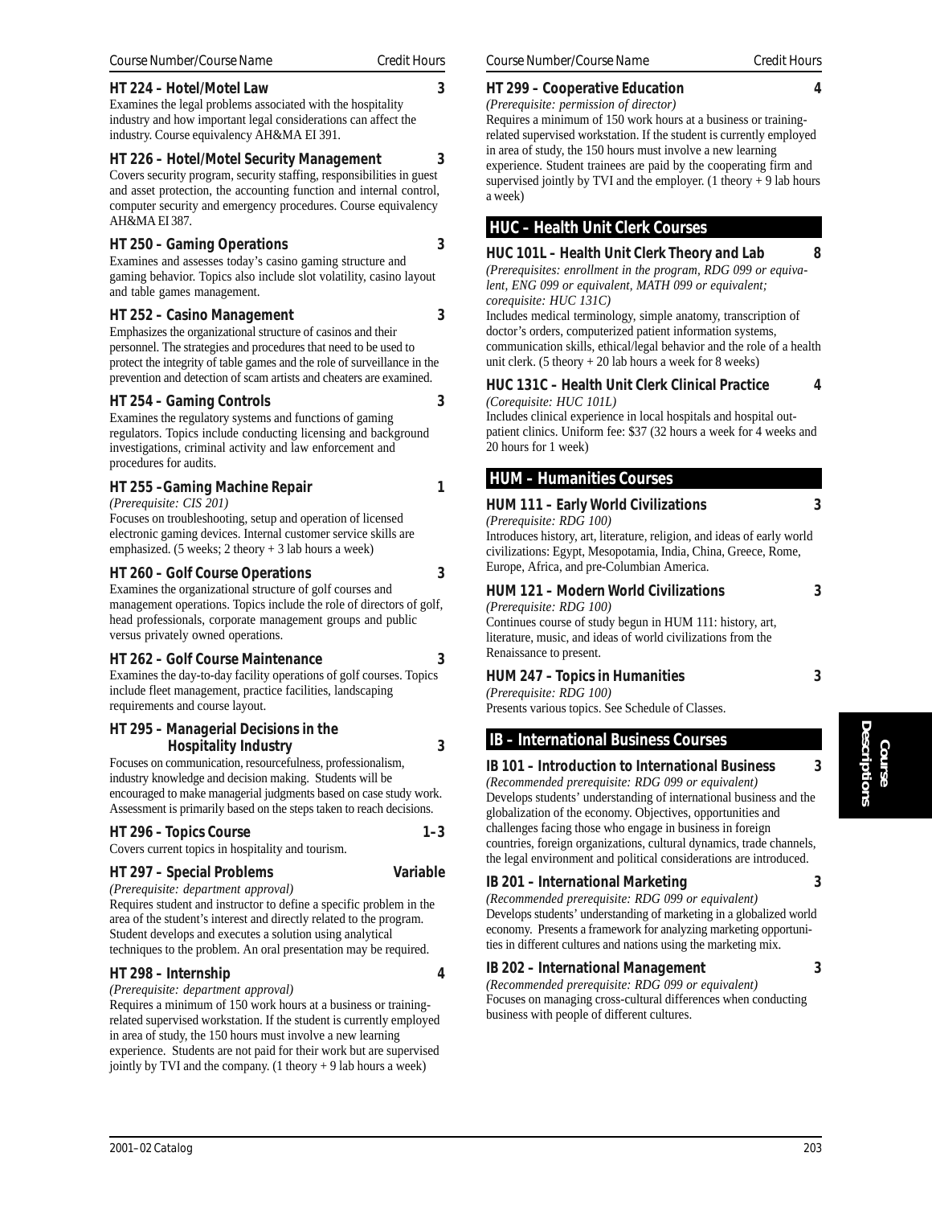| Course Number/Course Name | Credit Hours |
|---|---|

### HT 224 – Hotel/Motel Law — 3

Examines the legal problems associated with the hospitality industry and how important legal considerations can affect the industry. Course equivalency AH&MA EI 391.

### HT 226 – Hotel/Motel Security Management — 3

Covers security program, security staffing, responsibilities in guest and asset protection, the accounting function and internal control, computer security and emergency procedures. Course equivalency AH&MA EI 387.

### HT 250 – Gaming Operations — 3

Examines and assesses today's casino gaming structure and gaming behavior. Topics also include slot volatility, casino layout and table games management.

### HT 252 – Casino Management — 3

Emphasizes the organizational structure of casinos and their personnel. The strategies and procedures that need to be used to protect the integrity of table games and the role of surveillance in the prevention and detection of scam artists and cheaters are examined.

### HT 254 – Gaming Controls — 3

Examines the regulatory systems and functions of gaming regulators. Topics include conducting licensing and background investigations, criminal activity and law enforcement and procedures for audits.

### HT 255 –Gaming Machine Repair — 1

*(Prerequisite: CIS 201)*

Focuses on troubleshooting, setup and operation of licensed electronic gaming devices. Internal customer service skills are emphasized. (5 weeks; 2 theory + 3 lab hours a week)

### HT 260 – Golf Course Operations — 3

Examines the organizational structure of golf courses and management operations. Topics include the role of directors of golf, head professionals, corporate management groups and public versus privately owned operations.

### HT 262 – Golf Course Maintenance — 3

Examines the day-to-day facility operations of golf courses. Topics include fleet management, practice facilities, landscaping requirements and course layout.

### HT 295 – Managerial Decisions in the Hospitality Industry — 3

Focuses on communication, resourcefulness, professionalism, industry knowledge and decision making. Students will be encouraged to make managerial judgments based on case study work. Assessment is primarily based on the steps taken to reach decisions.

### HT 296 – Topics Course — 1–3

Covers current topics in hospitality and tourism.

### HT 297 – Special Problems — Variable

*(Prerequisite: department approval)*

Requires student and instructor to define a specific problem in the area of the student's interest and directly related to the program. Student develops and executes a solution using analytical techniques to the problem. An oral presentation may be required.

### HT 298 – Internship — 4

*(Prerequisite: department approval)*

Requires a minimum of 150 work hours at a business or training-related supervised workstation. If the student is currently employed in area of study, the 150 hours must involve a new learning experience. Students are not paid for their work but are supervised jointly by TVI and the company. (1 theory + 9 lab hours a week)

### HT 299 – Cooperative Education — 4

*(Prerequisite: permission of director)*

Requires a minimum of 150 work hours at a business or training-related supervised workstation. If the student is currently employed in area of study, the 150 hours must involve a new learning experience. Student trainees are paid by the cooperating firm and supervised jointly by TVI and the employer. (1 theory + 9 lab hours a week)

## HUC – Health Unit Clerk Courses

### HUC 101L – Health Unit Clerk Theory and Lab — 8

*(Prerequisites: enrollment in the program, RDG 099 or equivalent, ENG 099 or equivalent, MATH 099 or equivalent; corequisite: HUC 131C)*

Includes medical terminology, simple anatomy, transcription of doctor's orders, computerized patient information systems, communication skills, ethical/legal behavior and the role of a health unit clerk. (5 theory + 20 lab hours a week for 8 weeks)

### HUC 131C – Health Unit Clerk Clinical Practice — 4

*(Corequisite: HUC 101L)*

Includes clinical experience in local hospitals and hospital outpatient clinics. Uniform fee: $37 (32 hours a week for 4 weeks and 20 hours for 1 week)

## HUM – Humanities Courses

### HUM 111 – Early World Civilizations — 3

*(Prerequisite: RDG 100)*

Introduces history, art, literature, religion, and ideas of early world civilizations: Egypt, Mesopotamia, India, China, Greece, Rome, Europe, Africa, and pre-Columbian America.

### HUM 121 – Modern World Civilizations — 3

*(Prerequisite: RDG 100)*

Continues course of study begun in HUM 111: history, art, literature, music, and ideas of world civilizations from the Renaissance to present.

### HUM 247 – Topics in Humanities — 3

*(Prerequisite: RDG 100)*

Presents various topics. See Schedule of Classes.

## IB – International Business Courses

### IB 101 – Introduction to International Business — 3

*(Recommended prerequisite: RDG 099 or equivalent)*

Develops students' understanding of international business and the globalization of the economy. Objectives, opportunities and challenges facing those who engage in business in foreign countries, foreign organizations, cultural dynamics, trade channels, the legal environment and political considerations are introduced.

### IB 201 – International Marketing — 3

*(Recommended prerequisite: RDG 099 or equivalent)*

Develops students' understanding of marketing in a globalized world economy. Presents a framework for analyzing marketing opportunities in different cultures and nations using the marketing mix.

### IB 202 – International Management — 3

*(Recommended prerequisite: RDG 099 or equivalent)*

Focuses on managing cross-cultural differences when conducting business with people of different cultures.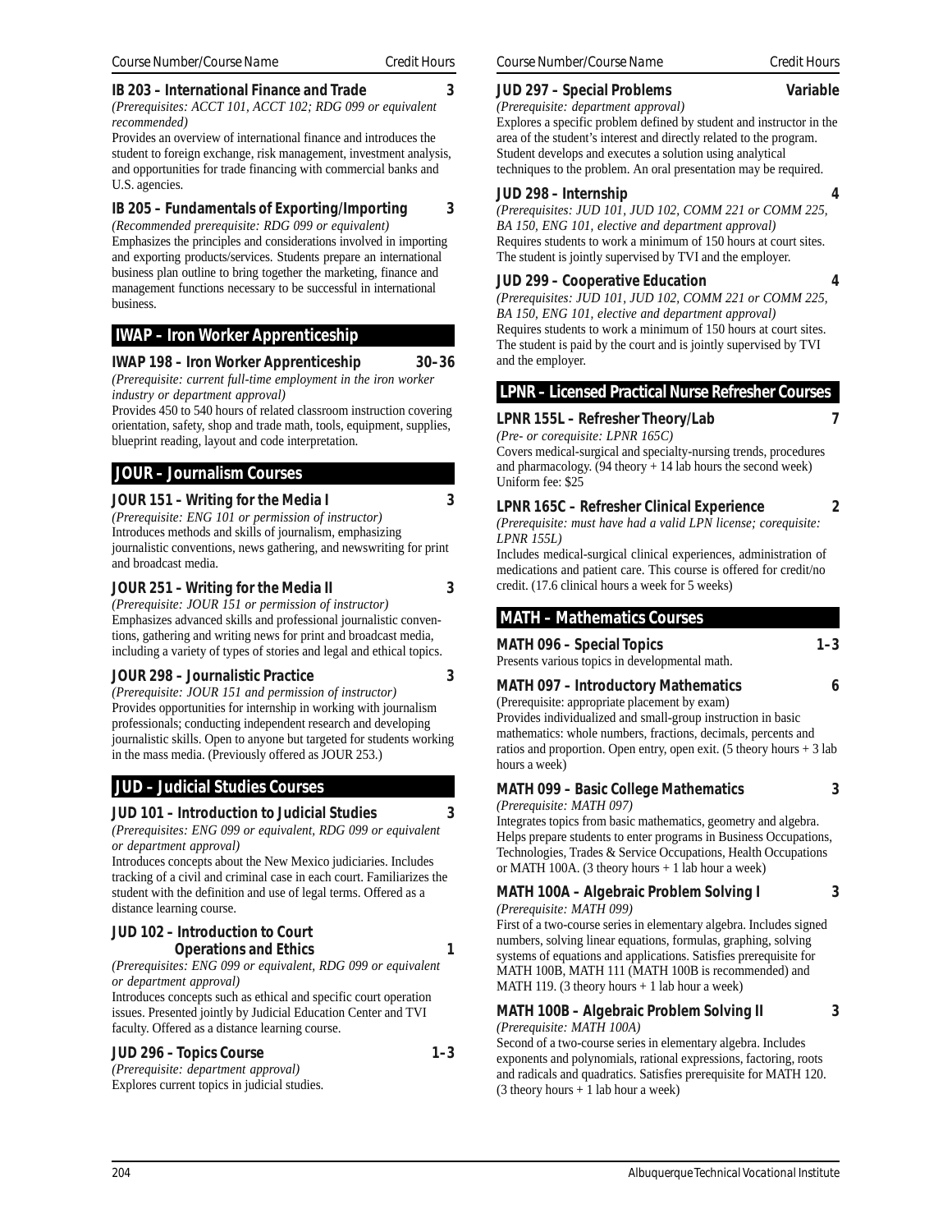**IB 203 – International Finance and Trade** **3**

*(Prerequisites: ACCT 101, ACCT 102; RDG 099 or equivalent recommended)*

Provides an overview of international finance and introduces the student to foreign exchange, risk management, investment analysis, and opportunities for trade financing with commercial banks and U.S. agencies.

**IB 205 – Fundamentals of Exporting/Importing** **3**

*(Recommended prerequisite: RDG 099 or equivalent)*

Emphasizes the principles and considerations involved in importing and exporting products/services. Students prepare an international business plan outline to bring together the marketing, finance and management functions necessary to be successful in international business.

## IWAP – Iron Worker Apprenticeship

**IWAP 198 – Iron Worker Apprenticeship** **30–36**

*(Prerequisite: current full-time employment in the iron worker industry or department approval)*

Provides 450 to 540 hours of related classroom instruction covering orientation, safety, shop and trade math, tools, equipment, supplies, blueprint reading, layout and code interpretation.

## JOUR – Journalism Courses

**JOUR 151 – Writing for the Media I** **3**

*(Prerequisite: ENG 101 or permission of instructor)*

Introduces methods and skills of journalism, emphasizing journalistic conventions, news gathering, and newswriting for print and broadcast media.

**JOUR 251 – Writing for the Media II** **3**

*(Prerequisite: JOUR 151 or permission of instructor)*

Emphasizes advanced skills and professional journalistic conventions, gathering and writing news for print and broadcast media, including a variety of types of stories and legal and ethical topics.

**JOUR 298 – Journalistic Practice** **3**

*(Prerequisite: JOUR 151 and permission of instructor)*

Provides opportunities for internship in working with journalism professionals; conducting independent research and developing journalistic skills. Open to anyone but targeted for students working in the mass media. (Previously offered as JOUR 253.)

## JUD – Judicial Studies Courses

**JUD 101 – Introduction to Judicial Studies** **3**

*(Prerequisites: ENG 099 or equivalent, RDG 099 or equivalent or department approval)*

Introduces concepts about the New Mexico judiciaries. Includes tracking of a civil and criminal case in each court. Familiarizes the student with the definition and use of legal terms. Offered as a distance learning course.

**JUD 102 – Introduction to Court Operations and Ethics** **1**

*(Prerequisites: ENG 099 or equivalent, RDG 099 or equivalent or department approval)*

Introduces concepts such as ethical and specific court operation issues. Presented jointly by Judicial Education Center and TVI faculty. Offered as a distance learning course.

**JUD 296 – Topics Course** **1–3**

*(Prerequisite: department approval)*

Explores current topics in judicial studies.

**JUD 297 – Special Problems** **Variable**

*(Prerequisite: department approval)*

Explores a specific problem defined by student and instructor in the area of the student's interest and directly related to the program. Student develops and executes a solution using analytical techniques to the problem. An oral presentation may be required.

**JUD 298 – Internship** **4**

*(Prerequisites: JUD 101, JUD 102, COMM 221 or COMM 225, BA 150, ENG 101, elective and department approval)*

Requires students to work a minimum of 150 hours at court sites. The student is jointly supervised by TVI and the employer.

**JUD 299 – Cooperative Education** **4**

*(Prerequisites: JUD 101, JUD 102, COMM 221 or COMM 225, BA 150, ENG 101, elective and department approval)*

Requires students to work a minimum of 150 hours at court sites. The student is paid by the court and is jointly supervised by TVI and the employer.

## LPNR – Licensed Practical Nurse Refresher Courses

**LPNR 155L – Refresher Theory/Lab** **7**

*(Pre- or corequisite: LPNR 165C)*

Covers medical-surgical and specialty-nursing trends, procedures and pharmacology. (94 theory + 14 lab hours the second week) Uniform fee: $25

**LPNR 165C – Refresher Clinical Experience** **2**

*(Prerequisite: must have had a valid LPN license; corequisite: LPNR 155L)*

Includes medical-surgical clinical experiences, administration of medications and patient care. This course is offered for credit/no credit. (17.6 clinical hours a week for 5 weeks)

## MATH – Mathematics Courses

**MATH 096 – Special Topics** **1–3**

Presents various topics in developmental math.

**MATH 097 – Introductory Mathematics** **6**

(Prerequisite: appropriate placement by exam)

Provides individualized and small-group instruction in basic mathematics: whole numbers, fractions, decimals, percents and ratios and proportion. Open entry, open exit. (5 theory hours + 3 lab hours a week)

**MATH 099 – Basic College Mathematics** **3**

*(Prerequisite: MATH 097)*

Integrates topics from basic mathematics, geometry and algebra. Helps prepare students to enter programs in Business Occupations, Technologies, Trades & Service Occupations, Health Occupations or MATH 100A. (3 theory hours + 1 lab hour a week)

**MATH 100A – Algebraic Problem Solving I** **3**

*(Prerequisite: MATH 099)*

First of a two-course series in elementary algebra. Includes signed numbers, solving linear equations, formulas, graphing, solving systems of equations and applications. Satisfies prerequisite for MATH 100B, MATH 111 (MATH 100B is recommended) and MATH 119. (3 theory hours + 1 lab hour a week)

**MATH 100B – Algebraic Problem Solving II** **3**

*(Prerequisite: MATH 100A)*

Second of a two-course series in elementary algebra. Includes exponents and polynomials, rational expressions, factoring, roots and radicals and quadratics. Satisfies prerequisite for MATH 120. (3 theory hours + 1 lab hour a week)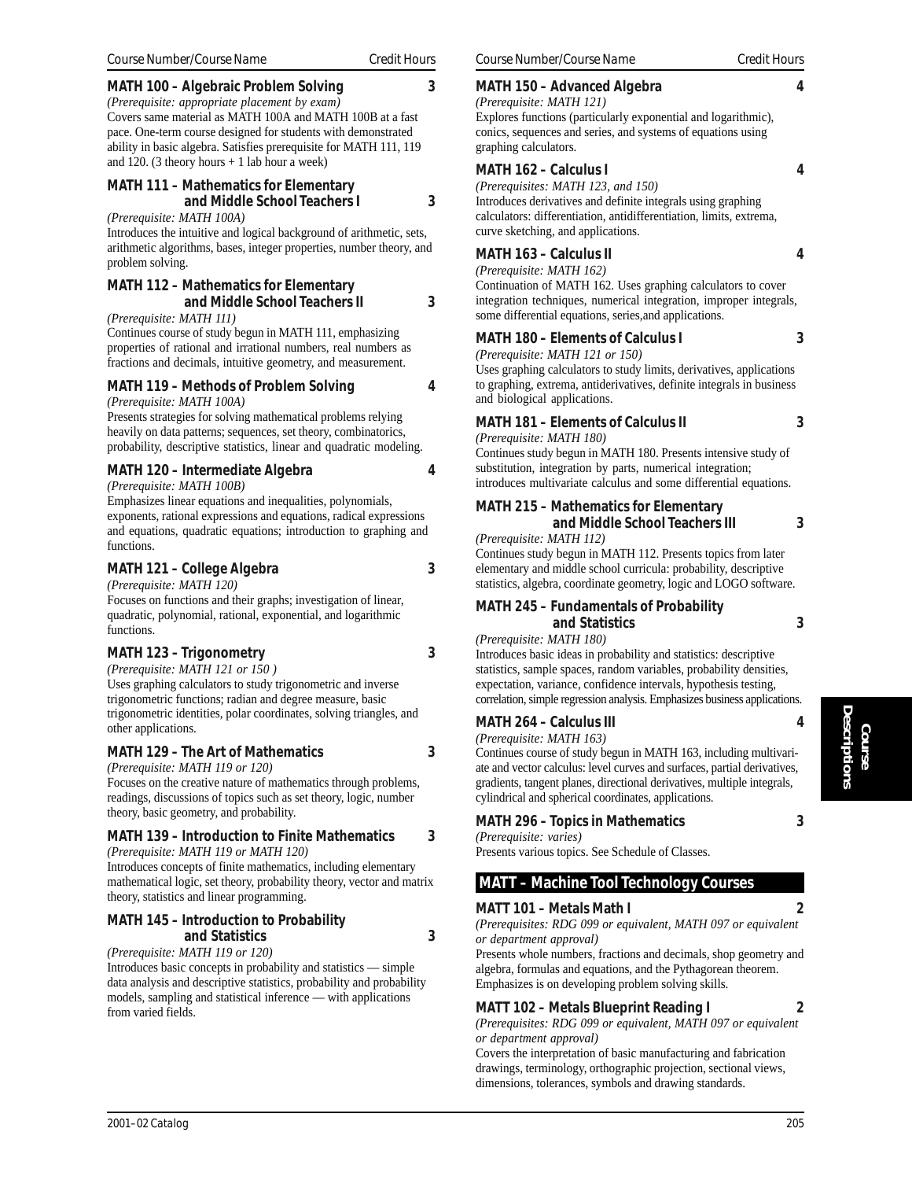Course Number/Course Name — Credit Hours

**MATH 100 – Algebraic Problem Solving** — 3

*(Prerequisite: appropriate placement by exam)*
Covers same material as MATH 100A and MATH 100B at a fast pace. One-term course designed for students with demonstrated ability in basic algebra. Satisfies prerequisite for MATH 111, 119 and 120. (3 theory hours + 1 lab hour a week)

**MATH 111 – Mathematics for Elementary and Middle School Teachers I** — 3

*(Prerequisite: MATH 100A)*
Introduces the intuitive and logical background of arithmetic, sets, arithmetic algorithms, bases, integer properties, number theory, and problem solving.

**MATH 112 – Mathematics for Elementary and Middle School Teachers II** — 3

*(Prerequisite: MATH 111)*
Continues course of study begun in MATH 111, emphasizing properties of rational and irrational numbers, real numbers as fractions and decimals, intuitive geometry, and measurement.

**MATH 119 – Methods of Problem Solving** — 4

*(Prerequisite: MATH 100A)*
Presents strategies for solving mathematical problems relying heavily on data patterns; sequences, set theory, combinatorics, probability, descriptive statistics, linear and quadratic modeling.

**MATH 120 – Intermediate Algebra** — 4

*(Prerequisite: MATH 100B)*
Emphasizes linear equations and inequalities, polynomials, exponents, rational expressions and equations, radical expressions and equations, quadratic equations; introduction to graphing and functions.

**MATH 121 – College Algebra** — 3

*(Prerequisite: MATH 120)*
Focuses on functions and their graphs; investigation of linear, quadratic, polynomial, rational, exponential, and logarithmic functions.

**MATH 123 – Trigonometry** — 3

*(Prerequisite: MATH 121 or 150 )*
Uses graphing calculators to study trigonometric and inverse trigonometric functions; radian and degree measure, basic trigonometric identities, polar coordinates, solving triangles, and other applications.

**MATH 129 – The Art of Mathematics** — 3

*(Prerequisite: MATH 119 or 120)*
Focuses on the creative nature of mathematics through problems, readings, discussions of topics such as set theory, logic, number theory, basic geometry, and probability.

**MATH 139 – Introduction to Finite Mathematics** — 3

*(Prerequisite: MATH 119 or MATH 120)*
Introduces concepts of finite mathematics, including elementary mathematical logic, set theory, probability theory, vector and matrix theory, statistics and linear programming.

**MATH 145 – Introduction to Probability and Statistics** — 3

*(Prerequisite: MATH 119 or 120)*
Introduces basic concepts in probability and statistics — simple data analysis and descriptive statistics, probability and probability models, sampling and statistical inference — with applications from varied fields.

**MATH 150 – Advanced Algebra** — 4

*(Prerequisite: MATH 121)*
Explores functions (particularly exponential and logarithmic), conics, sequences and series, and systems of equations using graphing calculators.

**MATH 162 – Calculus I** — 4

*(Prerequisites: MATH 123, and 150)*
Introduces derivatives and definite integrals using graphing calculators: differentiation, antidifferentiation, limits, extrema, curve sketching, and applications.

**MATH 163 – Calculus II** — 4

*(Prerequisite: MATH 162)*
Continuation of MATH 162. Uses graphing calculators to cover integration techniques, numerical integration, improper integrals, some differential equations, series,and applications.

**MATH 180 – Elements of Calculus I** — 3

*(Prerequisite: MATH 121 or 150)*
Uses graphing calculators to study limits, derivatives, applications to graphing, extrema, antiderivatives, definite integrals in business and biological applications.

**MATH 181 – Elements of Calculus II** — 3

*(Prerequisite: MATH 180)*
Continues study begun in MATH 180. Presents intensive study of substitution, integration by parts, numerical integration; introduces multivariate calculus and some differential equations.

**MATH 215 – Mathematics for Elementary and Middle School Teachers III** — 3

*(Prerequisite: MATH 112)*
Continues study begun in MATH 112. Presents topics from later elementary and middle school curricula: probability, descriptive statistics, algebra, coordinate geometry, logic and LOGO software.

**MATH 245 – Fundamentals of Probability and Statistics** — 3

*(Prerequisite: MATH 180)*
Introduces basic ideas in probability and statistics: descriptive statistics, sample spaces, random variables, probability densities, expectation, variance, confidence intervals, hypothesis testing, correlation, simple regression analysis. Emphasizes business applications.

**MATH 264 – Calculus III** — 4

*(Prerequisite: MATH 163)*
Continues course of study begun in MATH 163, including multivariate and vector calculus: level curves and surfaces, partial derivatives, gradients, tangent planes, directional derivatives, multiple integrals, cylindrical and spherical coordinates, applications.

**MATH 296 – Topics in Mathematics** — 3

*(Prerequisite: varies)*
Presents various topics. See Schedule of Classes.

## MATT – Machine Tool Technology Courses

**MATT 101 – Metals Math I** — 2

*(Prerequisites: RDG 099 or equivalent, MATH 097 or equivalent or department approval)*
Presents whole numbers, fractions and decimals, shop geometry and algebra, formulas and equations, and the Pythagorean theorem. Emphasizes is on developing problem solving skills.

**MATT 102 – Metals Blueprint Reading I** — 2

*(Prerequisites: RDG 099 or equivalent, MATH 097 or equivalent or department approval)*
Covers the interpretation of basic manufacturing and fabrication drawings, terminology, orthographic projection, sectional views, dimensions, tolerances, symbols and drawing standards.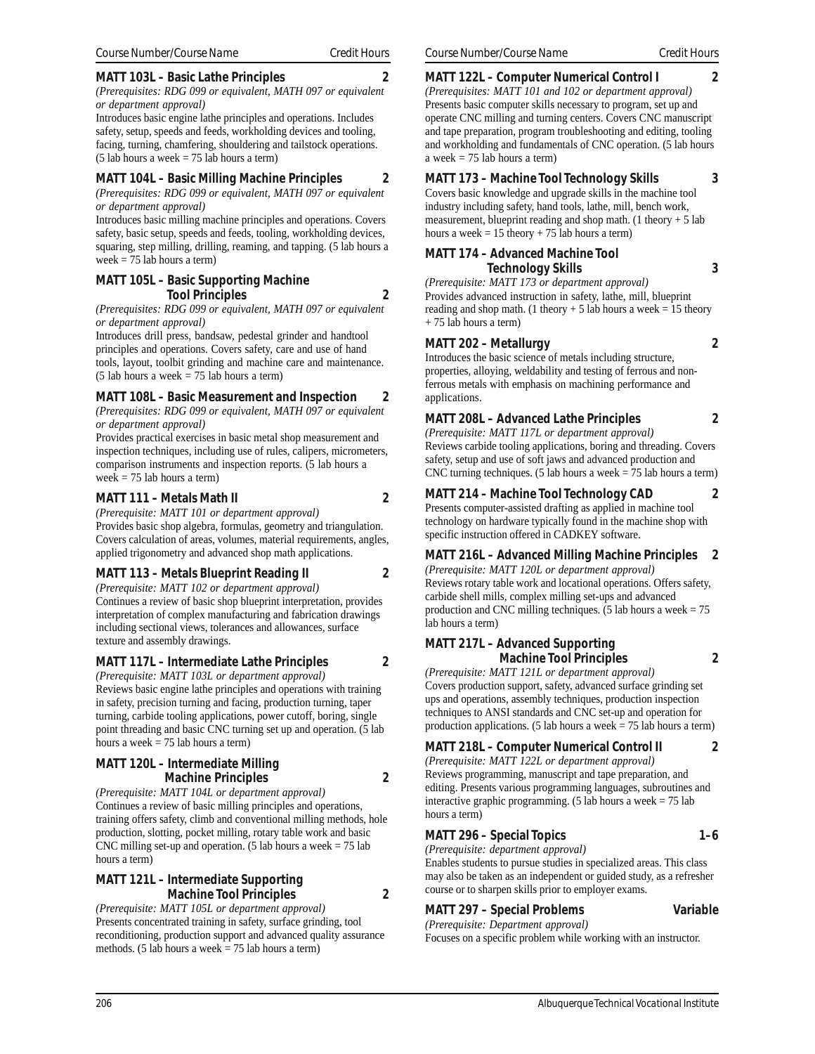Course Number/Course Name — Credit Hours

### MATT 103L – Basic Lathe Principles — 2

*(Prerequisites: RDG 099 or equivalent, MATH 097 or equivalent or department approval)*

Introduces basic engine lathe principles and operations. Includes safety, setup, speeds and feeds, workholding devices and tooling, facing, turning, chamfering, shouldering and tailstock operations. (5 lab hours a week = 75 lab hours a term)

### MATT 104L – Basic Milling Machine Principles — 2

*(Prerequisites: RDG 099 or equivalent, MATH 097 or equivalent or department approval)*

Introduces basic milling machine principles and operations. Covers safety, basic setup, speeds and feeds, tooling, workholding devices, squaring, step milling, drilling, reaming, and tapping. (5 lab hours a week = 75 lab hours a term)

### MATT 105L – Basic Supporting Machine Tool Principles — 2

*(Prerequisites: RDG 099 or equivalent, MATH 097 or equivalent or department approval)*

Introduces drill press, bandsaw, pedestal grinder and handtool principles and operations. Covers safety, care and use of hand tools, layout, toolbit grinding and machine care and maintenance. (5 lab hours a week = 75 lab hours a term)

### MATT 108L – Basic Measurement and Inspection — 2

*(Prerequisites: RDG 099 or equivalent, MATH 097 or equivalent or department approval)*

Provides practical exercises in basic metal shop measurement and inspection techniques, including use of rules, calipers, micrometers, comparison instruments and inspection reports. (5 lab hours a week = 75 lab hours a term)

### MATT 111 – Metals Math II — 2

*(Prerequisite: MATT 101 or department approval)*

Provides basic shop algebra, formulas, geometry and triangulation. Covers calculation of areas, volumes, material requirements, angles, applied trigonometry and advanced shop math applications.

### MATT 113 – Metals Blueprint Reading II — 2

*(Prerequisite: MATT 102 or department approval)*

Continues a review of basic shop blueprint interpretation, provides interpretation of complex manufacturing and fabrication drawings including sectional views, tolerances and allowances, surface texture and assembly drawings.

### MATT 117L – Intermediate Lathe Principles — 2

*(Prerequisite: MATT 103L or department approval)*

Reviews basic engine lathe principles and operations with training in safety, precision turning and facing, production turning, taper turning, carbide tooling applications, power cutoff, boring, single point threading and basic CNC turning set up and operation. (5 lab hours a week = 75 lab hours a term)

### MATT 120L – Intermediate Milling Machine Principles — 2

*(Prerequisite: MATT 104L or department approval)*

Continues a review of basic milling principles and operations, training offers safety, climb and conventional milling methods, hole production, slotting, pocket milling, rotary table work and basic CNC milling set-up and operation. (5 lab hours a week = 75 lab hours a term)

### MATT 121L – Intermediate Supporting Machine Tool Principles — 2

*(Prerequisite: MATT 105L or department approval)*

Presents concentrated training in safety, surface grinding, tool reconditioning, production support and advanced quality assurance methods. (5 lab hours a week = 75 lab hours a term)

### MATT 122L – Computer Numerical Control I — 2

*(Prerequisites: MATT 101 and 102 or department approval)*

Presents basic computer skills necessary to program, set up and operate CNC milling and turning centers. Covers CNC manuscript and tape preparation, program troubleshooting and editing, tooling and workholding and fundamentals of CNC operation. (5 lab hours a week = 75 lab hours a term)

### MATT 173 – Machine Tool Technology Skills — 3

Covers basic knowledge and upgrade skills in the machine tool industry including safety, hand tools, lathe, mill, bench work, measurement, blueprint reading and shop math. (1 theory + 5 lab hours a week = 15 theory + 75 lab hours a term)

### MATT 174 – Advanced Machine Tool Technology Skills — 3

*(Prerequisite: MATT 173 or department approval)*

Provides advanced instruction in safety, lathe, mill, blueprint reading and shop math. (1 theory + 5 lab hours a week = 15 theory + 75 lab hours a term)

### MATT 202 – Metallurgy — 2

Introduces the basic science of metals including structure, properties, alloying, weldability and testing of ferrous and non-ferrous metals with emphasis on machining performance and applications.

### MATT 208L – Advanced Lathe Principles — 2

*(Prerequisite: MATT 117L or department approval)*

Reviews carbide tooling applications, boring and threading. Covers safety, setup and use of soft jaws and advanced production and CNC turning techniques. (5 lab hours a week = 75 lab hours a term)

### MATT 214 – Machine Tool Technology CAD — 2

Presents computer-assisted drafting as applied in machine tool technology on hardware typically found in the machine shop with specific instruction offered in CADKEY software.

### MATT 216L – Advanced Milling Machine Principles — 2

*(Prerequisite: MATT 120L or department approval)*

Reviews rotary table work and locational operations. Offers safety, carbide shell mills, complex milling set-ups and advanced production and CNC milling techniques. (5 lab hours a week = 75 lab hours a term)

### MATT 217L – Advanced Supporting Machine Tool Principles — 2

*(Prerequisite: MATT 121L or department approval)*

Covers production support, safety, advanced surface grinding set ups and operations, assembly techniques, production inspection techniques to ANSI standards and CNC set-up and operation for production applications. (5 lab hours a week = 75 lab hours a term)

### MATT 218L – Computer Numerical Control II — 2

*(Prerequisite: MATT 122L or department approval)*

Reviews programming, manuscript and tape preparation, and editing. Presents various programming languages, subroutines and interactive graphic programming. (5 lab hours a week = 75 lab hours a term)

### MATT 296 – Special Topics — 1–6

*(Prerequisite: department approval)*

Enables students to pursue studies in specialized areas. This class may also be taken as an independent or guided study, as a refresher course or to sharpen skills prior to employer exams.

### MATT 297 – Special Problems — Variable

*(Prerequisite: Department approval)*

Focuses on a specific problem while working with an instructor.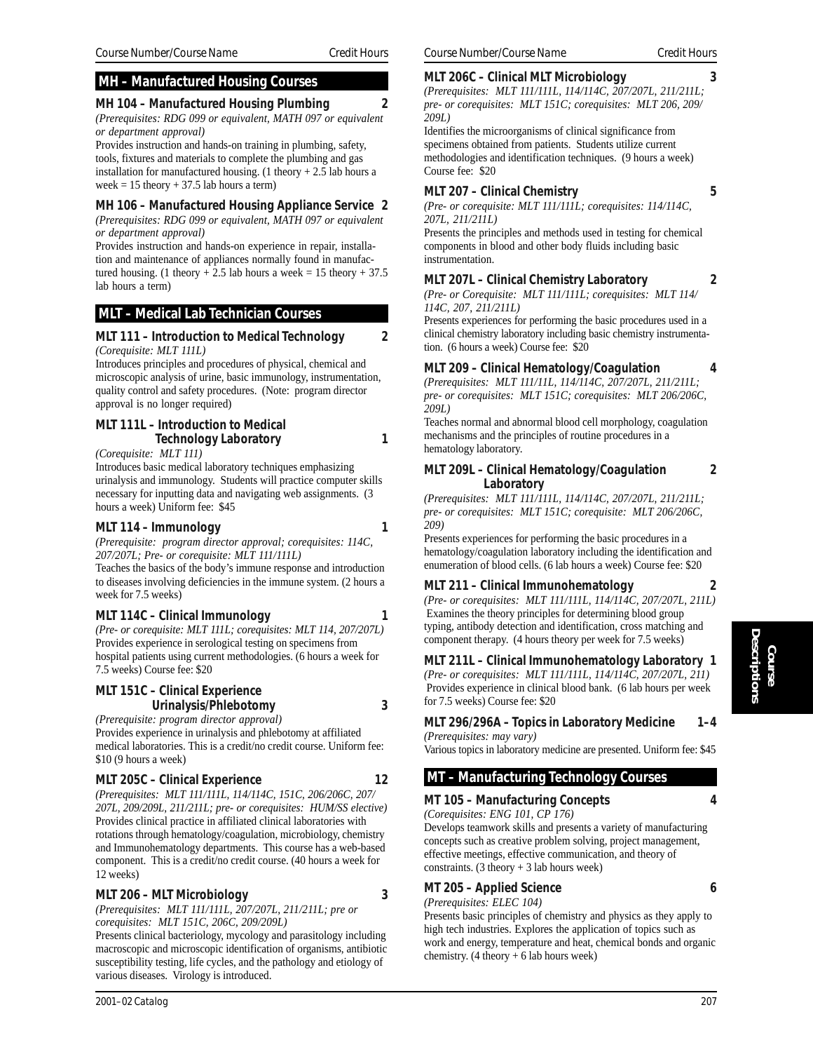## MH – Manufactured Housing Courses

### MH 104 – Manufactured Housing Plumbing 2

*(Prerequisites: RDG 099 or equivalent, MATH 097 or equivalent or department approval)*

Provides instruction and hands-on training in plumbing, safety, tools, fixtures and materials to complete the plumbing and gas installation for manufactured housing. (1 theory + 2.5 lab hours a week = 15 theory + 37.5 lab hours a term)

### MH 106 – Manufactured Housing Appliance Service 2

*(Prerequisites: RDG 099 or equivalent, MATH 097 or equivalent or department approval)*

Provides instruction and hands-on experience in repair, installation and maintenance of appliances normally found in manufactured housing. (1 theory + 2.5 lab hours a week = 15 theory + 37.5 lab hours a term)

## MLT – Medical Lab Technician Courses

### MLT 111 – Introduction to Medical Technology 2

*(Corequisite: MLT 111L)*

Introduces principles and procedures of physical, chemical and microscopic analysis of urine, basic immunology, instrumentation, quality control and safety procedures. (Note: program director approval is no longer required)

### MLT 111L – Introduction to Medical Technology Laboratory 1

*(Corequisite: MLT 111)*

Introduces basic medical laboratory techniques emphasizing urinalysis and immunology. Students will practice computer skills necessary for inputting data and navigating web assignments. (3 hours a week) Uniform fee: $45

### MLT 114 – Immunology 1

*(Prerequisite: program director approval; corequisites: 114C, 207/207L; Pre- or corequisite: MLT 111/111L)*

Teaches the basics of the body's immune response and introduction to diseases involving deficiencies in the immune system. (2 hours a week for 7.5 weeks)

### MLT 114C – Clinical Immunology 1

*(Pre- or corequisite: MLT 111L; corequisites: MLT 114, 207/207L)*

Provides experience in serological testing on specimens from hospital patients using current methodologies. (6 hours a week for 7.5 weeks) Course fee: $20

### MLT 151C – Clinical Experience Urinalysis/Phlebotomy 3

*(Prerequisite: program director approval)*

Provides experience in urinalysis and phlebotomy at affiliated medical laboratories. This is a credit/no credit course. Uniform fee: $10 (9 hours a week)

### MLT 205C – Clinical Experience 12

*(Prerequisites: MLT 111/111L, 114/114C, 151C, 206/206C, 207/207L, 209/209L, 211/211L; pre- or corequisites: HUM/SS elective)*

Provides clinical practice in affiliated clinical laboratories with rotations through hematology/coagulation, microbiology, chemistry and Immunohematology departments. This course has a web-based component. This is a credit/no credit course. (40 hours a week for 12 weeks)

### MLT 206 – MLT Microbiology 3

*(Prerequisites: MLT 111/111L, 207/207L, 211/211L; pre or corequisites: MLT 151C, 206C, 209/209L)*

Presents clinical bacteriology, mycology and parasitology including macroscopic and microscopic identification of organisms, antibiotic susceptibility testing, life cycles, and the pathology and etiology of various diseases. Virology is introduced.

### MLT 206C – Clinical MLT Microbiology 3

*(Prerequisites: MLT 111/111L, 114/114C, 207/207L, 211/211L; pre- or corequisites: MLT 151C; corequisites: MLT 206, 209/209L)*

Identifies the microorganisms of clinical significance from specimens obtained from patients. Students utilize current methodologies and identification techniques. (9 hours a week) Course fee: $20

### MLT 207 – Clinical Chemistry 5

*(Pre- or corequisite: MLT 111/111L; corequisites: 114/114C, 207L, 211/211L)*

Presents the principles and methods used in testing for chemical components in blood and other body fluids including basic instrumentation.

### MLT 207L – Clinical Chemistry Laboratory 2

*(Pre- or Corequisite: MLT 111/111L; corequisites: MLT 114/114C, 207, 211/211L)*

Presents experiences for performing the basic procedures used in a clinical chemistry laboratory including basic chemistry instrumentation. (6 hours a week) Course fee: $20

### MLT 209 – Clinical Hematology/Coagulation 4

*(Prerequisites: MLT 111/11L, 114/114C, 207/207L, 211/211L; pre- or corequisites: MLT 151C; corequisites: MLT 206/206C, 209L)*

Teaches normal and abnormal blood cell morphology, coagulation mechanisms and the principles of routine procedures in a hematology laboratory.

### MLT 209L – Clinical Hematology/Coagulation Laboratory 2

*(Prerequisites: MLT 111/111L, 114/114C, 207/207L, 211/211L; pre- or corequisites: MLT 151C; corequisite: MLT 206/206C, 209)*

Presents experiences for performing the basic procedures in a hematology/coagulation laboratory including the identification and enumeration of blood cells. (6 lab hours a week) Course fee: $20

### MLT 211 – Clinical Immunohematology 2

*(Pre- or corequisites: MLT 111/111L, 114/114C, 207/207L, 211L)*

Examines the theory principles for determining blood group typing, antibody detection and identification, cross matching and component therapy. (4 hours theory per week for 7.5 weeks)

### MLT 211L – Clinical Immunohematology Laboratory 1

*(Pre- or corequisites: MLT 111/111L, 114/114C, 207/207L, 211)*

Provides experience in clinical blood bank. (6 lab hours per week for 7.5 weeks) Course fee: $20

### MLT 296/296A – Topics in Laboratory Medicine 1–4

*(Prerequisites: may vary)*

Various topics in laboratory medicine are presented. Uniform fee: $45

## MT – Manufacturing Technology Courses

### MT 105 – Manufacturing Concepts 4

*(Corequisites: ENG 101, CP 176)*

Develops teamwork skills and presents a variety of manufacturing concepts such as creative problem solving, project management, effective meetings, effective communication, and theory of constraints. (3 theory + 3 lab hours week)

### MT 205 – Applied Science 6

*(Prerequisites: ELEC 104)*

Presents basic principles of chemistry and physics as they apply to high tech industries. Explores the application of topics such as work and energy, temperature and heat, chemical bonds and organic chemistry. (4 theory + 6 lab hours week)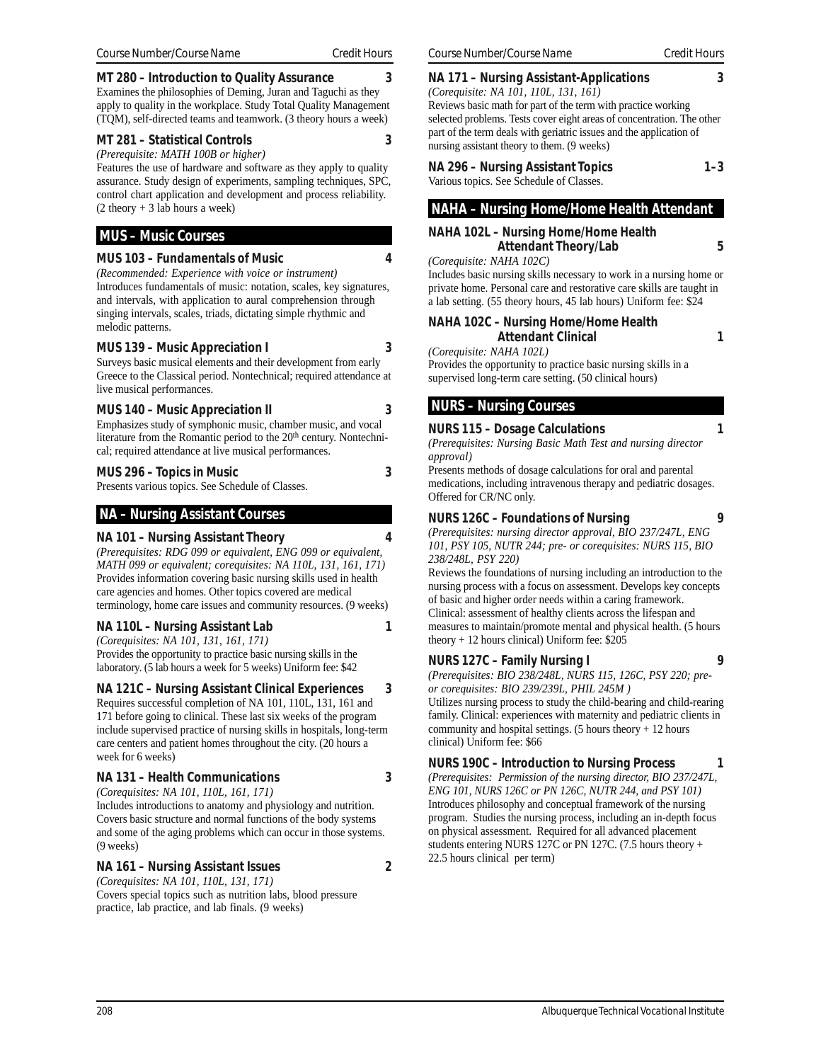Course Number/Course Name | Credit Hours

**MT 280 – Introduction to Quality Assurance** **3**

Examines the philosophies of Deming, Juran and Taguchi as they apply to quality in the workplace. Study Total Quality Management (TQM), self-directed teams and teamwork. (3 theory hours a week)

**MT 281 – Statistical Controls** **3**

*(Prerequisite: MATH 100B or higher)*

Features the use of hardware and software as they apply to quality assurance. Study design of experiments, sampling techniques, SPC, control chart application and development and process reliability. (2 theory + 3 lab hours a week)

## MUS – Music Courses

**MUS 103 – Fundamentals of Music** **4**

*(Recommended: Experience with voice or instrument)*

Introduces fundamentals of music: notation, scales, key signatures, and intervals, with application to aural comprehension through singing intervals, scales, triads, dictating simple rhythmic and melodic patterns.

**MUS 139 – Music Appreciation I** **3**

Surveys basic musical elements and their development from early Greece to the Classical period. Nontechnical; required attendance at live musical performances.

**MUS 140 – Music Appreciation II** **3**

Emphasizes study of symphonic music, chamber music, and vocal literature from the Romantic period to the 20th century. Nontechnical; required attendance at live musical performances.

**MUS 296 – Topics in Music** **3**

Presents various topics. See Schedule of Classes.

## NA – Nursing Assistant Courses

**NA 101 – Nursing Assistant Theory** **4**

*(Prerequisites: RDG 099 or equivalent, ENG 099 or equivalent, MATH 099 or equivalent; corequisites: NA 110L, 131, 161, 171)*

Provides information covering basic nursing skills used in health care agencies and homes. Other topics covered are medical terminology, home care issues and community resources. (9 weeks)

**NA 110L – Nursing Assistant Lab** **1**

*(Corequisites: NA 101, 131, 161, 171)*

Provides the opportunity to practice basic nursing skills in the laboratory. (5 lab hours a week for 5 weeks) Uniform fee: $42

**NA 121C – Nursing Assistant Clinical Experiences** **3**

Requires successful completion of NA 101, 110L, 131, 161 and 171 before going to clinical. These last six weeks of the program include supervised practice of nursing skills in hospitals, long-term care centers and patient homes throughout the city. (20 hours a week for 6 weeks)

**NA 131 – Health Communications** **3**

*(Corequisites: NA 101, 110L, 161, 171)*

Includes introductions to anatomy and physiology and nutrition. Covers basic structure and normal functions of the body systems and some of the aging problems which can occur in those systems. (9 weeks)

**NA 161 – Nursing Assistant Issues** **2**

*(Corequisites: NA 101, 110L, 131, 171)*

Covers special topics such as nutrition labs, blood pressure practice, lab practice, and lab finals. (9 weeks)

**NA 171 – Nursing Assistant-Applications** **3**

*(Corequisite: NA 101, 110L, 131, 161)*

Reviews basic math for part of the term with practice working selected problems. Tests cover eight areas of concentration. The other part of the term deals with geriatric issues and the application of nursing assistant theory to them. (9 weeks)

**NA 296 – Nursing Assistant Topics** **1–3**

Various topics. See Schedule of Classes.

## NAHA – Nursing Home/Home Health Attendant

**NAHA 102L – Nursing Home/Home Health Attendant Theory/Lab** **5**

*(Corequisite: NAHA 102C)*

Includes basic nursing skills necessary to work in a nursing home or private home. Personal care and restorative care skills are taught in a lab setting. (55 theory hours, 45 lab hours) Uniform fee: $24

**NAHA 102C – Nursing Home/Home Health Attendant Clinical** **1**

*(Corequisite: NAHA 102L)*

Provides the opportunity to practice basic nursing skills in a supervised long-term care setting. (50 clinical hours)

## NURS – Nursing Courses

**NURS 115 – Dosage Calculations** **1**

*(Prerequisites: Nursing Basic Math Test and nursing director approval)*

Presents methods of dosage calculations for oral and parental medications, including intravenous therapy and pediatric dosages. Offered for CR/NC only.

**NURS 126C – Foundations of Nursing** **9**

*(Prerequisites: nursing director approval, BIO 237/247L, ENG 101, PSY 105, NUTR 244; pre- or corequisites: NURS 115, BIO 238/248L, PSY 220)*

Reviews the foundations of nursing including an introduction to the nursing process with a focus on assessment. Develops key concepts of basic and higher order needs within a caring framework. Clinical: assessment of healthy clients across the lifespan and measures to maintain/promote mental and physical health. (5 hours theory + 12 hours clinical) Uniform fee: $205

**NURS 127C – Family Nursing I** **9**

*(Prerequisites: BIO 238/248L, NURS 115, 126C, PSY 220; pre- or corequisites: BIO 239/239L, PHIL 245M )*

Utilizes nursing process to study the child-bearing and child-rearing family. Clinical: experiences with maternity and pediatric clients in community and hospital settings. (5 hours theory + 12 hours clinical) Uniform fee: $66

**NURS 190C – Introduction to Nursing Process** **1**

*(Prerequisites: Permission of the nursing director, BIO 237/247L, ENG 101, NURS 126C or PN 126C, NUTR 244, and PSY 101)*

Introduces philosophy and conceptual framework of the nursing program. Studies the nursing process, including an in-depth focus on physical assessment. Required for all advanced placement students entering NURS 127C or PN 127C. (7.5 hours theory + 22.5 hours clinical per term)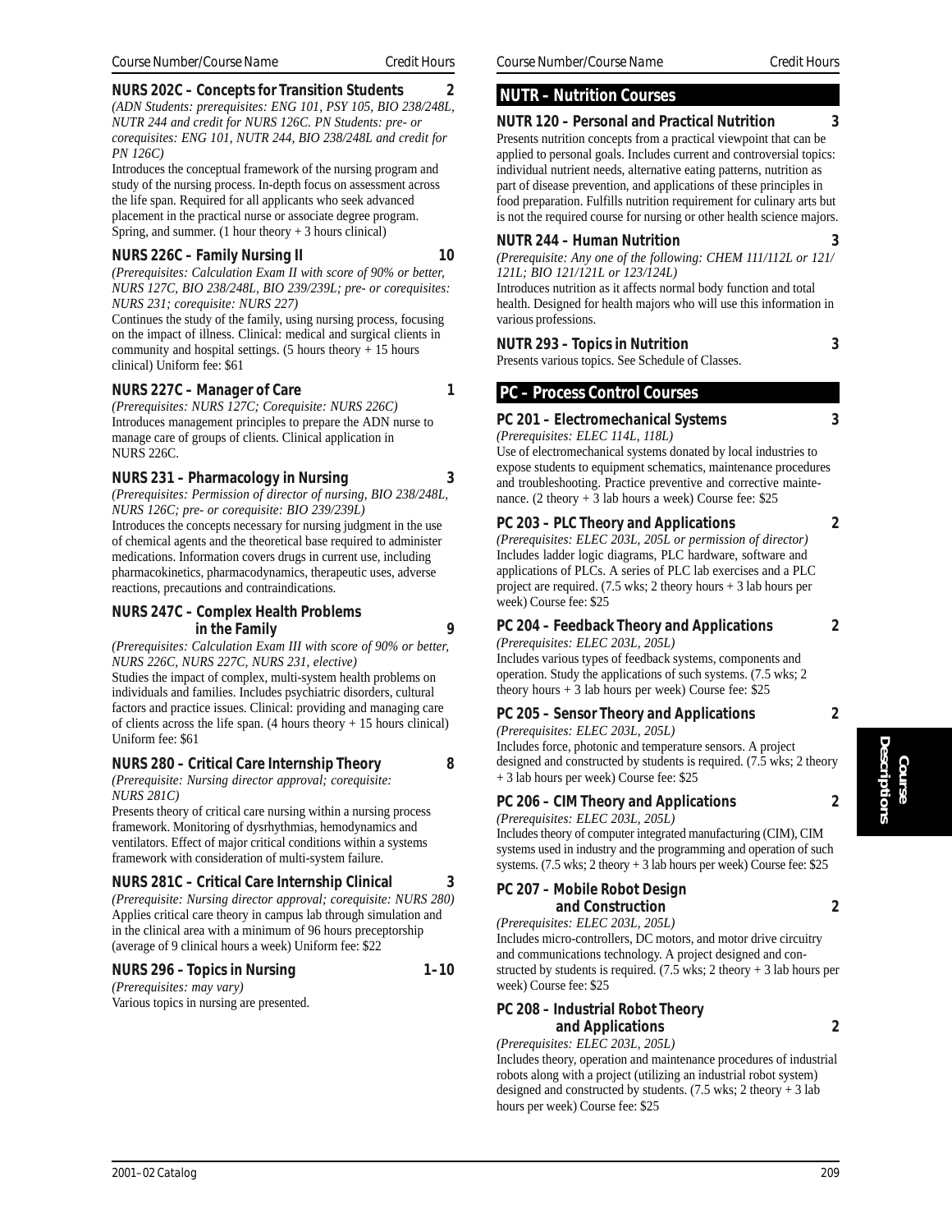Course Number/Course Name | Credit Hours

**NURS 202C – Concepts for Transition Students 2**
*(ADN Students: prerequisites: ENG 101, PSY 105, BIO 238/248L, NUTR 244 and credit for NURS 126C. PN Students: pre- or corequisites: ENG 101, NUTR 244, BIO 238/248L and credit for PN 126C)*
Introduces the conceptual framework of the nursing program and study of the nursing process. In-depth focus on assessment across the life span. Required for all applicants who seek advanced placement in the practical nurse or associate degree program. Spring, and summer. (1 hour theory + 3 hours clinical)

**NURS 226C – Family Nursing II 10**
*(Prerequisites: Calculation Exam II with score of 90% or better, NURS 127C, BIO 238/248L, BIO 239/239L; pre- or corequisites: NURS 231; corequisite: NURS 227)*
Continues the study of the family, using nursing process, focusing on the impact of illness. Clinical: medical and surgical clients in community and hospital settings. (5 hours theory + 15 hours clinical) Uniform fee: $61

**NURS 227C – Manager of Care 1**
*(Prerequisites: NURS 127C; Corequisite: NURS 226C)*
Introduces management principles to prepare the ADN nurse to manage care of groups of clients. Clinical application in NURS 226C.

**NURS 231 – Pharmacology in Nursing 3**
*(Prerequisites: Permission of director of nursing, BIO 238/248L, NURS 126C; pre- or corequisite: BIO 239/239L)*
Introduces the concepts necessary for nursing judgment in the use of chemical agents and the theoretical base required to administer medications. Information covers drugs in current use, including pharmacokinetics, pharmacodynamics, therapeutic uses, adverse reactions, precautions and contraindications.

**NURS 247C – Complex Health Problems in the Family 9**
*(Prerequisites: Calculation Exam III with score of 90% or better, NURS 226C, NURS 227C, NURS 231, elective)*
Studies the impact of complex, multi-system health problems on individuals and families. Includes psychiatric disorders, cultural factors and practice issues. Clinical: providing and managing care of clients across the life span. (4 hours theory + 15 hours clinical) Uniform fee: $61

**NURS 280 – Critical Care Internship Theory 8**
*(Prerequisite: Nursing director approval; corequisite: NURS 281C)*
Presents theory of critical care nursing within a nursing process framework. Monitoring of dysrhythmias, hemodynamics and ventilators. Effect of major critical conditions within a systems framework with consideration of multi-system failure.

**NURS 281C – Critical Care Internship Clinical 3**
*(Prerequisite: Nursing director approval; corequisite: NURS 280)*
Applies critical care theory in campus lab through simulation and in the clinical area with a minimum of 96 hours preceptorship (average of 9 clinical hours a week) Uniform fee: $22

**NURS 296 – Topics in Nursing 1–10**
*(Prerequisites: may vary)*
Various topics in nursing are presented.

## NUTR – Nutrition Courses

**NUTR 120 – Personal and Practical Nutrition 3**
Presents nutrition concepts from a practical viewpoint that can be applied to personal goals. Includes current and controversial topics: individual nutrient needs, alternative eating patterns, nutrition as part of disease prevention, and applications of these principles in food preparation. Fulfills nutrition requirement for culinary arts but is not the required course for nursing or other health science majors.

**NUTR 244 – Human Nutrition 3**
*(Prerequisite: Any one of the following: CHEM 111/112L or 121/121L; BIO 121/121L or 123/124L)*
Introduces nutrition as it affects normal body function and total health. Designed for health majors who will use this information in various professions.

**NUTR 293 – Topics in Nutrition 3**
Presents various topics. See Schedule of Classes.

## PC – Process Control Courses

**PC 201 – Electromechanical Systems 3**
*(Prerequisites: ELEC 114L, 118L)*
Use of electromechanical systems donated by local industries to expose students to equipment schematics, maintenance procedures and troubleshooting. Practice preventive and corrective maintenance. (2 theory + 3 lab hours a week) Course fee: $25

**PC 203 – PLC Theory and Applications 2**
*(Prerequisites: ELEC 203L, 205L or permission of director)*
Includes ladder logic diagrams, PLC hardware, software and applications of PLCs. A series of PLC lab exercises and a PLC project are required. (7.5 wks; 2 theory hours + 3 lab hours per week) Course fee: $25

**PC 204 – Feedback Theory and Applications 2**
*(Prerequisites: ELEC 203L, 205L)*
Includes various types of feedback systems, components and operation. Study the applications of such systems. (7.5 wks; 2 theory hours + 3 lab hours per week) Course fee: $25

**PC 205 – Sensor Theory and Applications 2**
*(Prerequisites: ELEC 203L, 205L)*
Includes force, photonic and temperature sensors. A project designed and constructed by students is required. (7.5 wks; 2 theory + 3 lab hours per week) Course fee: $25

**PC 206 – CIM Theory and Applications 2**
*(Prerequisites: ELEC 203L, 205L)*
Includes theory of computer integrated manufacturing (CIM), CIM systems used in industry and the programming and operation of such systems. (7.5 wks; 2 theory + 3 lab hours per week) Course fee: $25

**PC 207 – Mobile Robot Design and Construction 2**
*(Prerequisites: ELEC 203L, 205L)*
Includes micro-controllers, DC motors, and motor drive circuitry and communications technology. A project designed and constructed by students is required. (7.5 wks; 2 theory + 3 lab hours per week) Course fee: $25

**PC 208 – Industrial Robot Theory and Applications 2**
*(Prerequisites: ELEC 203L, 205L)*
Includes theory, operation and maintenance procedures of industrial robots along with a project (utilizing an industrial robot system) designed and constructed by students. (7.5 wks; 2 theory + 3 lab hours per week) Course fee: $25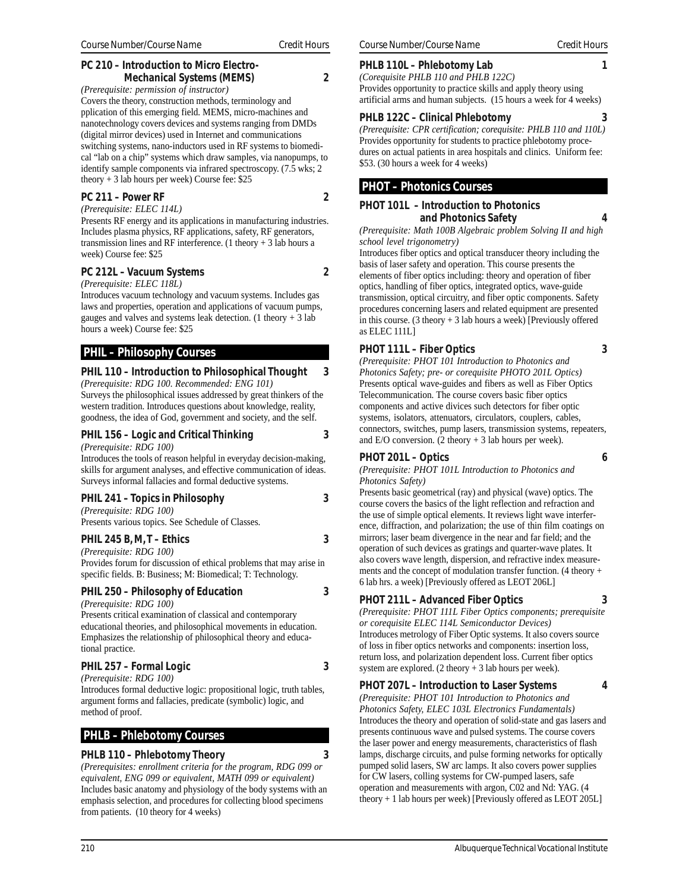**PC 210 – Introduction to Micro Electro-Mechanical Systems (MEMS)** 2

*(Prerequisite: permission of instructor)*
Covers the theory, construction methods, terminology and pplication of this emerging field. MEMS, micro-machines and nanotechnology covers devices and systems ranging from DMDs (digital mirror devices) used in Internet and communications switching systems, nano-inductors used in RF systems to biomedical "lab on a chip" systems which draw samples, via nanopumps, to identify sample components via infrared spectroscopy. (7.5 wks; 2 theory + 3 lab hours per week) Course fee: $25

**PC 211 – Power RF** 2

*(Prerequisite: ELEC 114L)*
Presents RF energy and its applications in manufacturing industries. Includes plasma physics, RF applications, safety, RF generators, transmission lines and RF interference. (1 theory + 3 lab hours a week) Course fee: $25

**PC 212L – Vacuum Systems** 2

*(Prerequisite: ELEC 118L)*
Introduces vacuum technology and vacuum systems. Includes gas laws and properties, operation and applications of vacuum pumps, gauges and valves and systems leak detection. (1 theory + 3 lab hours a week) Course fee: $25

## PHIL – Philosophy Courses

**PHIL 110 – Introduction to Philosophical Thought** 3

*(Prerequisite: RDG 100. Recommended: ENG 101)*
Surveys the philosophical issues addressed by great thinkers of the western tradition. Introduces questions about knowledge, reality, goodness, the idea of God, government and society, and the self.

**PHIL 156 – Logic and Critical Thinking** 3

*(Prerequisite: RDG 100)*
Introduces the tools of reason helpful in everyday decision-making, skills for argument analyses, and effective communication of ideas. Surveys informal fallacies and formal deductive systems.

**PHIL 241 – Topics in Philosophy** 3

*(Prerequisite: RDG 100)*
Presents various topics. See Schedule of Classes.

**PHIL 245 B, M, T – Ethics** 3

*(Prerequisite: RDG 100)*
Provides forum for discussion of ethical problems that may arise in specific fields. B: Business; M: Biomedical; T: Technology.

**PHIL 250 – Philosophy of Education** 3

*(Prerequisite: RDG 100)*
Presents critical examination of classical and contemporary educational theories, and philosophical movements in education. Emphasizes the relationship of philosophical theory and educational practice.

**PHIL 257 – Formal Logic** 3

*(Prerequisite: RDG 100)*
Introduces formal deductive logic: propositional logic, truth tables, argument forms and fallacies, predicate (symbolic) logic, and method of proof.

## PHLB – Phlebotomy Courses

**PHLB 110 – Phlebotomy Theory** 3

*(Prerequisites: enrollment criteria for the program, RDG 099 or equivalent, ENG 099 or equivalent, MATH 099 or equivalent)*
Includes basic anatomy and physiology of the body systems with an emphasis selection, and procedures for collecting blood specimens from patients. (10 theory for 4 weeks)

**PHLB 110L – Phlebotomy Lab** 1

*(Corequisite PHLB 110 and PHLB 122C)*
Provides opportunity to practice skills and apply theory using artificial arms and human subjects. (15 hours a week for 4 weeks)

**PHLB 122C – Clinical Phlebotomy** 3

*(Prerequisite: CPR certification; corequisite: PHLB 110 and 110L)*
Provides opportunity for students to practice phlebotomy procedures on actual patients in area hospitals and clinics. Uniform fee: $53. (30 hours a week for 4 weeks)

## PHOT – Photonics Courses

**PHOT 101L – Introduction to Photonics and Photonics Safety** 4

*(Prerequisite: Math 100B Algebraic problem Solving II and high school level trigonometry)*
Introduces fiber optics and optical transducer theory including the basis of laser safety and operation. This course presents the elements of fiber optics including: theory and operation of fiber optics, handling of fiber optics, integrated optics, wave-guide transmission, optical circuitry, and fiber optic components. Safety procedures concerning lasers and related equipment are presented in this course. (3 theory + 3 lab hours a week) [Previously offered as ELEC 111L]

**PHOT 111L – Fiber Optics** 3

*(Prerequisite: PHOT 101 Introduction to Photonics and Photonics Safety; pre- or corequisite PHOTO 201L Optics)*
Presents optical wave-guides and fibers as well as Fiber Optics Telecommunication. The course covers basic fiber optics components and active divices such detectors for fiber optic systems, isolators, attenuators, circulators, couplers, cables, connectors, switches, pump lasers, transmission systems, repeaters, and E/O conversion. (2 theory + 3 lab hours per week).

**PHOT 201L – Optics** 6

*(Prerequisite: PHOT 101L Introduction to Photonics and Photonics Safety)*
Presents basic geometrical (ray) and physical (wave) optics. The course covers the basics of the light reflection and refraction and the use of simple optical elements. It reviews light wave interference, diffraction, and polarization; the use of thin film coatings on mirrors; laser beam divergence in the near and far field; and the operation of such devices as gratings and quarter-wave plates. It also covers wave length, dispersion, and refractive index measurements and the concept of modulation transfer function. (4 theory + 6 lab hrs. a week) [Previously offered as LEOT 206L]

**PHOT 211L – Advanced Fiber Optics** 3

*(Prerequisite: PHOT 111L Fiber Optics components; prerequisite or corequisite ELEC 114L Semiconductor Devices)*
Introduces metrology of Fiber Optic systems. It also covers source of loss in fiber optics networks and components: insertion loss, return loss, and polarization dependent loss. Current fiber optics system are explored. (2 theory + 3 lab hours per week).

**PHOT 207L – Introduction to Laser Systems** 4

*(Prerequisite: PHOT 101 Introduction to Photonics and Photonics Safety, ELEC 103L Electronics Fundamentals)*
Introduces the theory and operation of solid-state and gas lasers and presents continuous wave and pulsed systems. The course covers the laser power and energy measurements, characteristics of flash lamps, discharge circuits, and pulse forming networks for optically pumped solid lasers, SW arc lamps. It also covers power supplies for CW lasers, colling systems for CW-pumped lasers, safe operation and measurements with argon, C02 and Nd: YAG. (4 theory + 1 lab hours per week) [Previously offered as LEOT 205L]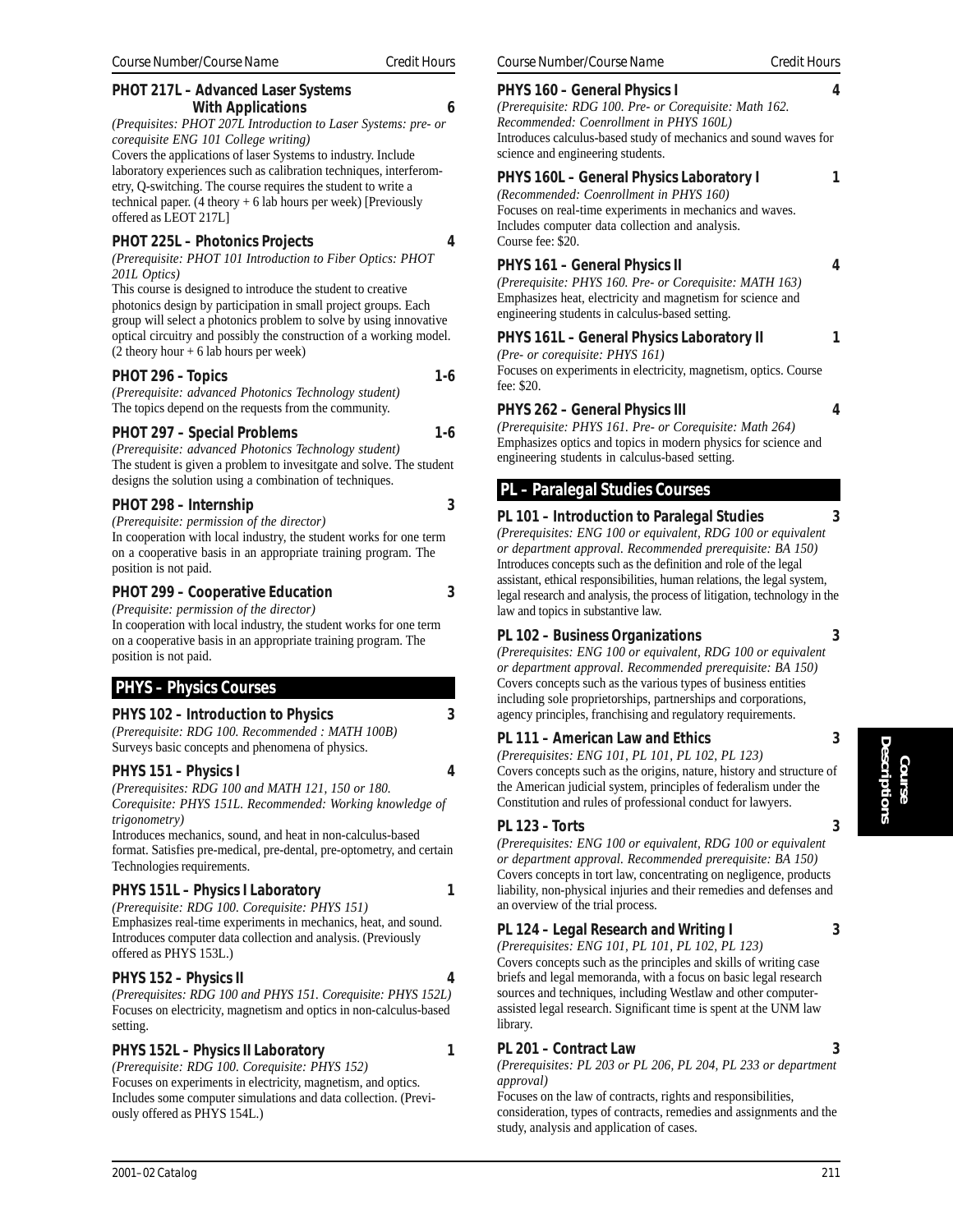**PHOT 217L – Advanced Laser Systems With Applications** 6

*(Prequisites: PHOT 207L Introduction to Laser Systems: pre- or corequisite ENG 101 College writing)*
Covers the applications of laser Systems to industry. Include laboratory experiences such as calibration techniques, interferometry, Q-switching. The course requires the student to write a technical paper. (4 theory + 6 lab hours per week) [Previously offered as LEOT 217L]

**PHOT 225L – Photonics Projects** 4

*(Prerequisite: PHOT 101 Introduction to Fiber Optics: PHOT 201L Optics)*
This course is designed to introduce the student to creative photonics design by participation in small project groups. Each group will select a photonics problem to solve by using innovative optical circuitry and possibly the construction of a working model. (2 theory hour + 6 lab hours per week)

**PHOT 296 – Topics** 1-6

*(Prerequisite: advanced Photonics Technology student)*
The topics depend on the requests from the community.

**PHOT 297 – Special Problems** 1-6

*(Prerequisite: advanced Photonics Technology student)*
The student is given a problem to invesitgate and solve. The student designs the solution using a combination of techniques.

**PHOT 298 – Internship** 3

*(Prerequisite: permission of the director)*
In cooperation with local industry, the student works for one term on a cooperative basis in an appropriate training program. The position is not paid.

**PHOT 299 – Cooperative Education** 3

*(Prequisite: permission of the director)*
In cooperation with local industry, the student works for one term on a cooperative basis in an appropriate training program. The position is not paid.

## PHYS – Physics Courses

**PHYS 102 – Introduction to Physics** 3

*(Prerequisite: RDG 100. Recommended : MATH 100B)*
Surveys basic concepts and phenomena of physics.

**PHYS 151 – Physics I** 4

*(Prerequisites: RDG 100 and MATH 121, 150 or 180. Corequisite: PHYS 151L. Recommended: Working knowledge of trigonometry)*
Introduces mechanics, sound, and heat in non-calculus-based format. Satisfies pre-medical, pre-dental, pre-optometry, and certain Technologies requirements.

**PHYS 151L – Physics I Laboratory** 1

*(Prerequisite: RDG 100. Corequisite: PHYS 151)*
Emphasizes real-time experiments in mechanics, heat, and sound. Introduces computer data collection and analysis. (Previously offered as PHYS 153L.)

**PHYS 152 – Physics II** 4

*(Prerequisites: RDG 100 and PHYS 151. Corequisite: PHYS 152L)*
Focuses on electricity, magnetism and optics in non-calculus-based setting.

**PHYS 152L – Physics II Laboratory** 1

*(Prerequisite: RDG 100. Corequisite: PHYS 152)*
Focuses on experiments in electricity, magnetism, and optics. Includes some computer simulations and data collection. (Previously offered as PHYS 154L.)

**PHYS 160 – General Physics I** 4

*(Prerequisite: RDG 100. Pre- or Corequisite: Math 162. Recommended: Coenrollment in PHYS 160L)*
Introduces calculus-based study of mechanics and sound waves for science and engineering students.

**PHYS 160L – General Physics Laboratory I** 1

*(Recommended: Coenrollment in PHYS 160)*
Focuses on real-time experiments in mechanics and waves. Includes computer data collection and analysis.
Course fee: $20.

**PHYS 161 – General Physics II** 4

*(Prerequisite: PHYS 160. Pre- or Corequisite: MATH 163)*
Emphasizes heat, electricity and magnetism for science and engineering students in calculus-based setting.

**PHYS 161L – General Physics Laboratory II** 1

*(Pre- or corequisite: PHYS 161)*
Focuses on experiments in electricity, magnetism, optics. Course fee: $20.

**PHYS 262 – General Physics III** 4

*(Prerequisite: PHYS 161. Pre- or Corequisite: Math 264)*
Emphasizes optics and topics in modern physics for science and engineering students in calculus-based setting.

## PL – Paralegal Studies Courses

**PL 101 – Introduction to Paralegal Studies** 3

*(Prerequisites: ENG 100 or equivalent, RDG 100 or equivalent or department approval. Recommended prerequisite: BA 150)*
Introduces concepts such as the definition and role of the legal assistant, ethical responsibilities, human relations, the legal system, legal research and analysis, the process of litigation, technology in the law and topics in substantive law.

**PL 102 – Business Organizations** 3

*(Prerequisites: ENG 100 or equivalent, RDG 100 or equivalent or department approval. Recommended prerequisite: BA 150)*
Covers concepts such as the various types of business entities including sole proprietorships, partnerships and corporations, agency principles, franchising and regulatory requirements.

**PL 111 – American Law and Ethics** 3

*(Prerequisites: ENG 101, PL 101, PL 102, PL 123)*
Covers concepts such as the origins, nature, history and structure of the American judicial system, principles of federalism under the Constitution and rules of professional conduct for lawyers.

**PL 123 – Torts** 3

*(Prerequisites: ENG 100 or equivalent, RDG 100 or equivalent or department approval. Recommended prerequisite: BA 150)*
Covers concepts in tort law, concentrating on negligence, products liability, non-physical injuries and their remedies and defenses and an overview of the trial process.

**PL 124 – Legal Research and Writing I** 3

*(Prerequisites: ENG 101, PL 101, PL 102, PL 123)*
Covers concepts such as the principles and skills of writing case briefs and legal memoranda, with a focus on basic legal research sources and techniques, including Westlaw and other computer-assisted legal research. Significant time is spent at the UNM law library.

**PL 201 – Contract Law** 3

*(Prerequisites: PL 203 or PL 206, PL 204, PL 233 or department approval)*
Focuses on the law of contracts, rights and responsibilities, consideration, types of contracts, remedies and assignments and the study, analysis and application of cases.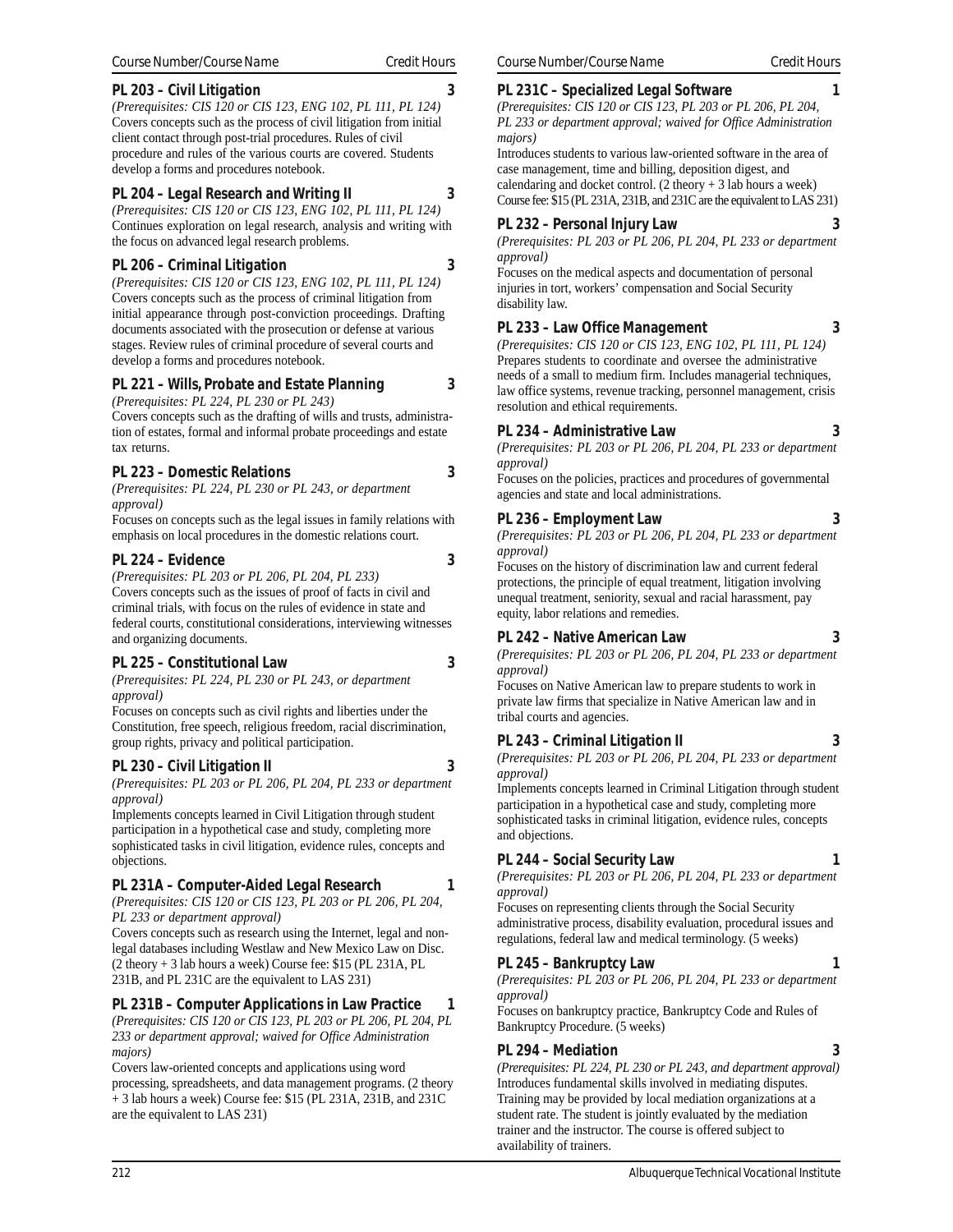| Course Number/Course Name | Credit Hours |
|---|---|

**PL 203 – Civil Litigation** 3

*(Prerequisites: CIS 120 or CIS 123, ENG 102, PL 111, PL 124)*
Covers concepts such as the process of civil litigation from initial client contact through post-trial procedures. Rules of civil procedure and rules of the various courts are covered. Students develop a forms and procedures notebook.

**PL 204 – Legal Research and Writing II** 3

*(Prerequisites: CIS 120 or CIS 123, ENG 102, PL 111, PL 124)*
Continues exploration on legal research, analysis and writing with the focus on advanced legal research problems.

**PL 206 – Criminal Litigation** 3

*(Prerequisites: CIS 120 or CIS 123, ENG 102, PL 111, PL 124)*
Covers concepts such as the process of criminal litigation from initial appearance through post-conviction proceedings. Drafting documents associated with the prosecution or defense at various stages. Review rules of criminal procedure of several courts and develop a forms and procedures notebook.

**PL 221 – Wills, Probate and Estate Planning** 3

*(Prerequisites: PL 224, PL 230 or PL 243)*
Covers concepts such as the drafting of wills and trusts, administration of estates, formal and informal probate proceedings and estate tax returns.

**PL 223 – Domestic Relations** 3

*(Prerequisites: PL 224, PL 230 or PL 243, or department approval)*
Focuses on concepts such as the legal issues in family relations with emphasis on local procedures in the domestic relations court.

**PL 224 – Evidence** 3

*(Prerequisites: PL 203 or PL 206, PL 204, PL 233)*
Covers concepts such as the issues of proof of facts in civil and criminal trials, with focus on the rules of evidence in state and federal courts, constitutional considerations, interviewing witnesses and organizing documents.

**PL 225 – Constitutional Law** 3

*(Prerequisites: PL 224, PL 230 or PL 243, or department approval)*
Focuses on concepts such as civil rights and liberties under the Constitution, free speech, religious freedom, racial discrimination, group rights, privacy and political participation.

**PL 230 – Civil Litigation II** 3

*(Prerequisites: PL 203 or PL 206, PL 204, PL 233 or department approval)*
Implements concepts learned in Civil Litigation through student participation in a hypothetical case and study, completing more sophisticated tasks in civil litigation, evidence rules, concepts and objections.

**PL 231A – Computer-Aided Legal Research** 1

*(Prerequisites: CIS 120 or CIS 123, PL 203 or PL 206, PL 204, PL 233 or department approval)*
Covers concepts such as research using the Internet, legal and non-legal databases including Westlaw and New Mexico Law on Disc. (2 theory + 3 lab hours a week) Course fee: $15 (PL 231A, PL 231B, and PL 231C are the equivalent to LAS 231)

**PL 231B – Computer Applications in Law Practice** 1

*(Prerequisites: CIS 120 or CIS 123, PL 203 or PL 206, PL 204, PL 233 or department approval; waived for Office Administration majors)*
Covers law-oriented concepts and applications using word processing, spreadsheets, and data management programs. (2 theory + 3 lab hours a week) Course fee: $15 (PL 231A, 231B, and 231C are the equivalent to LAS 231)

**PL 231C – Specialized Legal Software** 1

*(Prerequisites: CIS 120 or CIS 123, PL 203 or PL 206, PL 204, PL 233 or department approval; waived for Office Administration majors)*
Introduces students to various law-oriented software in the area of case management, time and billing, deposition digest, and calendaring and docket control. (2 theory + 3 lab hours a week) Course fee: $15 (PL 231A, 231B, and 231C are the equivalent to LAS 231)

**PL 232 – Personal Injury Law** 3

*(Prerequisites: PL 203 or PL 206, PL 204, PL 233 or department approval)*
Focuses on the medical aspects and documentation of personal injuries in tort, workers' compensation and Social Security disability law.

**PL 233 – Law Office Management** 3

*(Prerequisites: CIS 120 or CIS 123, ENG 102, PL 111, PL 124)*
Prepares students to coordinate and oversee the administrative needs of a small to medium firm. Includes managerial techniques, law office systems, revenue tracking, personnel management, crisis resolution and ethical requirements.

**PL 234 – Administrative Law** 3

*(Prerequisites: PL 203 or PL 206, PL 204, PL 233 or department approval)*
Focuses on the policies, practices and procedures of governmental agencies and state and local administrations.

**PL 236 – Employment Law** 3

*(Prerequisites: PL 203 or PL 206, PL 204, PL 233 or department approval)*
Focuses on the history of discrimination law and current federal protections, the principle of equal treatment, litigation involving unequal treatment, seniority, sexual and racial harassment, pay equity, labor relations and remedies.

**PL 242 – Native American Law** 3

*(Prerequisites: PL 203 or PL 206, PL 204, PL 233 or department approval)*
Focuses on Native American law to prepare students to work in private law firms that specialize in Native American law and in tribal courts and agencies.

**PL 243 – Criminal Litigation II** 3

*(Prerequisites: PL 203 or PL 206, PL 204, PL 233 or department approval)*
Implements concepts learned in Criminal Litigation through student participation in a hypothetical case and study, completing more sophisticated tasks in criminal litigation, evidence rules, concepts and objections.

**PL 244 – Social Security Law** 1

*(Prerequisites: PL 203 or PL 206, PL 204, PL 233 or department approval)*
Focuses on representing clients through the Social Security administrative process, disability evaluation, procedural issues and regulations, federal law and medical terminology. (5 weeks)

**PL 245 – Bankruptcy Law** 1

*(Prerequisites: PL 203 or PL 206, PL 204, PL 233 or department approval)*
Focuses on bankruptcy practice, Bankruptcy Code and Rules of Bankruptcy Procedure. (5 weeks)

**PL 294 – Mediation** 3

*(Prerequisites: PL 224, PL 230 or PL 243, and department approval)*
Introduces fundamental skills involved in mediating disputes. Training may be provided by local mediation organizations at a student rate. The student is jointly evaluated by the mediation trainer and the instructor. The course is offered subject to availability of trainers.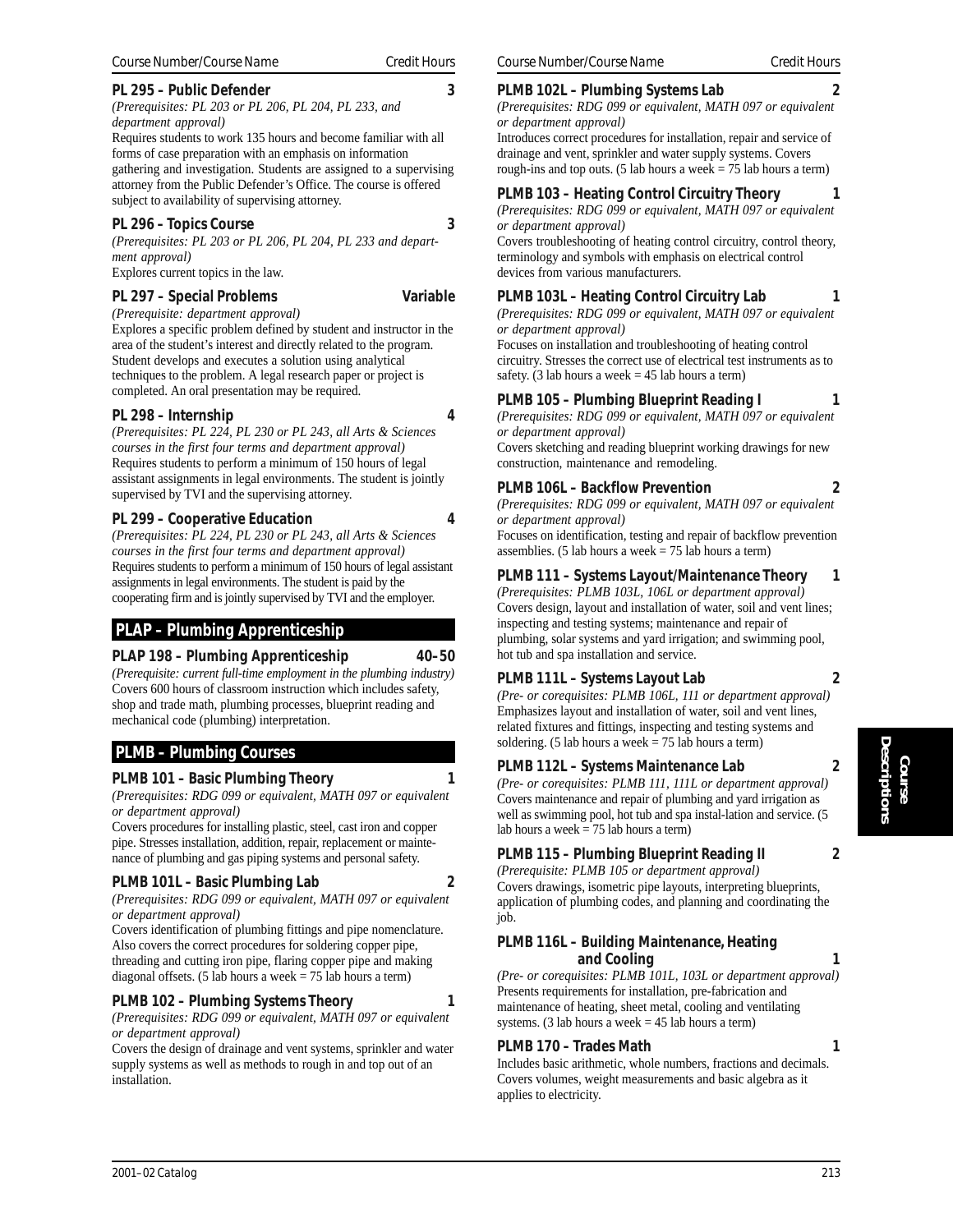Course Number/Course Name | Credit Hours

**PL 295 – Public Defender** 3

*(Prerequisites: PL 203 or PL 206, PL 204, PL 233, and department approval)*

Requires students to work 135 hours and become familiar with all forms of case preparation with an emphasis on information gathering and investigation. Students are assigned to a supervising attorney from the Public Defender's Office. The course is offered subject to availability of supervising attorney.

**PL 296 – Topics Course** 3

*(Prerequisites: PL 203 or PL 206, PL 204, PL 233 and department approval)*

Explores current topics in the law.

**PL 297 – Special Problems** Variable

*(Prerequisite: department approval)*

Explores a specific problem defined by student and instructor in the area of the student's interest and directly related to the program. Student develops and executes a solution using analytical techniques to the problem. A legal research paper or project is completed. An oral presentation may be required.

**PL 298 – Internship** 4

*(Prerequisites: PL 224, PL 230 or PL 243, all Arts & Sciences courses in the first four terms and department approval)*

Requires students to perform a minimum of 150 hours of legal assistant assignments in legal environments. The student is jointly supervised by TVI and the supervising attorney.

**PL 299 – Cooperative Education** 4

*(Prerequisites: PL 224, PL 230 or PL 243, all Arts & Sciences courses in the first four terms and department approval)*

Requires students to perform a minimum of 150 hours of legal assistant assignments in legal environments. The student is paid by the cooperating firm and is jointly supervised by TVI and the employer.

## PLAP – Plumbing Apprenticeship

**PLAP 198 – Plumbing Apprenticeship** 40–50

*(Prerequisite: current full-time employment in the plumbing industry)*

Covers 600 hours of classroom instruction which includes safety, shop and trade math, plumbing processes, blueprint reading and mechanical code (plumbing) interpretation.

## PLMB – Plumbing Courses

**PLMB 101 – Basic Plumbing Theory** 1

*(Prerequisites: RDG 099 or equivalent, MATH 097 or equivalent or department approval)*

Covers procedures for installing plastic, steel, cast iron and copper pipe. Stresses installation, addition, repair, replacement or maintenance of plumbing and gas piping systems and personal safety.

**PLMB 101L – Basic Plumbing Lab** 2

*(Prerequisites: RDG 099 or equivalent, MATH 097 or equivalent or department approval)*

Covers identification of plumbing fittings and pipe nomenclature. Also covers the correct procedures for soldering copper pipe, threading and cutting iron pipe, flaring copper pipe and making diagonal offsets. (5 lab hours a week = 75 lab hours a term)

**PLMB 102 – Plumbing Systems Theory** 1

*(Prerequisites: RDG 099 or equivalent, MATH 097 or equivalent or department approval)*

Covers the design of drainage and vent systems, sprinkler and water supply systems as well as methods to rough in and top out of an installation.

**PLMB 102L – Plumbing Systems Lab** 2

*(Prerequisites: RDG 099 or equivalent, MATH 097 or equivalent or department approval)*

Introduces correct procedures for installation, repair and service of drainage and vent, sprinkler and water supply systems. Covers rough-ins and top outs. (5 lab hours a week = 75 lab hours a term)

**PLMB 103 – Heating Control Circuitry Theory** 1

*(Prerequisites: RDG 099 or equivalent, MATH 097 or equivalent or department approval)*

Covers troubleshooting of heating control circuitry, control theory, terminology and symbols with emphasis on electrical control devices from various manufacturers.

**PLMB 103L – Heating Control Circuitry Lab** 1

*(Prerequisites: RDG 099 or equivalent, MATH 097 or equivalent or department approval)*

Focuses on installation and troubleshooting of heating control circuitry. Stresses the correct use of electrical test instruments as to safety. (3 lab hours a week = 45 lab hours a term)

**PLMB 105 – Plumbing Blueprint Reading I** 1

*(Prerequisites: RDG 099 or equivalent, MATH 097 or equivalent or department approval)*

Covers sketching and reading blueprint working drawings for new construction, maintenance and remodeling.

**PLMB 106L – Backflow Prevention** 2

*(Prerequisites: RDG 099 or equivalent, MATH 097 or equivalent or department approval)*

Focuses on identification, testing and repair of backflow prevention assemblies. (5 lab hours a week = 75 lab hours a term)

**PLMB 111 – Systems Layout/Maintenance Theory** 1

*(Prerequisites: PLMB 103L, 106L or department approval)*

Covers design, layout and installation of water, soil and vent lines; inspecting and testing systems; maintenance and repair of plumbing, solar systems and yard irrigation; and swimming pool, hot tub and spa installation and service.

**PLMB 111L – Systems Layout Lab** 2

*(Pre- or corequisites: PLMB 106L, 111 or department approval)*

Emphasizes layout and installation of water, soil and vent lines, related fixtures and fittings, inspecting and testing systems and soldering. (5 lab hours a week = 75 lab hours a term)

**PLMB 112L – Systems Maintenance Lab** 2

*(Pre- or corequisites: PLMB 111, 111L or department approval)*

Covers maintenance and repair of plumbing and yard irrigation as well as swimming pool, hot tub and spa instal-lation and service. (5 lab hours a week = 75 lab hours a term)

**PLMB 115 – Plumbing Blueprint Reading II** 2

*(Prerequisite: PLMB 105 or department approval)*

Covers drawings, isometric pipe layouts, interpreting blueprints, application of plumbing codes, and planning and coordinating the job.

**PLMB 116L – Building Maintenance, Heating and Cooling** 1

*(Pre- or corequisites: PLMB 101L, 103L or department approval)*

Presents requirements for installation, pre-fabrication and maintenance of heating, sheet metal, cooling and ventilating systems. (3 lab hours a week = 45 lab hours a term)

**PLMB 170 – Trades Math** 1

Includes basic arithmetic, whole numbers, fractions and decimals. Covers volumes, weight measurements and basic algebra as it applies to electricity.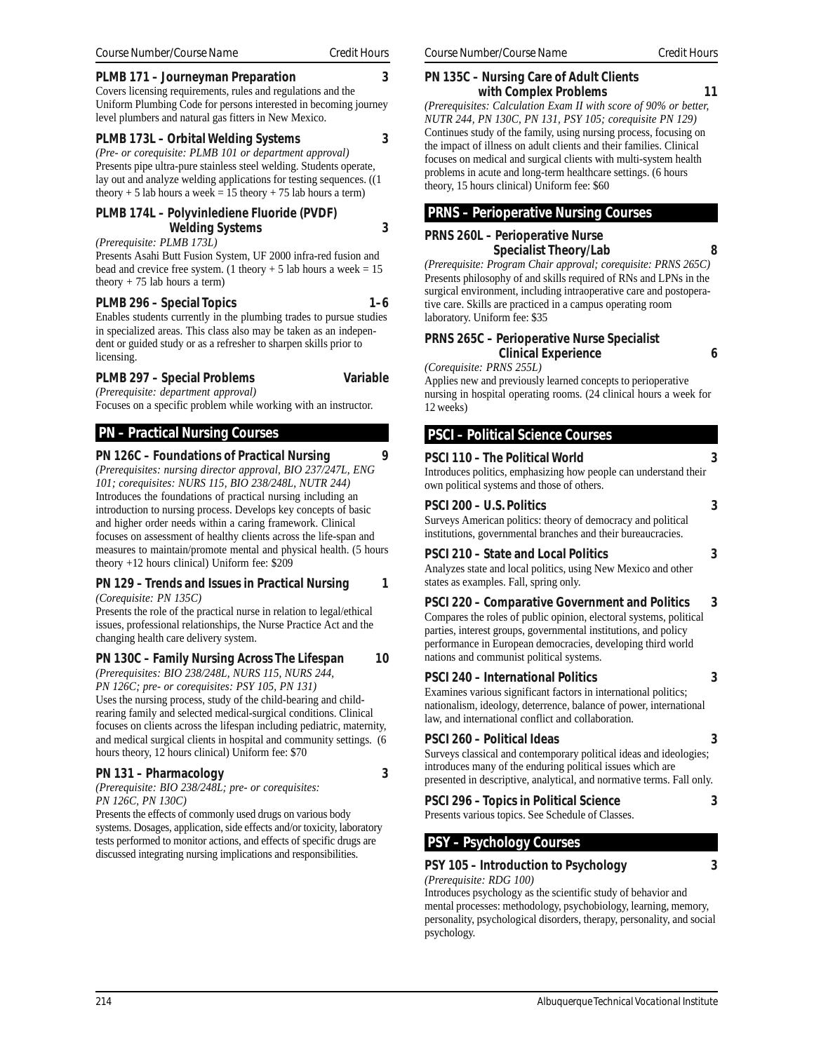Course Number/Course Name — Credit Hours

**PLMB 171 – Journeyman Preparation** **3**

Covers licensing requirements, rules and regulations and the Uniform Plumbing Code for persons interested in becoming journey level plumbers and natural gas fitters in New Mexico.

**PLMB 173L – Orbital Welding Systems** **3**

*(Pre- or corequisite: PLMB 101 or department approval)*
Presents pipe ultra-pure stainless steel welding. Students operate, lay out and analyze welding applications for testing sequences. ((1 theory + 5 lab hours a week = 15 theory + 75 lab hours a term)

**PLMB 174L – Polyvinlediene Fluoride (PVDF) Welding Systems** **3**

*(Prerequisite: PLMB 173L)*
Presents Asahi Butt Fusion System, UF 2000 infra-red fusion and bead and crevice free system. (1 theory + 5 lab hours a week = 15 theory + 75 lab hours a term)

**PLMB 296 – Special Topics** **1–6**

Enables students currently in the plumbing trades to pursue studies in specialized areas. This class also may be taken as an independent or guided study or as a refresher to sharpen skills prior to licensing.

**PLMB 297 – Special Problems** **Variable**

*(Prerequisite: department approval)*
Focuses on a specific problem while working with an instructor.

## PN – Practical Nursing Courses

**PN 126C – Foundations of Practical Nursing** **9**

*(Prerequisites: nursing director approval, BIO 237/247L, ENG 101; corequisites: NURS 115, BIO 238/248L, NUTR 244)*
Introduces the foundations of practical nursing including an introduction to nursing process. Develops key concepts of basic and higher order needs within a caring framework. Clinical focuses on assessment of healthy clients across the life-span and measures to maintain/promote mental and physical health. (5 hours theory +12 hours clinical) Uniform fee: $209

**PN 129 – Trends and Issues in Practical Nursing** **1**

*(Corequisite: PN 135C)*
Presents the role of the practical nurse in relation to legal/ethical issues, professional relationships, the Nurse Practice Act and the changing health care delivery system.

**PN 130C – Family Nursing Across The Lifespan** **10**

*(Prerequisites: BIO 238/248L, NURS 115, NURS 244, PN 126C; pre- or corequisites: PSY 105, PN 131)*
Uses the nursing process, study of the child-bearing and child-rearing family and selected medical-surgical conditions. Clinical focuses on clients across the lifespan including pediatric, maternity, and medical surgical clients in hospital and community settings. (6 hours theory, 12 hours clinical) Uniform fee: $70

**PN 131 – Pharmacology** **3**

*(Prerequisite: BIO 238/248L; pre- or corequisites: PN 126C, PN 130C)*
Presents the effects of commonly used drugs on various body systems. Dosages, application, side effects and/or toxicity, laboratory tests performed to monitor actions, and effects of specific drugs are discussed integrating nursing implications and responsibilities.

**PN 135C – Nursing Care of Adult Clients with Complex Problems** **11**

*(Prerequisites: Calculation Exam II with score of 90% or better, NUTR 244, PN 130C, PN 131, PSY 105; corequisite PN 129)*
Continues study of the family, using nursing process, focusing on the impact of illness on adult clients and their families. Clinical focuses on medical and surgical clients with multi-system health problems in acute and long-term healthcare settings. (6 hours theory, 15 hours clinical) Uniform fee: $60

## PRNS – Perioperative Nursing Courses

**PRNS 260L – Perioperative Nurse Specialist Theory/Lab** **8**

*(Prerequisite: Program Chair approval; corequisite: PRNS 265C)*
Presents philosophy of and skills required of RNs and LPNs in the surgical environment, including intraoperative care and postoperative care. Skills are practiced in a campus operating room laboratory. Uniform fee: $35

**PRNS 265C – Perioperative Nurse Specialist Clinical Experience** **6**

*(Corequisite: PRNS 255L)*
Applies new and previously learned concepts to perioperative nursing in hospital operating rooms. (24 clinical hours a week for 12 weeks)

## PSCI – Political Science Courses

**PSCI 110 – The Political World** **3**

Introduces politics, emphasizing how people can understand their own political systems and those of others.

**PSCI 200 – U.S. Politics** **3**

Surveys American politics: theory of democracy and political institutions, governmental branches and their bureaucracies.

**PSCI 210 – State and Local Politics** **3**

Analyzes state and local politics, using New Mexico and other states as examples. Fall, spring only.

**PSCI 220 – Comparative Government and Politics** **3**

Compares the roles of public opinion, electoral systems, political parties, interest groups, governmental institutions, and policy performance in European democracies, developing third world nations and communist political systems.

**PSCI 240 – International Politics** **3**

Examines various significant factors in international politics; nationalism, ideology, deterrence, balance of power, international law, and international conflict and collaboration.

**PSCI 260 – Political Ideas** **3**

Surveys classical and contemporary political ideas and ideologies; introduces many of the enduring political issues which are presented in descriptive, analytical, and normative terms. Fall only.

**PSCI 296 – Topics in Political Science** **3**

Presents various topics. See Schedule of Classes.

## PSY – Psychology Courses

**PSY 105 – Introduction to Psychology** **3**

*(Prerequisite: RDG 100)*
Introduces psychology as the scientific study of behavior and mental processes: methodology, psychobiology, learning, memory, personality, psychological disorders, therapy, personality, and social psychology.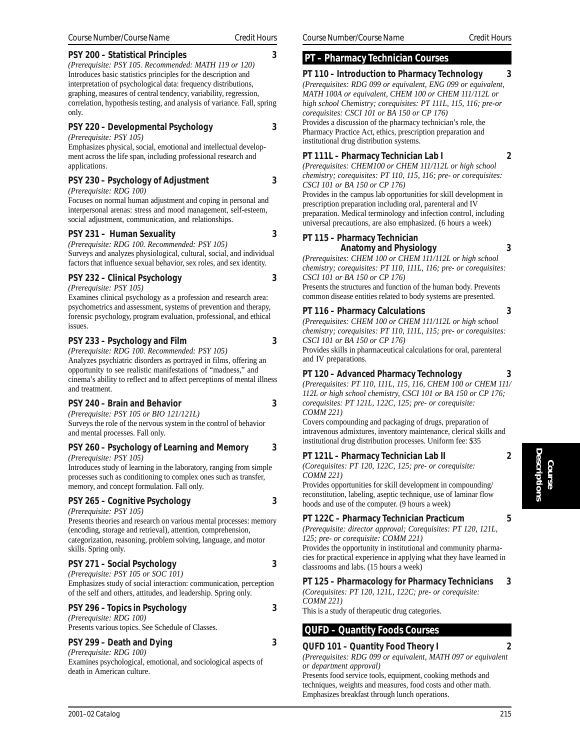| Course Number/Course Name | Credit Hours |
|---|---|

**PSY 200 – Statistical Principles** 3

*(Prerequisite: PSY 105. Recommended: MATH 119 or 120)*
Introduces basic statistics principles for the description and interpretation of psychological data: frequency distributions, graphing, measures of central tendency, variability, regression, correlation, hypothesis testing, and analysis of variance. Fall, spring only.

**PSY 220 – Developmental Psychology** 3

*(Prerequisite: PSY 105)*
Emphasizes physical, social, emotional and intellectual development across the life span, including professional research and applications.

**PSY 230 – Psychology of Adjustment** 3

*(Prerequisite: RDG 100)*
Focuses on normal human adjustment and coping in personal and interpersonal arenas: stress and mood management, self-esteem, social adjustment, communication, and relationships.

**PSY 231 – Human Sexuality** 3

*(Prerequisite: RDG 100. Recommended: PSY 105)*
Surveys and analyzes physiological, cultural, social, and individual factors that influence sexual behavior, sex roles, and sex identity.

**PSY 232 – Clinical Psychology** 3

*(Prerequisite: PSY 105)*
Examines clinical psychology as a profession and research area: psychometrics and assessment, systems of prevention and therapy, forensic psychology, program evaluation, professional, and ethical issues.

**PSY 233 – Psychology and Film** 3

*(Prerequisite: RDG 100. Recommended: PSY 105)*
Analyzes psychiatric disorders as portrayed in films, offering an opportunity to see realistic manifestations of "madness," and cinema's ability to reflect and to affect perceptions of mental illness and treatment.

**PSY 240 – Brain and Behavior** 3

*(Prerequisite: PSY 105 or BIO 121/121L)*
Surveys the role of the nervous system in the control of behavior and mental processes. Fall only.

**PSY 260 – Psychology of Learning and Memory** 3

*(Prerequisite: PSY 105)*
Introduces study of learning in the laboratory, ranging from simple processes such as conditioning to complex ones such as transfer, memory, and concept formulation. Fall only.

**PSY 265 – Cognitive Psychology** 3

*(Prerequisite: PSY 105)*
Presents theories and research on various mental processes: memory (encoding, storage and retrieval), attention, comprehension, categorization, reasoning, problem solving, language, and motor skills. Spring only.

**PSY 271 – Social Psychology** 3

*(Prerequisite: PSY 105 or SOC 101)*
Emphasizes study of social interaction: communication, perception of the self and others, attitudes, and leadership. Spring only.

**PSY 296 – Topics in Psychology** 3

*(Prerequisite: RDG 100)*
Presents various topics. See Schedule of Classes.

**PSY 299 – Death and Dying** 3

*(Prerequisite: RDG 100)*
Examines psychological, emotional, and sociological aspects of death in American culture.

## PT – Pharmacy Technician Courses

**PT 110 – Introduction to Pharmacy Technology** 3

*(Prerequisites: RDG 099 or equivalent, ENG 099 or equivalent, MATH 100A or equivalent, CHEM 100 or CHEM 111/112L or high school Chemistry; corequisites: PT 111L, 115, 116; pre-or corequisites: CSCI 101 or BA 150 or CP 176)*
Provides a discussion of the pharmacy technician's role, the Pharmacy Practice Act, ethics, prescription preparation and institutional drug distribution systems.

**PT 111L – Pharmacy Technician Lab I** 2

*(Prerequisites: CHEM100 or CHEM 111/112L or high school chemistry; corequisites: PT 110, 115, 116; pre- or corequisites: CSCI 101 or BA 150 or CP 176)*
Provides in the campus lab opportunities for skill development in prescription preparation including oral, parenteral and IV preparation. Medical terminology and infection control, including universal precautions, are also emphasized. (6 hours a week)

**PT 115 – Pharmacy Technician Anatomy and Physiology** 3

*(Prerequisites: CHEM 100 or CHEM 111/112L or high school chemistry; corequisites: PT 110, 111L, 116; pre- or corequisites: CSCI 101 or BA 150 or CP 176)*
Presents the structures and function of the human body. Prevents common disease entities related to body systems are presented.

**PT 116 – Pharmacy Calculations** 3

*(Prerequisites: CHEM 100 or CHEM 111/112L or high school chemistry; corequisites: PT 110, 111L, 115; pre- or corequisites: CSCI 101 or BA 150 or CP 176)*
Provides skills in pharmaceutical calculations for oral, parenteral and IV preparations.

**PT 120 – Advanced Pharmacy Technology** 3

*(Prerequisites: PT 110, 111L, 115, 116, CHEM 100 or CHEM 111/112L or high school chemistry, CSCI 101 or BA 150 or CP 176; corequisites: PT 121L, 122C, 125; pre- or corequisite: COMM 221)*
Covers compounding and packaging of drugs, preparation of intravenous admixtures, inventory maintenance, clerical skills and institutional drug distribution processes. Uniform fee: $35

**PT 121L – Pharmacy Technician Lab II** 2

*(Corequisites: PT 120, 122C, 125; pre- or corequisite: COMM 221)*
Provides opportunities for skill development in compounding/reconstitution, labeling, aseptic technique, use of laminar flow hoods and use of the computer. (9 hours a week)

**PT 122C – Pharmacy Technician Practicum** 5

*(Prerequisite: director approval; Corequisites: PT 120, 121L, 125; pre- or corequisite: COMM 221)*
Provides the opportunity in institutional and community pharmacies for practical experience in applying what they have learned in classrooms and labs. (15 hours a week)

**PT 125 – Pharmacology for Pharmacy Technicians** 3

*(Corequisites: PT 120, 121L, 122C; pre- or corequisite: COMM 221)*
This is a study of therapeutic drug categories.

## QUFD – Quantity Foods Courses

**QUFD 101 – Quantity Food Theory I** 2

*(Prerequisites: RDG 099 or equivalent, MATH 097 or equivalent or department approval)*
Presents food service tools, equipment, cooking methods and techniques, weights and measures, food costs and other math. Emphasizes breakfast through lunch operations.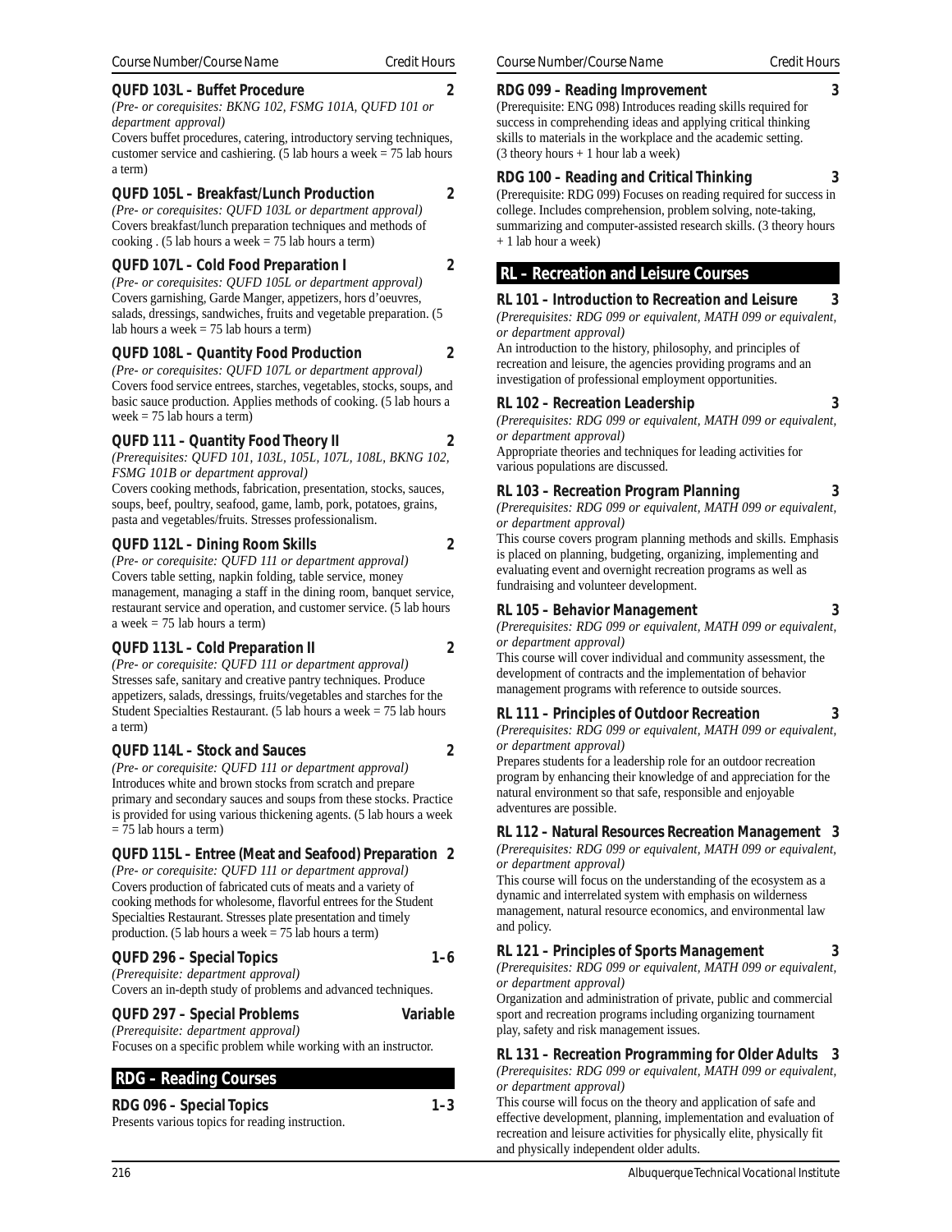| Course Number/Course Name | Credit Hours |
|---|---|

**QUFD 103L – Buffet Procedure 2**

*(Pre- or corequisites: BKNG 102, FSMG 101A, QUFD 101 or department approval)*

Covers buffet procedures, catering, introductory serving techniques, customer service and cashiering. (5 lab hours a week = 75 lab hours a term)

**QUFD 105L – Breakfast/Lunch Production 2**

*(Pre- or corequisites: QUFD 103L or department approval)*

Covers breakfast/lunch preparation techniques and methods of cooking . (5 lab hours a week = 75 lab hours a term)

**QUFD 107L – Cold Food Preparation I 2**

*(Pre- or corequisites: QUFD 105L or department approval)*

Covers garnishing, Garde Manger, appetizers, hors d'oeuvres, salads, dressings, sandwiches, fruits and vegetable preparation. (5 lab hours a week = 75 lab hours a term)

**QUFD 108L – Quantity Food Production 2**

*(Pre- or corequisites: QUFD 107L or department approval)*

Covers food service entrees, starches, vegetables, stocks, soups, and basic sauce production. Applies methods of cooking. (5 lab hours a week = 75 lab hours a term)

**QUFD 111 – Quantity Food Theory II 2**

*(Prerequisites: QUFD 101, 103L, 105L, 107L, 108L, BKNG 102, FSMG 101B or department approval)*

Covers cooking methods, fabrication, presentation, stocks, sauces, soups, beef, poultry, seafood, game, lamb, pork, potatoes, grains, pasta and vegetables/fruits. Stresses professionalism.

**QUFD 112L – Dining Room Skills 2**

*(Pre- or corequisite: QUFD 111 or department approval)*

Covers table setting, napkin folding, table service, money management, managing a staff in the dining room, banquet service, restaurant service and operation, and customer service. (5 lab hours a week = 75 lab hours a term)

**QUFD 113L – Cold Preparation II 2**

*(Pre- or corequisite: QUFD 111 or department approval)*

Stresses safe, sanitary and creative pantry techniques. Produce appetizers, salads, dressings, fruits/vegetables and starches for the Student Specialties Restaurant. (5 lab hours a week = 75 lab hours a term)

**QUFD 114L – Stock and Sauces 2**

*(Pre- or corequisite: QUFD 111 or department approval)*

Introduces white and brown stocks from scratch and prepare primary and secondary sauces and soups from these stocks. Practice is provided for using various thickening agents. (5 lab hours a week = 75 lab hours a term)

**QUFD 115L – Entree (Meat and Seafood) Preparation 2**

*(Pre- or corequisite: QUFD 111 or department approval)*

Covers production of fabricated cuts of meats and a variety of cooking methods for wholesome, flavorful entrees for the Student Specialties Restaurant. Stresses plate presentation and timely production. (5 lab hours a week = 75 lab hours a term)

**QUFD 296 – Special Topics 1–6**

*(Prerequisite: department approval)*

Covers an in-depth study of problems and advanced techniques.

**QUFD 297 – Special Problems Variable**

*(Prerequisite: department approval)*

Focuses on a specific problem while working with an instructor.

## RDG – Reading Courses

**RDG 096 – Special Topics 1–3**

Presents various topics for reading instruction.

**RDG 099 – Reading Improvement 3**

(Prerequisite: ENG 098) Introduces reading skills required for success in comprehending ideas and applying critical thinking skills to materials in the workplace and the academic setting. (3 theory hours + 1 hour lab a week)

**RDG 100 – Reading and Critical Thinking 3**

(Prerequisite: RDG 099) Focuses on reading required for success in college. Includes comprehension, problem solving, note-taking, summarizing and computer-assisted research skills. (3 theory hours + 1 lab hour a week)

## RL – Recreation and Leisure Courses

**RL 101 – Introduction to Recreation and Leisure 3**

*(Prerequisites: RDG 099 or equivalent, MATH 099 or equivalent, or department approval)*

An introduction to the history, philosophy, and principles of recreation and leisure, the agencies providing programs and an investigation of professional employment opportunities.

**RL 102 – Recreation Leadership 3**

*(Prerequisites: RDG 099 or equivalent, MATH 099 or equivalent, or department approval)*

Appropriate theories and techniques for leading activities for various populations are discussed.

**RL 103 – Recreation Program Planning 3**

*(Prerequisites: RDG 099 or equivalent, MATH 099 or equivalent, or department approval)*

This course covers program planning methods and skills. Emphasis is placed on planning, budgeting, organizing, implementing and evaluating event and overnight recreation programs as well as fundraising and volunteer development.

**RL 105 – Behavior Management 3**

*(Prerequisites: RDG 099 or equivalent, MATH 099 or equivalent, or department approval)*

This course will cover individual and community assessment, the development of contracts and the implementation of behavior management programs with reference to outside sources.

**RL 111 – Principles of Outdoor Recreation 3**

*(Prerequisites: RDG 099 or equivalent, MATH 099 or equivalent, or department approval)*

Prepares students for a leadership role for an outdoor recreation program by enhancing their knowledge of and appreciation for the natural environment so that safe, responsible and enjoyable adventures are possible.

**RL 112 – Natural Resources Recreation Management 3**

*(Prerequisites: RDG 099 or equivalent, MATH 099 or equivalent, or department approval)*

This course will focus on the understanding of the ecosystem as a dynamic and interrelated system with emphasis on wilderness management, natural resource economics, and environmental law and policy.

**RL 121 – Principles of Sports Management 3**

*(Prerequisites: RDG 099 or equivalent, MATH 099 or equivalent, or department approval)*

Organization and administration of private, public and commercial sport and recreation programs including organizing tournament play, safety and risk management issues.

**RL 131 – Recreation Programming for Older Adults 3**

*(Prerequisites: RDG 099 or equivalent, MATH 099 or equivalent, or department approval)*

This course will focus on the theory and application of safe and effective development, planning, implementation and evaluation of recreation and leisure activities for physically elite, physically fit and physically independent older adults.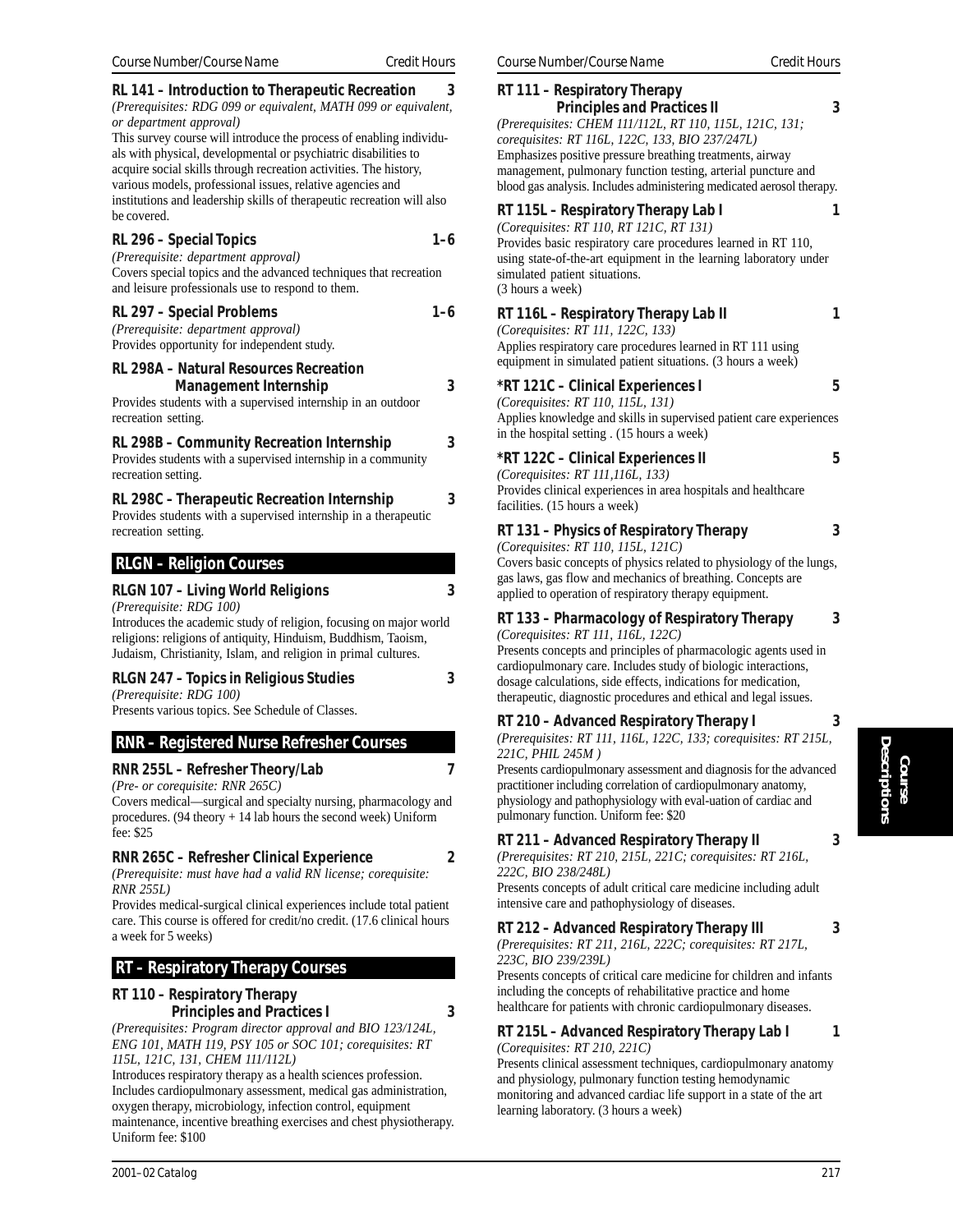Course Number/Course Name — Credit Hours

**RL 141 – Introduction to Therapeutic Recreation** — 3
*(Prerequisites: RDG 099 or equivalent, MATH 099 or equivalent, or department approval)*
This survey course will introduce the process of enabling individuals with physical, developmental or psychiatric disabilities to acquire social skills through recreation activities. The history, various models, professional issues, relative agencies and institutions and leadership skills of therapeutic recreation will also be covered.

**RL 296 – Special Topics** — 1–6
*(Prerequisite: department approval)*
Covers special topics and the advanced techniques that recreation and leisure professionals use to respond to them.

**RL 297 – Special Problems** — 1–6
*(Prerequisite: department approval)*
Provides opportunity for independent study.

**RL 298A – Natural Resources Recreation Management Internship** — 3
Provides students with a supervised internship in an outdoor recreation setting.

**RL 298B – Community Recreation Internship** — 3
Provides students with a supervised internship in a community recreation setting.

**RL 298C – Therapeutic Recreation Internship** — 3
Provides students with a supervised internship in a therapeutic recreation setting.

## RLGN – Religion Courses

**RLGN 107 – Living World Religions** — 3
*(Prerequisite: RDG 100)*
Introduces the academic study of religion, focusing on major world religions: religions of antiquity, Hinduism, Buddhism, Taoism, Judaism, Christianity, Islam, and religion in primal cultures.

**RLGN 247 – Topics in Religious Studies** — 3
*(Prerequisite: RDG 100)*
Presents various topics. See Schedule of Classes.

## RNR – Registered Nurse Refresher Courses

**RNR 255L – Refresher Theory/Lab** — 7
*(Pre- or corequisite: RNR 265C)*
Covers medical—surgical and specialty nursing, pharmacology and procedures. (94 theory + 14 lab hours the second week) Uniform fee: $25

**RNR 265C – Refresher Clinical Experience** — 2
*(Prerequisite: must have had a valid RN license; corequisite: RNR 255L)*
Provides medical-surgical clinical experiences include total patient care. This course is offered for credit/no credit. (17.6 clinical hours a week for 5 weeks)

## RT – Respiratory Therapy Courses

**RT 110 – Respiratory Therapy Principles and Practices I** — 3
*(Prerequisites: Program director approval and BIO 123/124L, ENG 101, MATH 119, PSY 105 or SOC 101; corequisites: RT 115L, 121C, 131, CHEM 111/112L)*
Introduces respiratory therapy as a health sciences profession. Includes cardiopulmonary assessment, medical gas administration, oxygen therapy, microbiology, infection control, equipment maintenance, incentive breathing exercises and chest physiotherapy. Uniform fee: $100

**RT 111 – Respiratory Therapy Principles and Practices II** — 3
*(Prerequisites: CHEM 111/112L, RT 110, 115L, 121C, 131; corequisites: RT 116L, 122C, 133, BIO 237/247L)*
Emphasizes positive pressure breathing treatments, airway management, pulmonary function testing, arterial puncture and blood gas analysis. Includes administering medicated aerosol therapy.

**RT 115L – Respiratory Therapy Lab I** — 1
*(Corequisites: RT 110, RT 121C, RT 131)*
Provides basic respiratory care procedures learned in RT 110, using state-of-the-art equipment in the learning laboratory under simulated patient situations.
(3 hours a week)

**RT 116L – Respiratory Therapy Lab II** — 1
*(Corequisites: RT 111, 122C, 133)*
Applies respiratory care procedures learned in RT 111 using equipment in simulated patient situations. (3 hours a week)

**\*RT 121C – Clinical Experiences I** — 5
*(Corequisites: RT 110, 115L, 131)*
Applies knowledge and skills in supervised patient care experiences in the hospital setting . (15 hours a week)

**\*RT 122C – Clinical Experiences II** — 5
*(Corequisites: RT 111,116L, 133)*
Provides clinical experiences in area hospitals and healthcare facilities. (15 hours a week)

**RT 131 – Physics of Respiratory Therapy** — 3
*(Corequisites: RT 110, 115L, 121C)*
Covers basic concepts of physics related to physiology of the lungs, gas laws, gas flow and mechanics of breathing. Concepts are applied to operation of respiratory therapy equipment.

**RT 133 – Pharmacology of Respiratory Therapy** — 3
*(Corequisites: RT 111, 116L, 122C)*
Presents concepts and principles of pharmacologic agents used in cardiopulmonary care. Includes study of biologic interactions, dosage calculations, side effects, indications for medication, therapeutic, diagnostic procedures and ethical and legal issues.

**RT 210 – Advanced Respiratory Therapy I** — 3
*(Prerequisites: RT 111, 116L, 122C, 133; corequisites: RT 215L, 221C, PHIL 245M )*
Presents cardiopulmonary assessment and diagnosis for the advanced practitioner including correlation of cardiopulmonary anatomy, physiology and pathophysiology with eval-uation of cardiac and pulmonary function. Uniform fee: $20

**RT 211 – Advanced Respiratory Therapy II** — 3
*(Prerequisites: RT 210, 215L, 221C; corequisites: RT 216L, 222C, BIO 238/248L)*
Presents concepts of adult critical care medicine including adult intensive care and pathophysiology of diseases.

**RT 212 – Advanced Respiratory Therapy III** — 3
*(Prerequisites: RT 211, 216L, 222C; corequisites: RT 217L, 223C, BIO 239/239L)*
Presents concepts of critical care medicine for children and infants including the concepts of rehabilitative practice and home healthcare for patients with chronic cardiopulmonary diseases.

**RT 215L – Advanced Respiratory Therapy Lab I** — 1
*(Corequisites: RT 210, 221C)*
Presents clinical assessment techniques, cardiopulmonary anatomy and physiology, pulmonary function testing hemodynamic monitoring and advanced cardiac life support in a state of the art learning laboratory. (3 hours a week)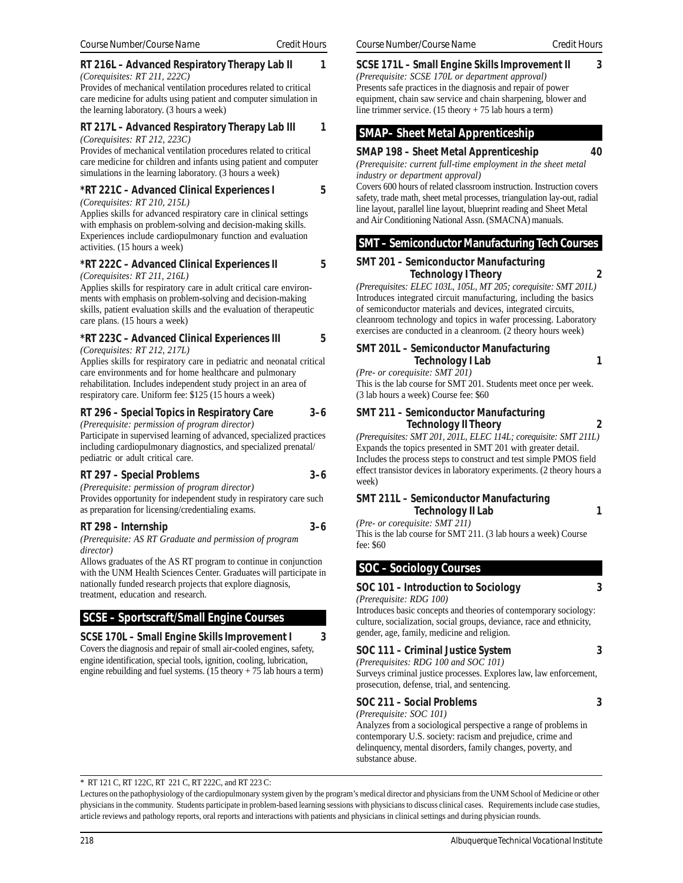Course Number/Course Name — Credit Hours

**RT 216L – Advanced Respiratory Therapy Lab II** — **1**
*(Corequisites: RT 211, 222C)*
Provides of mechanical ventilation procedures related to critical care medicine for adults using patient and computer simulation in the learning laboratory. (3 hours a week)

**RT 217L – Advanced Respiratory Therapy Lab III** — **1**
*(Corequisites: RT 212, 223C)*
Provides of mechanical ventilation procedures related to critical care medicine for children and infants using patient and computer simulations in the learning laboratory. (3 hours a week)

**\*RT 221C – Advanced Clinical Experiences I** — **5**
*(Corequisites: RT 210, 215L)*
Applies skills for advanced respiratory care in clinical settings with emphasis on problem-solving and decision-making skills. Experiences include cardiopulmonary function and evaluation activities. (15 hours a week)

**\*RT 222C – Advanced Clinical Experiences II** — **5**
*(Corequisites: RT 211, 216L)*
Applies skills for respiratory care in adult critical care environments with emphasis on problem-solving and decision-making skills, patient evaluation skills and the evaluation of therapeutic care plans. (15 hours a week)

**\*RT 223C – Advanced Clinical Experiences III** — **5**
*(Corequisites: RT 212, 217L)*
Applies skills for respiratory care in pediatric and neonatal critical care environments and for home healthcare and pulmonary rehabilitation. Includes independent study project in an area of respiratory care. Uniform fee: $125 (15 hours a week)

**RT 296 – Special Topics in Respiratory Care** — **3–6**
*(Prerequisite: permission of program director)*
Participate in supervised learning of advanced, specialized practices including cardiopulmonary diagnostics, and specialized prenatal/pediatric or adult critical care.

**RT 297 – Special Problems** — **3–6**
*(Prerequisite: permission of program director)*
Provides opportunity for independent study in respiratory care such as preparation for licensing/credentialing exams.

**RT 298 – Internship** — **3–6**
*(Prerequisite: AS RT Graduate and permission of program director)*
Allows graduates of the AS RT program to continue in conjunction with the UNM Health Sciences Center. Graduates will participate in nationally funded research projects that explore diagnosis, treatment, education and research.

## SCSE – Sportscraft/Small Engine Courses

**SCSE 170L – Small Engine Skills Improvement I** — **3**
Covers the diagnosis and repair of small air-cooled engines, safety, engine identification, special tools, ignition, cooling, lubrication, engine rebuilding and fuel systems. (15 theory + 75 lab hours a term)

**SCSE 171L – Small Engine Skills Improvement II** — **3**
*(Prerequisite: SCSE 170L or department approval)*
Presents safe practices in the diagnosis and repair of power equipment, chain saw service and chain sharpening, blower and line trimmer service. (15 theory + 75 lab hours a term)

## SMAP– Sheet Metal Apprenticeship

**SMAP 198 – Sheet Metal Apprenticeship** — **40**
*(Prerequisite: current full-time employment in the sheet metal industry or department approval)*
Covers 600 hours of related classroom instruction. Instruction covers safety, trade math, sheet metal processes, triangulation lay-out, radial line layout, parallel line layout, blueprint reading and Sheet Metal and Air Conditioning National Assn. (SMACNA) manuals.

## SMT – Semiconductor Manufacturing Tech Courses

**SMT 201 – Semiconductor Manufacturing Technology I Theory** — **2**
*(Prerequisites: ELEC 103L, 105L, MT 205; corequisite: SMT 201L)*
Introduces integrated circuit manufacturing, including the basics of semiconductor materials and devices, integrated circuits, cleanroom technology and topics in wafer processing. Laboratory exercises are conducted in a cleanroom. (2 theory hours week)

**SMT 201L – Semiconductor Manufacturing Technology I Lab** — **1**
*(Pre- or corequisite: SMT 201)*
This is the lab course for SMT 201. Students meet once per week. (3 lab hours a week) Course fee: $60

**SMT 211 – Semiconductor Manufacturing Technology II Theory** — **2**
*(Prerequisites: SMT 201, 201L, ELEC 114L; corequisite: SMT 211L)*
Expands the topics presented in SMT 201 with greater detail. Includes the process steps to construct and test simple PMOS field effect transistor devices in laboratory experiments. (2 theory hours a week)

**SMT 211L – Semiconductor Manufacturing Technology II Lab** — **1**
*(Pre- or corequisite: SMT 211)*
This is the lab course for SMT 211. (3 lab hours a week) Course fee: $60

## SOC – Sociology Courses

**SOC 101 – Introduction to Sociology** — **3**
*(Prerequisite: RDG 100)*
Introduces basic concepts and theories of contemporary sociology: culture, socialization, social groups, deviance, race and ethnicity, gender, age, family, medicine and religion.

**SOC 111 – Criminal Justice System** — **3**
*(Prerequisites: RDG 100 and SOC 101)*
Surveys criminal justice processes. Explores law, law enforcement, prosecution, defense, trial, and sentencing.

**SOC 211 – Social Problems** — **3**
*(Prerequisite: SOC 101)*
Analyzes from a sociological perspective a range of problems in contemporary U.S. society: racism and prejudice, crime and delinquency, mental disorders, family changes, poverty, and substance abuse.

---

\* RT 121 C, RT 122C, RT 221 C, RT 222C, and RT 223 C:

Lectures on the pathophysiology of the cardiopulmonary system given by the program's medical director and physicians from the UNM School of Medicine or other physicians in the community. Students participate in problem-based learning sessions with physicians to discuss clinical cases. Requirements include case studies, article reviews and pathology reports, oral reports and interactions with patients and physicians in clinical settings and during physician rounds.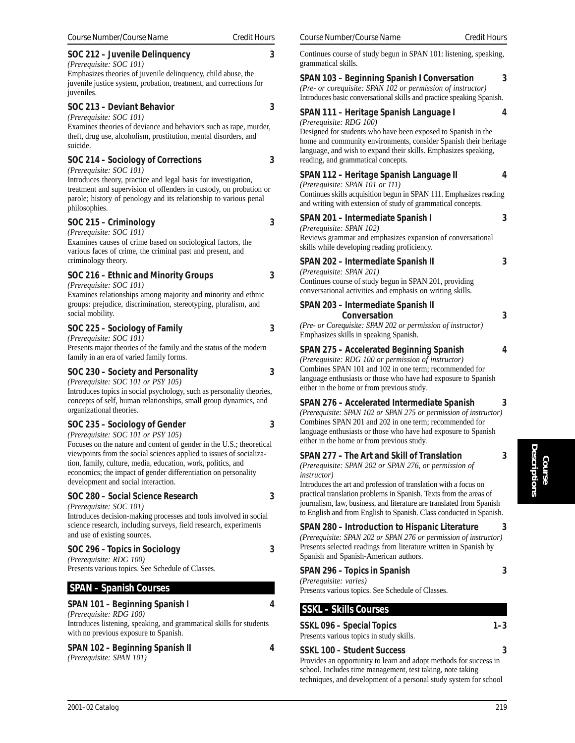Course Number/Course Name — Credit Hours

**SOC 212 – Juvenile Delinquency** — 3
*(Prerequisite: SOC 101)*
Emphasizes theories of juvenile delinquency, child abuse, the juvenile justice system, probation, treatment, and corrections for juveniles.

**SOC 213 – Deviant Behavior** — 3
*(Prerequisite: SOC 101)*
Examines theories of deviance and behaviors such as rape, murder, theft, drug use, alcoholism, prostitution, mental disorders, and suicide.

**SOC 214 – Sociology of Corrections** — 3
*(Prerequisite: SOC 101)*
Introduces theory, practice and legal basis for investigation, treatment and supervision of offenders in custody, on probation or parole; history of penology and its relationship to various penal philosophies.

**SOC 215 – Criminology** — 3
*(Prerequisite: SOC 101)*
Examines causes of crime based on sociological factors, the various faces of crime, the criminal past and present, and criminology theory.

**SOC 216 – Ethnic and Minority Groups** — 3
*(Prerequisite: SOC 101)*
Examines relationships among majority and minority and ethnic groups: prejudice, discrimination, stereotyping, pluralism, and social mobility.

**SOC 225 – Sociology of Family** — 3
*(Prerequisite: SOC 101)*
Presents major theories of the family and the status of the modern family in an era of varied family forms.

**SOC 230 – Society and Personality** — 3
*(Prerequisite: SOC 101 or PSY 105)*
Introduces topics in social psychology, such as personality theories, concepts of self, human relationships, small group dynamics, and organizational theories.

**SOC 235 – Sociology of Gender** — 3
*(Prerequisite: SOC 101 or PSY 105)*
Focuses on the nature and content of gender in the U.S.; theoretical viewpoints from the social sciences applied to issues of socialization, family, culture, media, education, work, politics, and economics; the impact of gender differentiation on personality development and social interaction.

**SOC 280 – Social Science Research** — 3
*(Prerequisite: SOC 101)*
Introduces decision-making processes and tools involved in social science research, including surveys, field research, experiments and use of existing sources.

**SOC 296 – Topics in Sociology** — 3
*(Prerequisite: RDG 100)*
Presents various topics. See Schedule of Classes.

## SPAN – Spanish Courses

**SPAN 101 – Beginning Spanish I** — 4
*(Prerequisite: RDG 100)*
Introduces listening, speaking, and grammatical skills for students with no previous exposure to Spanish.

**SPAN 102 – Beginning Spanish II** — 4
*(Prerequisite: SPAN 101)*
Continues course of study begun in SPAN 101: listening, speaking, grammatical skills.

**SPAN 103 – Beginning Spanish I Conversation** — 3
*(Pre- or corequisite: SPAN 102 or permission of instructor)*
Introduces basic conversational skills and practice speaking Spanish.

**SPAN 111 – Heritage Spanish Language I** — 4
*(Prerequisite: RDG 100)*
Designed for students who have been exposed to Spanish in the home and community environments, consider Spanish their heritage language, and wish to expand their skills. Emphasizes speaking, reading, and grammatical concepts.

**SPAN 112 – Heritage Spanish Language II** — 4
*(Prerequisite: SPAN 101 or 111)*
Continues skills acquisition begun in SPAN 111. Emphasizes reading and writing with extension of study of grammatical concepts.

**SPAN 201 – Intermediate Spanish I** — 3
*(Prerequisite: SPAN 102)*
Reviews grammar and emphasizes expansion of conversational skills while developing reading proficiency.

**SPAN 202 – Intermediate Spanish II** — 3
*(Prerequisite: SPAN 201)*
Continues course of study begun in SPAN 201, providing conversational activities and emphasis on writing skills.

**SPAN 203 – Intermediate Spanish II Conversation** — 3
*(Pre- or Corequisite: SPAN 202 or permission of instructor)*
Emphasizes skills in speaking Spanish.

**SPAN 275 – Accelerated Beginning Spanish** — 4
*(Prerequisite: RDG 100 or permission of instructor)*
Combines SPAN 101 and 102 in one term; recommended for language enthusiasts or those who have had exposure to Spanish either in the home or from previous study.

**SPAN 276 – Accelerated Intermediate Spanish** — 3
*(Prerequisite: SPAN 102 or SPAN 275 or permission of instructor)*
Combines SPAN 201 and 202 in one term; recommended for language enthusiasts or those who have had exposure to Spanish either in the home or from previous study.

**SPAN 277 – The Art and Skill of Translation** — 3
*(Prerequisite: SPAN 202 or SPAN 276, or permission of instructor)*
Introduces the art and profession of translation with a focus on practical translation problems in Spanish. Texts from the areas of journalism, law, business, and literature are translated from Spanish to English and from English to Spanish. Class conducted in Spanish.

**SPAN 280 – Introduction to Hispanic Literature** — 3
*(Prerequisite: SPAN 202 or SPAN 276 or permission of instructor)*
Presents selected readings from literature written in Spanish by Spanish and Spanish-American authors.

**SPAN 296 – Topics in Spanish** — 3
*(Prerequisite: varies)*
Presents various topics. See Schedule of Classes.

## SSKL – Skills Courses

**SSKL 096 – Special Topics** — 1–3
Presents various topics in study skills.

**SSKL 100 – Student Success** — 3
Provides an opportunity to learn and adopt methods for success in school. Includes time management, test taking, note taking techniques, and development of a personal study system for school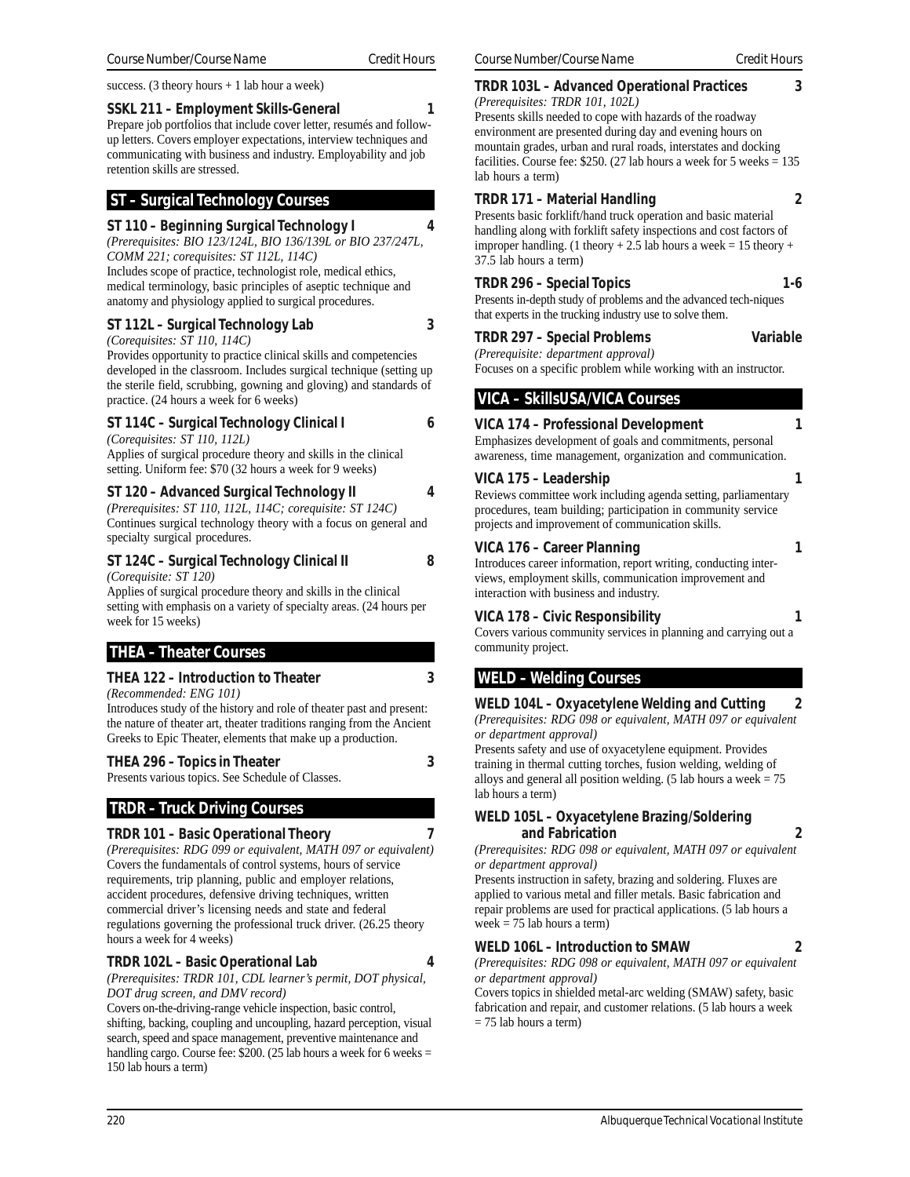success. (3 theory hours + 1 lab hour a week)

**SSKL 211 – Employment Skills-General** **1**
Prepare job portfolios that include cover letter, resumés and follow-up letters. Covers employer expectations, interview techniques and communicating with business and industry. Employability and job retention skills are stressed.

## ST – Surgical Technology Courses

**ST 110 – Beginning Surgical Technology I** **4**
*(Prerequisites: BIO 123/124L, BIO 136/139L or BIO 237/247L, COMM 221; corequisites: ST 112L, 114C)*
Includes scope of practice, technologist role, medical ethics, medical terminology, basic principles of aseptic technique and anatomy and physiology applied to surgical procedures.

**ST 112L – Surgical Technology Lab** **3**
*(Corequisites: ST 110, 114C)*
Provides opportunity to practice clinical skills and competencies developed in the classroom. Includes surgical technique (setting up the sterile field, scrubbing, gowning and gloving) and standards of practice. (24 hours a week for 6 weeks)

**ST 114C – Surgical Technology Clinical I** **6**
*(Corequisites: ST 110, 112L)*
Applies of surgical procedure theory and skills in the clinical setting. Uniform fee: $70 (32 hours a week for 9 weeks)

**ST 120 – Advanced Surgical Technology II** **4**
*(Prerequisites: ST 110, 112L, 114C; corequisite: ST 124C)*
Continues surgical technology theory with a focus on general and specialty surgical procedures.

**ST 124C – Surgical Technology Clinical II** **8**
*(Corequisite: ST 120)*
Applies of surgical procedure theory and skills in the clinical setting with emphasis on a variety of specialty areas. (24 hours per week for 15 weeks)

## THEA – Theater Courses

**THEA 122 – Introduction to Theater** **3**
*(Recommended: ENG 101)*
Introduces study of the history and role of theater past and present: the nature of theater art, theater traditions ranging from the Ancient Greeks to Epic Theater, elements that make up a production.

**THEA 296 – Topics in Theater** **3**
Presents various topics. See Schedule of Classes.

## TRDR – Truck Driving Courses

**TRDR 101 – Basic Operational Theory** **7**
*(Prerequisites: RDG 099 or equivalent, MATH 097 or equivalent)*
Covers the fundamentals of control systems, hours of service requirements, trip planning, public and employer relations, accident procedures, defensive driving techniques, written commercial driver's licensing needs and state and federal regulations governing the professional truck driver. (26.25 theory hours a week for 4 weeks)

**TRDR 102L – Basic Operational Lab** **4**
*(Prerequisites: TRDR 101, CDL learner's permit, DOT physical, DOT drug screen, and DMV record)*
Covers on-the-driving-range vehicle inspection, basic control, shifting, backing, coupling and uncoupling, hazard perception, visual search, speed and space management, preventive maintenance and handling cargo. Course fee: $200. (25 lab hours a week for 6 weeks = 150 lab hours a term)

**TRDR 103L – Advanced Operational Practices** **3**
*(Prerequisites: TRDR 101, 102L)*
Presents skills needed to cope with hazards of the roadway environment are presented during day and evening hours on mountain grades, urban and rural roads, interstates and docking facilities. Course fee: $250. (27 lab hours a week for 5 weeks = 135 lab hours a term)

**TRDR 171 – Material Handling** **2**
Presents basic forklift/hand truck operation and basic material handling along with forklift safety inspections and cost factors of improper handling. (1 theory + 2.5 lab hours a week = 15 theory + 37.5 lab hours a term)

**TRDR 296 – Special Topics** **1-6**
Presents in-depth study of problems and the advanced tech-niques that experts in the trucking industry use to solve them.

**TRDR 297 – Special Problems** **Variable**
*(Prerequisite: department approval)*
Focuses on a specific problem while working with an instructor.

## VICA – SkillsUSA/VICA Courses

**VICA 174 – Professional Development** **1**
Emphasizes development of goals and commitments, personal awareness, time management, organization and communication.

**VICA 175 – Leadership** **1**
Reviews committee work including agenda setting, parliamentary procedures, team building; participation in community service projects and improvement of communication skills.

**VICA 176 – Career Planning** **1**
Introduces career information, report writing, conducting interviews, employment skills, communication improvement and interaction with business and industry.

**VICA 178 – Civic Responsibility** **1**
Covers various community services in planning and carrying out a community project.

## WELD – Welding Courses

**WELD 104L – Oxyacetylene Welding and Cutting** **2**
*(Prerequisites: RDG 098 or equivalent, MATH 097 or equivalent or department approval)*
Presents safety and use of oxyacetylene equipment. Provides training in thermal cutting torches, fusion welding, welding of alloys and general all position welding. (5 lab hours a week = 75 lab hours a term)

**WELD 105L – Oxyacetylene Brazing/Soldering and Fabrication** **2**
*(Prerequisites: RDG 098 or equivalent, MATH 097 or equivalent or department approval)*
Presents instruction in safety, brazing and soldering. Fluxes are applied to various metal and filler metals. Basic fabrication and repair problems are used for practical applications. (5 lab hours a week = 75 lab hours a term)

**WELD 106L – Introduction to SMAW** **2**
*(Prerequisites: RDG 098 or equivalent, MATH 097 or equivalent or department approval)*
Covers topics in shielded metal-arc welding (SMAW) safety, basic fabrication and repair, and customer relations. (5 lab hours a week = 75 lab hours a term)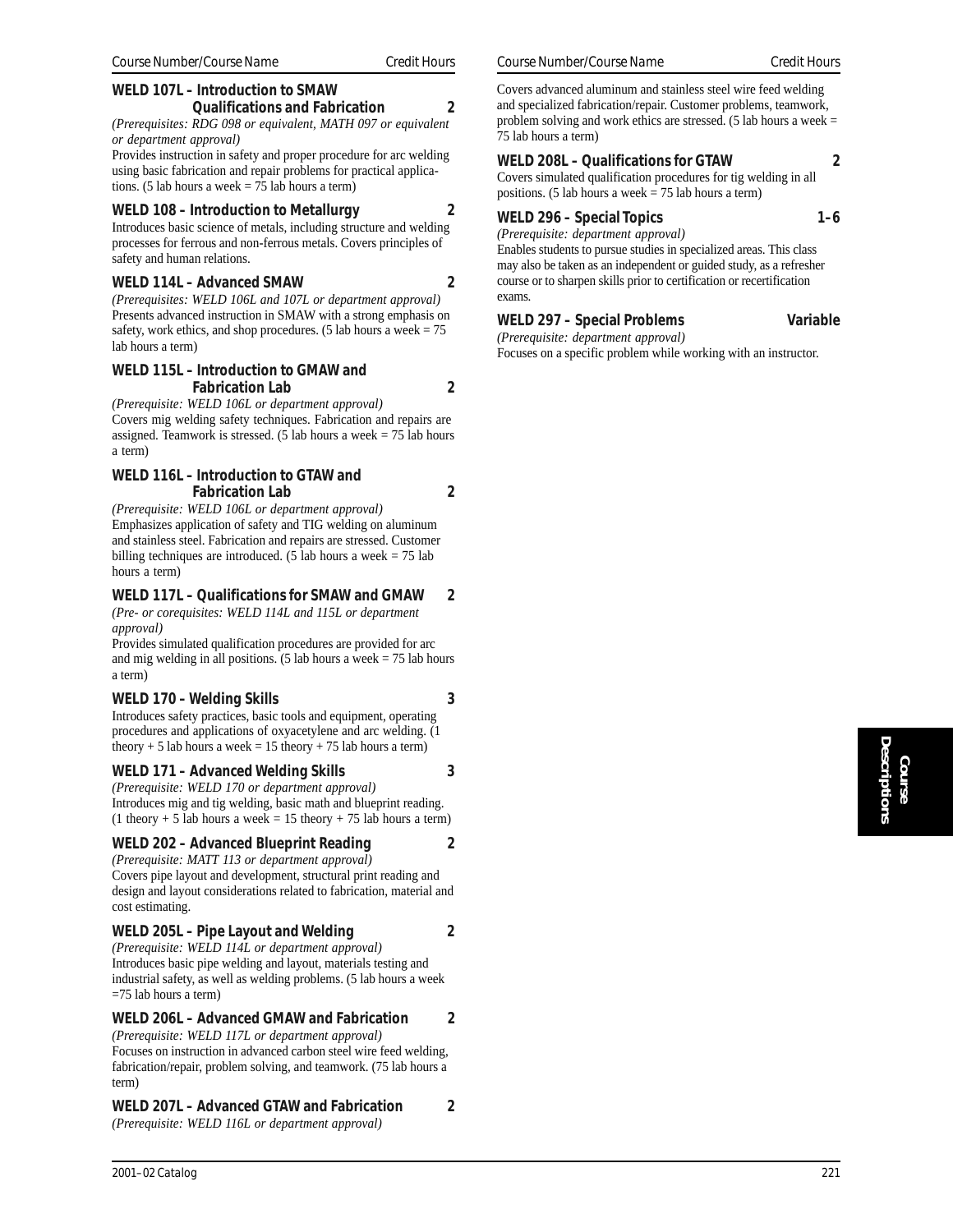Course Number/Course Name | Credit Hours

**WELD 107L – Introduction to SMAW Qualifications and Fabrication** **2**
*(Prerequisites: RDG 098 or equivalent, MATH 097 or equivalent or department approval)*
Provides instruction in safety and proper procedure for arc welding using basic fabrication and repair problems for practical applications. (5 lab hours a week = 75 lab hours a term)

**WELD 108 – Introduction to Metallurgy** **2**
Introduces basic science of metals, including structure and welding processes for ferrous and non-ferrous metals. Covers principles of safety and human relations.

**WELD 114L – Advanced SMAW** **2**
*(Prerequisites: WELD 106L and 107L or department approval)*
Presents advanced instruction in SMAW with a strong emphasis on safety, work ethics, and shop procedures. (5 lab hours a week = 75 lab hours a term)

**WELD 115L – Introduction to GMAW and Fabrication Lab** **2**
*(Prerequisite: WELD 106L or department approval)*
Covers mig welding safety techniques. Fabrication and repairs are assigned. Teamwork is stressed. (5 lab hours a week = 75 lab hours a term)

**WELD 116L – Introduction to GTAW and Fabrication Lab** **2**
*(Prerequisite: WELD 106L or department approval)*
Emphasizes application of safety and TIG welding on aluminum and stainless steel. Fabrication and repairs are stressed. Customer billing techniques are introduced. (5 lab hours a week = 75 lab hours a term)

**WELD 117L – Qualifications for SMAW and GMAW** **2**
*(Pre- or corequisites: WELD 114L and 115L or department approval)*
Provides simulated qualification procedures are provided for arc and mig welding in all positions. (5 lab hours a week = 75 lab hours a term)

**WELD 170 – Welding Skills** **3**
Introduces safety practices, basic tools and equipment, operating procedures and applications of oxyacetylene and arc welding. (1 theory + 5 lab hours a week = 15 theory + 75 lab hours a term)

**WELD 171 – Advanced Welding Skills** **3**
*(Prerequisite: WELD 170 or department approval)*
Introduces mig and tig welding, basic math and blueprint reading. (1 theory + 5 lab hours a week = 15 theory + 75 lab hours a term)

**WELD 202 – Advanced Blueprint Reading** **2**
*(Prerequisite: MATT 113 or department approval)*
Covers pipe layout and development, structural print reading and design and layout considerations related to fabrication, material and cost estimating.

**WELD 205L – Pipe Layout and Welding** **2**
*(Prerequisite: WELD 114L or department approval)*
Introduces basic pipe welding and layout, materials testing and industrial safety, as well as welding problems. (5 lab hours a week =75 lab hours a term)

**WELD 206L – Advanced GMAW and Fabrication** **2**
*(Prerequisite: WELD 117L or department approval)*
Focuses on instruction in advanced carbon steel wire feed welding, fabrication/repair, problem solving, and teamwork. (75 lab hours a term)

**WELD 207L – Advanced GTAW and Fabrication** **2**
*(Prerequisite: WELD 116L or department approval)*
Covers advanced aluminum and stainless steel wire feed welding and specialized fabrication/repair. Customer problems, teamwork, problem solving and work ethics are stressed. (5 lab hours a week = 75 lab hours a term)

**WELD 208L – Qualifications for GTAW** **2**
Covers simulated qualification procedures for tig welding in all positions. (5 lab hours a week = 75 lab hours a term)

**WELD 296 – Special Topics** **1–6**
*(Prerequisite: department approval)*
Enables students to pursue studies in specialized areas. This class may also be taken as an independent or guided study, as a refresher course or to sharpen skills prior to certification or recertification exams.

**WELD 297 – Special Problems** **Variable**
*(Prerequisite: department approval)*
Focuses on a specific problem while working with an instructor.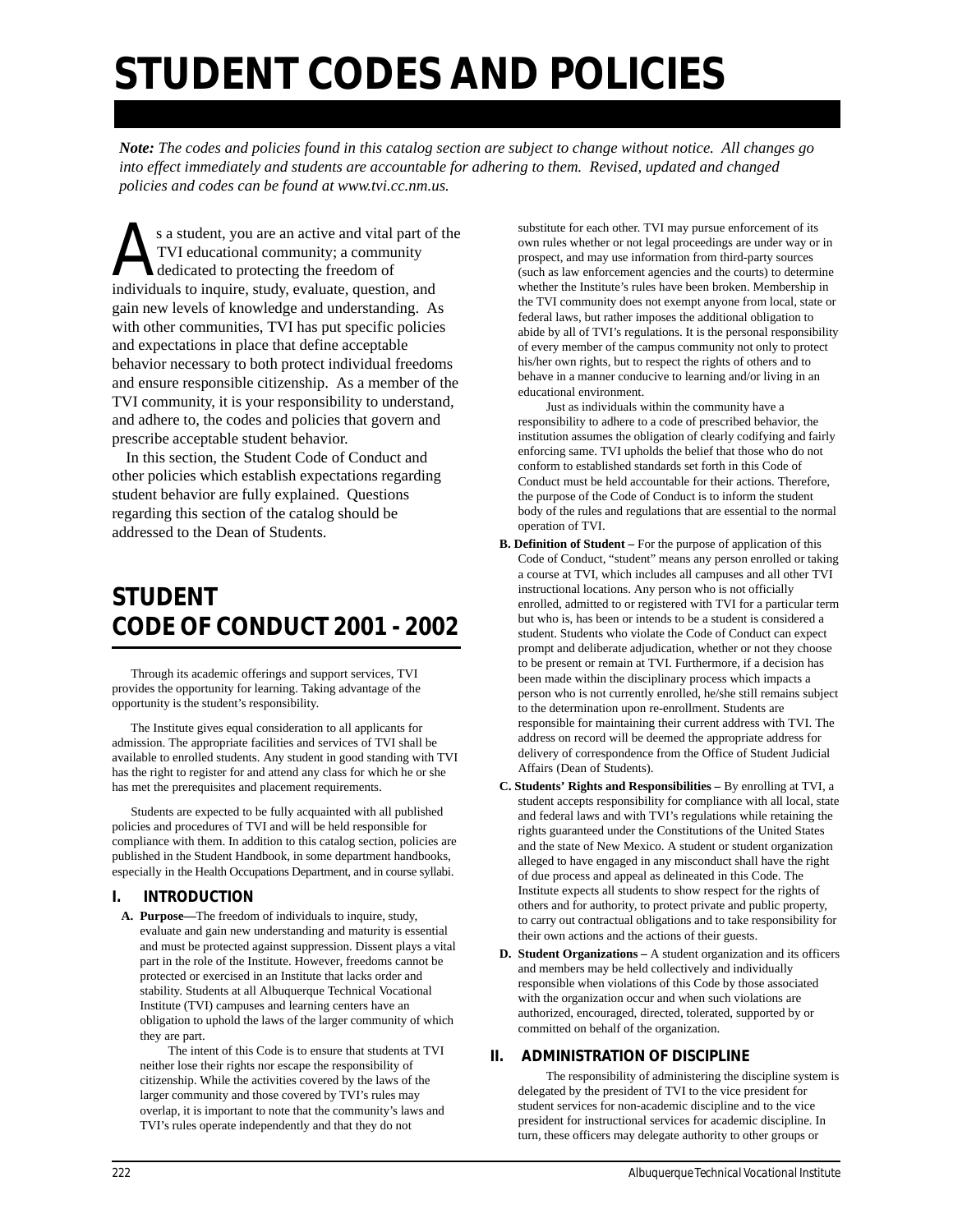# STUDENT CODES AND POLICIES

***Note:** The codes and policies found in this catalog section are subject to change without notice. All changes go into effect immediately and students are accountable for adhering to them. Revised, updated and changed policies and codes can be found at www.tvi.cc.nm.us.*

As a student, you are an active and vital part of the TVI educational community; a community dedicated to protecting the freedom of individuals to inquire, study, evaluate, question, and gain new levels of knowledge and understanding. As with other communities, TVI has put specific policies and expectations in place that define acceptable behavior necessary to both protect individual freedoms and ensure responsible citizenship. As a member of the TVI community, it is your responsibility to understand, and adhere to, the codes and policies that govern and prescribe acceptable student behavior.

In this section, the Student Code of Conduct and other policies which establish expectations regarding student behavior are fully explained. Questions regarding this section of the catalog should be addressed to the Dean of Students.

## STUDENT CODE OF CONDUCT 2001 - 2002

Through its academic offerings and support services, TVI provides the opportunity for learning. Taking advantage of the opportunity is the student's responsibility.

The Institute gives equal consideration to all applicants for admission. The appropriate facilities and services of TVI shall be available to enrolled students. Any student in good standing with TVI has the right to register for and attend any class for which he or she has met the prerequisites and placement requirements.

Students are expected to be fully acquainted with all published policies and procedures of TVI and will be held responsible for compliance with them. In addition to this catalog section, policies are published in the Student Handbook, in some department handbooks, especially in the Health Occupations Department, and in course syllabi.

### I. INTRODUCTION

**A. Purpose—**The freedom of individuals to inquire, study, evaluate and gain new understanding and maturity is essential and must be protected against suppression. Dissent plays a vital part in the role of the Institute. However, freedoms cannot be protected or exercised in an Institute that lacks order and stability. Students at all Albuquerque Technical Vocational Institute (TVI) campuses and learning centers have an obligation to uphold the laws of the larger community of which they are part.

The intent of this Code is to ensure that students at TVI neither lose their rights nor escape the responsibility of citizenship. While the activities covered by the laws of the larger community and those covered by TVI's rules may overlap, it is important to note that the community's laws and TVI's rules operate independently and that they do not substitute for each other. TVI may pursue enforcement of its own rules whether or not legal proceedings are under way or in prospect, and may use information from third-party sources (such as law enforcement agencies and the courts) to determine whether the Institute's rules have been broken. Membership in the TVI community does not exempt anyone from local, state or federal laws, but rather imposes the additional obligation to abide by all of TVI's regulations. It is the personal responsibility of every member of the campus community not only to protect his/her own rights, but to respect the rights of others and to behave in a manner conducive to learning and/or living in an educational environment.

Just as individuals within the community have a responsibility to adhere to a code of prescribed behavior, the institution assumes the obligation of clearly codifying and fairly enforcing same. TVI upholds the belief that those who do not conform to established standards set forth in this Code of Conduct must be held accountable for their actions. Therefore, the purpose of the Code of Conduct is to inform the student body of the rules and regulations that are essential to the normal operation of TVI.

**B. Definition of Student –** For the purpose of application of this Code of Conduct, "student" means any person enrolled or taking a course at TVI, which includes all campuses and all other TVI instructional locations. Any person who is not officially enrolled, admitted to or registered with TVI for a particular term but who is, has been or intends to be a student is considered a student. Students who violate the Code of Conduct can expect prompt and deliberate adjudication, whether or not they choose to be present or remain at TVI. Furthermore, if a decision has been made within the disciplinary process which impacts a person who is not currently enrolled, he/she still remains subject to the determination upon re-enrollment. Students are responsible for maintaining their current address with TVI. The address on record will be deemed the appropriate address for delivery of correspondence from the Office of Student Judicial Affairs (Dean of Students).

**C. Students' Rights and Responsibilities –** By enrolling at TVI, a student accepts responsibility for compliance with all local, state and federal laws and with TVI's regulations while retaining the rights guaranteed under the Constitutions of the United States and the state of New Mexico. A student or student organization alleged to have engaged in any misconduct shall have the right of due process and appeal as delineated in this Code. The Institute expects all students to show respect for the rights of others and for authority, to protect private and public property, to carry out contractual obligations and to take responsibility for their own actions and the actions of their guests.

**D. Student Organizations –** A student organization and its officers and members may be held collectively and individually responsible when violations of this Code by those associated with the organization occur and when such violations are authorized, encouraged, directed, tolerated, supported by or committed on behalf of the organization.

### II. ADMINISTRATION OF DISCIPLINE

The responsibility of administering the discipline system is delegated by the president of TVI to the vice president for student services for non-academic discipline and to the vice president for instructional services for academic discipline. In turn, these officers may delegate authority to other groups or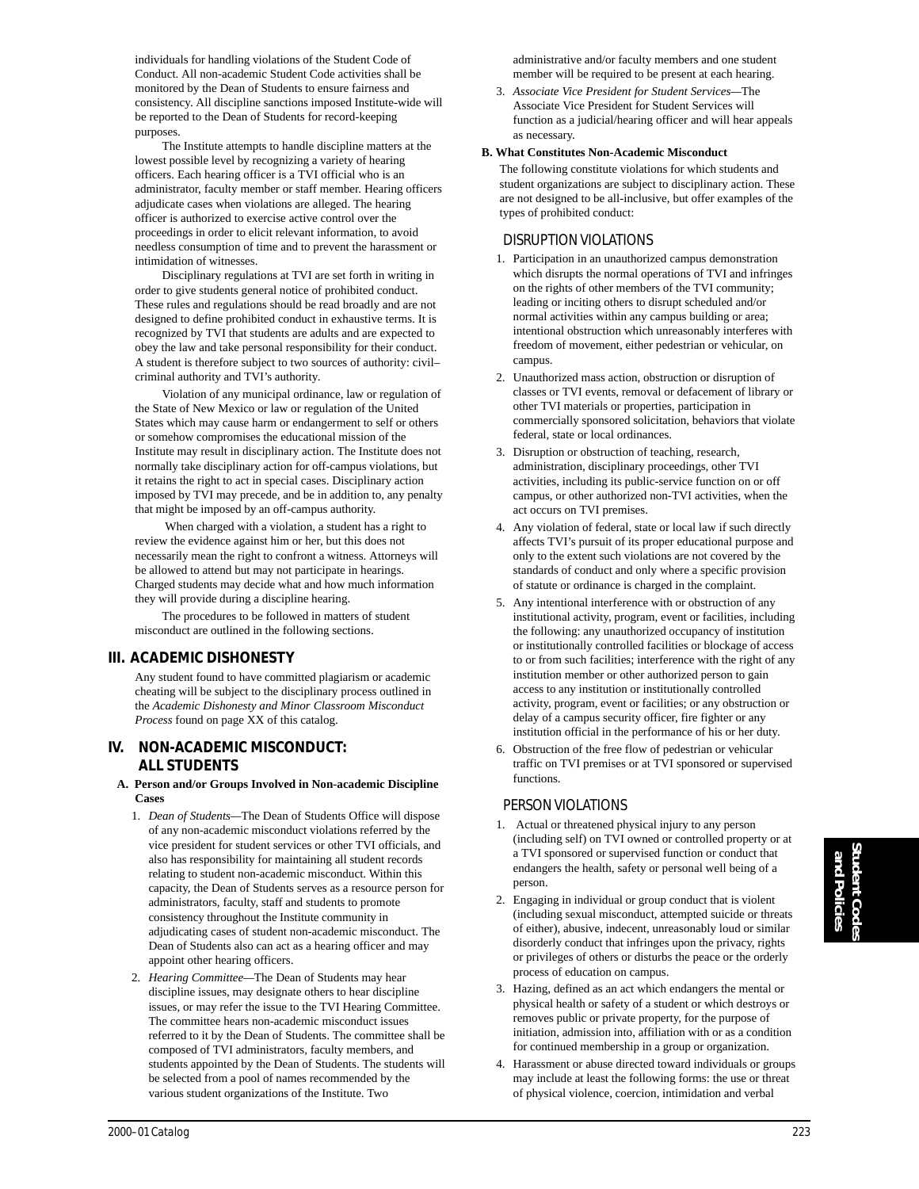individuals for handling violations of the Student Code of Conduct. All non-academic Student Code activities shall be monitored by the Dean of Students to ensure fairness and consistency. All discipline sanctions imposed Institute-wide will be reported to the Dean of Students for record-keeping purposes.

The Institute attempts to handle discipline matters at the lowest possible level by recognizing a variety of hearing officers. Each hearing officer is a TVI official who is an administrator, faculty member or staff member. Hearing officers adjudicate cases when violations are alleged. The hearing officer is authorized to exercise active control over the proceedings in order to elicit relevant information, to avoid needless consumption of time and to prevent the harassment or intimidation of witnesses.

Disciplinary regulations at TVI are set forth in writing in order to give students general notice of prohibited conduct. These rules and regulations should be read broadly and are not designed to define prohibited conduct in exhaustive terms. It is recognized by TVI that students are adults and are expected to obey the law and take personal responsibility for their conduct. A student is therefore subject to two sources of authority: civil–criminal authority and TVI's authority.

Violation of any municipal ordinance, law or regulation of the State of New Mexico or law or regulation of the United States which may cause harm or endangerment to self or others or somehow compromises the educational mission of the Institute may result in disciplinary action. The Institute does not normally take disciplinary action for off-campus violations, but it retains the right to act in special cases. Disciplinary action imposed by TVI may precede, and be in addition to, any penalty that might be imposed by an off-campus authority.

When charged with a violation, a student has a right to review the evidence against him or her, but this does not necessarily mean the right to confront a witness. Attorneys will be allowed to attend but may not participate in hearings. Charged students may decide what and how much information they will provide during a discipline hearing.

The procedures to be followed in matters of student misconduct are outlined in the following sections.

## III. ACADEMIC DISHONESTY

Any student found to have committed plagiarism or academic cheating will be subject to the disciplinary process outlined in the *Academic Dishonesty and Minor Classroom Misconduct Process* found on page XX of this catalog.

## IV. NON-ACADEMIC MISCONDUCT: ALL STUDENTS

### A. Person and/or Groups Involved in Non-academic Discipline Cases

1. *Dean of Students*—The Dean of Students Office will dispose of any non-academic misconduct violations referred by the vice president for student services or other TVI officials, and also has responsibility for maintaining all student records relating to student non-academic misconduct. Within this capacity, the Dean of Students serves as a resource person for administrators, faculty, staff and students to promote consistency throughout the Institute community in adjudicating cases of student non-academic misconduct. The Dean of Students also can act as a hearing officer and may appoint other hearing officers.
2. *Hearing Committee*—The Dean of Students may hear discipline issues, may designate others to hear discipline issues, or may refer the issue to the TVI Hearing Committee. The committee hears non-academic misconduct issues referred to it by the Dean of Students. The committee shall be composed of TVI administrators, faculty members, and students appointed by the Dean of Students. The students will be selected from a pool of names recommended by the various student organizations of the Institute. Two administrative and/or faculty members and one student member will be required to be present at each hearing.
3. *Associate Vice President for Student Services*—The Associate Vice President for Student Services will function as a judicial/hearing officer and will hear appeals as necessary.

### B. What Constitutes Non-Academic Misconduct

The following constitute violations for which students and student organizations are subject to disciplinary action. These are not designed to be all-inclusive, but offer examples of the types of prohibited conduct:

#### DISRUPTION VIOLATIONS

1. Participation in an unauthorized campus demonstration which disrupts the normal operations of TVI and infringes on the rights of other members of the TVI community; leading or inciting others to disrupt scheduled and/or normal activities within any campus building or area; intentional obstruction which unreasonably interferes with freedom of movement, either pedestrian or vehicular, on campus.
2. Unauthorized mass action, obstruction or disruption of classes or TVI events, removal or defacement of library or other TVI materials or properties, participation in commercially sponsored solicitation, behaviors that violate federal, state or local ordinances.
3. Disruption or obstruction of teaching, research, administration, disciplinary proceedings, other TVI activities, including its public-service function on or off campus, or other authorized non-TVI activities, when the act occurs on TVI premises.
4. Any violation of federal, state or local law if such directly affects TVI's pursuit of its proper educational purpose and only to the extent such violations are not covered by the standards of conduct and only where a specific provision of statute or ordinance is charged in the complaint.
5. Any intentional interference with or obstruction of any institutional activity, program, event or facilities, including the following: any unauthorized occupancy of institution or institutionally controlled facilities or blockage of access to or from such facilities; interference with the right of any institution member or other authorized person to gain access to any institution or institutionally controlled activity, program, event or facilities; or any obstruction or delay of a campus security officer, fire fighter or any institution official in the performance of his or her duty.
6. Obstruction of the free flow of pedestrian or vehicular traffic on TVI premises or at TVI sponsored or supervised functions.

#### PERSON VIOLATIONS

1. Actual or threatened physical injury to any person (including self) on TVI owned or controlled property or at a TVI sponsored or supervised function or conduct that endangers the health, safety or personal well being of a person.
2. Engaging in individual or group conduct that is violent (including sexual misconduct, attempted suicide or threats of either), abusive, indecent, unreasonably loud or similar disorderly conduct that infringes upon the privacy, rights or privileges of others or disturbs the peace or the orderly process of education on campus.
3. Hazing, defined as an act which endangers the mental or physical health or safety of a student or which destroys or removes public or private property, for the purpose of initiation, admission into, affiliation with or as a condition for continued membership in a group or organization.
4. Harassment or abuse directed toward individuals or groups may include at least the following forms: the use or threat of physical violence, coercion, intimidation and verbal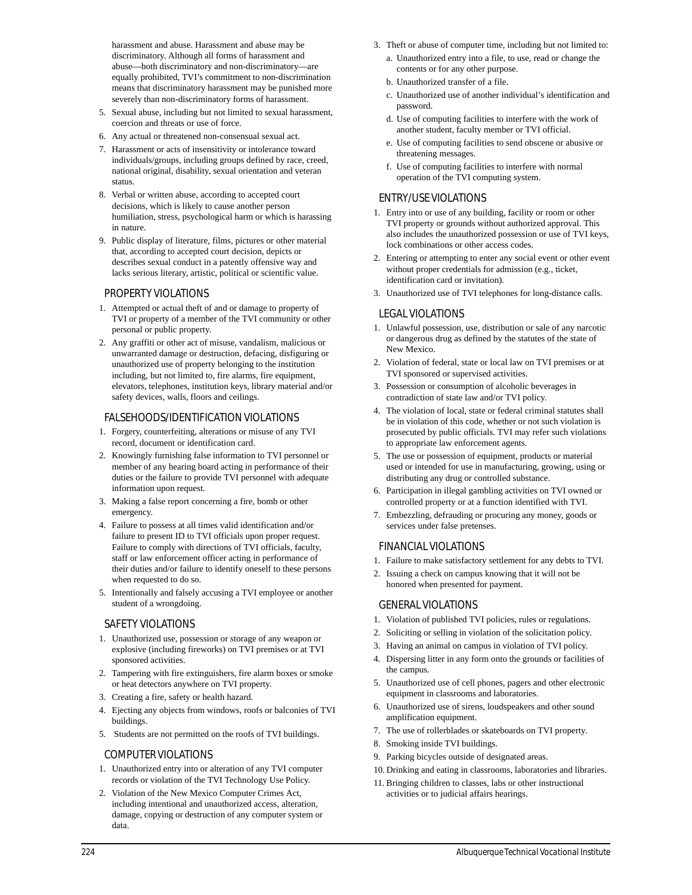harassment and abuse. Harassment and abuse may be discriminatory. Although all forms of harassment and abuse—both discriminatory and non-discriminatory—are equally prohibited, TVI's commitment to non-discrimination means that discriminatory harassment may be punished more severely than non-discriminatory forms of harassment.

5. Sexual abuse, including but not limited to sexual harassment, coercion and threats or use of force.
6. Any actual or threatened non-consensual sexual act.
7. Harassment or acts of insensitivity or intolerance toward individuals/groups, including groups defined by race, creed, national original, disability, sexual orientation and veteran status.
8. Verbal or written abuse, according to accepted court decisions, which is likely to cause another person humiliation, stress, psychological harm or which is harassing in nature.
9. Public display of literature, films, pictures or other material that, according to accepted court decision, depicts or describes sexual conduct in a patently offensive way and lacks serious literary, artistic, political or scientific value.

## PROPERTY VIOLATIONS

1. Attempted or actual theft of and or damage to property of TVI or property of a member of the TVI community or other personal or public property.
2. Any graffiti or other act of misuse, vandalism, malicious or unwarranted damage or destruction, defacing, disfiguring or unauthorized use of property belonging to the institution including, but not limited to, fire alarms, fire equipment, elevators, telephones, institution keys, library material and/or safety devices, walls, floors and ceilings.

## FALSEHOODS/IDENTIFICATION VIOLATIONS

1. Forgery, counterfeiting, alterations or misuse of any TVI record, document or identification card.
2. Knowingly furnishing false information to TVI personnel or member of any hearing board acting in performance of their duties or the failure to provide TVI personnel with adequate information upon request.
3. Making a false report concerning a fire, bomb or other emergency.
4. Failure to possess at all times valid identification and/or failure to present ID to TVI officials upon proper request. Failure to comply with directions of TVI officials, faculty, staff or law enforcement officer acting in performance of their duties and/or failure to identify oneself to these persons when requested to do so.
5. Intentionally and falsely accusing a TVI employee or another student of a wrongdoing.

## SAFETY VIOLATIONS

1. Unauthorized use, possession or storage of any weapon or explosive (including fireworks) on TVI premises or at TVI sponsored activities.
2. Tampering with fire extinguishers, fire alarm boxes or smoke or heat detectors anywhere on TVI property.
3. Creating a fire, safety or health hazard.
4. Ejecting any objects from windows, roofs or balconies of TVI buildings.
5. Students are not permitted on the roofs of TVI buildings.

## COMPUTER VIOLATIONS

1. Unauthorized entry into or alteration of any TVI computer records or violation of the TVI Technology Use Policy.
2. Violation of the New Mexico Computer Crimes Act, including intentional and unauthorized access, alteration, damage, copying or destruction of any computer system or data.
3. Theft or abuse of computer time, including but not limited to:
   a. Unauthorized entry into a file, to use, read or change the contents or for any other purpose.
   b. Unauthorized transfer of a file.
   c. Unauthorized use of another individual's identification and password.
   d. Use of computing facilities to interfere with the work of another student, faculty member or TVI official.
   e. Use of computing facilities to send obscene or abusive or threatening messages.
   f. Use of computing facilities to interfere with normal operation of the TVI computing system.

## ENTRY/USE VIOLATIONS

1. Entry into or use of any building, facility or room or other TVI property or grounds without authorized approval. This also includes the unauthorized possession or use of TVI keys, lock combinations or other access codes.
2. Entering or attempting to enter any social event or other event without proper credentials for admission (e.g., ticket, identification card or invitation).
3. Unauthorized use of TVI telephones for long-distance calls.

## LEGAL VIOLATIONS

1. Unlawful possession, use, distribution or sale of any narcotic or dangerous drug as defined by the statutes of the state of New Mexico.
2. Violation of federal, state or local law on TVI premises or at TVI sponsored or supervised activities.
3. Possession or consumption of alcoholic beverages in contradiction of state law and/or TVI policy.
4. The violation of local, state or federal criminal statutes shall be in violation of this code, whether or not such violation is prosecuted by public officials. TVI may refer such violations to appropriate law enforcement agents.
5. The use or possession of equipment, products or material used or intended for use in manufacturing, growing, using or distributing any drug or controlled substance.
6. Participation in illegal gambling activities on TVI owned or controlled property or at a function identified with TVI.
7. Embezzling, defrauding or procuring any money, goods or services under false pretenses.

## FINANCIAL VIOLATIONS

1. Failure to make satisfactory settlement for any debts to TVI.
2. Issuing a check on campus knowing that it will not be honored when presented for payment.

## GENERAL VIOLATIONS

1. Violation of published TVI policies, rules or regulations.
2. Soliciting or selling in violation of the solicitation policy.
3. Having an animal on campus in violation of TVI policy.
4. Dispersing litter in any form onto the grounds or facilities of the campus.
5. Unauthorized use of cell phones, pagers and other electronic equipment in classrooms and laboratories.
6. Unauthorized use of sirens, loudspeakers and other sound amplification equipment.
7. The use of rollerblades or skateboards on TVI property.
8. Smoking inside TVI buildings.
9. Parking bicycles outside of designated areas.
10. Drinking and eating in classrooms, laboratories and libraries.
11. Bringing children to classes, labs or other instructional activities or to judicial affairs hearings.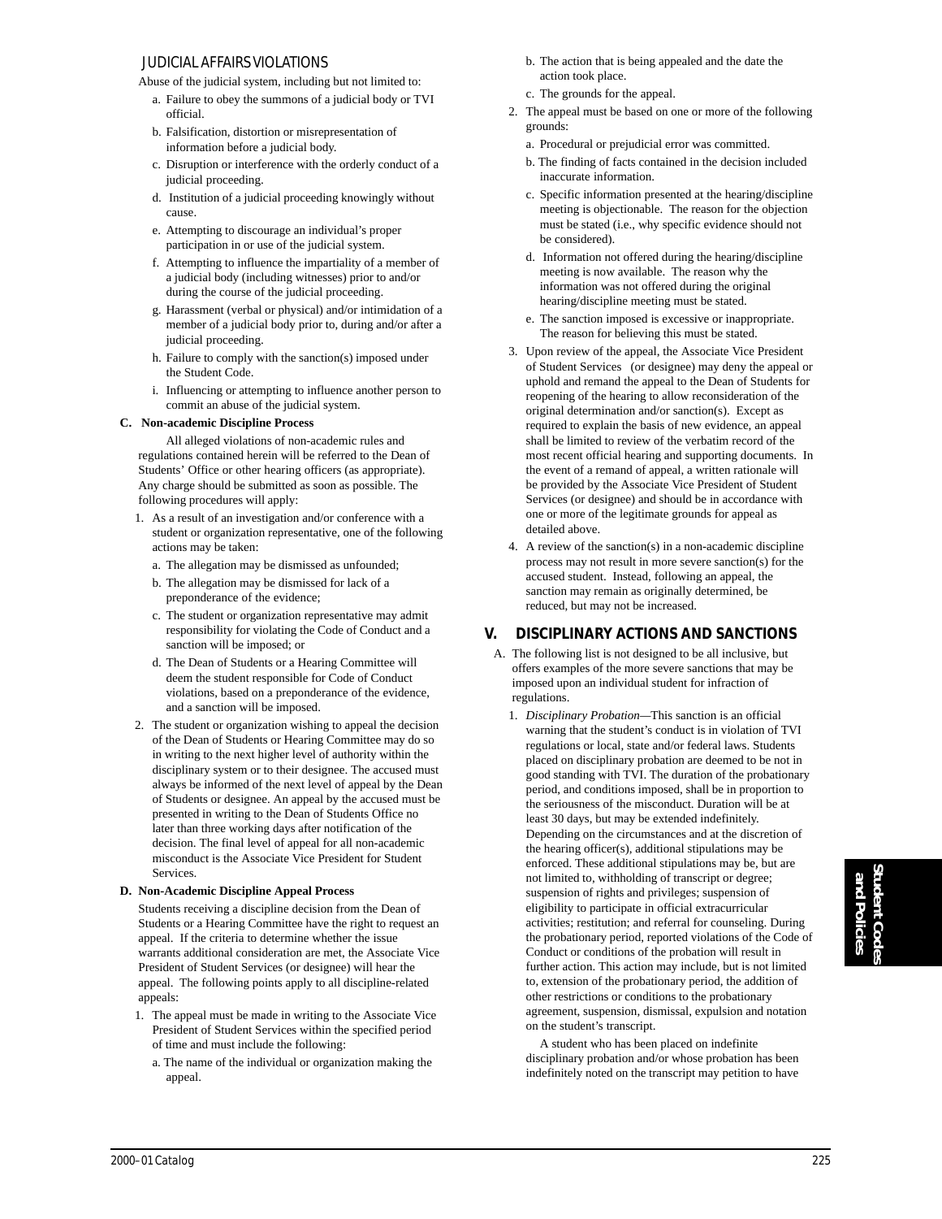### JUDICIAL AFFAIRS VIOLATIONS

Abuse of the judicial system, including but not limited to:

a. Failure to obey the summons of a judicial body or TVI official.
b. Falsification, distortion or misrepresentation of information before a judicial body.
c. Disruption or interference with the orderly conduct of a judicial proceeding.
d. Institution of a judicial proceeding knowingly without cause.
e. Attempting to discourage an individual's proper participation in or use of the judicial system.
f. Attempting to influence the impartiality of a member of a judicial body (including witnesses) prior to and/or during the course of the judicial proceeding.
g. Harassment (verbal or physical) and/or intimidation of a member of a judicial body prior to, during and/or after a judicial proceeding.
h. Failure to comply with the sanction(s) imposed under the Student Code.
i. Influencing or attempting to influence another person to commit an abuse of the judicial system.

**C. Non-academic Discipline Process**

All alleged violations of non-academic rules and regulations contained herein will be referred to the Dean of Students' Office or other hearing officers (as appropriate). Any charge should be submitted as soon as possible. The following procedures will apply:

1. As a result of an investigation and/or conference with a student or organization representative, one of the following actions may be taken:
   a. The allegation may be dismissed as unfounded;
   b. The allegation may be dismissed for lack of a preponderance of the evidence;
   c. The student or organization representative may admit responsibility for violating the Code of Conduct and a sanction will be imposed; or
   d. The Dean of Students or a Hearing Committee will deem the student responsible for Code of Conduct violations, based on a preponderance of the evidence, and a sanction will be imposed.
2. The student or organization wishing to appeal the decision of the Dean of Students or Hearing Committee may do so in writing to the next higher level of authority within the disciplinary system or to their designee. The accused must always be informed of the next level of appeal by the Dean of Students or designee. An appeal by the accused must be presented in writing to the Dean of Students Office no later than three working days after notification of the decision. The final level of appeal for all non-academic misconduct is the Associate Vice President for Student Services.

**D. Non-Academic Discipline Appeal Process**

Students receiving a discipline decision from the Dean of Students or a Hearing Committee have the right to request an appeal. If the criteria to determine whether the issue warrants additional consideration are met, the Associate Vice President of Student Services (or designee) will hear the appeal. The following points apply to all discipline-related appeals:

1. The appeal must be made in writing to the Associate Vice President of Student Services within the specified period of time and must include the following:
   a. The name of the individual or organization making the appeal.
   b. The action that is being appealed and the date the action took place.
   c. The grounds for the appeal.
2. The appeal must be based on one or more of the following grounds:
   a. Procedural or prejudicial error was committed.
   b. The finding of facts contained in the decision included inaccurate information.
   c. Specific information presented at the hearing/discipline meeting is objectionable. The reason for the objection must be stated (i.e., why specific evidence should not be considered).
   d. Information not offered during the hearing/discipline meeting is now available. The reason why the information was not offered during the original hearing/discipline meeting must be stated.
   e. The sanction imposed is excessive or inappropriate. The reason for believing this must be stated.
3. Upon review of the appeal, the Associate Vice President of Student Services (or designee) may deny the appeal or uphold and remand the appeal to the Dean of Students for reopening of the hearing to allow reconsideration of the original determination and/or sanction(s). Except as required to explain the basis of new evidence, an appeal shall be limited to review of the verbatim record of the most recent official hearing and supporting documents. In the event of a remand of appeal, a written rationale will be provided by the Associate Vice President of Student Services (or designee) and should be in accordance with one or more of the legitimate grounds for appeal as detailed above.
4. A review of the sanction(s) in a non-academic discipline process may not result in more severe sanction(s) for the accused student. Instead, following an appeal, the sanction may remain as originally determined, be reduced, but may not be increased.

## V. DISCIPLINARY ACTIONS AND SANCTIONS

A. The following list is not designed to be all inclusive, but offers examples of the more severe sanctions that may be imposed upon an individual student for infraction of regulations.

1. *Disciplinary Probation*—This sanction is an official warning that the student's conduct is in violation of TVI regulations or local, state and/or federal laws. Students placed on disciplinary probation are deemed to be not in good standing with TVI. The duration of the probationary period, and conditions imposed, shall be in proportion to the seriousness of the misconduct. Duration will be at least 30 days, but may be extended indefinitely. Depending on the circumstances and at the discretion of the hearing officer(s), additional stipulations may be enforced. These additional stipulations may be, but are not limited to, withholding of transcript or degree; suspension of rights and privileges; suspension of eligibility to participate in official extracurricular activities; restitution; and referral for counseling. During the probationary period, reported violations of the Code of Conduct or conditions of the probation will result in further action. This action may include, but is not limited to, extension of the probationary period, the addition of other restrictions or conditions to the probationary agreement, suspension, dismissal, expulsion and notation on the student's transcript.

   A student who has been placed on indefinite disciplinary probation and/or whose probation has been indefinitely noted on the transcript may petition to have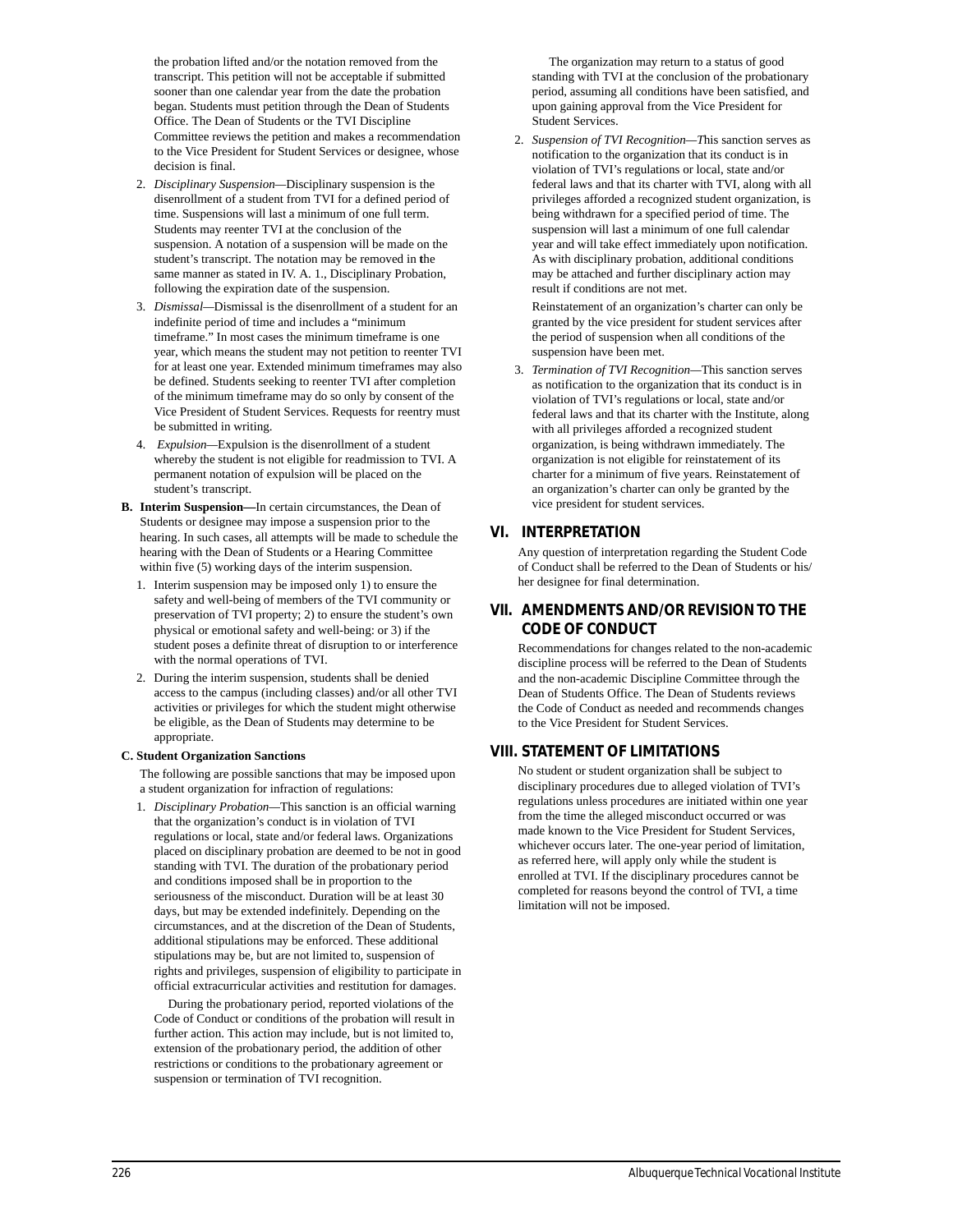the probation lifted and/or the notation removed from the transcript. This petition will not be acceptable if submitted sooner than one calendar year from the date the probation began. Students must petition through the Dean of Students Office. The Dean of Students or the TVI Discipline Committee reviews the petition and makes a recommendation to the Vice President for Student Services or designee, whose decision is final.

2. *Disciplinary Suspension*—Disciplinary suspension is the disenrollment of a student from TVI for a defined period of time. Suspensions will last a minimum of one full term. Students may reenter TVI at the conclusion of the suspension. A notation of a suspension will be made on the student's transcript. The notation may be removed in the same manner as stated in IV. A. 1., Disciplinary Probation, following the expiration date of the suspension.

3. *Dismissal*—Dismissal is the disenrollment of a student for an indefinite period of time and includes a "minimum timeframe." In most cases the minimum timeframe is one year, which means the student may not petition to reenter TVI for at least one year. Extended minimum timeframes may also be defined. Students seeking to reenter TVI after completion of the minimum timeframe may do so only by consent of the Vice President of Student Services. Requests for reentry must be submitted in writing.

4. *Expulsion*—Expulsion is the disenrollment of a student whereby the student is not eligible for readmission to TVI. A permanent notation of expulsion will be placed on the student's transcript.

**B. Interim Suspension—**In certain circumstances, the Dean of Students or designee may impose a suspension prior to the hearing. In such cases, all attempts will be made to schedule the hearing with the Dean of Students or a Hearing Committee within five (5) working days of the interim suspension.

1. Interim suspension may be imposed only 1) to ensure the safety and well-being of members of the TVI community or preservation of TVI property; 2) to ensure the student's own physical or emotional safety and well-being: or 3) if the student poses a definite threat of disruption to or interference with the normal operations of TVI.
2. During the interim suspension, students shall be denied access to the campus (including classes) and/or all other TVI activities or privileges for which the student might otherwise be eligible, as the Dean of Students may determine to be appropriate.

**C. Student Organization Sanctions**

The following are possible sanctions that may be imposed upon a student organization for infraction of regulations:

1. *Disciplinary Probation*—This sanction is an official warning that the organization's conduct is in violation of TVI regulations or local, state and/or federal laws. Organizations placed on disciplinary probation are deemed to be not in good standing with TVI. The duration of the probationary period and conditions imposed shall be in proportion to the seriousness of the misconduct. Duration will be at least 30 days, but may be extended indefinitely. Depending on the circumstances, and at the discretion of the Dean of Students, additional stipulations may be enforced. These additional stipulations may be, but are not limited to, suspension of rights and privileges, suspension of eligibility to participate in official extracurricular activities and restitution for damages.

   During the probationary period, reported violations of the Code of Conduct or conditions of the probation will result in further action. This action may include, but is not limited to, extension of the probationary period, the addition of other restrictions or conditions to the probationary agreement or suspension or termination of TVI recognition.

   The organization may return to a status of good standing with TVI at the conclusion of the probationary period, assuming all conditions have been satisfied, and upon gaining approval from the Vice President for Student Services.

2. *Suspension of TVI Recognition—T*his sanction serves as notification to the organization that its conduct is in violation of TVI's regulations or local, state and/or federal laws and that its charter with TVI, along with all privileges afforded a recognized student organization, is being withdrawn for a specified period of time. The suspension will last a minimum of one full calendar year and will take effect immediately upon notification. As with disciplinary probation, additional conditions may be attached and further disciplinary action may result if conditions are not met.

   Reinstatement of an organization's charter can only be granted by the vice president for student services after the period of suspension when all conditions of the suspension have been met.

3. *Termination of TVI Recognition*—This sanction serves as notification to the organization that its conduct is in violation of TVI's regulations or local, state and/or federal laws and that its charter with the Institute, along with all privileges afforded a recognized student organization, is being withdrawn immediately. The organization is not eligible for reinstatement of its charter for a minimum of five years. Reinstatement of an organization's charter can only be granted by the vice president for student services.

## VI. INTERPRETATION

Any question of interpretation regarding the Student Code of Conduct shall be referred to the Dean of Students or his/her designee for final determination.

## VII. AMENDMENTS AND/OR REVISION TO THE CODE OF CONDUCT

Recommendations for changes related to the non-academic discipline process will be referred to the Dean of Students and the non-academic Discipline Committee through the Dean of Students Office. The Dean of Students reviews the Code of Conduct as needed and recommends changes to the Vice President for Student Services.

## VIII. STATEMENT OF LIMITATIONS

No student or student organization shall be subject to disciplinary procedures due to alleged violation of TVI's regulations unless procedures are initiated within one year from the time the alleged misconduct occurred or was made known to the Vice President for Student Services, whichever occurs later. The one-year period of limitation, as referred here, will apply only while the student is enrolled at TVI. If the disciplinary procedures cannot be completed for reasons beyond the control of TVI, a time limitation will not be imposed.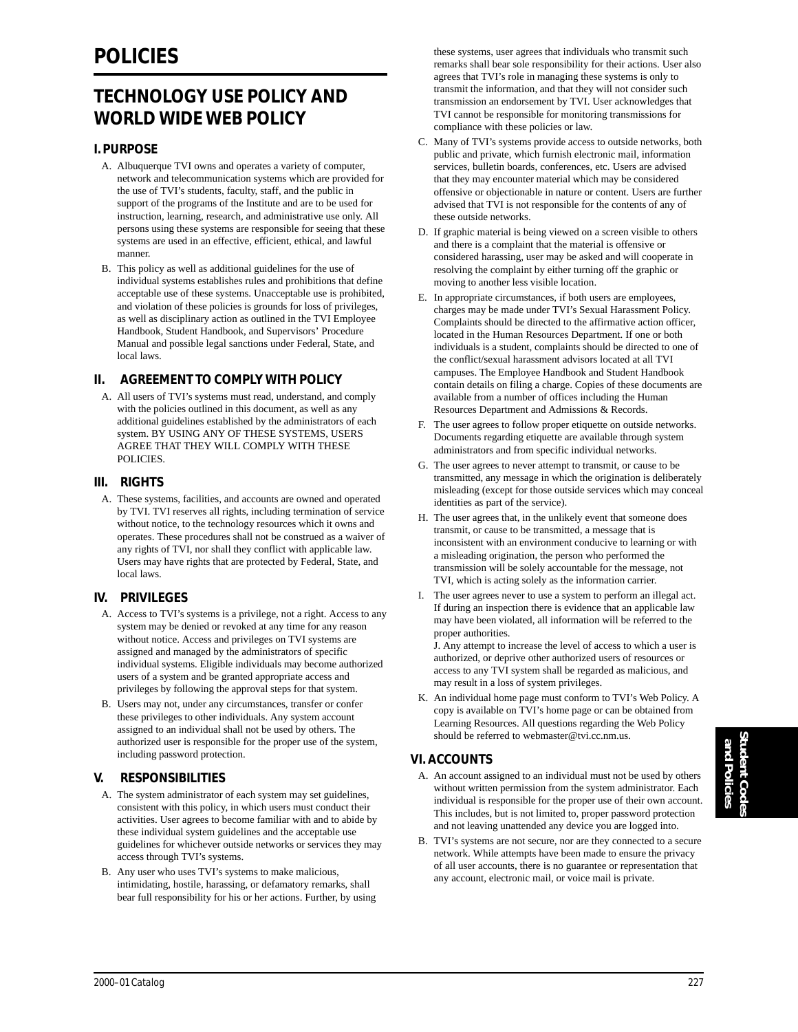# POLICIES

## TECHNOLOGY USE POLICY AND WORLD WIDE WEB POLICY

### I. PURPOSE

A. Albuquerque TVI owns and operates a variety of computer, network and telecommunication systems which are provided for the use of TVI's students, faculty, staff, and the public in support of the programs of the Institute and are to be used for instruction, learning, research, and administrative use only. All persons using these systems are responsible for seeing that these systems are used in an effective, efficient, ethical, and lawful manner.

B. This policy as well as additional guidelines for the use of individual systems establishes rules and prohibitions that define acceptable use of these systems. Unacceptable use is prohibited, and violation of these policies is grounds for loss of privileges, as well as disciplinary action as outlined in the TVI Employee Handbook, Student Handbook, and Supervisors' Procedure Manual and possible legal sanctions under Federal, State, and local laws.

### II. AGREEMENT TO COMPLY WITH POLICY

A. All users of TVI's systems must read, understand, and comply with the policies outlined in this document, as well as any additional guidelines established by the administrators of each system. BY USING ANY OF THESE SYSTEMS, USERS AGREE THAT THEY WILL COMPLY WITH THESE POLICIES.

### III. RIGHTS

A. These systems, facilities, and accounts are owned and operated by TVI. TVI reserves all rights, including termination of service without notice, to the technology resources which it owns and operates. These procedures shall not be construed as a waiver of any rights of TVI, nor shall they conflict with applicable law. Users may have rights that are protected by Federal, State, and local laws.

### IV. PRIVILEGES

A. Access to TVI's systems is a privilege, not a right. Access to any system may be denied or revoked at any time for any reason without notice. Access and privileges on TVI systems are assigned and managed by the administrators of specific individual systems. Eligible individuals may become authorized users of a system and be granted appropriate access and privileges by following the approval steps for that system.

B. Users may not, under any circumstances, transfer or confer these privileges to other individuals. Any system account assigned to an individual shall not be used by others. The authorized user is responsible for the proper use of the system, including password protection.

### V. RESPONSIBILITIES

A. The system administrator of each system may set guidelines, consistent with this policy, in which users must conduct their activities. User agrees to become familiar with and to abide by these individual system guidelines and the acceptable use guidelines for whichever outside networks or services they may access through TVI's systems.

B. Any user who uses TVI's systems to make malicious, intimidating, hostile, harassing, or defamatory remarks, shall bear full responsibility for his or her actions. Further, by using these systems, user agrees that individuals who transmit such remarks shall bear sole responsibility for their actions. User also agrees that TVI's role in managing these systems is only to transmit the information, and that they will not consider such transmission an endorsement by TVI. User acknowledges that TVI cannot be responsible for monitoring transmissions for compliance with these policies or law.

C. Many of TVI's systems provide access to outside networks, both public and private, which furnish electronic mail, information services, bulletin boards, conferences, etc. Users are advised that they may encounter material which may be considered offensive or objectionable in nature or content. Users are further advised that TVI is not responsible for the contents of any of these outside networks.

D. If graphic material is being viewed on a screen visible to others and there is a complaint that the material is offensive or considered harassing, user may be asked and will cooperate in resolving the complaint by either turning off the graphic or moving to another less visible location.

E. In appropriate circumstances, if both users are employees, charges may be made under TVI's Sexual Harassment Policy. Complaints should be directed to the affirmative action officer, located in the Human Resources Department. If one or both individuals is a student, complaints should be directed to one of the conflict/sexual harassment advisors located at all TVI campuses. The Employee Handbook and Student Handbook contain details on filing a charge. Copies of these documents are available from a number of offices including the Human Resources Department and Admissions & Records.

F. The user agrees to follow proper etiquette on outside networks. Documents regarding etiquette are available through system administrators and from specific individual networks.

G. The user agrees to never attempt to transmit, or cause to be transmitted, any message in which the origination is deliberately misleading (except for those outside services which may conceal identities as part of the service).

H. The user agrees that, in the unlikely event that someone does transmit, or cause to be transmitted, a message that is inconsistent with an environment conducive to learning or with a misleading origination, the person who performed the transmission will be solely accountable for the message, not TVI, which is acting solely as the information carrier.

I. The user agrees never to use a system to perform an illegal act. If during an inspection there is evidence that an applicable law may have been violated, all information will be referred to the proper authorities.
J. Any attempt to increase the level of access to which a user is authorized, or deprive other authorized users of resources or access to any TVI system shall be regarded as malicious, and may result in a loss of system privileges.

K. An individual home page must conform to TVI's Web Policy. A copy is available on TVI's home page or can be obtained from Learning Resources. All questions regarding the Web Policy should be referred to webmaster@tvi.cc.nm.us.

### VI. ACCOUNTS

A. An account assigned to an individual must not be used by others without written permission from the system administrator. Each individual is responsible for the proper use of their own account. This includes, but is not limited to, proper password protection and not leaving unattended any device you are logged into.

B. TVI's systems are not secure, nor are they connected to a secure network. While attempts have been made to ensure the privacy of all user accounts, there is no guarantee or representation that any account, electronic mail, or voice mail is private.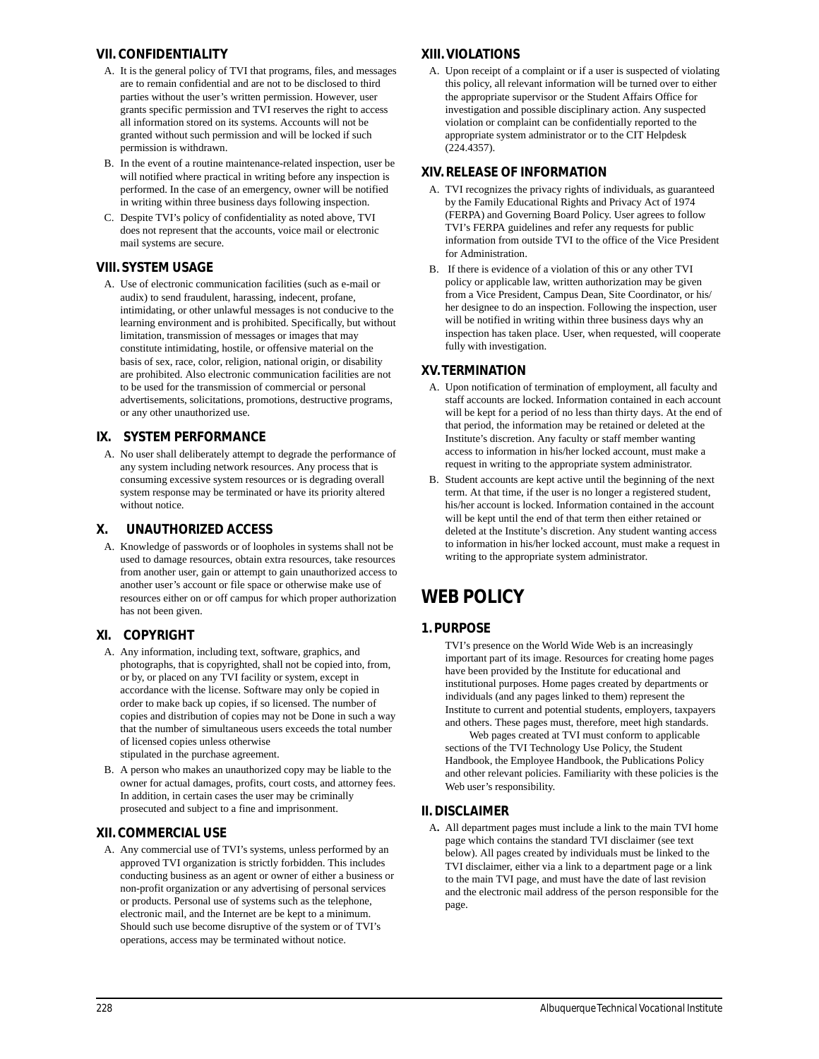### VII. CONFIDENTIALITY

A. It is the general policy of TVI that programs, files, and messages are to remain confidential and are not to be disclosed to third parties without the user's written permission. However, user grants specific permission and TVI reserves the right to access all information stored on its systems. Accounts will not be granted without such permission and will be locked if such permission is withdrawn.

B. In the event of a routine maintenance-related inspection, user be will notified where practical in writing before any inspection is performed. In the case of an emergency, owner will be notified in writing within three business days following inspection.

C. Despite TVI's policy of confidentiality as noted above, TVI does not represent that the accounts, voice mail or electronic mail systems are secure.

### VIII. SYSTEM USAGE

A. Use of electronic communication facilities (such as e-mail or audix) to send fraudulent, harassing, indecent, profane, intimidating, or other unlawful messages is not conducive to the learning environment and is prohibited. Specifically, but without limitation, transmission of messages or images that may constitute intimidating, hostile, or offensive material on the basis of sex, race, color, religion, national origin, or disability are prohibited. Also electronic communication facilities are not to be used for the transmission of commercial or personal advertisements, solicitations, promotions, destructive programs, or any other unauthorized use.

### IX. SYSTEM PERFORMANCE

A. No user shall deliberately attempt to degrade the performance of any system including network resources. Any process that is consuming excessive system resources or is degrading overall system response may be terminated or have its priority altered without notice.

### X. UNAUTHORIZED ACCESS

A. Knowledge of passwords or of loopholes in systems shall not be used to damage resources, obtain extra resources, take resources from another user, gain or attempt to gain unauthorized access to another user's account or file space or otherwise make use of resources either on or off campus for which proper authorization has not been given.

### XI. COPYRIGHT

A. Any information, including text, software, graphics, and photographs, that is copyrighted, shall not be copied into, from, or by, or placed on any TVI facility or system, except in accordance with the license. Software may only be copied in order to make back up copies, if so licensed. The number of copies and distribution of copies may not be Done in such a way that the number of simultaneous users exceeds the total number of licensed copies unless otherwise stipulated in the purchase agreement.

B. A person who makes an unauthorized copy may be liable to the owner for actual damages, profits, court costs, and attorney fees. In addition, in certain cases the user may be criminally prosecuted and subject to a fine and imprisonment.

### XII. COMMERCIAL USE

A. Any commercial use of TVI's systems, unless performed by an approved TVI organization is strictly forbidden. This includes conducting business as an agent or owner of either a business or non-profit organization or any advertising of personal services or products. Personal use of systems such as the telephone, electronic mail, and the Internet are kept to a minimum. Should such use become disruptive of the system or of TVI's operations, access may be terminated without notice.

### XIII. VIOLATIONS

A. Upon receipt of a complaint or if a user is suspected of violating this policy, all relevant information will be turned over to either the appropriate supervisor or the Student Affairs Office for investigation and possible disciplinary action. Any suspected violation or complaint can be confidentially reported to the appropriate system administrator or to the CIT Helpdesk (224.4357).

### XIV. RELEASE OF INFORMATION

A. TVI recognizes the privacy rights of individuals, as guaranteed by the Family Educational Rights and Privacy Act of 1974 (FERPA) and Governing Board Policy. User agrees to follow TVI's FERPA guidelines and refer any requests for public information from outside TVI to the office of the Vice President for Administration.

B. If there is evidence of a violation of this or any other TVI policy or applicable law, written authorization may be given from a Vice President, Campus Dean, Site Coordinator, or his/her designee to do an inspection. Following the inspection, user will be notified in writing within three business days why an inspection has taken place. User, when requested, will cooperate fully with investigation.

### XV. TERMINATION

A. Upon notification of termination of employment, all faculty and staff accounts are locked. Information contained in each account will be kept for a period of no less than thirty days. At the end of that period, the information may be retained or deleted at the Institute's discretion. Any faculty or staff member wanting access to information in his/her locked account, must make a request in writing to the appropriate system administrator.

B. Student accounts are kept active until the beginning of the next term. At that time, if the user is no longer a registered student, his/her account is locked. Information contained in the account will be kept until the end of that term then either retained or deleted at the Institute's discretion. Any student wanting access to information in his/her locked account, must make a request in writing to the appropriate system administrator.

## WEB POLICY

### 1. PURPOSE

TVI's presence on the World Wide Web is an increasingly important part of its image. Resources for creating home pages have been provided by the Institute for educational and institutional purposes. Home pages created by departments or individuals (and any pages linked to them) represent the Institute to current and potential students, employers, taxpayers and others. These pages must, therefore, meet high standards.

Web pages created at TVI must conform to applicable sections of the TVI Technology Use Policy, the Student Handbook, the Employee Handbook, the Publications Policy and other relevant policies. Familiarity with these policies is the Web user's responsibility.

### II. DISCLAIMER

A. All department pages must include a link to the main TVI home page which contains the standard TVI disclaimer (see text below). All pages created by individuals must be linked to the TVI disclaimer, either via a link to a department page or a link to the main TVI page, and must have the date of last revision and the electronic mail address of the person responsible for the page.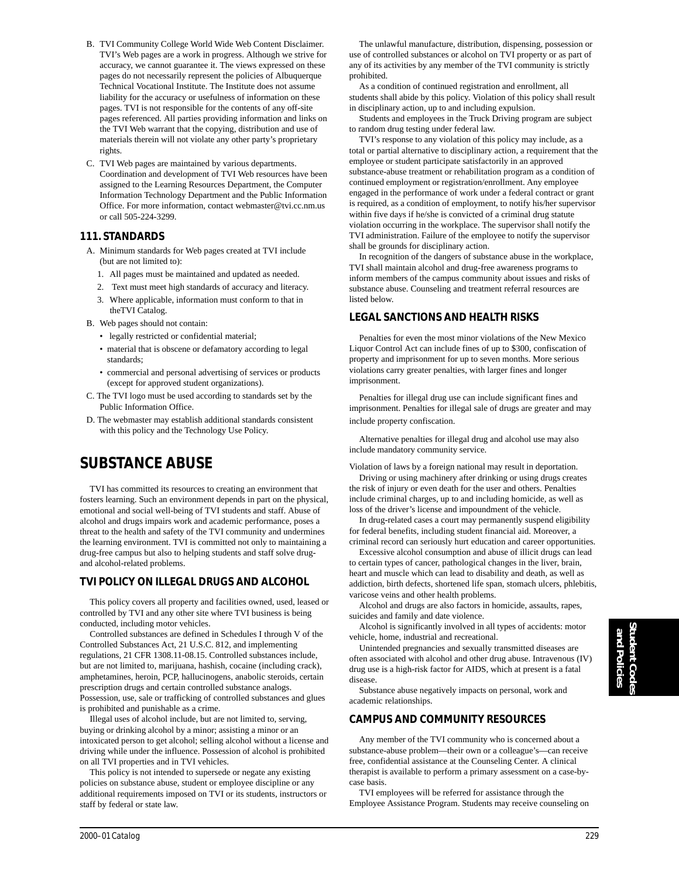B. TVI Community College World Wide Web Content Disclaimer. TVI's Web pages are a work in progress. Although we strive for accuracy, we cannot guarantee it. The views expressed on these pages do not necessarily represent the policies of Albuquerque Technical Vocational Institute. The Institute does not assume liability for the accuracy or usefulness of information on these pages. TVI is not responsible for the contents of any off-site pages referenced. All parties providing information and links on the TVI Web warrant that the copying, distribution and use of materials therein will not violate any other party's proprietary rights.

C. TVI Web pages are maintained by various departments. Coordination and development of TVI Web resources have been assigned to the Learning Resources Department, the Computer Information Technology Department and the Public Information Office. For more information, contact webmaster@tvi.cc.nm.us or call 505-224-3299.

### 111. STANDARDS

A. Minimum standards for Web pages created at TVI include (but are not limited to):
   1. All pages must be maintained and updated as needed.
   2. Text must meet high standards of accuracy and literacy.
   3. Where applicable, information must conform to that in theTVI Catalog.

B. Web pages should not contain:
   - legally restricted or confidential material;
   - material that is obscene or defamatory according to legal standards;
   - commercial and personal advertising of services or products (except for approved student organizations).

C. The TVI logo must be used according to standards set by the Public Information Office.

D. The webmaster may establish additional standards consistent with this policy and the Technology Use Policy.

# SUBSTANCE ABUSE

TVI has committed its resources to creating an environment that fosters learning. Such an environment depends in part on the physical, emotional and social well-being of TVI students and staff. Abuse of alcohol and drugs impairs work and academic performance, poses a threat to the health and safety of the TVI community and undermines the learning environment. TVI is committed not only to maintaining a drug-free campus but also to helping students and staff solve drug- and alcohol-related problems.

### TVI POLICY ON ILLEGAL DRUGS AND ALCOHOL

This policy covers all property and facilities owned, used, leased or controlled by TVI and any other site where TVI business is being conducted, including motor vehicles.

Controlled substances are defined in Schedules I through V of the Controlled Substances Act, 21 U.S.C. 812, and implementing regulations, 21 CFR 1308.11-08.15. Controlled substances include, but are not limited to, marijuana, hashish, cocaine (including crack), amphetamines, heroin, PCP, hallucinogens, anabolic steroids, certain prescription drugs and certain controlled substance analogs. Possession, use, sale or trafficking of controlled substances and glues is prohibited and punishable as a crime.

Illegal uses of alcohol include, but are not limited to, serving, buying or drinking alcohol by a minor; assisting a minor or an intoxicated person to get alcohol; selling alcohol without a license and driving while under the influence. Possession of alcohol is prohibited on all TVI properties and in TVI vehicles.

This policy is not intended to supersede or negate any existing policies on substance abuse, student or employee discipline or any additional requirements imposed on TVI or its students, instructors or staff by federal or state law.

The unlawful manufacture, distribution, dispensing, possession or use of controlled substances or alcohol on TVI property or as part of any of its activities by any member of the TVI community is strictly prohibited.

As a condition of continued registration and enrollment, all students shall abide by this policy. Violation of this policy shall result in disciplinary action, up to and including expulsion.

Students and employees in the Truck Driving program are subject to random drug testing under federal law.

TVI's response to any violation of this policy may include, as a total or partial alternative to disciplinary action, a requirement that the employee or student participate satisfactorily in an approved substance-abuse treatment or rehabilitation program as a condition of continued employment or registration/enrollment. Any employee engaged in the performance of work under a federal contract or grant is required, as a condition of employment, to notify his/her supervisor within five days if he/she is convicted of a criminal drug statute violation occurring in the workplace. The supervisor shall notify the TVI administration. Failure of the employee to notify the supervisor shall be grounds for disciplinary action.

In recognition of the dangers of substance abuse in the workplace, TVI shall maintain alcohol and drug-free awareness programs to inform members of the campus community about issues and risks of substance abuse. Counseling and treatment referral resources are listed below.

### LEGAL SANCTIONS AND HEALTH RISKS

Penalties for even the most minor violations of the New Mexico Liquor Control Act can include fines of up to $300, confiscation of property and imprisonment for up to seven months. More serious violations carry greater penalties, with larger fines and longer imprisonment.

Penalties for illegal drug use can include significant fines and imprisonment. Penalties for illegal sale of drugs are greater and may include property confiscation.

Alternative penalties for illegal drug and alcohol use may also include mandatory community service.

Violation of laws by a foreign national may result in deportation.

Driving or using machinery after drinking or using drugs creates the risk of injury or even death for the user and others. Penalties include criminal charges, up to and including homicide, as well as loss of the driver's license and impoundment of the vehicle.

In drug-related cases a court may permanently suspend eligibility for federal benefits, including student financial aid. Moreover, a criminal record can seriously hurt education and career opportunities.

Excessive alcohol consumption and abuse of illicit drugs can lead to certain types of cancer, pathological changes in the liver, brain, heart and muscle which can lead to disability and death, as well as addiction, birth defects, shortened life span, stomach ulcers, phlebitis, varicose veins and other health problems.

Alcohol and drugs are also factors in homicide, assaults, rapes, suicides and family and date violence.

Alcohol is significantly involved in all types of accidents: motor vehicle, home, industrial and recreational.

Unintended pregnancies and sexually transmitted diseases are often associated with alcohol and other drug abuse. Intravenous (IV) drug use is a high-risk factor for AIDS, which at present is a fatal disease.

Substance abuse negatively impacts on personal, work and academic relationships.

### CAMPUS AND COMMUNITY RESOURCES

Any member of the TVI community who is concerned about a substance-abuse problem—their own or a colleague's—can receive free, confidential assistance at the Counseling Center. A clinical therapist is available to perform a primary assessment on a case-by-case basis.

TVI employees will be referred for assistance through the Employee Assistance Program. Students may receive counseling on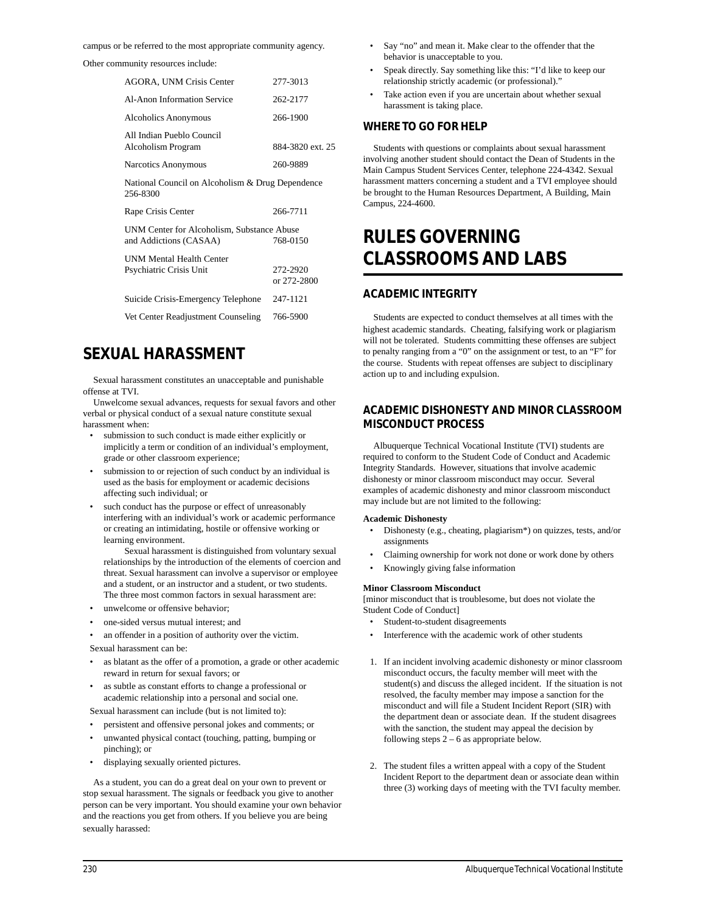campus or be referred to the most appropriate community agency.

Other community resources include:

| | |
|---|---|
| AGORA, UNM Crisis Center | 277-3013 |
| Al-Anon Information Service | 262-2177 |
| Alcoholics Anonymous | 266-1900 |
| All Indian Pueblo Council Alcoholism Program | 884-3820 ext. 25 |
| Narcotics Anonymous | 260-9889 |
| National Council on Alcoholism & Drug Dependence | 256-8300 |
| Rape Crisis Center | 266-7711 |
| UNM Center for Alcoholism, Substance Abuse and Addictions (CASAA) | 768-0150 |
| UNM Mental Health Center Psychiatric Crisis Unit | 272-2920 or 272-2800 |
| Suicide Crisis-Emergency Telephone | 247-1121 |
| Vet Center Readjustment Counseling | 766-5900 |

# SEXUAL HARASSMENT

Sexual harassment constitutes an unacceptable and punishable offense at TVI.

Unwelcome sexual advances, requests for sexual favors and other verbal or physical conduct of a sexual nature constitute sexual harassment when:

- submission to such conduct is made either explicitly or implicitly a term or condition of an individual's employment, grade or other classroom experience;
- submission to or rejection of such conduct by an individual is used as the basis for employment or academic decisions affecting such individual; or
- such conduct has the purpose or effect of unreasonably interfering with an individual's work or academic performance or creating an intimidating, hostile or offensive working or learning environment.

  Sexual harassment is distinguished from voluntary sexual relationships by the introduction of the elements of coercion and threat. Sexual harassment can involve a supervisor or employee and a student, or an instructor and a student, or two students. The three most common factors in sexual harassment are:
- unwelcome or offensive behavior;
- one-sided versus mutual interest; and
- an offender in a position of authority over the victim.

Sexual harassment can be:

- as blatant as the offer of a promotion, a grade or other academic reward in return for sexual favors; or
- as subtle as constant efforts to change a professional or academic relationship into a personal and social one.

Sexual harassment can include (but is not limited to):

- persistent and offensive personal jokes and comments; or
- unwanted physical contact (touching, patting, bumping or pinching); or
- displaying sexually oriented pictures.

As a student, you can do a great deal on your own to prevent or stop sexual harassment. The signals or feedback you give to another person can be very important. You should examine your own behavior and the reactions you get from others. If you believe you are being sexually harassed:

- Say "no" and mean it. Make clear to the offender that the behavior is unacceptable to you.
- Speak directly. Say something like this: "I'd like to keep our relationship strictly academic (or professional)."
- Take action even if you are uncertain about whether sexual harassment is taking place.

## WHERE TO GO FOR HELP

Students with questions or complaints about sexual harassment involving another student should contact the Dean of Students in the Main Campus Student Services Center, telephone 224-4342. Sexual harassment matters concerning a student and a TVI employee should be brought to the Human Resources Department, A Building, Main Campus, 224-4600.

# RULES GOVERNING CLASSROOMS AND LABS

## ACADEMIC INTEGRITY

Students are expected to conduct themselves at all times with the highest academic standards. Cheating, falsifying work or plagiarism will not be tolerated. Students committing these offenses are subject to penalty ranging from a "0" on the assignment or test, to an "F" for the course. Students with repeat offenses are subject to disciplinary action up to and including expulsion.

## ACADEMIC DISHONESTY AND MINOR CLASSROOM MISCONDUCT PROCESS

Albuquerque Technical Vocational Institute (TVI) students are required to conform to the Student Code of Conduct and Academic Integrity Standards. However, situations that involve academic dishonesty or minor classroom misconduct may occur. Several examples of academic dishonesty and minor classroom misconduct may include but are not limited to the following:

**Academic Dishonesty**

- Dishonesty (e.g., cheating, plagiarism*) on quizzes, tests, and/or assignments
- Claiming ownership for work not done or work done by others
- Knowingly giving false information

**Minor Classroom Misconduct**
[minor misconduct that is troublesome, but does not violate the Student Code of Conduct]

- Student-to-student disagreements
- Interference with the academic work of other students

1. If an incident involving academic dishonesty or minor classroom misconduct occurs, the faculty member will meet with the student(s) and discuss the alleged incident. If the situation is not resolved, the faculty member may impose a sanction for the misconduct and will file a Student Incident Report (SIR) with the department dean or associate dean. If the student disagrees with the sanction, the student may appeal the decision by following steps 2 – 6 as appropriate below.

2. The student files a written appeal with a copy of the Student Incident Report to the department dean or associate dean within three (3) working days of meeting with the TVI faculty member.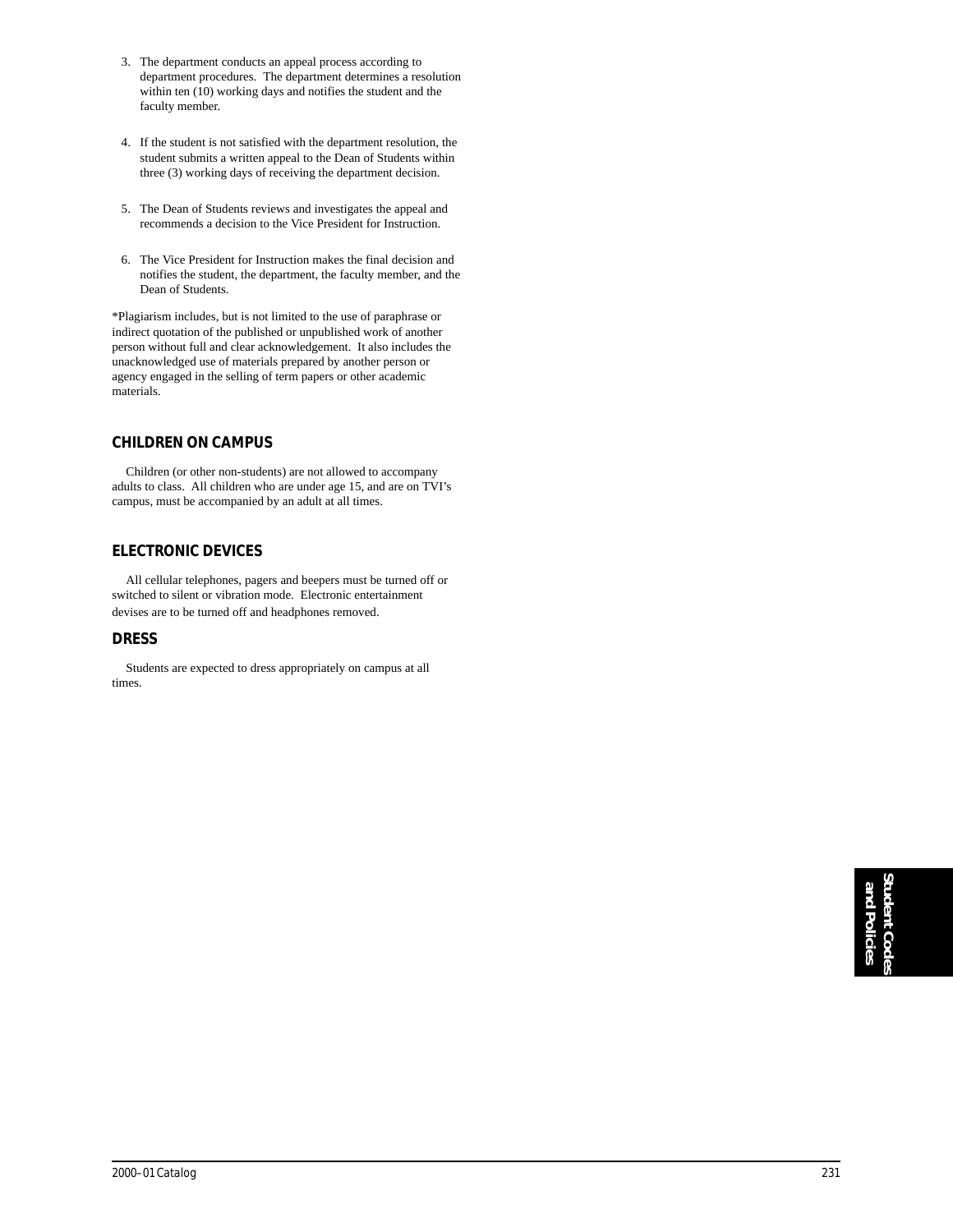3. The department conducts an appeal process according to department procedures. The department determines a resolution within ten (10) working days and notifies the student and the faculty member.

4. If the student is not satisfied with the department resolution, the student submits a written appeal to the Dean of Students within three (3) working days of receiving the department decision.

5. The Dean of Students reviews and investigates the appeal and recommends a decision to the Vice President for Instruction.

6. The Vice President for Instruction makes the final decision and notifies the student, the department, the faculty member, and the Dean of Students.

*Plagiarism includes, but is not limited to the use of paraphrase or indirect quotation of the published or unpublished work of another person without full and clear acknowledgement. It also includes the unacknowledged use of materials prepared by another person or agency engaged in the selling of term papers or other academic materials.

## CHILDREN ON CAMPUS

Children (or other non-students) are not allowed to accompany adults to class. All children who are under age 15, and are on TVI's campus, must be accompanied by an adult at all times.

## ELECTRONIC DEVICES

All cellular telephones, pagers and beepers must be turned off or switched to silent or vibration mode. Electronic entertainment devises are to be turned off and headphones removed.

## DRESS

Students are expected to dress appropriately on campus at all times.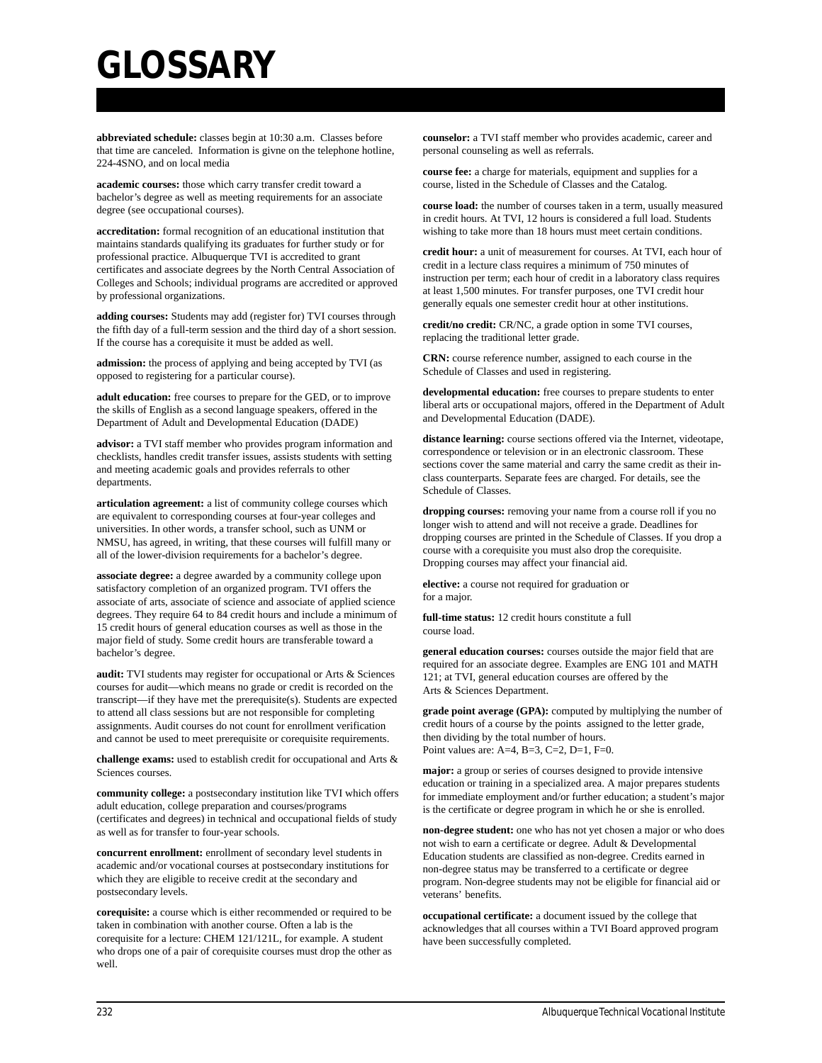# GLOSSARY

**abbreviated schedule:** classes begin at 10:30 a.m. Classes before that time are canceled. Information is givne on the telephone hotline, 224-4SNO, and on local media

**academic courses:** those which carry transfer credit toward a bachelor's degree as well as meeting requirements for an associate degree (see occupational courses).

**accreditation:** formal recognition of an educational institution that maintains standards qualifying its graduates for further study or for professional practice. Albuquerque TVI is accredited to grant certificates and associate degrees by the North Central Association of Colleges and Schools; individual programs are accredited or approved by professional organizations.

**adding courses:** Students may add (register for) TVI courses through the fifth day of a full-term session and the third day of a short session. If the course has a corequisite it must be added as well.

**admission:** the process of applying and being accepted by TVI (as opposed to registering for a particular course).

**adult education:** free courses to prepare for the GED, or to improve the skills of English as a second language speakers, offered in the Department of Adult and Developmental Education (DADE)

**advisor:** a TVI staff member who provides program information and checklists, handles credit transfer issues, assists students with setting and meeting academic goals and provides referrals to other departments.

**articulation agreement:** a list of community college courses which are equivalent to corresponding courses at four-year colleges and universities. In other words, a transfer school, such as UNM or NMSU, has agreed, in writing, that these courses will fulfill many or all of the lower-division requirements for a bachelor's degree.

**associate degree:** a degree awarded by a community college upon satisfactory completion of an organized program. TVI offers the associate of arts, associate of science and associate of applied science degrees. They require 64 to 84 credit hours and include a minimum of 15 credit hours of general education courses as well as those in the major field of study. Some credit hours are transferable toward a bachelor's degree.

**audit:** TVI students may register for occupational or Arts & Sciences courses for audit—which means no grade or credit is recorded on the transcript—if they have met the prerequisite(s). Students are expected to attend all class sessions but are not responsible for completing assignments. Audit courses do not count for enrollment verification and cannot be used to meet prerequisite or corequisite requirements.

**challenge exams:** used to establish credit for occupational and Arts & Sciences courses.

**community college:** a postsecondary institution like TVI which offers adult education, college preparation and courses/programs (certificates and degrees) in technical and occupational fields of study as well as for transfer to four-year schools.

**concurrent enrollment:** enrollment of secondary level students in academic and/or vocational courses at postsecondary institutions for which they are eligible to receive credit at the secondary and postsecondary levels.

**corequisite:** a course which is either recommended or required to be taken in combination with another course. Often a lab is the corequisite for a lecture: CHEM 121/121L, for example. A student who drops one of a pair of corequisite courses must drop the other as well.

**counselor:** a TVI staff member who provides academic, career and personal counseling as well as referrals.

**course fee:** a charge for materials, equipment and supplies for a course, listed in the Schedule of Classes and the Catalog.

**course load:** the number of courses taken in a term, usually measured in credit hours. At TVI, 12 hours is considered a full load. Students wishing to take more than 18 hours must meet certain conditions.

**credit hour:** a unit of measurement for courses. At TVI, each hour of credit in a lecture class requires a minimum of 750 minutes of instruction per term; each hour of credit in a laboratory class requires at least 1,500 minutes. For transfer purposes, one TVI credit hour generally equals one semester credit hour at other institutions.

**credit/no credit:** CR/NC, a grade option in some TVI courses, replacing the traditional letter grade.

**CRN:** course reference number, assigned to each course in the Schedule of Classes and used in registering.

**developmental education:** free courses to prepare students to enter liberal arts or occupational majors, offered in the Department of Adult and Developmental Education (DADE).

**distance learning:** course sections offered via the Internet, videotape, correspondence or television or in an electronic classroom. These sections cover the same material and carry the same credit as their in-class counterparts. Separate fees are charged. For details, see the Schedule of Classes.

**dropping courses:** removing your name from a course roll if you no longer wish to attend and will not receive a grade. Deadlines for dropping courses are printed in the Schedule of Classes. If you drop a course with a corequisite you must also drop the corequisite. Dropping courses may affect your financial aid.

**elective:** a course not required for graduation or for a major.

**full-time status:** 12 credit hours constitute a full course load.

**general education courses:** courses outside the major field that are required for an associate degree. Examples are ENG 101 and MATH 121; at TVI, general education courses are offered by the Arts & Sciences Department.

**grade point average (GPA):** computed by multiplying the number of credit hours of a course by the points assigned to the letter grade, then dividing by the total number of hours. Point values are: A=4, B=3, C=2, D=1, F=0.

**major:** a group or series of courses designed to provide intensive education or training in a specialized area. A major prepares students for immediate employment and/or further education; a student's major is the certificate or degree program in which he or she is enrolled.

**non-degree student:** one who has not yet chosen a major or who does not wish to earn a certificate or degree. Adult & Developmental Education students are classified as non-degree. Credits earned in non-degree status may be transferred to a certificate or degree program. Non-degree students may not be eligible for financial aid or veterans' benefits.

**occupational certificate:** a document issued by the college that acknowledges that all courses within a TVI Board approved program have been successfully completed.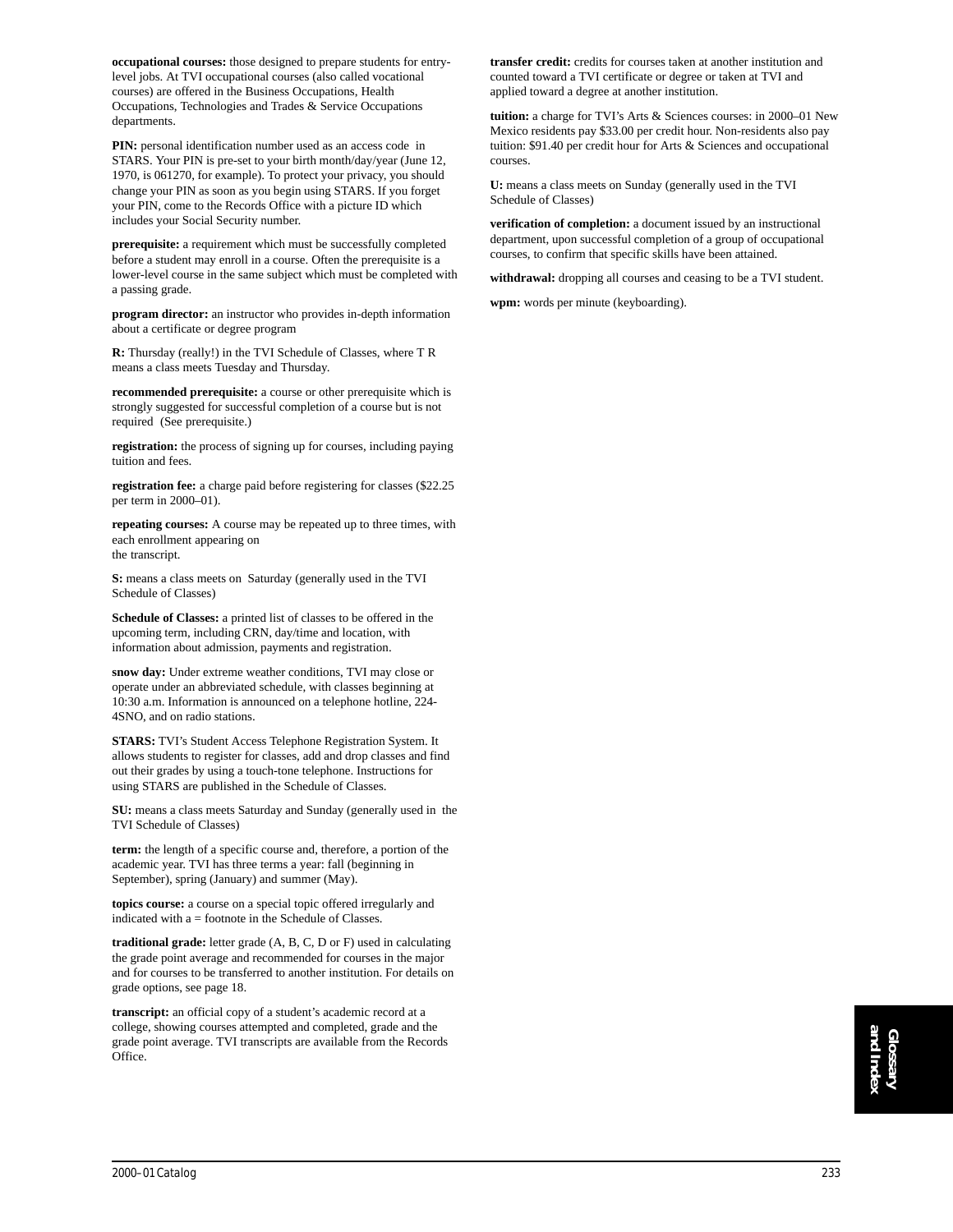**occupational courses:** those designed to prepare students for entry-level jobs. At TVI occupational courses (also called vocational courses) are offered in the Business Occupations, Health Occupations, Technologies and Trades & Service Occupations departments.

**PIN:** personal identification number used as an access code in STARS. Your PIN is pre-set to your birth month/day/year (June 12, 1970, is 061270, for example). To protect your privacy, you should change your PIN as soon as you begin using STARS. If you forget your PIN, come to the Records Office with a picture ID which includes your Social Security number.

**prerequisite:** a requirement which must be successfully completed before a student may enroll in a course. Often the prerequisite is a lower-level course in the same subject which must be completed with a passing grade.

**program director:** an instructor who provides in-depth information about a certificate or degree program

**R:** Thursday (really!) in the TVI Schedule of Classes, where T R means a class meets Tuesday and Thursday.

**recommended prerequisite:** a course or other prerequisite which is strongly suggested for successful completion of a course but is not required (See prerequisite.)

**registration:** the process of signing up for courses, including paying tuition and fees.

**registration fee:** a charge paid before registering for classes ($22.25 per term in 2000–01).

**repeating courses:** A course may be repeated up to three times, with each enrollment appearing on the transcript.

**S:** means a class meets on Saturday (generally used in the TVI Schedule of Classes)

**Schedule of Classes:** a printed list of classes to be offered in the upcoming term, including CRN, day/time and location, with information about admission, payments and registration.

**snow day:** Under extreme weather conditions, TVI may close or operate under an abbreviated schedule, with classes beginning at 10:30 a.m. Information is announced on a telephone hotline, 224-4SNO, and on radio stations.

**STARS:** TVI's Student Access Telephone Registration System. It allows students to register for classes, add and drop classes and find out their grades by using a touch-tone telephone. Instructions for using STARS are published in the Schedule of Classes.

**SU:** means a class meets Saturday and Sunday (generally used in the TVI Schedule of Classes)

**term:** the length of a specific course and, therefore, a portion of the academic year. TVI has three terms a year: fall (beginning in September), spring (January) and summer (May).

**topics course:** a course on a special topic offered irregularly and indicated with a = footnote in the Schedule of Classes.

**traditional grade:** letter grade (A, B, C, D or F) used in calculating the grade point average and recommended for courses in the major and for courses to be transferred to another institution. For details on grade options, see page 18.

**transcript:** an official copy of a student's academic record at a college, showing courses attempted and completed, grade and the grade point average. TVI transcripts are available from the Records Office.

**transfer credit:** credits for courses taken at another institution and counted toward a TVI certificate or degree or taken at TVI and applied toward a degree at another institution.

**tuition:** a charge for TVI's Arts & Sciences courses: in 2000–01 New Mexico residents pay $33.00 per credit hour. Non-residents also pay tuition: $91.40 per credit hour for Arts & Sciences and occupational courses.

**U:** means a class meets on Sunday (generally used in the TVI Schedule of Classes)

**verification of completion:** a document issued by an instructional department, upon successful completion of a group of occupational courses, to confirm that specific skills have been attained.

**withdrawal:** dropping all courses and ceasing to be a TVI student.

**wpm:** words per minute (keyboarding).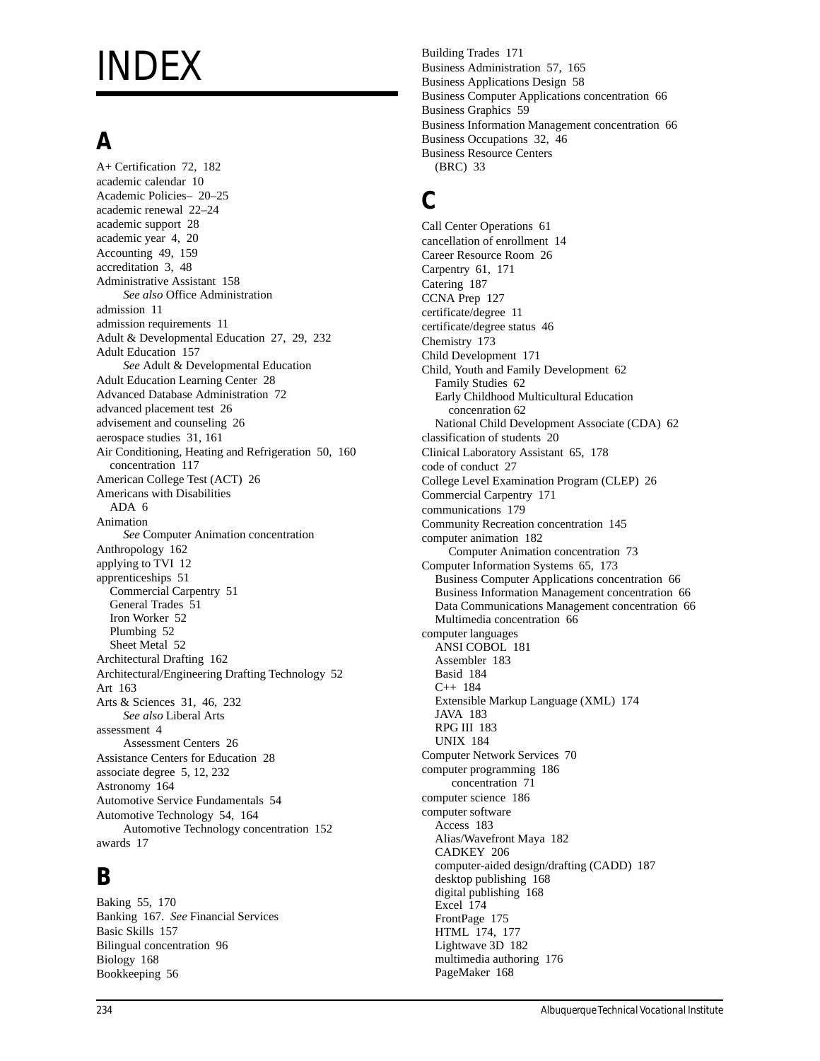# INDEX

## A

A+ Certification 72, 182
academic calendar 10
Academic Policies– 20–25
academic renewal 22–24
academic support 28
academic year 4, 20
Accounting 49, 159
accreditation 3, 48
Administrative Assistant 158
    *See also* Office Administration
admission 11
admission requirements 11
Adult & Developmental Education 27, 29, 232
Adult Education 157
    *See* Adult & Developmental Education
Adult Education Learning Center 28
Advanced Database Administration 72
advanced placement test 26
advisement and counseling 26
aerospace studies 31, 161
Air Conditioning, Heating and Refrigeration 50, 160
  concentration 117
American College Test (ACT) 26
Americans with Disabilities
  ADA 6
Animation
    *See* Computer Animation concentration
Anthropology 162
applying to TVI 12
apprenticeships 51
  Commercial Carpentry 51
  General Trades 51
  Iron Worker 52
  Plumbing 52
  Sheet Metal 52
Architectural Drafting 162
Architectural/Engineering Drafting Technology 52
Art 163
Arts & Sciences 31, 46, 232
    *See also* Liberal Arts
assessment 4
    Assessment Centers 26
Assistance Centers for Education 28
associate degree 5, 12, 232
Astronomy 164
Automotive Service Fundamentals 54
Automotive Technology 54, 164
    Automotive Technology concentration 152
awards 17

## B

Baking 55, 170
Banking 167. *See* Financial Services
Basic Skills 157
Bilingual concentration 96
Biology 168
Bookkeeping 56
Building Trades 171
Business Administration 57, 165
Business Applications Design 58
Business Computer Applications concentration 66
Business Graphics 59
Business Information Management concentration 66
Business Occupations 32, 46
Business Resource Centers
  (BRC) 33

## C

Call Center Operations 61
cancellation of enrollment 14
Career Resource Room 26
Carpentry 61, 171
Catering 187
CCNA Prep 127
certificate/degree 11
certificate/degree status 46
Chemistry 173
Child Development 171
Child, Youth and Family Development 62
  Family Studies 62
  Early Childhood Multicultural Education
    concenration 62
  National Child Development Associate (CDA) 62
classification of students 20
Clinical Laboratory Assistant 65, 178
code of conduct 27
College Level Examination Program (CLEP) 26
Commercial Carpentry 171
communications 179
Community Recreation concentration 145
computer animation 182
    Computer Animation concentration 73
Computer Information Systems 65, 173
  Business Computer Applications concentration 66
  Business Information Management concentration 66
  Data Communications Management concentration 66
  Multimedia concentration 66
computer languages
  ANSI COBOL 181
  Assembler 183
  Basid 184
  C++ 184
  Extensible Markup Language (XML) 174
  JAVA 183
  RPG III 183
  UNIX 184
Computer Network Services 70
computer programming 186
    concentration 71
computer science 186
computer software
  Access 183
  Alias/Wavefront Maya 182
  CADKEY 206
  computer-aided design/drafting (CADD) 187
  desktop publishing 168
  digital publishing 168
  Excel 174
  FrontPage 175
  HTML 174, 177
  Lightwave 3D 182
  multimedia authoring 176
  PageMaker 168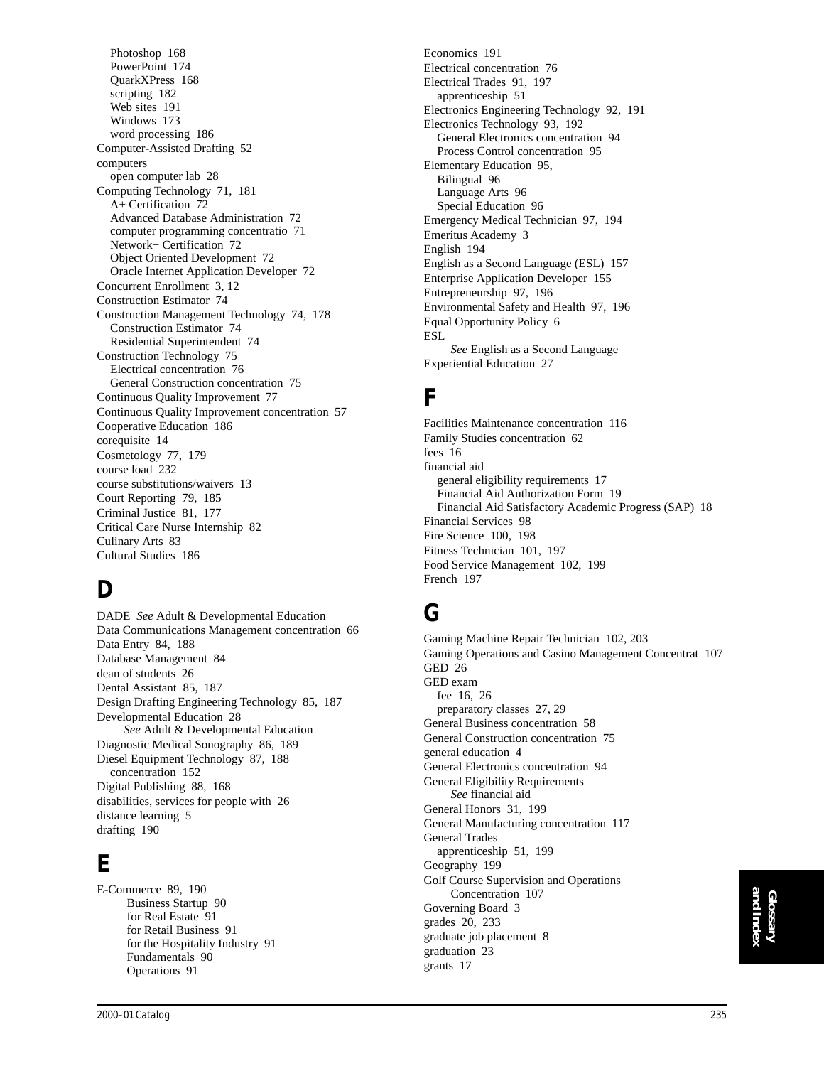Photoshop 168
PowerPoint 174
QuarkXPress 168
scripting 182
Web sites 191
Windows 173
word processing 186

Computer-Assisted Drafting 52
computers
open computer lab 28
Computing Technology 71, 181
A+ Certification 72
Advanced Database Administration 72
computer programming concentratio 71
Network+ Certification 72
Object Oriented Development 72
Oracle Internet Application Developer 72
Concurrent Enrollment 3, 12
Construction Estimator 74
Construction Management Technology 74, 178
Construction Estimator 74
Residential Superintendent 74
Construction Technology 75
Electrical concentration 76
General Construction concentration 75
Continuous Quality Improvement 77
Continuous Quality Improvement concentration 57
Cooperative Education 186
corequisite 14
Cosmetology 77, 179
course load 232
course substitutions/waivers 13
Court Reporting 79, 185
Criminal Justice 81, 177
Critical Care Nurse Internship 82
Culinary Arts 83
Cultural Studies 186

# D

DADE *See* Adult & Developmental Education
Data Communications Management concentration 66
Data Entry 84, 188
Database Management 84
dean of students 26
Dental Assistant 85, 187
Design Drafting Engineering Technology 85, 187
Developmental Education 28
*See* Adult & Developmental Education
Diagnostic Medical Sonography 86, 189
Diesel Equipment Technology 87, 188
concentration 152
Digital Publishing 88, 168
disabilities, services for people with 26
distance learning 5
drafting 190

# E

E-Commerce 89, 190
Business Startup 90
for Real Estate 91
for Retail Business 91
for the Hospitality Industry 91
Fundamentals 90
Operations 91
Economics 191
Electrical concentration 76
Electrical Trades 91, 197
apprenticeship 51
Electronics Engineering Technology 92, 191
Electronics Technology 93, 192
General Electronics concentration 94
Process Control concentration 95
Elementary Education 95,
Bilingual 96
Language Arts 96
Special Education 96
Emergency Medical Technician 97, 194
Emeritus Academy 3
English 194
English as a Second Language (ESL) 157
Enterprise Application Developer 155
Entrepreneurship 97, 196
Environmental Safety and Health 97, 196
Equal Opportunity Policy 6
ESL
*See* English as a Second Language
Experiential Education 27

# F

Facilities Maintenance concentration 116
Family Studies concentration 62
fees 16
financial aid
general eligibility requirements 17
Financial Aid Authorization Form 19
Financial Aid Satisfactory Academic Progress (SAP) 18
Financial Services 98
Fire Science 100, 198
Fitness Technician 101, 197
Food Service Management 102, 199
French 197

# G

Gaming Machine Repair Technician 102, 203
Gaming Operations and Casino Management Concentrat 107
GED 26
GED exam
fee 16, 26
preparatory classes 27, 29
General Business concentration 58
General Construction concentration 75
general education 4
General Electronics concentration 94
General Eligibility Requirements
*See* financial aid
General Honors 31, 199
General Manufacturing concentration 117
General Trades
apprenticeship 51, 199
Geography 199
Golf Course Supervision and Operations
Concentration 107
Governing Board 3
grades 20, 233
graduate job placement 8
graduation 23
grants 17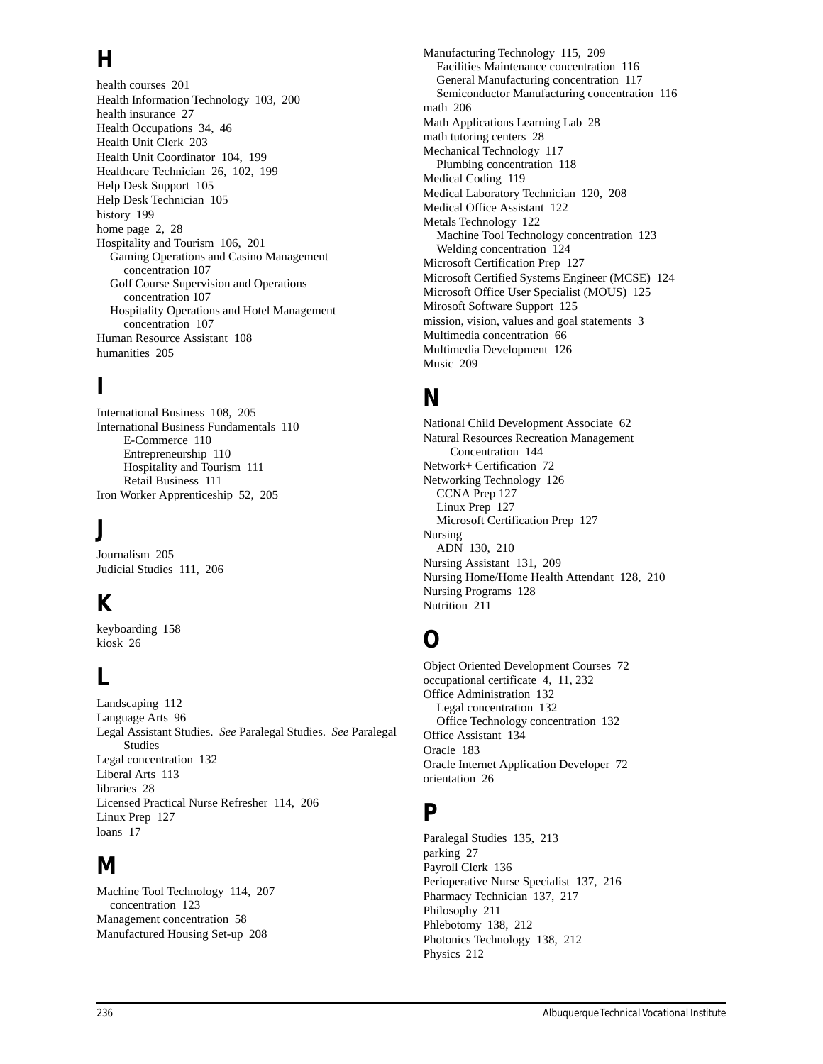## H

health courses 201
Health Information Technology 103, 200
health insurance 27
Health Occupations 34, 46
Health Unit Clerk 203
Health Unit Coordinator 104, 199
Healthcare Technician 26, 102, 199
Help Desk Support 105
Help Desk Technician 105
history 199
home page 2, 28
Hospitality and Tourism 106, 201
- Gaming Operations and Casino Management concentration 107
- Golf Course Supervision and Operations concentration 107
- Hospitality Operations and Hotel Management concentration 107

Human Resource Assistant 108
humanities 205

## I

International Business 108, 205
International Business Fundamentals 110
- E-Commerce 110
- Entrepreneurship 110
- Hospitality and Tourism 111
- Retail Business 111

Iron Worker Apprenticeship 52, 205

## J

Journalism 205
Judicial Studies 111, 206

## K

keyboarding 158
kiosk 26

## L

Landscaping 112
Language Arts 96
Legal Assistant Studies. *See* Paralegal Studies. *See* Paralegal Studies
Legal concentration 132
Liberal Arts 113
libraries 28
Licensed Practical Nurse Refresher 114, 206
Linux Prep 127
loans 17

## M

Machine Tool Technology 114, 207
- concentration 123

Management concentration 58
Manufactured Housing Set-up 208
Manufacturing Technology 115, 209
- Facilities Maintenance concentration 116
- General Manufacturing concentration 117
- Semiconductor Manufacturing concentration 116

math 206
Math Applications Learning Lab 28
math tutoring centers 28
Mechanical Technology 117
- Plumbing concentration 118

Medical Coding 119
Medical Laboratory Technician 120, 208
Medical Office Assistant 122
Metals Technology 122
- Machine Tool Technology concentration 123
- Welding concentration 124

Microsoft Certification Prep 127
Microsoft Certified Systems Engineer (MCSE) 124
Microsoft Office User Specialist (MOUS) 125
Mirosoft Software Support 125
mission, vision, values and goal statements 3
Multimedia concentration 66
Multimedia Development 126
Music 209

## N

National Child Development Associate 62
Natural Resources Recreation Management Concentration 144
Network+ Certification 72
Networking Technology 126
- CCNA Prep 127
- Linux Prep 127
- Microsoft Certification Prep 127

Nursing
- ADN 130, 210

Nursing Assistant 131, 209
Nursing Home/Home Health Attendant 128, 210
Nursing Programs 128
Nutrition 211

## O

Object Oriented Development Courses 72
occupational certificate 4, 11, 232
Office Administration 132
- Legal concentration 132
- Office Technology concentration 132

Office Assistant 134
Oracle 183
Oracle Internet Application Developer 72
orientation 26

## P

Paralegal Studies 135, 213
parking 27
Payroll Clerk 136
Perioperative Nurse Specialist 137, 216
Pharmacy Technician 137, 217
Philosophy 211
Phlebotomy 138, 212
Photonics Technology 138, 212
Physics 212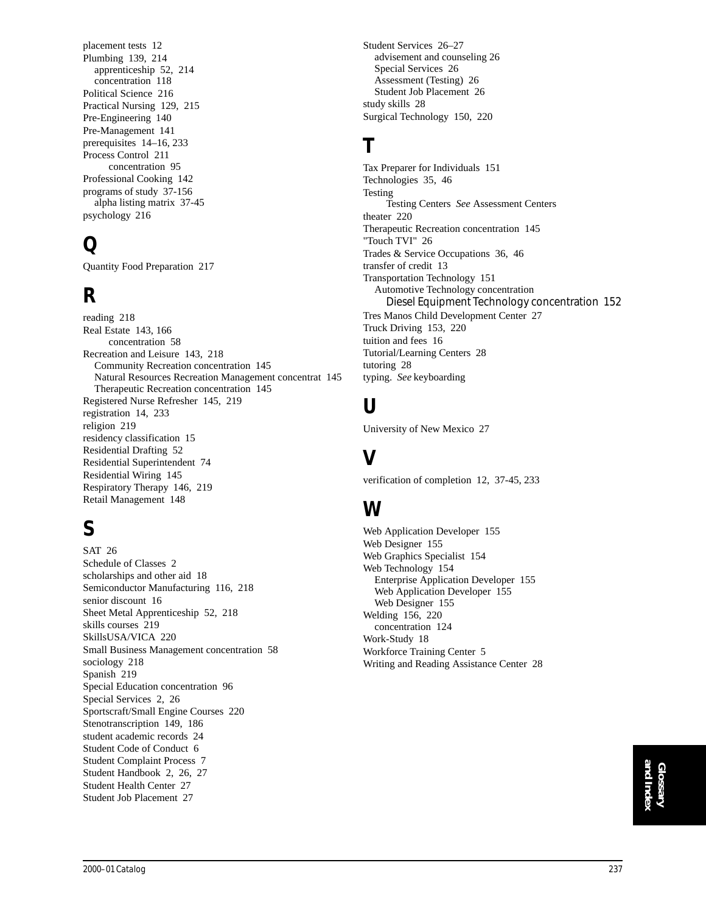placement tests  12
Plumbing  139,  214
  apprenticeship  52,  214
  concentration  118
Political Science  216
Practical Nursing  129,  215
Pre-Engineering  140
Pre-Management  141
prerequisites  14–16, 233
Process Control  211
    concentration  95
Professional Cooking  142
programs of study  37-156
  alpha listing matrix  37-45
psychology  216

## Q

Quantity Food Preparation  217

## R

reading  218
Real Estate  143, 166
    concentration  58
Recreation and Leisure  143,  218
  Community Recreation concentration  145
  Natural Resources Recreation Management concentrat  145
  Therapeutic Recreation concentration  145
Registered Nurse Refresher  145,  219
registration  14,  233
religion  219
residency classification  15
Residential Drafting  52
Residential Superintendent  74
Residential Wiring  145
Respiratory Therapy  146,  219
Retail Management  148

## S

SAT  26
Schedule of Classes  2
scholarships and other aid  18
Semiconductor Manufacturing  116,  218
senior discount  16
Sheet Metal Apprenticeship  52,  218
skills courses  219
SkillsUSA/VICA  220
Small Business Management concentration  58
sociology  218
Spanish  219
Special Education concentration  96
Special Services  2,  26
Sportscraft/Small Engine Courses  220
Stenotranscription  149,  186
student academic records  24
Student Code of Conduct  6
Student Complaint Process  7
Student Handbook  2,  26,  27
Student Health Center  27
Student Job Placement  27

Student Services  26–27
  advisement and counseling 26
  Special Services  26
  Assessment (Testing)  26
  Student Job Placement  26
study skills  28
Surgical Technology  150,  220

## T

Tax Preparer for Individuals  151
Technologies  35,  46
Testing
    Testing Centers  *See* Assessment Centers
theater  220
Therapeutic Recreation concentration  145
"Touch TVI"  26
Trades & Service Occupations  36,  46
transfer of credit  13
Transportation Technology  151
  Automotive Technology concentration
    Diesel Equipment Technology concentration  152
Tres Manos Child Development Center  27
Truck Driving  153,  220
tuition and fees  16
Tutorial/Learning Centers  28
tutoring  28
typing.  *See* keyboarding

## U

University of New Mexico  27

## V

verification of completion  12,  37-45, 233

## W

Web Application Developer  155
Web Designer  155
Web Graphics Specialist  154
Web Technology  154
  Enterprise Application Developer  155
  Web Application Developer  155
  Web Designer  155
Welding  156,  220
  concentration  124
Work-Study  18
Workforce Training Center  5
Writing and Reading Assistance Center  28